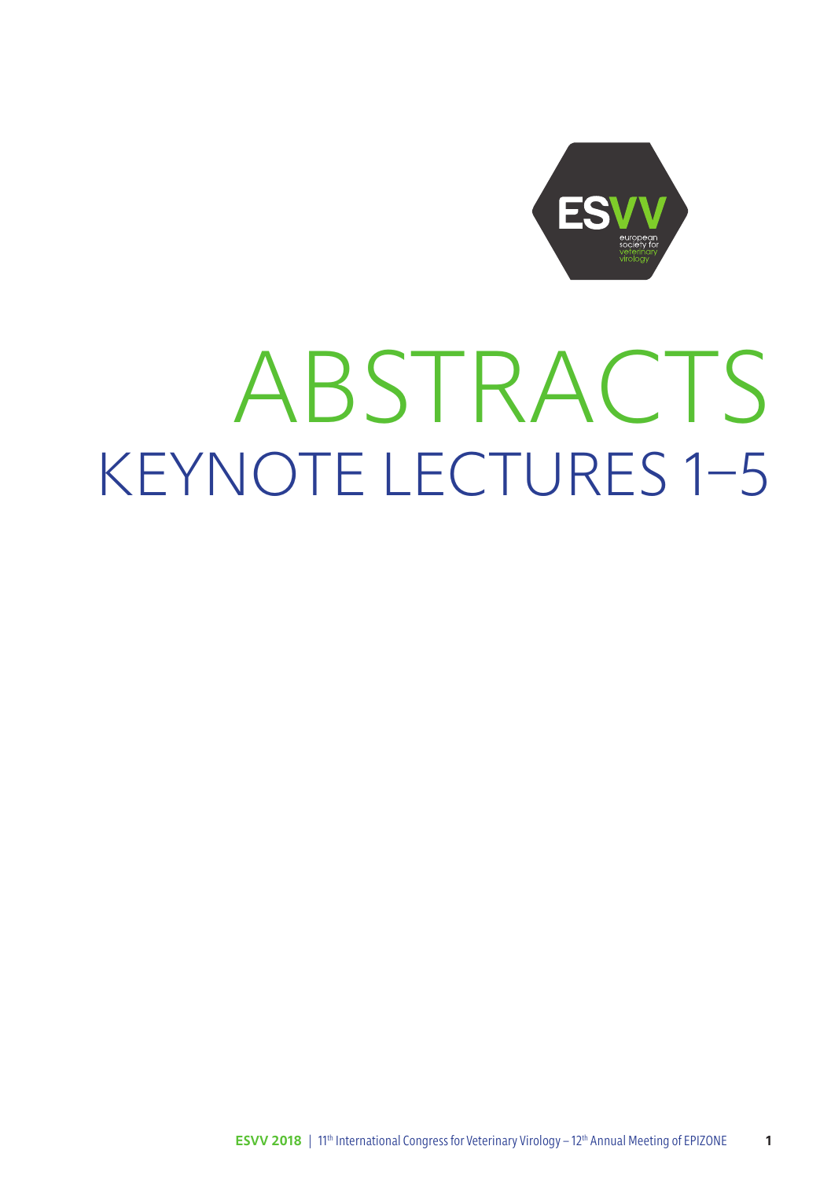# ABSTRACTS

## KEYNOTE LECTURES 1–5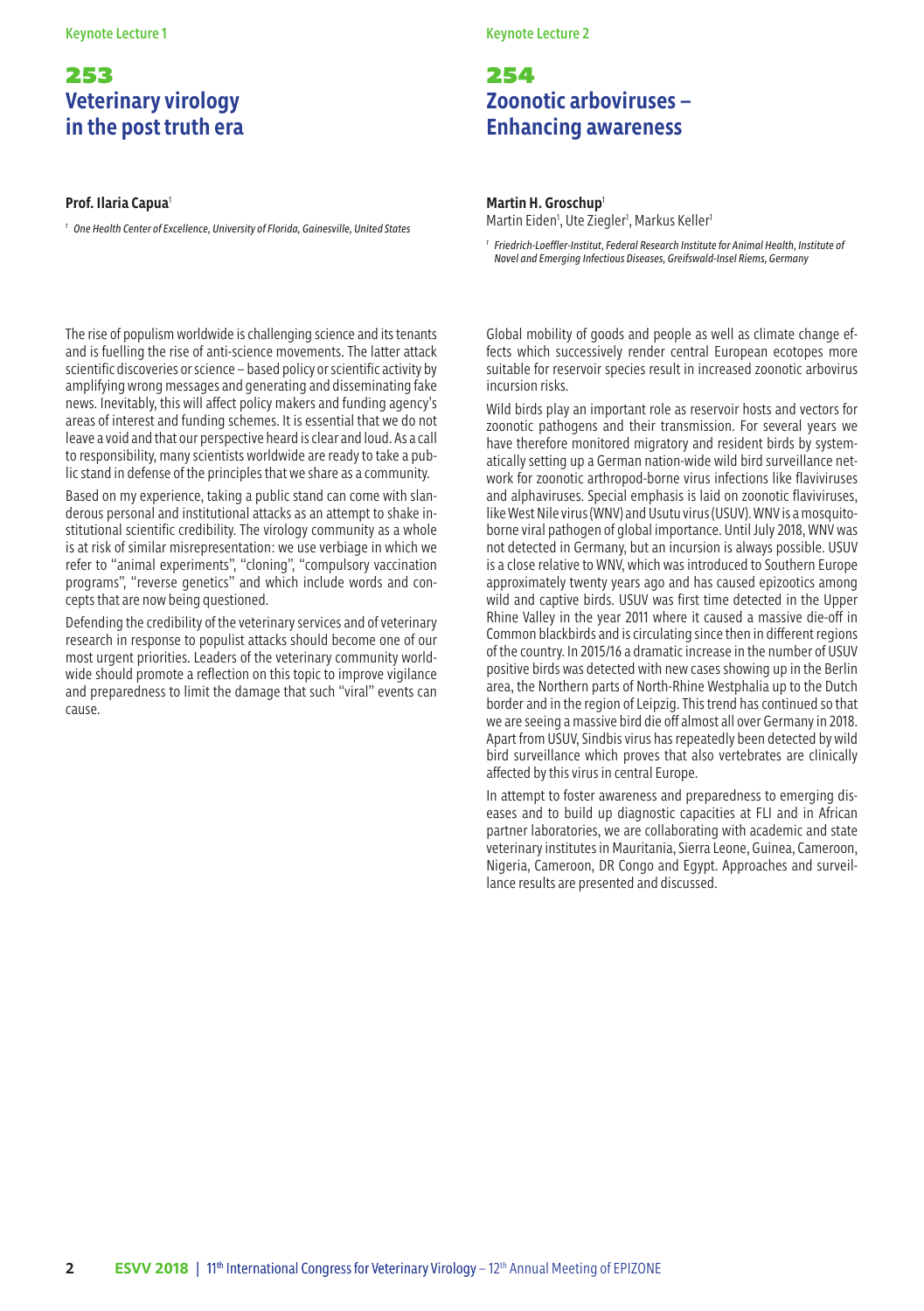Keynote Lecture 1

## 253 Veterinary virology in the post truth era

**Prof. Ilaria Capua**[1]

[1] *One Health Center of Excellence, University of Florida, Gainesville, United States*

The rise of populism worldwide is challenging science and its tenants and is fuelling the rise of anti-science movements. The latter attack scientific discoveries or science – based policy or scientific activity by amplifying wrong messages and generating and disseminating fake news. Inevitably, this will affect policy makers and funding agency's areas of interest and funding schemes. It is essential that we do not leave a void and that our perspective heard is clear and loud. As a call to responsibility, many scientists worldwide are ready to take a public stand in defense of the principles that we share as a community.

Based on my experience, taking a public stand can come with slanderous personal and institutional attacks as an attempt to shake institutional scientific credibility. The virology community as a whole is at risk of similar misrepresentation: we use verbiage in which we refer to "animal experiments", "cloning", "compulsory vaccination programs", "reverse genetics" and which include words and concepts that are now being questioned.

Defending the credibility of the veterinary services and of veterinary research in response to populist attacks should become one of our most urgent priorities. Leaders of the veterinary community worldwide should promote a reflection on this topic to improve vigilance and preparedness to limit the damage that such "viral" events can cause.

Keynote Lecture 2

## 254 Zoonotic arboviruses – Enhancing awareness

**Martin H. Groschup**[1]
Martin Eiden[1], Ute Ziegler[1], Markus Keller[1]

[1] *Friedrich-Loeffler-Institut, Federal Research Institute for Animal Health, Institute of Novel and Emerging Infectious Diseases, Greifswald-Insel Riems, Germany*

Global mobility of goods and people as well as climate change effects which successively render central European ecotopes more suitable for reservoir species result in increased zoonotic arbovirus incursion risks.

Wild birds play an important role as reservoir hosts and vectors for zoonotic pathogens and their transmission. For several years we have therefore monitored migratory and resident birds by systematically setting up a German nation-wide wild bird surveillance network for zoonotic arthropod-borne virus infections like flaviviruses and alphaviruses. Special emphasis is laid on zoonotic flaviviruses, like West Nile virus (WNV) and Usutu virus (USUV). WNV is a mosquito-borne viral pathogen of global importance. Until July 2018, WNV was not detected in Germany, but an incursion is always possible. USUV is a close relative to WNV, which was introduced to Southern Europe approximately twenty years ago and has caused epizootics among wild and captive birds. USUV was first time detected in the Upper Rhine Valley in the year 2011 where it caused a massive die-off in Common blackbirds and is circulating since then in different regions of the country. In 2015/16 a dramatic increase in the number of USUV positive birds was detected with new cases showing up in the Berlin area, the Northern parts of North-Rhine Westphalia up to the Dutch border and in the region of Leipzig. This trend has continued so that we are seeing a massive bird die off almost all over Germany in 2018. Apart from USUV, Sindbis virus has repeatedly been detected by wild bird surveillance which proves that also vertebrates are clinically affected by this virus in central Europe.

In attempt to foster awareness and preparedness to emerging diseases and to build up diagnostic capacities at FLI and in African partner laboratories, we are collaborating with academic and state veterinary institutes in Mauritania, Sierra Leone, Guinea, Cameroon, Nigeria, Cameroon, DR Congo and Egypt. Approaches and surveillance results are presented and discussed.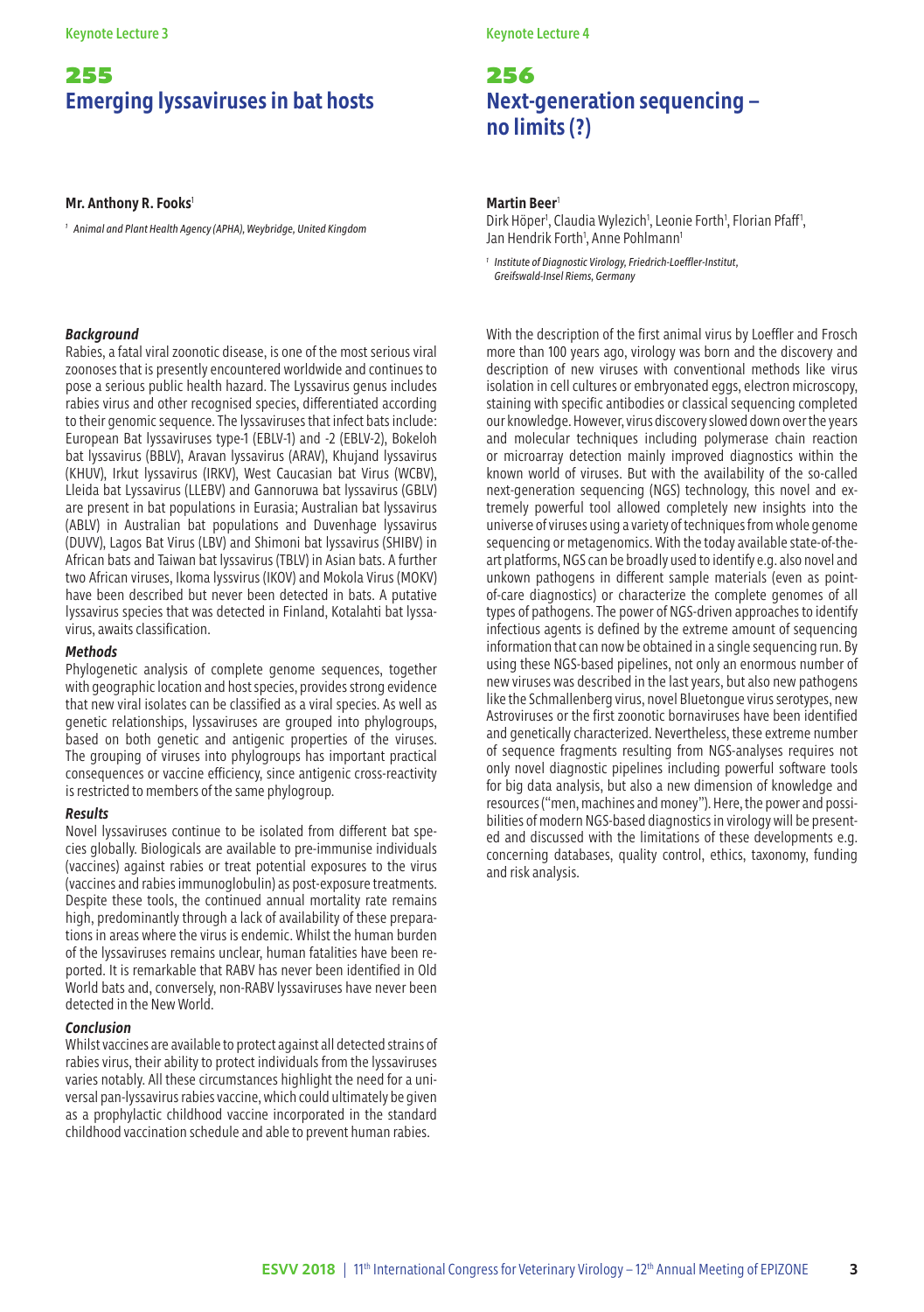Keynote Lecture 3

# 255 Emerging lyssaviruses in bat hosts

**Mr. Anthony R. Fooks**[1]

[1] *Animal and Plant Health Agency (APHA), Weybridge, United Kingdom*

### *Background*

Rabies, a fatal viral zoonotic disease, is one of the most serious viral zoonoses that is presently encountered worldwide and continues to pose a serious public health hazard. The Lyssavirus genus includes rabies virus and other recognised species, differentiated according to their genomic sequence. The lyssaviruses that infect bats include: European Bat lyssaviruses type-1 (EBLV-1) and -2 (EBLV-2), Bokeloh bat lyssavirus (BBLV), Aravan lyssavirus (ARAV), Khujand lyssavirus (KHUV), Irkut lyssavirus (IRKV), West Caucasian bat Virus (WCBV), Lleida bat Lyssavirus (LLEBV) and Gannoruwa bat lyssavirus (GBLV) are present in bat populations in Eurasia; Australian bat lyssavirus (ABLV) in Australian bat populations and Duvenhage lyssavirus (DUVV), Lagos Bat Virus (LBV) and Shimoni bat lyssavirus (SHIBV) in African bats and Taiwan bat lyssavirus (TBLV) in Asian bats. A further two African viruses, Ikoma lyssvirus (IKOV) and Mokola Virus (MOKV) have been described but never been detected in bats. A putative lyssavirus species that was detected in Finland, Kotalahti bat lyssavirus, awaits classification.

### *Methods*

Phylogenetic analysis of complete genome sequences, together with geographic location and host species, provides strong evidence that new viral isolates can be classified as a viral species. As well as genetic relationships, lyssaviruses are grouped into phylogroups, based on both genetic and antigenic properties of the viruses. The grouping of viruses into phylogroups has important practical consequences or vaccine efficiency, since antigenic cross-reactivity is restricted to members of the same phylogroup.

### *Results*

Novel lyssaviruses continue to be isolated from different bat species globally. Biologicals are available to pre-immunise individuals (vaccines) against rabies or treat potential exposures to the virus (vaccines and rabies immunoglobulin) as post-exposure treatments. Despite these tools, the continued annual mortality rate remains high, predominantly through a lack of availability of these preparations in areas where the virus is endemic. Whilst the human burden of the lyssaviruses remains unclear, human fatalities have been reported. It is remarkable that RABV has never been identified in Old World bats and, conversely, non-RABV lyssaviruses have never been detected in the New World.

### *Conclusion*

Whilst vaccines are available to protect against all detected strains of rabies virus, their ability to protect individuals from the lyssaviruses varies notably. All these circumstances highlight the need for a universal pan-lyssavirus rabies vaccine, which could ultimately be given as a prophylactic childhood vaccine incorporated in the standard childhood vaccination schedule and able to prevent human rabies.

Keynote Lecture 4

# 256 Next-generation sequencing – no limits (?)

**Martin Beer**[1]

Dirk Höper[1], Claudia Wylezich[1], Leonie Forth[1], Florian Pfaff[1], Jan Hendrik Forth[1], Anne Pohlmann[1]

[1] *Institute of Diagnostic Virology, Friedrich-Loeffler-Institut, Greifswald-Insel Riems, Germany*

With the description of the first animal virus by Loeffler and Frosch more than 100 years ago, virology was born and the discovery and description of new viruses with conventional methods like virus isolation in cell cultures or embryonated eggs, electron microscopy, staining with specific antibodies or classical sequencing completed our knowledge. However, virus discovery slowed down over the years and molecular techniques including polymerase chain reaction or microarray detection mainly improved diagnostics within the known world of viruses. But with the availability of the so-called next-generation sequencing (NGS) technology, this novel and extremely powerful tool allowed completely new insights into the universe of viruses using a variety of techniques from whole genome sequencing or metagenomics. With the today available state-of-the-art platforms, NGS can be broadly used to identify e.g. also novel and unkown pathogens in different sample materials (even as point-of-care diagnostics) or characterize the complete genomes of all types of pathogens. The power of NGS-driven approaches to identify infectious agents is defined by the extreme amount of sequencing information that can now be obtained in a single sequencing run. By using these NGS-based pipelines, not only an enormous number of new viruses was described in the last years, but also new pathogens like the Schmallenberg virus, novel Bluetongue virus serotypes, new Astroviruses or the first zoonotic bornaviruses have been identified and genetically characterized. Nevertheless, these extreme number of sequence fragments resulting from NGS-analyses requires not only novel diagnostic pipelines including powerful software tools for big data analysis, but also a new dimension of knowledge and resources ("men, machines and money"). Here, the power and possibilities of modern NGS-based diagnostics in virology will be presented and discussed with the limitations of these developments e.g. concerning databases, quality control, ethics, taxonomy, funding and risk analysis.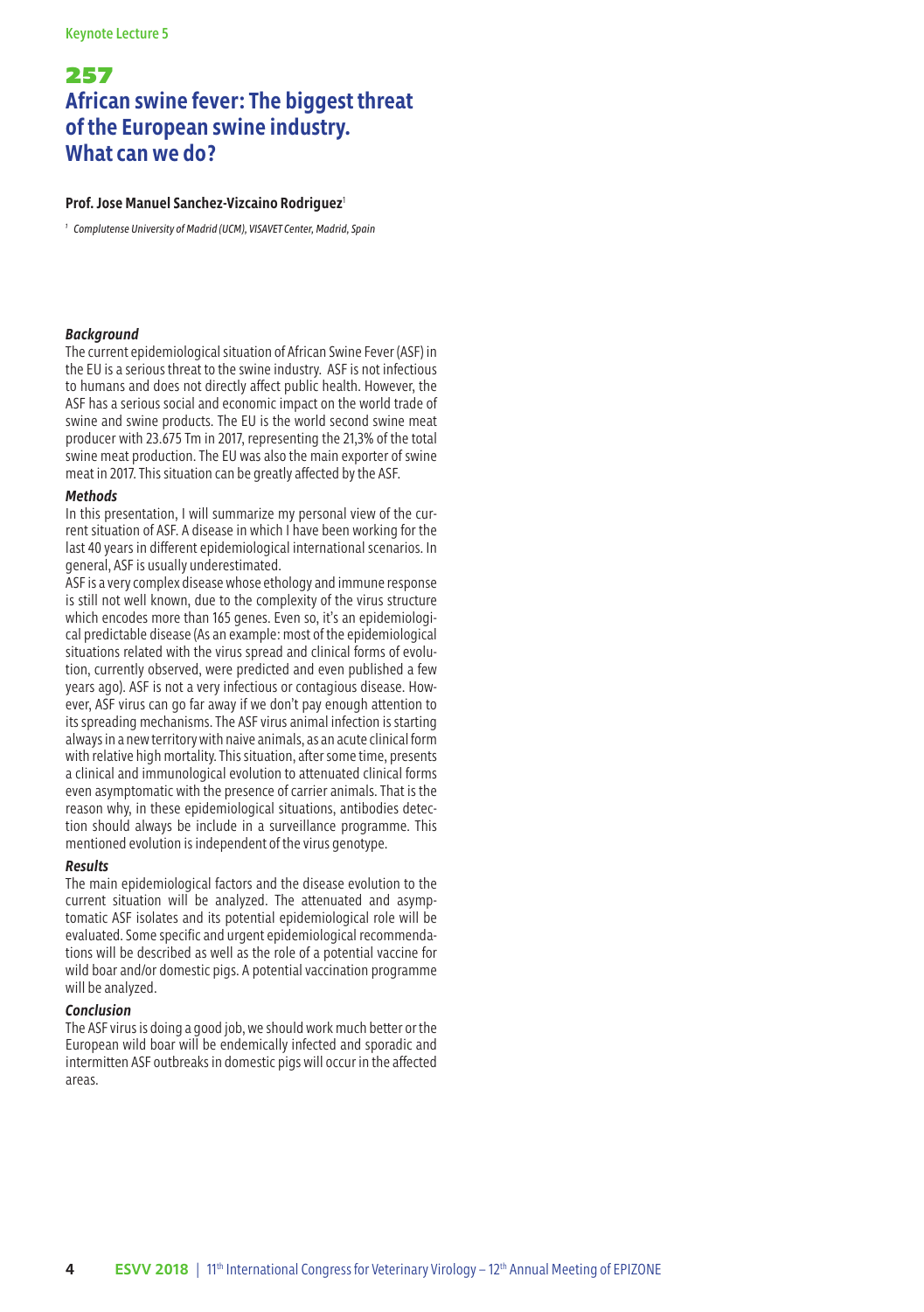Keynote Lecture 5

# 257
# African swine fever: The biggest threat of the European swine industry. What can we do?

**Prof. Jose Manuel Sanchez-Vizcaino Rodriguez**[1]

[1] *Complutense University of Madrid (UCM), VISAVET Center, Madrid, Spain*

### *Background*

The current epidemiological situation of African Swine Fever (ASF) in the EU is a serious threat to the swine industry. ASF is not infectious to humans and does not directly affect public health. However, the ASF has a serious social and economic impact on the world trade of swine and swine products. The EU is the world second swine meat producer with 23.675 Tm in 2017, representing the 21,3% of the total swine meat production. The EU was also the main exporter of swine meat in 2017. This situation can be greatly affected by the ASF.

### *Methods*

In this presentation, I will summarize my personal view of the current situation of ASF. A disease in which I have been working for the last 40 years in different epidemiological international scenarios. In general, ASF is usually underestimated.

ASF is a very complex disease whose ethology and immune response is still not well known, due to the complexity of the virus structure which encodes more than 165 genes. Even so, it's an epidemiological predictable disease (As an example: most of the epidemiological situations related with the virus spread and clinical forms of evolution, currently observed, were predicted and even published a few years ago). ASF is not a very infectious or contagious disease. However, ASF virus can go far away if we don't pay enough attention to its spreading mechanisms. The ASF virus animal infection is starting always in a new territory with naive animals, as an acute clinical form with relative high mortality. This situation, after some time, presents a clinical and immunological evolution to attenuated clinical forms even asymptomatic with the presence of carrier animals. That is the reason why, in these epidemiological situations, antibodies detection should always be include in a surveillance programme. This mentioned evolution is independent of the virus genotype.

### *Results*

The main epidemiological factors and the disease evolution to the current situation will be analyzed. The attenuated and asymptomatic ASF isolates and its potential epidemiological role will be evaluated. Some specific and urgent epidemiological recommendations will be described as well as the role of a potential vaccine for wild boar and/or domestic pigs. A potential vaccination programme will be analyzed.

### *Conclusion*

The ASF virus is doing a good job, we should work much better or the European wild boar will be endemically infected and sporadic and intermitten ASF outbreaks in domestic pigs will occur in the affected areas.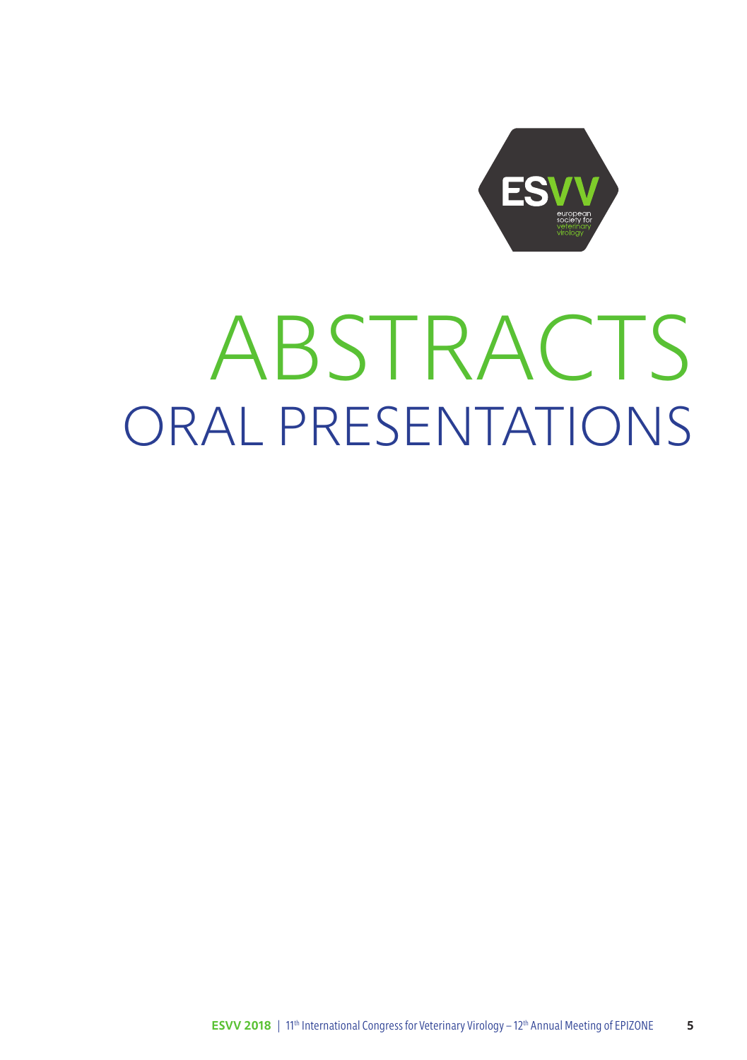# ABSTRACTS

## ORAL PRESENTATIONS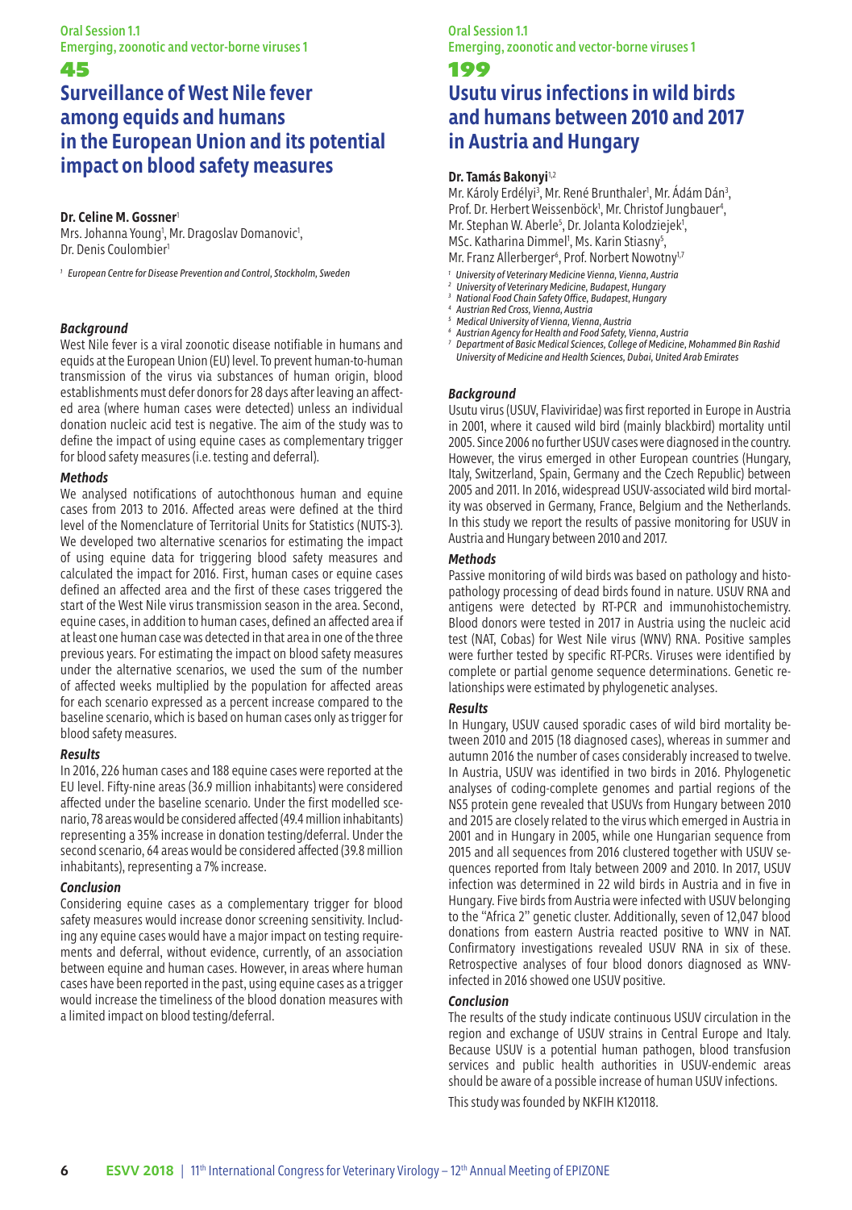Oral Session 1.1
Emerging, zoonotic and vector-borne viruses 1

## 45

# Surveillance of West Nile fever among equids and humans in the European Union and its potential impact on blood safety measures

**Dr. Celine M. Gossner**[1]
Mrs. Johanna Young[1], Mr. Dragoslav Domanovic[1], Dr. Denis Coulombier[1]

[1] *European Centre for Disease Prevention and Control, Stockholm, Sweden*

### *Background*

West Nile fever is a viral zoonotic disease notifiable in humans and equids at the European Union (EU) level. To prevent human-to-human transmission of the virus via substances of human origin, blood establishments must defer donors for 28 days after leaving an affected area (where human cases were detected) unless an individual donation nucleic acid test is negative. The aim of the study was to define the impact of using equine cases as complementary trigger for blood safety measures (i.e. testing and deferral).

### *Methods*

We analysed notifications of autochthonous human and equine cases from 2013 to 2016. Affected areas were defined at the third level of the Nomenclature of Territorial Units for Statistics (NUTS-3). We developed two alternative scenarios for estimating the impact of using equine data for triggering blood safety measures and calculated the impact for 2016. First, human cases or equine cases defined an affected area and the first of these cases triggered the start of the West Nile virus transmission season in the area. Second, equine cases, in addition to human cases, defined an affected area if at least one human case was detected in that area in one of the three previous years. For estimating the impact on blood safety measures under the alternative scenarios, we used the sum of the number of affected weeks multiplied by the population for affected areas for each scenario expressed as a percent increase compared to the baseline scenario, which is based on human cases only as trigger for blood safety measures.

### *Results*

In 2016, 226 human cases and 188 equine cases were reported at the EU level. Fifty-nine areas (36.9 million inhabitants) were considered affected under the baseline scenario. Under the first modelled scenario, 78 areas would be considered affected (49.4 million inhabitants) representing a 35% increase in donation testing/deferral. Under the second scenario, 64 areas would be considered affected (39.8 million inhabitants), representing a 7% increase.

### *Conclusion*

Considering equine cases as a complementary trigger for blood safety measures would increase donor screening sensitivity. Including any equine cases would have a major impact on testing requirements and deferral, without evidence, currently, of an association between equine and human cases. However, in areas where human cases have been reported in the past, using equine cases as a trigger would increase the timeliness of the blood donation measures with a limited impact on blood testing/deferral.

Oral Session 1.1
Emerging, zoonotic and vector-borne viruses 1

## 199

# Usutu virus infections in wild birds and humans between 2010 and 2017 in Austria and Hungary

**Dr. Tamás Bakonyi**[1,2]
Mr. Károly Erdélyi[3], Mr. René Brunthaler[1], Mr. Ádám Dán[3], Prof. Dr. Herbert Weissenböck[1], Mr. Christof Jungbauer[4], Mr. Stephan W. Aberle[5], Dr. Jolanta Kolodziejek[1], MSc. Katharina Dimmel[1], Ms. Karin Stiasny[5], Mr. Franz Allerberger[6], Prof. Norbert Nowotny[1,7]

[1] *University of Veterinary Medicine Vienna, Vienna, Austria*
[2] *University of Veterinary Medicine, Budapest, Hungary*
[3] *National Food Chain Safety Office, Budapest, Hungary*
[4] *Austrian Red Cross, Vienna, Austria*
[5] *Medical University of Vienna, Vienna, Austria*
[6] *Austrian Agency for Health and Food Safety, Vienna, Austria*
[7] *Department of Basic Medical Sciences, College of Medicine, Mohammed Bin Rashid University of Medicine and Health Sciences, Dubai, United Arab Emirates*

### *Background*

Usutu virus (USUV, Flaviviridae) was first reported in Europe in Austria in 2001, where it caused wild bird (mainly blackbird) mortality until 2005. Since 2006 no further USUV cases were diagnosed in the country. However, the virus emerged in other European countries (Hungary, Italy, Switzerland, Spain, Germany and the Czech Republic) between 2005 and 2011. In 2016, widespread USUV-associated wild bird mortality was observed in Germany, France, Belgium and the Netherlands. In this study we report the results of passive monitoring for USUV in Austria and Hungary between 2010 and 2017.

### *Methods*

Passive monitoring of wild birds was based on pathology and histopathology processing of dead birds found in nature. USUV RNA and antigens were detected by RT-PCR and immunohistochemistry. Blood donors were tested in 2017 in Austria using the nucleic acid test (NAT, Cobas) for West Nile virus (WNV) RNA. Positive samples were further tested by specific RT-PCRs. Viruses were identified by complete or partial genome sequence determinations. Genetic relationships were estimated by phylogenetic analyses.

### *Results*

In Hungary, USUV caused sporadic cases of wild bird mortality between 2010 and 2015 (18 diagnosed cases), whereas in summer and autumn 2016 the number of cases considerably increased to twelve. In Austria, USUV was identified in two birds in 2016. Phylogenetic analyses of coding-complete genomes and partial regions of the NS5 protein gene revealed that USUVs from Hungary between 2010 and 2015 are closely related to the virus which emerged in Austria in 2001 and in Hungary in 2005, while one Hungarian sequence from 2015 and all sequences from 2016 clustered together with USUV sequences reported from Italy between 2009 and 2010. In 2017, USUV infection was determined in 22 wild birds in Austria and in five in Hungary. Five birds from Austria were infected with USUV belonging to the "Africa 2" genetic cluster. Additionally, seven of 12,047 blood donations from eastern Austria reacted positive to WNV in NAT. Confirmatory investigations revealed USUV RNA in six of these. Retrospective analyses of four blood donors diagnosed as WNV-infected in 2016 showed one USUV positive.

### *Conclusion*

The results of the study indicate continuous USUV circulation in the region and exchange of USUV strains in Central Europe and Italy. Because USUV is a potential human pathogen, blood transfusion services and public health authorities in USUV-endemic areas should be aware of a possible increase of human USUV infections.

This study was founded by NKFIH K120118.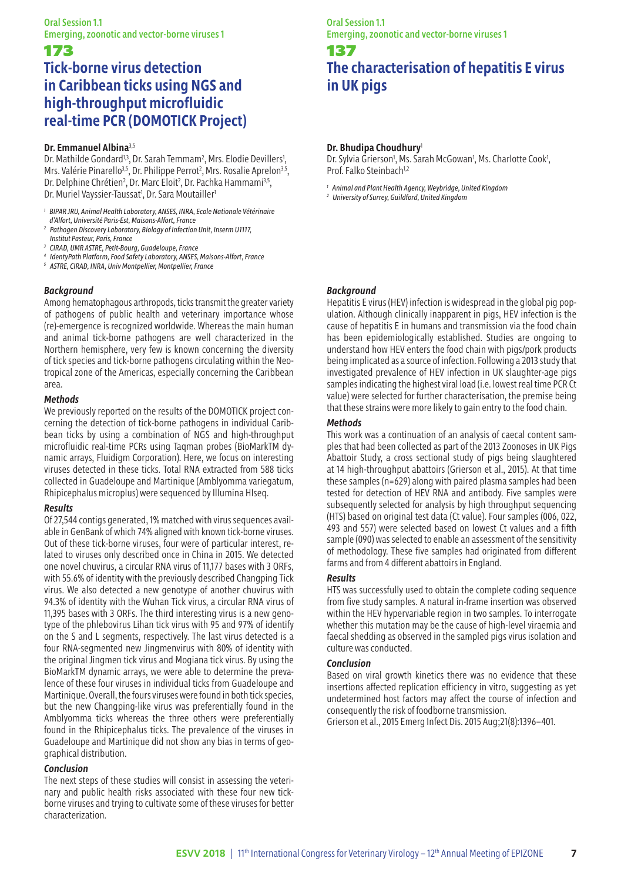Oral Session 1.1
Emerging, zoonotic and vector-borne viruses 1

# 173

# Tick-borne virus detection in Caribbean ticks using NGS and high-throughput microfluidic real-time PCR (DOMOTICK Project)

**Dr. Emmanuel Albina**[3,5]

Dr. Mathilde Gondard[1,3], Dr. Sarah Temmam[2], Mrs. Elodie Devillers[1], Mrs. Valérie Pinarello[3,5], Dr. Philippe Perrot[2], Mrs. Rosalie Aprelon[3,5], Dr. Delphine Chrétien[2], Dr. Marc Eloit[2], Dr. Pachka Hammami[3,5], Dr. Muriel Vayssier-Taussat[1], Dr. Sara Moutailler[1]

*[1] BIPAR JRU, Animal Health Laboratory, ANSES, INRA, Ecole Nationale Vétérinaire d'Alfort, Université Paris-Est, Maisons-Alfort, France*
*[2] Pathogen Discovery Laboratory, Biology of Infection Unit, Inserm U1117, Institut Pasteur, Paris, France*
*[3] CIRAD, UMR ASTRE, Petit-Bourg, Guadeloupe, France*
*[4] IdentyPath Platform, Food Safety Laboratory, ANSES, Maisons-Alfort, France*
*[5] ASTRE, CIRAD, INRA, Univ Montpellier, Montpellier, France*

### Background

Among hematophagous arthropods, ticks transmit the greater variety of pathogens of public health and veterinary importance whose (re)-emergence is recognized worldwide. Whereas the main human and animal tick-borne pathogens are well characterized in the Northern hemisphere, very few is known concerning the diversity of tick species and tick-borne pathogens circulating within the Neotropical zone of the Americas, especially concerning the Caribbean area.

### Methods

We previously reported on the results of the DOMOTICK project concerning the detection of tick-borne pathogens in individual Caribbean ticks by using a combination of NGS and high-throughput microfluidic real-time PCRs using Taqman probes (BioMarkTM dynamic arrays, Fluidigm Corporation). Here, we focus on interesting viruses detected in these ticks. Total RNA extracted from 588 ticks collected in Guadeloupe and Martinique (Amblyomma variegatum, Rhipicephalus microplus) were sequenced by Illumina HIseq.

### Results

Of 27,544 contigs generated, 1% matched with virus sequences available in GenBank of which 74% aligned with known tick-borne viruses. Out of these tick-borne viruses, four were of particular interest, related to viruses only described once in China in 2015. We detected one novel chuvirus, a circular RNA virus of 11,177 bases with 3 ORFs, with 55.6% of identity with the previously described Changping Tick virus. We also detected a new genotype of another chuvirus with 94.3% of identity with the Wuhan Tick virus, a circular RNA virus of 11,395 bases with 3 ORFs. The third interesting virus is a new genotype of the phlebovirus Lihan tick virus with 95 and 97% of identify on the S and L segments, respectively. The last virus detected is a four RNA-segmented new Jingmenvirus with 80% of identity with the original Jingmen tick virus and Mogiana tick virus. By using the BioMarkTM dynamic arrays, we were able to determine the prevalence of these four viruses in individual ticks from Guadeloupe and Martinique. Overall, the fours viruses were found in both tick species, but the new Changping-like virus was preferentially found in the Amblyomma ticks whereas the three others were preferentially found in the Rhipicephalus ticks. The prevalence of the viruses in Guadeloupe and Martinique did not show any bias in terms of geographical distribution.

### Conclusion

The next steps of these studies will consist in assessing the veterinary and public health risks associated with these four new tick-borne viruses and trying to cultivate some of these viruses for better characterization.

Oral Session 1.1
Emerging, zoonotic and vector-borne viruses 1

# 137

# The characterisation of hepatitis E virus in UK pigs

**Dr. Bhudipa Choudhury**[1]

Dr. Sylvia Grierson[1], Ms. Sarah McGowan[1], Ms. Charlotte Cook[1], Prof. Falko Steinbach[1,2]

*[1] Animal and Plant Health Agency, Weybridge, United Kingdom*
*[2] University of Surrey, Guildford, United Kingdom*

### Background

Hepatitis E virus (HEV) infection is widespread in the global pig population. Although clinically inapparent in pigs, HEV infection is the cause of hepatitis E in humans and transmission via the food chain has been epidemiologically established. Studies are ongoing to understand how HEV enters the food chain with pigs/pork products being implicated as a source of infection. Following a 2013 study that investigated prevalence of HEV infection in UK slaughter-age pigs samples indicating the highest viral load (i.e. lowest real time PCR Ct value) were selected for further characterisation, the premise being that these strains were more likely to gain entry to the food chain.

### Methods

This work was a continuation of an analysis of caecal content samples that had been collected as part of the 2013 Zoonoses in UK Pigs Abattoir Study, a cross sectional study of pigs being slaughtered at 14 high-throughput abattoirs (Grierson et al., 2015). At that time these samples (n=629) along with paired plasma samples had been tested for detection of HEV RNA and antibody. Five samples were subsequently selected for analysis by high throughput sequencing (HTS) based on original test data (Ct value). Four samples (006, 022, 493 and 557) were selected based on lowest Ct values and a fifth sample (090) was selected to enable an assessment of the sensitivity of methodology. These five samples had originated from different farms and from 4 different abattoirs in England.

### Results

HTS was successfully used to obtain the complete coding sequence from five study samples. A natural in-frame insertion was observed within the HEV hypervariable region in two samples. To interrogate whether this mutation may be the cause of high-level viraemia and faecal shedding as observed in the sampled pigs virus isolation and culture was conducted.

### Conclusion

Based on viral growth kinetics there was no evidence that these insertions affected replication efficiency in vitro, suggesting as yet undetermined host factors may affect the course of infection and consequently the risk of foodborne transmission.

Grierson et al., 2015 Emerg Infect Dis. 2015 Aug;21(8):1396–401.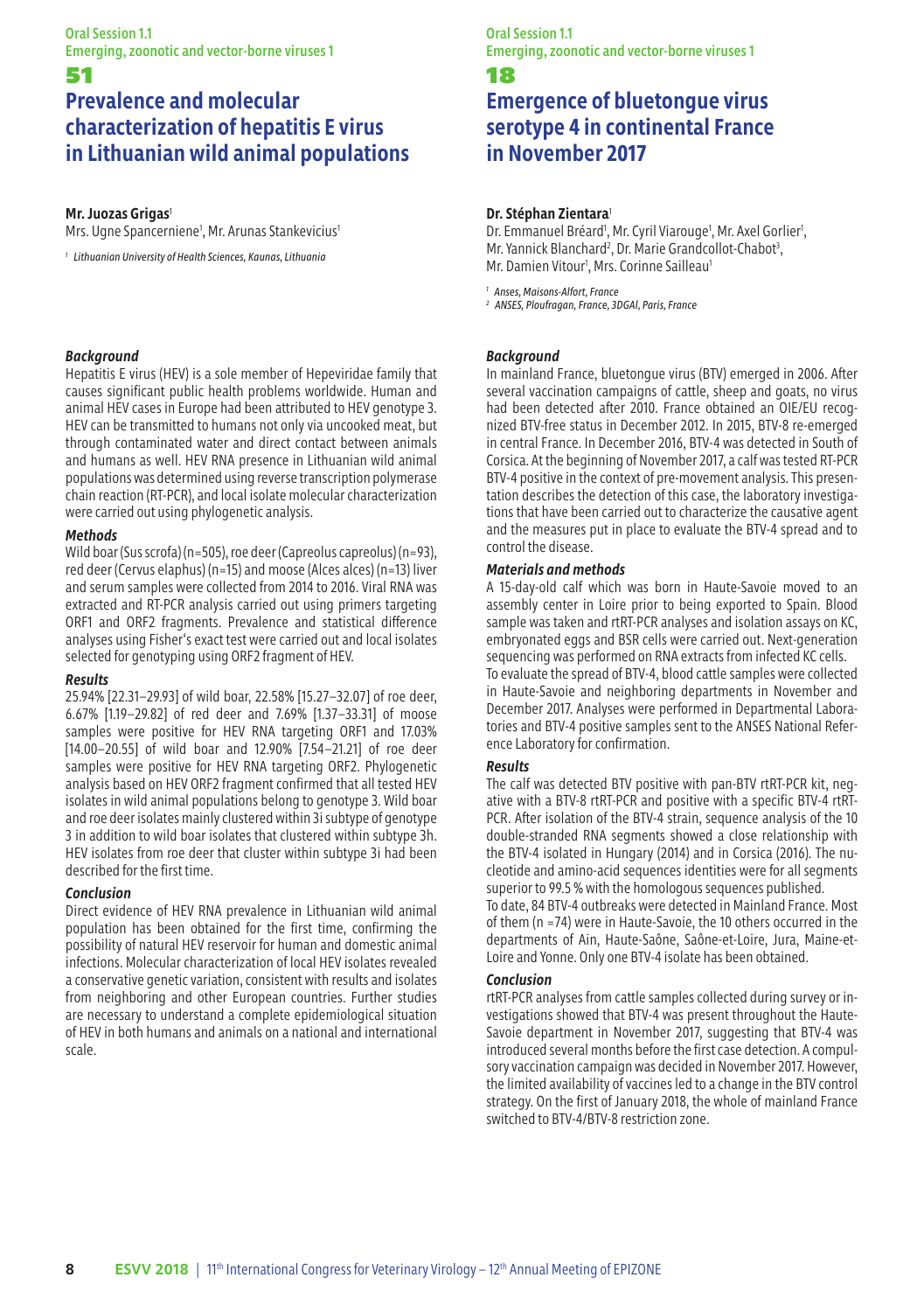Oral Session 1.1
Emerging, zoonotic and vector-borne viruses 1

**51**

# Prevalence and molecular characterization of hepatitis E virus in Lithuanian wild animal populations

**Mr. Juozas Grigas**[1]
Mrs. Ugne Spancerniene[1], Mr. Arunas Stankevicius[1]

*[1] Lithuanian University of Health Sciences, Kaunas, Lithuania*

### *Background*

Hepatitis E virus (HEV) is a sole member of Hepeviridae family that causes significant public health problems worldwide. Human and animal HEV cases in Europe had been attributed to HEV genotype 3. HEV can be transmitted to humans not only via uncooked meat, but through contaminated water and direct contact between animals and humans as well. HEV RNA presence in Lithuanian wild animal populations was determined using reverse transcription polymerase chain reaction (RT-PCR), and local isolate molecular characterization were carried out using phylogenetic analysis.

### *Methods*

Wild boar (Sus scrofa) (n=505), roe deer (Capreolus capreolus) (n=93), red deer (Cervus elaphus) (n=15) and moose (Alces alces) (n=13) liver and serum samples were collected from 2014 to 2016. Viral RNA was extracted and RT-PCR analysis carried out using primers targeting ORF1 and ORF2 fragments. Prevalence and statistical difference analyses using Fisher's exact test were carried out and local isolates selected for genotyping using ORF2 fragment of HEV.

### *Results*

25.94% [22.31–29.93] of wild boar, 22.58% [15.27–32.07] of roe deer, 6.67% [1.19–29.82] of red deer and 7.69% [1.37–33.31] of moose samples were positive for HEV RNA targeting ORF1 and 17.03% [14.00–20.55] of wild boar and 12.90% [7.54–21.21] of roe deer samples were positive for HEV RNA targeting ORF2. Phylogenetic analysis based on HEV ORF2 fragment confirmed that all tested HEV isolates in wild animal populations belong to genotype 3. Wild boar and roe deer isolates mainly clustered within 3i subtype of genotype 3 in addition to wild boar isolates that clustered within subtype 3h. HEV isolates from roe deer that cluster within subtype 3i had been described for the first time.

### *Conclusion*

Direct evidence of HEV RNA prevalence in Lithuanian wild animal population has been obtained for the first time, confirming the possibility of natural HEV reservoir for human and domestic animal infections. Molecular characterization of local HEV isolates revealed a conservative genetic variation, consistent with results and isolates from neighboring and other European countries. Further studies are necessary to understand a complete epidemiological situation of HEV in both humans and animals on a national and international scale.

Oral Session 1.1
Emerging, zoonotic and vector-borne viruses 1

**18**

# Emergence of bluetongue virus serotype 4 in continental France in November 2017

**Dr. Stéphan Zientara**[1]
Dr. Emmanuel Bréard[1], Mr. Cyril Viarouge[1], Mr. Axel Gorlier[1], Mr. Yannick Blanchard[2], Dr. Marie Grandcollot-Chabot[3], Mr. Damien Vitour[1], Mrs. Corinne Sailleau[1]

*[1] Anses, Maisons-Alfort, France*
*[2] ANSES, Ploufragan, France, 3DGAl, Paris, France*

### *Background*

In mainland France, bluetongue virus (BTV) emerged in 2006. After several vaccination campaigns of cattle, sheep and goats, no virus had been detected after 2010. France obtained an OIE/EU recognized BTV-free status in December 2012. In 2015, BTV-8 re-emerged in central France. In December 2016, BTV-4 was detected in South of Corsica. At the beginning of November 2017, a calf was tested RT-PCR BTV-4 positive in the context of pre-movement analysis. This presentation describes the detection of this case, the laboratory investigations that have been carried out to characterize the causative agent and the measures put in place to evaluate the BTV-4 spread and to control the disease.

### *Materials and methods*

A 15-day-old calf which was born in Haute-Savoie moved to an assembly center in Loire prior to being exported to Spain. Blood sample was taken and rtRT-PCR analyses and isolation assays on KC, embryonated eggs and BSR cells were carried out. Next-generation sequencing was performed on RNA extracts from infected KC cells. To evaluate the spread of BTV-4, blood cattle samples were collected in Haute-Savoie and neighboring departments in November and December 2017. Analyses were performed in Departmental Laboratories and BTV-4 positive samples sent to the ANSES National Reference Laboratory for confirmation.

### *Results*

The calf was detected BTV positive with pan-BTV rtRT-PCR kit, negative with a BTV-8 rtRT-PCR and positive with a specific BTV-4 rtRT-PCR. After isolation of the BTV-4 strain, sequence analysis of the 10 double-stranded RNA segments showed a close relationship with the BTV-4 isolated in Hungary (2014) and in Corsica (2016). The nucleotide and amino-acid sequences identities were for all segments superior to 99.5 % with the homologous sequences published.
To date, 84 BTV-4 outbreaks were detected in Mainland France. Most of them (n =74) were in Haute-Savoie, the 10 others occurred in the departments of Ain, Haute-Saône, Saône-et-Loire, Jura, Maine-et-Loire and Yonne. Only one BTV-4 isolate has been obtained.

### *Conclusion*

rtRT-PCR analyses from cattle samples collected during survey or investigations showed that BTV-4 was present throughout the Haute-Savoie department in November 2017, suggesting that BTV-4 was introduced several months before the first case detection. A compulsory vaccination campaign was decided in November 2017. However, the limited availability of vaccines led to a change in the BTV control strategy. On the first of January 2018, the whole of mainland France switched to BTV-4/BTV-8 restriction zone.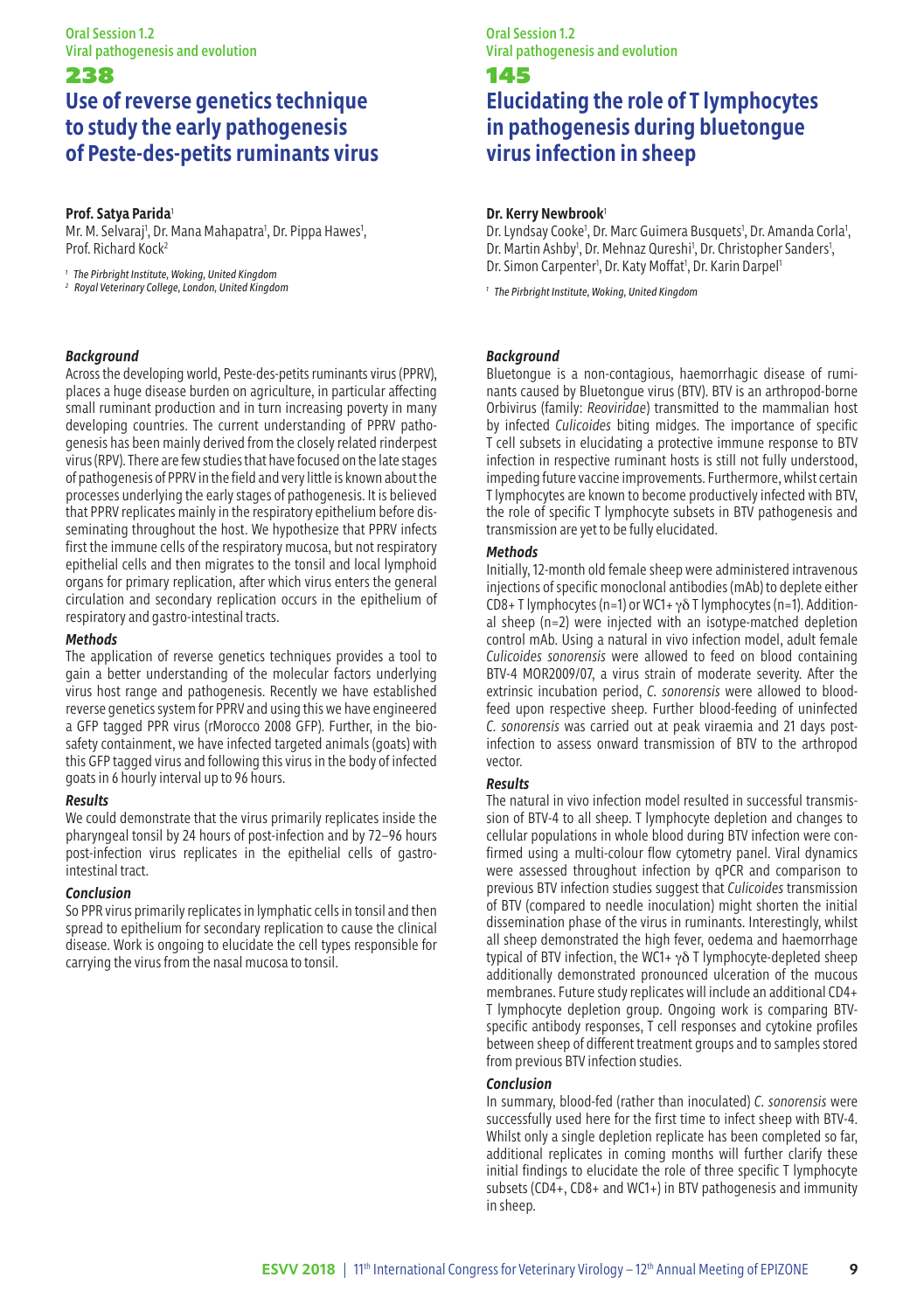Oral Session 1.2
Viral pathogenesis and evolution

# 238

## Use of reverse genetics technique to study the early pathogenesis of Peste-des-petits ruminants virus

**Prof. Satya Parida**[1]
Mr. M. Selvaraj[1], Dr. Mana Mahapatra[1], Dr. Pippa Hawes[1], Prof. Richard Kock[2]

[1] *The Pirbright Institute, Woking, United Kingdom*
[2] *Royal Veterinary College, London, United Kingdom*

### *Background*

Across the developing world, Peste-des-petits ruminants virus (PPRV), places a huge disease burden on agriculture, in particular affecting small ruminant production and in turn increasing poverty in many developing countries. The current understanding of PPRV pathogenesis has been mainly derived from the closely related rinderpest virus (RPV). There are few studies that have focused on the late stages of pathogenesis of PPRV in the field and very little is known about the processes underlying the early stages of pathogenesis. It is believed that PPRV replicates mainly in the respiratory epithelium before disseminating throughout the host. We hypothesize that PPRV infects first the immune cells of the respiratory mucosa, but not respiratory epithelial cells and then migrates to the tonsil and local lymphoid organs for primary replication, after which virus enters the general circulation and secondary replication occurs in the epithelium of respiratory and gastro-intestinal tracts.

### *Methods*

The application of reverse genetics techniques provides a tool to gain a better understanding of the molecular factors underlying virus host range and pathogenesis. Recently we have established reverse genetics system for PPRV and using this we have engineered a GFP tagged PPR virus (rMorocco 2008 GFP). Further, in the biosafety containment, we have infected targeted animals (goats) with this GFP tagged virus and following this virus in the body of infected goats in 6 hourly interval up to 96 hours.

### *Results*

We could demonstrate that the virus primarily replicates inside the pharyngeal tonsil by 24 hours of post-infection and by 72–96 hours post-infection virus replicates in the epithelial cells of gastro-intestinal tract.

### *Conclusion*

So PPR virus primarily replicates in lymphatic cells in tonsil and then spread to epithelium for secondary replication to cause the clinical disease. Work is ongoing to elucidate the cell types responsible for carrying the virus from the nasal mucosa to tonsil.

Oral Session 1.2
Viral pathogenesis and evolution

# 145

## Elucidating the role of T lymphocytes in pathogenesis during bluetongue virus infection in sheep

**Dr. Kerry Newbrook**[1]
Dr. Lyndsay Cooke[1], Dr. Marc Guimera Busquets[1], Dr. Amanda Corla[1], Dr. Martin Ashby[1], Dr. Mehnaz Qureshi[1], Dr. Christopher Sanders[1], Dr. Simon Carpenter[1], Dr. Katy Moffat[1], Dr. Karin Darpel[1]

[1] *The Pirbright Institute, Woking, United Kingdom*

### *Background*

Bluetongue is a non-contagious, haemorrhagic disease of ruminants caused by Bluetongue virus (BTV). BTV is an arthropod-borne Orbivirus (family: *Reoviridae*) transmitted to the mammalian host by infected *Culicoides* biting midges. The importance of specific T cell subsets in elucidating a protective immune response to BTV infection in respective ruminant hosts is still not fully understood, impeding future vaccine improvements. Furthermore, whilst certain T lymphocytes are known to become productively infected with BTV, the role of specific T lymphocyte subsets in BTV pathogenesis and transmission are yet to be fully elucidated.

### *Methods*

Initially, 12-month old female sheep were administered intravenous injections of specific monoclonal antibodies (mAb) to deplete either CD8+ T lymphocytes (n=1) or WC1+ $\gamma\delta$ T lymphocytes (n=1). Additional sheep (n=2) were injected with an isotype-matched depletion control mAb. Using a natural in vivo infection model, adult female *Culicoides sonorensis* were allowed to feed on blood containing BTV-4 MOR2009/07, a virus strain of moderate severity. After the extrinsic incubation period, *C. sonorensis* were allowed to blood-feed upon respective sheep. Further blood-feeding of uninfected *C. sonorensis* was carried out at peak viraemia and 21 days post-infection to assess onward transmission of BTV to the arthropod vector.

### *Results*

The natural in vivo infection model resulted in successful transmission of BTV-4 to all sheep. T lymphocyte depletion and changes to cellular populations in whole blood during BTV infection were confirmed using a multi-colour flow cytometry panel. Viral dynamics were assessed throughout infection by qPCR and comparison to previous BTV infection studies suggest that *Culicoides* transmission of BTV (compared to needle inoculation) might shorten the initial dissemination phase of the virus in ruminants. Interestingly, whilst all sheep demonstrated the high fever, oedema and haemorrhage typical of BTV infection, the WC1+ $\gamma\delta$ T lymphocyte-depleted sheep additionally demonstrated pronounced ulceration of the mucous membranes. Future study replicates will include an additional CD4+ T lymphocyte depletion group. Ongoing work is comparing BTV-specific antibody responses, T cell responses and cytokine profiles between sheep of different treatment groups and to samples stored from previous BTV infection studies.

### *Conclusion*

In summary, blood-fed (rather than inoculated) *C. sonorensis* were successfully used here for the first time to infect sheep with BTV-4. Whilst only a single depletion replicate has been completed so far, additional replicates in coming months will further clarify these initial findings to elucidate the role of three specific T lymphocyte subsets (CD4+, CD8+ and WC1+) in BTV pathogenesis and immunity in sheep.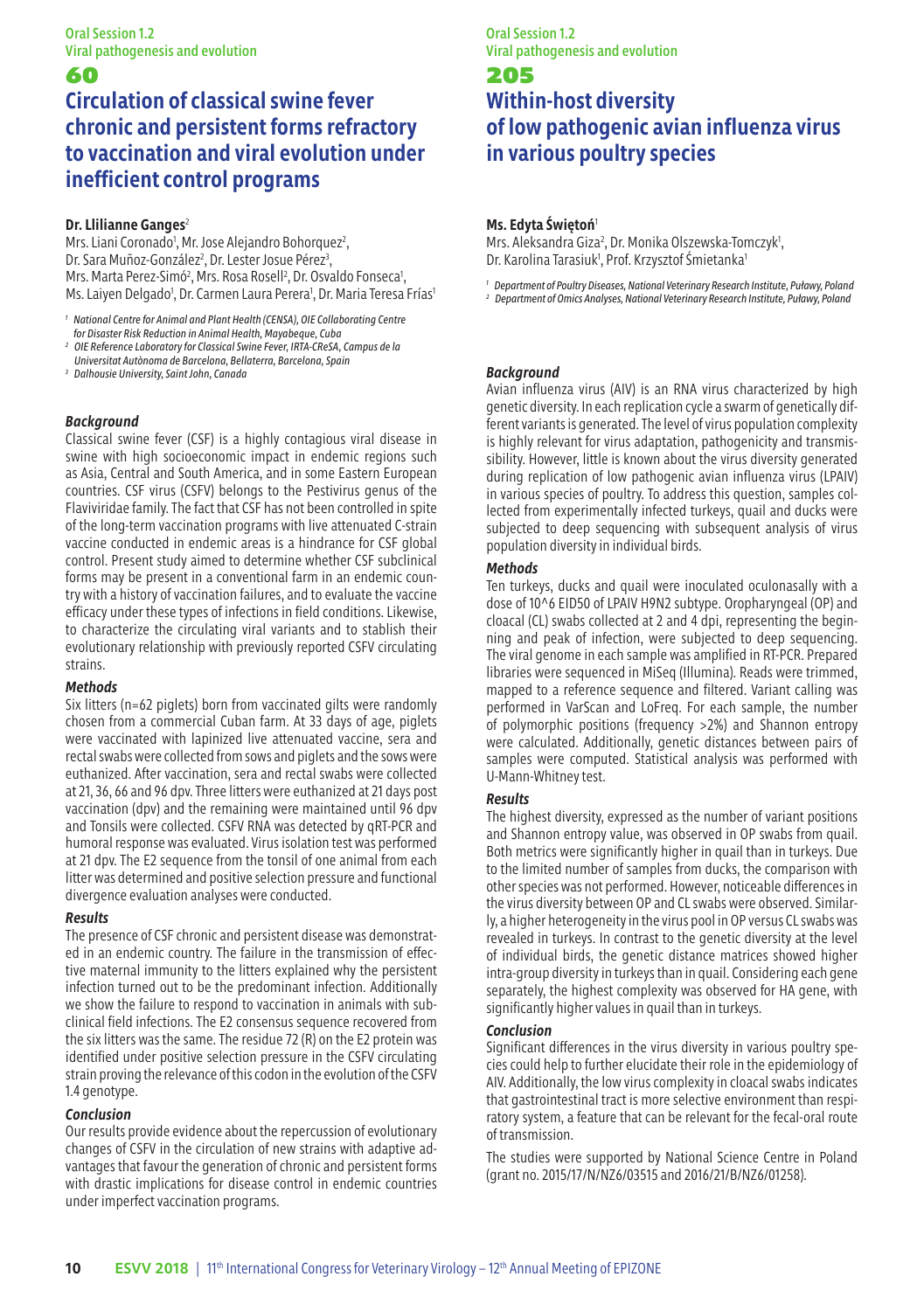Oral Session 1.2
Viral pathogenesis and evolution

## 60

# Circulation of classical swine fever chronic and persistent forms refractory to vaccination and viral evolution under inefficient control programs

**Dr. Llilianne Ganges**[2]

Mrs. Liani Coronado[1], Mr. Jose Alejandro Bohorquez[2], Dr. Sara Muñoz-González[2], Dr. Lester Josue Pérez[3], Mrs. Marta Perez-Simó[2], Mrs. Rosa Rosell[2], Dr. Osvaldo Fonseca[1], Ms. Laiyen Delgado[1], Dr. Carmen Laura Perera[1], Dr. Maria Teresa Frías[1]

[1] *National Centre for Animal and Plant Health (CENSA), OIE Collaborating Centre for Disaster Risk Reduction in Animal Health, Mayabeque, Cuba*
[2] *OIE Reference Laboratory for Classical Swine Fever, IRTA-CReSA, Campus de la Universitat Autònoma de Barcelona, Bellaterra, Barcelona, Spain*
[3] *Dalhousie University, Saint John, Canada*

### *Background*

Classical swine fever (CSF) is a highly contagious viral disease in swine with high socioeconomic impact in endemic regions such as Asia, Central and South America, and in some Eastern European countries. CSF virus (CSFV) belongs to the Pestivirus genus of the Flaviviridae family. The fact that CSF has not been controlled in spite of the long-term vaccination programs with live attenuated C-strain vaccine conducted in endemic areas is a hindrance for CSF global control. Present study aimed to determine whether CSF subclinical forms may be present in a conventional farm in an endemic country with a history of vaccination failures, and to evaluate the vaccine efficacy under these types of infections in field conditions. Likewise, to characterize the circulating viral variants and to stablish their evolutionary relationship with previously reported CSFV circulating strains.

### *Methods*

Six litters (n=62 piglets) born from vaccinated gilts were randomly chosen from a commercial Cuban farm. At 33 days of age, piglets were vaccinated with lapinized live attenuated vaccine, sera and rectal swabs were collected from sows and piglets and the sows were euthanized. After vaccination, sera and rectal swabs were collected at 21, 36, 66 and 96 dpv. Three litters were euthanized at 21 days post vaccination (dpv) and the remaining were maintained until 96 dpv and Tonsils were collected. CSFV RNA was detected by qRT-PCR and humoral response was evaluated. Virus isolation test was performed at 21 dpv. The E2 sequence from the tonsil of one animal from each litter was determined and positive selection pressure and functional divergence evaluation analyses were conducted.

### *Results*

The presence of CSF chronic and persistent disease was demonstrated in an endemic country. The failure in the transmission of effective maternal immunity to the litters explained why the persistent infection turned out to be the predominant infection. Additionally we show the failure to respond to vaccination in animals with subclinical field infections. The E2 consensus sequence recovered from the six litters was the same. The residue 72 (R) on the E2 protein was identified under positive selection pressure in the CSFV circulating strain proving the relevance of this codon in the evolution of the CSFV 1.4 genotype.

### *Conclusion*

Our results provide evidence about the repercussion of evolutionary changes of CSFV in the circulation of new strains with adaptive advantages that favour the generation of chronic and persistent forms with drastic implications for disease control in endemic countries under imperfect vaccination programs.

Oral Session 1.2
Viral pathogenesis and evolution

## 205

# Within-host diversity of low pathogenic avian influenza virus in various poultry species

**Ms. Edyta Świętoń**[1]

Mrs. Aleksandra Giza[2], Dr. Monika Olszewska-Tomczyk[1], Dr. Karolina Tarasiuk[1], Prof. Krzysztof Śmietanka[1]

[1] *Department of Poultry Diseases, National Veterinary Research Institute, Puławy, Poland*
[2] *Department of Omics Analyses, National Veterinary Research Institute, Puławy, Poland*

### *Background*

Avian influenza virus (AIV) is an RNA virus characterized by high genetic diversity. In each replication cycle a swarm of genetically different variants is generated. The level of virus population complexity is highly relevant for virus adaptation, pathogenicity and transmissibility. However, little is known about the virus diversity generated during replication of low pathogenic avian influenza virus (LPAIV) in various species of poultry. To address this question, samples collected from experimentally infected turkeys, quail and ducks were subjected to deep sequencing with subsequent analysis of virus population diversity in individual birds.

### *Methods*

Ten turkeys, ducks and quail were inoculated oculonasally with a dose of 10^6 EID50 of LPAIV H9N2 subtype. Oropharyngeal (OP) and cloacal (CL) swabs collected at 2 and 4 dpi, representing the beginning and peak of infection, were subjected to deep sequencing. The viral genome in each sample was amplified in RT-PCR. Prepared libraries were sequenced in MiSeq (Illumina). Reads were trimmed, mapped to a reference sequence and filtered. Variant calling was performed in VarScan and LoFreq. For each sample, the number of polymorphic positions (frequency >2%) and Shannon entropy were calculated. Additionally, genetic distances between pairs of samples were computed. Statistical analysis was performed with U-Mann-Whitney test.

### *Results*

The highest diversity, expressed as the number of variant positions and Shannon entropy value, was observed in OP swabs from quail. Both metrics were significantly higher in quail than in turkeys. Due to the limited number of samples from ducks, the comparison with other species was not performed. However, noticeable differences in the virus diversity between OP and CL swabs were observed. Similarly, a higher heterogeneity in the virus pool in OP versus CL swabs was revealed in turkeys. In contrast to the genetic diversity at the level of individual birds, the genetic distance matrices showed higher intra-group diversity in turkeys than in quail. Considering each gene separately, the highest complexity was observed for HA gene, with significantly higher values in quail than in turkeys.

### *Conclusion*

Significant differences in the virus diversity in various poultry species could help to further elucidate their role in the epidemiology of AIV. Additionally, the low virus complexity in cloacal swabs indicates that gastrointestinal tract is more selective environment than respiratory system, a feature that can be relevant for the fecal-oral route of transmission.

The studies were supported by National Science Centre in Poland (grant no. 2015/17/N/NZ6/03515 and 2016/21/B/NZ6/01258).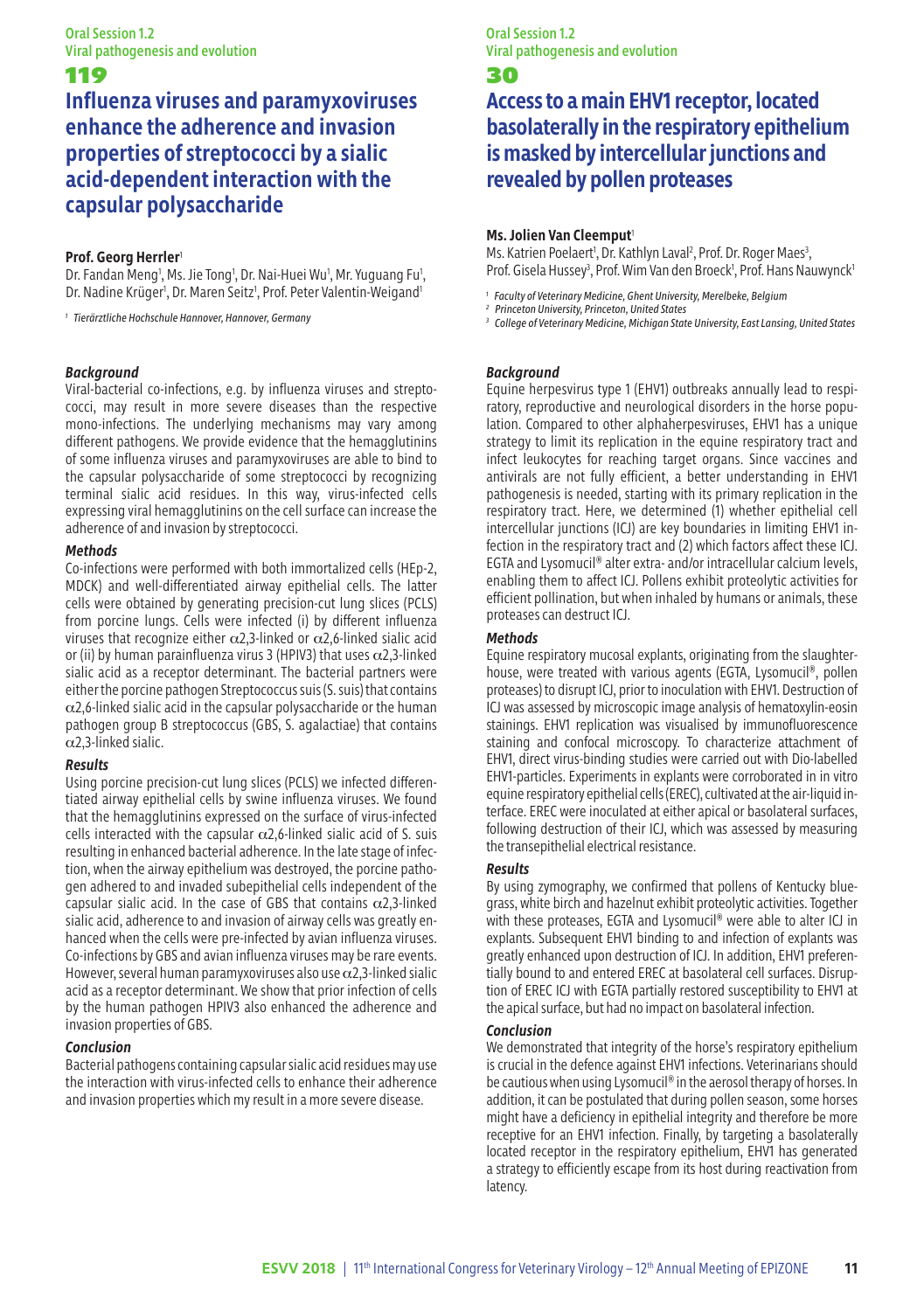Oral Session 1.2
Viral pathogenesis and evolution

**119**

# Influenza viruses and paramyxoviruses enhance the adherence and invasion properties of streptococci by a sialic acid-dependent interaction with the capsular polysaccharide

**Prof. Georg Herrler**[1]

Dr. Fandan Meng[1], Ms. Jie Tong[1], Dr. Nai-Huei Wu[1], Mr. Yuguang Fu[1], Dr. Nadine Krüger[1], Dr. Maren Seitz[1], Prof. Peter Valentin-Weigand[1]

[1] *Tierärztliche Hochschule Hannover, Hannover, Germany*

### *Background*

Viral-bacterial co-infections, e.g. by influenza viruses and streptococci, may result in more severe diseases than the respective mono-infections. The underlying mechanisms may vary among different pathogens. We provide evidence that the hemagglutinins of some influenza viruses and paramyxoviruses are able to bind to the capsular polysaccharide of some streptococci by recognizing terminal sialic acid residues. In this way, virus-infected cells expressing viral hemagglutinins on the cell surface can increase the adherence of and invasion by streptococci.

### *Methods*

Co-infections were performed with both immortalized cells (HEp-2, MDCK) and well-differentiated airway epithelial cells. The latter cells were obtained by generating precision-cut lung slices (PCLS) from porcine lungs. Cells were infected (i) by different influenza viruses that recognize either α2,3-linked or α2,6-linked sialic acid or (ii) by human parainfluenza virus 3 (HPIV3) that uses α2,3-linked sialic acid as a receptor determinant. The bacterial partners were either the porcine pathogen Streptococcus suis (S. suis) that contains α2,6-linked sialic acid in the capsular polysaccharide or the human pathogen group B streptococcus (GBS, S. agalactiae) that contains α2,3-linked sialic.

### *Results*

Using porcine precision-cut lung slices (PCLS) we infected differentiated airway epithelial cells by swine influenza viruses. We found that the hemagglutinins expressed on the surface of virus-infected cells interacted with the capsular α2,6-linked sialic acid of S. suis resulting in enhanced bacterial adherence. In the late stage of infection, when the airway epithelium was destroyed, the porcine pathogen adhered to and invaded subepithelial cells independent of the capsular sialic acid. In the case of GBS that contains α2,3-linked sialic acid, adherence to and invasion of airway cells was greatly enhanced when the cells were pre-infected by avian influenza viruses. Co-infections by GBS and avian influenza viruses may be rare events. However, several human paramyxoviruses also use α2,3-linked sialic acid as a receptor determinant. We show that prior infection of cells by the human pathogen HPIV3 also enhanced the adherence and invasion properties of GBS.

### *Conclusion*

Bacterial pathogens containing capsular sialic acid residues may use the interaction with virus-infected cells to enhance their adherence and invasion properties which my result in a more severe disease.

Oral Session 1.2
Viral pathogenesis and evolution

**30**

# Access to a main EHV1 receptor, located basolaterally in the respiratory epithelium is masked by intercellular junctions and revealed by pollen proteases

**Ms. Jolien Van Cleemput**[1]

Ms. Katrien Poelaert[1], Dr. Kathlyn Laval[2], Prof. Dr. Roger Maes[3], Prof. Gisela Hussey[3], Prof. Wim Van den Broeck[1], Prof. Hans Nauwynck[1]

[1] *Faculty of Veterinary Medicine, Ghent University, Merelbeke, Belgium*
[2] *Princeton University, Princeton, United States*
[3] *College of Veterinary Medicine, Michigan State University, East Lansing, United States*

### *Background*

Equine herpesvirus type 1 (EHV1) outbreaks annually lead to respiratory, reproductive and neurological disorders in the horse population. Compared to other alphaherpesviruses, EHV1 has a unique strategy to limit its replication in the equine respiratory tract and infect leukocytes for reaching target organs. Since vaccines and antivirals are not fully efficient, a better understanding in EHV1 pathogenesis is needed, starting with its primary replication in the respiratory tract. Here, we determined (1) whether epithelial cell intercellular junctions (ICJ) are key boundaries in limiting EHV1 infection in the respiratory tract and (2) which factors affect these ICJ. EGTA and Lysomucil® alter extra- and/or intracellular calcium levels, enabling them to affect ICJ. Pollens exhibit proteolytic activities for efficient pollination, but when inhaled by humans or animals, these proteases can destruct ICJ.

### *Methods*

Equine respiratory mucosal explants, originating from the slaughterhouse, were treated with various agents (EGTA, Lysomucil®, pollen proteases) to disrupt ICJ, prior to inoculation with EHV1. Destruction of ICJ was assessed by microscopic image analysis of hematoxylin-eosin stainings. EHV1 replication was visualised by immunofluorescence staining and confocal microscopy. To characterize attachment of EHV1, direct virus-binding studies were carried out with Dio-labelled EHV1-particles. Experiments in explants were corroborated in in vitro equine respiratory epithelial cells (EREC), cultivated at the air-liquid interface. EREC were inoculated at either apical or basolateral surfaces, following destruction of their ICJ, which was assessed by measuring the transepithelial electrical resistance.

### *Results*

By using zymography, we confirmed that pollens of Kentucky bluegrass, white birch and hazelnut exhibit proteolytic activities. Together with these proteases, EGTA and Lysomucil® were able to alter ICJ in explants. Subsequent EHV1 binding to and infection of explants was greatly enhanced upon destruction of ICJ. In addition, EHV1 preferentially bound to and entered EREC at basolateral cell surfaces. Disruption of EREC ICJ with EGTA partially restored susceptibility to EHV1 at the apical surface, but had no impact on basolateral infection.

### *Conclusion*

We demonstrated that integrity of the horse's respiratory epithelium is crucial in the defence against EHV1 infections. Veterinarians should be cautious when using Lysomucil® in the aerosol therapy of horses. In addition, it can be postulated that during pollen season, some horses might have a deficiency in epithelial integrity and therefore be more receptive for an EHV1 infection. Finally, by targeting a basolaterally located receptor in the respiratory epithelium, EHV1 has generated a strategy to efficiently escape from its host during reactivation from latency.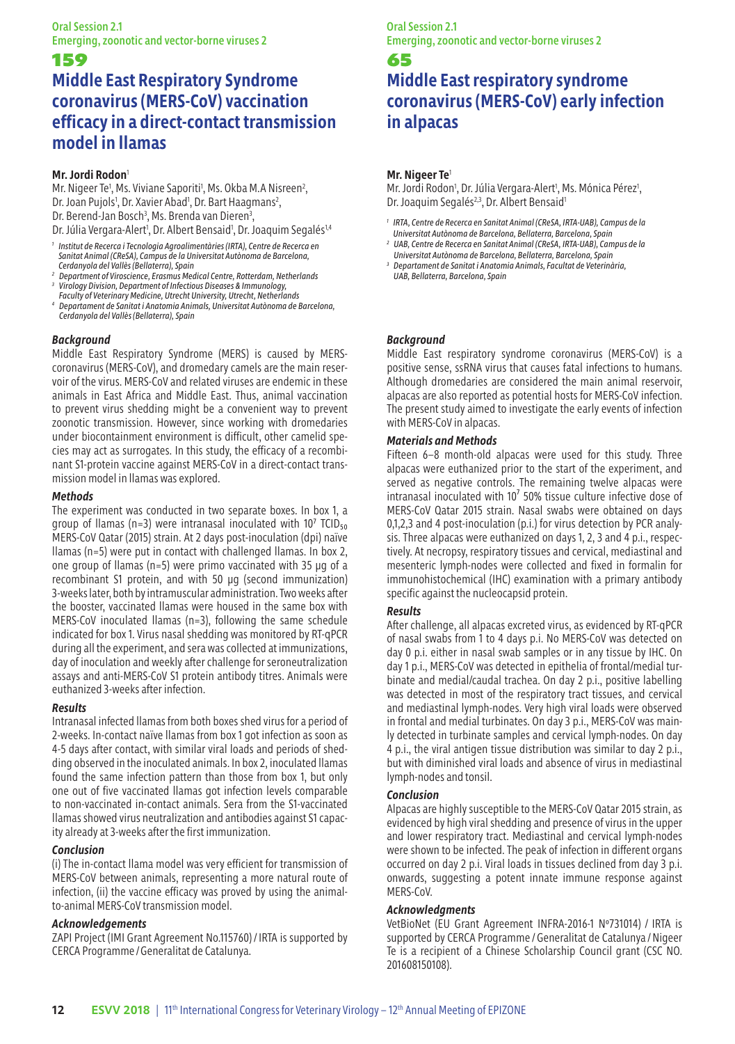Oral Session 2.1
Emerging, zoonotic and vector-borne viruses 2

**159**

# Middle East Respiratory Syndrome coronavirus (MERS-CoV) vaccination efficacy in a direct-contact transmission model in llamas

**Mr. Jordi Rodon**[1]

Mr. Nigeer Te[1], Ms. Viviane Saporiti[1], Ms. Okba M.A Nisreen[2], Dr. Joan Pujols[1], Dr. Xavier Abad[1], Dr. Bart Haagmans[2], Dr. Berend-Jan Bosch[3], Ms. Brenda van Dieren[3], Dr. Júlia Vergara-Alert[1], Dr. Albert Bensaid[1], Dr. Joaquim Segalés[1,4]

[1] *Institut de Recerca i Tecnologia Agroalimentàries (IRTA), Centre de Recerca en Sanitat Animal (CReSA), Campus de la Universitat Autònoma de Barcelona, Cerdanyola del Vallès (Bellaterra), Spain*
[2] *Department of Viroscience, Erasmus Medical Centre, Rotterdam, Netherlands*
[3] *Virology Division, Department of Infectious Diseases & Immunology, Faculty of Veterinary Medicine, Utrecht University, Utrecht, Netherlands*
[4] *Departament de Sanitat i Anatomia Animals, Universitat Autònoma de Barcelona, Cerdanyola del Vallès (Bellaterra), Spain*

### *Background*

Middle East Respiratory Syndrome (MERS) is caused by MERS-coronavirus (MERS-CoV), and dromedary camels are the main reservoir of the virus. MERS-CoV and related viruses are endemic in these animals in East Africa and Middle East. Thus, animal vaccination to prevent virus shedding might be a convenient way to prevent zoonotic transmission. However, since working with dromedaries under biocontainment environment is difficult, other camelid species may act as surrogates. In this study, the efficacy of a recombinant S1-protein vaccine against MERS-CoV in a direct-contact transmission model in llamas was explored.

### *Methods*

The experiment was conducted in two separate boxes. In box 1, a group of llamas (n=3) were intranasal inoculated with $10^7$ $TCID_{50}$ MERS-CoV Qatar (2015) strain. At 2 days post-inoculation (dpi) naïve llamas (n=5) were put in contact with challenged llamas. In box 2, one group of llamas (n=5) were primo vaccinated with 35 µg of a recombinant S1 protein, and with 50 µg (second immunization) 3-weeks later, both by intramuscular administration. Two weeks after the booster, vaccinated llamas were housed in the same box with MERS-CoV inoculated llamas (n=3), following the same schedule indicated for box 1. Virus nasal shedding was monitored by RT-qPCR during all the experiment, and sera was collected at immunizations, day of inoculation and weekly after challenge for seroneutralization assays and anti-MERS-CoV S1 protein antibody titres. Animals were euthanized 3-weeks after infection.

### *Results*

Intranasal infected llamas from both boxes shed virus for a period of 2-weeks. In-contact naïve llamas from box 1 got infection as soon as 4-5 days after contact, with similar viral loads and periods of shedding observed in the inoculated animals. In box 2, inoculated llamas found the same infection pattern than those from box 1, but only one out of five vaccinated llamas got infection levels comparable to non-vaccinated in-contact animals. Sera from the S1-vaccinated llamas showed virus neutralization and antibodies against S1 capacity already at 3-weeks after the first immunization.

### *Conclusion*

(i) The in-contact llama model was very efficient for transmission of MERS-CoV between animals, representing a more natural route of infection, (ii) the vaccine efficacy was proved by using the animal-to-animal MERS-CoV transmission model.

### *Acknowledgements*

ZAPI Project (IMI Grant Agreement No.115760) / IRTA is supported by CERCA Programme / Generalitat de Catalunya.

Oral Session 2.1
Emerging, zoonotic and vector-borne viruses 2

**65**

# Middle East respiratory syndrome coronavirus (MERS-CoV) early infection in alpacas

**Mr. Nigeer Te**[1]

Mr. Jordi Rodon[1], Dr. Júlia Vergara-Alert[1], Ms. Mónica Pérez[1], Dr. Joaquim Segalés[2,3], Dr. Albert Bensaid[1]

[1] *IRTA, Centre de Recerca en Sanitat Animal (CReSA, IRTA-UAB), Campus de la Universitat Autònoma de Barcelona, Bellaterra, Barcelona, Spain*
[2] *UAB, Centre de Recerca en Sanitat Animal (CReSA, IRTA-UAB), Campus de la Universitat Autònoma de Barcelona, Bellaterra, Barcelona, Spain*
[3] *Departament de Sanitat i Anatomia Animals, Facultat de Veterinària, UAB, Bellaterra, Barcelona, Spain*

### *Background*

Middle East respiratory syndrome coronavirus (MERS-CoV) is a positive sense, ssRNA virus that causes fatal infections to humans. Although dromedaries are considered the main animal reservoir, alpacas are also reported as potential hosts for MERS-CoV infection. The present study aimed to investigate the early events of infection with MERS-CoV in alpacas.

### *Materials and Methods*

Fifteen 6–8 month-old alpacas were used for this study. Three alpacas were euthanized prior to the start of the experiment, and served as negative controls. The remaining twelve alpacas were intranasal inoculated with $10^7$ 50% tissue culture infective dose of MERS-CoV Qatar 2015 strain. Nasal swabs were obtained on days 0,1,2,3 and 4 post-inoculation (p.i.) for virus detection by PCR analysis. Three alpacas were euthanized on days 1, 2, 3 and 4 p.i., respectively. At necropsy, respiratory tissues and cervical, mediastinal and mesenteric lymph-nodes were collected and fixed in formalin for immunohistochemical (IHC) examination with a primary antibody specific against the nucleocapsid protein.

### *Results*

After challenge, all alpacas excreted virus, as evidenced by RT-qPCR of nasal swabs from 1 to 4 days p.i. No MERS-CoV was detected on day 0 p.i. either in nasal swab samples or in any tissue by IHC. On day 1 p.i., MERS-CoV was detected in epithelia of frontal/medial turbinate and medial/caudal trachea. On day 2 p.i., positive labelling was detected in most of the respiratory tract tissues, and cervical and mediastinal lymph-nodes. Very high viral loads were observed in frontal and medial turbinates. On day 3 p.i., MERS-CoV was mainly detected in turbinate samples and cervical lymph-nodes. On day 4 p.i., the viral antigen tissue distribution was similar to day 2 p.i., but with diminished viral loads and absence of virus in mediastinal lymph-nodes and tonsil.

### *Conclusion*

Alpacas are highly susceptible to the MERS-CoV Qatar 2015 strain, as evidenced by high viral shedding and presence of virus in the upper and lower respiratory tract. Mediastinal and cervical lymph-nodes were shown to be infected. The peak of infection in different organs occurred on day 2 p.i. Viral loads in tissues declined from day 3 p.i. onwards, suggesting a potent innate immune response against MERS-CoV.

### *Acknowledgments*

VetBioNet (EU Grant Agreement INFRA-2016-1 N°731014) / IRTA is supported by CERCA Programme / Generalitat de Catalunya / Nigeer Te is a recipient of a Chinese Scholarship Council grant (CSC NO. 201608150108).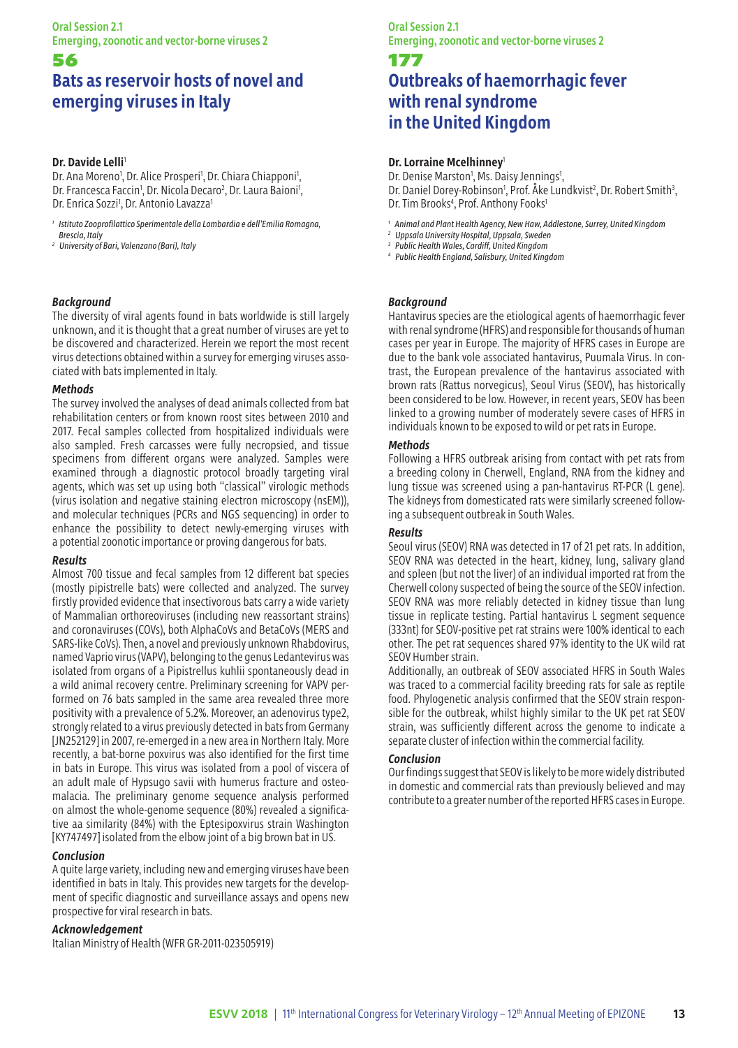Oral Session 2.1
Emerging, zoonotic and vector-borne viruses 2

## 56

# Bats as reservoir hosts of novel and emerging viruses in Italy

**Dr. Davide Lelli**[1]

Dr. Ana Moreno[1], Dr. Alice Prosperi[1], Dr. Chiara Chiapponi[1], Dr. Francesca Faccin[1], Dr. Nicola Decaro[2], Dr. Laura Baioni[1], Dr. Enrica Sozzi[1], Dr. Antonio Lavazza[1]

[1] *Istituto Zooprofilattico Sperimentale della Lombardia e dell'Emilia Romagna, Brescia, Italy*
[2] *University of Bari, Valenzano (Bari), Italy*

### Background

The diversity of viral agents found in bats worldwide is still largely unknown, and it is thought that a great number of viruses are yet to be discovered and characterized. Herein we report the most recent virus detections obtained within a survey for emerging viruses associated with bats implemented in Italy.

### Methods

The survey involved the analyses of dead animals collected from bat rehabilitation centers or from known roost sites between 2010 and 2017. Fecal samples collected from hospitalized individuals were also sampled. Fresh carcasses were fully necropsied, and tissue specimens from different organs were analyzed. Samples were examined through a diagnostic protocol broadly targeting viral agents, which was set up using both "classical" virologic methods (virus isolation and negative staining electron microscopy (nsEM)), and molecular techniques (PCRs and NGS sequencing) in order to enhance the possibility to detect newly-emerging viruses with a potential zoonotic importance or proving dangerous for bats.

### Results

Almost 700 tissue and fecal samples from 12 different bat species (mostly pipistrelle bats) were collected and analyzed. The survey firstly provided evidence that insectivorous bats carry a wide variety of Mammalian orthoreoviruses (including new reassortant strains) and coronaviruses (COVs), both AlphaCoVs and BetaCoVs (MERS and SARS-like CoVs). Then, a novel and previously unknown Rhabdovirus, named Vaprio virus (VAPV), belonging to the genus Ledantevirus was isolated from organs of a Pipistrellus kuhlii spontaneously dead in a wild animal recovery centre. Preliminary screening for VAPV performed on 76 bats sampled in the same area revealed three more positivity with a prevalence of 5.2%. Moreover, an adenovirus type2, strongly related to a virus previously detected in bats from Germany [JN252129] in 2007, re-emerged in a new area in Northern Italy. More recently, a bat-borne poxvirus was also identified for the first time in bats in Europe. This virus was isolated from a pool of viscera of an adult male of Hypsugo savii with humerus fracture and osteomalacia. The preliminary genome sequence analysis performed on almost the whole-genome sequence (80%) revealed a significative aa similarity (84%) with the Eptesipoxvirus strain Washington [KY747497] isolated from the elbow joint of a big brown bat in US.

### Conclusion

A quite large variety, including new and emerging viruses have been identified in bats in Italy. This provides new targets for the development of specific diagnostic and surveillance assays and opens new prospective for viral research in bats.

### Acknowledgement

Italian Ministry of Health (WFR GR-2011-023505919)

Oral Session 2.1
Emerging, zoonotic and vector-borne viruses 2

## 177

# Outbreaks of haemorrhagic fever with renal syndrome in the United Kingdom

**Dr. Lorraine Mcelhinney**[1]

Dr. Denise Marston[1], Ms. Daisy Jennings[1], Dr. Daniel Dorey-Robinson[1], Prof. Åke Lundkvist[2], Dr. Robert Smith[3], Dr. Tim Brooks[4], Prof. Anthony Fooks[1]

[1] *Animal and Plant Health Agency, New Haw, Addlestone, Surrey, United Kingdom*
[2] *Uppsala University Hospital, Uppsala, Sweden*
[3] *Public Health Wales, Cardiff, United Kingdom*
[4] *Public Health England, Salisbury, United Kingdom*

### Background

Hantavirus species are the etiological agents of haemorrhagic fever with renal syndrome (HFRS) and responsible for thousands of human cases per year in Europe. The majority of HFRS cases in Europe are due to the bank vole associated hantavirus, Puumala Virus. In contrast, the European prevalence of the hantavirus associated with brown rats (Rattus norvegicus), Seoul Virus (SEOV), has historically been considered to be low. However, in recent years, SEOV has been linked to a growing number of moderately severe cases of HFRS in individuals known to be exposed to wild or pet rats in Europe.

### Methods

Following a HFRS outbreak arising from contact with pet rats from a breeding colony in Cherwell, England, RNA from the kidney and lung tissue was screened using a pan-hantavirus RT-PCR (L gene). The kidneys from domesticated rats were similarly screened following a subsequent outbreak in South Wales.

### Results

Seoul virus (SEOV) RNA was detected in 17 of 21 pet rats. In addition, SEOV RNA was detected in the heart, kidney, lung, salivary gland and spleen (but not the liver) of an individual imported rat from the Cherwell colony suspected of being the source of the SEOV infection. SEOV RNA was more reliably detected in kidney tissue than lung tissue in replicate testing. Partial hantavirus L segment sequence (333nt) for SEOV-positive pet rat strains were 100% identical to each other. The pet rat sequences shared 97% identity to the UK wild rat SEOV Humber strain.

Additionally, an outbreak of SEOV associated HFRS in South Wales was traced to a commercial facility breeding rats for sale as reptile food. Phylogenetic analysis confirmed that the SEOV strain responsible for the outbreak, whilst highly similar to the UK pet rat SEOV strain, was sufficiently different across the genome to indicate a separate cluster of infection within the commercial facility.

### Conclusion

Our findings suggest that SEOV is likely to be more widely distributed in domestic and commercial rats than previously believed and may contribute to a greater number of the reported HFRS cases in Europe.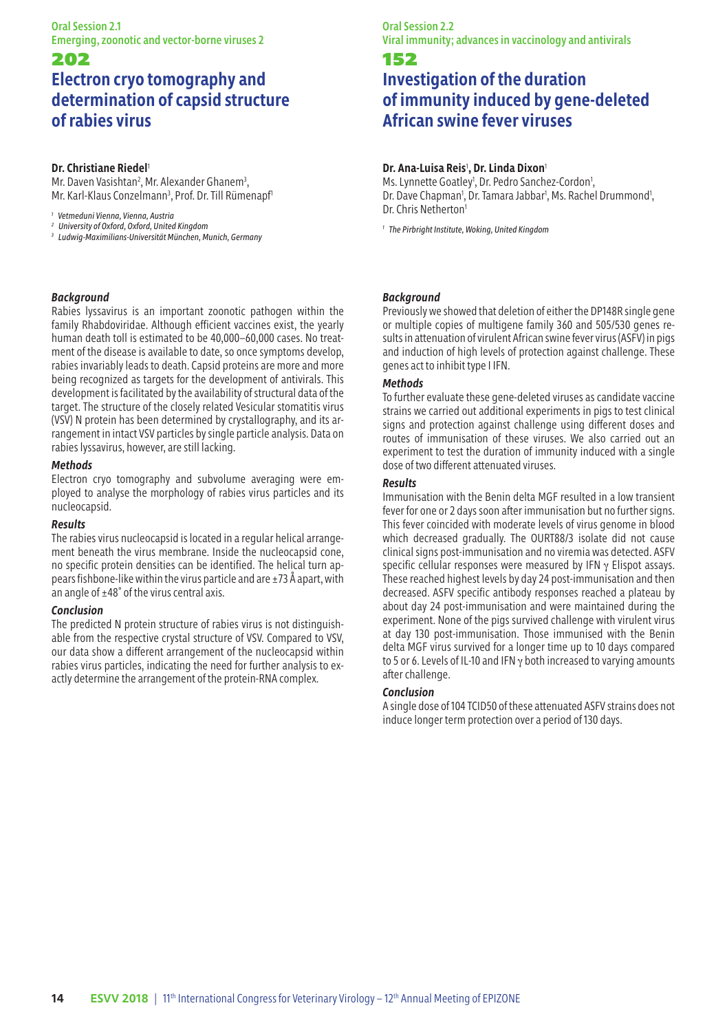Oral Session 2.1
Emerging, zoonotic and vector-borne viruses 2

# 202

# Electron cryo tomography and determination of capsid structure of rabies virus

**Dr. Christiane Riedel**[1]
Mr. Daven Vasishtan[2], Mr. Alexander Ghanem[3], Mr. Karl-Klaus Conzelmann[3], Prof. Dr. Till Rümenapf[1]

[1] *Vetmeduni Vienna, Vienna, Austria*
[2] *University of Oxford, Oxford, United Kingdom*
[3] *Ludwig-Maximilians-Universität München, Munich, Germany*

### *Background*

Rabies lyssavirus is an important zoonotic pathogen within the family Rhabdoviridae. Although efficient vaccines exist, the yearly human death toll is estimated to be 40,000–60,000 cases. No treatment of the disease is available to date, so once symptoms develop, rabies invariably leads to death. Capsid proteins are more and more being recognized as targets for the development of antivirals. This development is facilitated by the availability of structural data of the target. The structure of the closely related Vesicular stomatitis virus (VSV) N protein has been determined by crystallography, and its arrangement in intact VSV particles by single particle analysis. Data on rabies lyssavirus, however, are still lacking.

### *Methods*

Electron cryo tomography and subvolume averaging were employed to analyse the morphology of rabies virus particles and its nucleocapsid.

### *Results*

The rabies virus nucleocapsid is located in a regular helical arrangement beneath the virus membrane. Inside the nucleocapsid cone, no specific protein densities can be identified. The helical turn appears fishbone-like within the virus particle and are ±73 Å apart, with an angle of ±48° of the virus central axis.

### *Conclusion*

The predicted N protein structure of rabies virus is not distinguishable from the respective crystal structure of VSV. Compared to VSV, our data show a different arrangement of the nucleocapsid within rabies virus particles, indicating the need for further analysis to exactly determine the arrangement of the protein-RNA complex.

Oral Session 2.2
Viral immunity; advances in vaccinology and antivirals

# 152

# Investigation of the duration of immunity induced by gene-deleted African swine fever viruses

**Dr. Ana-Luisa Reis**[1]**, Dr. Linda Dixon**[1]
Ms. Lynnette Goatley[1], Dr. Pedro Sanchez-Cordon[1], Dr. Dave Chapman[1], Dr. Tamara Jabbar[1], Ms. Rachel Drummond[1], Dr. Chris Netherton[1]

[1] *The Pirbright Institute, Woking, United Kingdom*

### *Background*

Previously we showed that deletion of either the DP148R single gene or multiple copies of multigene family 360 and 505/530 genes results in attenuation of virulent African swine fever virus (ASFV) in pigs and induction of high levels of protection against challenge. These genes act to inhibit type I IFN.

### *Methods*

To further evaluate these gene-deleted viruses as candidate vaccine strains we carried out additional experiments in pigs to test clinical signs and protection against challenge using different doses and routes of immunisation of these viruses. We also carried out an experiment to test the duration of immunity induced with a single dose of two different attenuated viruses.

### *Results*

Immunisation with the Benin delta MGF resulted in a low transient fever for one or 2 days soon after immunisation but no further signs. This fever coincided with moderate levels of virus genome in blood which decreased gradually. The OURT88/3 isolate did not cause clinical signs post-immunisation and no viremia was detected. ASFV specific cellular responses were measured by IFN $\gamma$ Elispot assays. These reached highest levels by day 24 post-immunisation and then decreased. ASFV specific antibody responses reached a plateau by about day 24 post-immunisation and were maintained during the experiment. None of the pigs survived challenge with virulent virus at day 130 post-immunisation. Those immunised with the Benin delta MGF virus survived for a longer time up to 10 days compared to 5 or 6. Levels of IL-10 and IFN $\gamma$ both increased to varying amounts after challenge.

### *Conclusion*

A single dose of 104 TCID50 of these attenuated ASFV strains does not induce longer term protection over a period of 130 days.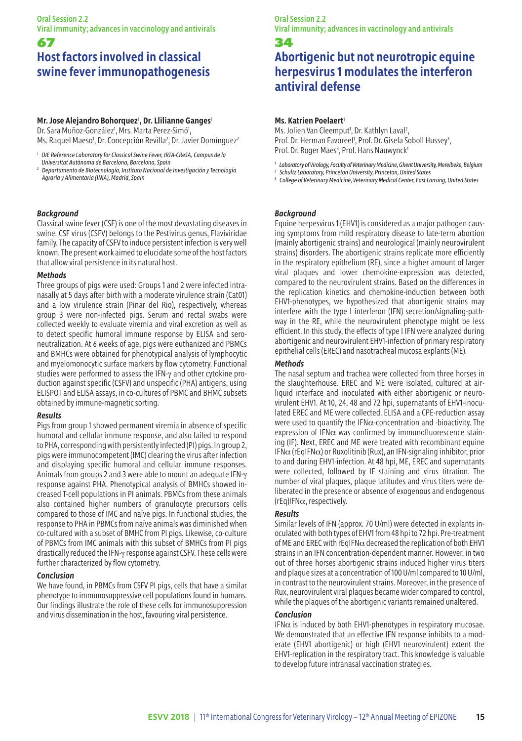Oral Session 2.2
Viral immunity; advances in vaccinology and antivirals

**67**

# Host factors involved in classical swine fever immunopathogenesis

**Mr. Jose Alejandro Bohorquez**[1], **Dr. Llilianne Ganges**[1]
Dr. Sara Muñoz-González[1], Mrs. Marta Perez-Simó[1], Ms. Raquel Maeso[1], Dr. Concepción Revilla[2], Dr. Javier Domínguez[2]

[1] *OIE Reference Laboratory for Classical Swine Fever, IRTA-CReSA, Campus de la Universitat Autònoma de Barcelona, Barcelona, Spain*
[2] *Departamento de Biotecnología, Instituto Nacional de Investigación y Tecnología Agraria y Alimentaria (INIA), Madrid, Spain*

### *Background*

Classical swine fever (CSF) is one of the most devastating diseases in swine. CSF virus (CSFV) belongs to the Pestivirus genus, Flaviviridae family. The capacity of CSFV to induce persistent infection is very well known. The present work aimed to elucidate some of the host factors that allow viral persistence in its natural host.

### *Methods*

Three groups of pigs were used: Groups 1 and 2 were infected intranasally at 5 days after birth with a moderate virulence strain (Cat01) and a low virulence strain (Pinar del Rio), respectively, whereas group 3 were non-infected pigs. Serum and rectal swabs were collected weekly to evaluate viremia and viral excretion as well as to detect specific humoral immune response by ELISA and seroneutralization. At 6 weeks of age, pigs were euthanized and PBMCs and BMHCs were obtained for phenotypical analysis of lymphocytic and myelomonocytic surface markers by flow cytometry. Functional studies were performed to assess the IFN-$\gamma$ and other cytokine production against specific (CSFV) and unspecific (PHA) antigens, using ELISPOT and ELISA assays, in co-cultures of PBMC and BHMC subsets obtained by immune-magnetic sorting.

### *Results*

Pigs from group 1 showed permanent viremia in absence of specific humoral and cellular immune response, and also failed to respond to PHA, corresponding with persistently infected (PI) pigs. In group 2, pigs were immunocompetent (IMC) clearing the virus after infection and displaying specific humoral and cellular immune responses. Animals from groups 2 and 3 were able to mount an adequate IFN-$\gamma$ response against PHA. Phenotypical analysis of BMHCs showed increased T-cell populations in PI animals. PBMCs from these animals also contained higher numbers of granulocyte precursors cells compared to those of IMC and naïve pigs. In functional studies, the response to PHA in PBMCs from naïve animals was diminished when co-cultured with a subset of BMHC from PI pigs. Likewise, co-culture of PBMCs from IMC animals with this subset of BMHCs from PI pigs drastically reduced the IFN-$\gamma$ response against CSFV. These cells were further characterized by flow cytometry.

### *Conclusion*

We have found, in PBMCs from CSFV PI pigs, cells that have a similar phenotype to immunosuppressive cell populations found in humans. Our findings illustrate the role of these cells for immunosuppression and virus dissemination in the host, favouring viral persistence.

Oral Session 2.2
Viral immunity; advances in vaccinology and antivirals

**34**

# Abortigenic but not neurotropic equine herpesvirus 1 modulates the interferon antiviral defense

**Ms. Katrien Poelaert**[1]
Ms. Jolien Van Cleemput[1], Dr. Kathlyn Laval[2], Prof. Dr. Herman Favoreel[1], Prof. Dr. Gisela Soboll Hussey[3], Prof. Dr. Roger Maes[3], Prof. Hans Nauwynck[1]

[1] *Laboratory of Virology, Faculty of Veterinary Medicine, Ghent University, Merelbeke, Belgium*
[2] *Schultz Laboratory, Princeton University, Princeton, United States*
[3] *College of Veterinary Medicine, Veterinary Medical Center, East Lansing, United States*

### *Background*

Equine herpesvirus 1 (EHV1) is considered as a major pathogen causing symptoms from mild respiratory disease to late-term abortion (mainly abortigenic strains) and neurological (mainly neurovirulent strains) disorders. The abortigenic strains replicate more efficiently in the respiratory epithelium (RE), since a higher amount of larger viral plaques and lower chemokine-expression was detected, compared to the neurovirulent strains. Based on the differences in the replication kinetics and chemokine-induction between both EHV1-phenotypes, we hypothesized that abortigenic strains may interfere with the type I interferon (IFN) secretion/signaling-pathway in the RE, while the neurovirulent phenotype might be less efficient. In this study, the effects of type I IFN were analyzed during abortigenic and neurovirulent EHV1-infection of primary respiratory epithelial cells (EREC) and nasotracheal mucosa explants (ME).

### *Methods*

The nasal septum and trachea were collected from three horses in the slaughterhouse. EREC and ME were isolated, cultured at air-liquid interface and inoculated with either abortigenic or neurovirulent EHV1. At 10, 24, 48 and 72 hpi, supernatants of EHV1-inoculated EREC and ME were collected. ELISA and a CPE-reduction assay were used to quantify the IFN$\alpha$-concentration and -bioactivity. The expression of IFN$\alpha$ was confirmed by immunofluorescence staining (IF). Next, EREC and ME were treated with recombinant equine IFN$\alpha$ (rEqIFN$\alpha$) or Ruxolitinib (Rux), an IFN-signaling inhibitor, prior to and during EHV1-infection. At 48 hpi, ME, EREC and supernatants were collected, followed by IF staining and virus titration. The number of viral plaques, plaque latitudes and virus titers were deliberated in the presence or absence of exogenous and endogenous (rEq)IFN$\alpha$, respectively.

### *Results*

Similar levels of IFN (approx. 70 U/ml) were detected in explants inoculated with both types of EHV1 from 48 hpi to 72 hpi. Pre-treatment of ME and EREC with rEqIFN$\alpha$ decreased the replication of both EHV1 strains in an IFN concentration-dependent manner. However, in two out of three horses abortigenic strains induced higher virus titers and plaque sizes at a concentration of 100 U/ml compared to 10 U/ml, in contrast to the neurovirulent strains. Moreover, in the presence of Rux, neurovirulent viral plaques became wider compared to control, while the plaques of the abortigenic variants remained unaltered.

### *Conclusion*

IFN$\alpha$ is induced by both EHV1-phenotypes in respiratory mucosae. We demonstrated that an effective IFN response inhibits to a moderate (EHV1 abortigenic) or high (EHV1 neurovirulent) extent the EHV1-replication in the respiratory tract. This knowledge is valuable to develop future intranasal vaccination strategies.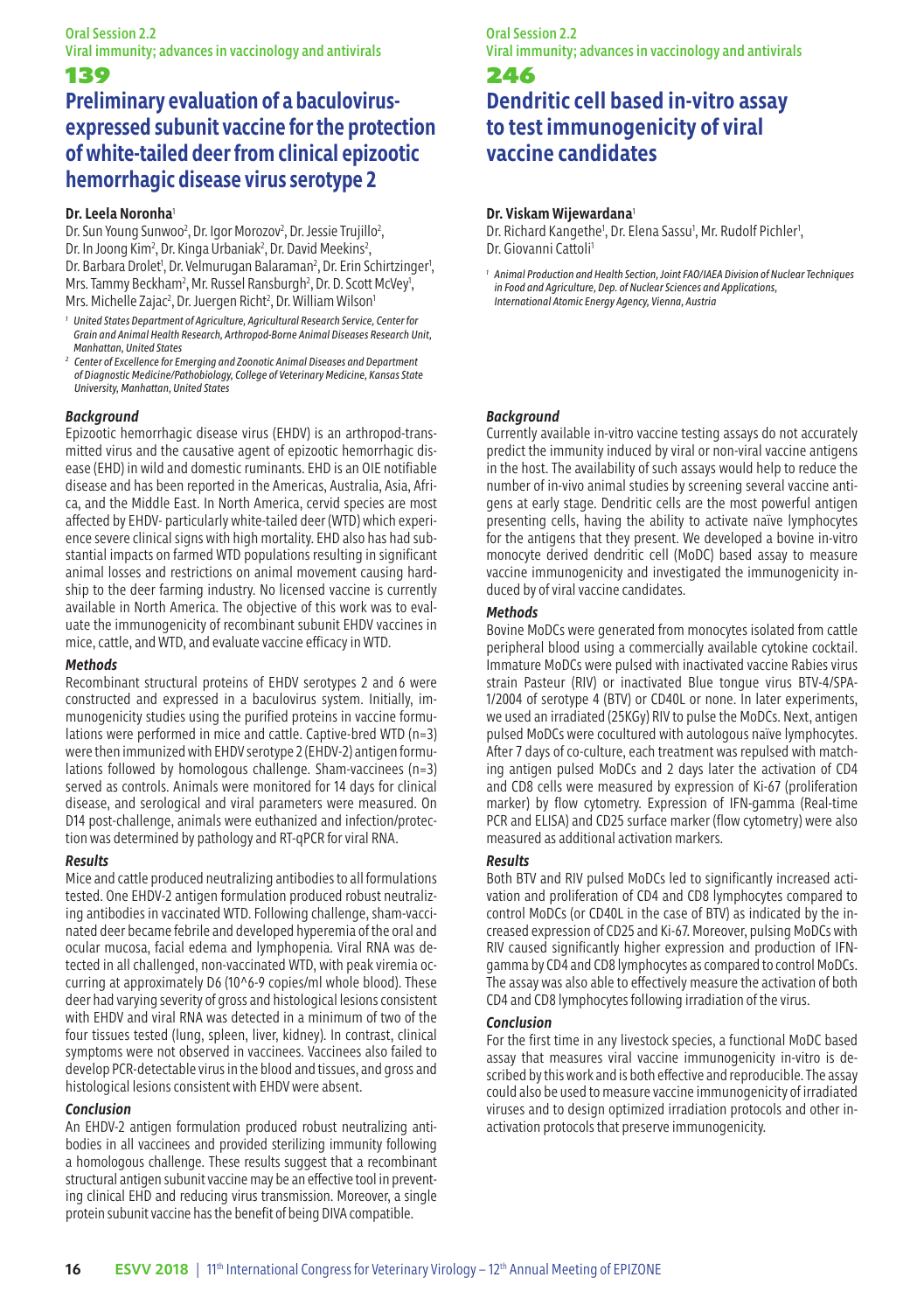Oral Session 2.2
Viral immunity; advances in vaccinology and antivirals

## 139

# Preliminary evaluation of a baculovirus-expressed subunit vaccine for the protection of white-tailed deer from clinical epizootic hemorrhagic disease virus serotype 2

**Dr. Leela Noronha**[1]

Dr. Sun Young Sunwoo[2], Dr. Igor Morozov[2], Dr. Jessie Trujillo[2], Dr. In Joong Kim[2], Dr. Kinga Urbaniak[2], Dr. David Meekins[2], Dr. Barbara Drolet[1], Dr. Velmurugan Balaraman[2], Dr. Erin Schirtzinger[1], Mrs. Tammy Beckham[2], Mr. Russel Ransburgh[2], Dr. D. Scott McVey[1], Mrs. Michelle Zajac[2], Dr. Juergen Richt[2], Dr. William Wilson[1]

[1] *United States Department of Agriculture, Agricultural Research Service, Center for Grain and Animal Health Research, Arthropod-Borne Animal Diseases Research Unit, Manhattan, United States*

[2] *Center of Excellence for Emerging and Zoonotic Animal Diseases and Department of Diagnostic Medicine/Pathobiology, College of Veterinary Medicine, Kansas State University, Manhattan, United States*

### *Background*

Epizootic hemorrhagic disease virus (EHDV) is an arthropod-transmitted virus and the causative agent of epizootic hemorrhagic disease (EHD) in wild and domestic ruminants. EHD is an OIE notifiable disease and has been reported in the Americas, Australia, Asia, Africa, and the Middle East. In North America, cervid species are most affected by EHDV- particularly white-tailed deer (WTD) which experience severe clinical signs with high mortality. EHD also has had substantial impacts on farmed WTD populations resulting in significant animal losses and restrictions on animal movement causing hardship to the deer farming industry. No licensed vaccine is currently available in North America. The objective of this work was to evaluate the immunogenicity of recombinant subunit EHDV vaccines in mice, cattle, and WTD, and evaluate vaccine efficacy in WTD.

### *Methods*

Recombinant structural proteins of EHDV serotypes 2 and 6 were constructed and expressed in a baculovirus system. Initially, immunogenicity studies using the purified proteins in vaccine formulations were performed in mice and cattle. Captive-bred WTD (n=3) were then immunized with EHDV serotype 2 (EHDV-2) antigen formulations followed by homologous challenge. Sham-vaccinees (n=3) served as controls. Animals were monitored for 14 days for clinical disease, and serological and viral parameters were measured. On D14 post-challenge, animals were euthanized and infection/protection was determined by pathology and RT-qPCR for viral RNA.

### *Results*

Mice and cattle produced neutralizing antibodies to all formulations tested. One EHDV-2 antigen formulation produced robust neutralizing antibodies in vaccinated WTD. Following challenge, sham-vaccinated deer became febrile and developed hyperemia of the oral and ocular mucosa, facial edema and lymphopenia. Viral RNA was detected in all challenged, non-vaccinated WTD, with peak viremia occurring at approximately D6 (10^6-9 copies/ml whole blood). These deer had varying severity of gross and histological lesions consistent with EHDV and viral RNA was detected in a minimum of two of the four tissues tested (lung, spleen, liver, kidney). In contrast, clinical symptoms were not observed in vaccinees. Vaccinees also failed to develop PCR-detectable virus in the blood and tissues, and gross and histological lesions consistent with EHDV were absent.

### *Conclusion*

An EHDV-2 antigen formulation produced robust neutralizing antibodies in all vaccinees and provided sterilizing immunity following a homologous challenge. These results suggest that a recombinant structural antigen subunit vaccine may be an effective tool in preventing clinical EHD and reducing virus transmission. Moreover, a single protein subunit vaccine has the benefit of being DIVA compatible.

Oral Session 2.2
Viral immunity; advances in vaccinology and antivirals

## 246

# Dendritic cell based in-vitro assay to test immunogenicity of viral vaccine candidates

**Dr. Viskam Wijewardana**[1]

Dr. Richard Kangethe[1], Dr. Elena Sassu[1], Mr. Rudolf Pichler[1], Dr. Giovanni Cattoli[1]

[1] *Animal Production and Health Section, Joint FAO/IAEA Division of Nuclear Techniques in Food and Agriculture, Dep. of Nuclear Sciences and Applications, International Atomic Energy Agency, Vienna, Austria*

### *Background*

Currently available in-vitro vaccine testing assays do not accurately predict the immunity induced by viral or non-viral vaccine antigens in the host. The availability of such assays would help to reduce the number of in-vivo animal studies by screening several vaccine antigens at early stage. Dendritic cells are the most powerful antigen presenting cells, having the ability to activate naïve lymphocytes for the antigens that they present. We developed a bovine in-vitro monocyte derived dendritic cell (MoDC) based assay to measure vaccine immunogenicity and investigated the immunogenicity induced by of viral vaccine candidates.

### *Methods*

Bovine MoDCs were generated from monocytes isolated from cattle peripheral blood using a commercially available cytokine cocktail. Immature MoDCs were pulsed with inactivated vaccine Rabies virus strain Pasteur (RIV) or inactivated Blue tongue virus BTV-4/SPA-1/2004 of serotype 4 (BTV) or CD40L or none. In later experiments, we used an irradiated (25KGy) RIV to pulse the MoDCs. Next, antigen pulsed MoDCs were cocultured with autologous naïve lymphocytes. After 7 days of co-culture, each treatment was repulsed with matching antigen pulsed MoDCs and 2 days later the activation of CD4 and CD8 cells were measured by expression of Ki-67 (proliferation marker) by flow cytometry. Expression of IFN-gamma (Real-time PCR and ELISA) and CD25 surface marker (flow cytometry) were also measured as additional activation markers.

### *Results*

Both BTV and RIV pulsed MoDCs led to significantly increased activation and proliferation of CD4 and CD8 lymphocytes compared to control MoDCs (or CD40L in the case of BTV) as indicated by the increased expression of CD25 and Ki-67. Moreover, pulsing MoDCs with RIV caused significantly higher expression and production of IFN-gamma by CD4 and CD8 lymphocytes as compared to control MoDCs. The assay was also able to effectively measure the activation of both CD4 and CD8 lymphocytes following irradiation of the virus.

### *Conclusion*

For the first time in any livestock species, a functional MoDC based assay that measures viral vaccine immunogenicity in-vitro is described by this work and is both effective and reproducible. The assay could also be used to measure vaccine immunogenicity of irradiated viruses and to design optimized irradiation protocols and other inactivation protocols that preserve immunogenicity.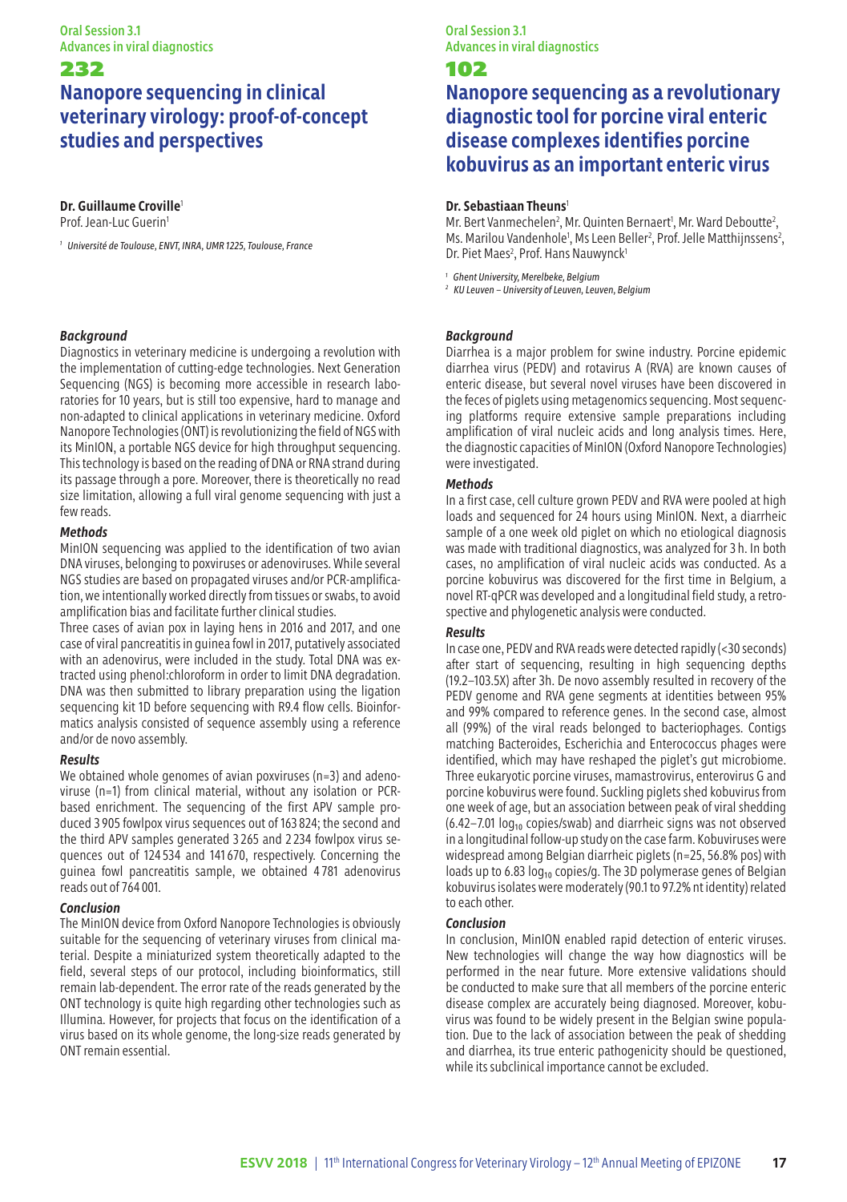Oral Session 3.1
Advances in viral diagnostics

## 232

# Nanopore sequencing in clinical veterinary virology: proof-of-concept studies and perspectives

**Dr. Guillaume Croville**[1]
Prof. Jean-Luc Guerin[1]

[1] *Université de Toulouse, ENVT, INRA, UMR 1225, Toulouse, France*

### *Background*

Diagnostics in veterinary medicine is undergoing a revolution with the implementation of cutting-edge technologies. Next Generation Sequencing (NGS) is becoming more accessible in research laboratories for 10 years, but is still too expensive, hard to manage and non-adapted to clinical applications in veterinary medicine. Oxford Nanopore Technologies (ONT) is revolutionizing the field of NGS with its MinION, a portable NGS device for high throughput sequencing. This technology is based on the reading of DNA or RNA strand during its passage through a pore. Moreover, there is theoretically no read size limitation, allowing a full viral genome sequencing with just a few reads.

### *Methods*

MinION sequencing was applied to the identification of two avian DNA viruses, belonging to poxviruses or adenoviruses. While several NGS studies are based on propagated viruses and/or PCR-amplification, we intentionally worked directly from tissues or swabs, to avoid amplification bias and facilitate further clinical studies.

Three cases of avian pox in laying hens in 2016 and 2017, and one case of viral pancreatitis in guinea fowl in 2017, putatively associated with an adenovirus, were included in the study. Total DNA was extracted using phenol:chloroform in order to limit DNA degradation. DNA was then submitted to library preparation using the ligation sequencing kit 1D before sequencing with R9.4 flow cells. Bioinformatics analysis consisted of sequence assembly using a reference and/or de novo assembly.

### *Results*

We obtained whole genomes of avian poxviruses (n=3) and adenovirus (n=1) from clinical material, without any isolation or PCR-based enrichment. The sequencing of the first APV sample produced 3 905 fowlpox virus sequences out of 163 824; the second and the third APV samples generated 3 265 and 2 234 fowlpox virus sequences out of 124 534 and 141 670, respectively. Concerning the guinea fowl pancreatitis sample, we obtained 4 781 adenovirus reads out of 764 001.

### *Conclusion*

The MinION device from Oxford Nanopore Technologies is obviously suitable for the sequencing of veterinary viruses from clinical material. Despite a miniaturized system theoretically adapted to the field, several steps of our protocol, including bioinformatics, still remain lab-dependent. The error rate of the reads generated by the ONT technology is quite high regarding other technologies such as Illumina. However, for projects that focus on the identification of a virus based on its whole genome, the long-size reads generated by ONT remain essential.

Oral Session 3.1
Advances in viral diagnostics

## 102

# Nanopore sequencing as a revolutionary diagnostic tool for porcine viral enteric disease complexes identifies porcine kobuvirus as an important enteric virus

**Dr. Sebastiaan Theuns**[1]
Mr. Bert Vanmechelen[2], Mr. Quinten Bernaert[1], Mr. Ward Deboutte[2], Ms. Marilou Vandenhole[1], Ms Leen Beller[2], Prof. Jelle Matthijnssens[2], Dr. Piet Maes[2], Prof. Hans Nauwynck[1]

[1] *Ghent University, Merelbeke, Belgium*
[2] *KU Leuven – University of Leuven, Leuven, Belgium*

### *Background*

Diarrhea is a major problem for swine industry. Porcine epidemic diarrhea virus (PEDV) and rotavirus A (RVA) are known causes of enteric disease, but several novel viruses have been discovered in the feces of piglets using metagenomics sequencing. Most sequencing platforms require extensive sample preparations including amplification of viral nucleic acids and long analysis times. Here, the diagnostic capacities of MinION (Oxford Nanopore Technologies) were investigated.

### *Methods*

In a first case, cell culture grown PEDV and RVA were pooled at high loads and sequenced for 24 hours using MinION. Next, a diarrheic sample of a one week old piglet on which no etiological diagnosis was made with traditional diagnostics, was analyzed for 3 h. In both cases, no amplification of viral nucleic acids was conducted. As a porcine kobuvirus was discovered for the first time in Belgium, a novel RT-qPCR was developed and a longitudinal field study, a retrospective and phylogenetic analysis were conducted.

### *Results*

In case one, PEDV and RVA reads were detected rapidly (<30 seconds) after start of sequencing, resulting in high sequencing depths (19.2–103.5X) after 3h. De novo assembly resulted in recovery of the PEDV genome and RVA gene segments at identities between 95% and 99% compared to reference genes. In the second case, almost all (99%) of the viral reads belonged to bacteriophages. Contigs matching Bacteroides, Escherichia and Enterococcus phages were identified, which may have reshaped the piglet's gut microbiome. Three eukaryotic porcine viruses, mamastrovirus, enterovirus G and porcine kobuvirus were found. Suckling piglets shed kobuvirus from one week of age, but an association between peak of viral shedding (6.42–7.01 $log_{10}$ copies/swab) and diarrheic signs was not observed in a longitudinal follow-up study on the case farm. Kobuviruses were widespread among Belgian diarrheic piglets (n=25, 56.8% pos) with loads up to 6.83 $log_{10}$ copies/g. The 3D polymerase genes of Belgian kobuvirus isolates were moderately (90.1 to 97.2% nt identity) related to each other.

### *Conclusion*

In conclusion, MinION enabled rapid detection of enteric viruses. New technologies will change the way how diagnostics will be performed in the near future. More extensive validations should be conducted to make sure that all members of the porcine enteric disease complex are accurately being diagnosed. Moreover, kobuvirus was found to be widely present in the Belgian swine population. Due to the lack of association between the peak of shedding and diarrhea, its true enteric pathogenicity should be questioned, while its subclinical importance cannot be excluded.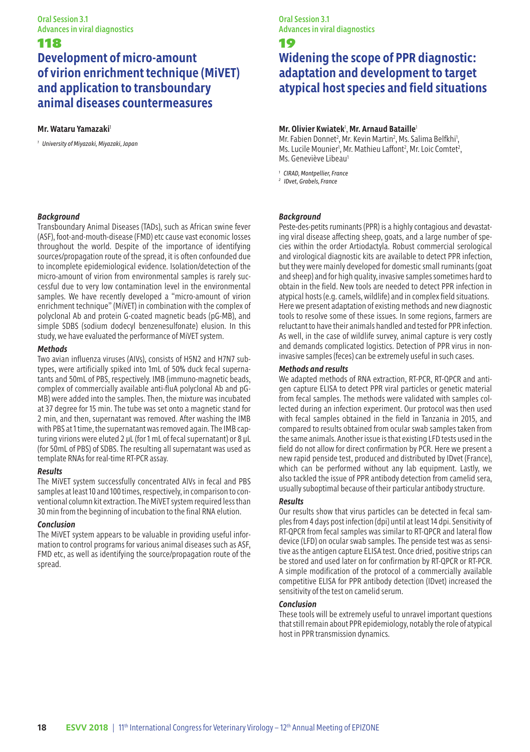Oral Session 3.1
Advances in viral diagnostics

## 118

# Development of micro-amount of virion enrichment technique (MiVET) and application to transboundary animal diseases countermeasures

**Mr. Wataru Yamazaki**[1]

[1] *University of Miyazaki, Miyazaki, Japan*

### Background

Transboundary Animal Diseases (TADs), such as African swine fever (ASF), foot-and-mouth-disease (FMD) etc cause vast economic losses throughout the world. Despite of the importance of identifying sources/propagation route of the spread, it is often confounded due to incomplete epidemiological evidence. Isolation/detection of the micro-amount of virion from environmental samples is rarely successful due to very low contamination level in the environmental samples. We have recently developed a "micro-amount of virion enrichment technique" (MiVET) in combination with the complex of polyclonal Ab and protein G-coated magnetic beads (pG-MB), and simple SDBS (sodium dodecyl benzenesulfonate) elusion. In this study, we have evaluated the performance of MiVET system.

### Methods

Two avian influenza viruses (AIVs), consists of H5N2 and H7N7 subtypes, were artificially spiked into 1mL of 50% duck fecal supernatants and 50mL of PBS, respectively. IMB (immuno-magnetic beads, complex of commercially available anti-fluA polyclonal Ab and pG-MB) were added into the samples. Then, the mixture was incubated at 37 degree for 15 min. The tube was set onto a magnetic stand for 2 min, and then, supernatant was removed. After washing the IMB with PBS at 1 time, the supernatant was removed again. The IMB capturing virions were eluted 2 µL (for 1 mL of fecal supernatant) or 8 µL (for 50mL of PBS) of SDBS. The resulting all supernatant was used as template RNAs for real-time RT-PCR assay.

### Results

The MiVET system successfully concentrated AIVs in fecal and PBS samples at least 10 and 100 times, respectively, in comparison to conventional column kit extraction. The MiVET system required less than 30 min from the beginning of incubation to the final RNA elution.

### Conclusion

The MiVET system appears to be valuable in providing useful information to control programs for various animal diseases such as ASF, FMD etc, as well as identifying the source/propagation route of the spread.

Oral Session 3.1
Advances in viral diagnostics

## 19

# Widening the scope of PPR diagnostic: adaptation and development to target atypical host species and field situations

**Mr. Olivier Kwiatek**[1], **Mr. Arnaud Bataille**[1]
Mr. Fabien Donnet[2], Mr. Kevin Martin[2], Ms. Salima Belfkhi[1], Ms. Lucile Mounier[1], Mr. Mathieu Laffont[2], Mr. Loic Comtet[2], Ms. Geneviève Libeau[1]

[1] *CIRAD, Montpellier, France*
[2] *IDvet, Grabels, France*

### Background

Peste-des-petits ruminants (PPR) is a highly contagious and devastating viral disease affecting sheep, goats, and a large number of species within the order Artiodactyla. Robust commercial serological and virological diagnostic kits are available to detect PPR infection, but they were mainly developed for domestic small ruminants (goat and sheep) and for high quality, invasive samples sometimes hard to obtain in the field. New tools are needed to detect PPR infection in atypical hosts (e.g. camels, wildlife) and in complex field situations. Here we present adaptation of existing methods and new diagnostic tools to resolve some of these issues. In some regions, farmers are reluctant to have their animals handled and tested for PPR infection. As well, in the case of wildlife survey, animal capture is very costly and demands complicated logistics. Detection of PPR virus in non-invasive samples (feces) can be extremely useful in such cases.

### Methods and results

We adapted methods of RNA extraction, RT-PCR, RT-QPCR and antigen capture ELISA to detect PPR viral particles or genetic material from fecal samples. The methods were validated with samples collected during an infection experiment. Our protocol was then used with fecal samples obtained in the field in Tanzania in 2015, and compared to results obtained from ocular swab samples taken from the same animals. Another issue is that existing LFD tests used in the field do not allow for direct confirmation by PCR. Here we present a new rapid penside test, produced and distributed by IDvet (France), which can be performed without any lab equipment. Lastly, we also tackled the issue of PPR antibody detection from camelid sera, usually suboptimal because of their particular antibody structure.

### Results

Our results show that virus particles can be detected in fecal samples from 4 days post infection (dpi) until at least 14 dpi. Sensitivity of RT-QPCR from fecal samples was similar to RT-QPCR and lateral flow device (LFD) on ocular swab samples. The penside test was as sensitive as the antigen capture ELISA test. Once dried, positive strips can be stored and used later on for confirmation by RT-QPCR or RT-PCR. A simple modification of the protocol of a commercially available competitive ELISA for PPR antibody detection (IDvet) increased the sensitivity of the test on camelid serum.

### Conclusion

These tools will be extremely useful to unravel important questions that still remain about PPR epidemiology, notably the role of atypical host in PPR transmission dynamics.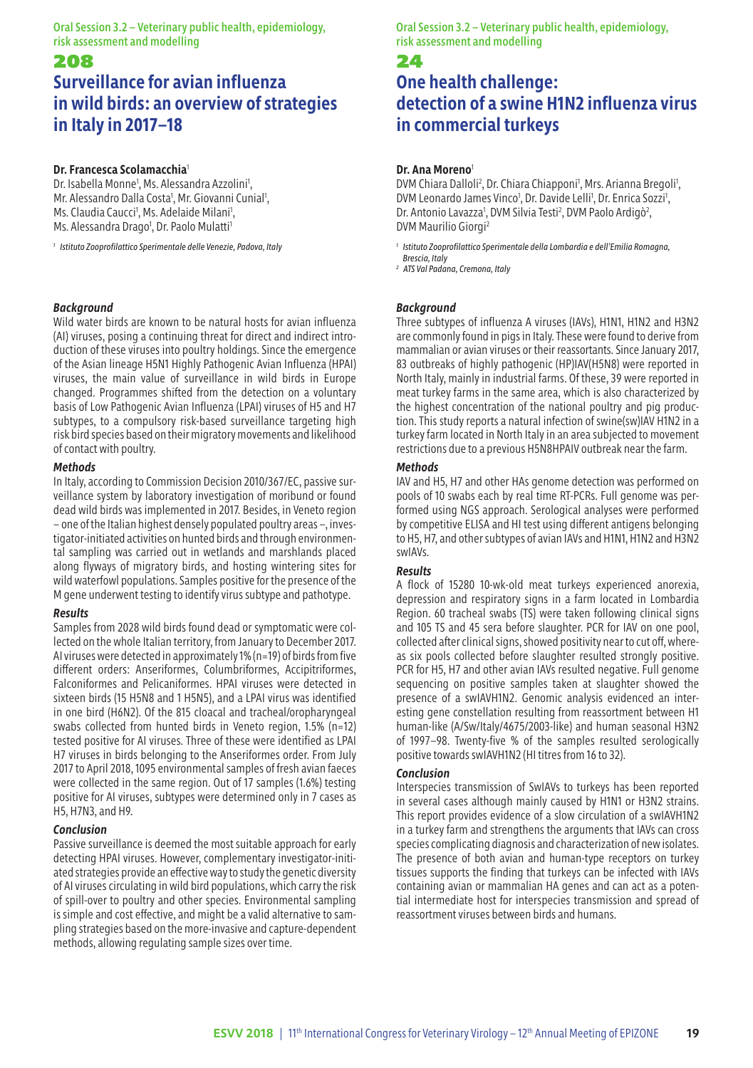Oral Session 3.2 – Veterinary public health, epidemiology, risk assessment and modelling

## 208

# Surveillance for avian influenza in wild birds: an overview of strategies in Italy in 2017–18

**Dr. Francesca Scolamacchia**[1]

Dr. Isabella Monne[1], Ms. Alessandra Azzolini[1], Mr. Alessandro Dalla Costa[1], Mr. Giovanni Cunial[1], Ms. Claudia Caucci[1], Ms. Adelaide Milani[1], Ms. Alessandra Drago[1], Dr. Paolo Mulatti[1]

[1] *Istituto Zooprofilattico Sperimentale delle Venezie, Padova, Italy*

### *Background*

Wild water birds are known to be natural hosts for avian influenza (AI) viruses, posing a continuing threat for direct and indirect introduction of these viruses into poultry holdings. Since the emergence of the Asian lineage H5N1 Highly Pathogenic Avian Influenza (HPAI) viruses, the main value of surveillance in wild birds in Europe changed. Programmes shifted from the detection on a voluntary basis of Low Pathogenic Avian Influenza (LPAI) viruses of H5 and H7 subtypes, to a compulsory risk-based surveillance targeting high risk bird species based on their migratory movements and likelihood of contact with poultry.

### *Methods*

In Italy, according to Commission Decision 2010/367/EC, passive surveillance system by laboratory investigation of moribund or found dead wild birds was implemented in 2017. Besides, in Veneto region – one of the Italian highest densely populated poultry areas –, investigator-initiated activities on hunted birds and through environmental sampling was carried out in wetlands and marshlands placed along flyways of migratory birds, and hosting wintering sites for wild waterfowl populations. Samples positive for the presence of the M gene underwent testing to identify virus subtype and pathotype.

### *Results*

Samples from 2028 wild birds found dead or symptomatic were collected on the whole Italian territory, from January to December 2017. AI viruses were detected in approximately 1% (n=19) of birds from five different orders: Anseriformes, Columbriformes, Accipitriformes, Falconiformes and Pelicaniformes. HPAI viruses were detected in sixteen birds (15 H5N8 and 1 H5N5), and a LPAI virus was identified in one bird (H6N2). Of the 815 cloacal and tracheal/oropharyngeal swabs collected from hunted birds in Veneto region, 1.5% (n=12) tested positive for AI viruses. Three of these were identified as LPAI H7 viruses in birds belonging to the Anseriformes order. From July 2017 to April 2018, 1095 environmental samples of fresh avian faeces were collected in the same region. Out of 17 samples (1.6%) testing positive for AI viruses, subtypes were determined only in 7 cases as H5, H7N3, and H9.

### *Conclusion*

Passive surveillance is deemed the most suitable approach for early detecting HPAI viruses. However, complementary investigator-initiated strategies provide an effective way to study the genetic diversity of AI viruses circulating in wild bird populations, which carry the risk of spill-over to poultry and other species. Environmental sampling is simple and cost effective, and might be a valid alternative to sampling strategies based on the more-invasive and capture-dependent methods, allowing regulating sample sizes over time.

Oral Session 3.2 – Veterinary public health, epidemiology, risk assessment and modelling

## 24

# One health challenge: detection of a swine H1N2 influenza virus in commercial turkeys

**Dr. Ana Moreno**[1]

DVM Chiara Dalloli[2], Dr. Chiara Chiapponi[1], Mrs. Arianna Bregoli[1], DVM Leonardo James Vinco[1], Dr. Davide Lelli[1], Dr. Enrica Sozzi[1], Dr. Antonio Lavazza[1], DVM Silvia Testi[2], DVM Paolo Ardigò[2], DVM Maurilio Giorgi[2]

[1] *Istituto Zooprofilattico Sperimentale della Lombardia e dell'Emilia Romagna, Brescia, Italy*
[2] *ATS Val Padana, Cremona, Italy*

### *Background*

Three subtypes of influenza A viruses (IAVs), H1N1, H1N2 and H3N2 are commonly found in pigs in Italy. These were found to derive from mammalian or avian viruses or their reassortants. Since January 2017, 83 outbreaks of highly pathogenic (HP)IAV(H5N8) were reported in North Italy, mainly in industrial farms. Of these, 39 were reported in meat turkey farms in the same area, which is also characterized by the highest concentration of the national poultry and pig production. This study reports a natural infection of swine(sw)IAV H1N2 in a turkey farm located in North Italy in an area subjected to movement restrictions due to a previous H5N8HPAIV outbreak near the farm.

### *Methods*

IAV and H5, H7 and other HAs genome detection was performed on pools of 10 swabs each by real time RT-PCRs. Full genome was performed using NGS approach. Serological analyses were performed by competitive ELISA and HI test using different antigens belonging to H5, H7, and other subtypes of avian IAVs and H1N1, H1N2 and H3N2 swIAVs.

### *Results*

A flock of 15280 10-wk-old meat turkeys experienced anorexia, depression and respiratory signs in a farm located in Lombardia Region. 60 tracheal swabs (TS) were taken following clinical signs and 105 TS and 45 sera before slaughter. PCR for IAV on one pool, collected after clinical signs, showed positivity near to cut off, whereas six pools collected before slaughter resulted strongly positive. PCR for H5, H7 and other avian IAVs resulted negative. Full genome sequencing on positive samples taken at slaughter showed the presence of a swIAVH1N2. Genomic analysis evidenced an interesting gene constellation resulting from reassortment between H1 human-like (A/Sw/Italy/4675/2003-like) and human seasonal H3N2 of 1997–98. Twenty-five % of the samples resulted serologically positive towards swIAVH1N2 (HI titres from 16 to 32).

### *Conclusion*

Interspecies transmission of SwIAVs to turkeys has been reported in several cases although mainly caused by H1N1 or H3N2 strains. This report provides evidence of a slow circulation of a swIAVH1N2 in a turkey farm and strengthens the arguments that IAVs can cross species complicating diagnosis and characterization of new isolates. The presence of both avian and human-type receptors on turkey tissues supports the finding that turkeys can be infected with IAVs containing avian or mammalian HA genes and can act as a potential intermediate host for interspecies transmission and spread of reassortment viruses between birds and humans.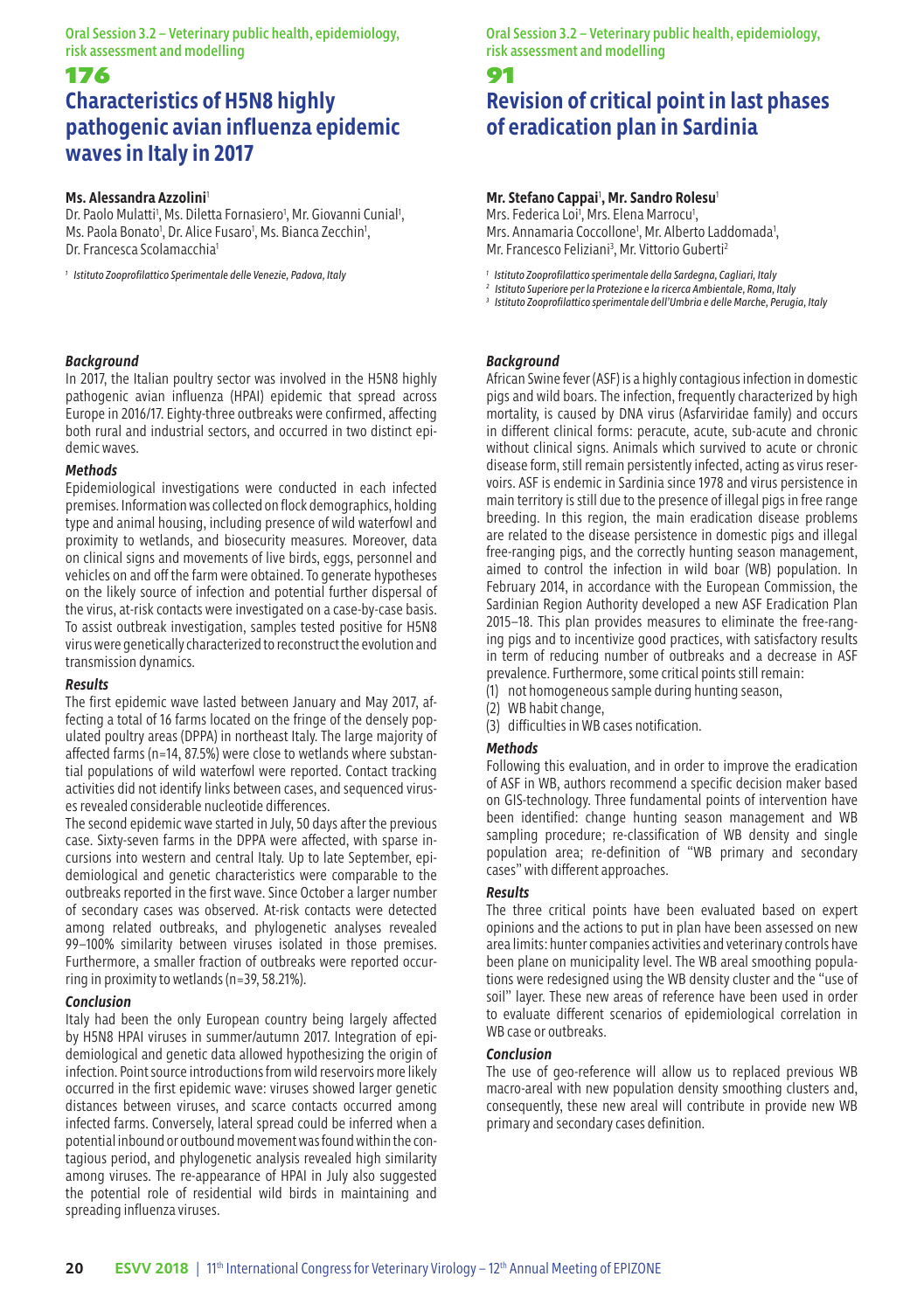Oral Session 3.2 – Veterinary public health, epidemiology, risk assessment and modelling

# 176

## Characteristics of H5N8 highly pathogenic avian influenza epidemic waves in Italy in 2017

**Ms. Alessandra Azzolini**[1]

Dr. Paolo Mulatti[1], Ms. Diletta Fornasiero[1], Mr. Giovanni Cunial[1], Ms. Paola Bonato[1], Dr. Alice Fusaro[1], Ms. Bianca Zecchin[1], Dr. Francesca Scolamacchia[1]

[1] *Istituto Zooprofilattico Sperimentale delle Venezie, Padova, Italy*

### *Background*

In 2017, the Italian poultry sector was involved in the H5N8 highly pathogenic avian influenza (HPAI) epidemic that spread across Europe in 2016/17. Eighty-three outbreaks were confirmed, affecting both rural and industrial sectors, and occurred in two distinct epidemic waves.

### *Methods*

Epidemiological investigations were conducted in each infected premises. Information was collected on flock demographics, holding type and animal housing, including presence of wild waterfowl and proximity to wetlands, and biosecurity measures. Moreover, data on clinical signs and movements of live birds, eggs, personnel and vehicles on and off the farm were obtained. To generate hypotheses on the likely source of infection and potential further dispersal of the virus, at-risk contacts were investigated on a case-by-case basis. To assist outbreak investigation, samples tested positive for H5N8 virus were genetically characterized to reconstruct the evolution and transmission dynamics.

### *Results*

The first epidemic wave lasted between January and May 2017, affecting a total of 16 farms located on the fringe of the densely populated poultry areas (DPPA) in northeast Italy. The large majority of affected farms (n=14, 87.5%) were close to wetlands where substantial populations of wild waterfowl were reported. Contact tracking activities did not identify links between cases, and sequenced viruses revealed considerable nucleotide differences.

The second epidemic wave started in July, 50 days after the previous case. Sixty-seven farms in the DPPA were affected, with sparse incursions into western and central Italy. Up to late September, epidemiological and genetic characteristics were comparable to the outbreaks reported in the first wave. Since October a larger number of secondary cases was observed. At-risk contacts were detected among related outbreaks, and phylogenetic analyses revealed 99–100% similarity between viruses isolated in those premises. Furthermore, a smaller fraction of outbreaks were reported occurring in proximity to wetlands (n=39, 58.21%).

### *Conclusion*

Italy had been the only European country being largely affected by H5N8 HPAI viruses in summer/autumn 2017. Integration of epidemiological and genetic data allowed hypothesizing the origin of infection. Point source introductions from wild reservoirs more likely occurred in the first epidemic wave: viruses showed larger genetic distances between viruses, and scarce contacts occurred among infected farms. Conversely, lateral spread could be inferred when a potential inbound or outbound movement was found within the contagious period, and phylogenetic analysis revealed high similarity among viruses. The re-appearance of HPAI in July also suggested the potential role of residential wild birds in maintaining and spreading influenza viruses.

Oral Session 3.2 – Veterinary public health, epidemiology, risk assessment and modelling

# 91

## Revision of critical point in last phases of eradication plan in Sardinia

**Mr. Stefano Cappai**[1]**, Mr. Sandro Rolesu**[1]

Mrs. Federica Loi[1], Mrs. Elena Marrocu[1], Mrs. Annamaria Coccollone[1], Mr. Alberto Laddomada[1], Mr. Francesco Feliziani[3], Mr. Vittorio Guberti[2]

[1] *Istituto Zooprofilattico sperimentale della Sardegna, Cagliari, Italy*
[2] *Istituto Superiore per la Protezione e la ricerca Ambientale, Roma, Italy*
[3] *Istituto Zooprofilattico sperimentale dell'Umbria e delle Marche, Perugia, Italy*

### *Background*

African Swine fever (ASF) is a highly contagious infection in domestic pigs and wild boars. The infection, frequently characterized by high mortality, is caused by DNA virus (Asfarviridae family) and occurs in different clinical forms: peracute, acute, sub-acute and chronic without clinical signs. Animals which survived to acute or chronic disease form, still remain persistently infected, acting as virus reservoirs. ASF is endemic in Sardinia since 1978 and virus persistence in main territory is still due to the presence of illegal pigs in free range breeding. In this region, the main eradication disease problems are related to the disease persistence in domestic pigs and illegal free-ranging pigs, and the correctly hunting season management, aimed to control the infection in wild boar (WB) population. In February 2014, in accordance with the European Commission, the Sardinian Region Authority developed a new ASF Eradication Plan 2015–18. This plan provides measures to eliminate the free-ranging pigs and to incentivize good practices, with satisfactory results in term of reducing number of outbreaks and a decrease in ASF prevalence. Furthermore, some critical points still remain:

(1) not homogeneous sample during hunting season,
(2) WB habit change,
(3) difficulties in WB cases notification.

### *Methods*

Following this evaluation, and in order to improve the eradication of ASF in WB, authors recommend a specific decision maker based on GIS-technology. Three fundamental points of intervention have been identified: change hunting season management and WB sampling procedure; re-classification of WB density and single population area; re-definition of "WB primary and secondary cases" with different approaches.

### *Results*

The three critical points have been evaluated based on expert opinions and the actions to put in plan have been assessed on new area limits: hunter companies activities and veterinary controls have been plane on municipality level. The WB areal smoothing populations were redesigned using the WB density cluster and the "use of soil" layer. These new areas of reference have been used in order to evaluate different scenarios of epidemiological correlation in WB case or outbreaks.

### *Conclusion*

The use of geo-reference will allow us to replaced previous WB macro-areal with new population density smoothing clusters and, consequently, these new areal will contribute in provide new WB primary and secondary cases definition.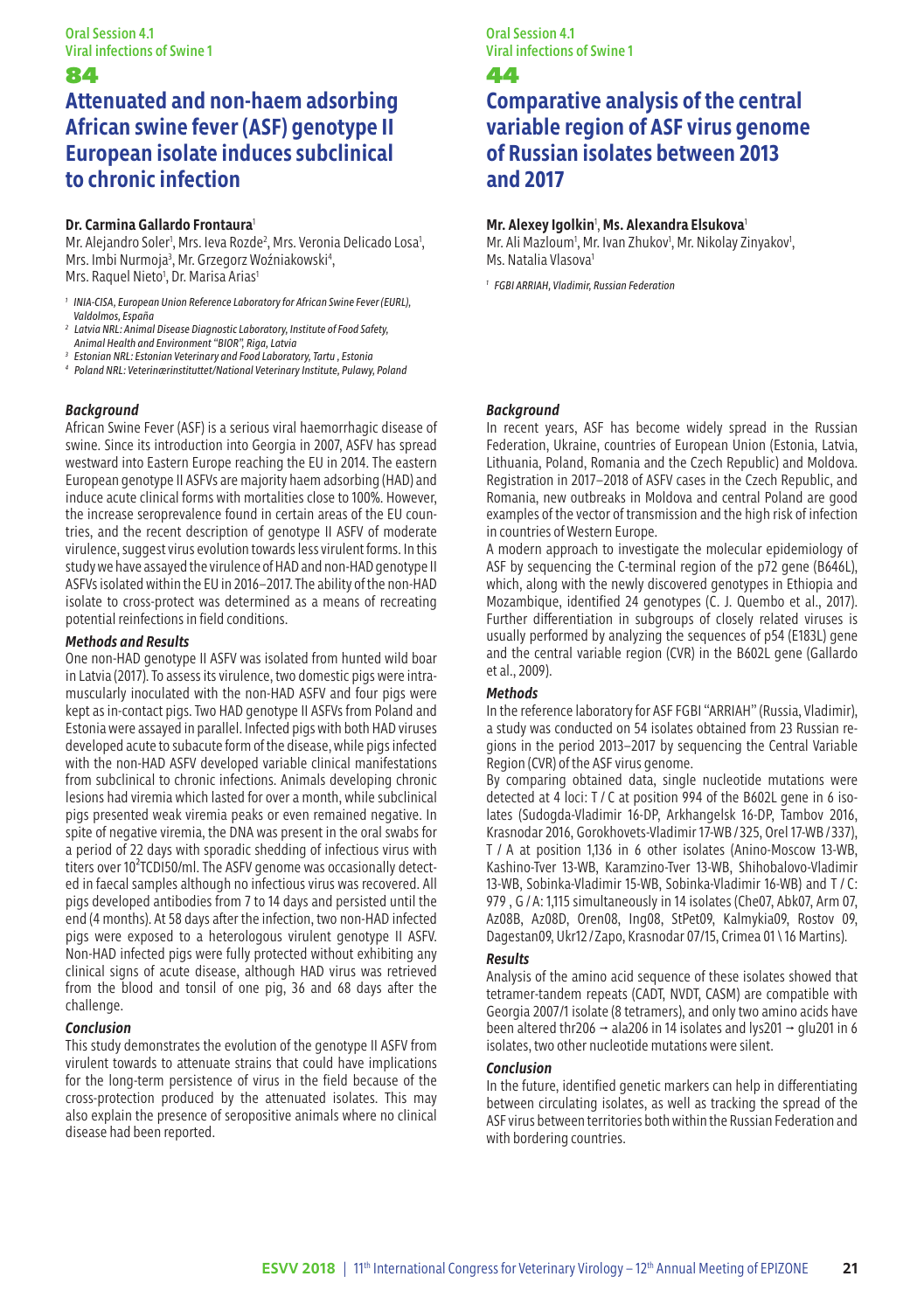Oral Session 4.1
Viral infections of Swine 1

**84**

# Attenuated and non-haem adsorbing African swine fever (ASF) genotype II European isolate induces subclinical to chronic infection

**Dr. Carmina Gallardo Frontaura**[1]

Mr. Alejandro Soler[1], Mrs. Ieva Rozde[2], Mrs. Veronia Delicado Losa[1], Mrs. Imbi Nurmoja[3], Mr. Grzegorz Woźniakowski[4], Mrs. Raquel Nieto[1], Dr. Marisa Arias[1]

[1] *INIA-CISA, European Union Reference Laboratory for African Swine Fever (EURL), Valdolmos, España*
[2] *Latvia NRL: Animal Disease Diagnostic Laboratory, Institute of Food Safety, Animal Health and Environment "BIOR", Riga, Latvia*
[3] *Estonian NRL: Estonian Veterinary and Food Laboratory, Tartu , Estonia*
[4] *Poland NRL: Veterinærinstituttet/National Veterinary Institute, Pulawy, Poland*

### *Background*

African Swine Fever (ASF) is a serious viral haemorrhagic disease of swine. Since its introduction into Georgia in 2007, ASFV has spread westward into Eastern Europe reaching the EU in 2014. The eastern European genotype II ASFVs are majority haem adsorbing (HAD) and induce acute clinical forms with mortalities close to 100%. However, the increase seroprevalence found in certain areas of the EU countries, and the recent description of genotype II ASFV of moderate virulence, suggest virus evolution towards less virulent forms. In this study we have assayed the virulence of HAD and non-HAD genotype II ASFVs isolated within the EU in 2016–2017. The ability of the non-HAD isolate to cross-protect was determined as a means of recreating potential reinfections in field conditions.

### *Methods and Results*

One non-HAD genotype II ASFV was isolated from hunted wild boar in Latvia (2017). To assess its virulence, two domestic pigs were intramuscularly inoculated with the non-HAD ASFV and four pigs were kept as in-contact pigs. Two HAD genotype II ASFVs from Poland and Estonia were assayed in parallel. Infected pigs with both HAD viruses developed acute to subacute form of the disease, while pigs infected with the non-HAD ASFV developed variable clinical manifestations from subclinical to chronic infections. Animals developing chronic lesions had viremia which lasted for over a month, while subclinical pigs presented weak viremia peaks or even remained negative. In spite of negative viremia, the DNA was present in the oral swabs for a period of 22 days with sporadic shedding of infectious virus with titers over $10^2$TCDI50/ml. The ASFV genome was occasionally detected in faecal samples although no infectious virus was recovered. All pigs developed antibodies from 7 to 14 days and persisted until the end (4 months). At 58 days after the infection, two non-HAD infected pigs were exposed to a heterologous virulent genotype II ASFV. Non-HAD infected pigs were fully protected without exhibiting any clinical signs of acute disease, although HAD virus was retrieved from the blood and tonsil of one pig, 36 and 68 days after the challenge.

### *Conclusion*

This study demonstrates the evolution of the genotype II ASFV from virulent towards to attenuate strains that could have implications for the long-term persistence of virus in the field because of the cross-protection produced by the attenuated isolates. This may also explain the presence of seropositive animals where no clinical disease had been reported.

Oral Session 4.1
Viral infections of Swine 1

**44**

# Comparative analysis of the central variable region of ASF virus genome of Russian isolates between 2013 and 2017

**Mr. Alexey Igolkin**[1], **Ms. Alexandra Elsukova**[1]

Mr. Ali Mazloum[1], Mr. Ivan Zhukov[1], Mr. Nikolay Zinyakov[1], Ms. Natalia Vlasova[1]

[1] *FGBI ARRIAH, Vladimir, Russian Federation*

### *Background*

In recent years, ASF has become widely spread in the Russian Federation, Ukraine, countries of European Union (Estonia, Latvia, Lithuania, Poland, Romania and the Czech Republic) and Moldova. Registration in 2017–2018 of ASFV cases in the Czech Republic, and Romania, new outbreaks in Moldova and central Poland are good examples of the vector of transmission and the high risk of infection in countries of Western Europe.

A modern approach to investigate the molecular epidemiology of ASF by sequencing the C-terminal region of the p72 gene (B646L), which, along with the newly discovered genotypes in Ethiopia and Mozambique, identified 24 genotypes (C. J. Quembo et al., 2017). Further differentiation in subgroups of closely related viruses is usually performed by analyzing the sequences of p54 (E183L) gene and the central variable region (CVR) in the B602L gene (Gallardo et al., 2009).

### *Methods*

In the reference laboratory for ASF FGBI "ARRIAH" (Russia, Vladimir), a study was conducted on 54 isolates obtained from 23 Russian regions in the period 2013–2017 by sequencing the Central Variable Region (CVR) of the ASF virus genome.

By comparing obtained data, single nucleotide mutations were detected at 4 loci: T / C at position 994 of the B602L gene in 6 isolates (Sudogda-Vladimir 16-DP, Arkhangelsk 16-DP, Tambov 2016, Krasnodar 2016, Gorokhovets-Vladimir 17-WB / 325, Orel 17-WB / 337), T / A at position 1,136 in 6 other isolates (Anino-Moscow 13-WB, Kashino-Tver 13-WB, Karamzino-Tver 13-WB, Shihobalovo-Vladimir 13-WB, Sobinka-Vladimir 15-WB, Sobinka-Vladimir 16-WB) and T / C: 979 , G / A: 1,115 simultaneously in 14 isolates (Che07, Abk07, Arm 07, Az08B, Az08D, Oren08, Ing08, StPet09, Kalmykia09, Rostov 09, Dagestan09, Ukr12 / Zapo, Krasnodar 07/15, Crimea 01 \ 16 Martins).

### *Results*

Analysis of the amino acid sequence of these isolates showed that tetramer-tandem repeats (CADT, NVDT, CASM) are compatible with Georgia 2007/1 isolate (8 tetramers), and only two amino acids have been altered thr206 → ala206 in 14 isolates and lys201 → glu201 in 6 isolates, two other nucleotide mutations were silent.

### *Conclusion*

In the future, identified genetic markers can help in differentiating between circulating isolates, as well as tracking the spread of the ASF virus between territories both within the Russian Federation and with bordering countries.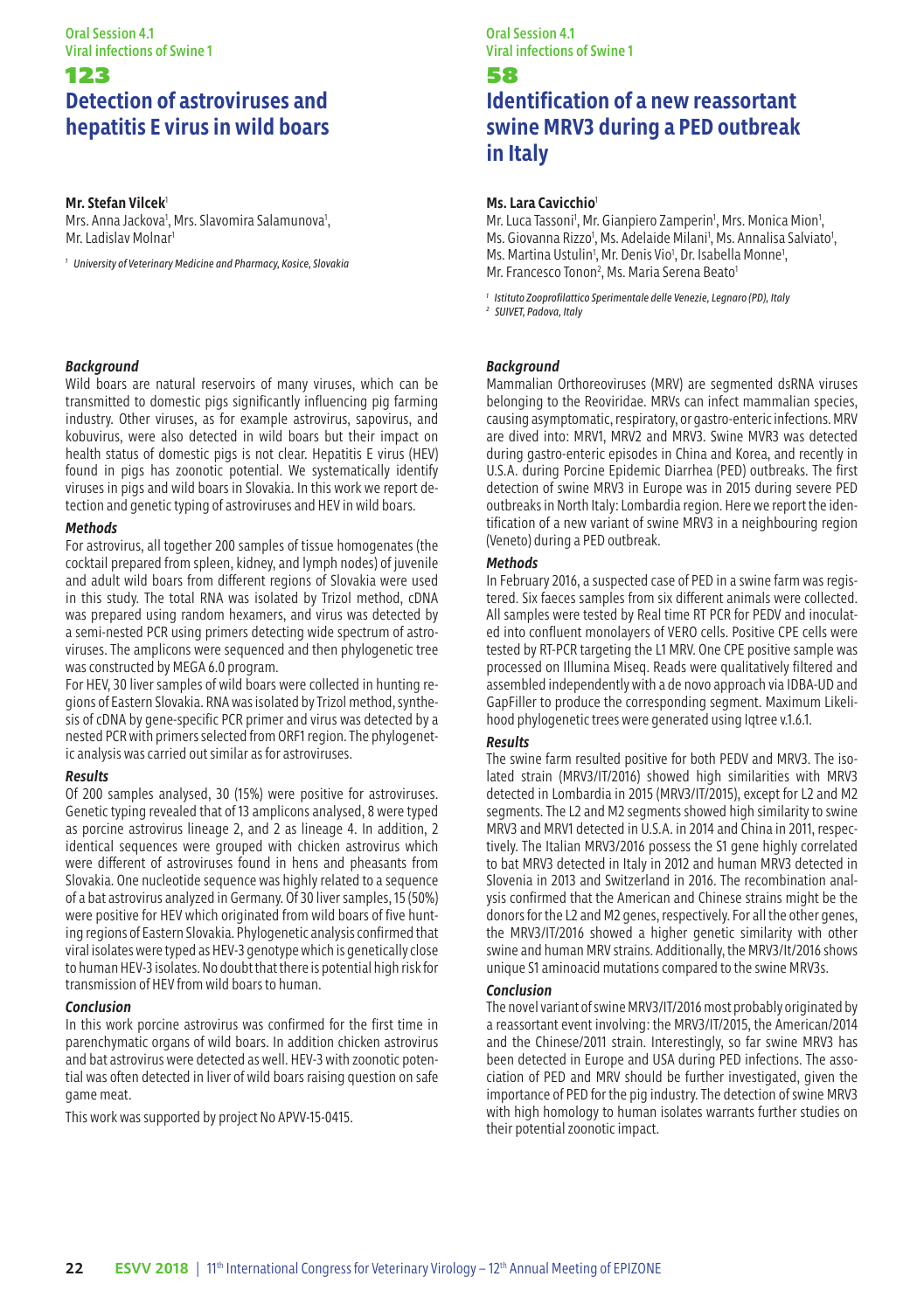Oral Session 4.1
Viral infections of Swine 1

## 123

# Detection of astroviruses and hepatitis E virus in wild boars

**Mr. Stefan Vilcek**[1]
Mrs. Anna Jackova[1], Mrs. Slavomira Salamunova[1], Mr. Ladislav Molnar[1]

[1] *University of Veterinary Medicine and Pharmacy, Kosice, Slovakia*

### *Background*

Wild boars are natural reservoirs of many viruses, which can be transmitted to domestic pigs significantly influencing pig farming industry. Other viruses, as for example astrovirus, sapovirus, and kobuvirus, were also detected in wild boars but their impact on health status of domestic pigs is not clear. Hepatitis E virus (HEV) found in pigs has zoonotic potential. We systematically identify viruses in pigs and wild boars in Slovakia. In this work we report detection and genetic typing of astroviruses and HEV in wild boars.

### *Methods*

For astrovirus, all together 200 samples of tissue homogenates (the cocktail prepared from spleen, kidney, and lymph nodes) of juvenile and adult wild boars from different regions of Slovakia were used in this study. The total RNA was isolated by Trizol method, cDNA was prepared using random hexamers, and virus was detected by a semi-nested PCR using primers detecting wide spectrum of astroviruses. The amplicons were sequenced and then phylogenetic tree was constructed by MEGA 6.0 program.

For HEV, 30 liver samples of wild boars were collected in hunting regions of Eastern Slovakia. RNA was isolated by Trizol method, synthesis of cDNA by gene-specific PCR primer and virus was detected by a nested PCR with primers selected from ORF1 region. The phylogenetic analysis was carried out similar as for astroviruses.

### *Results*

Of 200 samples analysed, 30 (15%) were positive for astroviruses. Genetic typing revealed that of 13 amplicons analysed, 8 were typed as porcine astrovirus lineage 2, and 2 as lineage 4. In addition, 2 identical sequences were grouped with chicken astrovirus which were different of astroviruses found in hens and pheasants from Slovakia. One nucleotide sequence was highly related to a sequence of a bat astrovirus analyzed in Germany. Of 30 liver samples, 15 (50%) were positive for HEV which originated from wild boars of five hunting regions of Eastern Slovakia. Phylogenetic analysis confirmed that viral isolates were typed as HEV-3 genotype which is genetically close to human HEV-3 isolates. No doubt that there is potential high risk for transmission of HEV from wild boars to human.

### *Conclusion*

In this work porcine astrovirus was confirmed for the first time in parenchymatic organs of wild boars. In addition chicken astrovirus and bat astrovirus were detected as well. HEV-3 with zoonotic potential was often detected in liver of wild boars raising question on safe game meat.

This work was supported by project No APVV-15-0415.

Oral Session 4.1
Viral infections of Swine 1

## 58

# Identification of a new reassortant swine MRV3 during a PED outbreak in Italy

**Ms. Lara Cavicchio**[1]
Mr. Luca Tassoni[1], Mr. Gianpiero Zamperin[1], Mrs. Monica Mion[1], Ms. Giovanna Rizzo[1], Ms. Adelaide Milani[1], Ms. Annalisa Salviato[1], Ms. Martina Ustulin[1], Mr. Denis Vio[1], Dr. Isabella Monne[1], Mr. Francesco Tonon[2], Ms. Maria Serena Beato[1]

[1] *Istituto Zooprofilattico Sperimentale delle Venezie, Legnaro (PD), Italy*
[2] *SUIVET, Padova, Italy*

### *Background*

Mammalian Orthoreoviruses (MRV) are segmented dsRNA viruses belonging to the Reoviridae. MRVs can infect mammalian species, causing asymptomatic, respiratory, or gastro-enteric infections. MRV are dived into: MRV1, MRV2 and MRV3. Swine MVR3 was detected during gastro-enteric episodes in China and Korea, and recently in U.S.A. during Porcine Epidemic Diarrhea (PED) outbreaks. The first detection of swine MRV3 in Europe was in 2015 during severe PED outbreaks in North Italy: Lombardia region. Here we report the identification of a new variant of swine MRV3 in a neighbouring region (Veneto) during a PED outbreak.

### *Methods*

In February 2016, a suspected case of PED in a swine farm was registered. Six faeces samples from six different animals were collected. All samples were tested by Real time RT PCR for PEDV and inoculated into confluent monolayers of VERO cells. Positive CPE cells were tested by RT-PCR targeting the L1 MRV. One CPE positive sample was processed on Illumina Miseq. Reads were qualitatively filtered and assembled independently with a de novo approach via IDBA-UD and GapFiller to produce the corresponding segment. Maximum Likelihood phylogenetic trees were generated using Iqtree v.1.6.1.

### *Results*

The swine farm resulted positive for both PEDV and MRV3. The isolated strain (MRV3/IT/2016) showed high similarities with MRV3 detected in Lombardia in 2015 (MRV3/IT/2015), except for L2 and M2 segments. The L2 and M2 segments showed high similarity to swine MRV3 and MRV1 detected in U.S.A. in 2014 and China in 2011, respectively. The Italian MRV3/2016 possess the S1 gene highly correlated to bat MRV3 detected in Italy in 2012 and human MRV3 detected in Slovenia in 2013 and Switzerland in 2016. The recombination analysis confirmed that the American and Chinese strains might be the donors for the L2 and M2 genes, respectively. For all the other genes, the MRV3/IT/2016 showed a higher genetic similarity with other swine and human MRV strains. Additionally, the MRV3/It/2016 shows unique S1 aminoacid mutations compared to the swine MRV3s.

### *Conclusion*

The novel variant of swine MRV3/IT/2016 most probably originated by a reassortant event involving: the MRV3/IT/2015, the American/2014 and the Chinese/2011 strain. Interestingly, so far swine MRV3 has been detected in Europe and USA during PED infections. The association of PED and MRV should be further investigated, given the importance of PED for the pig industry. The detection of swine MRV3 with high homology to human isolates warrants further studies on their potential zoonotic impact.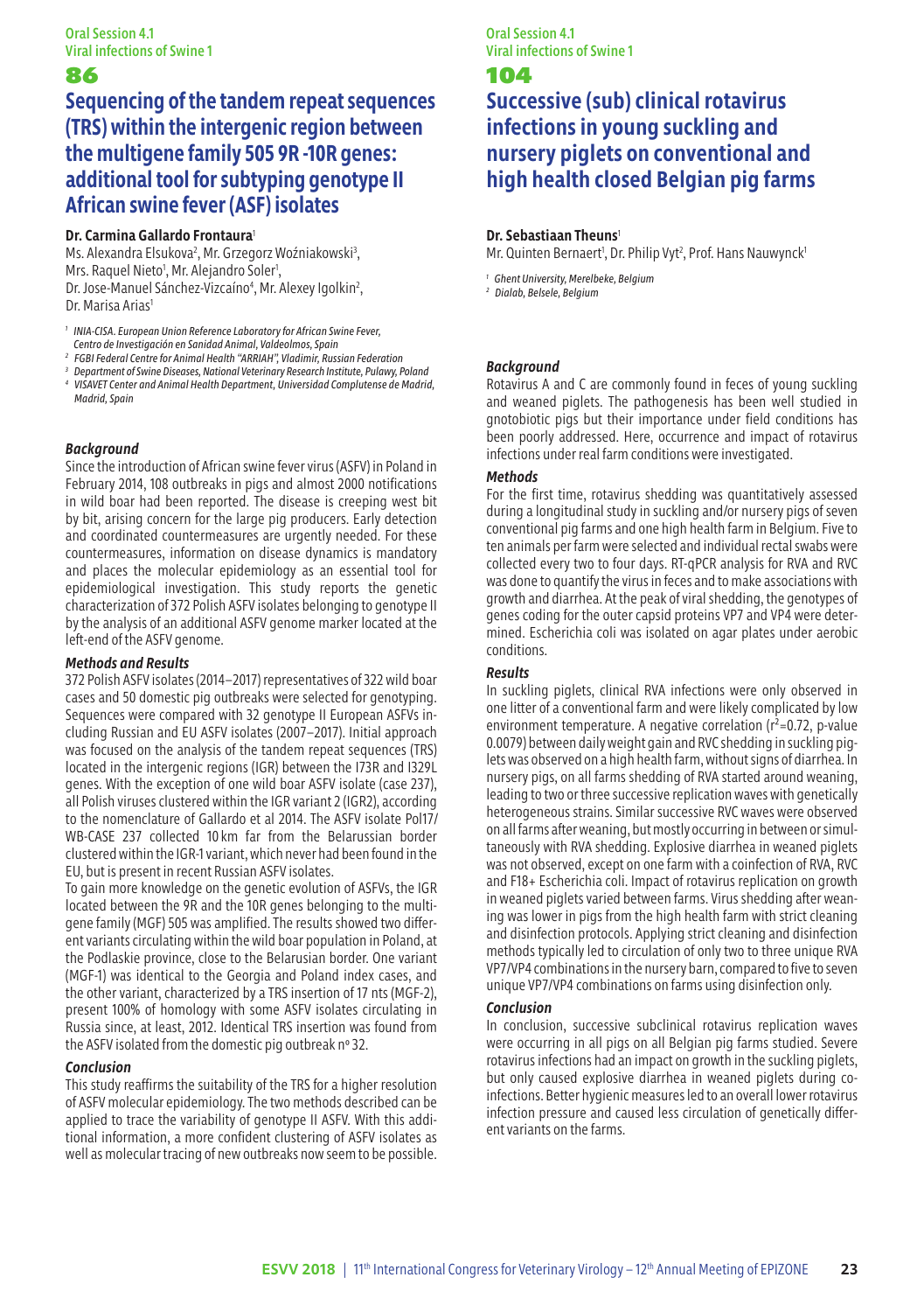Oral Session 4.1
Viral infections of Swine 1

**86**

# Sequencing of the tandem repeat sequences (TRS) within the intergenic region between the multigene family 505 9R -10R genes: additional tool for subtyping genotype II African swine fever (ASF) isolates

**Dr. Carmina Gallardo Frontaura**[1]
Ms. Alexandra Elsukova[2], Mr. Grzegorz Woźniakowski[3], Mrs. Raquel Nieto[1], Mr. Alejandro Soler[1], Dr. Jose-Manuel Sánchez-Vizcaíno[4], Mr. Alexey Igolkin[2], Dr. Marisa Arias[1]

[1] *INIA-CISA. European Union Reference Laboratory for African Swine Fever, Centro de Investigación en Sanidad Animal, Valdeolmos, Spain*
[2] *FGBI Federal Centre for Animal Health "ARRIAH", Vladimir, Russian Federation*
[3] *Department of Swine Diseases, National Veterinary Research Institute, Pulawy, Poland*
[4] *VISAVET Center and Animal Health Department, Universidad Complutense de Madrid, Madrid, Spain*

### *Background*

Since the introduction of African swine fever virus (ASFV) in Poland in February 2014, 108 outbreaks in pigs and almost 2000 notifications in wild boar had been reported. The disease is creeping west bit by bit, arising concern for the large pig producers. Early detection and coordinated countermeasures are urgently needed. For these countermeasures, information on disease dynamics is mandatory and places the molecular epidemiology as an essential tool for epidemiological investigation. This study reports the genetic characterization of 372 Polish ASFV isolates belonging to genotype II by the analysis of an additional ASFV genome marker located at the left-end of the ASFV genome.

### *Methods and Results*

372 Polish ASFV isolates (2014–2017) representatives of 322 wild boar cases and 50 domestic pig outbreaks were selected for genotyping. Sequences were compared with 32 genotype II European ASFVs including Russian and EU ASFV isolates (2007–2017). Initial approach was focused on the analysis of the tandem repeat sequences (TRS) located in the intergenic regions (IGR) between the I73R and I329L genes. With the exception of one wild boar ASFV isolate (case 237), all Polish viruses clustered within the IGR variant 2 (IGR2), according to the nomenclature of Gallardo et al 2014. The ASFV isolate Pol17/WB-CASE 237 collected 10 km far from the Belarussian border clustered within the IGR-1 variant, which never had been found in the EU, but is present in recent Russian ASFV isolates.

To gain more knowledge on the genetic evolution of ASFVs, the IGR located between the 9R and the 10R genes belonging to the multigene family (MGF) 505 was amplified. The results showed two different variants circulating within the wild boar population in Poland, at the Podlaskie province, close to the Belarusian border. One variant (MGF-1) was identical to the Georgia and Poland index cases, and the other variant, characterized by a TRS insertion of 17 nts (MGF-2), present 100% of homology with some ASFV isolates circulating in Russia since, at least, 2012. Identical TRS insertion was found from the ASFV isolated from the domestic pig outbreak nº 32.

### *Conclusion*

This study reaffirms the suitability of the TRS for a higher resolution of ASFV molecular epidemiology. The two methods described can be applied to trace the variability of genotype II ASFV. With this additional information, a more confident clustering of ASFV isolates as well as molecular tracing of new outbreaks now seem to be possible.

Oral Session 4.1
Viral infections of Swine 1

**104**

# Successive (sub) clinical rotavirus infections in young suckling and nursery piglets on conventional and high health closed Belgian pig farms

**Dr. Sebastiaan Theuns**[1]
Mr. Quinten Bernaert[1], Dr. Philip Vyt[2], Prof. Hans Nauwynck[1]

[1] *Ghent University, Merelbeke, Belgium*
[2] *Dialab, Belsele, Belgium*

### *Background*

Rotavirus A and C are commonly found in feces of young suckling and weaned piglets. The pathogenesis has been well studied in gnotobiotic pigs but their importance under field conditions has been poorly addressed. Here, occurrence and impact of rotavirus infections under real farm conditions were investigated.

### *Methods*

For the first time, rotavirus shedding was quantitatively assessed during a longitudinal study in suckling and/or nursery pigs of seven conventional pig farms and one high health farm in Belgium. Five to ten animals per farm were selected and individual rectal swabs were collected every two to four days. RT-qPCR analysis for RVA and RVC was done to quantify the virus in feces and to make associations with growth and diarrhea. At the peak of viral shedding, the genotypes of genes coding for the outer capsid proteins VP7 and VP4 were determined. Escherichia coli was isolated on agar plates under aerobic conditions.

### *Results*

In suckling piglets, clinical RVA infections were only observed in one litter of a conventional farm and were likely complicated by low environment temperature. A negative correlation ($r^2$=0.72, p-value 0.0079) between daily weight gain and RVC shedding in suckling piglets was observed on a high health farm, without signs of diarrhea. In nursery pigs, on all farms shedding of RVA started around weaning, leading to two or three successive replication waves with genetically heterogeneous strains. Similar successive RVC waves were observed on all farms after weaning, but mostly occurring in between or simultaneously with RVA shedding. Explosive diarrhea in weaned piglets was not observed, except on one farm with a coinfection of RVA, RVC and F18+ Escherichia coli. Impact of rotavirus replication on growth in weaned piglets varied between farms. Virus shedding after weaning was lower in pigs from the high health farm with strict cleaning and disinfection protocols. Applying strict cleaning and disinfection methods typically led to circulation of only two to three unique RVA VP7/VP4 combinations in the nursery barn, compared to five to seven unique VP7/VP4 combinations on farms using disinfection only.

### *Conclusion*

In conclusion, successive subclinical rotavirus replication waves were occurring in all pigs on all Belgian pig farms studied. Severe rotavirus infections had an impact on growth in the suckling piglets, but only caused explosive diarrhea in weaned piglets during co-infections. Better hygienic measures led to an overall lower rotavirus infection pressure and caused less circulation of genetically different variants on the farms.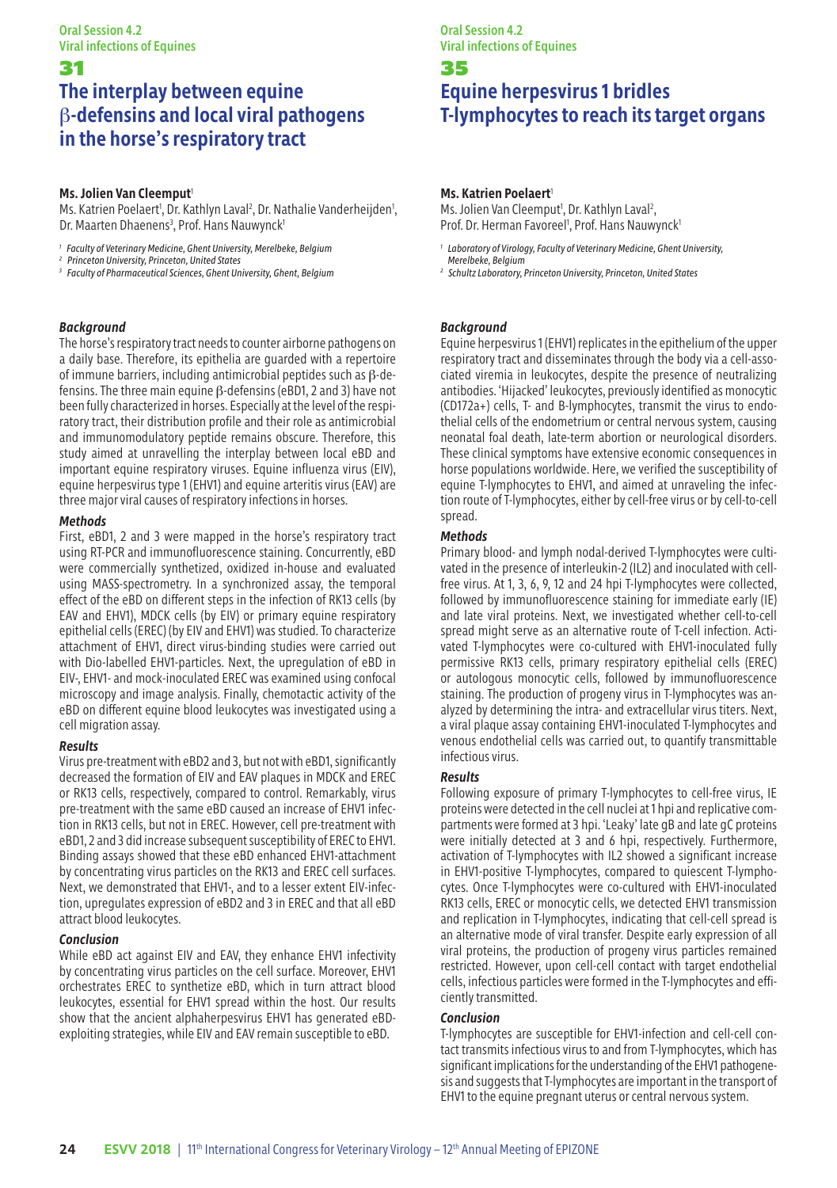Oral Session 4.2
Viral infections of Equines

# 31

## The interplay between equine β-defensins and local viral pathogens in the horse's respiratory tract

**Ms. Jolien Van Cleemput**[1]

Ms. Katrien Poelaert[1], Dr. Kathlyn Laval[2], Dr. Nathalie Vanderheijden[1], Dr. Maarten Dhaenens[3], Prof. Hans Nauwynck[1]

[1] *Faculty of Veterinary Medicine, Ghent University, Merelbeke, Belgium*
[2] *Princeton University, Princeton, United States*
[3] *Faculty of Pharmaceutical Sciences, Ghent University, Ghent, Belgium*

### *Background*

The horse's respiratory tract needs to counter airborne pathogens on a daily base. Therefore, its epithelia are guarded with a repertoire of immune barriers, including antimicrobial peptides such as β-defensins. The three main equine β-defensins (eBD1, 2 and 3) have not been fully characterized in horses. Especially at the level of the respiratory tract, their distribution profile and their role as antimicrobial and immunomodulatory peptide remains obscure. Therefore, this study aimed at unravelling the interplay between local eBD and important equine respiratory viruses. Equine influenza virus (EIV), equine herpesvirus type 1 (EHV1) and equine arteritis virus (EAV) are three major viral causes of respiratory infections in horses.

### *Methods*

First, eBD1, 2 and 3 were mapped in the horse's respiratory tract using RT-PCR and immunofluorescence staining. Concurrently, eBD were commercially synthetized, oxidized in-house and evaluated using MASS-spectrometry. In a synchronized assay, the temporal effect of the eBD on different steps in the infection of RK13 cells (by EAV and EHV1), MDCK cells (by EIV) or primary equine respiratory epithelial cells (EREC) (by EIV and EHV1) was studied. To characterize attachment of EHV1, direct virus-binding studies were carried out with Dio-labelled EHV1-particles. Next, the upregulation of eBD in EIV-, EHV1- and mock-inoculated EREC was examined using confocal microscopy and image analysis. Finally, chemotactic activity of the eBD on different equine blood leukocytes was investigated using a cell migration assay.

### *Results*

Virus pre-treatment with eBD2 and 3, but not with eBD1, significantly decreased the formation of EIV and EAV plaques in MDCK and EREC or RK13 cells, respectively, compared to control. Remarkably, virus pre-treatment with the same eBD caused an increase of EHV1 infection in RK13 cells, but not in EREC. However, cell pre-treatment with eBD1, 2 and 3 did increase subsequent susceptibility of EREC to EHV1. Binding assays showed that these eBD enhanced EHV1-attachment by concentrating virus particles on the RK13 and EREC cell surfaces. Next, we demonstrated that EHV1-, and to a lesser extent EIV-infection, upregulates expression of eBD2 and 3 in EREC and that all eBD attract blood leukocytes.

### *Conclusion*

While eBD act against EIV and EAV, they enhance EHV1 infectivity by concentrating virus particles on the cell surface. Moreover, EHV1 orchestrates EREC to synthetize eBD, which in turn attract blood leukocytes, essential for EHV1 spread within the host. Our results show that the ancient alphaherpesvirus EHV1 has generated eBD-exploiting strategies, while EIV and EAV remain susceptible to eBD.

Oral Session 4.2
Viral infections of Equines

# 35

## Equine herpesvirus 1 bridles T-lymphocytes to reach its target organs

**Ms. Katrien Poelaert**[1]

Ms. Jolien Van Cleemput[1], Dr. Kathlyn Laval[2], Prof. Dr. Herman Favoreel[1], Prof. Hans Nauwynck[1]

[1] *Laboratory of Virology, Faculty of Veterinary Medicine, Ghent University, Merelbeke, Belgium*
[2] *Schultz Laboratory, Princeton University, Princeton, United States*

### *Background*

Equine herpesvirus 1 (EHV1) replicates in the epithelium of the upper respiratory tract and disseminates through the body via a cell-associated viremia in leukocytes, despite the presence of neutralizing antibodies. 'Hijacked' leukocytes, previously identified as monocytic (CD172a+) cells, T- and B-lymphocytes, transmit the virus to endothelial cells of the endometrium or central nervous system, causing neonatal foal death, late-term abortion or neurological disorders. These clinical symptoms have extensive economic consequences in horse populations worldwide. Here, we verified the susceptibility of equine T-lymphocytes to EHV1, and aimed at unraveling the infection route of T-lymphocytes, either by cell-free virus or by cell-to-cell spread.

### *Methods*

Primary blood- and lymph nodal-derived T-lymphocytes were cultivated in the presence of interleukin-2 (IL2) and inoculated with cell-free virus. At 1, 3, 6, 9, 12 and 24 hpi T-lymphocytes were collected, followed by immunofluorescence staining for immediate early (IE) and late viral proteins. Next, we investigated whether cell-to-cell spread might serve as an alternative route of T-cell infection. Activated T-lymphocytes were co-cultured with EHV1-inoculated fully permissive RK13 cells, primary respiratory epithelial cells (EREC) or autologous monocytic cells, followed by immunofluorescence staining. The production of progeny virus in T-lymphocytes was analyzed by determining the intra- and extracellular virus titers. Next, a viral plaque assay containing EHV1-inoculated T-lymphocytes and venous endothelial cells was carried out, to quantify transmittable infectious virus.

### *Results*

Following exposure of primary T-lymphocytes to cell-free virus, IE proteins were detected in the cell nuclei at 1 hpi and replicative compartments were formed at 3 hpi. 'Leaky' late gB and late gC proteins were initially detected at 3 and 6 hpi, respectively. Furthermore, activation of T-lymphocytes with IL2 showed a significant increase in EHV1-positive T-lymphocytes, compared to quiescent T-lymphocytes. Once T-lymphocytes were co-cultured with EHV1-inoculated RK13 cells, EREC or monocytic cells, we detected EHV1 transmission and replication in T-lymphocytes, indicating that cell-cell spread is an alternative mode of viral transfer. Despite early expression of all viral proteins, the production of progeny virus particles remained restricted. However, upon cell-cell contact with target endothelial cells, infectious particles were formed in the T-lymphocytes and efficiently transmitted.

### *Conclusion*

T-lymphocytes are susceptible for EHV1-infection and cell-cell contact transmits infectious virus to and from T-lymphocytes, which has significant implications for the understanding of the EHV1 pathogenesis and suggests that T-lymphocytes are important in the transport of EHV1 to the equine pregnant uterus or central nervous system.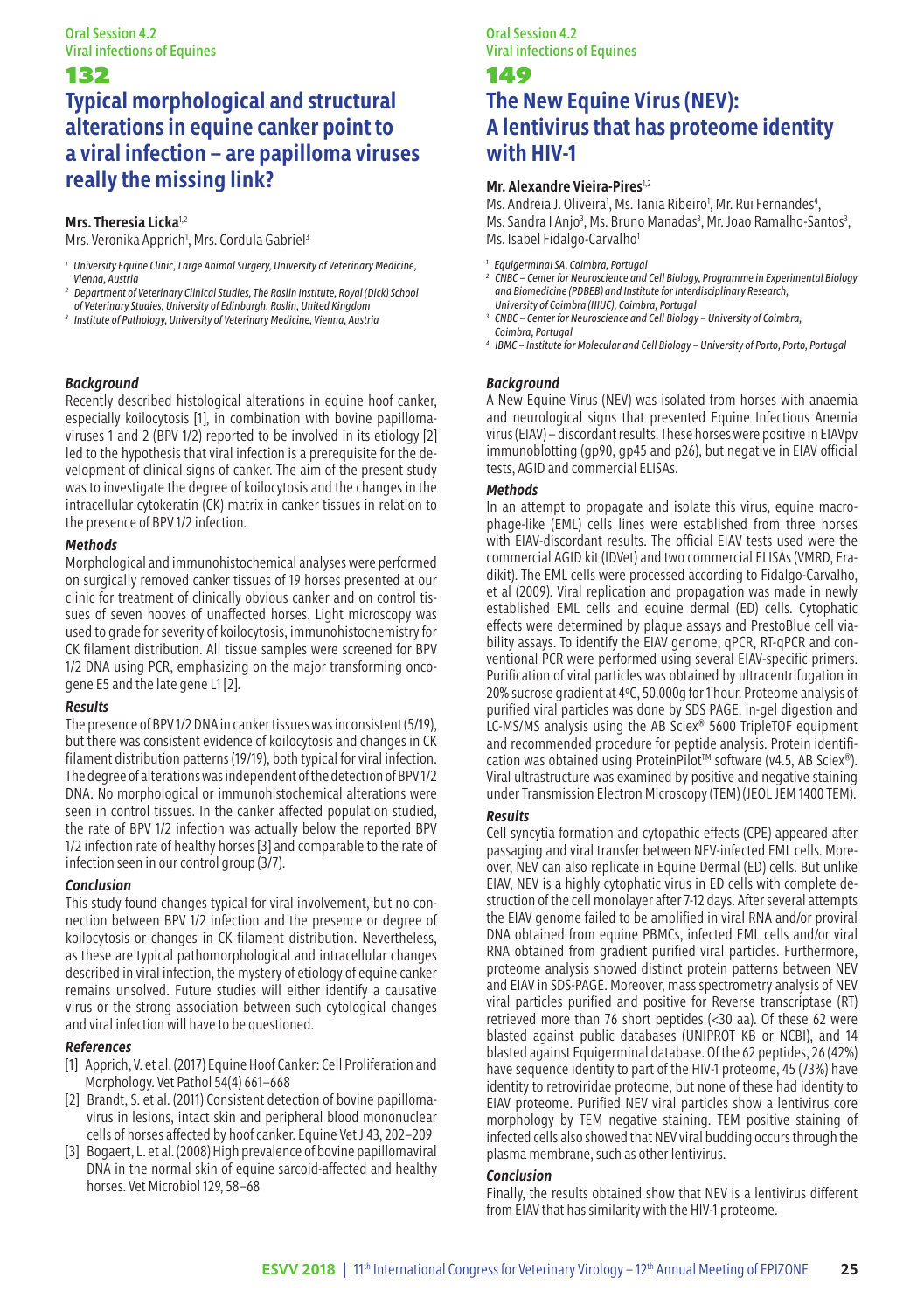Oral Session 4.2
Viral infections of Equines

## 132

# Typical morphological and structural alterations in equine canker point to a viral infection – are papilloma viruses really the missing link?

**Mrs. Theresia Licka**[1,2]
Mrs. Veronika Apprich[1], Mrs. Cordula Gabriel[3]

*[1] University Equine Clinic, Large Animal Surgery, University of Veterinary Medicine, Vienna, Austria*
*[2] Department of Veterinary Clinical Studies, The Roslin Institute, Royal (Dick) School of Veterinary Studies, University of Edinburgh, Roslin, United Kingdom*
*[3] Institute of Pathology, University of Veterinary Medicine, Vienna, Austria*

### *Background*

Recently described histological alterations in equine hoof canker, especially koilocytosis [1], in combination with bovine papillomaviruses 1 and 2 (BPV 1/2) reported to be involved in its etiology [2] led to the hypothesis that viral infection is a prerequisite for the development of clinical signs of canker. The aim of the present study was to investigate the degree of koilocytosis and the changes in the intracellular cytokeratin (CK) matrix in canker tissues in relation to the presence of BPV 1/2 infection.

### *Methods*

Morphological and immunohistochemical analyses were performed on surgically removed canker tissues of 19 horses presented at our clinic for treatment of clinically obvious canker and on control tissues of seven hooves of unaffected horses. Light microscopy was used to grade for severity of koilocytosis, immunohistochemistry for CK filament distribution. All tissue samples were screened for BPV 1/2 DNA using PCR, emphasizing on the major transforming oncogene E5 and the late gene L1 [2].

### *Results*

The presence of BPV 1/2 DNA in canker tissues was inconsistent (5/19), but there was consistent evidence of koilocytosis and changes in CK filament distribution patterns (19/19), both typical for viral infection. The degree of alterations was independent of the detection of BPV 1/2 DNA. No morphological or immunohistochemical alterations were seen in control tissues. In the canker affected population studied, the rate of BPV 1/2 infection was actually below the reported BPV 1/2 infection rate of healthy horses [3] and comparable to the rate of infection seen in our control group (3/7).

### *Conclusion*

This study found changes typical for viral involvement, but no connection between BPV 1/2 infection and the presence or degree of koilocytosis or changes in CK filament distribution. Nevertheless, as these are typical pathomorphological and intracellular changes described in viral infection, the mystery of etiology of equine canker remains unsolved. Future studies will either identify a causative virus or the strong association between such cytological changes and viral infection will have to be questioned.

### *References*

[1] Apprich, V. et al. (2017) Equine Hoof Canker: Cell Proliferation and Morphology. Vet Pathol 54(4) 661–668
[2] Brandt, S. et al. (2011) Consistent detection of bovine papillomavirus in lesions, intact skin and peripheral blood mononuclear cells of horses affected by hoof canker. Equine Vet J 43, 202–209
[3] Bogaert, L. et al. (2008) High prevalence of bovine papillomaviral DNA in the normal skin of equine sarcoid-affected and healthy horses. Vet Microbiol 129, 58–68

Oral Session 4.2
Viral infections of Equines

## 149

# The New Equine Virus (NEV): A lentivirus that has proteome identity with HIV-1

**Mr. Alexandre Vieira-Pires**[1,2]
Ms. Andreia J. Oliveira[1], Ms. Tania Ribeiro[1], Mr. Rui Fernandes[4], Ms. Sandra I Anjo[3], Ms. Bruno Manadas[3], Mr. Joao Ramalho-Santos[3], Ms. Isabel Fidalgo-Carvalho[1]

*[1] Equigerminal SA, Coimbra, Portugal*
*[2] CNBC – Center for Neuroscience and Cell Biology, Programme in Experimental Biology and Biomedicine (PDBEB) and Institute for Interdisciplinary Research, University of Coimbra (IIIUC), Coimbra, Portugal*
*[3] CNBC – Center for Neuroscience and Cell Biology – University of Coimbra, Coimbra, Portugal*
*[4] IBMC – Institute for Molecular and Cell Biology – University of Porto, Porto, Portugal*

### *Background*

A New Equine Virus (NEV) was isolated from horses with anaemia and neurological signs that presented Equine Infectious Anemia virus (EIAV) – discordant results. These horses were positive in EIAVpv immunoblotting (gp90, gp45 and p26), but negative in EIAV official tests, AGID and commercial ELISAs.

### *Methods*

In an attempt to propagate and isolate this virus, equine macrophage-like (EML) cells lines were established from three horses with EIAV-discordant results. The official EIAV tests used were the commercial AGID kit (IDVet) and two commercial ELISAs (VMRD, Eradikit). The EML cells were processed according to Fidalgo-Carvalho, et al (2009). Viral replication and propagation was made in newly established EML cells and equine dermal (ED) cells. Cytophatic effects were determined by plaque assays and PrestoBlue cell viability assays. To identify the EIAV genome, qPCR, RT-qPCR and conventional PCR were performed using several EIAV-specific primers. Purification of viral particles was obtained by ultracentrifugation in 20% sucrose gradient at 4ºC, 50.000g for 1 hour. Proteome analysis of purified viral particles was done by SDS PAGE, in-gel digestion and LC-MS/MS analysis using the AB Sciex® 5600 TripleTOF equipment and recommended procedure for peptide analysis. Protein identification was obtained using ProteinPilot™ software (v4.5, AB Sciex®). Viral ultrastructure was examined by positive and negative staining under Transmission Electron Microscopy (TEM) (JEOL JEM 1400 TEM).

### *Results*

Cell syncytia formation and cytopathic effects (CPE) appeared after passaging and viral transfer between NEV-infected EML cells. Moreover, NEV can also replicate in Equine Dermal (ED) cells. But unlike EIAV, NEV is a highly cytophatic virus in ED cells with complete destruction of the cell monolayer after 7-12 days. After several attempts the EIAV genome failed to be amplified in viral RNA and/or proviral DNA obtained from equine PBMCs, infected EML cells and/or viral RNA obtained from gradient purified viral particles. Furthermore, proteome analysis showed distinct protein patterns between NEV and EIAV in SDS-PAGE. Moreover, mass spectrometry analysis of NEV viral particles purified and positive for Reverse transcriptase (RT) retrieved more than 76 short peptides (<30 aa). Of these 62 were blasted against public databases (UNIPROT KB or NCBI), and 14 blasted against Equigerminal database. Of the 62 peptides, 26 (42%) have sequence identity to part of the HIV-1 proteome, 45 (73%) have identity to retroviridae proteome, but none of these had identity to EIAV proteome. Purified NEV viral particles show a lentivirus core morphology by TEM negative staining. TEM positive staining of infected cells also showed that NEV viral budding occurs through the plasma membrane, such as other lentivirus.

### *Conclusion*

Finally, the results obtained show that NEV is a lentivirus different from EIAV that has similarity with the HIV-1 proteome.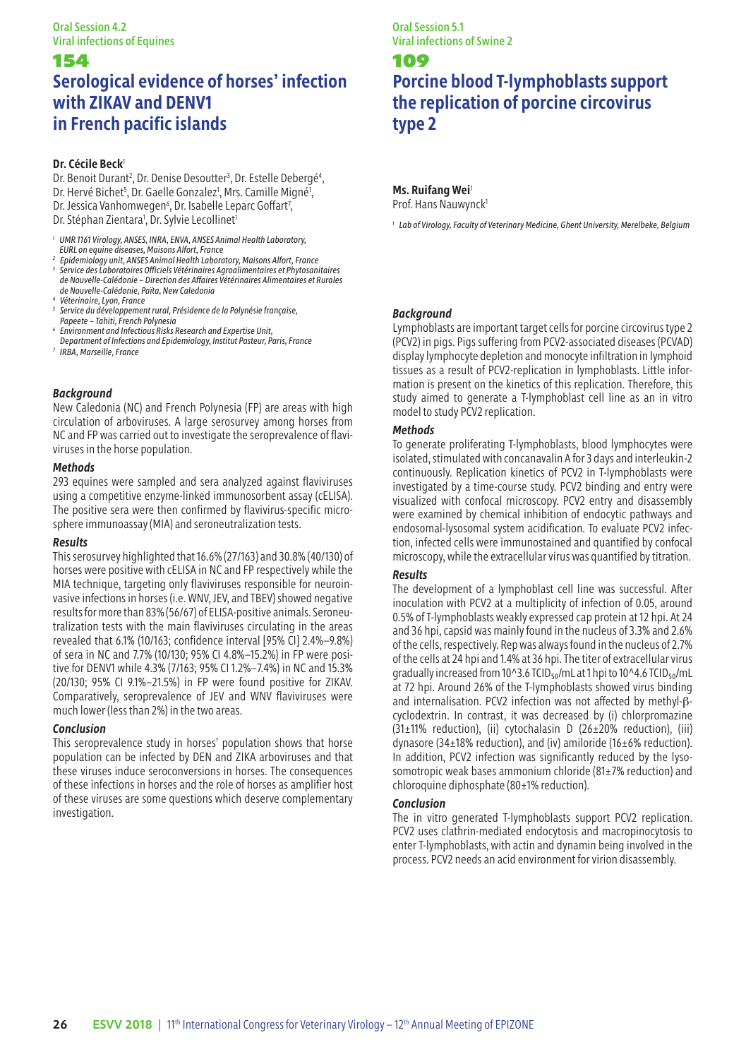Oral Session 4.2
Viral infections of Equines

## 154

# Serological evidence of horses' infection with ZIKAV and DENV1 in French pacific islands

**Dr. Cécile Beck**[1]

Dr. Benoit Durant[2], Dr. Denise Desoutter[3], Dr. Estelle Debergé[4], Dr. Hervé Bichet[5], Dr. Gaelle Gonzalez[1], Mrs. Camille Migné[1], Dr. Jessica Vanhomwegen[6], Dr. Isabelle Leparc Goffart[7], Dr. Stéphan Zientara[1], Dr. Sylvie Lecollinet[1]

*[1] UMR 1161 Virology, ANSES, INRA, ENVA, ANSES Animal Health Laboratory, EURL on equine diseases, Maisons Alfort, France*
*[2] Epidemiology unit, ANSES Animal Health Laboratory, Maisons Alfort, France*
*[3] Service des Laboratoires Officiels Vétérinaires Agroalimentaires et Phytosanitaires de Nouvelle-Calédonie – Direction des Affaires Vétérinaires Alimentaires et Rurales de Nouvelle-Calédonie, Paita, New Caledonia*
*[4] Véterinaire, Lyon, France*
*[5] Service du développement rural, Présidence de la Polynésie française, Papeete – Tahiti, French Polynesia*
*[6] Environment and Infectious Risks Research and Expertise Unit, Department of Infections and Epidemiology, Institut Pasteur, Paris, France*
*[7] IRBA, Marseille, France*

### *Background*

New Caledonia (NC) and French Polynesia (FP) are areas with high circulation of arboviruses. A large serosurvey among horses from NC and FP was carried out to investigate the seroprevalence of flaviviruses in the horse population.

### *Methods*

293 equines were sampled and sera analyzed against flaviviruses using a competitive enzyme-linked immunosorbent assay (cELISA). The positive sera were then confirmed by flavivirus-specific microsphere immunoassay (MIA) and seroneutralization tests.

### *Results*

This serosurvey highlighted that 16.6% (27/163) and 30.8% (40/130) of horses were positive with cELISA in NC and FP respectively while the MIA technique, targeting only flaviviruses responsible for neuroinvasive infections in horses (i.e. WNV, JEV, and TBEV) showed negative results for more than 83% (56/67) of ELISA-positive animals. Seroneutralization tests with the main flaviviruses circulating in the areas revealed that 6.1% (10/163; confidence interval [95% CI] 2.4%–9.8%) of sera in NC and 7.7% (10/130; 95% CI 4.8%–15.2%) in FP were positive for DENV1 while 4.3% (7/163; 95% CI 1.2%–7.4%) in NC and 15.3% (20/130; 95% CI 9.1%–21.5%) in FP were found positive for ZIKAV. Comparatively, seroprevalence of JEV and WNV flaviviruses were much lower (less than 2%) in the two areas.

### *Conclusion*

This seroprevalence study in horses' population shows that horse population can be infected by DEN and ZIKA arboviruses and that these viruses induce seroconversions in horses. The consequences of these infections in horses and the role of horses as amplifier host of these viruses are some questions which deserve complementary investigation.

Oral Session 5.1
Viral infections of Swine 2

## 109

# Porcine blood T-lymphoblasts support the replication of porcine circovirus type 2

**Ms. Ruifang Wei**[1]

Prof. Hans Nauwynck[1]

*[1] Lab of Virology, Faculty of Veterinary Medicine, Ghent University, Merelbeke, Belgium*

### *Background*

Lymphoblasts are important target cells for porcine circovirus type 2 (PCV2) in pigs. Pigs suffering from PCV2-associated diseases (PCVAD) display lymphocyte depletion and monocyte infiltration in lymphoid tissues as a result of PCV2-replication in lymphoblasts. Little information is present on the kinetics of this replication. Therefore, this study aimed to generate a T-lymphoblast cell line as an in vitro model to study PCV2 replication.

### *Methods*

To generate proliferating T-lymphoblasts, blood lymphocytes were isolated, stimulated with concanavalin A for 3 days and interleukin-2 continuously. Replication kinetics of PCV2 in T-lymphoblasts were investigated by a time-course study. PCV2 binding and entry were visualized with confocal microscopy. PCV2 entry and disassembly were examined by chemical inhibition of endocytic pathways and endosomal-lysosomal system acidification. To evaluate PCV2 infection, infected cells were immunostained and quantified by confocal microscopy, while the extracellular virus was quantified by titration.

### *Results*

The development of a lymphoblast cell line was successful. After inoculation with PCV2 at a multiplicity of infection of 0.05, around 0.5% of T-lymphoblasts weakly expressed cap protein at 12 hpi. At 24 and 36 hpi, capsid was mainly found in the nucleus of 3.3% and 2.6% of the cells, respectively. Rep was always found in the nucleus of 2.7% of the cells at 24 hpi and 1.4% at 36 hpi. The titer of extracellular virus gradually increased from $10^{3.6}$ $TCID_{50}$/mL at 1 hpi to $10^{4.6}$ $TCID_{50}$/mL at 72 hpi. Around 26% of the T-lymphoblasts showed virus binding and internalisation. PCV2 infection was not affected by methyl-β-cyclodextrin. In contrast, it was decreased by (i) chlorpromazine (31±11% reduction), (ii) cytochalasin D (26±20% reduction), (iii) dynasore (34±18% reduction), and (iv) amiloride (16±6% reduction). In addition, PCV2 infection was significantly reduced by the lysosomotropic weak bases ammonium chloride (81±7% reduction) and chloroquine diphosphate (80±1% reduction).

### *Conclusion*

The in vitro generated T-lymphoblasts support PCV2 replication. PCV2 uses clathrin-mediated endocytosis and macropinocytosis to enter T-lymphoblasts, with actin and dynamin being involved in the process. PCV2 needs an acid environment for virion disassembly.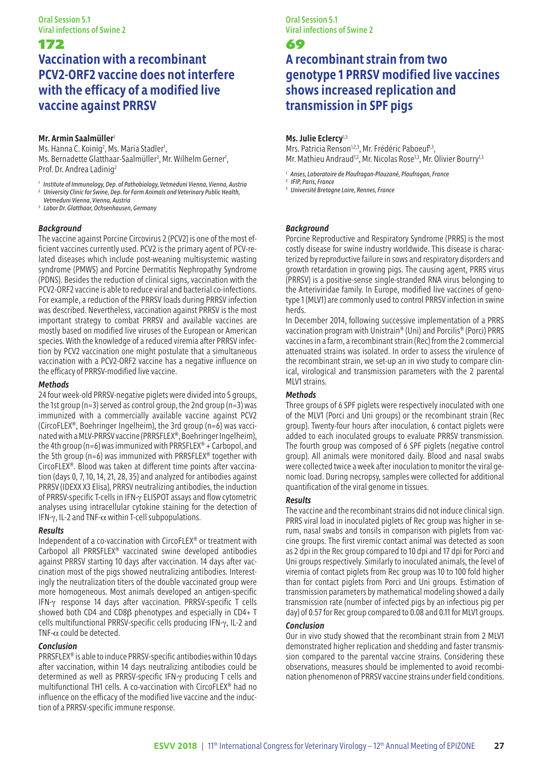Oral Session 5.1
Viral infections of Swine 2

## 172

# Vaccination with a recombinant PCV2-ORF2 vaccine does not interfere with the efficacy of a modified live vaccine against PRRSV

**Mr. Armin Saalmüller**[1]

Ms. Hanna C. Koinig[2], Ms. Maria Stadler[1], Ms. Bernadette Glatthaar-Saalmüller[3], Mr. Wilhelm Gerner[1], Prof. Dr. Andrea Ladinig[2]

*[1] Institute of Immunology, Dep. of Pathobiology, Vetmeduni Vienna, Vienna, Austria*
*[2] University Clinic for Swine, Dep. for Farm Animals and Veterinary Public Health, Vetmeduni Vienna, Vienna, Austria*
*[3] Labor Dr. Glatthaar, Ochsenhausen, Germany*

### *Background*

The vaccine against Porcine Circovirus 2 (PCV2) is one of the most efficient vaccines currently used. PCV2 is the primary agent of PCV-related diseases which include post-weaning multisystemic wasting syndrome (PMWS) and Porcine Dermatitis Nephropathy Syndrome (PDNS). Besides the reduction of clinical signs, vaccination with the PCV2-ORF2 vaccine is able to reduce viral and bacterial co-infections. For example, a reduction of the PRRSV loads during PRRSV infection was described. Nevertheless, vaccination against PRRSV is the most important strategy to combat PRRSV and available vaccines are mostly based on modified live viruses of the European or American species. With the knowledge of a reduced viremia after PRRSV infection by PCV2 vaccination one might postulate that a simultaneous vaccination with a PCV2-ORF2 vaccine has a negative influence on the efficacy of PRRSV-modified live vaccine.

### *Methods*

24 four week-old PRRSV-negative piglets were divided into 5 groups, the 1st group (n=3) served as control group, the 2nd group (n=3) was immunized with a commercially available vaccine against PCV2 (CircoFLEX®, Boehringer Ingelheim), the 3rd group (n=6) was vaccinated with a MLV-PRRSV vaccine (PRRSFLEX®, Boehringer Ingelheim), the 4th group (n=6) was immunized with PRRSFLEX® + Carbopol, and the 5th group (n=6) was immunized with PRRSFLEX® together with CircoFLEX®. Blood was taken at different time points after vaccination (days 0, 7, 10, 14, 21, 28, 35) and analyzed for antibodies against PRRSV (IDEXX X3 Elisa), PRRSV neutralizing antibodies, the induction of PRRSV-specific T-cells in IFN-γ ELISPOT assays and flow cytometric analyses using intracellular cytokine staining for the detection of IFN-γ, IL-2 and TNF-α within T-cell subpopulations.

### *Results*

Independent of a co-vaccination with CircoFLEX® or treatment with Carbopol all PRRSFLEX® vaccinated swine developed antibodies against PRRSV starting 10 days after vaccination. 14 days after vaccination most of the pigs showed neutralizing antibodies. Interestingly the neutralization titers of the double vaccinated group were more homogeneous. Most animals developed an antigen-specific IFN-γ response 14 days after vaccination. PRRSV-specific T cells showed both CD4 and CD8β phenotypes and especially in CD4+ T cells multifunctional PRRSV-specific cells producing IFN-γ, IL-2 and TNF-α could be detected.

### *Conclusion*

PRRSFLEX® is able to induce PRRSV-specific antibodies within 10 days after vaccination, within 14 days neutralizing antibodies could be determined as well as PRRSV-specific IFN-γ producing T cells and multifunctional TH1 cells. A co-vaccination with CircoFLEX® had no influence on the efficacy of the modified live vaccine and the induction of a PRRSV-specific immune response.

Oral Session 5.1
Viral infections of Swine 2

## 69

# A recombinant strain from two genotype 1 PRRSV modified live vaccines shows increased replication and transmission in SPF pigs

**Ms. Julie Eclercy**[1,3]

Mrs. Patricia Renson[1,2,3], Mr. Frédéric Paboeuf[1,3], Mr. Mathieu Andraud[1,3], Mr. Nicolas Rose[1,3], Mr. Olivier Bourry[1,3]

*[1] Anses, Laboratoire de Ploufragan-Plouzané, Ploufragan, France*
*[2] IFIP, Paris, France*
*[3] Université Bretagne Loire, Rennes, France*

### *Background*

Porcine Reproductive and Respiratory Syndrome (PRRS) is the most costly disease for swine industry worldwide. This disease is characterized by reproductive failure in sows and respiratory disorders and growth retardation in growing pigs. The causing agent, PRRS virus (PRRSV) is a positive-sense single-stranded RNA virus belonging to the Arteriviridae family. In Europe, modified live vaccines of genotype 1 (MLV1) are commonly used to control PRRSV infection in swine herds.

In December 2014, following successive implementation of a PRRS vaccination program with Unistrain® (Uni) and Porcilis® (Porci) PRRS vaccines in a farm, a recombinant strain (Rec) from the 2 commercial attenuated strains was isolated. In order to assess the virulence of the recombinant strain, we set-up an in vivo study to compare clinical, virological and transmission parameters with the 2 parental MLV1 strains.

### *Methods*

Three groups of 6 SPF piglets were respectively inoculated with one of the MLV1 (Porci and Uni groups) or the recombinant strain (Rec group). Twenty-four hours after inoculation, 6 contact piglets were added to each inoculated groups to evaluate PRRSV transmission. The fourth group was composed of 6 SPF piglets (negative control group). All animals were monitored daily. Blood and nasal swabs were collected twice a week after inoculation to monitor the viral genomic load. During necropsy, samples were collected for additional quantification of the viral genome in tissues.

### *Results*

The vaccine and the recombinant strains did not induce clinical sign. PRRS viral load in inoculated piglets of Rec group was higher in serum, nasal swabs and tonsils in comparison with piglets from vaccine groups. The first viremic contact animal was detected as soon as 2 dpi in the Rec group compared to 10 dpi and 17 dpi for Porci and Uni groups respectively. Similarly to inoculated animals, the level of viremia of contact piglets from Rec group was 10 to 100 fold higher than for contact piglets from Porci and Uni groups. Estimation of transmission parameters by mathematical modeling showed a daily transmission rate (number of infected pigs by an infectious pig per day) of 0.57 for Rec group compared to 0.08 and 0.11 for MLV1 groups.

### *Conclusion*

Our in vivo study showed that the recombinant strain from 2 MLV1 demonstrated higher replication and shedding and faster transmission compared to the parental vaccine strains. Considering these observations, measures should be implemented to avoid recombination phenomenon of PRRSV vaccine strains under field conditions.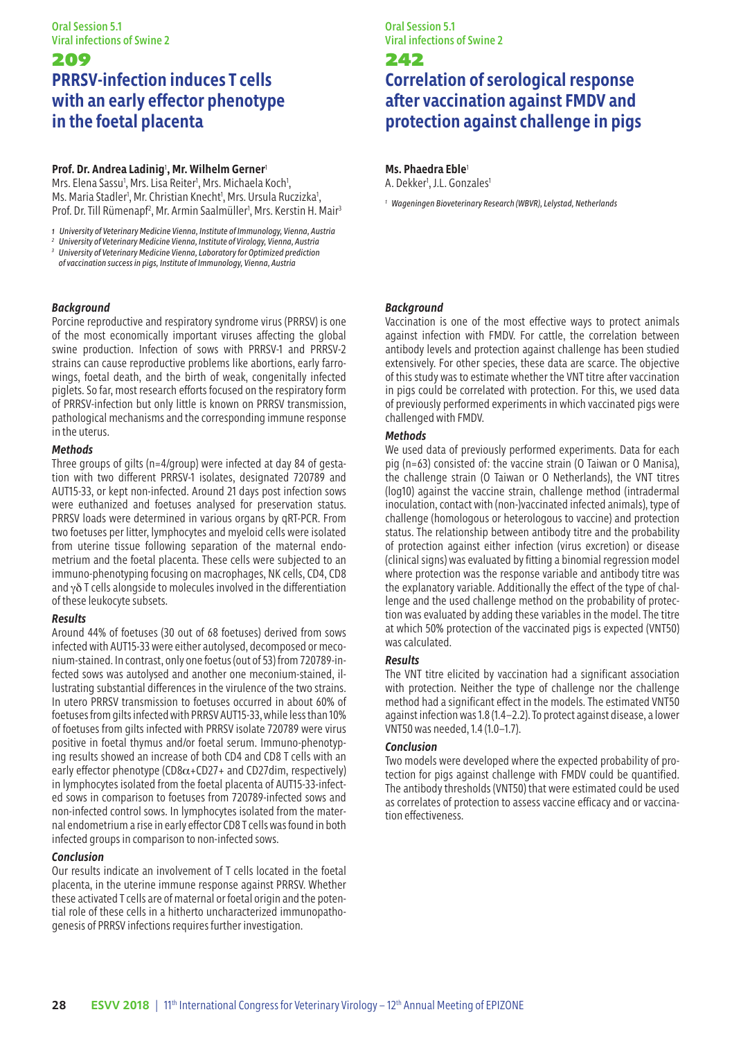Oral Session 5.1
Viral infections of Swine 2

## 209

# PRRSV-infection induces T cells with an early effector phenotype in the foetal placenta

**Prof. Dr. Andrea Ladinig[1], Mr. Wilhelm Gerner[1]**
Mrs. Elena Sassu[1], Mrs. Lisa Reiter[1], Mrs. Michaela Koch[1], Ms. Maria Stadler[1], Mr. Christian Knecht[1], Mrs. Ursula Ruczizka[1], Prof. Dr. Till Rümenapf[2], Mr. Armin Saalmüller[1], Mrs. Kerstin H. Mair[3]

*1 University of Veterinary Medicine Vienna, Institute of Immunology, Vienna, Austria*
*2 University of Veterinary Medicine Vienna, Institute of Virology, Vienna, Austria*
*3 University of Veterinary Medicine Vienna, Laboratory for Optimized prediction of vaccination success in pigs, Institute of Immunology, Vienna, Austria*

### Background

Porcine reproductive and respiratory syndrome virus (PRRSV) is one of the most economically important viruses affecting the global swine production. Infection of sows with PRRSV-1 and PRRSV-2 strains can cause reproductive problems like abortions, early farrowings, foetal death, and the birth of weak, congenitally infected piglets. So far, most research efforts focused on the respiratory form of PRRSV-infection but only little is known on PRRSV transmission, pathological mechanisms and the corresponding immune response in the uterus.

### Methods

Three groups of gilts (n=4/group) were infected at day 84 of gestation with two different PRRSV-1 isolates, designated 720789 and AUT15-33, or kept non-infected. Around 21 days post infection sows were euthanized and foetuses analysed for preservation status. PRRSV loads were determined in various organs by qRT-PCR. From two foetuses per litter, lymphocytes and myeloid cells were isolated from uterine tissue following separation of the maternal endometrium and the foetal placenta. These cells were subjected to an immuno-phenotyping focusing on macrophages, NK cells, CD4, CD8 and $\gamma\delta$ T cells alongside to molecules involved in the differentiation of these leukocyte subsets.

### Results

Around 44% of foetuses (30 out of 68 foetuses) derived from sows infected with AUT15-33 were either autolysed, decomposed or meconium-stained. In contrast, only one foetus (out of 53) from 720789-infected sows was autolysed and another one meconium-stained, illustrating substantial differences in the virulence of the two strains. In utero PRRSV transmission to foetuses occurred in about 60% of foetuses from gilts infected with PRRSV AUT15-33, while less than 10% of foetuses from gilts infected with PRRSV isolate 720789 were virus positive in foetal thymus and/or foetal serum. Immuno-phenotyping results showed an increase of both CD4 and CD8 T cells with an early effector phenotype (CD8$\alpha$+CD27+ and CD27dim, respectively) in lymphocytes isolated from the foetal placenta of AUT15-33-infected sows in comparison to foetuses from 720789-infected sows and non-infected control sows. In lymphocytes isolated from the maternal endometrium a rise in early effector CD8 T cells was found in both infected groups in comparison to non-infected sows.

### Conclusion

Our results indicate an involvement of T cells located in the foetal placenta, in the uterine immune response against PRRSV. Whether these activated T cells are of maternal or foetal origin and the potential role of these cells in a hitherto uncharacterized immunopathogenesis of PRRSV infections requires further investigation.

Oral Session 5.1
Viral infections of Swine 2

## 242

# Correlation of serological response after vaccination against FMDV and protection against challenge in pigs

**Ms. Phaedra Eble[1]**
A. Dekker[1], J.L. Gonzales[1]

*1 Wageningen Bioveterinary Research (WBVR), Lelystad, Netherlands*

### Background

Vaccination is one of the most effective ways to protect animals against infection with FMDV. For cattle, the correlation between antibody levels and protection against challenge has been studied extensively. For other species, these data are scarce. The objective of this study was to estimate whether the VNT titre after vaccination in pigs could be correlated with protection. For this, we used data of previously performed experiments in which vaccinated pigs were challenged with FMDV.

### Methods

We used data of previously performed experiments. Data for each pig (n=63) consisted of: the vaccine strain (O Taiwan or O Manisa), the challenge strain (O Taiwan or O Netherlands), the VNT titres (log10) against the vaccine strain, challenge method (intradermal inoculation, contact with (non-)vaccinated infected animals), type of challenge (homologous or heterologous to vaccine) and protection status. The relationship between antibody titre and the probability of protection against either infection (virus excretion) or disease (clinical signs) was evaluated by fitting a binomial regression model where protection was the response variable and antibody titre was the explanatory variable. Additionally the effect of the type of challenge and the used challenge method on the probability of protection was evaluated by adding these variables in the model. The titre at which 50% protection of the vaccinated pigs is expected (VNT50) was calculated.

### Results

The VNT titre elicited by vaccination had a significant association with protection. Neither the type of challenge nor the challenge method had a significant effect in the models. The estimated VNT50 against infection was 1.8 (1.4–2.2). To protect against disease, a lower VNT50 was needed, 1.4 (1.0–1.7).

### Conclusion

Two models were developed where the expected probability of protection for pigs against challenge with FMDV could be quantified. The antibody thresholds (VNT50) that were estimated could be used as correlates of protection to assess vaccine efficacy and or vaccination effectiveness.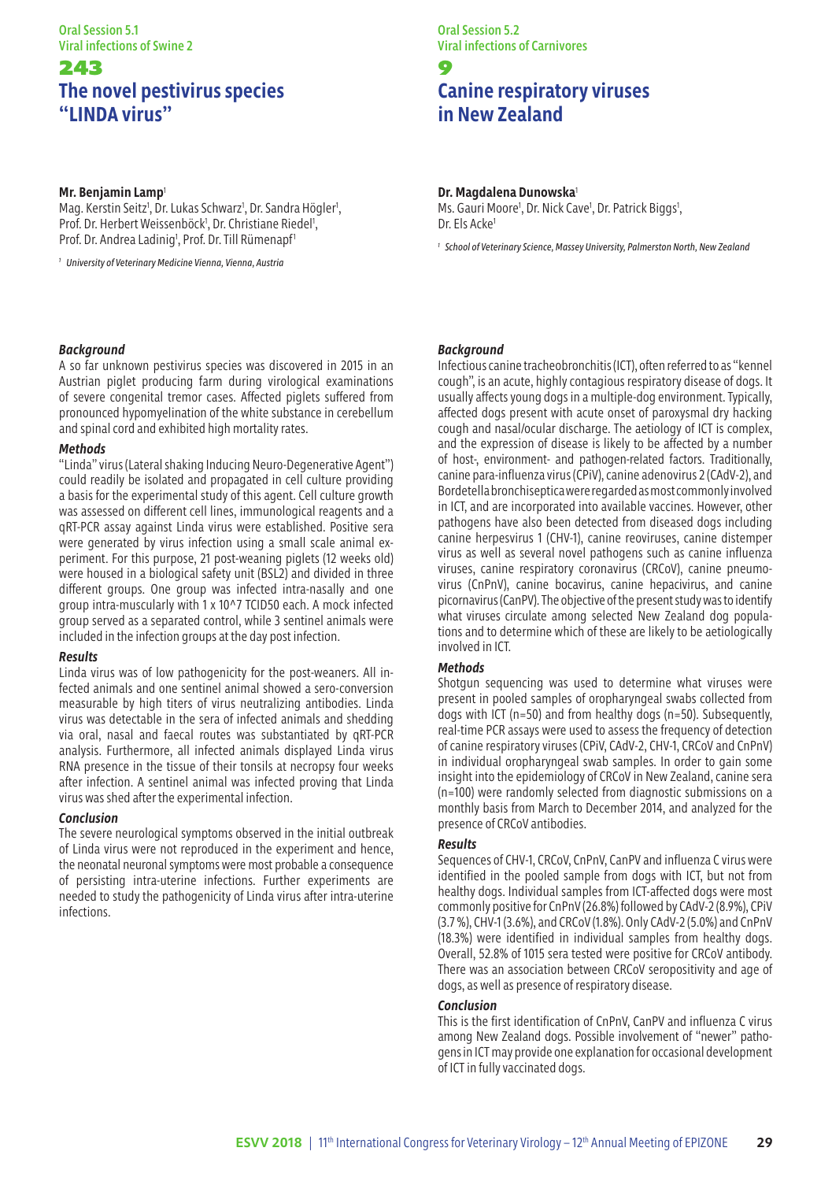Oral Session 5.1
Viral infections of Swine 2

## 243

# The novel pestivirus species "LINDA virus"

**Mr. Benjamin Lamp**[1]
Mag. Kerstin Seitz[1], Dr. Lukas Schwarz[1], Dr. Sandra Högler[1], Prof. Dr. Herbert Weissenböck[1], Dr. Christiane Riedel[1], Prof. Dr. Andrea Ladinig[1], Prof. Dr. Till Rümenapf[1]

[1] *University of Veterinary Medicine Vienna, Vienna, Austria*

### *Background*

A so far unknown pestivirus species was discovered in 2015 in an Austrian piglet producing farm during virological examinations of severe congenital tremor cases. Affected piglets suffered from pronounced hypomyelination of the white substance in cerebellum and spinal cord and exhibited high mortality rates.

### *Methods*

"Linda" virus (Lateral shaking Inducing Neuro-Degenerative Agent") could readily be isolated and propagated in cell culture providing a basis for the experimental study of this agent. Cell culture growth was assessed on different cell lines, immunological reagents and a qRT-PCR assay against Linda virus were established. Positive sera were generated by virus infection using a small scale animal experiment. For this purpose, 21 post-weaning piglets (12 weeks old) were housed in a biological safety unit (BSL2) and divided in three different groups. One group was infected intra-nasally and one group intra-muscularly with 1 x 10^7 TCID50 each. A mock infected group served as a separated control, while 3 sentinel animals were included in the infection groups at the day post infection.

### *Results*

Linda virus was of low pathogenicity for the post-weaners. All infected animals and one sentinel animal showed a sero-conversion measurable by high titers of virus neutralizing antibodies. Linda virus was detectable in the sera of infected animals and shedding via oral, nasal and faecal routes was substantiated by qRT-PCR analysis. Furthermore, all infected animals displayed Linda virus RNA presence in the tissue of their tonsils at necropsy four weeks after infection. A sentinel animal was infected proving that Linda virus was shed after the experimental infection.

### *Conclusion*

The severe neurological symptoms observed in the initial outbreak of Linda virus were not reproduced in the experiment and hence, the neonatal neuronal symptoms were most probable a consequence of persisting intra-uterine infections. Further experiments are needed to study the pathogenicity of Linda virus after intra-uterine infections.

Oral Session 5.2
Viral infections of Carnivores

## 9

# Canine respiratory viruses in New Zealand

**Dr. Magdalena Dunowska**[1]
Ms. Gauri Moore[1], Dr. Nick Cave[1], Dr. Patrick Biggs[1], Dr. Els Acke[1]

[1] *School of Veterinary Science, Massey University, Palmerston North, New Zealand*

### *Background*

Infectious canine tracheobronchitis (ICT), often referred to as "kennel cough", is an acute, highly contagious respiratory disease of dogs. It usually affects young dogs in a multiple-dog environment. Typically, affected dogs present with acute onset of paroxysmal dry hacking cough and nasal/ocular discharge. The aetiology of ICT is complex, and the expression of disease is likely to be affected by a number of host-, environment- and pathogen-related factors. Traditionally, canine para-influenza virus (CPiV), canine adenovirus 2 (CAdV-2), and Bordetella bronchiseptica were regarded as most commonly involved in ICT, and are incorporated into available vaccines. However, other pathogens have also been detected from diseased dogs including canine herpesvirus 1 (CHV-1), canine reoviruses, canine distemper virus as well as several novel pathogens such as canine influenza viruses, canine respiratory coronavirus (CRCoV), canine pneumovirus (CnPnV), canine bocavirus, canine hepacivirus, and canine picornavirus (CanPV). The objective of the present study was to identify what viruses circulate among selected New Zealand dog populations and to determine which of these are likely to be aetiologically involved in ICT.

### *Methods*

Shotgun sequencing was used to determine what viruses were present in pooled samples of oropharyngeal swabs collected from dogs with ICT (n=50) and from healthy dogs (n=50). Subsequently, real-time PCR assays were used to assess the frequency of detection of canine respiratory viruses (CPiV, CAdV-2, CHV-1, CRCoV and CnPnV) in individual oropharyngeal swab samples. In order to gain some insight into the epidemiology of CRCoV in New Zealand, canine sera (n=100) were randomly selected from diagnostic submissions on a monthly basis from March to December 2014, and analyzed for the presence of CRCoV antibodies.

### *Results*

Sequences of CHV-1, CRCoV, CnPnV, CanPV and influenza C virus were identified in the pooled sample from dogs with ICT, but not from healthy dogs. Individual samples from ICT-affected dogs were most commonly positive for CnPnV (26.8%) followed by CAdV-2 (8.9%), CPiV (3.7%), CHV-1 (3.6%), and CRCoV (1.8%). Only CAdV-2 (5.0%) and CnPnV (18.3%) were identified in individual samples from healthy dogs. Overall, 52.8% of 1015 sera tested were positive for CRCoV antibody. There was an association between CRCoV seropositivity and age of dogs, as well as presence of respiratory disease.

### *Conclusion*

This is the first identification of CnPnV, CanPV and influenza C virus among New Zealand dogs. Possible involvement of "newer" pathogens in ICT may provide one explanation for occasional development of ICT in fully vaccinated dogs.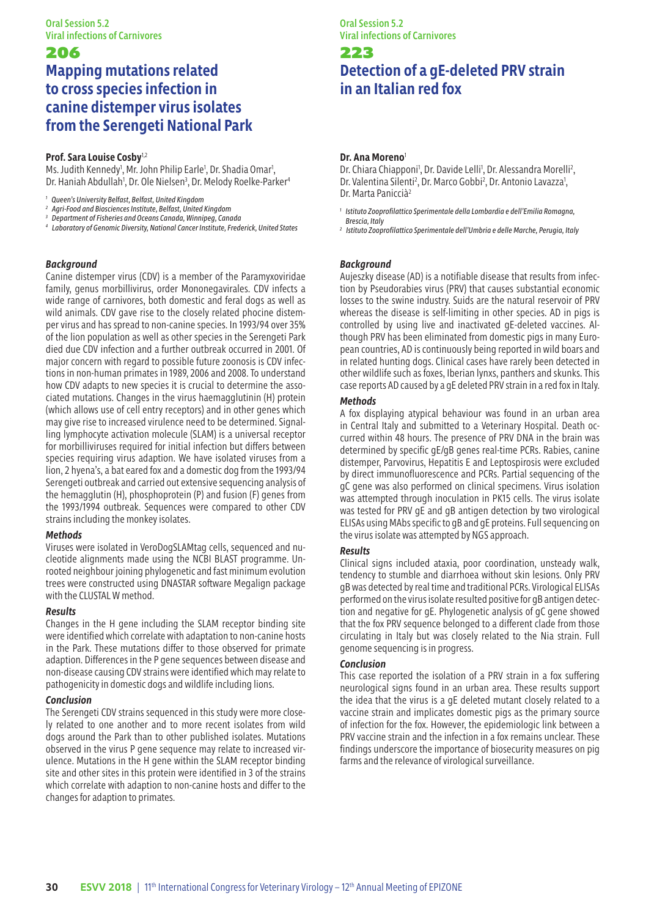Oral Session 5.2
Viral infections of Carnivores

## 206

# Mapping mutations related to cross species infection in canine distemper virus isolates from the Serengeti National Park

**Prof. Sara Louise Cosby**[1,2]
Ms. Judith Kennedy[1], Mr. John Philip Earle[1], Dr. Shadia Omar[1], Dr. Haniah Abdullah[1], Dr. Ole Nielsen[3], Dr. Melody Roelke-Parker[4]

[1] *Queen's University Belfast, Belfast, United Kingdom*
[2] *Agri-Food and Biosciences Institute, Belfast, United Kingdom*
[3] *Department of Fisheries and Oceans Canada, Winnipeg, Canada*
[4] *Laboratory of Genomic Diversity, National Cancer Institute, Frederick, United States*

### *Background*

Canine distemper virus (CDV) is a member of the Paramyxoviridae family, genus morbillivirus, order Mononegavirales. CDV infects a wide range of carnivores, both domestic and feral dogs as well as wild animals. CDV gave rise to the closely related phocine distemper virus and has spread to non-canine species. In 1993/94 over 35% of the lion population as well as other species in the Serengeti Park died due CDV infection and a further outbreak occurred in 2001. Of major concern with regard to possible future zoonosis is CDV infections in non-human primates in 1989, 2006 and 2008. To understand how CDV adapts to new species it is crucial to determine the associated mutations. Changes in the virus haemagglutinin (H) protein (which allows use of cell entry receptors) and in other genes which may give rise to increased virulence need to be determined. Signalling lymphocyte activation molecule (SLAM) is a universal receptor for morbilliviruses required for initial infection but differs between species requiring virus adaption. We have isolated viruses from a lion, 2 hyena's, a bat eared fox and a domestic dog from the 1993/94 Serengeti outbreak and carried out extensive sequencing analysis of the hemagglutin (H), phosphoprotein (P) and fusion (F) genes from the 1993/1994 outbreak. Sequences were compared to other CDV strains including the monkey isolates.

### *Methods*

Viruses were isolated in VeroDogSLAMtag cells, sequenced and nucleotide alignments made using the NCBI BLAST programme. Unrooted neighbour joining phylogenetic and fast minimum evolution trees were constructed using DNASTAR software Megalign package with the CLUSTAL W method.

### *Results*

Changes in the H gene including the SLAM receptor binding site were identified which correlate with adaptation to non-canine hosts in the Park. These mutations differ to those observed for primate adaption. Differences in the P gene sequences between disease and non-disease causing CDV strains were identified which may relate to pathogenicity in domestic dogs and wildlife including lions.

### *Conclusion*

The Serengeti CDV strains sequenced in this study were more closely related to one another and to more recent isolates from wild dogs around the Park than to other published isolates. Mutations observed in the virus P gene sequence may relate to increased virulence. Mutations in the H gene within the SLAM receptor binding site and other sites in this protein were identified in 3 of the strains which correlate with adaption to non-canine hosts and differ to the changes for adaption to primates.

Oral Session 5.2
Viral infections of Carnivores

## 223

# Detection of a gE-deleted PRV strain in an Italian red fox

**Dr. Ana Moreno**[1]
Dr. Chiara Chiapponi[1], Dr. Davide Lelli[1], Dr. Alessandra Morelli[2], Dr. Valentina Silenti[2], Dr. Marco Gobbi[2], Dr. Antonio Lavazza[1], Dr. Marta Paniccià[2]

[1] *Istituto Zooprofilattico Sperimentale della Lombardia e dell'Emilia Romagna, Brescia, Italy*
[2] *Istituto Zooprofilattico Sperimentale dell'Umbria e delle Marche, Perugia, Italy*

### *Background*

Aujeszky disease (AD) is a notifiable disease that results from infection by Pseudorabies virus (PRV) that causes substantial economic losses to the swine industry. Suids are the natural reservoir of PRV whereas the disease is self-limiting in other species. AD in pigs is controlled by using live and inactivated gE-deleted vaccines. Although PRV has been eliminated from domestic pigs in many European countries, AD is continuously being reported in wild boars and in related hunting dogs. Clinical cases have rarely been detected in other wildlife such as foxes, Iberian lynxs, panthers and skunks. This case reports AD caused by a gE deleted PRV strain in a red fox in Italy.

### *Methods*

A fox displaying atypical behaviour was found in an urban area in Central Italy and submitted to a Veterinary Hospital. Death occurred within 48 hours. The presence of PRV DNA in the brain was determined by specific gE/gB genes real-time PCRs. Rabies, canine distemper, Parvovirus, Hepatitis E and Leptospirosis were excluded by direct immunofluorescence and PCRs. Partial sequencing of the gC gene was also performed on clinical specimens. Virus isolation was attempted through inoculation in PK15 cells. The virus isolate was tested for PRV gE and gB antigen detection by two virological ELISAs using MAbs specific to gB and gE proteins. Full sequencing on the virus isolate was attempted by NGS approach.

### *Results*

Clinical signs included ataxia, poor coordination, unsteady walk, tendency to stumble and diarrhoea without skin lesions. Only PRV gB was detected by real time and traditional PCRs. Virological ELISAs performed on the virus isolate resulted positive for gB antigen detection and negative for gE. Phylogenetic analysis of gC gene showed that the fox PRV sequence belonged to a different clade from those circulating in Italy but was closely related to the Nia strain. Full genome sequencing is in progress.

### *Conclusion*

This case reported the isolation of a PRV strain in a fox suffering neurological signs found in an urban area. These results support the idea that the virus is a gE deleted mutant closely related to a vaccine strain and implicates domestic pigs as the primary source of infection for the fox. However, the epidemiologic link between a PRV vaccine strain and the infection in a fox remains unclear. These findings underscore the importance of biosecurity measures on pig farms and the relevance of virological surveillance.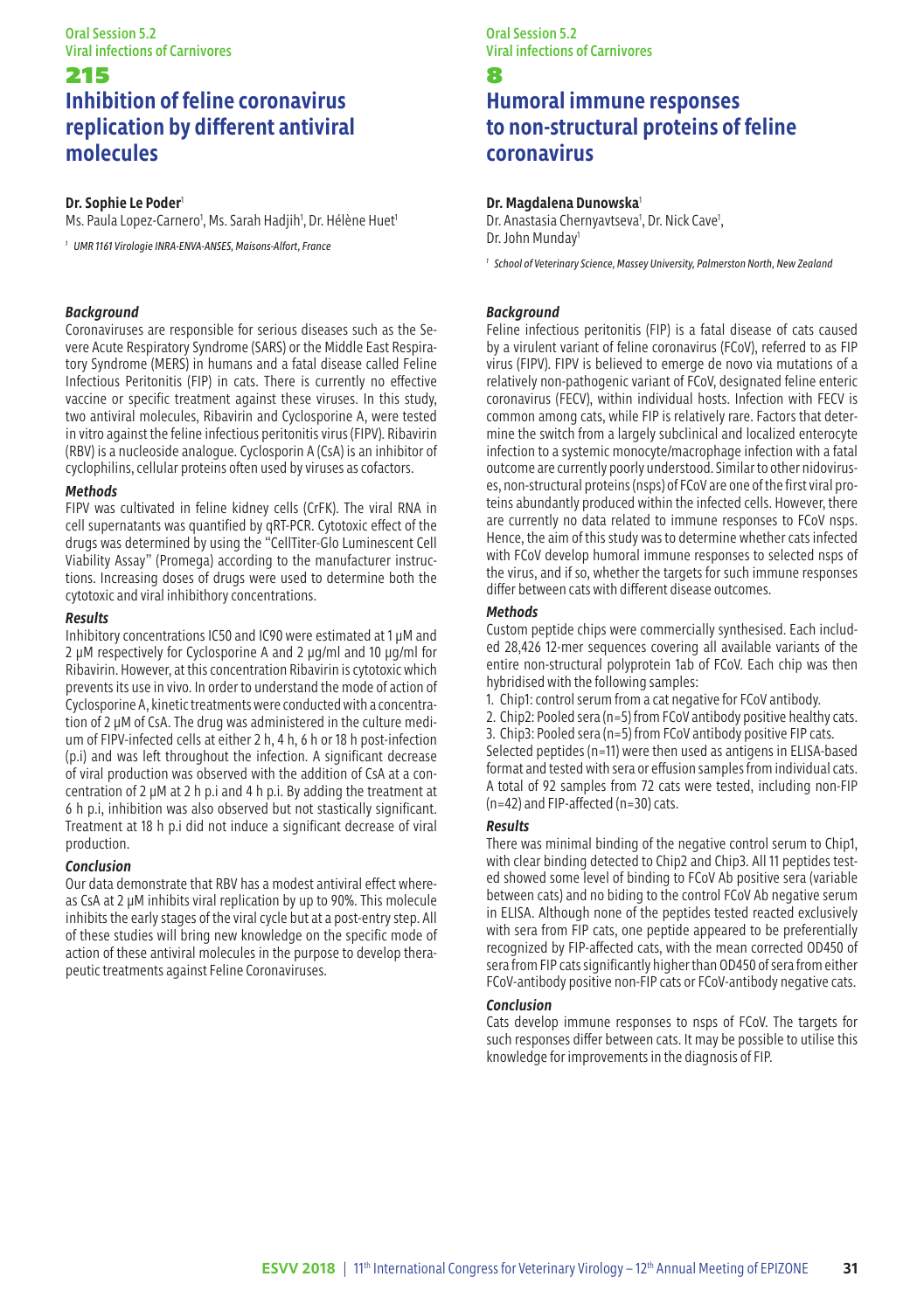Oral Session 5.2
Viral infections of Carnivores

## 215

# Inhibition of feline coronavirus replication by different antiviral molecules

**Dr. Sophie Le Poder**[1]

Ms. Paula Lopez-Carnero[1], Ms. Sarah Hadjih[1], Dr. Hélène Huet[1]

[1] *UMR 1161 Virologie INRA-ENVA-ANSES, Maisons-Alfort, France*

### *Background*

Coronaviruses are responsible for serious diseases such as the Severe Acute Respiratory Syndrome (SARS) or the Middle East Respiratory Syndrome (MERS) in humans and a fatal disease called Feline Infectious Peritonitis (FIP) in cats. There is currently no effective vaccine or specific treatment against these viruses. In this study, two antiviral molecules, Ribavirin and Cyclosporine A, were tested in vitro against the feline infectious peritonitis virus (FIPV). Ribavirin (RBV) is a nucleoside analogue. Cyclosporin A (CsA) is an inhibitor of cyclophilins, cellular proteins often used by viruses as cofactors.

### *Methods*

FIPV was cultivated in feline kidney cells (CrFK). The viral RNA in cell supernatants was quantified by qRT-PCR. Cytotoxic effect of the drugs was determined by using the "CellTiter-Glo Luminescent Cell Viability Assay" (Promega) according to the manufacturer instructions. Increasing doses of drugs were used to determine both the cytotoxic and viral inhibithory concentrations.

### *Results*

Inhibitory concentrations IC50 and IC90 were estimated at 1 µM and 2 µM respectively for Cyclosporine A and 2 µg/ml and 10 µg/ml for Ribavirin. However, at this concentration Ribavirin is cytotoxic which prevents its use in vivo. In order to understand the mode of action of Cyclosporine A, kinetic treatments were conducted with a concentration of 2 µM of CsA. The drug was administered in the culture medium of FIPV-infected cells at either 2 h, 4 h, 6 h or 18 h post-infection (p.i) and was left throughout the infection. A significant decrease of viral production was observed with the addition of CsA at a concentration of 2 µM at 2 h p.i and 4 h p.i. By adding the treatment at 6 h p.i, inhibition was also observed but not stastically significant. Treatment at 18 h p.i did not induce a significant decrease of viral production.

### *Conclusion*

Our data demonstrate that RBV has a modest antiviral effect whereas CsA at 2 µM inhibits viral replication by up to 90%. This molecule inhibits the early stages of the viral cycle but at a post-entry step. All of these studies will bring new knowledge on the specific mode of action of these antiviral molecules in the purpose to develop therapeutic treatments against Feline Coronaviruses.

Oral Session 5.2
Viral infections of Carnivores

## 8

# Humoral immune responses to non-structural proteins of feline coronavirus

**Dr. Magdalena Dunowska**[1]

Dr. Anastasia Chernyavtseva[1], Dr. Nick Cave[1], Dr. John Munday[1]

[1] *School of Veterinary Science, Massey University, Palmerston North, New Zealand*

### *Background*

Feline infectious peritonitis (FIP) is a fatal disease of cats caused by a virulent variant of feline coronavirus (FCoV), referred to as FIP virus (FIPV). FIPV is believed to emerge de novo via mutations of a relatively non-pathogenic variant of FCoV, designated feline enteric coronavirus (FECV), within individual hosts. Infection with FECV is common among cats, while FIP is relatively rare. Factors that determine the switch from a largely subclinical and localized enterocyte infection to a systemic monocyte/macrophage infection with a fatal outcome are currently poorly understood. Similar to other nidoviruses, non-structural proteins (nsps) of FCoV are one of the first viral proteins abundantly produced within the infected cells. However, there are currently no data related to immune responses to FCoV nsps. Hence, the aim of this study was to determine whether cats infected with FCoV develop humoral immune responses to selected nsps of the virus, and if so, whether the targets for such immune responses differ between cats with different disease outcomes.

### *Methods*

Custom peptide chips were commercially synthesised. Each included 28,426 12-mer sequences covering all available variants of the entire non-structural polyprotein 1ab of FCoV. Each chip was then hybridised with the following samples:

1. Chip1: control serum from a cat negative for FCoV antibody.
2. Chip2: Pooled sera (n=5) from FCoV antibody positive healthy cats.
3. Chip3: Pooled sera (n=5) from FCoV antibody positive FIP cats.

Selected peptides (n=11) were then used as antigens in ELISA-based format and tested with sera or effusion samples from individual cats. A total of 92 samples from 72 cats were tested, including non-FIP (n=42) and FIP-affected (n=30) cats.

### *Results*

There was minimal binding of the negative control serum to Chip1, with clear binding detected to Chip2 and Chip3. All 11 peptides tested showed some level of binding to FCoV Ab positive sera (variable between cats) and no biding to the control FCoV Ab negative serum in ELISA. Although none of the peptides tested reacted exclusively with sera from FIP cats, one peptide appeared to be preferentially recognized by FIP-affected cats, with the mean corrected OD450 of sera from FIP cats significantly higher than OD450 of sera from either FCoV-antibody positive non-FIP cats or FCoV-antibody negative cats.

### *Conclusion*

Cats develop immune responses to nsps of FCoV. The targets for such responses differ between cats. It may be possible to utilise this knowledge for improvements in the diagnosis of FIP.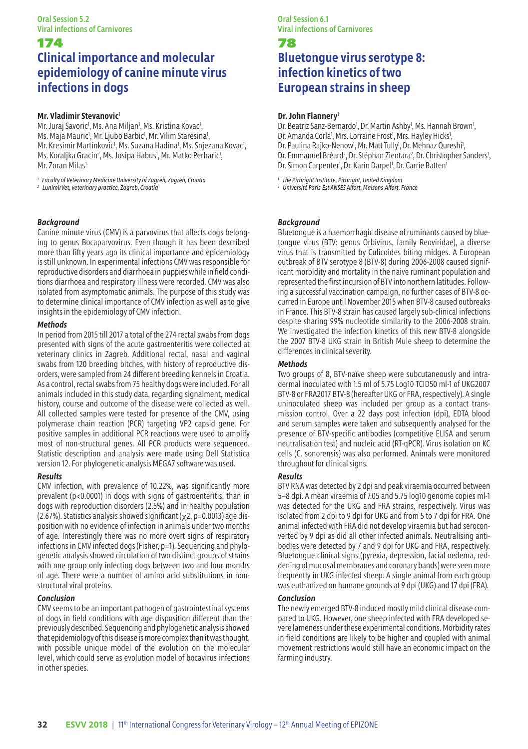Oral Session 5.2
Viral infections of Carnivores

**174**

# Clinical importance and molecular epidemiology of canine minute virus infections in dogs

**Mr. Vladimir Stevanovic**[1]

Mr. Juraj Savoric[1], Ms. Ana Miljan[1], Ms. Kristina Kovac[1], Ms. Maja Mauric[1], Mr. Ljubo Barbic[1], Mr. Vilim Staresina[1], Mr. Kresimir Martinkovic[1], Ms. Suzana Hadina[1], Ms. Snjezana Kovac[1], Ms. Koraljka Gracin[2], Ms. Josipa Habus[1], Mr. Matko Perharic[1], Mr. Zoran Milas[1]

[1] *Faculty of Veterinary Medicine University of Zagreb, Zagreb, Croatia*
[2] *LunimirVet, veterinary practice, Zagreb, Croatia*

### *Background*

Canine minute virus (CMV) is a parvovirus that affects dogs belonging to genus Bocaparvovirus. Even though it has been described more than fifty years ago its clinical importance and epidemiology is still unknown. In experimental infections CMV was responsible for reproductive disorders and diarrhoea in puppies while in field conditions diarrhoea and respiratory illness were recorded. CMV was also isolated from asymptomatic animals. The purpose of this study was to determine clinical importance of CMV infection as well as to give insights in the epidemiology of CMV infection.

### *Methods*

In period from 2015 till 2017 a total of the 274 rectal swabs from dogs presented with signs of the acute gastroenteritis were collected at veterinary clinics in Zagreb. Additional rectal, nasal and vaginal swabs from 120 breeding bitches, with history of reproductive disorders, were sampled from 24 different breeding kennels in Croatia. As a control, rectal swabs from 75 healthy dogs were included. For all animals included in this study data, regarding signalment, medical history, course and outcome of the disease were collected as well. All collected samples were tested for presence of the CMV, using polymerase chain reaction (PCR) targeting VP2 capsid gene. For positive samples in additional PCR reactions were used to amplify most of non-structural genes. All PCR products were sequenced. Statistic description and analysis were made using Dell Statistica version 12. For phylogenetic analysis MEGA7 software was used.

### *Results*

CMV infection, with prevalence of 10.22%, was significantly more prevalent ($p<0.0001$) in dogs with signs of gastroenteritis, than in dogs with reproduction disorders (2.5%) and in healthy population (2.67%). Statistics analysis showed significant ($\chi 2$, $p=0.0013$) age disposition with no evidence of infection in animals under two months of age. Interestingly there was no more overt signs of respiratory infections in CMV infected dogs (Fisher, $p=1$). Sequencing and phylogenetic analysis showed circulation of two distinct groups of strains with one group only infecting dogs between two and four months of age. There were a number of amino acid substitutions in non-structural viral proteins.

### *Conclusion*

CMV seems to be an important pathogen of gastrointestinal systems of dogs in field conditions with age disposition different than the previously described. Sequencing and phylogenetic analysis showed that epidemiology of this disease is more complex than it was thought, with possible unique model of the evolution on the molecular level, which could serve as evolution model of bocavirus infections in other species.

Oral Session 6.1
Viral infections of Carnivores

**78**

# Bluetongue virus serotype 8: infection kinetics of two European strains in sheep

**Dr. John Flannery**[1]

Dr. Beatriz Sanz-Bernardo[1], Dr. Martin Ashby[1], Ms. Hannah Brown[1], Dr. Amanda Corla[1], Mrs. Lorraine Frost[1], Mrs. Hayley Hicks[1], Dr. Paulina Rajko-Nenow[1], Mr. Matt Tully[1], Dr. Mehnaz Qureshi[1], Dr. Emmanuel Bréard[2], Dr. Stéphan Zientara[2], Dr. Christopher Sanders[1], Dr. Simon Carpenter[1], Dr. Karin Darpel[1], Dr. Carrie Batten[1]

[1] *The Pirbright Institute, Pirbright, United Kingdom*
[2] *Université Paris-Est ANSES Alfort, Maisons-Alfort, France*

### *Background*

Bluetongue is a haemorrhagic disease of ruminants caused by bluetongue virus (BTV: genus Orbivirus, family Reoviridae), a diverse virus that is transmitted by Culicoides biting midges. A European outbreak of BTV serotype 8 (BTV-8) during 2006-2008 caused significant morbidity and mortality in the naive ruminant population and represented the first incursion of BTV into northern latitudes. Following a successful vaccination campaign, no further cases of BTV-8 occurred in Europe until November 2015 when BTV-8 caused outbreaks in France. This BTV-8 strain has caused largely sub-clinical infections despite sharing 99% nucleotide similarity to the 2006-2008 strain. We investigated the infection kinetics of this new BTV-8 alongside the 2007 BTV-8 UKG strain in British Mule sheep to determine the differences in clinical severity.

### *Methods*

Two groups of 8, BTV-naïve sheep were subcutaneously and intradermal inoculated with 1.5 ml of 5.75 Log10 TCID50 ml-1 of UKG2007 BTV-8 or FRA2017 BTV-8 (hereafter UKG or FRA, respectively). A single uninoculated sheep was included per group as a contact transmission control. Over a 22 days post infection (dpi), EDTA blood and serum samples were taken and subsequently analysed for the presence of BTV-specific antibodies (competitive ELISA and serum neutralisation test) and nucleic acid (RT-qPCR). Virus isolation on KC cells (C. sonorensis) was also performed. Animals were monitored throughout for clinical signs.

### *Results*

BTV RNA was detected by 2 dpi and peak viraemia occurred between 5–8 dpi. A mean viraemia of 7.05 and 5.75 log10 genome copies ml-1 was detected for the UKG and FRA strains, respectively. Virus was isolated from 2 dpi to 9 dpi for UKG and from 5 to 7 dpi for FRA. One animal infected with FRA did not develop viraemia but had seroconverted by 9 dpi as did all other infected animals. Neutralising antibodies were detected by 7 and 9 dpi for UKG and FRA, respectively. Bluetongue clinical signs (pyrexia, depression, facial oedema, reddening of mucosal membranes and coronary bands) were seen more frequently in UKG infected sheep. A single animal from each group was euthanized on humane grounds at 9 dpi (UKG) and 17 dpi (FRA).

### *Conclusion*

The newly emerged BTV-8 induced mostly mild clinical disease compared to UKG. However, one sheep infected with FRA developed severe lameness under these experimental conditions. Morbidity rates in field conditions are likely to be higher and coupled with animal movement restrictions would still have an economic impact on the farming industry.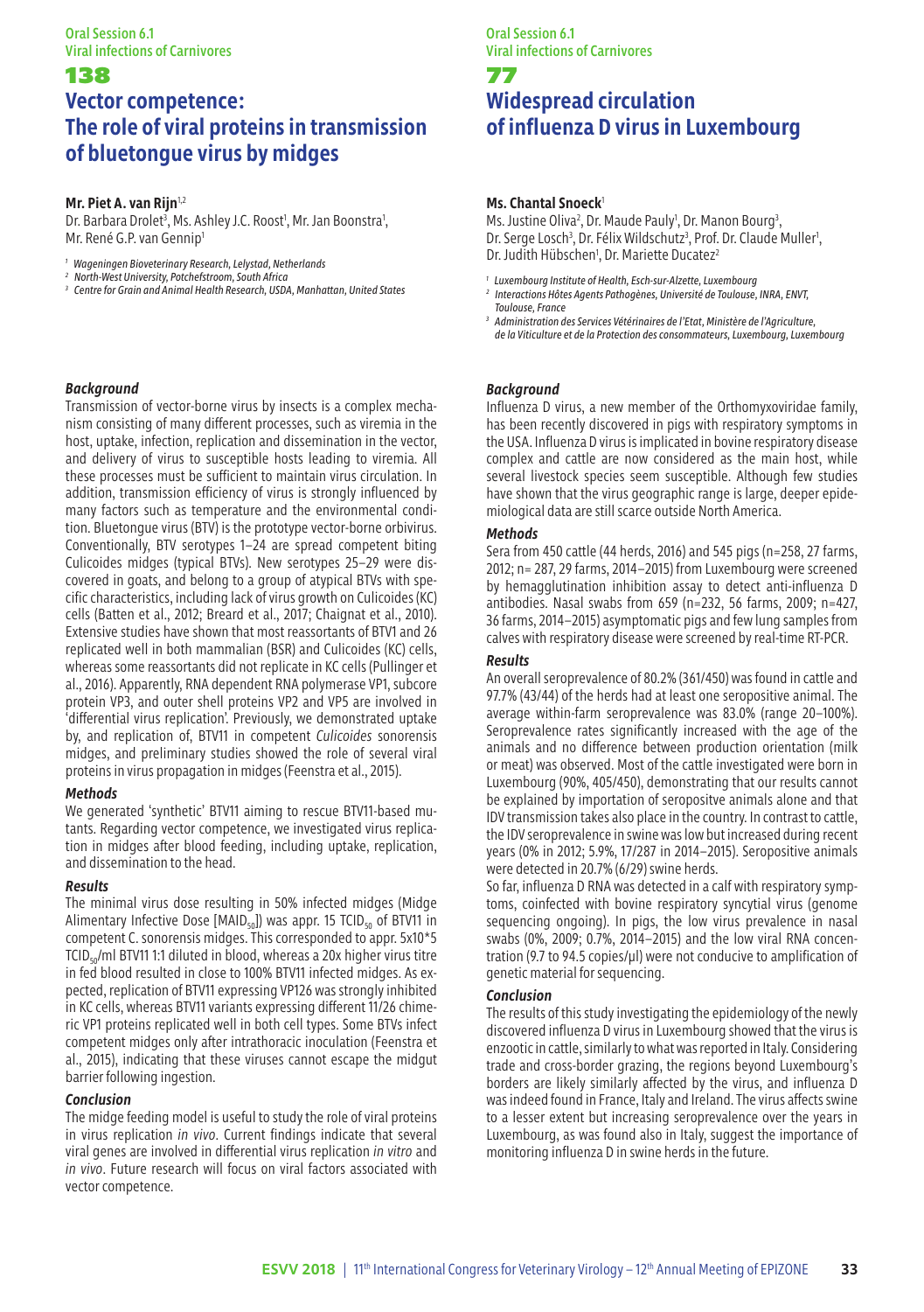Oral Session 6.1
Viral infections of Carnivores

# 138

## Vector competence: The role of viral proteins in transmission of bluetongue virus by midges

**Mr. Piet A. van Rijn**[1,2]

Dr. Barbara Drolet[3], Ms. Ashley J.C. Roost[1], Mr. Jan Boonstra[1], Mr. René G.P. van Gennip[1]

[1] *Wageningen Bioveterinary Research, Lelystad, Netherlands*
[2] *North-West University, Potchefstroom, South Africa*
[3] *Centre for Grain and Animal Health Research, USDA, Manhattan, United States*

### *Background*

Transmission of vector-borne virus by insects is a complex mechanism consisting of many different processes, such as viremia in the host, uptake, infection, replication and dissemination in the vector, and delivery of virus to susceptible hosts leading to viremia. All these processes must be sufficient to maintain virus circulation. In addition, transmission efficiency of virus is strongly influenced by many factors such as temperature and the environmental condition. Bluetongue virus (BTV) is the prototype vector-borne orbivirus. Conventionally, BTV serotypes 1–24 are spread competent biting Culicoides midges (typical BTVs). New serotypes 25–29 were discovered in goats, and belong to a group of atypical BTVs with specific characteristics, including lack of virus growth on Culicoides (KC) cells (Batten et al., 2012; Breard et al., 2017; Chaignat et al., 2010). Extensive studies have shown that most reassortants of BTV1 and 26 replicated well in both mammalian (BSR) and Culicoides (KC) cells, whereas some reassortants did not replicate in KC cells (Pullinger et al., 2016). Apparently, RNA dependent RNA polymerase VP1, subcore protein VP3, and outer shell proteins VP2 and VP5 are involved in 'differential virus replication'. Previously, we demonstrated uptake by, and replication of, BTV11 in competent *Culicoides* sonorensis midges, and preliminary studies showed the role of several viral proteins in virus propagation in midges (Feenstra et al., 2015).

### *Methods*

We generated 'synthetic' BTV11 aiming to rescue BTV11-based mutants. Regarding vector competence, we investigated virus replication in midges after blood feeding, including uptake, replication, and dissemination to the head.

### *Results*

The minimal virus dose resulting in 50% infected midges (Midge Alimentary Infective Dose [$MAID_{50}$]) was appr. 15 $TCID_{50}$ of BTV11 in competent C. sonorensis midges. This corresponded to appr. 5x10*5 $TCID_{50}$/ml BTV11 1:1 diluted in blood, whereas a 20x higher virus titre in fed blood resulted in close to 100% BTV11 infected midges. As expected, replication of BTV11 expressing VP126 was strongly inhibited in KC cells, whereas BTV11 variants expressing different 11/26 chimeric VP1 proteins replicated well in both cell types. Some BTVs infect competent midges only after intrathoracic inoculation (Feenstra et al., 2015), indicating that these viruses cannot escape the midgut barrier following ingestion.

### *Conclusion*

The midge feeding model is useful to study the role of viral proteins in virus replication *in vivo*. Current findings indicate that several viral genes are involved in differential virus replication *in vitro* and *in vivo*. Future research will focus on viral factors associated with vector competence.

Oral Session 6.1
Viral infections of Carnivores

# 77

## Widespread circulation of influenza D virus in Luxembourg

**Ms. Chantal Snoeck**[1]

Ms. Justine Oliva[2], Dr. Maude Pauly[1], Dr. Manon Bourg[3], Dr. Serge Losch[3], Dr. Félix Wildschutz[3], Prof. Dr. Claude Muller[1], Dr. Judith Hübschen[1], Dr. Mariette Ducatez[2]

[1] *Luxembourg Institute of Health, Esch-sur-Alzette, Luxembourg*
[2] *Interactions Hôtes Agents Pathogènes, Université de Toulouse, INRA, ENVT, Toulouse, France*
[3] *Administration des Services Vétérinaires de l'Etat, Ministère de l'Agriculture, de la Viticulture et de la Protection des consommateurs, Luxembourg, Luxembourg*

### *Background*

Influenza D virus, a new member of the Orthomyxoviridae family, has been recently discovered in pigs with respiratory symptoms in the USA. Influenza D virus is implicated in bovine respiratory disease complex and cattle are now considered as the main host, while several livestock species seem susceptible. Although few studies have shown that the virus geographic range is large, deeper epidemiological data are still scarce outside North America.

### *Methods*

Sera from 450 cattle (44 herds, 2016) and 545 pigs (n=258, 27 farms, 2012; n= 287, 29 farms, 2014–2015) from Luxembourg were screened by hemagglutination inhibition assay to detect anti-influenza D antibodies. Nasal swabs from 659 (n=232, 56 farms, 2009; n=427, 36 farms, 2014–2015) asymptomatic pigs and few lung samples from calves with respiratory disease were screened by real-time RT-PCR.

### *Results*

An overall seroprevalence of 80.2% (361/450) was found in cattle and 97.7% (43/44) of the herds had at least one seropositive animal. The average within-farm seroprevalence was 83.0% (range 20–100%). Seroprevalence rates significantly increased with the age of the animals and no difference between production orientation (milk or meat) was observed. Most of the cattle investigated were born in Luxembourg (90%, 405/450), demonstrating that our results cannot be explained by importation of seropositve animals alone and that IDV transmission takes also place in the country. In contrast to cattle, the IDV seroprevalence in swine was low but increased during recent years (0% in 2012; 5.9%, 17/287 in 2014–2015). Seropositive animals were detected in 20.7% (6/29) swine herds.

So far, influenza D RNA was detected in a calf with respiratory symptoms, coinfected with bovine respiratory syncytial virus (genome sequencing ongoing). In pigs, the low virus prevalence in nasal swabs (0%, 2009; 0.7%, 2014–2015) and the low viral RNA concentration (9.7 to 94.5 copies/µl) were not conducive to amplification of genetic material for sequencing.

### *Conclusion*

The results of this study investigating the epidemiology of the newly discovered influenza D virus in Luxembourg showed that the virus is enzootic in cattle, similarly to what was reported in Italy. Considering trade and cross-border grazing, the regions beyond Luxembourg's borders are likely similarly affected by the virus, and influenza D was indeed found in France, Italy and Ireland. The virus affects swine to a lesser extent but increasing seroprevalence over the years in Luxembourg, as was found also in Italy, suggest the importance of monitoring influenza D in swine herds in the future.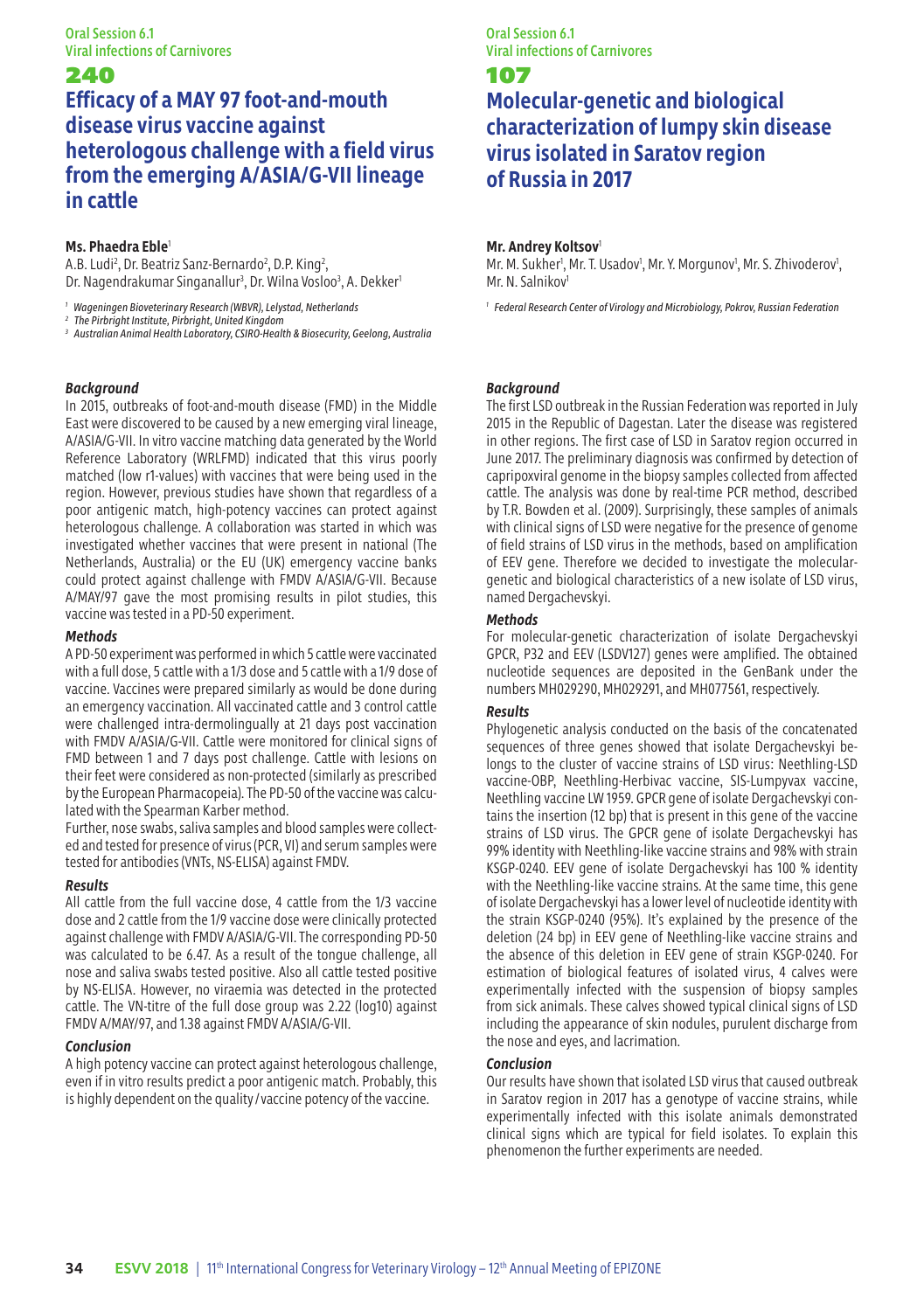Oral Session 6.1
Viral infections of Carnivores

## 240

# Efficacy of a MAY 97 foot-and-mouth disease virus vaccine against heterologous challenge with a field virus from the emerging A/ASIA/G-VII lineage in cattle

**Ms. Phaedra Eble**[1]

A.B. Ludi[2], Dr. Beatriz Sanz-Bernardo[2], D.P. King[2], Dr. Nagendrakumar Singanallur[3], Dr. Wilna Vosloo[3], A. Dekker[1]

[1] *Wageningen Bioveterinary Research (WBVR), Lelystad, Netherlands*
[2] *The Pirbright Institute, Pirbright, United Kingdom*
[3] *Australian Animal Health Laboratory, CSIRO-Health & Biosecurity, Geelong, Australia*

### *Background*

In 2015, outbreaks of foot-and-mouth disease (FMD) in the Middle East were discovered to be caused by a new emerging viral lineage, A/ASIA/G-VII. In vitro vaccine matching data generated by the World Reference Laboratory (WRLFMD) indicated that this virus poorly matched (low r1-values) with vaccines that were being used in the region. However, previous studies have shown that regardless of a poor antigenic match, high-potency vaccines can protect against heterologous challenge. A collaboration was started in which was investigated whether vaccines that were present in national (The Netherlands, Australia) or the EU (UK) emergency vaccine banks could protect against challenge with FMDV A/ASIA/G-VII. Because A/MAY/97 gave the most promising results in pilot studies, this vaccine was tested in a PD-50 experiment.

### *Methods*

A PD-50 experiment was performed in which 5 cattle were vaccinated with a full dose, 5 cattle with a 1/3 dose and 5 cattle with a 1/9 dose of vaccine. Vaccines were prepared similarly as would be done during an emergency vaccination. All vaccinated cattle and 3 control cattle were challenged intra-dermolingually at 21 days post vaccination with FMDV A/ASIA/G-VII. Cattle were monitored for clinical signs of FMD between 1 and 7 days post challenge. Cattle with lesions on their feet were considered as non-protected (similarly as prescribed by the European Pharmacopeia). The PD-50 of the vaccine was calculated with the Spearman Karber method.

Further, nose swabs, saliva samples and blood samples were collected and tested for presence of virus (PCR, VI) and serum samples were tested for antibodies (VNTs, NS-ELISA) against FMDV.

### *Results*

All cattle from the full vaccine dose, 4 cattle from the 1/3 vaccine dose and 2 cattle from the 1/9 vaccine dose were clinically protected against challenge with FMDV A/ASIA/G-VII. The corresponding PD-50 was calculated to be 6.47. As a result of the tongue challenge, all nose and saliva swabs tested positive. Also all cattle tested positive by NS-ELISA. However, no viraemia was detected in the protected cattle. The VN-titre of the full dose group was 2.22 (log10) against FMDV A/MAY/97, and 1.38 against FMDV A/ASIA/G-VII.

### *Conclusion*

A high potency vaccine can protect against heterologous challenge, even if in vitro results predict a poor antigenic match. Probably, this is highly dependent on the quality / vaccine potency of the vaccine.

Oral Session 6.1
Viral infections of Carnivores

## 107

# Molecular-genetic and biological characterization of lumpy skin disease virus isolated in Saratov region of Russia in 2017

**Mr. Andrey Koltsov**[1]

Mr. M. Sukher[1], Mr. T. Usadov[1], Mr. Y. Morgunov[1], Mr. S. Zhivoderov[1], Mr. N. Salnikov[1]

[1] *Federal Research Center of Virology and Microbiology, Pokrov, Russian Federation*

### *Background*

The first LSD outbreak in the Russian Federation was reported in July 2015 in the Republic of Dagestan. Later the disease was registered in other regions. The first case of LSD in Saratov region occurred in June 2017. The preliminary diagnosis was confirmed by detection of capripoxviral genome in the biopsy samples collected from affected cattle. The analysis was done by real-time PCR method, described by T.R. Bowden et al. (2009). Surprisingly, these samples of animals with clinical signs of LSD were negative for the presence of genome of field strains of LSD virus in the methods, based on amplification of EEV gene. Therefore we decided to investigate the molecular-genetic and biological characteristics of a new isolate of LSD virus, named Dergachevskyi.

### *Methods*

For molecular-genetic characterization of isolate Dergachevskyi GPCR, P32 and EEV (LSDV127) genes were amplified. The obtained nucleotide sequences are deposited in the GenBank under the numbers MH029290, MH029291, and MH077561, respectively.

### *Results*

Phylogenetic analysis conducted on the basis of the concatenated sequences of three genes showed that isolate Dergachevskyi belongs to the cluster of vaccine strains of LSD virus: Neethling-LSD vaccine-OBP, Neethling-Herbivac vaccine, SIS-Lumpyvax vaccine, Neethling vaccine LW 1959. GPCR gene of isolate Dergachevskyi contains the insertion (12 bp) that is present in this gene of the vaccine strains of LSD virus. The GPCR gene of isolate Dergachevskyi has 99% identity with Neethling-like vaccine strains and 98% with strain KSGP-0240. EEV gene of isolate Dergachevskyi has 100 % identity with the Neethling-like vaccine strains. At the same time, this gene of isolate Dergachevskyi has a lower level of nucleotide identity with the strain KSGP-0240 (95%). It's explained by the presence of the deletion (24 bp) in EEV gene of Neethling-like vaccine strains and the absence of this deletion in EEV gene of strain KSGP-0240. For estimation of biological features of isolated virus, 4 calves were experimentally infected with the suspension of biopsy samples from sick animals. These calves showed typical clinical signs of LSD including the appearance of skin nodules, purulent discharge from the nose and eyes, and lacrimation.

### *Conclusion*

Our results have shown that isolated LSD virus that caused outbreak in Saratov region in 2017 has a genotype of vaccine strains, while experimentally infected with this isolate animals demonstrated clinical signs which are typical for field isolates. To explain this phenomenon the further experiments are needed.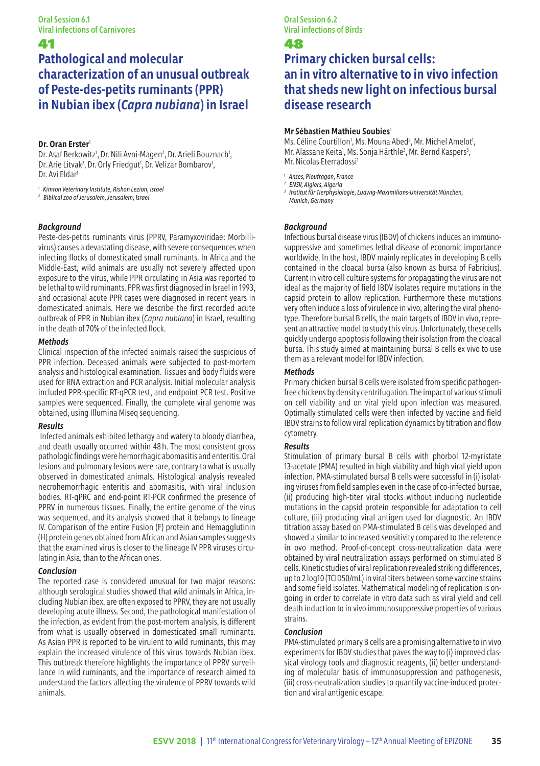Oral Session 6.1
Viral infections of Carnivores

41

# Pathological and molecular characterization of an unusual outbreak of Peste-des-petits ruminants (PPR) in Nubian ibex (*Capra nubiana*) in Israel

**Dr. Oran Erster**[1]

Dr. Asaf Berkowitz[1], Dr. Nili Avni-Magen[2], Dr. Arieli Bouznach[1], Dr. Arie Litvak[2], Dr. Orly Friedgut[1], Dr. Velizar Bombarov[1], Dr. Avi Eldar[1]

[1] *Kimron Veterinary Institute, Rishon Lezion, Israel*
[2] *Biblical zoo of Jerusalem, Jerusalem, Israel*

### *Background*

Peste-des-petits ruminants virus (PPRV, Paramyxoviridae: Morbillivirus) causes a devastating disease, with severe consequences when infecting flocks of domesticated small ruminants. In Africa and the Middle-East, wild animals are usually not severely affected upon exposure to the virus, while PPR circulating in Asia was reported to be lethal to wild ruminants. PPR was first diagnosed in Israel in 1993, and occasional acute PPR cases were diagnosed in recent years in domesticated animals. Here we describe the first recorded acute outbreak of PPR in Nubian ibex (*Capra nubiana*) in Israel, resulting in the death of 70% of the infected flock.

### *Methods*

Clinical inspection of the infected animals raised the suspicious of PPR infection. Deceased animals were subjected to post-mortem analysis and histological examination. Tissues and body fluids were used for RNA extraction and PCR analysis. Initial molecular analysis included PPR-specific RT-qPCR test, and endpoint PCR test. Positive samples were sequenced. Finally, the complete viral genome was obtained, using Illumina Miseq sequencing.

### *Results*

Infected animals exhibited lethargy and watery to bloody diarrhea, and death usually occurred within 48 h. The most consistent gross pathologic findings were hemorrhagic abomasitis and enteritis. Oral lesions and pulmonary lesions were rare, contrary to what is usually observed in domesticated animals. Histological analysis revealed necrohemorrhagic enteritis and abomasitis, with viral inclusion bodies. RT-qPRC and end-point RT-PCR confirmed the presence of PPRV in numerous tissues. Finally, the entire genome of the virus was sequenced, and its analysis showed that it belongs to lineage IV. Comparison of the entire Fusion (F) protein and Hemagglutinin (H) protein genes obtained from African and Asian samples suggests that the examined virus is closer to the lineage IV PPR viruses circulating in Asia, than to the African ones.

### *Conclusion*

The reported case is considered unusual for two major reasons: although serological studies showed that wild animals in Africa, including Nubian ibex, are often exposed to PPRV, they are not usually developing acute illness. Second, the pathological manifestation of the infection, as evident from the post-mortem analysis, is different from what is usually observed in domesticated small ruminants. As Asian PPR is reported to be virulent to wild ruminants, this may explain the increased virulence of this virus towards Nubian ibex. This outbreak therefore highlights the importance of PPRV surveillance in wild ruminants, and the importance of research aimed to understand the factors affecting the virulence of PPRV towards wild animals.

Oral Session 6.2
Viral infections of Birds

48

# Primary chicken bursal cells: an in vitro alternative to in vivo infection that sheds new light on infectious bursal disease research

**Mr Sébastien Mathieu Soubies**[1]

Ms. Céline Courtillon[1], Ms. Mouna Abed[2], Mr. Michel Amelot[1], Mr. Alassane Keita[1], Ms. Sonja Härthle[3], Mr. Bernd Kaspers[3], Mr. Nicolas Eterradossi[1]

[1] *Anses, Ploufragan, France*
[2] *ENSV, Algiers, Algeria*
[3] *Institut für Tierphysiologie, Ludwig-Maximilians-Universität München, Munich, Germany*

### *Background*

Infectious bursal disease virus (IBDV) of chickens induces an immunosuppressive and sometimes lethal disease of economic importance worldwide. In the host, IBDV mainly replicates in developing B cells contained in the cloacal bursa (also known as bursa of Fabricius). Current in vitro cell culture systems for propagating the virus are not ideal as the majority of field IBDV isolates require mutations in the capsid protein to allow replication. Furthermore these mutations very often induce a loss of virulence in vivo, altering the viral phenotype. Therefore bursal B cells, the main targets of IBDV in vivo, represent an attractive model to study this virus. Unfortunately, these cells quickly undergo apoptosis following their isolation from the cloacal bursa. This study aimed at maintaining bursal B cells ex vivo to use them as a relevant model for IBDV infection.

### *Methods*

Primary chicken bursal B cells were isolated from specific pathogen-free chickens by density centrifugation. The impact of various stimuli on cell viability and on viral yield upon infection was measured. Optimally stimulated cells were then infected by vaccine and field IBDV strains to follow viral replication dynamics by titration and flow cytometry.

### *Results*

Stimulation of primary bursal B cells with phorbol 12-myristate 13-acetate (PMA) resulted in high viability and high viral yield upon infection. PMA-stimulated bursal B cells were successful in (i) isolating viruses from field samples even in the case of co-infected bursae, (ii) producing high-titer viral stocks without inducing nucleotide mutations in the capsid protein responsible for adaptation to cell culture, (iii) producing viral antigen used for diagnostic. An IBDV titration assay based on PMA-stimulated B cells was developed and showed a similar to increased sensitivity compared to the reference in ovo method. Proof-of-concept cross-neutralization data were obtained by viral neutralization assays performed on stimulated B cells. Kinetic studies of viral replication revealed striking differences, up to 2 log10 (TCID50/mL) in viral titers between some vaccine strains and some field isolates. Mathematical modeling of replication is ongoing in order to correlate in vitro data such as viral yield and cell death induction to in vivo immunosuppressive properties of various strains.

### *Conclusion*

PMA-stimulated primary B cells are a promising alternative to in vivo experiments for IBDV studies that paves the way to (i) improved classical virology tools and diagnostic reagents, (ii) better understanding of molecular basis of immunosuppression and pathogenesis, (iii) cross-neutralization studies to quantify vaccine-induced protection and viral antigenic escape.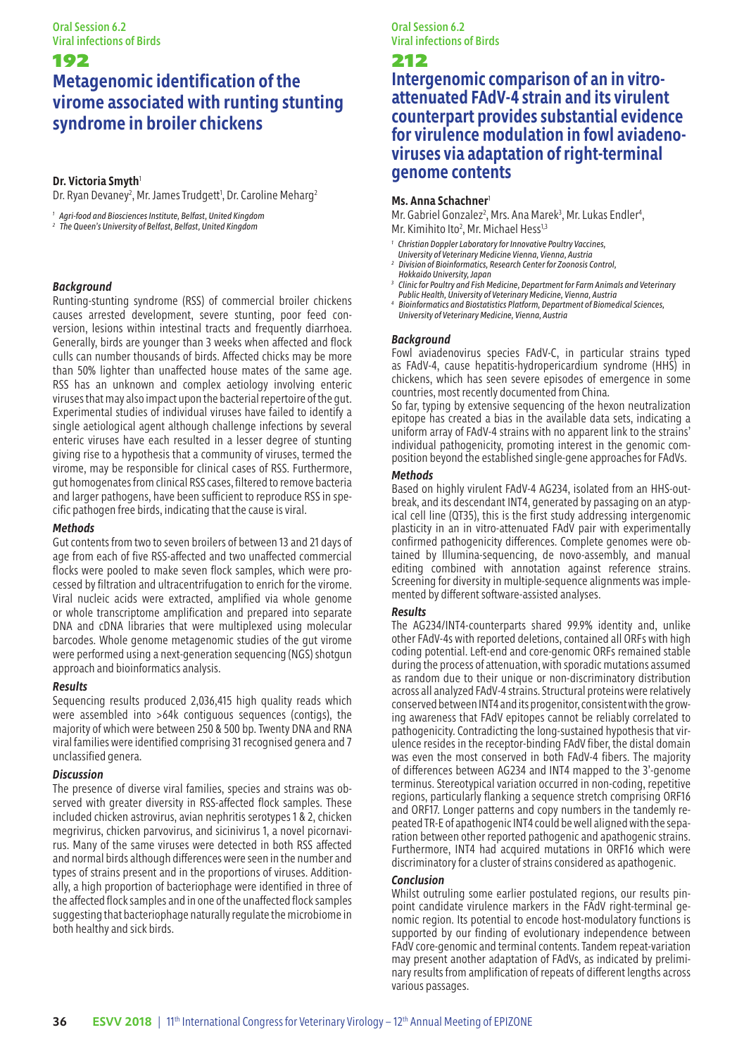Oral Session 6.2
Viral infections of Birds

# 192

## Metagenomic identification of the virome associated with runting stunting syndrome in broiler chickens

**Dr. Victoria Smyth**[1]

Dr. Ryan Devaney[2], Mr. James Trudgett[1], Dr. Caroline Meharg[2]

[1] *Agri-food and Biosciences Institute, Belfast, United Kingdom*
[2] *The Queen's University of Belfast, Belfast, United Kingdom*

### *Background*

Runting-stunting syndrome (RSS) of commercial broiler chickens causes arrested development, severe stunting, poor feed conversion, lesions within intestinal tracts and frequently diarrhoea. Generally, birds are younger than 3 weeks when affected and flock culls can number thousands of birds. Affected chicks may be more than 50% lighter than unaffected house mates of the same age. RSS has an unknown and complex aetiology involving enteric viruses that may also impact upon the bacterial repertoire of the gut. Experimental studies of individual viruses have failed to identify a single aetiological agent although challenge infections by several enteric viruses have each resulted in a lesser degree of stunting giving rise to a hypothesis that a community of viruses, termed the virome, may be responsible for clinical cases of RSS. Furthermore, gut homogenates from clinical RSS cases, filtered to remove bacteria and larger pathogens, have been sufficient to reproduce RSS in specific pathogen free birds, indicating that the cause is viral.

### *Methods*

Gut contents from two to seven broilers of between 13 and 21 days of age from each of five RSS-affected and two unaffected commercial flocks were pooled to make seven flock samples, which were processed by filtration and ultracentrifugation to enrich for the virome. Viral nucleic acids were extracted, amplified via whole genome or whole transcriptome amplification and prepared into separate DNA and cDNA libraries that were multiplexed using molecular barcodes. Whole genome metagenomic studies of the gut virome were performed using a next-generation sequencing (NGS) shotgun approach and bioinformatics analysis.

### *Results*

Sequencing results produced 2,036,415 high quality reads which were assembled into >64k contiguous sequences (contigs), the majority of which were between 250 & 500 bp. Twenty DNA and RNA viral families were identified comprising 31 recognised genera and 7 unclassified genera.

### *Discussion*

The presence of diverse viral families, species and strains was observed with greater diversity in RSS-affected flock samples. These included chicken astrovirus, avian nephritis serotypes 1 & 2, chicken megrivirus, chicken parvovirus, and sicinivirus 1, a novel picornavirus. Many of the same viruses were detected in both RSS affected and normal birds although differences were seen in the number and types of strains present and in the proportions of viruses. Additionally, a high proportion of bacteriophage were identified in three of the affected flock samples and in one of the unaffected flock samples suggesting that bacteriophage naturally regulate the microbiome in both healthy and sick birds.

Oral Session 6.2
Viral infections of Birds

# 212

## Intergenomic comparison of an in vitro-attenuated FAdV-4 strain and its virulent counterpart provides substantial evidence for virulence modulation in fowl aviadenoviruses via adaptation of right-terminal genome contents

**Ms. Anna Schachner**[1]

Mr. Gabriel Gonzalez[2], Mrs. Ana Marek[3], Mr. Lukas Endler[4], Mr. Kimihito Ito[2], Mr. Michael Hess[1,3]

[1] *Christian Doppler Laboratory for Innovative Poultry Vaccines, University of Veterinary Medicine Vienna, Vienna, Austria*
[2] *Division of Bioinformatics, Research Center for Zoonosis Control, Hokkaido University, Japan*
[3] *Clinic for Poultry and Fish Medicine, Department for Farm Animals and Veterinary Public Health, University of Veterinary Medicine, Vienna, Austria*
[4] *Bioinformatics and Biostatistics Platform, Department of Biomedical Sciences, University of Veterinary Medicine, Vienna, Austria*

### *Background*

Fowl aviadenovirus species FAdV-C, in particular strains typed as FAdV-4, cause hepatitis-hydropericardium syndrome (HHS) in chickens, which has seen severe episodes of emergence in some countries, most recently documented from China.
So far, typing by extensive sequencing of the hexon neutralization epitope has created a bias in the available data sets, indicating a uniform array of FAdV-4 strains with no apparent link to the strains' individual pathogenicity, promoting interest in the genomic composition beyond the established single-gene approaches for FAdVs.

### *Methods*

Based on highly virulent FAdV-4 AG234, isolated from an HHS-outbreak, and its descendant INT4, generated by passaging on an atypical cell line (QT35), this is the first study addressing intergenomic plasticity in an in vitro-attenuated FAdV pair with experimentally confirmed pathogenicity differences. Complete genomes were obtained by Illumina-sequencing, de novo-assembly, and manual editing combined with annotation against reference strains. Screening for diversity in multiple-sequence alignments was implemented by different software-assisted analyses.

### *Results*

The AG234/INT4-counterparts shared 99.9% identity and, unlike other FAdV-4s with reported deletions, contained all ORFs with high coding potential. Left-end and core-genomic ORFs remained stable during the process of attenuation, with sporadic mutations assumed as random due to their unique or non-discriminatory distribution across all analyzed FAdV-4 strains. Structural proteins were relatively conserved between INT4 and its progenitor, consistent with the growing awareness that FAdV epitopes cannot be reliably correlated to pathogenicity. Contradicting the long-sustained hypothesis that virulence resides in the receptor-binding FAdV fiber, the distal domain was even the most conserved in both FAdV-4 fibers. The majority of differences between AG234 and INT4 mapped to the 3'-genome terminus. Stereotypical variation occurred in non-coding, repetitive regions, particularly flanking a sequence stretch comprising ORF16 and ORF17. Longer patterns and copy numbers in the tandemly repeated TR-E of apathogenic INT4 could be well aligned with the separation between other reported pathogenic and apathogenic strains. Furthermore, INT4 had acquired mutations in ORF16 which were discriminatory for a cluster of strains considered as apathogenic.

### *Conclusion*

Whilst outruling some earlier postulated regions, our results pinpoint candidate virulence markers in the FAdV right-terminal genomic region. Its potential to encode host-modulatory functions is supported by our finding of evolutionary independence between FAdV core-genomic and terminal contents. Tandem repeat-variation may present another adaptation of FAdVs, as indicated by preliminary results from amplification of repeats of different lengths across various passages.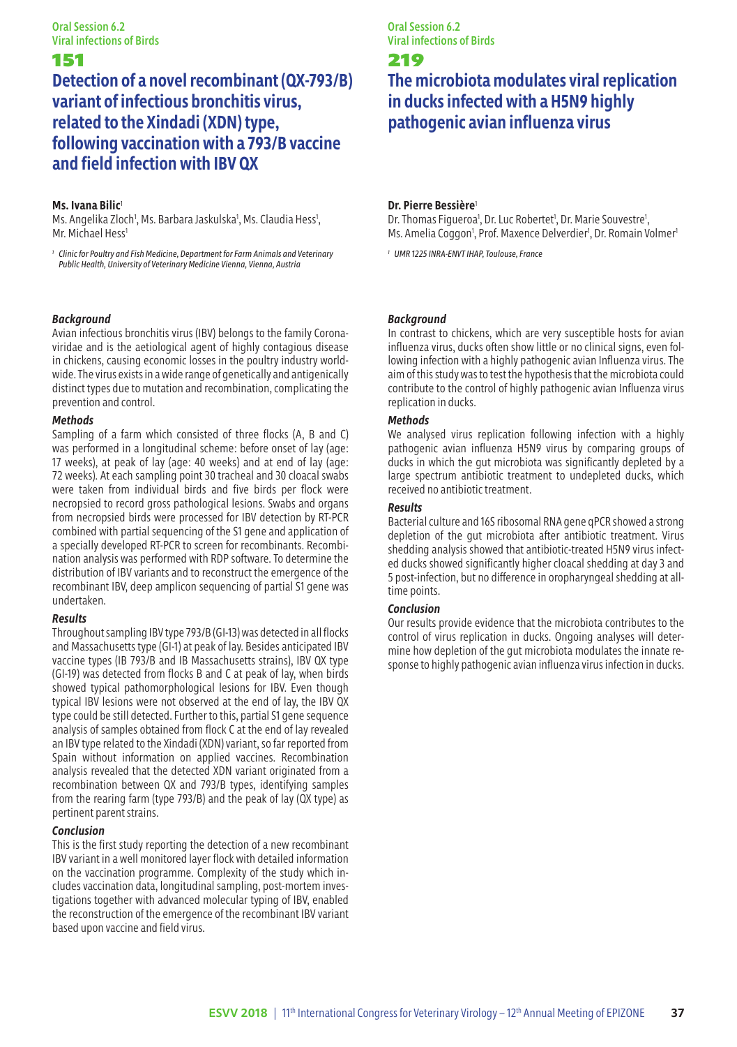Oral Session 6.2
Viral infections of Birds

# 151

## Detection of a novel recombinant (QX-793/B) variant of infectious bronchitis virus, related to the Xindadi (XDN) type, following vaccination with a 793/B vaccine and field infection with IBV QX

**Ms. Ivana Bilic**[1]

Ms. Angelika Zloch[1], Ms. Barbara Jaskulska[1], Ms. Claudia Hess[1], Mr. Michael Hess[1]

[1] *Clinic for Poultry and Fish Medicine, Department for Farm Animals and Veterinary Public Health, University of Veterinary Medicine Vienna, Vienna, Austria*

### *Background*

Avian infectious bronchitis virus (IBV) belongs to the family Coronaviridae and is the aetiological agent of highly contagious disease in chickens, causing economic losses in the poultry industry worldwide. The virus exists in a wide range of genetically and antigenically distinct types due to mutation and recombination, complicating the prevention and control.

### *Methods*

Sampling of a farm which consisted of three flocks (A, B and C) was performed in a longitudinal scheme: before onset of lay (age: 17 weeks), at peak of lay (age: 40 weeks) and at end of lay (age: 72 weeks). At each sampling point 30 tracheal and 30 cloacal swabs were taken from individual birds and five birds per flock were necropsied to record gross pathological lesions. Swabs and organs from necropsied birds were processed for IBV detection by RT-PCR combined with partial sequencing of the S1 gene and application of a specially developed RT-PCR to screen for recombinants. Recombination analysis was performed with RDP software. To determine the distribution of IBV variants and to reconstruct the emergence of the recombinant IBV, deep amplicon sequencing of partial S1 gene was undertaken.

### *Results*

Throughout sampling IBV type 793/B (GI-13) was detected in all flocks and Massachusetts type (GI-1) at peak of lay. Besides anticipated IBV vaccine types (IB 793/B and IB Massachusetts strains), IBV QX type (GI-19) was detected from flocks B and C at peak of lay, when birds showed typical pathomorphological lesions for IBV. Even though typical IBV lesions were not observed at the end of lay, the IBV QX type could be still detected. Further to this, partial S1 gene sequence analysis of samples obtained from flock C at the end of lay revealed an IBV type related to the Xindadi (XDN) variant, so far reported from Spain without information on applied vaccines. Recombination analysis revealed that the detected XDN variant originated from a recombination between QX and 793/B types, identifying samples from the rearing farm (type 793/B) and the peak of lay (QX type) as pertinent parent strains.

### *Conclusion*

This is the first study reporting the detection of a new recombinant IBV variant in a well monitored layer flock with detailed information on the vaccination programme. Complexity of the study which includes vaccination data, longitudinal sampling, post-mortem investigations together with advanced molecular typing of IBV, enabled the reconstruction of the emergence of the recombinant IBV variant based upon vaccine and field virus.

Oral Session 6.2
Viral infections of Birds

# 219

## The microbiota modulates viral replication in ducks infected with a H5N9 highly pathogenic avian influenza virus

**Dr. Pierre Bessière**[1]

Dr. Thomas Figueroa[1], Dr. Luc Robertet[1], Dr. Marie Souvestre[1], Ms. Amelia Coggon[1], Prof. Maxence Delverdier[1], Dr. Romain Volmer[1]

[1] *UMR 1225 INRA-ENVT IHAP, Toulouse, France*

### *Background*

In contrast to chickens, which are very susceptible hosts for avian influenza virus, ducks often show little or no clinical signs, even following infection with a highly pathogenic avian Influenza virus. The aim of this study was to test the hypothesis that the microbiota could contribute to the control of highly pathogenic avian Influenza virus replication in ducks.

### *Methods*

We analysed virus replication following infection with a highly pathogenic avian influenza H5N9 virus by comparing groups of ducks in which the gut microbiota was significantly depleted by a large spectrum antibiotic treatment to undepleted ducks, which received no antibiotic treatment.

### *Results*

Bacterial culture and 16S ribosomal RNA gene qPCR showed a strong depletion of the gut microbiota after antibiotic treatment. Virus shedding analysis showed that antibiotic-treated H5N9 virus infected ducks showed significantly higher cloacal shedding at day 3 and 5 post-infection, but no difference in oropharyngeal shedding at all-time points.

### *Conclusion*

Our results provide evidence that the microbiota contributes to the control of virus replication in ducks. Ongoing analyses will determine how depletion of the gut microbiota modulates the innate response to highly pathogenic avian influenza virus infection in ducks.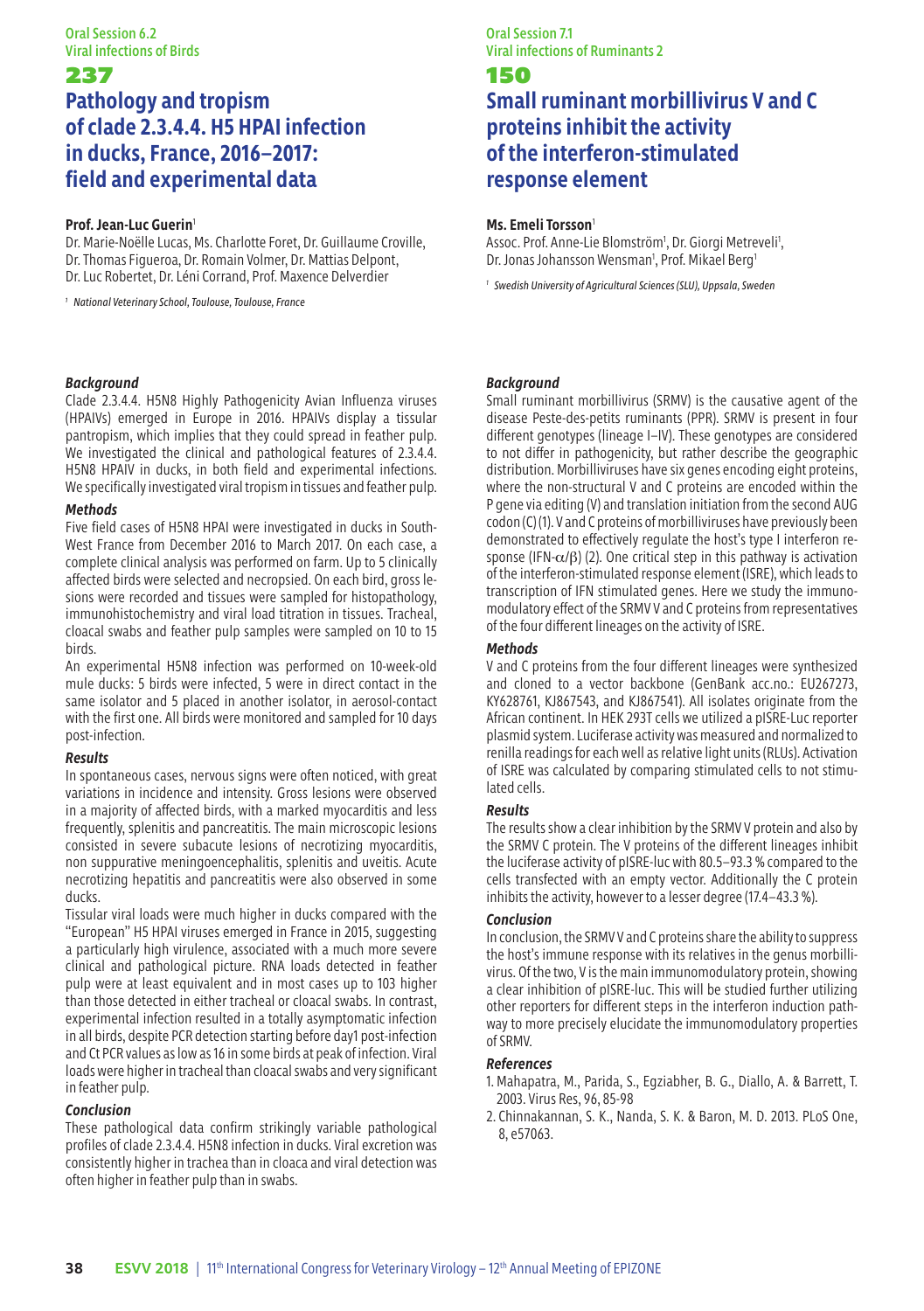Oral Session 6.2
Viral infections of Birds

# 237

## Pathology and tropism of clade 2.3.4.4. H5 HPAI infection in ducks, France, 2016–2017: field and experimental data

**Prof. Jean-Luc Guerin**[1]

Dr. Marie-Noëlle Lucas, Ms. Charlotte Foret, Dr. Guillaume Croville, Dr. Thomas Figueroa, Dr. Romain Volmer, Dr. Mattias Delpont, Dr. Luc Robertet, Dr. Léni Corrand, Prof. Maxence Delverdier

[1] *National Veterinary School, Toulouse, Toulouse, France*

### *Background*

Clade 2.3.4.4. H5N8 Highly Pathogenicity Avian Influenza viruses (HPAIVs) emerged in Europe in 2016. HPAIVs display a tissular pantropism, which implies that they could spread in feather pulp. We investigated the clinical and pathological features of 2.3.4.4. H5N8 HPAIV in ducks, in both field and experimental infections. We specifically investigated viral tropism in tissues and feather pulp.

### *Methods*

Five field cases of H5N8 HPAI were investigated in ducks in South-West France from December 2016 to March 2017. On each case, a complete clinical analysis was performed on farm. Up to 5 clinically affected birds were selected and necropsied. On each bird, gross lesions were recorded and tissues were sampled for histopathology, immunohistochemistry and viral load titration in tissues. Tracheal, cloacal swabs and feather pulp samples were sampled on 10 to 15 birds.

An experimental H5N8 infection was performed on 10-week-old mule ducks: 5 birds were infected, 5 were in direct contact in the same isolator and 5 placed in another isolator, in aerosol-contact with the first one. All birds were monitored and sampled for 10 days post-infection.

### *Results*

In spontaneous cases, nervous signs were often noticed, with great variations in incidence and intensity. Gross lesions were observed in a majority of affected birds, with a marked myocarditis and less frequently, splenitis and pancreatitis. The main microscopic lesions consisted in severe subacute lesions of necrotizing myocarditis, non suppurative meningoencephalitis, splenitis and uveitis. Acute necrotizing hepatitis and pancreatitis were also observed in some ducks.

Tissular viral loads were much higher in ducks compared with the "European" H5 HPAI viruses emerged in France in 2015, suggesting a particularly high virulence, associated with a much more severe clinical and pathological picture. RNA loads detected in feather pulp were at least equivalent and in most cases up to 103 higher than those detected in either tracheal or cloacal swabs. In contrast, experimental infection resulted in a totally asymptomatic infection in all birds, despite PCR detection starting before day1 post-infection and Ct PCR values as low as 16 in some birds at peak of infection. Viral loads were higher in tracheal than cloacal swabs and very significant in feather pulp.

### *Conclusion*

These pathological data confirm strikingly variable pathological profiles of clade 2.3.4.4. H5N8 infection in ducks. Viral excretion was consistently higher in trachea than in cloaca and viral detection was often higher in feather pulp than in swabs.

Oral Session 7.1
Viral infections of Ruminants 2

# 150

## Small ruminant morbillivirus V and C proteins inhibit the activity of the interferon-stimulated response element

**Ms. Emeli Torsson**[1]

Assoc. Prof. Anne-Lie Blomström[1], Dr. Giorgi Metreveli[1], Dr. Jonas Johansson Wensman[1], Prof. Mikael Berg[1]

[1] *Swedish University of Agricultural Sciences (SLU), Uppsala, Sweden*

### *Background*

Small ruminant morbillivirus (SRMV) is the causative agent of the disease Peste-des-petits ruminants (PPR). SRMV is present in four different genotypes (lineage I–IV). These genotypes are considered to not differ in pathogenicity, but rather describe the geographic distribution. Morbilliviruses have six genes encoding eight proteins, where the non-structural V and C proteins are encoded within the P gene via editing (V) and translation initiation from the second AUG codon (C) (1). V and C proteins of morbilliviruses have previously been demonstrated to effectively regulate the host's type I interferon response (IFN-$\alpha$/$\beta$) (2). One critical step in this pathway is activation of the interferon-stimulated response element (ISRE), which leads to transcription of IFN stimulated genes. Here we study the immunomodulatory effect of the SRMV V and C proteins from representatives of the four different lineages on the activity of ISRE.

### *Methods*

V and C proteins from the four different lineages were synthesized and cloned to a vector backbone (GenBank acc.no.: EU267273, KY628761, KJ867543, and KJ867541). All isolates originate from the African continent. In HEK 293T cells we utilized a pISRE-Luc reporter plasmid system. Luciferase activity was measured and normalized to renilla readings for each well as relative light units (RLUs). Activation of ISRE was calculated by comparing stimulated cells to not stimulated cells.

### *Results*

The results show a clear inhibition by the SRMV V protein and also by the SRMV C protein. The V proteins of the different lineages inhibit the luciferase activity of pISRE-luc with 80.5–93.3 % compared to the cells transfected with an empty vector. Additionally the C protein inhibits the activity, however to a lesser degree (17.4–43.3 %).

### *Conclusion*

In conclusion, the SRMV V and C proteins share the ability to suppress the host's immune response with its relatives in the genus morbillivirus. Of the two, V is the main immunomodulatory protein, showing a clear inhibition of pISRE-luc. This will be studied further utilizing other reporters for different steps in the interferon induction pathway to more precisely elucidate the immunomodulatory properties of SRMV.

### *References*

1. Mahapatra, M., Parida, S., Egziabher, B. G., Diallo, A. & Barrett, T. 2003. Virus Res, 96, 85-98
2. Chinnakannan, S. K., Nanda, S. K. & Baron, M. D. 2013. PLoS One, 8, e57063.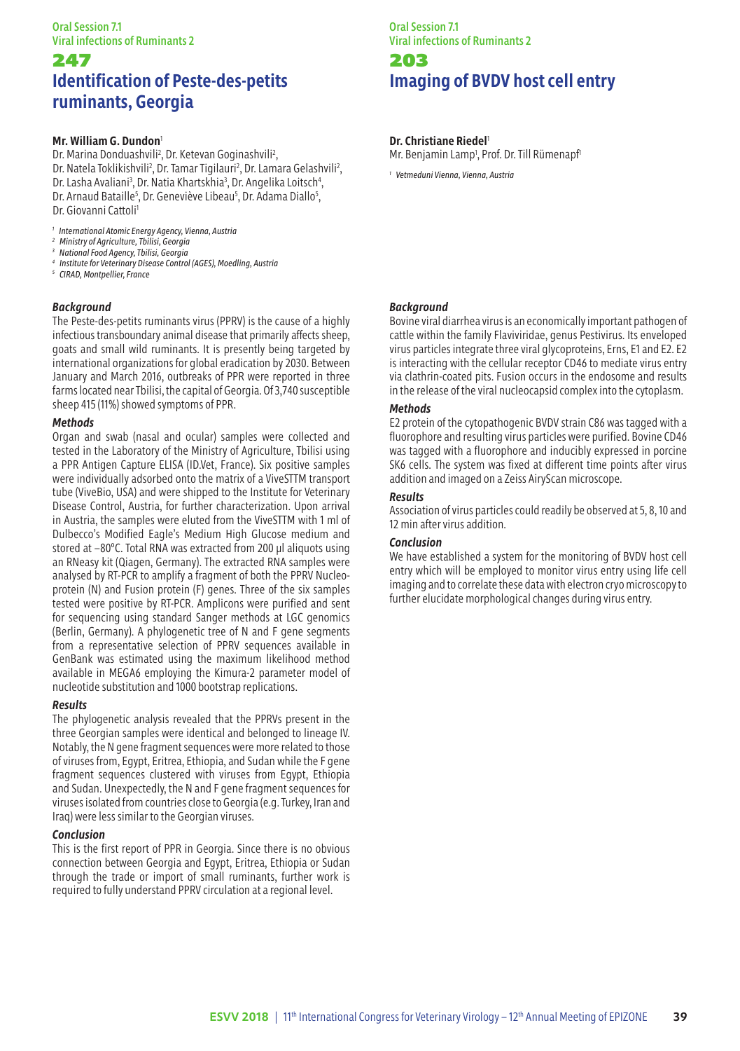Oral Session 7.1
Viral infections of Ruminants 2

## 247

# Identification of Peste-des-petits ruminants, Georgia

**Mr. William G. Dundon**[1]

Dr. Marina Donduashvili[2], Dr. Ketevan Goginashvili[2], Dr. Natela Toklikishvili[2], Dr. Tamar Tigilauri[2], Dr. Lamara Gelashvili[2], Dr. Lasha Avaliani[3], Dr. Natia Khartskhia[3], Dr. Angelika Loitsch[4], Dr. Arnaud Bataille[5], Dr. Geneviève Libeau[5], Dr. Adama Diallo[5], Dr. Giovanni Cattoli[1]

*[1] International Atomic Energy Agency, Vienna, Austria*
*[2] Ministry of Agriculture, Tbilisi, Georgia*
*[3] National Food Agency, Tbilisi, Georgia*
*[4] Institute for Veterinary Disease Control (AGES), Moedling, Austria*
*[5] CIRAD, Montpellier, France*

### *Background*

The Peste-des-petits ruminants virus (PPRV) is the cause of a highly infectious transboundary animal disease that primarily affects sheep, goats and small wild ruminants. It is presently being targeted by international organizations for global eradication by 2030. Between January and March 2016, outbreaks of PPR were reported in three farms located near Tbilisi, the capital of Georgia. Of 3,740 susceptible sheep 415 (11%) showed symptoms of PPR.

### *Methods*

Organ and swab (nasal and ocular) samples were collected and tested in the Laboratory of the Ministry of Agriculture, Tbilisi using a PPR Antigen Capture ELISA (ID.Vet, France). Six positive samples were individually adsorbed onto the matrix of a ViveSTTM transport tube (ViveBio, USA) and were shipped to the Institute for Veterinary Disease Control, Austria, for further characterization. Upon arrival in Austria, the samples were eluted from the ViveSTTM with 1 ml of Dulbecco's Modified Eagle's Medium High Glucose medium and stored at –80°C. Total RNA was extracted from 200 µl aliquots using an RNeasy kit (Qiagen, Germany). The extracted RNA samples were analysed by RT-PCR to amplify a fragment of both the PPRV Nucleoprotein (N) and Fusion protein (F) genes. Three of the six samples tested were positive by RT-PCR. Amplicons were purified and sent for sequencing using standard Sanger methods at LGC genomics (Berlin, Germany). A phylogenetic tree of N and F gene segments from a representative selection of PPRV sequences available in GenBank was estimated using the maximum likelihood method available in MEGA6 employing the Kimura-2 parameter model of nucleotide substitution and 1000 bootstrap replications.

### *Results*

The phylogenetic analysis revealed that the PPRVs present in the three Georgian samples were identical and belonged to lineage IV. Notably, the N gene fragment sequences were more related to those of viruses from, Egypt, Eritrea, Ethiopia, and Sudan while the F gene fragment sequences clustered with viruses from Egypt, Ethiopia and Sudan. Unexpectedly, the N and F gene fragment sequences for viruses isolated from countries close to Georgia (e.g. Turkey, Iran and Iraq) were less similar to the Georgian viruses.

### *Conclusion*

This is the first report of PPR in Georgia. Since there is no obvious connection between Georgia and Egypt, Eritrea, Ethiopia or Sudan through the trade or import of small ruminants, further work is required to fully understand PPRV circulation at a regional level.

Oral Session 7.1
Viral infections of Ruminants 2

## 203

# Imaging of BVDV host cell entry

**Dr. Christiane Riedel**[1]

Mr. Benjamin Lamp[1], Prof. Dr. Till Rümenapf[1]

*[1] Vetmeduni Vienna, Vienna, Austria*

### *Background*

Bovine viral diarrhea virus is an economically important pathogen of cattle within the family Flaviviridae, genus Pestivirus. Its enveloped virus particles integrate three viral glycoproteins, Erns, E1 and E2. E2 is interacting with the cellular receptor CD46 to mediate virus entry via clathrin-coated pits. Fusion occurs in the endosome and results in the release of the viral nucleocapsid complex into the cytoplasm.

### *Methods*

E2 protein of the cytopathogenic BVDV strain C86 was tagged with a fluorophore and resulting virus particles were purified. Bovine CD46 was tagged with a fluorophore and inducibly expressed in porcine SK6 cells. The system was fixed at different time points after virus addition and imaged on a Zeiss AiryScan microscope.

### *Results*

Association of virus particles could readily be observed at 5, 8, 10 and 12 min after virus addition.

### *Conclusion*

We have established a system for the monitoring of BVDV host cell entry which will be employed to monitor virus entry using life cell imaging and to correlate these data with electron cryo microscopy to further elucidate morphological changes during virus entry.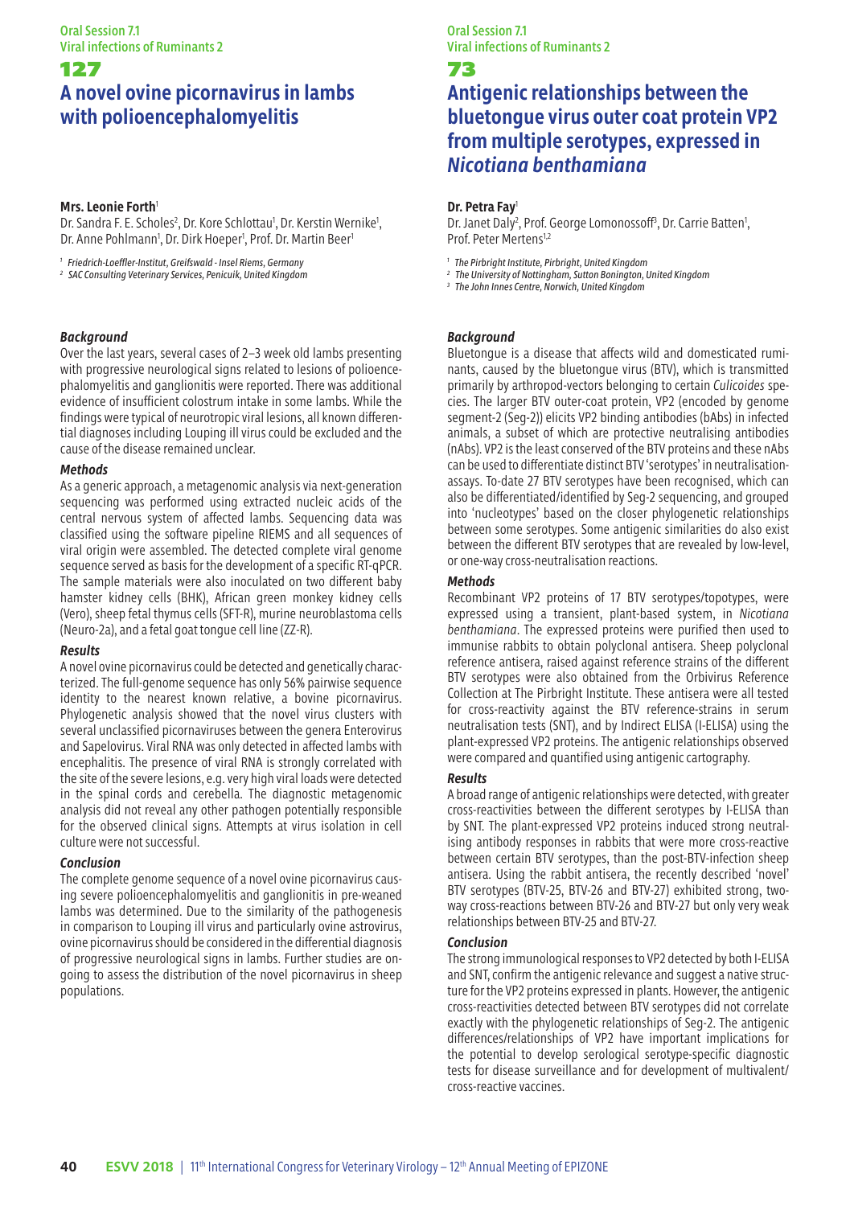Oral Session 7.1
Viral infections of Ruminants 2

# 127

# A novel ovine picornavirus in lambs with polioencephalomyelitis

**Mrs. Leonie Forth**[1]

Dr. Sandra F. E. Scholes[2], Dr. Kore Schlottau[1], Dr. Kerstin Wernike[1], Dr. Anne Pohlmann[1], Dr. Dirk Hoeper[1], Prof. Dr. Martin Beer[1]

[1] *Friedrich-Loeffler-Institut, Greifswald - Insel Riems, Germany*
[2] *SAC Consulting Veterinary Services, Penicuik, United Kingdom*

### *Background*

Over the last years, several cases of 2–3 week old lambs presenting with progressive neurological signs related to lesions of polioencephalomyelitis and ganglionitis were reported. There was additional evidence of insufficient colostrum intake in some lambs. While the findings were typical of neurotropic viral lesions, all known differential diagnoses including Louping ill virus could be excluded and the cause of the disease remained unclear.

### *Methods*

As a generic approach, a metagenomic analysis via next-generation sequencing was performed using extracted nucleic acids of the central nervous system of affected lambs. Sequencing data was classified using the software pipeline RIEMS and all sequences of viral origin were assembled. The detected complete viral genome sequence served as basis for the development of a specific RT-qPCR. The sample materials were also inoculated on two different baby hamster kidney cells (BHK), African green monkey kidney cells (Vero), sheep fetal thymus cells (SFT-R), murine neuroblastoma cells (Neuro-2a), and a fetal goat tongue cell line (ZZ-R).

### *Results*

A novel ovine picornavirus could be detected and genetically characterized. The full-genome sequence has only 56% pairwise sequence identity to the nearest known relative, a bovine picornavirus. Phylogenetic analysis showed that the novel virus clusters with several unclassified picornaviruses between the genera Enterovirus and Sapelovirus. Viral RNA was only detected in affected lambs with encephalitis. The presence of viral RNA is strongly correlated with the site of the severe lesions, e.g. very high viral loads were detected in the spinal cords and cerebella. The diagnostic metagenomic analysis did not reveal any other pathogen potentially responsible for the observed clinical signs. Attempts at virus isolation in cell culture were not successful.

### *Conclusion*

The complete genome sequence of a novel ovine picornavirus causing severe polioencephalomyelitis and ganglionitis in pre-weaned lambs was determined. Due to the similarity of the pathogenesis in comparison to Louping ill virus and particularly ovine astrovirus, ovine picornavirus should be considered in the differential diagnosis of progressive neurological signs in lambs. Further studies are ongoing to assess the distribution of the novel picornavirus in sheep populations.

Oral Session 7.1
Viral infections of Ruminants 2

# 73

# Antigenic relationships between the bluetongue virus outer coat protein VP2 from multiple serotypes, expressed in *Nicotiana benthamiana*

**Dr. Petra Fay**[1]

Dr. Janet Daly[2], Prof. George Lomonossoff[3], Dr. Carrie Batten[1], Prof. Peter Mertens[1,2]

[1] *The Pirbright Institute, Pirbright, United Kingdom*
[2] *The University of Nottingham, Sutton Bonington, United Kingdom*
[3] *The John Innes Centre, Norwich, United Kingdom*

### *Background*

Bluetongue is a disease that affects wild and domesticated ruminants, caused by the bluetongue virus (BTV), which is transmitted primarily by arthropod-vectors belonging to certain *Culicoides* species. The larger BTV outer-coat protein, VP2 (encoded by genome segment-2 (Seg-2)) elicits VP2 binding antibodies (bAbs) in infected animals, a subset of which are protective neutralising antibodies (nAbs). VP2 is the least conserved of the BTV proteins and these nAbs can be used to differentiate distinct BTV 'serotypes' in neutralisation-assays. To-date 27 BTV serotypes have been recognised, which can also be differentiated/identified by Seg-2 sequencing, and grouped into 'nucleotypes' based on the closer phylogenetic relationships between some serotypes. Some antigenic similarities do also exist between the different BTV serotypes that are revealed by low-level, or one-way cross-neutralisation reactions.

### *Methods*

Recombinant VP2 proteins of 17 BTV serotypes/topotypes, were expressed using a transient, plant-based system, in *Nicotiana benthamiana*. The expressed proteins were purified then used to immunise rabbits to obtain polyclonal antisera. Sheep polyclonal reference antisera, raised against reference strains of the different BTV serotypes were also obtained from the Orbivirus Reference Collection at The Pirbright Institute. These antisera were all tested for cross-reactivity against the BTV reference-strains in serum neutralisation tests (SNT), and by Indirect ELISA (I-ELISA) using the plant-expressed VP2 proteins. The antigenic relationships observed were compared and quantified using antigenic cartography.

### *Results*

A broad range of antigenic relationships were detected, with greater cross-reactivities between the different serotypes by I-ELISA than by SNT. The plant-expressed VP2 proteins induced strong neutralising antibody responses in rabbits that were more cross-reactive between certain BTV serotypes, than the post-BTV-infection sheep antisera. Using the rabbit antisera, the recently described 'novel' BTV serotypes (BTV-25, BTV-26 and BTV-27) exhibited strong, two-way cross-reactions between BTV-26 and BTV-27 but only very weak relationships between BTV-25 and BTV-27.

### *Conclusion*

The strong immunological responses to VP2 detected by both I-ELISA and SNT, confirm the antigenic relevance and suggest a native structure for the VP2 proteins expressed in plants. However, the antigenic cross-reactivities detected between BTV serotypes did not correlate exactly with the phylogenetic relationships of Seg-2. The antigenic differences/relationships of VP2 have important implications for the potential to develop serological serotype-specific diagnostic tests for disease surveillance and for development of multivalent/cross-reactive vaccines.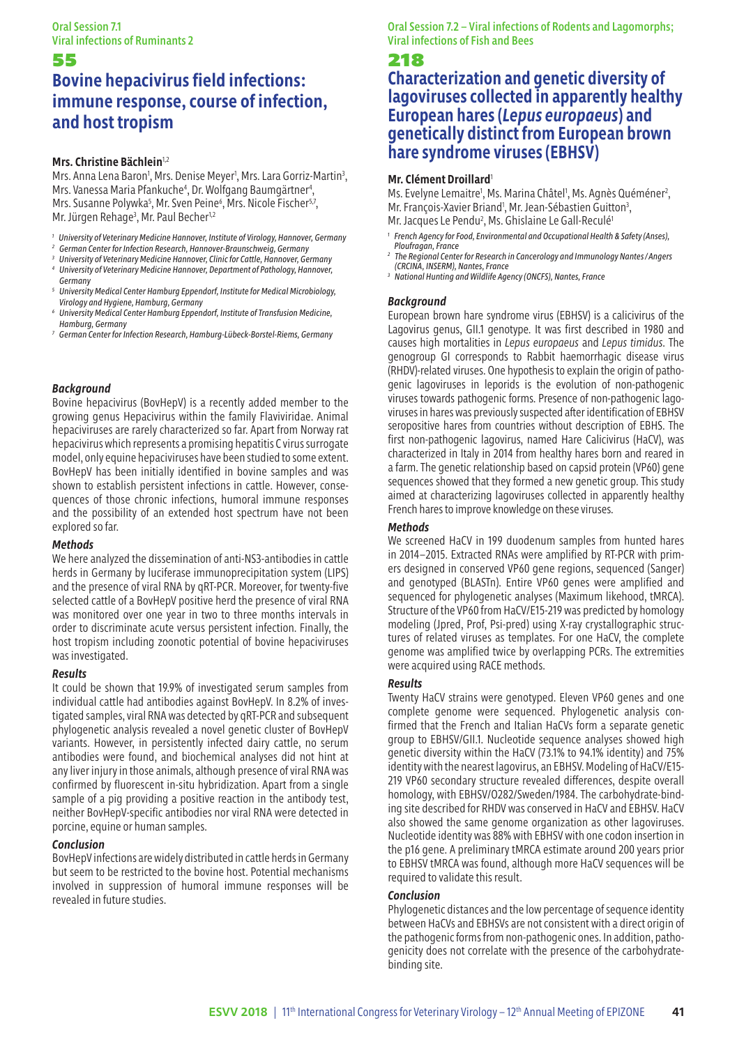Oral Session 7.1
Viral infections of Ruminants 2

# 55

## Bovine hepacivirus field infections: immune response, course of infection, and host tropism

**Mrs. Christine Bächlein**[1,2]

Mrs. Anna Lena Baron[1], Mrs. Denise Meyer[1], Mrs. Lara Gorriz-Martin[3], Mrs. Vanessa Maria Pfankuche[4], Dr. Wolfgang Baumgärtner[4], Mrs. Susanne Polywka[5], Mr. Sven Peine[6], Mrs. Nicole Fischer[5,7], Mr. Jürgen Rehage[3], Mr. Paul Becher[1,2]

[1] *University of Veterinary Medicine Hannover, Institute of Virology, Hannover, Germany*
[2] *German Center for Infection Research, Hannover-Braunschweig, Germany*
[3] *University of Veterinary Medicine Hannover, Clinic for Cattle, Hannover, Germany*
[4] *University of Veterinary Medicine Hannover, Department of Pathology, Hannover, Germany*
[5] *University Medical Center Hamburg Eppendorf, Institute for Medical Microbiology, Virology and Hygiene, Hamburg, Germany*
[6] *University Medical Center Hamburg Eppendorf, Institute of Transfusion Medicine, Hamburg, Germany*
[7] *German Center for Infection Research, Hamburg-Lübeck-Borstel-Riems, Germany*

### *Background*

Bovine hepacivirus (BovHepV) is a recently added member to the growing genus Hepacivirus within the family Flaviviridae. Animal hepaciviruses are rarely characterized so far. Apart from Norway rat hepacivirus which represents a promising hepatitis C virus surrogate model, only equine hepaciviruses have been studied to some extent. BovHepV has been initially identified in bovine samples and was shown to establish persistent infections in cattle. However, consequences of those chronic infections, humoral immune responses and the possibility of an extended host spectrum have not been explored so far.

### *Methods*

We here analyzed the dissemination of anti-NS3-antibodies in cattle herds in Germany by luciferase immunoprecipitation system (LIPS) and the presence of viral RNA by qRT-PCR. Moreover, for twenty-five selected cattle of a BovHepV positive herd the presence of viral RNA was monitored over one year in two to three months intervals in order to discriminate acute versus persistent infection. Finally, the host tropism including zoonotic potential of bovine hepaciviruses was investigated.

### *Results*

It could be shown that 19.9% of investigated serum samples from individual cattle had antibodies against BovHepV. In 8.2% of investigated samples, viral RNA was detected by qRT-PCR and subsequent phylogenetic analysis revealed a novel genetic cluster of BovHepV variants. However, in persistently infected dairy cattle, no serum antibodies were found, and biochemical analyses did not hint at any liver injury in those animals, although presence of viral RNA was confirmed by fluorescent in-situ hybridization. Apart from a single sample of a pig providing a positive reaction in the antibody test, neither BovHepV-specific antibodies nor viral RNA were detected in porcine, equine or human samples.

### *Conclusion*

BovHepV infections are widely distributed in cattle herds in Germany but seem to be restricted to the bovine host. Potential mechanisms involved in suppression of humoral immune responses will be revealed in future studies.

Oral Session 7.2 – Viral infections of Rodents and Lagomorphs; Viral infections of Fish and Bees

# 218

## Characterization and genetic diversity of lagoviruses collected in apparently healthy European hares (*Lepus europaeus*) and genetically distinct from European brown hare syndrome viruses (EBHSV)

**Mr. Clément Droillard**[1]

Ms. Evelyne Lemaitre[1], Ms. Marina Châtel[1], Ms. Agnès Quéméner[2], Mr. François-Xavier Briand[1], Mr. Jean-Sébastien Guitton[3], Mr. Jacques Le Pendu[2], Ms. Ghislaine Le Gall-Reculé[1]

[1] *French Agency for Food, Environmental and Occupational Health & Safety (Anses), Ploufragan, France*
[2] *The Regional Center for Research in Cancerology and Immunology Nantes / Angers (CRCINA, INSERM), Nantes, France*
[3] *National Hunting and Wildlife Agency (ONCFS), Nantes, France*

### *Background*

European brown hare syndrome virus (EBHSV) is a calicivirus of the Lagovirus genus, GII.1 genotype. It was first described in 1980 and causes high mortalities in *Lepus europaeus* and *Lepus timidus*. The genogroup GI corresponds to Rabbit haemorrhagic disease virus (RHDV)-related viruses. One hypothesis to explain the origin of pathogenic lagoviruses in leporids is the evolution of non-pathogenic viruses towards pathogenic forms. Presence of non-pathogenic lagoviruses in hares was previously suspected after identification of EBHSV seropositive hares from countries without description of EBHS. The first non-pathogenic lagovirus, named Hare Calicivirus (HaCV), was characterized in Italy in 2014 from healthy hares born and reared in a farm. The genetic relationship based on capsid protein (VP60) gene sequences showed that they formed a new genetic group. This study aimed at characterizing lagoviruses collected in apparently healthy French hares to improve knowledge on these viruses.

### *Methods*

We screened HaCV in 199 duodenum samples from hunted hares in 2014–2015. Extracted RNAs were amplified by RT-PCR with primers designed in conserved VP60 gene regions, sequenced (Sanger) and genotyped (BLASTn). Entire VP60 genes were amplified and sequenced for phylogenetic analyses (Maximum likehood, tMRCA). Structure of the VP60 from HaCV/E15-219 was predicted by homology modeling (Jpred, Prof, Psi-pred) using X-ray crystallographic structures of related viruses as templates. For one HaCV, the complete genome was amplified twice by overlapping PCRs. The extremities were acquired using RACE methods.

### *Results*

Twenty HaCV strains were genotyped. Eleven VP60 genes and one complete genome were sequenced. Phylogenetic analysis confirmed that the French and Italian HaCVs form a separate genetic group to EBHSV/GII.1. Nucleotide sequence analyses showed high genetic diversity within the HaCV (73.1% to 94.1% identity) and 75% identity with the nearest lagovirus, an EBHSV. Modeling of HaCV/E15-219 VP60 secondary structure revealed differences, despite overall homology, with EBHSV/O282/Sweden/1984. The carbohydrate-binding site described for RHDV was conserved in HaCV and EBHSV. HaCV also showed the same genome organization as other lagoviruses. Nucleotide identity was 88% with EBHSV with one codon insertion in the p16 gene. A preliminary tMRCA estimate around 200 years prior to EBHSV tMRCA was found, although more HaCV sequences will be required to validate this result.

### *Conclusion*

Phylogenetic distances and the low percentage of sequence identity between HaCVs and EBHSVs are not consistent with a direct origin of the pathogenic forms from non-pathogenic ones. In addition, pathogenicity does not correlate with the presence of the carbohydrate-binding site.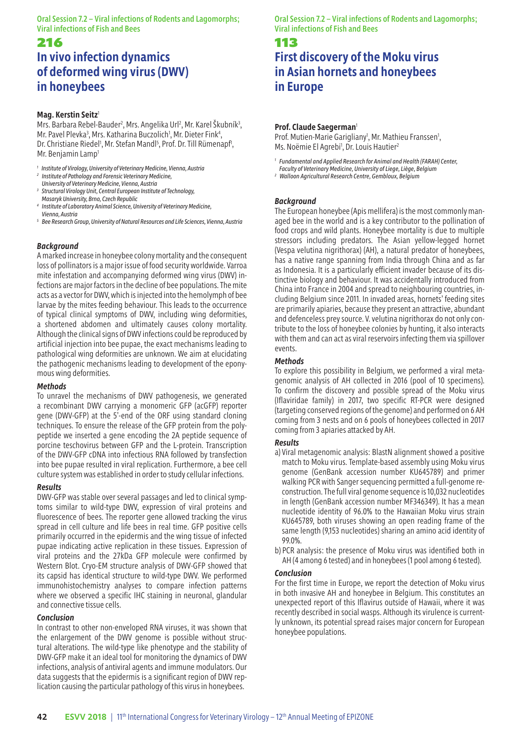Oral Session 7.2 – Viral infections of Rodents and Lagomorphs; Viral infections of Fish and Bees

## 216

# In vivo infection dynamics of deformed wing virus (DWV) in honeybees

**Mag. Kerstin Seitz**[1]

Mrs. Barbara Rebel-Bauder[2], Mrs. Angelika Url[2], Mr. Karel Škubník[3], Mr. Pavel Plevka[3], Mrs. Katharina Buczolich[1], Mr. Dieter Fink[4], Dr. Christiane Riedel[1], Mr. Stefan Mandl[5], Prof. Dr. Till Rümenapf[1], Mr. Benjamin Lamp[1]

[1] *Institute of Virology, University of Veterinary Medicine, Vienna, Austria*
[2] *Institute of Pathology and Forensic Veterinary Medicine, University of Veterinary Medicine, Vienna, Austria*
[3] *Structural Virology Unit, Central European Institute of Technology, Masaryk University, Brno, Czech Republic*
[4] *Institute of Laboratory Animal Science, University of Veterinary Medicine, Vienna, Austria*
[5] *Bee Research Group, University of Natural Resources and Life Sciences, Vienna, Austria*

### *Background*

A marked increase in honeybee colony mortality and the consequent loss of pollinators is a major issue of food security worldwide. Varroa mite infestation and accompanying deformed wing virus (DWV) infections are major factors in the decline of bee populations. The mite acts as a vector for DWV, which is injected into the hemolymph of bee larvae by the mites feeding behaviour. This leads to the occurrence of typical clinical symptoms of DWV, including wing deformities, a shortened abdomen and ultimately causes colony mortality. Although the clinical signs of DWV infections could be reproduced by artificial injection into bee pupae, the exact mechanisms leading to pathological wing deformities are unknown. We aim at elucidating the pathogenic mechanisms leading to development of the eponymous wing deformities.

### *Methods*

To unravel the mechanisms of DWV pathogenesis, we generated a recombinant DWV carrying a monomeric GFP (acGFP) reporter gene (DWV-GFP) at the 5'-end of the ORF using standard cloning techniques. To ensure the release of the GFP protein from the polypeptide we inserted a gene encoding the 2A peptide sequence of porcine teschovirus between GFP and the L-protein. Transcription of the DWV-GFP cDNA into infectious RNA followed by transfection into bee pupae resulted in viral replication. Furthermore, a bee cell culture system was established in order to study cellular infections.

### *Results*

DWV-GFP was stable over several passages and led to clinical symptoms similar to wild-type DWV, expression of viral proteins and fluorescence of bees. The reporter gene allowed tracking the virus spread in cell culture and life bees in real time. GFP positive cells primarily occurred in the epidermis and the wing tissue of infected pupae indicating active replication in these tissues. Expression of viral proteins and the 27kDa GFP molecule were confirmed by Western Blot. Cryo-EM structure analysis of DWV-GFP showed that its capsid has identical structure to wild-type DWV. We performed immunohistochemistry analyses to compare infection patterns where we observed a specific IHC staining in neuronal, glandular and connective tissue cells.

### *Conclusion*

In contrast to other non-enveloped RNA viruses, it was shown that the enlargement of the DWV genome is possible without structural alterations. The wild-type like phenotype and the stability of DWV-GFP make it an ideal tool for monitoring the dynamics of DWV infections, analysis of antiviral agents and immune modulators. Our data suggests that the epidermis is a significant region of DWV replication causing the particular pathology of this virus in honeybees.

Oral Session 7.2 – Viral infections of Rodents and Lagomorphs; Viral infections of Fish and Bees

## 113

# First discovery of the Moku virus in Asian hornets and honeybees in Europe

**Prof. Claude Saegerman**[1]

Prof. Mutien-Marie Garigliany[1], Mr. Mathieu Franssen[1], Ms. Noëmie El Agrebi[1], Dr. Louis Hautier[2]

[1] *Fundamental and Applied Research for Animal and Health (FARAH) Center, Faculty of Veterinary Medicine, University of Liege, Liège, Belgium*
[2] *Walloon Agricultural Research Centre, Gembloux, Belgium*

### *Background*

The European honeybee (Apis mellifera) is the most commonly managed bee in the world and is a key contributor to the pollination of food crops and wild plants. Honeybee mortality is due to multiple stressors including predators. The Asian yellow-legged hornet (Vespa velutina nigrithorax) (AH), a natural predator of honeybees, has a native range spanning from India through China and as far as Indonesia. It is a particularly efficient invader because of its distinctive biology and behaviour. It was accidentally introduced from China into France in 2004 and spread to neighbouring countries, including Belgium since 2011. In invaded areas, hornets' feeding sites are primarily apiaries, because they present an attractive, abundant and defenceless prey source. V. velutina nigrithorax do not only contribute to the loss of honeybee colonies by hunting, it also interacts with them and can act as viral reservoirs infecting them via spillover events.

### *Methods*

To explore this possibility in Belgium, we performed a viral metagenomic analysis of AH collected in 2016 (pool of 10 specimens). To confirm the discovery and possible spread of the Moku virus (Iflaviridae family) in 2017, two specific RT-PCR were designed (targeting conserved regions of the genome) and performed on 6 AH coming from 3 nests and on 6 pools of honeybees collected in 2017 coming from 3 apiaries attacked by AH.

### *Results*

a) Viral metagenomic analysis: BlastN alignment showed a positive match to Moku virus. Template-based assembly using Moku virus genome (GenBank accession number KU645789) and primer walking PCR with Sanger sequencing permitted a full-genome reconstruction. The full viral genome sequence is 10,032 nucleotides in length (GenBank accession number MF346349). It has a mean nucleotide identity of 96.0% to the Hawaiian Moku virus strain KU645789, both viruses showing an open reading frame of the same length (9,153 nucleotides) sharing an amino acid identity of 99.0%.

b) PCR analysis: the presence of Moku virus was identified both in AH (4 among 6 tested) and in honeybees (1 pool among 6 tested).

### *Conclusion*

For the first time in Europe, we report the detection of Moku virus in both invasive AH and honeybee in Belgium. This constitutes an unexpected report of this Iflavirus outside of Hawaii, where it was recently described in social wasps. Although its virulence is currently unknown, its potential spread raises major concern for European honeybee populations.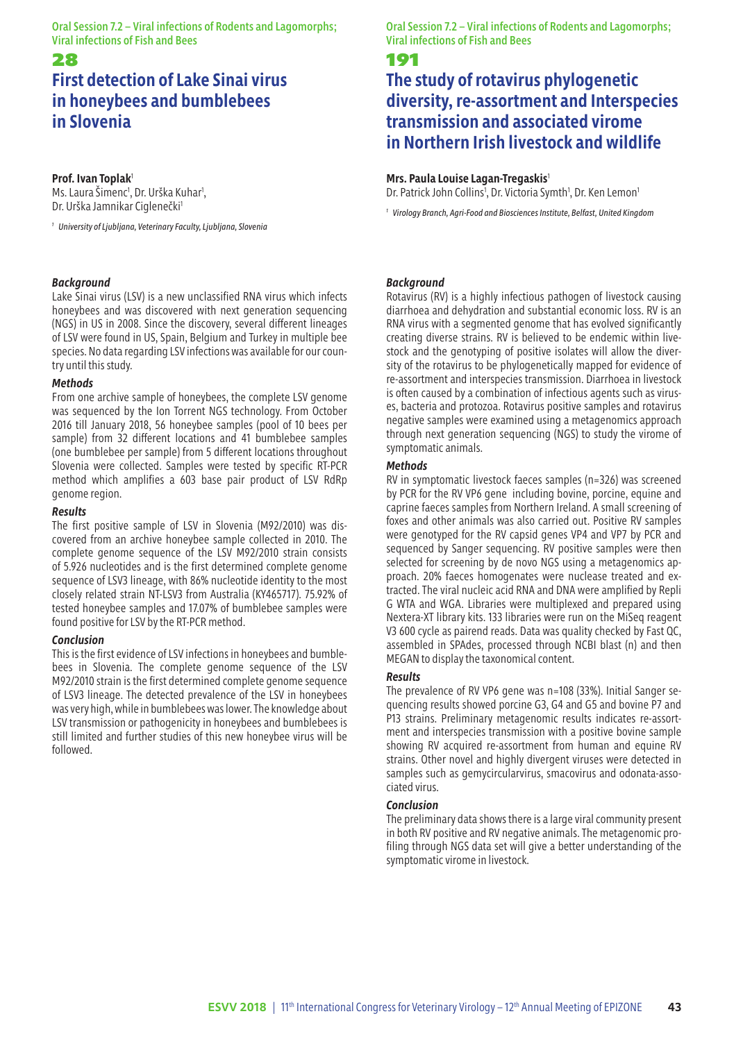Oral Session 7.2 – Viral infections of Rodents and Lagomorphs; Viral infections of Fish and Bees

## 28

# First detection of Lake Sinai virus in honeybees and bumblebees in Slovenia

**Prof. Ivan Toplak**[1]
Ms. Laura Šimenc[1], Dr. Urška Kuhar[1], Dr. Urška Jamnikar Ciglenečki[1]

[1] *University of Ljubljana, Veterinary Faculty, Ljubljana, Slovenia*

### *Background*

Lake Sinai virus (LSV) is a new unclassified RNA virus which infects honeybees and was discovered with next generation sequencing (NGS) in US in 2008. Since the discovery, several different lineages of LSV were found in US, Spain, Belgium and Turkey in multiple bee species. No data regarding LSV infections was available for our country until this study.

### *Methods*

From one archive sample of honeybees, the complete LSV genome was sequenced by the Ion Torrent NGS technology. From October 2016 till January 2018, 56 honeybee samples (pool of 10 bees per sample) from 32 different locations and 41 bumblebee samples (one bumblebee per sample) from 5 different locations throughout Slovenia were collected. Samples were tested by specific RT-PCR method which amplifies a 603 base pair product of LSV RdRp genome region.

### *Results*

The first positive sample of LSV in Slovenia (M92/2010) was discovered from an archive honeybee sample collected in 2010. The complete genome sequence of the LSV M92/2010 strain consists of 5.926 nucleotides and is the first determined complete genome sequence of LSV3 lineage, with 86% nucleotide identity to the most closely related strain NT-LSV3 from Australia (KY465717). 75.92% of tested honeybee samples and 17.07% of bumblebee samples were found positive for LSV by the RT-PCR method.

### *Conclusion*

This is the first evidence of LSV infections in honeybees and bumblebees in Slovenia. The complete genome sequence of the LSV M92/2010 strain is the first determined complete genome sequence of LSV3 lineage. The detected prevalence of the LSV in honeybees was very high, while in bumblebees was lower. The knowledge about LSV transmission or pathogenicity in honeybees and bumblebees is still limited and further studies of this new honeybee virus will be followed.

Oral Session 7.2 – Viral infections of Rodents and Lagomorphs; Viral infections of Fish and Bees

## 191

# The study of rotavirus phylogenetic diversity, re-assortment and Interspecies transmission and associated virome in Northern Irish livestock and wildlife

**Mrs. Paula Louise Lagan-Tregaskis**[1]
Dr. Patrick John Collins[1], Dr. Victoria Symth[1], Dr. Ken Lemon[1]

[1] *Virology Branch, Agri-Food and Biosciences Institute, Belfast, United Kingdom*

### *Background*

Rotavirus (RV) is a highly infectious pathogen of livestock causing diarrhoea and dehydration and substantial economic loss. RV is an RNA virus with a segmented genome that has evolved significantly creating diverse strains. RV is believed to be endemic within livestock and the genotyping of positive isolates will allow the diversity of the rotavirus to be phylogenetically mapped for evidence of re-assortment and interspecies transmission. Diarrhoea in livestock is often caused by a combination of infectious agents such as viruses, bacteria and protozoa. Rotavirus positive samples and rotavirus negative samples were examined using a metagenomics approach through next generation sequencing (NGS) to study the virome of symptomatic animals.

### *Methods*

RV in symptomatic livestock faeces samples (n=326) was screened by PCR for the RV VP6 gene including bovine, porcine, equine and caprine faeces samples from Northern Ireland. A small screening of foxes and other animals was also carried out. Positive RV samples were genotyped for the RV capsid genes VP4 and VP7 by PCR and sequenced by Sanger sequencing. RV positive samples were then selected for screening by de novo NGS using a metagenomics approach. 20% faeces homogenates were nuclease treated and extracted. The viral nucleic acid RNA and DNA were amplified by Repli G WTA and WGA. Libraries were multiplexed and prepared using Nextera-XT library kits. 133 libraries were run on the MiSeq reagent V3 600 cycle as pairend reads. Data was quality checked by Fast QC, assembled in SPAdes, processed through NCBI blast (n) and then MEGAN to display the taxonomical content.

### *Results*

The prevalence of RV VP6 gene was n=108 (33%). Initial Sanger sequencing results showed porcine G3, G4 and G5 and bovine P7 and P13 strains. Preliminary metagenomic results indicates re-assortment and interspecies transmission with a positive bovine sample showing RV acquired re-assortment from human and equine RV strains. Other novel and highly divergent viruses were detected in samples such as gemycircularvirus, smacovirus and odonata-associated virus.

### *Conclusion*

The preliminary data shows there is a large viral community present in both RV positive and RV negative animals. The metagenomic profiling through NGS data set will give a better understanding of the symptomatic virome in livestock.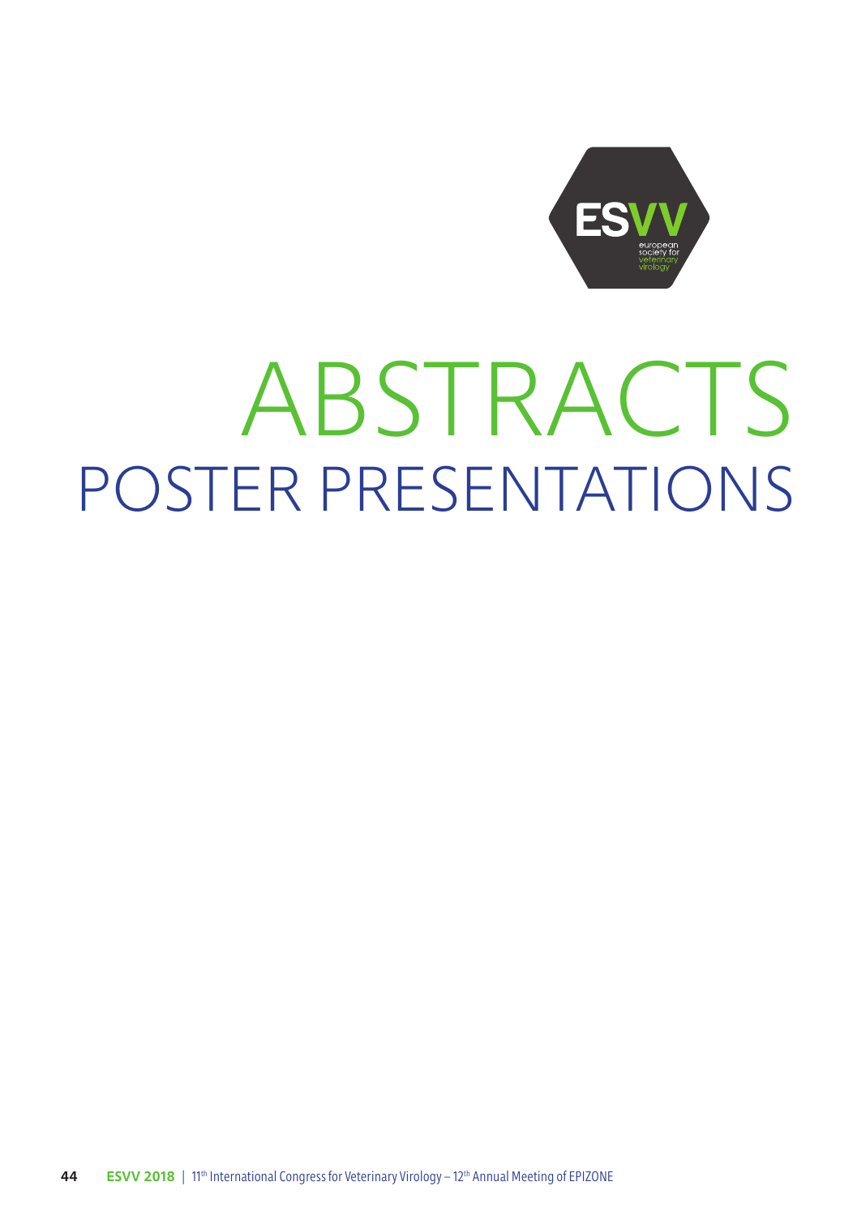# ABSTRACTS

## POSTER PRESENTATIONS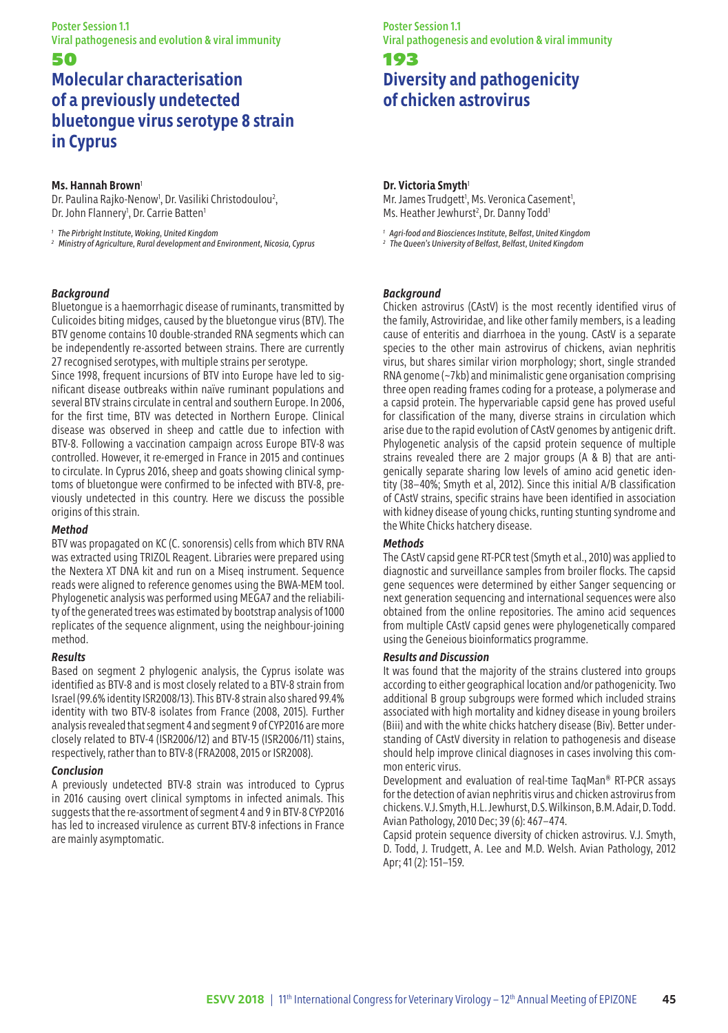Poster Session 1.1
Viral pathogenesis and evolution & viral immunity

# 50

## Molecular characterisation of a previously undetected bluetongue virus serotype 8 strain in Cyprus

**Ms. Hannah Brown**[1]

Dr. Paulina Rajko-Nenow[1], Dr. Vasiliki Christodoulou[2], Dr. John Flannery[1], Dr. Carrie Batten[1]

[1] *The Pirbright Institute, Woking, United Kingdom*
[2] *Ministry of Agriculture, Rural development and Environment, Nicosia, Cyprus*

### *Background*

Bluetongue is a haemorrhagic disease of ruminants, transmitted by Culicoides biting midges, caused by the bluetongue virus (BTV). The BTV genome contains 10 double-stranded RNA segments which can be independently re-assorted between strains. There are currently 27 recognised serotypes, with multiple strains per serotype.

Since 1998, frequent incursions of BTV into Europe have led to significant disease outbreaks within naïve ruminant populations and several BTV strains circulate in central and southern Europe. In 2006, for the first time, BTV was detected in Northern Europe. Clinical disease was observed in sheep and cattle due to infection with BTV-8. Following a vaccination campaign across Europe BTV-8 was controlled. However, it re-emerged in France in 2015 and continues to circulate. In Cyprus 2016, sheep and goats showing clinical symptoms of bluetongue were confirmed to be infected with BTV-8, previously undetected in this country. Here we discuss the possible origins of this strain.

### *Method*

BTV was propagated on KC (C. sonorensis) cells from which BTV RNA was extracted using TRIZOL Reagent. Libraries were prepared using the Nextera XT DNA kit and run on a Miseq instrument. Sequence reads were aligned to reference genomes using the BWA-MEM tool. Phylogenetic analysis was performed using MEGA7 and the reliability of the generated trees was estimated by bootstrap analysis of 1000 replicates of the sequence alignment, using the neighbour-joining method.

### *Results*

Based on segment 2 phylogenic analysis, the Cyprus isolate was identified as BTV-8 and is most closely related to a BTV-8 strain from Israel (99.6% identity ISR2008/13). This BTV-8 strain also shared 99.4% identity with two BTV-8 isolates from France (2008, 2015). Further analysis revealed that segment 4 and segment 9 of CYP2016 are more closely related to BTV-4 (ISR2006/12) and BTV-15 (ISR2006/11) strains, respectively, rather than to BTV-8 (FRA2008, 2015 or ISR2008).

### *Conclusion*

A previously undetected BTV-8 strain was introduced to Cyprus in 2016 causing overt clinical symptoms in infected animals. This suggests that the re-assortment of segment 4 and 9 in BTV-8 CYP2016 has led to increased virulence as current BTV-8 infections in France are mainly asymptomatic.

Poster Session 1.1
Viral pathogenesis and evolution & viral immunity

# 193

## Diversity and pathogenicity of chicken astrovirus

**Dr. Victoria Smyth**[1]

Mr. James Trudgett[1], Ms. Veronica Casement[1], Ms. Heather Jewhurst[2], Dr. Danny Todd[1]

[1] *Agri-food and Biosciences Institute, Belfast, United Kingdom*
[2] *The Queen's University of Belfast, Belfast, United Kingdom*

### *Background*

Chicken astrovirus (CAstV) is the most recently identified virus of the family, Astroviridae, and like other family members, is a leading cause of enteritis and diarrhoea in the young. CAstV is a separate species to the other main astrovirus of chickens, avian nephritis virus, but shares similar virion morphology; short, single stranded RNA genome (~7kb) and minimalistic gene organisation comprising three open reading frames coding for a protease, a polymerase and a capsid protein. The hypervariable capsid gene has proved useful for classification of the many, diverse strains in circulation which arise due to the rapid evolution of CAstV genomes by antigenic drift. Phylogenetic analysis of the capsid protein sequence of multiple strains revealed there are 2 major groups (A & B) that are antigenically separate sharing low levels of amino acid genetic identity (38–40%; Smyth et al, 2012). Since this initial A/B classification of CAstV strains, specific strains have been identified in association with kidney disease of young chicks, runting stunting syndrome and the White Chicks hatchery disease.

### *Methods*

The CAstV capsid gene RT-PCR test (Smyth et al., 2010) was applied to diagnostic and surveillance samples from broiler flocks. The capsid gene sequences were determined by either Sanger sequencing or next generation sequencing and international sequences were also obtained from the online repositories. The amino acid sequences from multiple CAstV capsid genes were phylogenetically compared using the Geneious bioinformatics programme.

### *Results and Discussion*

It was found that the majority of the strains clustered into groups according to either geographical location and/or pathogenicity. Two additional B group subgroups were formed which included strains associated with high mortality and kidney disease in young broilers (Biii) and with the white chicks hatchery disease (Biv). Better understanding of CAstV diversity in relation to pathogenesis and disease should help improve clinical diagnoses in cases involving this common enteric virus.

Development and evaluation of real-time TaqMan® RT-PCR assays for the detection of avian nephritis virus and chicken astrovirus from chickens. V.J. Smyth, H.L. Jewhurst, D.S. Wilkinson, B.M. Adair, D. Todd. Avian Pathology, 2010 Dec; 39 (6): 467–474.

Capsid protein sequence diversity of chicken astrovirus. V.J. Smyth, D. Todd, J. Trudgett, A. Lee and M.D. Welsh. Avian Pathology, 2012 Apr; 41 (2): 151–159.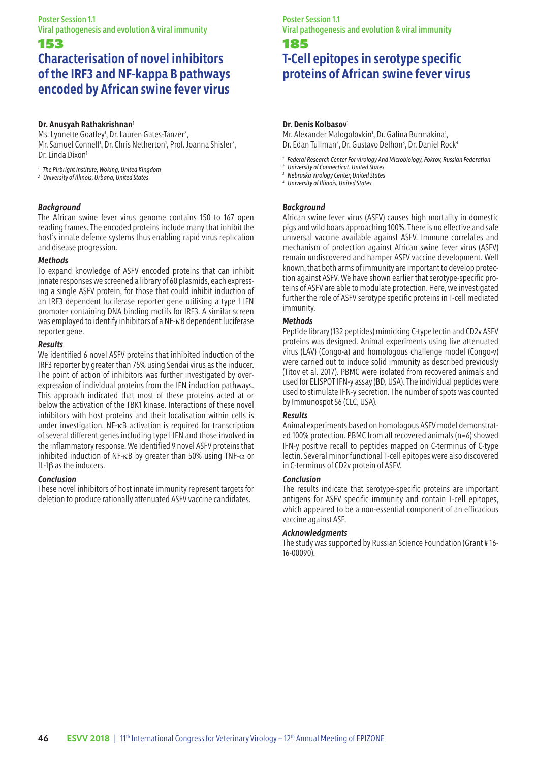Poster Session 1.1
Viral pathogenesis and evolution & viral immunity

## 153

# Characterisation of novel inhibitors of the IRF3 and NF-kappa B pathways encoded by African swine fever virus

**Dr. Anusyah Rathakrishnan**[1]

Ms. Lynnette Goatley[1], Dr. Lauren Gates-Tanzer[2], Mr. Samuel Connell[1], Dr. Chris Netherton[1], Prof. Joanna Shisler[2], Dr. Linda Dixon[1]

[1] *The Pirbright Institute, Woking, United Kingdom*
[2] *University of Illinois, Urbana, United States*

### *Background*

The African swine fever virus genome contains 150 to 167 open reading frames. The encoded proteins include many that inhibit the host's innate defence systems thus enabling rapid virus replication and disease progression.

### *Methods*

To expand knowledge of ASFV encoded proteins that can inhibit innate responses we screened a library of 60 plasmids, each expressing a single ASFV protein, for those that could inhibit induction of an IRF3 dependent luciferase reporter gene utilising a type I IFN promoter containing DNA binding motifs for IRF3. A similar screen was employed to identify inhibitors of a NF-κB dependent luciferase reporter gene.

### *Results*

We identified 6 novel ASFV proteins that inhibited induction of the IRF3 reporter by greater than 75% using Sendai virus as the inducer. The point of action of inhibitors was further investigated by over-expression of individual proteins from the IFN induction pathways. This approach indicated that most of these proteins acted at or below the activation of the TBK1 kinase. Interactions of these novel inhibitors with host proteins and their localisation within cells is under investigation. NF-κB activation is required for transcription of several different genes including type I IFN and those involved in the inflammatory response. We identified 9 novel ASFV proteins that inhibited induction of NF-κB by greater than 50% using TNF-α or IL-1β as the inducers.

### *Conclusion*

These novel inhibitors of host innate immunity represent targets for deletion to produce rationally attenuated ASFV vaccine candidates.

Poster Session 1.1
Viral pathogenesis and evolution & viral immunity

## 185

# T-Cell epitopes in serotype specific proteins of African swine fever virus

**Dr. Denis Kolbasov**[1]

Mr. Alexander Malogolovkin[1], Dr. Galina Burmakina[1], Dr. Edan Tullman[2], Dr. Gustavo Delhon[3], Dr. Daniel Rock[4]

[1] *Federal Research Center For virology And Microbiology, Pokrov, Russian Federation*
[2] *University of Connecticut, United States*
[3] *Nebraska Virology Center, United States*
[4] *University of Illinois, United States*

### *Background*

African swine fever virus (ASFV) causes high mortality in domestic pigs and wild boars approaching 100%. There is no effective and safe universal vaccine available against ASFV. Immune correlates and mechanism of protection against African swine fever virus (ASFV) remain undiscovered and hamper ASFV vaccine development. Well known, that both arms of immunity are important to develop protection against ASFV. We have shown earlier that serotype-specific proteins of ASFV are able to modulate protection. Here, we investigated further the role of ASFV serotype specific proteins in T-cell mediated immunity.

### *Methods*

Peptide library (132 peptides) mimicking C-type lectin and CD2v ASFV proteins was designed. Animal experiments using live attenuated virus (LAV) (Congo-a) and homologous challenge model (Congo-v) were carried out to induce solid immunity as described previously (Titov et al. 2017). PBMC were isolated from recovered animals and used for ELISPOT IFN-y assay (BD, USA). The individual peptides were used to stimulate IFN-y secretion. The number of spots was counted by Immunospot S6 (CLC, USA).

### *Results*

Animal experiments based on homologous ASFV model demonstrated 100% protection. PBMC from all recovered animals (n=6) showed IFN-y positive recall to peptides mapped on C-terminus of C-type lectin. Several minor functional T-cell epitopes were also discovered in C-terminus of CD2v protein of ASFV.

### *Conclusion*

The results indicate that serotype-specific proteins are important antigens for ASFV specific immunity and contain T-cell epitopes, which appeared to be a non-essential component of an efficacious vaccine against ASF.

### *Acknowledgments*

The study was supported by Russian Science Foundation (Grant # 16-16-00090).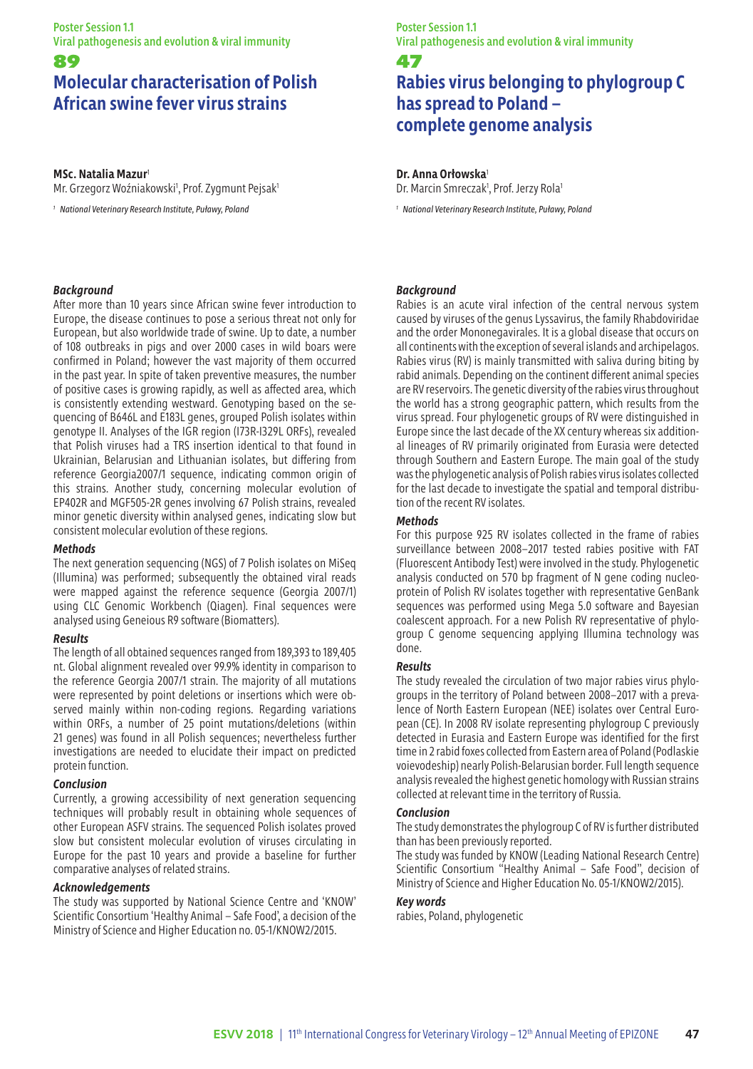Poster Session 1.1
Viral pathogenesis and evolution & viral immunity

**89**

# Molecular characterisation of Polish African swine fever virus strains

**MSc. Natalia Mazur**[1]
Mr. Grzegorz Woźniakowski[1], Prof. Zygmunt Pejsak[1]

[1] *National Veterinary Research Institute, Puławy, Poland*

### *Background*

After more than 10 years since African swine fever introduction to Europe, the disease continues to pose a serious threat not only for European, but also worldwide trade of swine. Up to date, a number of 108 outbreaks in pigs and over 2000 cases in wild boars were confirmed in Poland; however the vast majority of them occurred in the past year. In spite of taken preventive measures, the number of positive cases is growing rapidly, as well as affected area, which is consistently extending westward. Genotyping based on the sequencing of B646L and E183L genes, grouped Polish isolates within genotype II. Analyses of the IGR region (I73R-I329L ORFs), revealed that Polish viruses had a TRS insertion identical to that found in Ukrainian, Belarusian and Lithuanian isolates, but differing from reference Georgia2007/1 sequence, indicating common origin of this strains. Another study, concerning molecular evolution of EP402R and MGF505-2R genes involving 67 Polish strains, revealed minor genetic diversity within analysed genes, indicating slow but consistent molecular evolution of these regions.

### *Methods*

The next generation sequencing (NGS) of 7 Polish isolates on MiSeq (Illumina) was performed; subsequently the obtained viral reads were mapped against the reference sequence (Georgia 2007/1) using CLC Genomic Workbench (Qiagen). Final sequences were analysed using Geneious R9 software (Biomatters).

### *Results*

The length of all obtained sequences ranged from 189,393 to 189,405 nt. Global alignment revealed over 99.9% identity in comparison to the reference Georgia 2007/1 strain. The majority of all mutations were represented by point deletions or insertions which were observed mainly within non-coding regions. Regarding variations within ORFs, a number of 25 point mutations/deletions (within 21 genes) was found in all Polish sequences; nevertheless further investigations are needed to elucidate their impact on predicted protein function.

### *Conclusion*

Currently, a growing accessibility of next generation sequencing techniques will probably result in obtaining whole sequences of other European ASFV strains. The sequenced Polish isolates proved slow but consistent molecular evolution of viruses circulating in Europe for the past 10 years and provide a baseline for further comparative analyses of related strains.

### *Acknowledgements*

The study was supported by National Science Centre and 'KNOW' Scientific Consortium 'Healthy Animal – Safe Food', a decision of the Ministry of Science and Higher Education no. 05-1/KNOW2/2015.

Poster Session 1.1
Viral pathogenesis and evolution & viral immunity

**47**

# Rabies virus belonging to phylogroup C has spread to Poland – complete genome analysis

**Dr. Anna Orłowska**[1]
Dr. Marcin Smreczak[1], Prof. Jerzy Rola[1]

[1] *National Veterinary Research Institute, Puławy, Poland*

### *Background*

Rabies is an acute viral infection of the central nervous system caused by viruses of the genus Lyssavirus, the family Rhabdoviridae and the order Mononegavirales. It is a global disease that occurs on all continents with the exception of several islands and archipelagos. Rabies virus (RV) is mainly transmitted with saliva during biting by rabid animals. Depending on the continent different animal species are RV reservoirs. The genetic diversity of the rabies virus throughout the world has a strong geographic pattern, which results from the virus spread. Four phylogenetic groups of RV were distinguished in Europe since the last decade of the XX century whereas six additional lineages of RV primarily originated from Eurasia were detected through Southern and Eastern Europe. The main goal of the study was the phylogenetic analysis of Polish rabies virus isolates collected for the last decade to investigate the spatial and temporal distribution of the recent RV isolates.

### *Methods*

For this purpose 925 RV isolates collected in the frame of rabies surveillance between 2008–2017 tested rabies positive with FAT (Fluorescent Antibody Test) were involved in the study. Phylogenetic analysis conducted on 570 bp fragment of N gene coding nucleoprotein of Polish RV isolates together with representative GenBank sequences was performed using Mega 5.0 software and Bayesian coalescent approach. For a new Polish RV representative of phylogroup C genome sequencing applying Illumina technology was done.

### *Results*

The study revealed the circulation of two major rabies virus phylogroups in the territory of Poland between 2008–2017 with a prevalence of North Eastern European (NEE) isolates over Central European (CE). In 2008 RV isolate representing phylogroup C previously detected in Eurasia and Eastern Europe was identified for the first time in 2 rabid foxes collected from Eastern area of Poland (Podlaskie voievodeship) nearly Polish-Belarusian border. Full length sequence analysis revealed the highest genetic homology with Russian strains collected at relevant time in the territory of Russia.

### *Conclusion*

The study demonstrates the phylogroup C of RV is further distributed than has been previously reported.

The study was funded by KNOW (Leading National Research Centre) Scientific Consortium "Healthy Animal – Safe Food", decision of Ministry of Science and Higher Education No. 05-1/KNOW2/2015).

### *Key words*

rabies, Poland, phylogenetic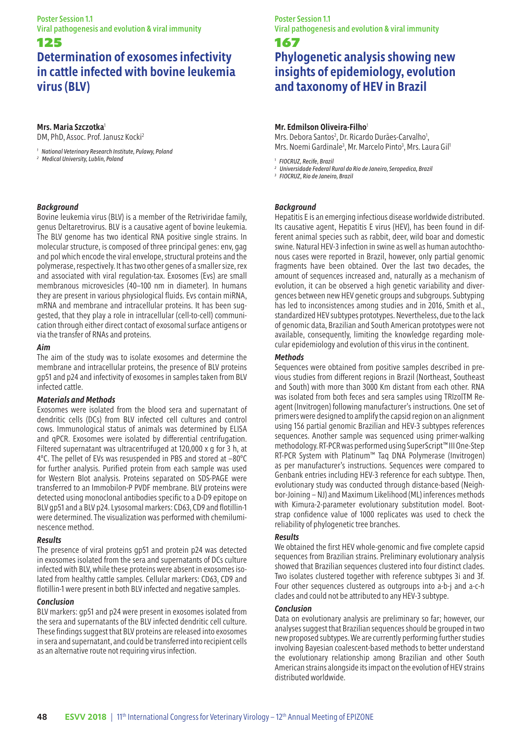Poster Session 1.1
Viral pathogenesis and evolution & viral immunity

## 125

# Determination of exosomes infectivity in cattle infected with bovine leukemia virus (BLV)

**Mrs. Maria Szczotka**[1]
DM, PhD, Assoc. Prof. Janusz Kocki[2]

*[1] National Veterinary Research Institute, Pulawy, Poland*
*[2] Medical University, Lublin, Poland*

### *Background*

Bovine leukemia virus (BLV) is a member of the Retriviridae family, genus Deltaretrovirus. BLV is a causative agent of bovine leukemia. The BLV genome has two identical RNA positive single strains. In molecular structure, is composed of three principal genes: env, gag and pol which encode the viral envelope, structural proteins and the polymerase, respectively. It has two other genes of a smaller size, rex and associated with viral regulation-tax. Exosomes (Evs) are small membranous microvesicles (40–100 nm in diameter). In humans they are present in various physiological fluids. Evs contain miRNA, mRNA and membrane and intracellular proteins. It has been suggested, that they play a role in intracellular (cell-to-cell) communication through either direct contact of exosomal surface antigens or via the transfer of RNAs and proteins.

### *Aim*

The aim of the study was to isolate exosomes and determine the membrane and intracellular proteins, the presence of BLV proteins gp51 and p24 and infectivity of exosomes in samples taken from BLV infected cattle.

### *Materials and Methods*

Exosomes were isolated from the blood sera and supernatant of dendritic cells (DCs) from BLV infected cell cultures and control cows. Immunological status of animals was determined by ELISA and qPCR. Exosomes were isolated by differential centrifugation. Filtered supernatant was ultracentrifuged at 120,000 x g for 3 h, at 4°C. The pellet of EVs was resuspended in PBS and stored at –80°C for further analysis. Purified protein from each sample was used for Western Blot analysis. Proteins separated on SDS-PAGE were transferred to an Immobilon-P PVDF membrane. BLV proteins were detected using monoclonal antibodies specific to a D-D9 epitope on BLV gp51 and a BLV p24. Lysosomal markers: CD63, CD9 and flotillin-1 were determined. The visualization was performed with chemiluminescence method.

### *Results*

The presence of viral proteins gp51 and protein p24 was detected in exosomes isolated from the sera and supernatants of DCs culture infected with BLV, while these proteins were absent in exosomes isolated from healthy cattle samples. Cellular markers: CD63, CD9 and flotillin-1 were present in both BLV infected and negative samples.

### *Conclusion*

BLV markers: gp51 and p24 were present in exosomes isolated from the sera and supernatants of the BLV infected dendritic cell culture. These findings suggest that BLV proteins are released into exosomes in sera and supernatant, and could be transferred into recipient cells as an alternative route not requiring virus infection.

Poster Session 1.1
Viral pathogenesis and evolution & viral immunity

## 167

# Phylogenetic analysis showing new insights of epidemiology, evolution and taxonomy of HEV in Brazil

**Mr. Edmilson Oliveira-Filho**[1]
Mrs. Debora Santos[2], Dr. Ricardo Durães-Carvalho[1], Mrs. Noemi Gardinale[3], Mr. Marcelo Pinto[3], Mrs. Laura Gil[1]

*[1] FIOCRUZ, Recife, Brazil*
*[2] Universidade Federal Rural do Rio de Janeiro, Seropedica, Brazil*
*[3] FIOCRUZ, Rio de Janeiro, Brazil*

### *Background*

Hepatitis E is an emerging infectious disease worldwide distributed. Its causative agent, Hepatitis E virus (HEV), has been found in different animal species such as rabbit, deer, wild boar and domestic swine. Natural HEV-3 infection in swine as well as human autochthonous cases were reported in Brazil, however, only partial genomic fragments have been obtained. Over the last two decades, the amount of sequences increased and, naturally as a mechanism of evolution, it can be observed a high genetic variability and divergences between new HEV genetic groups and subgroups. Subtyping has led to inconsistences among studies and in 2016, Smith et al., standardized HEV subtypes prototypes. Nevertheless, due to the lack of genomic data, Brazilian and South American prototypes were not available, consequently, limiting the knowledge regarding molecular epidemiology and evolution of this virus in the continent.

### *Methods*

Sequences were obtained from positive samples described in previous studies from different regions in Brazil (Northeast, Southeast and South) with more than 3000 Km distant from each other. RNA was isolated from both feces and sera samples using TRIzolTM Reagent (Invitrogen) following manufacturer's instructions. One set of primers were designed to amplify the capsid region on an alignment using 156 partial genomic Brazilian and HEV-3 subtypes references sequences. Another sample was sequenced using primer-walking methodology. RT-PCR was performed using SuperScript™ III One-Step RT-PCR System with Platinum™ Taq DNA Polymerase (Invitrogen) as per manufacturer's instructions. Sequences were compared to Genbank entries including HEV-3 reference for each subtype. Then, evolutionary study was conducted through distance-based (Neighbor-Joining – NJ) and Maximum Likelihood (ML) inferences methods with Kimura-2-parameter evolutionary substitution model. Bootstrap confidence value of 1000 replicates was used to check the reliability of phylogenetic tree branches.

### *Results*

We obtained the first HEV whole-genomic and five complete capsid sequences from Brazilian strains. Preliminary evolutionary analysis showed that Brazilian sequences clustered into four distinct clades. Two isolates clustered together with reference subtypes 3i and 3f. Four other sequences clustered as outgroups into a-b-j and a-c-h clades and could not be attributed to any HEV-3 subtype.

### *Conclusion*

Data on evolutionary analysis are preliminary so far; however, our analyses suggest that Brazilian sequences should be grouped in two new proposed subtypes. We are currently performing further studies involving Bayesian coalescent-based methods to better understand the evolutionary relationship among Brazilian and other South American strains alongside its impact on the evolution of HEV strains distributed worldwide.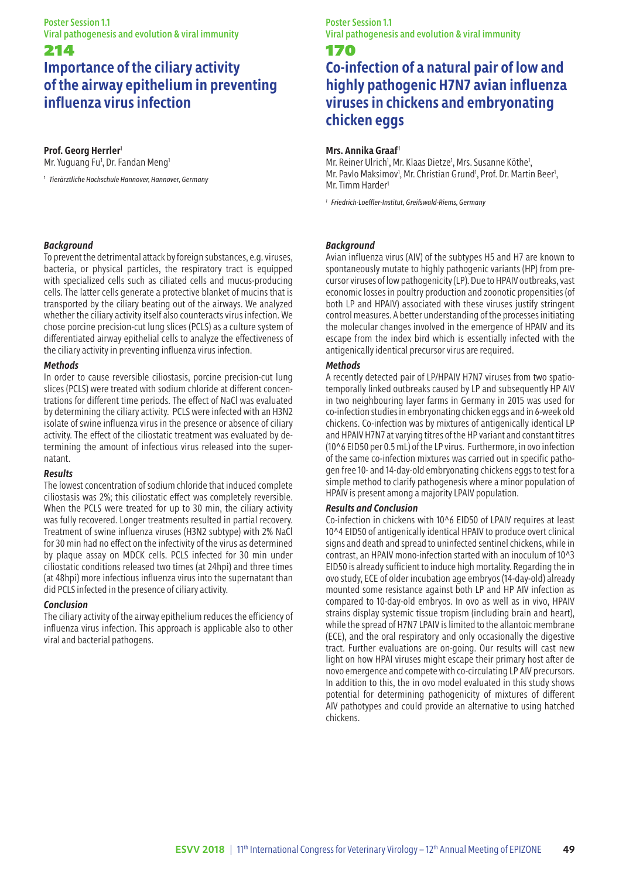Poster Session 1.1
Viral pathogenesis and evolution & viral immunity

## 214

# Importance of the ciliary activity of the airway epithelium in preventing influenza virus infection

**Prof. Georg Herrler**[1]
Mr. Yuguang Fu[1], Dr. Fandan Meng[1]

[1] *Tierärztliche Hochschule Hannover, Hannover, Germany*

### *Background*

To prevent the detrimental attack by foreign substances, e.g. viruses, bacteria, or physical particles, the respiratory tract is equipped with specialized cells such as ciliated cells and mucus-producing cells. The latter cells generate a protective blanket of mucins that is transported by the ciliary beating out of the airways. We analyzed whether the ciliary activity itself also counteracts virus infection. We chose porcine precision-cut lung slices (PCLS) as a culture system of differentiated airway epithelial cells to analyze the effectiveness of the ciliary activity in preventing influenza virus infection.

### *Methods*

In order to cause reversible ciliostasis, porcine precision-cut lung slices (PCLS) were treated with sodium chloride at different concentrations for different time periods. The effect of NaCl was evaluated by determining the ciliary activity. PCLS were infected with an H3N2 isolate of swine influenza virus in the presence or absence of ciliary activity. The effect of the ciliostatic treatment was evaluated by determining the amount of infectious virus released into the supernatant.

### *Results*

The lowest concentration of sodium chloride that induced complete ciliostasis was 2%; this ciliostatic effect was completely reversible. When the PCLS were treated for up to 30 min, the ciliary activity was fully recovered. Longer treatments resulted in partial recovery. Treatment of swine influenza viruses (H3N2 subtype) with 2% NaCl for 30 min had no effect on the infectivity of the virus as determined by plaque assay on MDCK cells. PCLS infected for 30 min under ciliostatic conditions released two times (at 24hpi) and three times (at 48hpi) more infectious influenza virus into the supernatant than did PCLS infected in the presence of ciliary activity.

### *Conclusion*

The ciliary activity of the airway epithelium reduces the efficiency of influenza virus infection. This approach is applicable also to other viral and bacterial pathogens.

Poster Session 1.1
Viral pathogenesis and evolution & viral immunity

## 170

# Co-infection of a natural pair of low and highly pathogenic H7N7 avian influenza viruses in chickens and embryonating chicken eggs

**Mrs. Annika Graaf**[1]
Mr. Reiner Ulrich[1], Mr. Klaas Dietze[1], Mrs. Susanne Köthe[1], Mr. Pavlo Maksimov[1], Mr. Christian Grund[1], Prof. Dr. Martin Beer[1], Mr. Timm Harder[1]

[1] *Friedrich-Loeffler-Institut, Greifswald-Riems, Germany*

### *Background*

Avian influenza virus (AIV) of the subtypes H5 and H7 are known to spontaneously mutate to highly pathogenic variants (HP) from precursor viruses of low pathogenicity (LP). Due to HPAIV outbreaks, vast economic losses in poultry production and zoonotic propensities (of both LP and HPAIV) associated with these viruses justify stringent control measures. A better understanding of the processes initiating the molecular changes involved in the emergence of HPAIV and its escape from the index bird which is essentially infected with the antigenically identical precursor virus are required.

### *Methods*

A recently detected pair of LP/HPAIV H7N7 viruses from two spatio-temporally linked outbreaks caused by LP and subsequently HP AIV in two neighbouring layer farms in Germany in 2015 was used for co-infection studies in embryonating chicken eggs and in 6-week old chickens. Co-infection was by mixtures of antigenically identical LP and HPAIV H7N7 at varying titres of the HP variant and constant titres ($10^6$ EID50 per 0.5 mL) of the LP virus. Furthermore, in ovo infection of the same co-infection mixtures was carried out in specific pathogen free 10- and 14-day-old embryonating chickens eggs to test for a simple method to clarify pathogenesis where a minor population of HPAIV is present among a majority LPAIV population.

### *Results and Conclusion*

Co-infection in chickens with $10^6$ EID50 of LPAIV requires at least $10^4$ EID50 of antigenically identical HPAIV to produce overt clinical signs and death and spread to uninfected sentinel chickens, while in contrast, an HPAIV mono-infection started with an inoculum of $10^3$ EID50 is already sufficient to induce high mortality. Regarding the in ovo study, ECE of older incubation age embryos (14-day-old) already mounted some resistance against both LP and HP AIV infection as compared to 10-day-old embryos. In ovo as well as in vivo, HPAIV strains display systemic tissue tropism (including brain and heart), while the spread of H7N7 LPAIV is limited to the allantoic membrane (ECE), and the oral respiratory and only occasionally the digestive tract. Further evaluations are on-going. Our results will cast new light on how HPAI viruses might escape their primary host after de novo emergence and compete with co-circulating LP AIV precursors. In addition to this, the in ovo model evaluated in this study shows potential for determining pathogenicity of mixtures of different AIV pathotypes and could provide an alternative to using hatched chickens.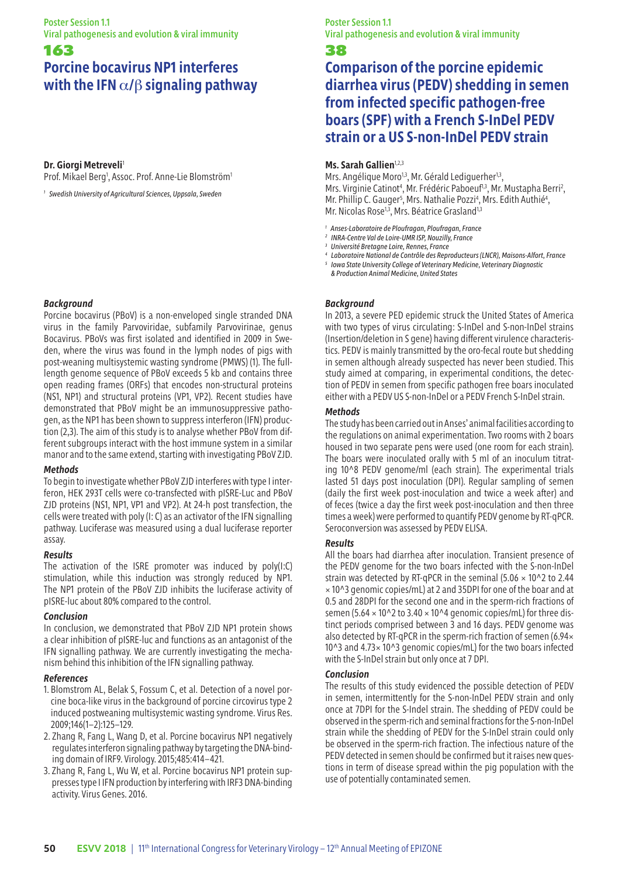Poster Session 1.1
Viral pathogenesis and evolution & viral immunity

## 163

# Porcine bocavirus NP1 interferes with the IFN $\alpha/\beta$ signaling pathway

**Dr. Giorgi Metreveli**[1]
Prof. Mikael Berg[1], Assoc. Prof. Anne-Lie Blomström[1]

[1] *Swedish University of Agricultural Sciences, Uppsala, Sweden*

### *Background*

Porcine bocavirus (PBoV) is a non-enveloped single stranded DNA virus in the family Parvoviridae, subfamily Parvovirinae, genus Bocavirus. PBoVs was first isolated and identified in 2009 in Sweden, where the virus was found in the lymph nodes of pigs with post-weaning multisystemic wasting syndrome (PMWS) (1). The full-length genome sequence of PBoV exceeds 5 kb and contains three open reading frames (ORFs) that encodes non-structural proteins (NS1, NP1) and structural proteins (VP1, VP2). Recent studies have demonstrated that PBoV might be an immunosuppressive pathogen, as the NP1 has been shown to suppress interferon (IFN) production (2,3). The aim of this study is to analyse whether PBoV from different subgroups interact with the host immune system in a similar manor and to the same extend, starting with investigating PBoV ZJD.

### *Methods*

To begin to investigate whether PBoV ZJD interferes with type I interferon, HEK 293T cells were co-transfected with pISRE-Luc and PBoV ZJD proteins (NS1, NP1, VP1 and VP2). At 24-h post transfection, the cells were treated with poly (I: C) as an activator of the IFN signalling pathway. Luciferase was measured using a dual luciferase reporter assay.

### *Results*

The activation of the ISRE promoter was induced by poly(I:C) stimulation, while this induction was strongly reduced by NP1. The NP1 protein of the PBoV ZJD inhibits the luciferase activity of pISRE-luc about 80% compared to the control.

### *Conclusion*

In conclusion, we demonstrated that PBoV ZJD NP1 protein shows a clear inhibition of pISRE-luc and functions as an antagonist of the IFN signalling pathway. We are currently investigating the mechanism behind this inhibition of the IFN signalling pathway.

### *References*

1. Blomstrom AL, Belak S, Fossum C, et al. Detection of a novel porcine boca-like virus in the background of porcine circovirus type 2 induced postweaning multisystemic wasting syndrome. Virus Res. 2009;146(1–2):125–129.
2. Zhang R, Fang L, Wang D, et al. Porcine bocavirus NP1 negatively regulates interferon signaling pathway by targeting the DNA-binding domain of IRF9. Virology. 2015;485:414–421.
3. Zhang R, Fang L, Wu W, et al. Porcine bocavirus NP1 protein suppresses type I IFN production by interfering with IRF3 DNA-binding activity. Virus Genes. 2016.

Poster Session 1.1
Viral pathogenesis and evolution & viral immunity

## 38

# Comparison of the porcine epidemic diarrhea virus (PEDV) shedding in semen from infected specific pathogen-free boars (SPF) with a French S-InDel PEDV strain or a US S-non-InDel PEDV strain

**Ms. Sarah Gallien**[1,2,3]
Mrs. Angélique Moro[1,3], Mr. Gérald Lediguerher[1,3], Mrs. Virginie Catinot[4], Mr. Frédéric Paboeuf[1,3], Mr. Mustapha Berri[2], Mr. Phillip C. Gauger[5], Mrs. Nathalie Pozzi[4], Mrs. Edith Authié[4], Mr. Nicolas Rose[1,3], Mrs. Béatrice Grasland[1,3]

[1] *Anses-Laboratoire de Ploufragan, Ploufragan, France*
[2] *INRA-Centre Val de Loire-UMR ISP, Nouzilly, France*
[3] *Université Bretagne Loire, Rennes, France*
[4] *Laboratoire National de Contrôle des Reproducteurs (LNCR), Maisons-Alfort, France*
[5] *Iowa State University College of Veterinary Medicine, Veterinary Diagnostic & Production Animal Medicine, United States*

### *Background*

In 2013, a severe PED epidemic struck the United States of America with two types of virus circulating: S-InDel and S-non-InDel strains (Insertion/deletion in S gene) having different virulence characteristics. PEDV is mainly transmitted by the oro-fecal route but shedding in semen although already suspected has never been studied. This study aimed at comparing, in experimental conditions, the detection of PEDV in semen from specific pathogen free boars inoculated either with a PEDV US S-non-InDel or a PEDV French S-InDel strain.

### *Methods*

The study has been carried out in Anses' animal facilities according to the regulations on animal experimentation. Two rooms with 2 boars housed in two separate pens were used (one room for each strain). The boars were inoculated orally with 5 ml of an inoculum titrating 10^8 PEDV genome/ml (each strain). The experimental trials lasted 51 days post inoculation (DPI). Regular sampling of semen (daily the first week post-inoculation and twice a week after) and of feces (twice a day the first week post-inoculation and then three times a week) were performed to quantify PEDV genome by RT-qPCR. Seroconversion was assessed by PEDV ELISA.

### *Results*

All the boars had diarrhea after inoculation. Transient presence of the PEDV genome for the two boars infected with the S-non-InDel strain was detected by RT-qPCR in the seminal (5.06 × 10^2 to 2.44 × 10^3 genomic copies/mL) at 2 and 35DPI for one of the boar and at 0.5 and 28DPI for the second one and in the sperm-rich fractions of semen (5.64 × 10^2 to 3.40 × 10^4 genomic copies/mL) for three distinct periods comprised between 3 and 16 days. PEDV genome was also detected by RT-qPCR in the sperm-rich fraction of semen (6.94× 10^3 and 4.73× 10^3 genomic copies/mL) for the two boars infected with the S-InDel strain but only once at 7 DPI.

### *Conclusion*

The results of this study evidenced the possible detection of PEDV in semen, intermittently for the S-non-InDel PEDV strain and only once at 7DPI for the S-Indel strain. The shedding of PEDV could be observed in the sperm-rich and seminal fractions for the S-non-InDel strain while the shedding of PEDV for the S-InDel strain could only be observed in the sperm-rich fraction. The infectious nature of the PEDV detected in semen should be confirmed but it raises new questions in term of disease spread within the pig population with the use of potentially contaminated semen.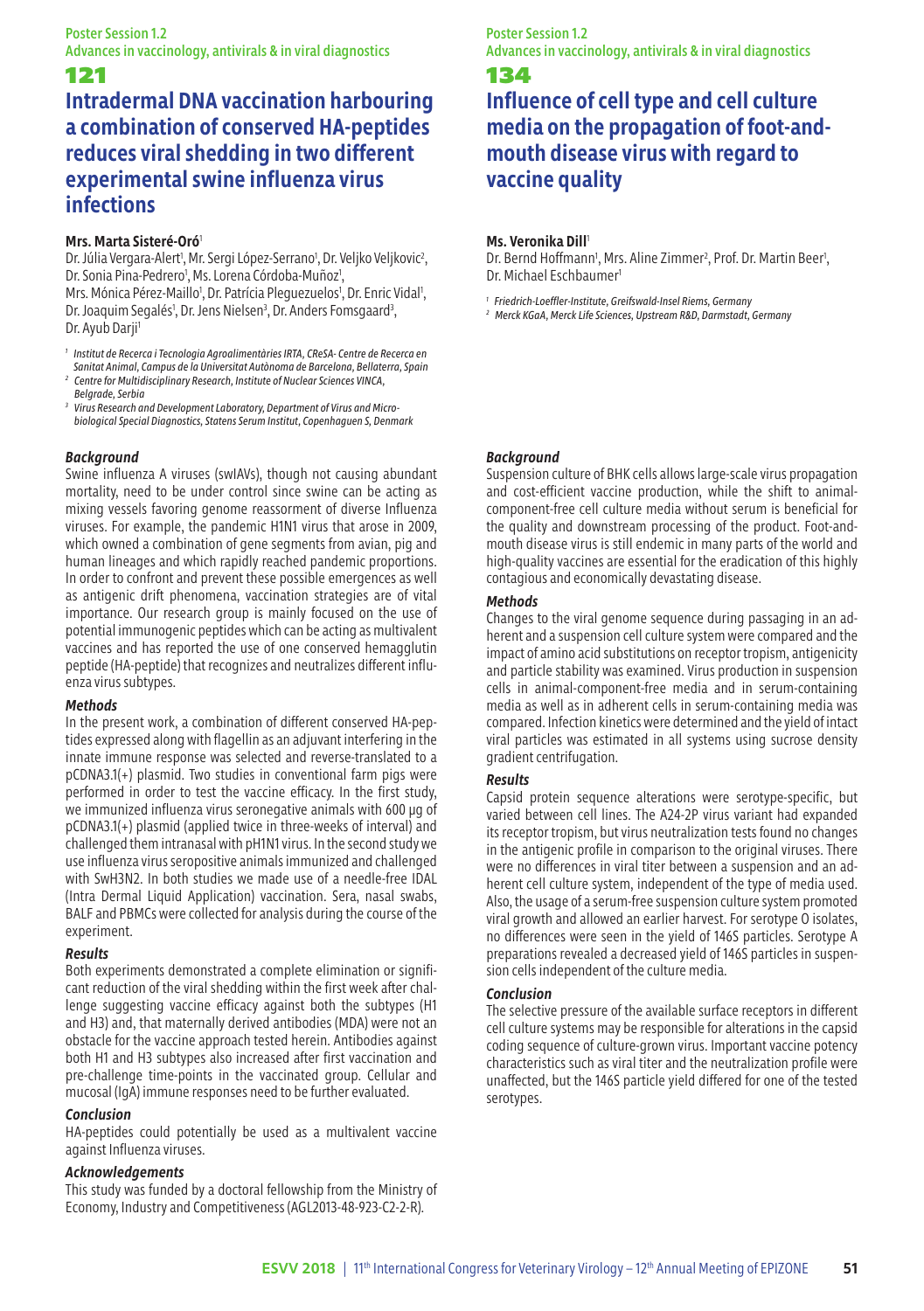Poster Session 1.2
Advances in vaccinology, antivirals & in viral diagnostics

# 121

## Intradermal DNA vaccination harbouring a combination of conserved HA-peptides reduces viral shedding in two different experimental swine influenza virus infections

**Mrs. Marta Sisteré-Oró**[1]

Dr. Júlia Vergara-Alert[1], Mr. Sergi López-Serrano[1], Dr. Veljko Veljkovic[2], Dr. Sonia Pina-Pedrero[1], Ms. Lorena Córdoba-Muñoz[1], Mrs. Mónica Pérez-Maillo[1], Dr. Patrícia Pleguezuelos[1], Dr. Enric Vidal[1], Dr. Joaquim Segalés[1], Dr. Jens Nielsen[3], Dr. Anders Fomsgaard[3], Dr. Ayub Darji[1]

*[1] Institut de Recerca i Tecnologia Agroalimentàries IRTA, CReSA- Centre de Recerca en Sanitat Animal, Campus de la Universitat Autònoma de Barcelona, Bellaterra, Spain*
*[2] Centre for Multidisciplinary Research, Institute of Nuclear Sciences VINCA, Belgrade, Serbia*
*[3] Virus Research and Development Laboratory, Department of Virus and Microbiological Special Diagnostics, Statens Serum Institut, Copenhagen S, Denmark*

### *Background*

Swine influenza A viruses (swIAVs), though not causing abundant mortality, need to be under control since swine can be acting as mixing vessels favoring genome reassortment of diverse Influenza viruses. For example, the pandemic H1N1 virus that arose in 2009, which owned a combination of gene segments from avian, pig and human lineages and which rapidly reached pandemic proportions. In order to confront and prevent these possible emergences as well as antigenic drift phenomena, vaccination strategies are of vital importance. Our research group is mainly focused on the use of potential immunogenic peptides which can be acting as multivalent vaccines and has reported the use of one conserved hemagglutin peptide (HA-peptide) that recognizes and neutralizes different influenza virus subtypes.

### *Methods*

In the present work, a combination of different conserved HA-peptides expressed along with flagellin as an adjuvant interfering in the innate immune response was selected and reverse-translated to a pCDNA3.1(+) plasmid. Two studies in conventional farm pigs were performed in order to test the vaccine efficacy. In the first study, we immunized influenza virus seronegative animals with 600 µg of pCDNA3.1(+) plasmid (applied twice in three-weeks of interval) and challenged them intranasal with pH1N1 virus. In the second study we use influenza virus seropositive animals immunized and challenged with SwH3N2. In both studies we made use of a needle-free IDAL (Intra Dermal Liquid Application) vaccination. Sera, nasal swabs, BALF and PBMCs were collected for analysis during the course of the experiment.

### *Results*

Both experiments demonstrated a complete elimination or significant reduction of the viral shedding within the first week after challenge suggesting vaccine efficacy against both the subtypes (H1 and H3) and, that maternally derived antibodies (MDA) were not an obstacle for the vaccine approach tested herein. Antibodies against both H1 and H3 subtypes also increased after first vaccination and pre-challenge time-points in the vaccinated group. Cellular and mucosal (IgA) immune responses need to be further evaluated.

### *Conclusion*

HA-peptides could potentially be used as a multivalent vaccine against Influenza viruses.

### *Acknowledgements*

This study was funded by a doctoral fellowship from the Ministry of Economy, Industry and Competitiveness (AGL2013-48-923-C2-2-R).

Poster Session 1.2
Advances in vaccinology, antivirals & in viral diagnostics

# 134

## Influence of cell type and cell culture media on the propagation of foot-and-mouth disease virus with regard to vaccine quality

**Ms. Veronika Dill**[1]

Dr. Bernd Hoffmann[1], Mrs. Aline Zimmer[2], Prof. Dr. Martin Beer[1], Dr. Michael Eschbaumer[1]

*[1] Friedrich-Loeffler-Institute, Greifswald-Insel Riems, Germany*
*[2] Merck KGaA, Merck Life Sciences, Upstream R&D, Darmstadt, Germany*

### *Background*

Suspension culture of BHK cells allows large-scale virus propagation and cost-efficient vaccine production, while the shift to animal-component-free cell culture media without serum is beneficial for the quality and downstream processing of the product. Foot-and-mouth disease virus is still endemic in many parts of the world and high-quality vaccines are essential for the eradication of this highly contagious and economically devastating disease.

### *Methods*

Changes to the viral genome sequence during passaging in an adherent and a suspension cell culture system were compared and the impact of amino acid substitutions on receptor tropism, antigenicity and particle stability was examined. Virus production in suspension cells in animal-component-free media and in serum-containing media as well as in adherent cells in serum-containing media was compared. Infection kinetics were determined and the yield of intact viral particles was estimated in all systems using sucrose density gradient centrifugation.

### *Results*

Capsid protein sequence alterations were serotype-specific, but varied between cell lines. The A24-2P virus variant had expanded its receptor tropism, but virus neutralization tests found no changes in the antigenic profile in comparison to the original viruses. There were no differences in viral titer between a suspension and an adherent cell culture system, independent of the type of media used. Also, the usage of a serum-free suspension culture system promoted viral growth and allowed an earlier harvest. For serotype O isolates, no differences were seen in the yield of 146S particles. Serotype A preparations revealed a decreased yield of 146S particles in suspension cells independent of the culture media.

### *Conclusion*

The selective pressure of the available surface receptors in different cell culture systems may be responsible for alterations in the capsid coding sequence of culture-grown virus. Important vaccine potency characteristics such as viral titer and the neutralization profile were unaffected, but the 146S particle yield differed for one of the tested serotypes.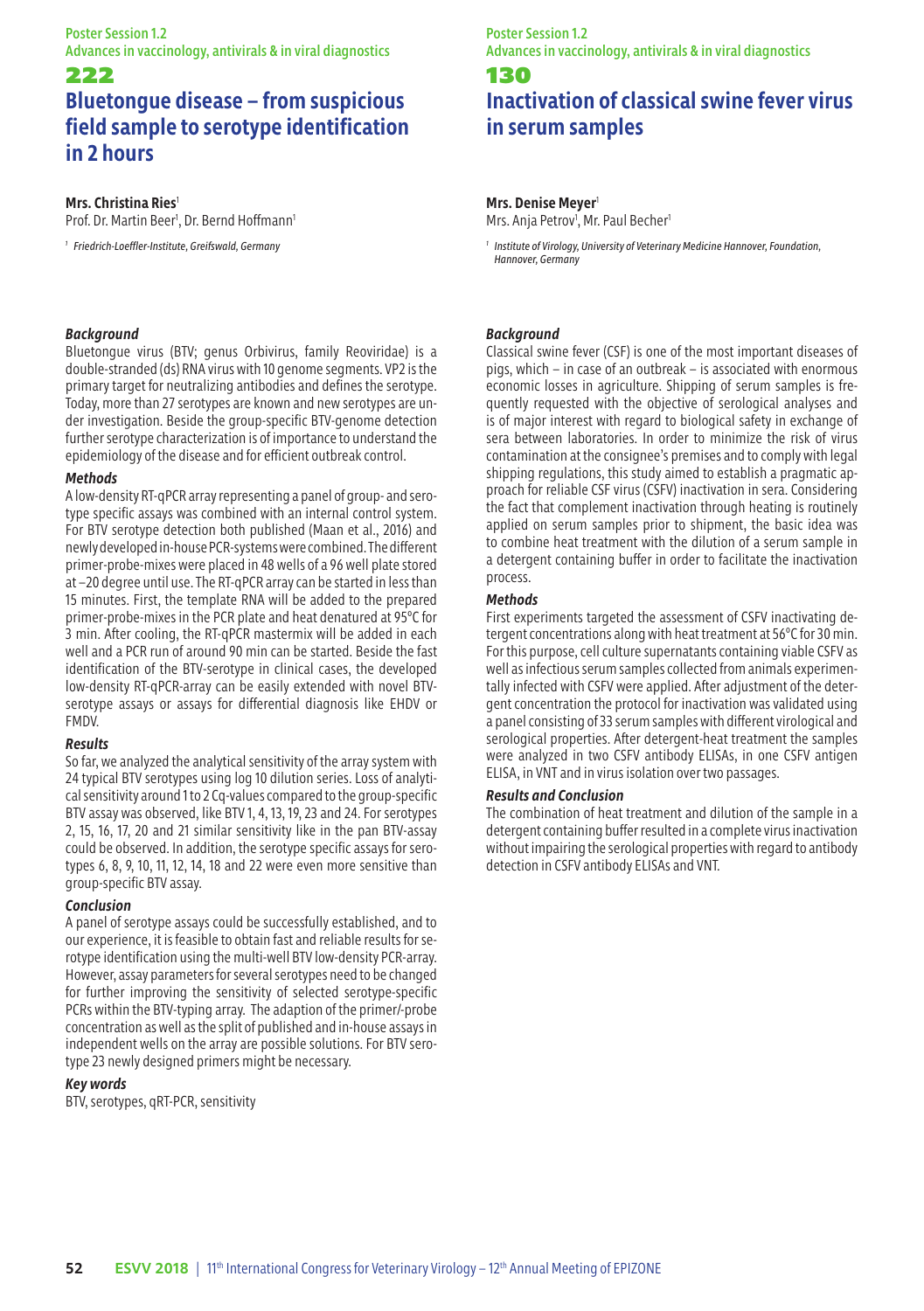Poster Session 1.2
Advances in vaccinology, antivirals & in viral diagnostics

## 222

# Bluetongue disease – from suspicious field sample to serotype identification in 2 hours

**Mrs. Christina Ries**[1]
Prof. Dr. Martin Beer[1], Dr. Bernd Hoffmann[1]

[1] *Friedrich-Loeffler-Institute, Greifswald, Germany*

### *Background*

Bluetongue virus (BTV; genus Orbivirus, family Reoviridae) is a double-stranded (ds) RNA virus with 10 genome segments. VP2 is the primary target for neutralizing antibodies and defines the serotype. Today, more than 27 serotypes are known and new serotypes are under investigation. Beside the group-specific BTV-genome detection further serotype characterization is of importance to understand the epidemiology of the disease and for efficient outbreak control.

### *Methods*

A low-density RT-qPCR array representing a panel of group- and serotype specific assays was combined with an internal control system. For BTV serotype detection both published (Maan et al., 2016) and newly developed in-house PCR-systems were combined. The different primer-probe-mixes were placed in 48 wells of a 96 well plate stored at –20 degree until use. The RT-qPCR array can be started in less than 15 minutes. First, the template RNA will be added to the prepared primer-probe-mixes in the PCR plate and heat denatured at 95°C for 3 min. After cooling, the RT-qPCR mastermix will be added in each well and a PCR run of around 90 min can be started. Beside the fast identification of the BTV-serotype in clinical cases, the developed low-density RT-qPCR-array can be easily extended with novel BTV-serotype assays or assays for differential diagnosis like EHDV or FMDV.

### *Results*

So far, we analyzed the analytical sensitivity of the array system with 24 typical BTV serotypes using log 10 dilution series. Loss of analytical sensitivity around 1 to 2 Cq-values compared to the group-specific BTV assay was observed, like BTV 1, 4, 13, 19, 23 and 24. For serotypes 2, 15, 16, 17, 20 and 21 similar sensitivity like in the pan BTV-assay could be observed. In addition, the serotype specific assays for serotypes 6, 8, 9, 10, 11, 12, 14, 18 and 22 were even more sensitive than group-specific BTV assay.

### *Conclusion*

A panel of serotype assays could be successfully established, and to our experience, it is feasible to obtain fast and reliable results for serotype identification using the multi-well BTV low-density PCR-array. However, assay parameters for several serotypes need to be changed for further improving the sensitivity of selected serotype-specific PCRs within the BTV-typing array. The adaption of the primer/-probe concentration as well as the split of published and in-house assays in independent wells on the array are possible solutions. For BTV serotype 23 newly designed primers might be necessary.

### *Key words*

BTV, serotypes, qRT-PCR, sensitivity

Poster Session 1.2
Advances in vaccinology, antivirals & in viral diagnostics

## 130

# Inactivation of classical swine fever virus in serum samples

**Mrs. Denise Meyer**[1]
Mrs. Anja Petrov[1], Mr. Paul Becher[1]

[1] *Institute of Virology, University of Veterinary Medicine Hannover, Foundation, Hannover, Germany*

### *Background*

Classical swine fever (CSF) is one of the most important diseases of pigs, which – in case of an outbreak – is associated with enormous economic losses in agriculture. Shipping of serum samples is frequently requested with the objective of serological analyses and is of major interest with regard to biological safety in exchange of sera between laboratories. In order to minimize the risk of virus contamination at the consignee's premises and to comply with legal shipping regulations, this study aimed to establish a pragmatic approach for reliable CSF virus (CSFV) inactivation in sera. Considering the fact that complement inactivation through heating is routinely applied on serum samples prior to shipment, the basic idea was to combine heat treatment with the dilution of a serum sample in a detergent containing buffer in order to facilitate the inactivation process.

### *Methods*

First experiments targeted the assessment of CSFV inactivating detergent concentrations along with heat treatment at 56°C for 30 min. For this purpose, cell culture supernatants containing viable CSFV as well as infectious serum samples collected from animals experimentally infected with CSFV were applied. After adjustment of the detergent concentration the protocol for inactivation was validated using a panel consisting of 33 serum samples with different virological and serological properties. After detergent-heat treatment the samples were analyzed in two CSFV antibody ELISAs, in one CSFV antigen ELISA, in VNT and in virus isolation over two passages.

### *Results and Conclusion*

The combination of heat treatment and dilution of the sample in a detergent containing buffer resulted in a complete virus inactivation without impairing the serological properties with regard to antibody detection in CSFV antibody ELISAs and VNT.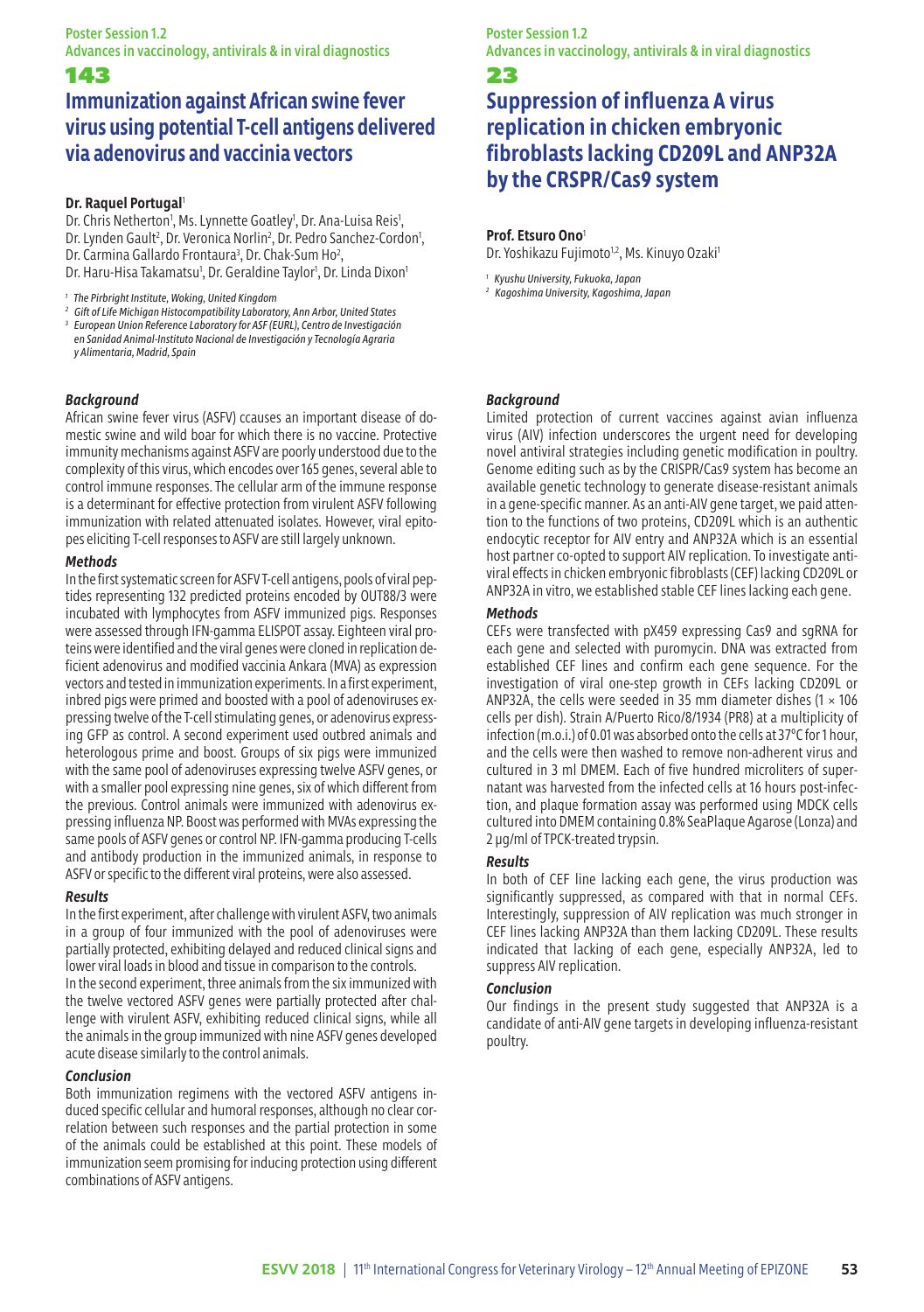Poster Session 1.2
Advances in vaccinology, antivirals & in viral diagnostics

## 143

# Immunization against African swine fever virus using potential T-cell antigens delivered via adenovirus and vaccinia vectors

**Dr. Raquel Portugal**[1]
Dr. Chris Netherton[1], Ms. Lynnette Goatley[1], Dr. Ana-Luisa Reis[1], Dr. Lynden Gault[2], Dr. Veronica Norlin[2], Dr. Pedro Sanchez-Cordon[1], Dr. Carmina Gallardo Frontaura[3], Dr. Chak-Sum Ho[2], Dr. Haru-Hisa Takamatsu[1], Dr. Geraldine Taylor[1], Dr. Linda Dixon[1]

[1] *The Pirbright Institute, Woking, United Kingdom*
[2] *Gift of Life Michigan Histocompatibility Laboratory, Ann Arbor, United States*
[3] *European Union Reference Laboratory for ASF (EURL), Centro de Investigación en Sanidad Animal-Instituto Nacional de Investigación y Tecnología Agraria y Alimentaria, Madrid, Spain*

### *Background*

African swine fever virus (ASFV) ccauses an important disease of domestic swine and wild boar for which there is no vaccine. Protective immunity mechanisms against ASFV are poorly understood due to the complexity of this virus, which encodes over 165 genes, several able to control immune responses. The cellular arm of the immune response is a determinant for effective protection from virulent ASFV following immunization with related attenuated isolates. However, viral epitopes eliciting T-cell responses to ASFV are still largely unknown.

### *Methods*

In the first systematic screen for ASFV T-cell antigens, pools of viral peptides representing 132 predicted proteins encoded by OUT88/3 were incubated with lymphocytes from ASFV immunized pigs. Responses were assessed through IFN-gamma ELISPOT assay. Eighteen viral proteins were identified and the viral genes were cloned in replication deficient adenovirus and modified vaccinia Ankara (MVA) as expression vectors and tested in immunization experiments. In a first experiment, inbred pigs were primed and boosted with a pool of adenoviruses expressing twelve of the T-cell stimulating genes, or adenovirus expressing GFP as control. A second experiment used outbred animals and heterologous prime and boost. Groups of six pigs were immunized with the same pool of adenoviruses expressing twelve ASFV genes, or with a smaller pool expressing nine genes, six of which different from the previous. Control animals were immunized with adenovirus expressing influenza NP. Boost was performed with MVAs expressing the same pools of ASFV genes or control NP. IFN-gamma producing T-cells and antibody production in the immunized animals, in response to ASFV or specific to the different viral proteins, were also assessed.

### *Results*

In the first experiment, after challenge with virulent ASFV, two animals in a group of four immunized with the pool of adenoviruses were partially protected, exhibiting delayed and reduced clinical signs and lower viral loads in blood and tissue in comparison to the controls.
In the second experiment, three animals from the six immunized with the twelve vectored ASFV genes were partially protected after challenge with virulent ASFV, exhibiting reduced clinical signs, while all the animals in the group immunized with nine ASFV genes developed acute disease similarly to the control animals.

### *Conclusion*

Both immunization regimens with the vectored ASFV antigens induced specific cellular and humoral responses, although no clear correlation between such responses and the partial protection in some of the animals could be established at this point. These models of immunization seem promising for inducing protection using different combinations of ASFV antigens.

Poster Session 1.2
Advances in vaccinology, antivirals & in viral diagnostics

## 23

# Suppression of influenza A virus replication in chicken embryonic fibroblasts lacking CD209L and ANP32A by the CRSPR/Cas9 system

**Prof. Etsuro Ono**[1]
Dr. Yoshikazu Fujimoto[1,2], Ms. Kinuyo Ozaki[1]

[1] *Kyushu University, Fukuoka, Japan*
[2] *Kagoshima University, Kagoshima, Japan*

### *Background*

Limited protection of current vaccines against avian influenza virus (AIV) infection underscores the urgent need for developing novel antiviral strategies including genetic modification in poultry. Genome editing such as by the CRISPR/Cas9 system has become an available genetic technology to generate disease-resistant animals in a gene-specific manner. As an anti-AIV gene target, we paid attention to the functions of two proteins, CD209L which is an authentic endocytic receptor for AIV entry and ANP32A which is an essential host partner co-opted to support AIV replication. To investigate antiviral effects in chicken embryonic fibroblasts (CEF) lacking CD209L or ANP32A in vitro, we established stable CEF lines lacking each gene.

### *Methods*

CEFs were transfected with pX459 expressing Cas9 and sgRNA for each gene and selected with puromycin. DNA was extracted from established CEF lines and confirm each gene sequence. For the investigation of viral one-step growth in CEFs lacking CD209L or ANP32A, the cells were seeded in 35 mm diameter dishes (1 × 106 cells per dish). Strain A/Puerto Rico/8/1934 (PR8) at a multiplicity of infection (m.o.i.) of 0.01 was absorbed onto the cells at 37°C for 1 hour, and the cells were then washed to remove non-adherent virus and cultured in 3 ml DMEM. Each of five hundred microliters of supernatant was harvested from the infected cells at 16 hours post-infection, and plaque formation assay was performed using MDCK cells cultured into DMEM containing 0.8% SeaPlaque Agarose (Lonza) and 2 μg/ml of TPCK-treated trypsin.

### *Results*

In both of CEF line lacking each gene, the virus production was significantly suppressed, as compared with that in normal CEFs. Interestingly, suppression of AIV replication was much stronger in CEF lines lacking ANP32A than them lacking CD209L. These results indicated that lacking of each gene, especially ANP32A, led to suppress AIV replication.

### *Conclusion*

Our findings in the present study suggested that ANP32A is a candidate of anti-AIV gene targets in developing influenza-resistant poultry.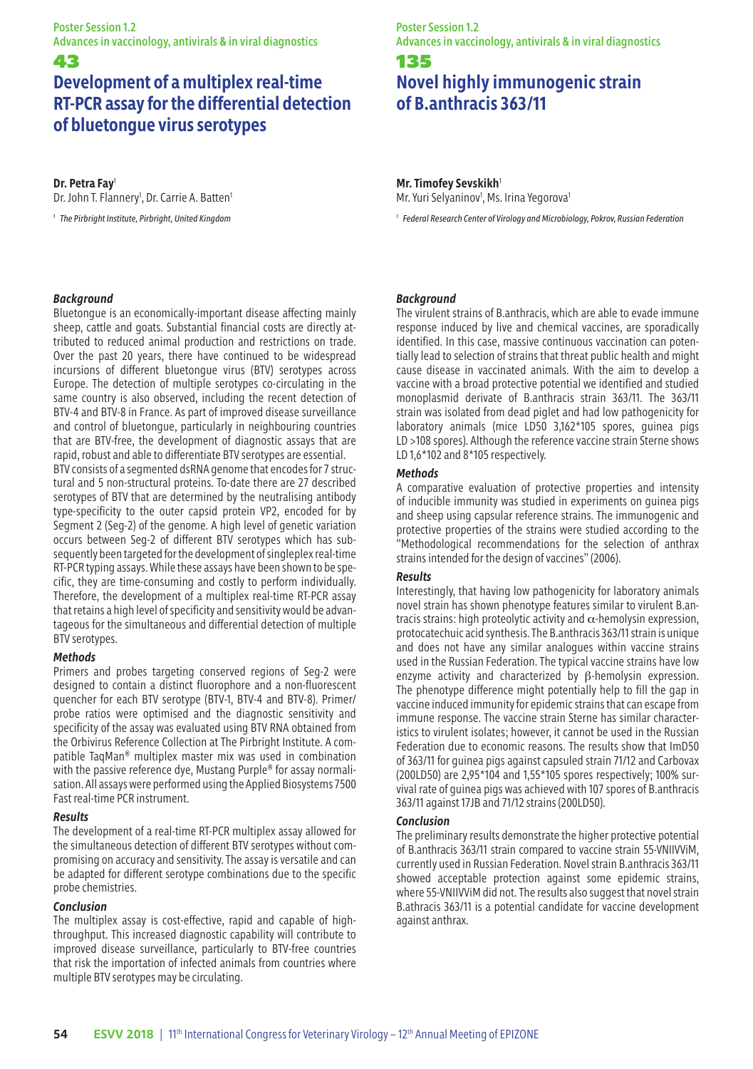Poster Session 1.2
Advances in vaccinology, antivirals & in viral diagnostics

## 43

# Development of a multiplex real-time RT-PCR assay for the differential detection of bluetongue virus serotypes

**Dr. Petra Fay**[1]
Dr. John T. Flannery[1], Dr. Carrie A. Batten[1]

[1] *The Pirbright Institute, Pirbright, United Kingdom*

### *Background*

Bluetongue is an economically-important disease affecting mainly sheep, cattle and goats. Substantial financial costs are directly attributed to reduced animal production and restrictions on trade. Over the past 20 years, there have continued to be widespread incursions of different bluetongue virus (BTV) serotypes across Europe. The detection of multiple serotypes co-circulating in the same country is also observed, including the recent detection of BTV-4 and BTV-8 in France. As part of improved disease surveillance and control of bluetongue, particularly in neighbouring countries that are BTV-free, the development of diagnostic assays that are rapid, robust and able to differentiate BTV serotypes are essential.

BTV consists of a segmented dsRNA genome that encodes for 7 structural and 5 non-structural proteins. To-date there are 27 described serotypes of BTV that are determined by the neutralising antibody type-specificity to the outer capsid protein VP2, encoded for by Segment 2 (Seg-2) of the genome. A high level of genetic variation occurs between Seg-2 of different BTV serotypes which has subsequently been targeted for the development of singleplex real-time RT-PCR typing assays. While these assays have been shown to be specific, they are time-consuming and costly to perform individually. Therefore, the development of a multiplex real-time RT-PCR assay that retains a high level of specificity and sensitivity would be advantageous for the simultaneous and differential detection of multiple BTV serotypes.

### *Methods*

Primers and probes targeting conserved regions of Seg-2 were designed to contain a distinct fluorophore and a non-fluorescent quencher for each BTV serotype (BTV-1, BTV-4 and BTV-8). Primer/probe ratios were optimised and the diagnostic sensitivity and specificity of the assay was evaluated using BTV RNA obtained from the Orbivirus Reference Collection at The Pirbright Institute. A compatible TaqMan® multiplex master mix was used in combination with the passive reference dye, Mustang Purple® for assay normalisation. All assays were performed using the Applied Biosystems 7500 Fast real-time PCR instrument.

### *Results*

The development of a real-time RT-PCR multiplex assay allowed for the simultaneous detection of different BTV serotypes without compromising on accuracy and sensitivity. The assay is versatile and can be adapted for different serotype combinations due to the specific probe chemistries.

### *Conclusion*

The multiplex assay is cost-effective, rapid and capable of high-throughput. This increased diagnostic capability will contribute to improved disease surveillance, particularly to BTV-free countries that risk the importation of infected animals from countries where multiple BTV serotypes may be circulating.

Poster Session 1.2
Advances in vaccinology, antivirals & in viral diagnostics

## 135

# Novel highly immunogenic strain of B.anthracis 363/11

**Mr. Timofey Sevskikh**[1]
Mr. Yuri Selyaninov[1], Ms. Irina Yegorova[1]

[1] *Federal Research Center of Virology and Microbiology, Pokrov, Russian Federation*

### *Background*

The virulent strains of B.anthracis, which are able to evade immune response induced by live and chemical vaccines, are sporadically identified. In this case, massive continuous vaccination can potentially lead to selection of strains that threat public health and might cause disease in vaccinated animals. With the aim to develop a vaccine with a broad protective potential we identified and studied monoplasmid derivate of B.anthracis strain 363/11. The 363/11 strain was isolated from dead piglet and had low pathogenicity for laboratory animals (mice LD50 3,162*105 spores, guinea pigs LD >108 spores). Although the reference vaccine strain Sterne shows LD 1,6*102 and 8*105 respectively.

### *Methods*

A comparative evaluation of protective properties and intensity of inducible immunity was studied in experiments on guinea pigs and sheep using capsular reference strains. The immunogenic and protective properties of the strains were studied according to the "Methodological recommendations for the selection of anthrax strains intended for the design of vaccines" (2006).

### *Results*

Interestingly, that having low pathogenicity for laboratory animals novel strain has shown phenotype features similar to virulent B.anthracis strains: high proteolytic activity and $\alpha$-hemolysin expression, protocatechuic acid synthesis. The B.anthracis 363/11 strain is unique and does not have any similar analogues within vaccine strains used in the Russian Federation. The typical vaccine strains have low enzyme activity and characterized by $\beta$-hemolysin expression. The phenotype difference might potentially help to fill the gap in vaccine induced immunity for epidemic strains that can escape from immune response. The vaccine strain Sterne has similar characteristics to virulent isolates; however, it cannot be used in the Russian Federation due to economic reasons. The results show that ImD50 of 363/11 for guinea pigs against capsuled strain 71/12 and Carbovax (200LD50) are 2,95*104 and 1,55*105 spores respectively; 100% survival rate of guinea pigs was achieved with 107 spores of B.anthracis 363/11 against 17JB and 71/12 strains (200LD50).

### *Conclusion*

The preliminary results demonstrate the higher protective potential of B.anthracis 363/11 strain compared to vaccine strain 55-VNIIVViM, currently used in Russian Federation. Novel strain B.anthracis 363/11 showed acceptable protection against some epidemic strains, where 55-VNIIVViM did not. The results also suggest that novel strain B.athracis 363/11 is a potential candidate for vaccine development against anthrax.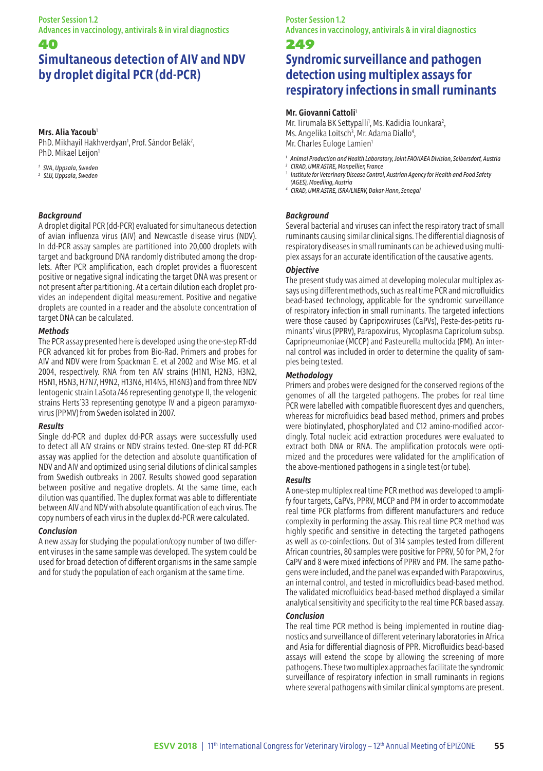Poster Session 1.2
Advances in vaccinology, antivirals & in viral diagnostics

**40**

# Simultaneous detection of AIV and NDV by droplet digital PCR (dd-PCR)

**Mrs. Alia Yacoub**[1]
PhD. Mikhayil Hakhverdyan[1], Prof. Sándor Belák[2], PhD. Mikael Leijon[1]

[1] *SVA, Uppsala, Sweden*
[2] *SLU, Uppsala, Sweden*

### *Background*

A droplet digital PCR (dd-PCR) evaluated for simultaneous detection of avian influenza virus (AIV) and Newcastle disease virus (NDV). In dd-PCR assay samples are partitioned into 20,000 droplets with target and background DNA randomly distributed among the droplets. After PCR amplification, each droplet provides a fluorescent positive or negative signal indicating the target DNA was present or not present after partitioning. At a certain dilution each droplet provides an independent digital measurement. Positive and negative droplets are counted in a reader and the absolute concentration of target DNA can be calculated.

### *Methods*

The PCR assay presented here is developed using the one-step RT-dd PCR advanced kit for probes from Bio-Rad. Primers and probes for AIV and NDV were from Spackman E. et al 2002 and Wise MG. et al 2004, respectively. RNA from ten AIV strains (H1N1, H2N3, H3N2, H5N1, H5N3, H7N7, H9N2, H13N6, H14N5, H16N3) and from three NDV lentogenic strain LaSota /46 representing genotype II, the velogenic strains Herts´33 representing genotype IV and a pigeon paramyxovirus (PPMV) from Sweden isolated in 2007.

### *Results*

Single dd-PCR and duplex dd-PCR assays were successfully used to detect all AIV strains or NDV strains tested. One-step RT dd-PCR assay was applied for the detection and absolute quantification of NDV and AIV and optimized using serial dilutions of clinical samples from Swedish outbreaks in 2007. Results showed good separation between positive and negative droplets. At the same time, each dilution was quantified. The duplex format was able to differentiate between AIV and NDV with absolute quantification of each virus. The copy numbers of each virus in the duplex dd-PCR were calculated.

### *Conclusion*

A new assay for studying the population/copy number of two different viruses in the same sample was developed. The system could be used for broad detection of different organisms in the same sample and for study the population of each organism at the same time.

Poster Session 1.2
Advances in vaccinology, antivirals & in viral diagnostics

**249**

# Syndromic surveillance and pathogen detection using multiplex assays for respiratory infections in small ruminants

**Mr. Giovanni Cattoli**[1]
Mr. Tirumala BK Settypalli[1], Ms. Kadidia Tounkara[2], Ms. Angelika Loitsch[3], Mr. Adama Diallo[4], Mr. Charles Euloge Lamien[1]

[1] *Animal Production and Health Laboratory, Joint FAO/IAEA Division, Seibersdorf, Austria*
[2] *CIRAD, UMR ASTRE, Monpellier, France*
[3] *Institute for Veterinary Disease Control, Austrian Agency for Health and Food Safety (AGES), Moedling, Austria*
[4] *CIRAD, UMR ASTRE, ISRA/LNERV, Dakar-Hann, Senegal*

### *Background*

Several bacterial and viruses can infect the respiratory tract of small ruminants causing similar clinical signs. The differential diagnosis of respiratory diseases in small ruminants can be achieved using multiplex assays for an accurate identification of the causative agents.

### *Objective*

The present study was aimed at developing molecular multiplex assays using different methods, such as real time PCR and microfluidics bead-based technology, applicable for the syndromic surveillance of respiratory infection in small ruminants. The targeted infections were those caused by Capripoxviruses (CaPVs), Peste-des-petits ruminants' virus (PPRV), Parapoxvirus, Mycoplasma Capricolum subsp. Capripneumoniae (MCCP) and Pasteurella multocida (PM). An internal control was included in order to determine the quality of samples being tested.

### *Methodology*

Primers and probes were designed for the conserved regions of the genomes of all the targeted pathogens. The probes for real time PCR were labelled with compatible fluorescent dyes and quenchers, whereas for microfluidics bead based method, primers and probes were biotinylated, phosphorylated and C12 amino-modified accordingly. Total nucleic acid extraction procedures were evaluated to extract both DNA or RNA. The amplification protocols were optimized and the procedures were validated for the amplification of the above-mentioned pathogens in a single test (or tube).

### *Results*

A one-step multiplex real time PCR method was developed to amplify four targets, CaPVs, PPRV, MCCP and PM in order to accommodate real time PCR platforms from different manufacturers and reduce complexity in performing the assay. This real time PCR method was highly specific and sensitive in detecting the targeted pathogens as well as co-coinfections. Out of 314 samples tested from different African countries, 80 samples were positive for PPRV, 50 for PM, 2 for CaPV and 8 were mixed infections of PPRV and PM. The same pathogens were included, and the panel was expanded with Parapoxvirus, an internal control, and tested in microfluidics bead-based method. The validated microfluidics bead-based method displayed a similar analytical sensitivity and specificity to the real time PCR based assay.

### *Conclusion*

The real time PCR method is being implemented in routine diagnostics and surveillance of different veterinary laboratories in Africa and Asia for differential diagnosis of PPR. Microfluidics bead-based assays will extend the scope by allowing the screening of more pathogens. These two multiplex approaches facilitate the syndromic surveillance of respiratory infection in small ruminants in regions where several pathogens with similar clinical symptoms are present.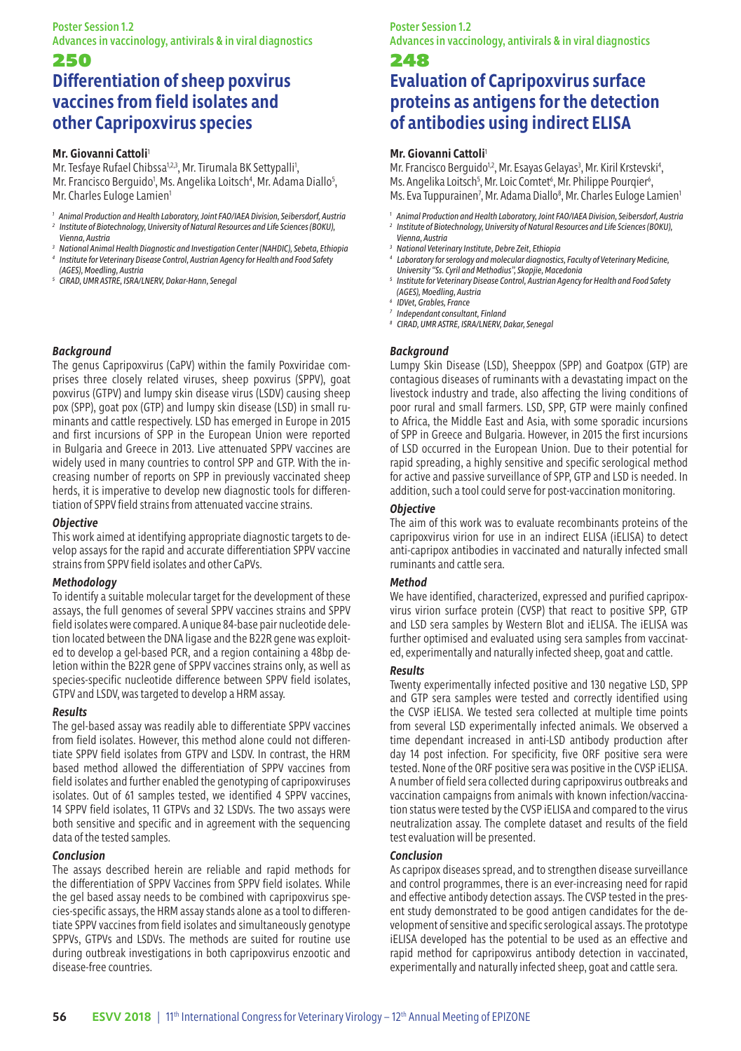Poster Session 1.2
Advances in vaccinology, antivirals & in viral diagnostics

**250**

## Differentiation of sheep poxvirus vaccines from field isolates and other Capripoxvirus species

**Mr. Giovanni Cattoli**[1]

Mr. Tesfaye Rufael Chibssa[1,2,3], Mr. Tirumala BK Settypalli[1], Mr. Francisco Berguido[1], Ms. Angelika Loitsch[4], Mr. Adama Diallo[5], Mr. Charles Euloge Lamien[1]

*[1] Animal Production and Health Laboratory, Joint FAO/IAEA Division, Seibersdorf, Austria*
*[2] Institute of Biotechnology, University of Natural Resources and Life Sciences (BOKU), Vienna, Austria*
*[3] National Animal Health Diagnostic and Investigation Center (NAHDIC), Sebeta, Ethiopia*
*[4] Institute for Veterinary Disease Control, Austrian Agency for Health and Food Safety (AGES), Moedling, Austria*
*[5] CIRAD, UMR ASTRE, ISRA/LNERV, Dakar-Hann, Senegal*

### *Background*

The genus Capripoxvirus (CaPV) within the family Poxviridae comprises three closely related viruses, sheep poxvirus (SPPV), goat poxvirus (GTPV) and lumpy skin disease virus (LSDV) causing sheep pox (SPP), goat pox (GTP) and lumpy skin disease (LSD) in small ruminants and cattle respectively. LSD has emerged in Europe in 2015 and first incursions of SPP in the European Union were reported in Bulgaria and Greece in 2013. Live attenuated SPPV vaccines are widely used in many countries to control SPP and GTP. With the increasing number of reports on SPP in previously vaccinated sheep herds, it is imperative to develop new diagnostic tools for differentiation of SPPV field strains from attenuated vaccine strains.

### *Objective*

This work aimed at identifying appropriate diagnostic targets to develop assays for the rapid and accurate differentiation SPPV vaccine strains from SPPV field isolates and other CaPVs.

### *Methodology*

To identify a suitable molecular target for the development of these assays, the full genomes of several SPPV vaccines strains and SPPV field isolates were compared. A unique 84-base pair nucleotide deletion located between the DNA ligase and the B22R gene was exploited to develop a gel-based PCR, and a region containing a 48bp deletion within the B22R gene of SPPV vaccines strains only, as well as species-specific nucleotide difference between SPPV field isolates, GTPV and LSDV, was targeted to develop a HRM assay.

### *Results*

The gel-based assay was readily able to differentiate SPPV vaccines from field isolates. However, this method alone could not differentiate SPPV field isolates from GTPV and LSDV. In contrast, the HRM based method allowed the differentiation of SPPV vaccines from field isolates and further enabled the genotyping of capripoxviruses isolates. Out of 61 samples tested, we identified 4 SPPV vaccines, 14 SPPV field isolates, 11 GTPVs and 32 LSDVs. The two assays were both sensitive and specific and in agreement with the sequencing data of the tested samples.

### *Conclusion*

The assays described herein are reliable and rapid methods for the differentiation of SPPV Vaccines from SPPV field isolates. While the gel based assay needs to be combined with capripoxvirus species-specific assays, the HRM assay stands alone as a tool to differentiate SPPV vaccines from field isolates and simultaneously genotype SPPVs, GTPVs and LSDVs. The methods are suited for routine use during outbreak investigations in both capripoxvirus enzootic and disease-free countries.

Poster Session 1.2
Advances in vaccinology, antivirals & in viral diagnostics

**248**

## Evaluation of Capripoxvirus surface proteins as antigens for the detection of antibodies using indirect ELISA

**Mr. Giovanni Cattoli**[1]

Mr. Francisco Berguido[1,2], Mr. Esayas Gelayas[3], Mr. Kiril Krstevski[4], Ms. Angelika Loitsch[5], Mr. Loic Comtet[6], Mr. Philippe Pourqier[6], Ms. Eva Tuppurainen[7], Mr. Adama Diallo[8], Mr. Charles Euloge Lamien[1]

*[1] Animal Production and Health Laboratory, Joint FAO/IAEA Division, Seibersdorf, Austria*
*[2] Institute of Biotechnology, University of Natural Resources and Life Sciences (BOKU), Vienna, Austria*
*[3] National Veterinary Institute, Debre Zeit, Ethiopia*
*[4] Laboratory for serology and molecular diagnostics, Faculty of Veterinary Medicine, University "Ss. Cyril and Methodius", Skopjie, Macedonia*
*[5] Institute for Veterinary Disease Control, Austrian Agency for Health and Food Safety (AGES), Moedling, Austria*
*[6] IDVet, Grables, France*
*[7] Independant consultant, Finland*
*[8] CIRAD, UMR ASTRE, ISRA/LNERV, Dakar, Senegal*

### *Background*

Lumpy Skin Disease (LSD), Sheeppox (SPP) and Goatpox (GTP) are contagious diseases of ruminants with a devastating impact on the livestock industry and trade, also affecting the living conditions of poor rural and small farmers. LSD, SPP, GTP were mainly confined to Africa, the Middle East and Asia, with some sporadic incursions of SPP in Greece and Bulgaria. However, in 2015 the first incursions of LSD occurred in the European Union. Due to their potential for rapid spreading, a highly sensitive and specific serological method for active and passive surveillance of SPP, GTP and LSD is needed. In addition, such a tool could serve for post-vaccination monitoring.

### *Objective*

The aim of this work was to evaluate recombinants proteins of the capripoxvirus virion for use in an indirect ELISA (iELISA) to detect anti-capripox antibodies in vaccinated and naturally infected small ruminants and cattle sera.

### *Method*

We have identified, characterized, expressed and purified capripoxvirus virion surface protein (CVSP) that react to positive SPP, GTP and LSD sera samples by Western Blot and iELISA. The iELISA was further optimised and evaluated using sera samples from vaccinated, experimentally and naturally infected sheep, goat and cattle.

### *Results*

Twenty experimentally infected positive and 130 negative LSD, SPP and GTP sera samples were tested and correctly identified using the CVSP iELISA. We tested sera collected at multiple time points from several LSD experimentally infected animals. We observed a time dependant increased in anti-LSD antibody production after day 14 post infection. For specificity, five ORF positive sera were tested. None of the ORF positive sera was positive in the CVSP iELISA. A number of field sera collected during capripoxvirus outbreaks and vaccination campaigns from animals with known infection/vaccination status were tested by the CVSP iELISA and compared to the virus neutralization assay. The complete dataset and results of the field test evaluation will be presented.

### *Conclusion*

As capripox diseases spread, and to strengthen disease surveillance and control programmes, there is an ever-increasing need for rapid and effective antibody detection assays. The CVSP tested in the present study demonstrated to be good antigen candidates for the development of sensitive and specific serological assays. The prototype iELISA developed has the potential to be used as an effective and rapid method for capripoxvirus antibody detection in vaccinated, experimentally and naturally infected sheep, goat and cattle sera.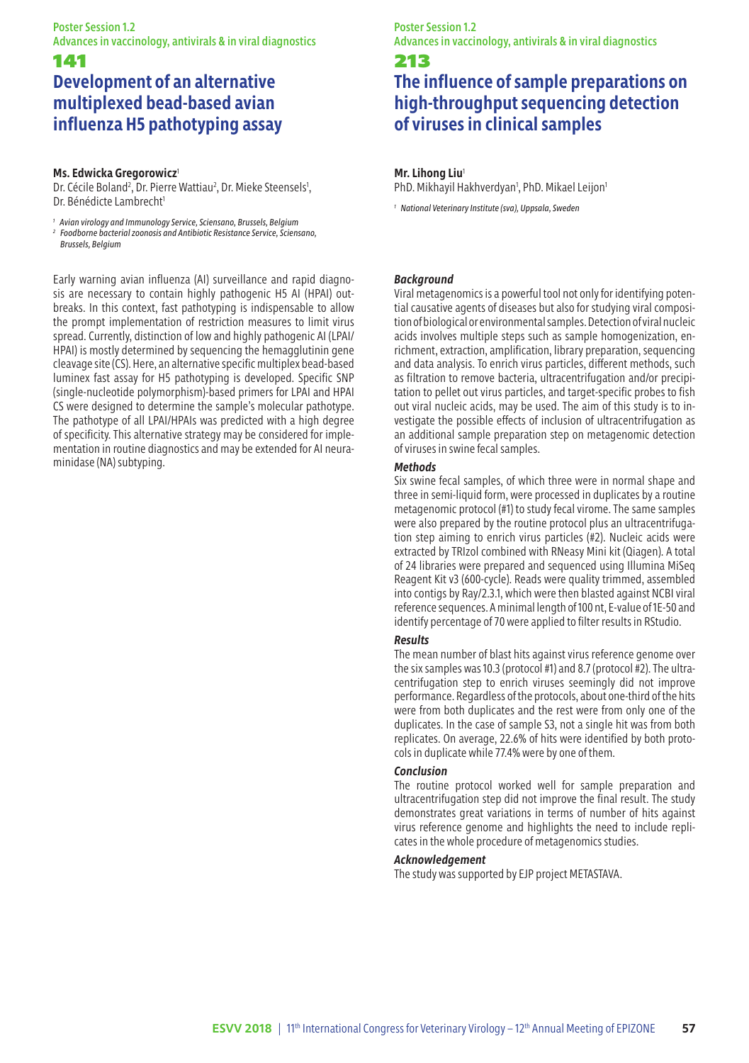Poster Session 1.2
Advances in vaccinology, antivirals & in viral diagnostics

## 141

# Development of an alternative multiplexed bead-based avian influenza H5 pathotyping assay

**Ms. Edwicka Gregorowicz**[1]

Dr. Cécile Boland[2], Dr. Pierre Wattiau[2], Dr. Mieke Steensels[1], Dr. Bénédicte Lambrecht[1]

*[1] Avian virology and Immunology Service, Sciensano, Brussels, Belgium*
*[2] Foodborne bacterial zoonosis and Antibiotic Resistance Service, Sciensano, Brussels, Belgium*

Early warning avian influenza (AI) surveillance and rapid diagnosis are necessary to contain highly pathogenic H5 AI (HPAI) outbreaks. In this context, fast pathotyping is indispensable to allow the prompt implementation of restriction measures to limit virus spread. Currently, distinction of low and highly pathogenic AI (LPAI/HPAI) is mostly determined by sequencing the hemagglutinin gene cleavage site (CS). Here, an alternative specific multiplex bead-based luminex fast assay for H5 pathotyping is developed. Specific SNP (single-nucleotide polymorphism)-based primers for LPAI and HPAI CS were designed to determine the sample's molecular pathotype. The pathotype of all LPAI/HPAIs was predicted with a high degree of specificity. This alternative strategy may be considered for implementation in routine diagnostics and may be extended for AI neuraminidase (NA) subtyping.

Poster Session 1.2
Advances in vaccinology, antivirals & in viral diagnostics

## 213

# The influence of sample preparations on high-throughput sequencing detection of viruses in clinical samples

**Mr. Lihong Liu**[1]

PhD. Mikhayil Hakhverdyan[1], PhD. Mikael Leijon[1]

*[1] National Veterinary Institute (sva), Uppsala, Sweden*

***Background***

Viral metagenomics is a powerful tool not only for identifying potential causative agents of diseases but also for studying viral composition of biological or environmental samples. Detection of viral nucleic acids involves multiple steps such as sample homogenization, enrichment, extraction, amplification, library preparation, sequencing and data analysis. To enrich virus particles, different methods, such as filtration to remove bacteria, ultracentrifugation and/or precipitation to pellet out virus particles, and target-specific probes to fish out viral nucleic acids, may be used. The aim of this study is to investigate the possible effects of inclusion of ultracentrifugation as an additional sample preparation step on metagenomic detection of viruses in swine fecal samples.

***Methods***

Six swine fecal samples, of which three were in normal shape and three in semi-liquid form, were processed in duplicates by a routine metagenomic protocol (#1) to study fecal virome. The same samples were also prepared by the routine protocol plus an ultracentrifugation step aiming to enrich virus particles (#2). Nucleic acids were extracted by TRIzol combined with RNeasy Mini kit (Qiagen). A total of 24 libraries were prepared and sequenced using Illumina MiSeq Reagent Kit v3 (600-cycle). Reads were quality trimmed, assembled into contigs by Ray/2.3.1, which were then blasted against NCBI viral reference sequences. A minimal length of 100 nt, E-value of 1E-50 and identify percentage of 70 were applied to filter results in RStudio.

***Results***

The mean number of blast hits against virus reference genome over the six samples was 10.3 (protocol #1) and 8.7 (protocol #2). The ultracentrifugation step to enrich viruses seemingly did not improve performance. Regardless of the protocols, about one-third of the hits were from both duplicates and the rest were from only one of the duplicates. In the case of sample S3, not a single hit was from both replicates. On average, 22.6% of hits were identified by both protocols in duplicate while 77.4% were by one of them.

***Conclusion***

The routine protocol worked well for sample preparation and ultracentrifugation step did not improve the final result. The study demonstrates great variations in terms of number of hits against virus reference genome and highlights the need to include replicates in the whole procedure of metagenomics studies.

***Acknowledgement***

The study was supported by EJP project METASTAVA.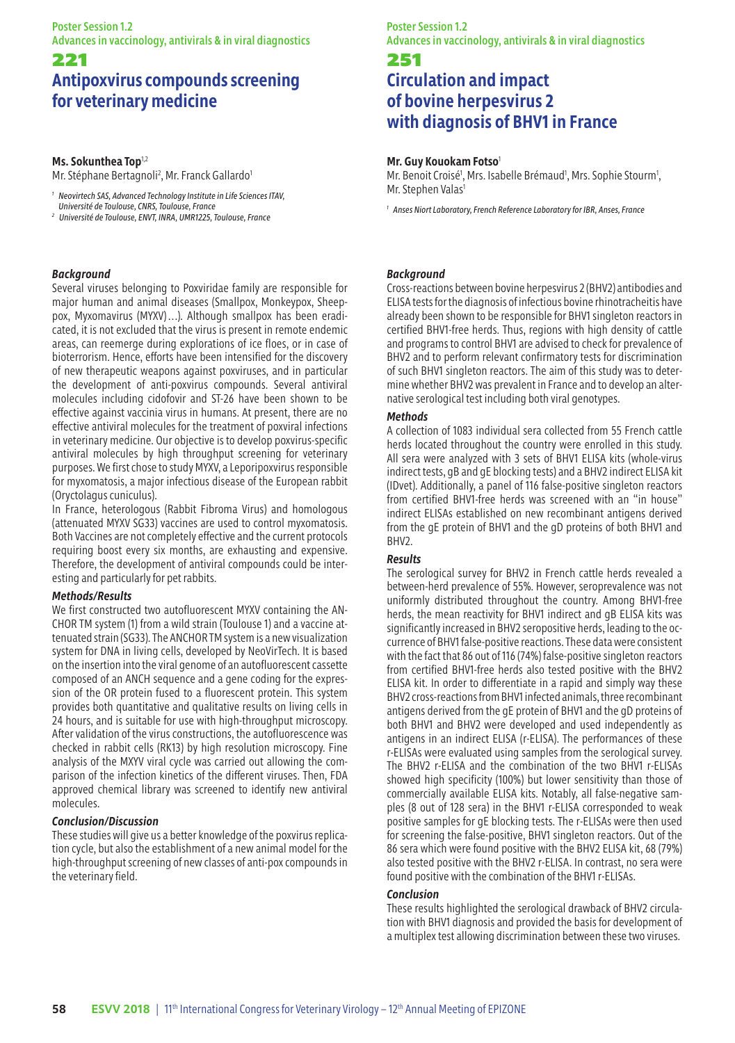Poster Session 1.2
Advances in vaccinology, antivirals & in viral diagnostics

## 221

# Antipoxvirus compounds screening for veterinary medicine

**Ms. Sokunthea Top**[1,2]
Mr. Stéphane Bertagnoli[2], Mr. Franck Gallardo[1]

[1] *Neovirtech SAS, Advanced Technology Institute in Life Sciences ITAV, Université de Toulouse, CNRS, Toulouse, France*
[2] *Université de Toulouse, ENVT, INRA, UMR1225, Toulouse, France*

### *Background*

Several viruses belonging to Poxviridae family are responsible for major human and animal diseases (Smallpox, Monkeypox, Sheeppox, Myxomavirus (MYXV)…). Although smallpox has been eradicated, it is not excluded that the virus is present in remote endemic areas, can reemerge during explorations of ice floes, or in case of bioterrorism. Hence, efforts have been intensified for the discovery of new therapeutic weapons against poxviruses, and in particular the development of anti-poxvirus compounds. Several antiviral molecules including cidofovir and ST-26 have been shown to be effective against vaccinia virus in humans. At present, there are no effective antiviral molecules for the treatment of poxviral infections in veterinary medicine. Our objective is to develop poxvirus-specific antiviral molecules by high throughput screening for veterinary purposes. We first chose to study MYXV, a Leporipoxvirus responsible for myxomatosis, a major infectious disease of the European rabbit (Oryctolagus cuniculus).

In France, heterologous (Rabbit Fibroma Virus) and homologous (attenuated MYXV SG33) vaccines are used to control myxomatosis. Both Vaccines are not completely effective and the current protocols requiring boost every six months, are exhausting and expensive. Therefore, the development of antiviral compounds could be interesting and particularly for pet rabbits.

### *Methods/Results*

We first constructed two autofluorescent MYXV containing the ANCHOR TM system (1) from a wild strain (Toulouse 1) and a vaccine attenuated strain (SG33). The ANCHOR TM system is a new visualization system for DNA in living cells, developed by NeoVirTech. It is based on the insertion into the viral genome of an autofluorescent cassette composed of an ANCH sequence and a gene coding for the expression of the OR protein fused to a fluorescent protein. This system provides both quantitative and qualitative results on living cells in 24 hours, and is suitable for use with high-throughput microscopy. After validation of the virus constructions, the autofluorescence was checked in rabbit cells (RK13) by high resolution microscopy. Fine analysis of the MXYV viral cycle was carried out allowing the comparison of the infection kinetics of the different viruses. Then, FDA approved chemical library was screened to identify new antiviral molecules.

### *Conclusion/Discussion*

These studies will give us a better knowledge of the poxvirus replication cycle, but also the establishment of a new animal model for the high-throughput screening of new classes of anti-pox compounds in the veterinary field.

Poster Session 1.2
Advances in vaccinology, antivirals & in viral diagnostics

## 251

# Circulation and impact of bovine herpesvirus 2 with diagnosis of BHV1 in France

**Mr. Guy Kouokam Fotso**[1]
Mr. Benoit Croisé[1], Mrs. Isabelle Brémaud[1], Mrs. Sophie Stourm[1], Mr. Stephen Valas[1]

[1] *Anses Niort Laboratory, French Reference Laboratory for IBR, Anses, France*

### *Background*

Cross-reactions between bovine herpesvirus 2 (BHV2) antibodies and ELISA tests for the diagnosis of infectious bovine rhinotracheitis have already been shown to be responsible for BHV1 singleton reactors in certified BHV1-free herds. Thus, regions with high density of cattle and programs to control BHV1 are advised to check for prevalence of BHV2 and to perform relevant confirmatory tests for discrimination of such BHV1 singleton reactors. The aim of this study was to determine whether BHV2 was prevalent in France and to develop an alternative serological test including both viral genotypes.

### *Methods*

A collection of 1083 individual sera collected from 55 French cattle herds located throughout the country were enrolled in this study. All sera were analyzed with 3 sets of BHV1 ELISA kits (whole-virus indirect tests, gB and gE blocking tests) and a BHV2 indirect ELISA kit (IDvet). Additionally, a panel of 116 false-positive singleton reactors from certified BHV1-free herds was screened with an "in house" indirect ELISAs established on new recombinant antigens derived from the gE protein of BHV1 and the gD proteins of both BHV1 and BHV2.

### *Results*

The serological survey for BHV2 in French cattle herds revealed a between-herd prevalence of 55%. However, seroprevalence was not uniformly distributed throughout the country. Among BHV1-free herds, the mean reactivity for BHV1 indirect and gB ELISA kits was significantly increased in BHV2 seropositive herds, leading to the occurrence of BHV1 false-positive reactions. These data were consistent with the fact that 86 out of 116 (74%) false-positive singleton reactors from certified BHV1-free herds also tested positive with the BHV2 ELISA kit. In order to differentiate in a rapid and simply way these BHV2 cross-reactions from BHV1 infected animals, three recombinant antigens derived from the gE protein of BHV1 and the gD proteins of both BHV1 and BHV2 were developed and used independently as antigens in an indirect ELISA (r-ELISA). The performances of these r-ELISAs were evaluated using samples from the serological survey. The BHV2 r-ELISA and the combination of the two BHV1 r-ELISAs showed high specificity (100%) but lower sensitivity than those of commercially available ELISA kits. Notably, all false-negative samples (8 out of 128 sera) in the BHV1 r-ELISA corresponded to weak positive samples for gE blocking tests. The r-ELISAs were then used for screening the false-positive, BHV1 singleton reactors. Out of the 86 sera which were found positive with the BHV2 ELISA kit, 68 (79%) also tested positive with the BHV2 r-ELISA. In contrast, no sera were found positive with the combination of the BHV1 r-ELISAs.

### *Conclusion*

These results highlighted the serological drawback of BHV2 circulation with BHV1 diagnosis and provided the basis for development of a multiplex test allowing discrimination between these two viruses.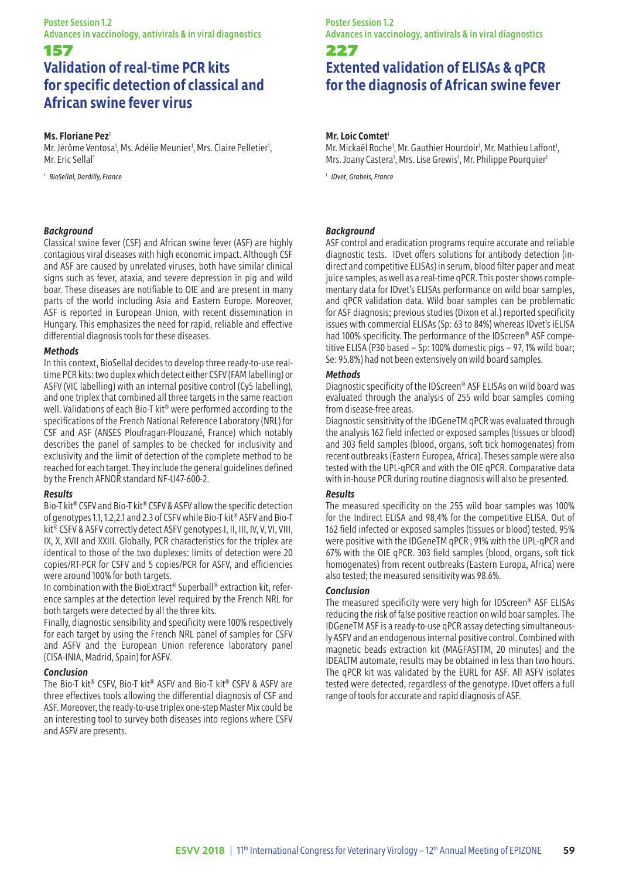Poster Session 1.2
Advances in vaccinology, antivirals & in viral diagnostics

# 157

## Validation of real-time PCR kits for specific detection of classical and African swine fever virus

**Ms. Floriane Pez**[1]

Mr. Jérôme Ventosa[1], Ms. Adélie Meunier[1], Mrs. Claire Pelletier[1], Mr. Eric Sellal[1]

[1] *BioSellal, Dardilly, France*

### *Background*

Classical swine fever (CSF) and African swine fever (ASF) are highly contagious viral diseases with high economic impact. Although CSF and ASF are caused by unrelated viruses, both have similar clinical signs such as fever, ataxia, and severe depression in pig and wild boar. These diseases are notifiable to OIE and are present in many parts of the world including Asia and Eastern Europe. Moreover, ASF is reported in European Union, with recent dissemination in Hungary. This emphasizes the need for rapid, reliable and effective differential diagnosis tools for these diseases.

### *Methods*

In this context, BioSellal decides to develop three ready-to-use real-time PCR kits: two duplex which detect either CSFV (FAM labelling) or ASFV (VIC labelling) with an internal positive control (Cy5 labelling), and one triplex that combined all three targets in the same reaction well. Validations of each Bio-T kit® were performed according to the specifications of the French National Reference Laboratory (NRL) for CSF and ASF (ANSES Ploufragan-Plouzané, France) which notably describes the panel of samples to be checked for inclusivity and exclusivity and the limit of detection of the complete method to be reached for each target. They include the general guidelines defined by the French AFNOR standard NF-U47-600-2.

### *Results*

Bio-T kit® CSFV and Bio-T kit® CSFV & ASFV allow the specific detection of genotypes 1.1, 1.2,2.1 and 2.3 of CSFV while Bio-T kit® ASFV and Bio-T kit® CSFV & ASFV correctly detect ASFV genotypes I, II, III, IV, V, VI, VIII, IX, X, XVII and XXIII. Globally, PCR characteristics for the triplex are identical to those of the two duplexes: limits of detection were 20 copies/RT-PCR for CSFV and 5 copies/PCR for ASFV, and efficiencies were around 100% for both targets.

In combination with the BioExtract® Superball® extraction kit, reference samples at the detection level required by the French NRL for both targets were detected by all the three kits.

Finally, diagnostic sensibility and specificity were 100% respectively for each target by using the French NRL panel of samples for CSFV and ASFV and the European Union reference laboratory panel (CISA-INIA, Madrid, Spain) for ASFV.

### *Conclusion*

The Bio-T kit® CSFV, Bio-T kit® ASFV and Bio-T kit® CSFV & ASFV are three effectives tools allowing the differential diagnosis of CSF and ASF. Moreover, the ready-to-use triplex one-step Master Mix could be an interesting tool to survey both diseases into regions where CSFV and ASFV are presents.

Poster Session 1.2
Advances in vaccinology, antivirals & in viral diagnostics

# 227

## Extented validation of ELISAs & qPCR for the diagnosis of African swine fever

**Mr. Loic Comtet**[1]

Mr. Mickaël Roche[1], Mr. Gauthier Hourdoir[1], Mr. Mathieu Laffont[1], Mrs. Joany Castera[1], Mrs. Lise Grewis[1], Mr. Philippe Pourquier[1]

[1] *IDvet, Grabels, France*

### *Background*

ASF control and eradication programs require accurate and reliable diagnostic tests. IDvet offers solutions for antibody detection (indirect and competitive ELISAs) in serum, blood filter paper and meat juice samples, as well as a real-time qPCR. This poster shows complementary data for IDvet's ELISAs performance on wild boar samples, and qPCR validation data. Wild boar samples can be problematic for ASF diagnosis; previous studies (Dixon et al.) reported specificity issues with commercial ELISAs (Sp: 63 to 84%) whereas IDvet's iELISA had 100% specificity. The performance of the IDScreen® ASF competitive ELISA (P30 based – Sp: 100% domestic pigs – 97, 1% wild boar; Se: 95.8%) had not been extensively on wild board samples.

### *Methods*

Diagnostic specificity of the IDScreen® ASF ELISAs on wild board was evaluated through the analysis of 255 wild boar samples coming from disease-free areas.

Diagnostic sensitivity of the IDGeneTM qPCR was evaluated through the analysis 162 field infected or exposed samples (tissues or blood) and 303 field samples (blood, organs, soft tick homogenates) from recent outbreaks (Eastern Europea, Africa). Theses sample were also tested with the UPL-qPCR and with the OIE qPCR. Comparative data with in-house PCR during routine diagnosis will also be presented.

### *Results*

The measured specificity on the 255 wild boar samples was 100% for the Indirect ELISA and 98,4% for the competitive ELISA. Out of 162 field infected or exposed samples (tissues or blood) tested, 95% were positive with the IDGeneTM qPCR ; 91% with the UPL-qPCR and 67% with the OIE qPCR. 303 field samples (blood, organs, soft tick homogenates) from recent outbreaks (Eastern Europa, Africa) were also tested; the measured sensitivity was 98.6%.

### *Conclusion*

The measured specificity were very high for IDScreen® ASF ELISAs reducing the risk of false positive reaction on wild boar samples. The IDGeneTM ASF is a ready-to-use qPCR assay detecting simultaneously ASFV and an endogenous internal positive control. Combined with magnetic beads extraction kit (MAGFASTTM, 20 minutes) and the IDEALTM automate, results may be obtained in less than two hours. The qPCR kit was validated by the EURL for ASF. All ASFV isolates tested were detected, regardless of the genotype. IDvet offers a full range of tools for accurate and rapid diagnosis of ASF.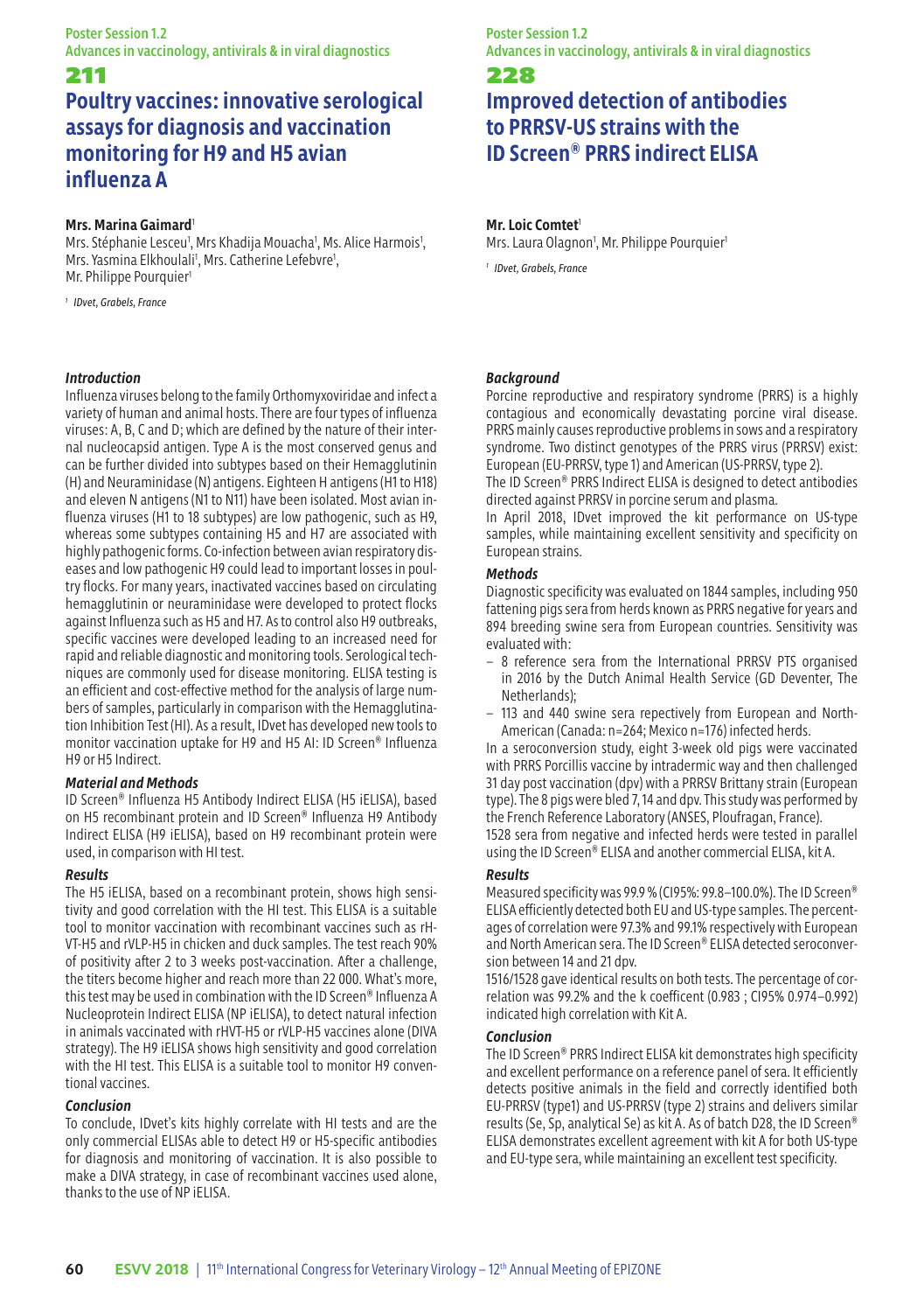Poster Session 1.2
Advances in vaccinology, antivirals & in viral diagnostics

## 211

# Poultry vaccines: innovative serological assays for diagnosis and vaccination monitoring for H9 and H5 avian influenza A

**Mrs. Marina Gaimard**[1]

Mrs. Stéphanie Lesceu[1], Mrs Khadija Mouacha[1], Ms. Alice Harmois[1], Mrs. Yasmina Elkhoulali[1], Mrs. Catherine Lefebvre[1], Mr. Philippe Pourquier[1]

[1] *IDvet, Grabels, France*

### *Introduction*

Influenza viruses belong to the family Orthomyxoviridae and infect a variety of human and animal hosts. There are four types of influenza viruses: A, B, C and D; which are defined by the nature of their internal nucleocapsid antigen. Type A is the most conserved genus and can be further divided into subtypes based on their Hemagglutinin (H) and Neuraminidase (N) antigens. Eighteen H antigens (H1 to H18) and eleven N antigens (N1 to N11) have been isolated. Most avian influenza viruses (H1 to 18 subtypes) are low pathogenic, such as H9, whereas some subtypes containing H5 and H7 are associated with highly pathogenic forms. Co-infection between avian respiratory diseases and low pathogenic H9 could lead to important losses in poultry flocks. For many years, inactivated vaccines based on circulating hemagglutinin or neuraminidase were developed to protect flocks against Influenza such as H5 and H7. As to control also H9 outbreaks, specific vaccines were developed leading to an increased need for rapid and reliable diagnostic and monitoring tools. Serological techniques are commonly used for disease monitoring. ELISA testing is an efficient and cost-effective method for the analysis of large numbers of samples, particularly in comparison with the Hemagglutination Inhibition Test (HI). As a result, IDvet has developed new tools to monitor vaccination uptake for H9 and H5 AI: ID Screen® Influenza H9 or H5 Indirect.

### *Material and Methods*

ID Screen® Influenza H5 Antibody Indirect ELISA (H5 iELISA), based on H5 recombinant protein and ID Screen® Influenza H9 Antibody Indirect ELISA (H9 iELISA), based on H9 recombinant protein were used, in comparison with HI test.

### *Results*

The H5 iELISA, based on a recombinant protein, shows high sensitivity and good correlation with the HI test. This ELISA is a suitable tool to monitor vaccination with recombinant vaccines such as rHVT-H5 and rVLP-H5 in chicken and duck samples. The test reach 90% of positivity after 2 to 3 weeks post-vaccination. After a challenge, the titers become higher and reach more than 22 000. What's more, this test may be used in combination with the ID Screen® Influenza A Nucleoprotein Indirect ELISA (NP iELISA), to detect natural infection in animals vaccinated with rHVT-H5 or rVLP-H5 vaccines alone (DIVA strategy). The H9 iELISA shows high sensitivity and good correlation with the HI test. This ELISA is a suitable tool to monitor H9 conventional vaccines.

### *Conclusion*

To conclude, IDvet's kits highly correlate with HI tests and are the only commercial ELISAs able to detect H9 or H5-specific antibodies for diagnosis and monitoring of vaccination. It is also possible to make a DIVA strategy, in case of recombinant vaccines used alone, thanks to the use of NP iELISA.

Poster Session 1.2
Advances in vaccinology, antivirals & in viral diagnostics

## 228

# Improved detection of antibodies to PRRSV-US strains with the ID Screen® PRRS indirect ELISA

**Mr. Loic Comtet**[1]

Mrs. Laura Olagnon[1], Mr. Philippe Pourquier[1]

[1] *IDvet, Grabels, France*

### *Background*

Porcine reproductive and respiratory syndrome (PRRS) is a highly contagious and economically devastating porcine viral disease. PRRS mainly causes reproductive problems in sows and a respiratory syndrome. Two distinct genotypes of the PRRS virus (PRRSV) exist: European (EU-PRRSV, type 1) and American (US-PRRSV, type 2).

The ID Screen® PRRS Indirect ELISA is designed to detect antibodies directed against PRRSV in porcine serum and plasma.

In April 2018, IDvet improved the kit performance on US-type samples, while maintaining excellent sensitivity and specificity on European strains.

### *Methods*

Diagnostic specificity was evaluated on 1844 samples, including 950 fattening pigs sera from herds known as PRRS negative for years and 894 breeding swine sera from European countries. Sensitivity was evaluated with:

- 8 reference sera from the International PRRSV PTS organised in 2016 by the Dutch Animal Health Service (GD Deventer, The Netherlands);
- 113 and 440 swine sera repectively from European and North-American (Canada: n=264; Mexico n=176) infected herds.

In a seroconversion study, eight 3-week old pigs were vaccinated with PRRS Porcillis vaccine by intradermic way and then challenged 31 day post vaccination (dpv) with a PRRSV Brittany strain (European type). The 8 pigs were bled 7, 14 and dpv. This study was performed by the French Reference Laboratory (ANSES, Ploufragan, France).

1528 sera from negative and infected herds were tested in parallel using the ID Screen® ELISA and another commercial ELISA, kit A.

### *Results*

Measured specificity was 99.9 % (CI95%: 99.8–100.0%). The ID Screen® ELISA efficiently detected both EU and US-type samples. The percentages of correlation were 97.3% and 99.1% respectively with European and North American sera. The ID Screen® ELISA detected seroconversion between 14 and 21 dpv.

1516/1528 gave identical results on both tests. The percentage of correlation was 99.2% and the k coefficent (0.983 ; CI95% 0.974–0.992) indicated high correlation with Kit A.

### *Conclusion*

The ID Screen® PRRS Indirect ELISA kit demonstrates high specificity and excellent performance on a reference panel of sera. It efficiently detects positive animals in the field and correctly identified both EU-PRRSV (type1) and US-PRRSV (type 2) strains and delivers similar results (Se, Sp, analytical Se) as kit A. As of batch D28, the ID Screen® ELISA demonstrates excellent agreement with kit A for both US-type and EU-type sera, while maintaining an excellent test specificity.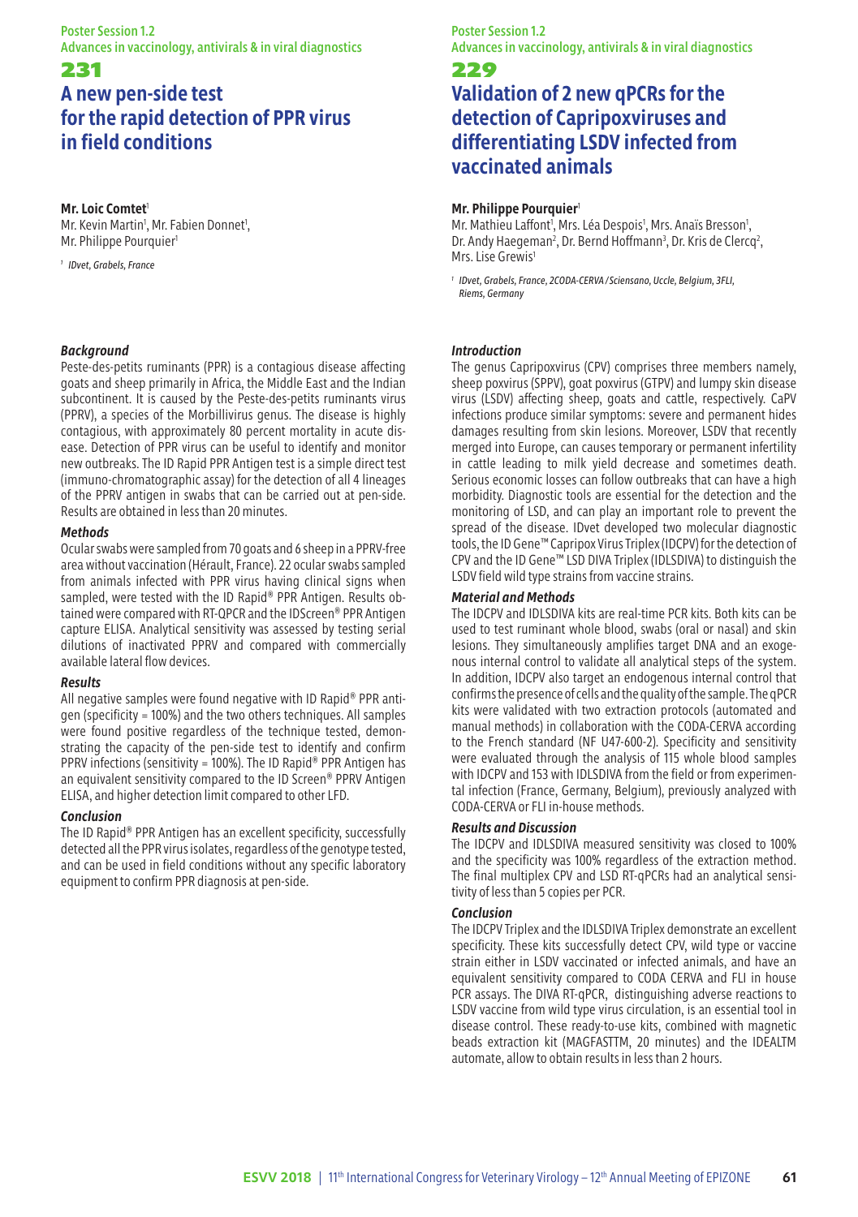Poster Session 1.2
Advances in vaccinology, antivirals & in viral diagnostics

## 231

# A new pen-side test for the rapid detection of PPR virus in field conditions

**Mr. Loic Comtet**[1]
Mr. Kevin Martin[1], Mr. Fabien Donnet[1], Mr. Philippe Pourquier[1]

[1] *IDvet, Grabels, France*

### *Background*

Peste-des-petits ruminants (PPR) is a contagious disease affecting goats and sheep primarily in Africa, the Middle East and the Indian subcontinent. It is caused by the Peste-des-petits ruminants virus (PPRV), a species of the Morbillivirus genus. The disease is highly contagious, with approximately 80 percent mortality in acute disease. Detection of PPR virus can be useful to identify and monitor new outbreaks. The ID Rapid PPR Antigen test is a simple direct test (immuno-chromatographic assay) for the detection of all 4 lineages of the PPRV antigen in swabs that can be carried out at pen-side. Results are obtained in less than 20 minutes.

### *Methods*

Ocular swabs were sampled from 70 goats and 6 sheep in a PPRV-free area without vaccination (Hérault, France). 22 ocular swabs sampled from animals infected with PPR virus having clinical signs when sampled, were tested with the ID Rapid® PPR Antigen. Results obtained were compared with RT-QPCR and the IDScreen® PPR Antigen capture ELISA. Analytical sensitivity was assessed by testing serial dilutions of inactivated PPRV and compared with commercially available lateral flow devices.

### *Results*

All negative samples were found negative with ID Rapid® PPR antigen (specificity = 100%) and the two others techniques. All samples were found positive regardless of the technique tested, demonstrating the capacity of the pen-side test to identify and confirm PPRV infections (sensitivity = 100%). The ID Rapid® PPR Antigen has an equivalent sensitivity compared to the ID Screen® PPRV Antigen ELISA, and higher detection limit compared to other LFD.

### *Conclusion*

The ID Rapid® PPR Antigen has an excellent specificity, successfully detected all the PPR virus isolates, regardless of the genotype tested, and can be used in field conditions without any specific laboratory equipment to confirm PPR diagnosis at pen-side.

Poster Session 1.2
Advances in vaccinology, antivirals & in viral diagnostics

## 229

# Validation of 2 new qPCRs for the detection of Capripoxviruses and differentiating LSDV infected from vaccinated animals

**Mr. Philippe Pourquier**[1]
Mr. Mathieu Laffont[1], Mrs. Léa Despois[1], Mrs. Anaïs Bresson[1], Dr. Andy Haegeman[2], Dr. Bernd Hoffmann[3], Dr. Kris de Clercq[2], Mrs. Lise Grewis[1]

[1] *IDvet, Grabels, France, 2CODA-CERVA / Sciensano, Uccle, Belgium, 3FLI, Riems, Germany*

### *Introduction*

The genus Capripoxvirus (CPV) comprises three members namely, sheep poxvirus (SPPV), goat poxvirus (GTPV) and lumpy skin disease virus (LSDV) affecting sheep, goats and cattle, respectively. CaPV infections produce similar symptoms: severe and permanent hides damages resulting from skin lesions. Moreover, LSDV that recently merged into Europe, can causes temporary or permanent infertility in cattle leading to milk yield decrease and sometimes death. Serious economic losses can follow outbreaks that can have a high morbidity. Diagnostic tools are essential for the detection and the monitoring of LSD, and can play an important role to prevent the spread of the disease. IDvet developed two molecular diagnostic tools, the ID Gene™ Capripox Virus Triplex (IDCPV) for the detection of CPV and the ID Gene™ LSD DIVA Triplex (IDLSDIVA) to distinguish the LSDV field wild type strains from vaccine strains.

### *Material and Methods*

The IDCPV and IDLSDIVA kits are real-time PCR kits. Both kits can be used to test ruminant whole blood, swabs (oral or nasal) and skin lesions. They simultaneously amplifies target DNA and an exogenous internal control to validate all analytical steps of the system. In addition, IDCPV also target an endogenous internal control that confirms the presence of cells and the quality of the sample. The qPCR kits were validated with two extraction protocols (automated and manual methods) in collaboration with the CODA-CERVA according to the French standard (NF U47-600-2). Specificity and sensitivity were evaluated through the analysis of 115 whole blood samples with IDCPV and 153 with IDLSDIVA from the field or from experimental infection (France, Germany, Belgium), previously analyzed with CODA-CERVA or FLI in-house methods.

### *Results and Discussion*

The IDCPV and IDLSDIVA measured sensitivity was closed to 100% and the specificity was 100% regardless of the extraction method. The final multiplex CPV and LSD RT-qPCRs had an analytical sensitivity of less than 5 copies per PCR.

### *Conclusion*

The IDCPV Triplex and the IDLSDIVA Triplex demonstrate an excellent specificity. These kits successfully detect CPV, wild type or vaccine strain either in LSDV vaccinated or infected animals, and have an equivalent sensitivity compared to CODA CERVA and FLI in house PCR assays. The DIVA RT-qPCR, distinguishing adverse reactions to LSDV vaccine from wild type virus circulation, is an essential tool in disease control. These ready-to-use kits, combined with magnetic beads extraction kit (MAGFASTTM, 20 minutes) and the IDEALTM automate, allow to obtain results in less than 2 hours.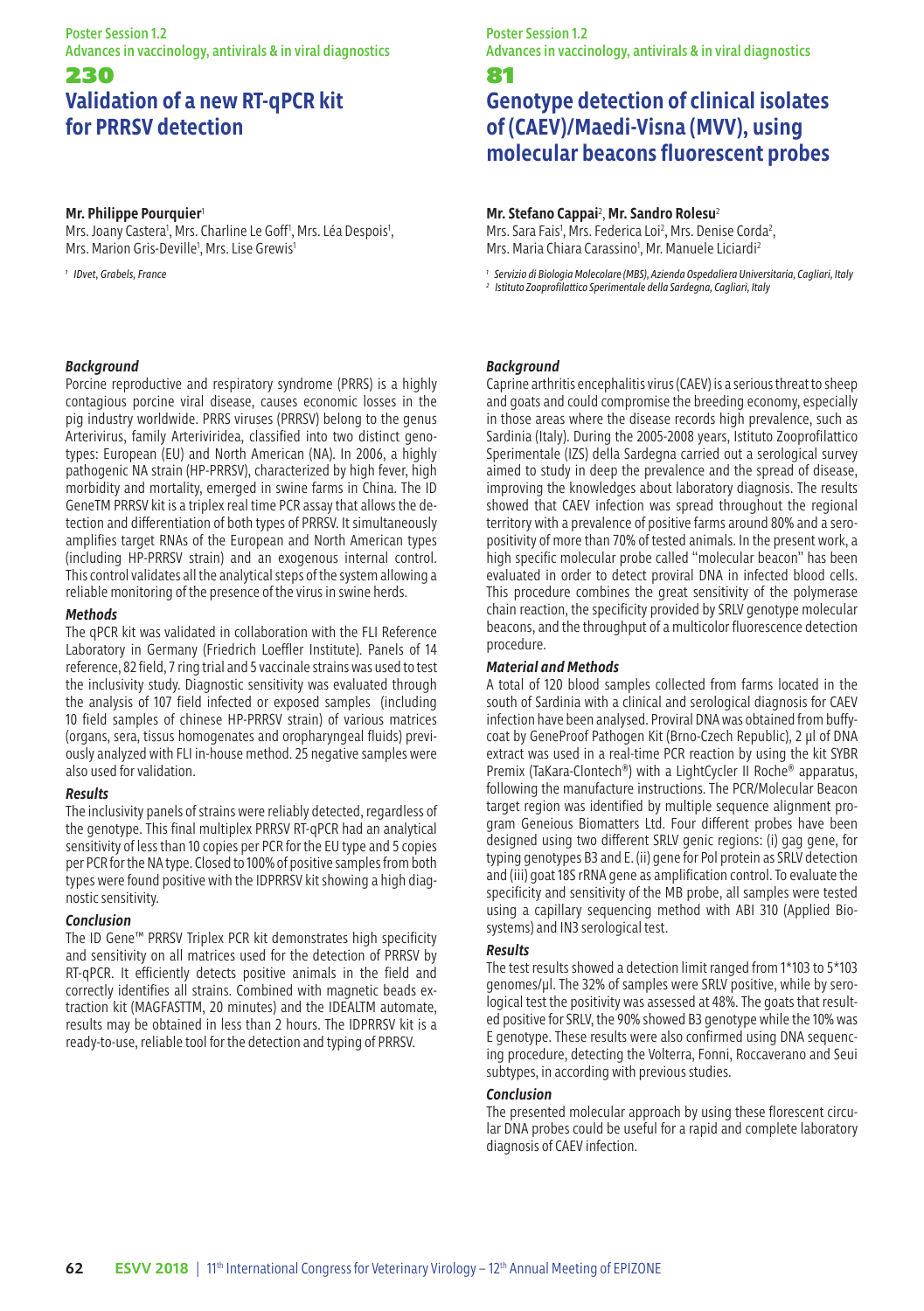Poster Session 1.2
Advances in vaccinology, antivirals & in viral diagnostics

## 230

# Validation of a new RT-qPCR kit for PRRSV detection

**Mr. Philippe Pourquier**[1]
Mrs. Joany Castera[1], Mrs. Charline Le Goff[1], Mrs. Léa Despois[1], Mrs. Marion Gris-Deville[1], Mrs. Lise Grewis[1]

*[1] IDvet, Grabels, France*

### *Background*

Porcine reproductive and respiratory syndrome (PRRS) is a highly contagious porcine viral disease, causes economic losses in the pig industry worldwide. PRRS viruses (PRRSV) belong to the genus Arterivirus, family Arteriviridea, classified into two distinct genotypes: European (EU) and North American (NA). In 2006, a highly pathogenic NA strain (HP-PRRSV), characterized by high fever, high morbidity and mortality, emerged in swine farms in China. The ID GeneTM PRRSV kit is a triplex real time PCR assay that allows the detection and differentiation of both types of PRRSV. It simultaneously amplifies target RNAs of the European and North American types (including HP-PRRSV strain) and an exogenous internal control. This control validates all the analytical steps of the system allowing a reliable monitoring of the presence of the virus in swine herds.

### *Methods*

The qPCR kit was validated in collaboration with the FLI Reference Laboratory in Germany (Friedrich Loeffler Institute). Panels of 14 reference, 82 field, 7 ring trial and 5 vaccinale strains was used to test the inclusivity study. Diagnostic sensitivity was evaluated through the analysis of 107 field infected or exposed samples (including 10 field samples of chinese HP-PRRSV strain) of various matrices (organs, sera, tissus homogenates and oropharyngeal fluids) previously analyzed with FLI in-house method. 25 negative samples were also used for validation.

### *Results*

The inclusivity panels of strains were reliably detected, regardless of the genotype. This final multiplex PRRSV RT-qPCR had an analytical sensitivity of less than 10 copies per PCR for the EU type and 5 copies per PCR for the NA type. Closed to 100% of positive samples from both types were found positive with the IDPRRSV kit showing a high diagnostic sensitivity.

### *Conclusion*

The ID Gene™ PRRSV Triplex PCR kit demonstrates high specificity and sensitivity on all matrices used for the detection of PRRSV by RT-qPCR. It efficiently detects positive animals in the field and correctly identifies all strains. Combined with magnetic beads extraction kit (MAGFASTTM, 20 minutes) and the IDEALTM automate, results may be obtained in less than 2 hours. The IDPRRSV kit is a ready-to-use, reliable tool for the detection and typing of PRRSV.

Poster Session 1.2
Advances in vaccinology, antivirals & in viral diagnostics

## 81

# Genotype detection of clinical isolates of (CAEV)/Maedi-Visna (MVV), using molecular beacons fluorescent probes

**Mr. Stefano Cappai**[2], **Mr. Sandro Rolesu**[2]
Mrs. Sara Fais[1], Mrs. Federica Loi[2], Mrs. Denise Corda[2], Mrs. Maria Chiara Carassino[1], Mr. Manuele Liciardi[2]

*[1] Servizio di Biologia Molecolare (MBS), Azienda Ospedaliera Universitaria, Cagliari, Italy*
*[2] Istituto Zooprofilattico Sperimentale della Sardegna, Cagliari, Italy*

### *Background*

Caprine arthritis encephalitis virus (CAEV) is a serious threat to sheep and goats and could compromise the breeding economy, especially in those areas where the disease records high prevalence, such as Sardinia (Italy). During the 2005-2008 years, Istituto Zooprofilattico Sperimentale (IZS) della Sardegna carried out a serological survey aimed to study in deep the prevalence and the spread of disease, improving the knowledges about laboratory diagnosis. The results showed that CAEV infection was spread throughout the regional territory with a prevalence of positive farms around 80% and a seropositivity of more than 70% of tested animals. In the present work, a high specific molecular probe called "molecular beacon" has been evaluated in order to detect proviral DNA in infected blood cells. This procedure combines the great sensitivity of the polymerase chain reaction, the specificity provided by SRLV genotype molecular beacons, and the throughput of a multicolor fluorescence detection procedure.

### *Material and Methods*

A total of 120 blood samples collected from farms located in the south of Sardinia with a clinical and serological diagnosis for CAEV infection have been analysed. Proviral DNA was obtained from buffy-coat by GeneProof Pathogen Kit (Brno-Czech Republic), 2 μl of DNA extract was used in a real-time PCR reaction by using the kit SYBR Premix (TaKara-Clontech®) with a LightCycler II Roche® apparatus, following the manufacture instructions. The PCR/Molecular Beacon target region was identified by multiple sequence alignment program Geneious Biomatters Ltd. Four different probes have been designed using two different SRLV genic regions: (i) gag gene, for typing genotypes B3 and E. (ii) gene for Pol protein as SRLV detection and (iii) goat 18S rRNA gene as amplification control. To evaluate the specificity and sensitivity of the MB probe, all samples were tested using a capillary sequencing method with ABI 310 (Applied Biosystems) and IN3 serological test.

### *Results*

The test results showed a detection limit ranged from 1*103 to 5*103 genomes/μl. The 32% of samples were SRLV positive, while by serological test the positivity was assessed at 48%. The goats that resulted positive for SRLV, the 90% showed B3 genotype while the 10% was E genotype. These results were also confirmed using DNA sequencing procedure, detecting the Volterra, Fonni, Roccaverano and Seui subtypes, in according with previous studies.

### *Conclusion*

The presented molecular approach by using these florescent circular DNA probes could be useful for a rapid and complete laboratory diagnosis of CAEV infection.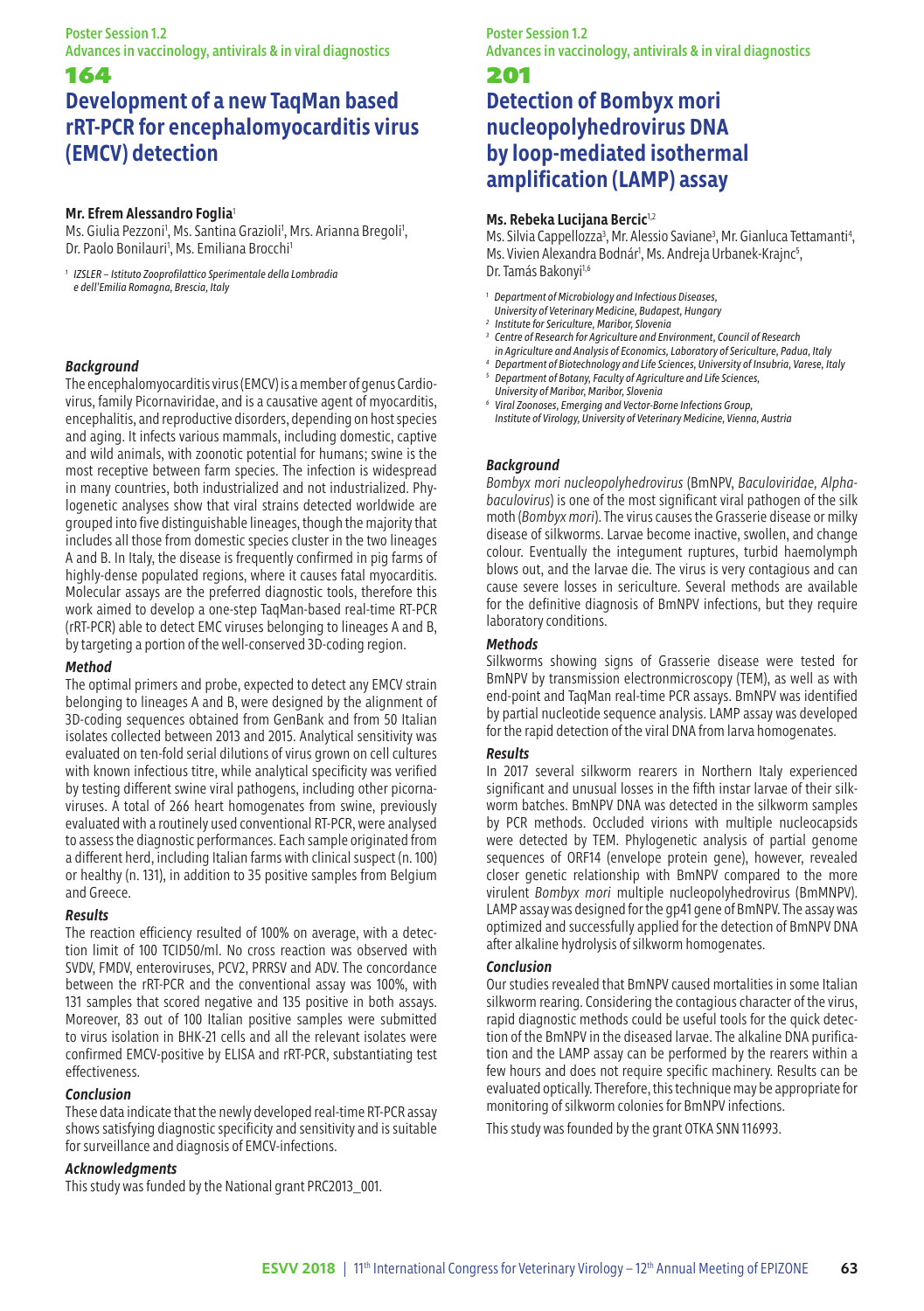Poster Session 1.2
Advances in vaccinology, antivirals & in viral diagnostics

# 164

## Development of a new TaqMan based rRT-PCR for encephalomyocarditis virus (EMCV) detection

**Mr. Efrem Alessandro Foglia**[1]

Ms. Giulia Pezzoni[1], Ms. Santina Grazioli[1], Mrs. Arianna Bregoli[1], Dr. Paolo Bonilauri[1], Ms. Emiliana Brocchi[1]

[1] *IZSLER – Istituto Zooprofilattico Sperimentale della Lombradia e dell'Emilia Romagna, Brescia, Italy*

### *Background*

The encephalomyocarditis virus (EMCV) is a member of genus Cardiovirus, family Picornaviridae, and is a causative agent of myocarditis, encephalitis, and reproductive disorders, depending on host species and aging. It infects various mammals, including domestic, captive and wild animals, with zoonotic potential for humans; swine is the most receptive between farm species. The infection is widespread in many countries, both industrialized and not industrialized. Phylogenetic analyses show that viral strains detected worldwide are grouped into five distinguishable lineages, though the majority that includes all those from domestic species cluster in the two lineages A and B. In Italy, the disease is frequently confirmed in pig farms of highly-dense populated regions, where it causes fatal myocarditis. Molecular assays are the preferred diagnostic tools, therefore this work aimed to develop a one-step TaqMan-based real-time RT-PCR (rRT-PCR) able to detect EMC viruses belonging to lineages A and B, by targeting a portion of the well-conserved 3D-coding region.

### *Method*

The optimal primers and probe, expected to detect any EMCV strain belonging to lineages A and B, were designed by the alignment of 3D-coding sequences obtained from GenBank and from 50 Italian isolates collected between 2013 and 2015. Analytical sensitivity was evaluated on ten-fold serial dilutions of virus grown on cell cultures with known infectious titre, while analytical specificity was verified by testing different swine viral pathogens, including other picornaviruses. A total of 266 heart homogenates from swine, previously evaluated with a routinely used conventional RT-PCR, were analysed to assess the diagnostic performances. Each sample originated from a different herd, including Italian farms with clinical suspect (n. 100) or healthy (n. 131), in addition to 35 positive samples from Belgium and Greece.

### *Results*

The reaction efficiency resulted of 100% on average, with a detection limit of 100 TCID50/ml. No cross reaction was observed with SVDV, FMDV, enteroviruses, PCV2, PRRSV and ADV. The concordance between the rRT-PCR and the conventional assay was 100%, with 131 samples that scored negative and 135 positive in both assays. Moreover, 83 out of 100 Italian positive samples were submitted to virus isolation in BHK-21 cells and all the relevant isolates were confirmed EMCV-positive by ELISA and rRT-PCR, substantiating test effectiveness.

### *Conclusion*

These data indicate that the newly developed real-time RT-PCR assay shows satisfying diagnostic specificity and sensitivity and is suitable for surveillance and diagnosis of EMCV-infections.

### *Acknowledgments*

This study was funded by the National grant PRC2013_001.

Poster Session 1.2
Advances in vaccinology, antivirals & in viral diagnostics

# 201

## Detection of Bombyx mori nucleopolyhedrovirus DNA by loop-mediated isothermal amplification (LAMP) assay

**Ms. Rebeka Lucijana Bercic**[1,2]

Ms. Silvia Cappellozza[3], Mr. Alessio Saviane[3], Mr. Gianluca Tettamanti[4], Ms. Vivien Alexandra Bodnár[1], Ms. Andreja Urbanek-Krajnc[5], Dr. Tamás Bakonyi[1,6]

[1] *Department of Microbiology and Infectious Diseases, University of Veterinary Medicine, Budapest, Hungary*
[2] *Institute for Sericulture, Maribor, Slovenia*
[3] *Centre of Research for Agriculture and Environment, Council of Research in Agriculture and Analysis of Economics, Laboratory of Sericulture, Padua, Italy*
[4] *Department of Biotechnology and Life Sciences, University of Insubria, Varese, Italy*
[5] *Department of Botany, Faculty of Agriculture and Life Sciences, University of Maribor, Maribor, Slovenia*
[6] *Viral Zoonoses, Emerging and Vector-Borne Infections Group, Institute of Virology, University of Veterinary Medicine, Vienna, Austria*

### *Background*

*Bombyx mori nucleopolyhedrovirus* (BmNPV, *Baculoviridae, Alphabaculovirus*) is one of the most significant viral pathogen of the silk moth (*Bombyx mori*). The virus causes the Grasserie disease or milky disease of silkworms. Larvae become inactive, swollen, and change colour. Eventually the integument ruptures, turbid haemolymph blows out, and the larvae die. The virus is very contagious and can cause severe losses in sericulture. Several methods are available for the definitive diagnosis of BmNPV infections, but they require laboratory conditions.

### *Methods*

Silkworms showing signs of Grasserie disease were tested for BmNPV by transmission electronmicroscopy (TEM), as well as with end-point and TaqMan real-time PCR assays. BmNPV was identified by partial nucleotide sequence analysis. LAMP assay was developed for the rapid detection of the viral DNA from larva homogenates.

### *Results*

In 2017 several silkworm rearers in Northern Italy experienced significant and unusual losses in the fifth instar larvae of their silkworm batches. BmNPV DNA was detected in the silkworm samples by PCR methods. Occluded virions with multiple nucleocapsids were detected by TEM. Phylogenetic analysis of partial genome sequences of ORF14 (envelope protein gene), however, revealed closer genetic relationship with BmNPV compared to the more virulent *Bombyx mori* multiple nucleopolyhedrovirus (BmMNPV). LAMP assay was designed for the gp41 gene of BmNPV. The assay was optimized and successfully applied for the detection of BmNPV DNA after alkaline hydrolysis of silkworm homogenates.

### *Conclusion*

Our studies revealed that BmNPV caused mortalities in some Italian silkworm rearing. Considering the contagious character of the virus, rapid diagnostic methods could be useful tools for the quick detection of the BmNPV in the diseased larvae. The alkaline DNA purification and the LAMP assay can be performed by the rearers within a few hours and does not require specific machinery. Results can be evaluated optically. Therefore, this technique may be appropriate for monitoring of silkworm colonies for BmNPV infections.

This study was founded by the grant OTKA SNN 116993.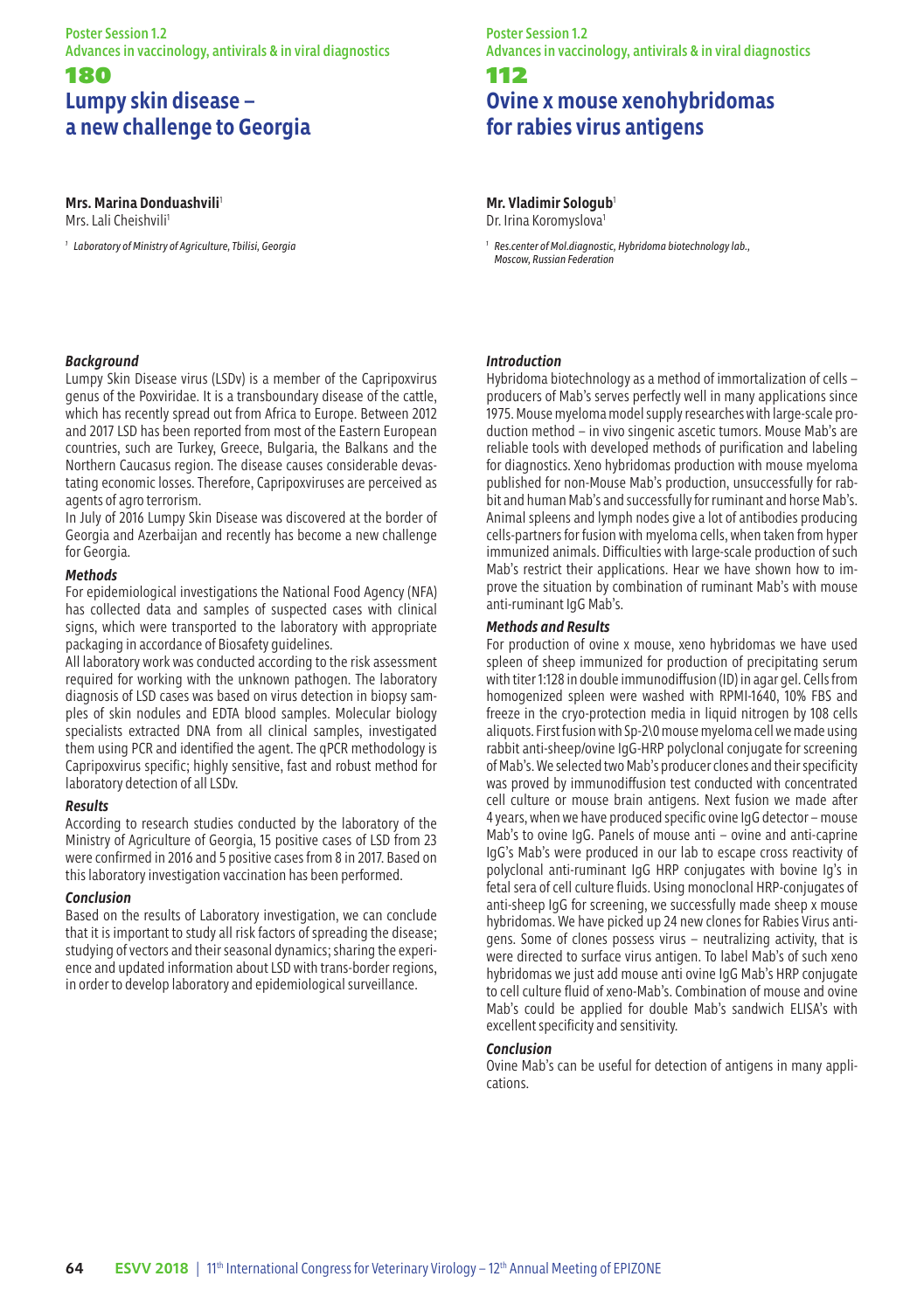Poster Session 1.2
Advances in vaccinology, antivirals & in viral diagnostics

# 180

# Lumpy skin disease – a new challenge to Georgia

**Mrs. Marina Donduashvili**[1]
Mrs. Lali Cheishvili[1]

[1] *Laboratory of Ministry of Agriculture, Tbilisi, Georgia*

### *Background*

Lumpy Skin Disease virus (LSDv) is a member of the Capripoxvirus genus of the Poxviridae. It is a transboundary disease of the cattle, which has recently spread out from Africa to Europe. Between 2012 and 2017 LSD has been reported from most of the Eastern European countries, such are Turkey, Greece, Bulgaria, the Balkans and the Northern Caucasus region. The disease causes considerable devastating economic losses. Therefore, Capripoxviruses are perceived as agents of agro terrorism.

In July of 2016 Lumpy Skin Disease was discovered at the border of Georgia and Azerbaijan and recently has become a new challenge for Georgia.

### *Methods*

For epidemiological investigations the National Food Agency (NFA) has collected data and samples of suspected cases with clinical signs, which were transported to the laboratory with appropriate packaging in accordance of Biosafety guidelines.

All laboratory work was conducted according to the risk assessment required for working with the unknown pathogen. The laboratory diagnosis of LSD cases was based on virus detection in biopsy samples of skin nodules and EDTA blood samples. Molecular biology specialists extracted DNA from all clinical samples, investigated them using PCR and identified the agent. The qPCR methodology is Capripoxvirus specific; highly sensitive, fast and robust method for laboratory detection of all LSDv.

### *Results*

According to research studies conducted by the laboratory of the Ministry of Agriculture of Georgia, 15 positive cases of LSD from 23 were confirmed in 2016 and 5 positive cases from 8 in 2017. Based on this laboratory investigation vaccination has been performed.

### *Conclusion*

Based on the results of Laboratory investigation, we can conclude that it is important to study all risk factors of spreading the disease; studying of vectors and their seasonal dynamics; sharing the experience and updated information about LSD with trans-border regions, in order to develop laboratory and epidemiological surveillance.

Poster Session 1.2
Advances in vaccinology, antivirals & in viral diagnostics

# 112

# Ovine x mouse xenohybridomas for rabies virus antigens

**Mr. Vladimir Sologub**[1]
Dr. Irina Koromyslova[1]

[1] *Res.center of Mol.diagnostic, Hybridoma biotechnology lab., Moscow, Russian Federation*

### *Introduction*

Hybridoma biotechnology as a method of immortalization of cells – producers of Mab's serves perfectly well in many applications since 1975. Mouse myeloma model supply researches with large-scale production method – in vivo singenic ascetic tumors. Mouse Mab's are reliable tools with developed methods of purification and labeling for diagnostics. Xeno hybridomas production with mouse myeloma published for non-Mouse Mab's production, unsuccessfully for rabbit and human Mab's and successfully for ruminant and horse Mab's. Animal spleens and lymph nodes give a lot of antibodies producing cells-partners for fusion with myeloma cells, when taken from hyper immunized animals. Difficulties with large-scale production of such Mab's restrict their applications. Hear we have shown how to improve the situation by combination of ruminant Mab's with mouse anti-ruminant IgG Mab's.

### *Methods and Results*

For production of ovine x mouse, xeno hybridomas we have used spleen of sheep immunized for production of precipitating serum with titer 1:128 in double immunodiffusion (ID) in agar gel. Cells from homogenized spleen were washed with RPMI-1640, 10% FBS and freeze in the cryo-protection media in liquid nitrogen by 108 cells aliquots. First fusion with Sp-2\0 mouse myeloma cell we made using rabbit anti-sheep/ovine IgG-HRP polyclonal conjugate for screening of Mab's. We selected two Mab's producer clones and their specificity was proved by immunodiffusion test conducted with concentrated cell culture or mouse brain antigens. Next fusion we made after 4 years, when we have produced specific ovine IgG detector – mouse Mab's to ovine IgG. Panels of mouse anti – ovine and anti-caprine IgG's Mab's were produced in our lab to escape cross reactivity of polyclonal anti-ruminant IgG HRP conjugates with bovine Ig's in fetal sera of cell culture fluids. Using monoclonal HRP-conjugates of anti-sheep IgG for screening, we successfully made sheep x mouse hybridomas. We have picked up 24 new clones for Rabies Virus antigens. Some of clones possess virus – neutralizing activity, that is were directed to surface virus antigen. To label Mab's of such xeno hybridomas we just add mouse anti ovine IgG Mab's HRP conjugate to cell culture fluid of xeno-Mab's. Combination of mouse and ovine Mab's could be applied for double Mab's sandwich ELISA's with excellent specificity and sensitivity.

### *Conclusion*

Ovine Mab's can be useful for detection of antigens in many applications.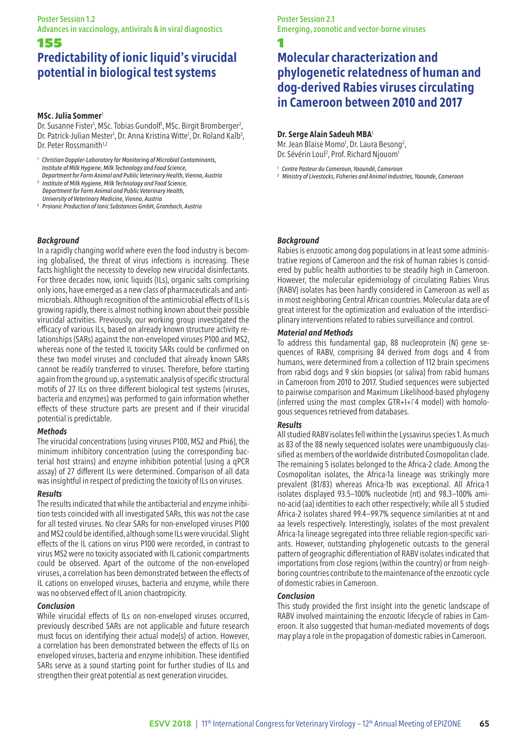Poster Session 1.2
Advances in vaccinology, antivirals & in viral diagnostics

## 155

# Predictability of ionic liquid's virucidal potential in biological test systems

**MSc. Julia Sommer**[1]

Dr. Susanne Fister[1], MSc. Tobias Gundolf[1], MSc. Birgit Bromberger[2], Dr. Patrick-Julian Mester[1], Dr. Anna Kristina Witte[1], Dr. Roland Kalb[3], Dr. Peter Rossmanith[1,2]

[1] *Christian Doppler-Laboratory for Monitoring of Microbial Contaminants, Institute of Milk Hygiene, Milk Technology and Food Science, Department for Farm Animal and Public Veterinary Health, Vienna, Austria*
[2] *Institute of Milk Hygiene, Milk Technology and Food Science, Department for Farm Animal and Public Veterinary Health, University of Veterinary Medicine, Vienna, Austria*
[3] *Proionic Production of Ionic Substances GmbH, Grambach, Austria*

### *Background*

In a rapidly changing world where even the food industry is becoming globalised, the threat of virus infections is increasing. These facts highlight the necessity to develop new virucidal disinfectants. For three decades now, ionic liquids (ILs), organic salts comprising only ions, have emerged as a new class of pharmaceuticals and antimicrobials. Although recognition of the antimicrobial effects of ILs is growing rapidly, there is almost nothing known about their possible virucidal activities. Previously, our working group investigated the efficacy of various ILs, based on already known structure activity relationships (SARs) against the non-enveloped viruses P100 and MS2, whereas none of the tested IL toxicity SARs could be confirmed on these two model viruses and concluded that already known SARs cannot be readily transferred to viruses. Therefore, before starting again from the ground up, a systematic analysis of specific structural motifs of 27 ILs on three different biological test systems (viruses, bacteria and enzymes) was performed to gain information whether effects of these structure parts are present and if their virucidal potential is predictable.

### *Methods*

The virucidal concentrations (using viruses P100, MS2 and Phi6), the minimum inhibitory concentration (using the corresponding bacterial host strains) and enzyme inhibition potential (using a qPCR assay) of 27 different ILs were determined. Comparison of all data was insightful in respect of predicting the toxicity of ILs on viruses.

### *Results*

The results indicated that while the antibacterial and enzyme inhibition tests coincided with all investigated SARs, this was not the case for all tested viruses. No clear SARs for non-enveloped viruses P100 and MS2 could be identified, although some ILs were virucidal. Slight effects of the IL cations on virus P100 were recorded, in contrast to virus MS2 were no toxicity associated with IL cationic compartments could be observed. Apart of the outcome of the non-enveloped viruses, a correlation has been demonstrated between the effects of IL cations on enveloped viruses, bacteria and enzyme, while there was no observed effect of IL anion chaotropicity.

### *Conclusion*

While virucidal effects of ILs on non-enveloped viruses occurred, previously described SARs are not applicable and future research must focus on identifying their actual mode(s) of action. However, a correlation has been demonstrated between the effects of ILs on enveloped viruses, bacteria and enzyme inhibition. These identified SARs serve as a sound starting point for further studies of ILs and strengthen their great potential as next generation virucides.

Poster Session 2.1
Emerging, zoonotic and vector-borne viruses

## 1

# Molecular characterization and phylogenetic relatedness of human and dog-derived Rabies viruses circulating in Cameroon between 2010 and 2017

**Dr. Serge Alain Sadeuh MBA**[1]

Mr. Jean Blaise Momo[1], Dr. Laura Besong[2], Dr. Sévérin Loul[2], Prof. Richard Njouom[1]

[1] *Centre Pasteur du Cameroun, Yaoundé, Cameroon*
[2] *Ministry of Livestocks, Fisheries and Animal Industries, Yaounde, Cameroon*

### *Background*

Rabies is enzootic among dog populations in at least some administrative regions of Cameroon and the risk of human rabies is considered by public health authorities to be steadily high in Cameroon. However, the molecular epidemiology of circulating Rabies Virus (RABV) isolates has been hardly considered in Cameroon as well as in most neighboring Central African countries. Molecular data are of great interest for the optimization and evaluation of the interdisciplinary interventions related to rabies surveillance and control.

### *Material and Methods*

To address this fundamental gap, 88 nucleoprotein (N) gene sequences of RABV, comprising 84 derived from dogs and 4 from humans, were determined from a collection of 112 brain specimens from rabid dogs and 9 skin biopsies (or saliva) from rabid humans in Cameroon from 2010 to 2017. Studied sequences were subjected to pairwise comparison and Maximum Likelihood-based phylogeny (inferred using the most complex GTR+I+Γ4 model) with homologous sequences retrieved from databases.

### *Results*

All studied RABV isolates fell within the Lyssavirus species 1. As much as 83 of the 88 newly sequenced isolates were unambiguously classified as members of the worldwide distributed Cosmopolitan clade. The remaining 5 isolates belonged to the Africa-2 clade. Among the Cosmopolitan isolates, the Africa-1a lineage was strikingly more prevalent (81/83) whereas Africa-1b was exceptional. All Africa-1 isolates displayed 93.5–100% nucleotide (nt) and 98.3–100% amino-acid (aa) identities to each other respectively; while all 5 studied Africa-2 isolates shared 99.4–99.7% sequence similarities at nt and aa levels respectively. Interestingly, isolates of the most prevalent Africa-1a lineage segregated into three reliable region-specific variants. However, outstanding phylogenetic outcasts to the general pattern of geographic differentiation of RABV isolates indicated that importations from close regions (within the country) or from neighboring countries contribute to the maintenance of the enzootic cycle of domestic rabies in Cameroon.

### *Conclusion*

This study provided the first insight into the genetic landscape of RABV involved maintaining the enzootic lifecycle of rabies in Cameroon. It also suggested that human-mediated movements of dogs may play a role in the propagation of domestic rabies in Cameroon.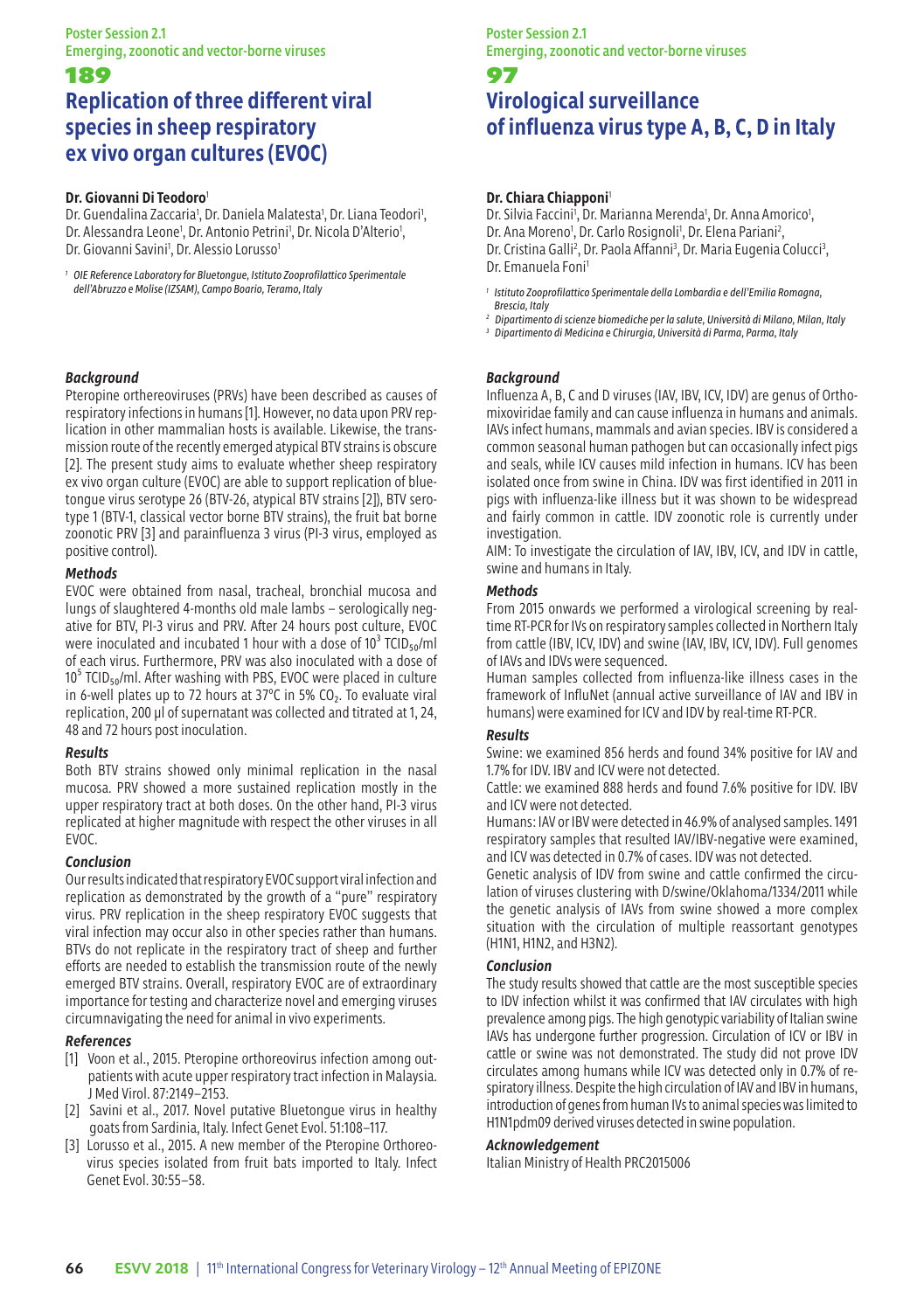Poster Session 2.1
Emerging, zoonotic and vector-borne viruses

# 189

## Replication of three different viral species in sheep respiratory ex vivo organ cultures (EVOC)

**Dr. Giovanni Di Teodoro**[1]

Dr. Guendalina Zaccaria[1], Dr. Daniela Malatesta[1], Dr. Liana Teodori[1], Dr. Alessandra Leone[1], Dr. Antonio Petrini[1], Dr. Nicola D'Alterio[1], Dr. Giovanni Savini[1], Dr. Alessio Lorusso[1]

[1] *OIE Reference Laboratory for Bluetongue, Istituto Zooprofilattico Sperimentale dell'Abruzzo e Molise (IZSAM), Campo Boario, Teramo, Italy*

### *Background*

Pteropine orthereoviruses (PRVs) have been described as causes of respiratory infections in humans [1]. However, no data upon PRV replication in other mammalian hosts is available. Likewise, the transmission route of the recently emerged atypical BTV strains is obscure [2]. The present study aims to evaluate whether sheep respiratory ex vivo organ culture (EVOC) are able to support replication of bluetongue virus serotype 26 (BTV-26, atypical BTV strains [2]), BTV serotype 1 (BTV-1, classical vector borne BTV strains), the fruit bat borne zoonotic PRV [3] and parainfluenza 3 virus (PI-3 virus, employed as positive control).

### *Methods*

EVOC were obtained from nasal, tracheal, bronchial mucosa and lungs of slaughtered 4-months old male lambs – serologically negative for BTV, PI-3 virus and PRV. After 24 hours post culture, EVOC were inoculated and incubated 1 hour with a dose of $10^3$ $TCID_{50}$/ml of each virus. Furthermore, PRV was also inoculated with a dose of $10^5$ $TCID_{50}$/ml. After washing with PBS, EVOC were placed in culture in 6-well plates up to 72 hours at 37°C in 5% $CO_2$. To evaluate viral replication, 200 μl of supernatant was collected and titrated at 1, 24, 48 and 72 hours post inoculation.

### *Results*

Both BTV strains showed only minimal replication in the nasal mucosa. PRV showed a more sustained replication mostly in the upper respiratory tract at both doses. On the other hand, PI-3 virus replicated at higher magnitude with respect the other viruses in all EVOC.

### *Conclusion*

Our results indicated that respiratory EVOC support viral infection and replication as demonstrated by the growth of a "pure" respiratory virus. PRV replication in the sheep respiratory EVOC suggests that viral infection may occur also in other species rather than humans. BTVs do not replicate in the respiratory tract of sheep and further efforts are needed to establish the transmission route of the newly emerged BTV strains. Overall, respiratory EVOC are of extraordinary importance for testing and characterize novel and emerging viruses circumnavigating the need for animal in vivo experiments.

### *References*

[1] Voon et al., 2015. Pteropine orthoreovirus infection among outpatients with acute upper respiratory tract infection in Malaysia. J Med Virol. 87:2149–2153.
[2] Savini et al., 2017. Novel putative Bluetongue virus in healthy goats from Sardinia, Italy. Infect Genet Evol. 51:108–117.
[3] Lorusso et al., 2015. A new member of the Pteropine Orthoreovirus species isolated from fruit bats imported to Italy. Infect Genet Evol. 30:55–58.

Poster Session 2.1
Emerging, zoonotic and vector-borne viruses

# 97

## Virological surveillance of influenza virus type A, B, C, D in Italy

**Dr. Chiara Chiapponi**[1]

Dr. Silvia Faccini[1], Dr. Marianna Merenda[1], Dr. Anna Amorico[1], Dr. Ana Moreno[1], Dr. Carlo Rosignoli[1], Dr. Elena Pariani[2], Dr. Cristina Galli[2], Dr. Paola Affanni[3], Dr. Maria Eugenia Colucci[3], Dr. Emanuela Foni[1]

[1] *Istituto Zooprofilattico Sperimentale della Lombardia e dell'Emilia Romagna, Brescia, Italy*
[2] *Dipartimento di scienze biomediche per la salute, Università di Milano, Milan, Italy*
[3] *Dipartimento di Medicina e Chirurgia, Università di Parma, Parma, Italy*

### *Background*

Influenza A, B, C and D viruses (IAV, IBV, ICV, IDV) are genus of Orthomixoviridae family and can cause influenza in humans and animals. IAVs infect humans, mammals and avian species. IBV is considered a common seasonal human pathogen but can occasionally infect pigs and seals, while ICV causes mild infection in humans. ICV has been isolated once from swine in China. IDV was first identified in 2011 in pigs with influenza-like illness but it was shown to be widespread and fairly common in cattle. IDV zoonotic role is currently under investigation.

AIM: To investigate the circulation of IAV, IBV, ICV, and IDV in cattle, swine and humans in Italy.

### *Methods*

From 2015 onwards we performed a virological screening by real-time RT-PCR for IVs on respiratory samples collected in Northern Italy from cattle (IBV, ICV, IDV) and swine (IAV, IBV, ICV, IDV). Full genomes of IAVs and IDVs were sequenced.

Human samples collected from influenza-like illness cases in the framework of InfluNet (annual active surveillance of IAV and IBV in humans) were examined for ICV and IDV by real-time RT-PCR.

### *Results*

Swine: we examined 856 herds and found 34% positive for IAV and 1.7% for IDV. IBV and ICV were not detected.

Cattle: we examined 888 herds and found 7.6% positive for IDV. IBV and ICV were not detected.

Humans: IAV or IBV were detected in 46.9% of analysed samples. 1491 respiratory samples that resulted IAV/IBV-negative were examined, and ICV was detected in 0.7% of cases. IDV was not detected.

Genetic analysis of IDV from swine and cattle confirmed the circulation of viruses clustering with D/swine/Oklahoma/1334/2011 while the genetic analysis of IAVs from swine showed a more complex situation with the circulation of multiple reassortant genotypes (H1N1, H1N2, and H3N2).

### *Conclusion*

The study results showed that cattle are the most susceptible species to IDV infection whilst it was confirmed that IAV circulates with high prevalence among pigs. The high genotypic variability of Italian swine IAVs has undergone further progression. Circulation of ICV or IBV in cattle or swine was not demonstrated. The study did not prove IDV circulates among humans while ICV was detected only in 0.7% of respiratory illness. Despite the high circulation of IAV and IBV in humans, introduction of genes from human IVs to animal species was limited to H1N1pdm09 derived viruses detected in swine population.

### *Acknowledgement*

Italian Ministry of Health PRC2015006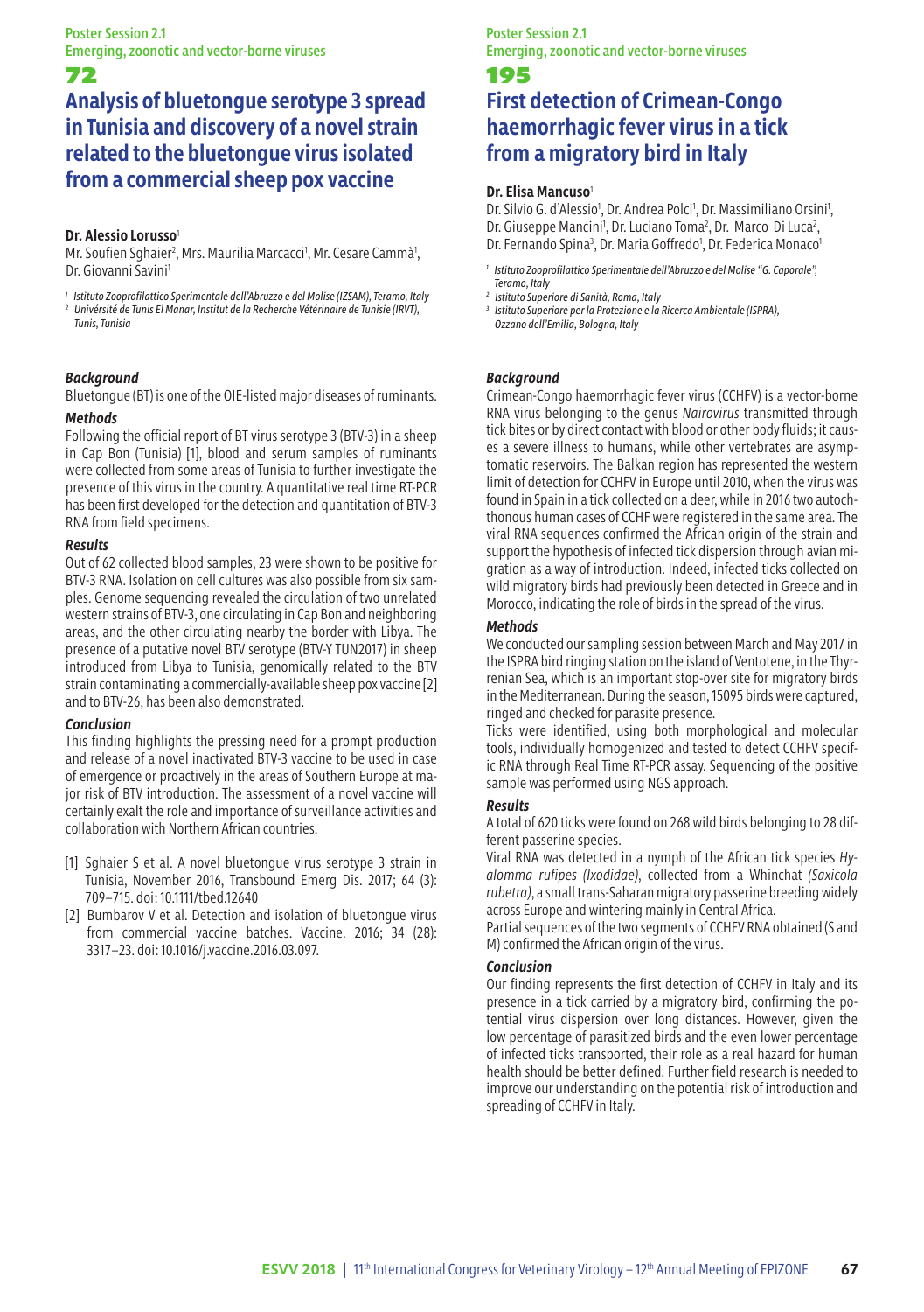Poster Session 2.1
Emerging, zoonotic and vector-borne viruses

## 72

# Analysis of bluetongue serotype 3 spread in Tunisia and discovery of a novel strain related to the bluetongue virus isolated from a commercial sheep pox vaccine

**Dr. Alessio Lorusso**[1]

Mr. Soufien Sghaier[2], Mrs. Maurilia Marcacci[1], Mr. Cesare Cammà[1], Dr. Giovanni Savini[1]

*[1] Istituto Zooprofilattico Sperimentale dell'Abruzzo e del Molise (IZSAM), Teramo, Italy*
*[2] Univérsité de Tunis El Manar, Institut de la Recherche Vétérinaire de Tunisie (IRVT), Tunis, Tunisia*

### *Background*

Bluetongue (BT) is one of the OIE-listed major diseases of ruminants.

### *Methods*

Following the official report of BT virus serotype 3 (BTV-3) in a sheep in Cap Bon (Tunisia) [1], blood and serum samples of ruminants were collected from some areas of Tunisia to further investigate the presence of this virus in the country. A quantitative real time RT-PCR has been first developed for the detection and quantitation of BTV-3 RNA from field specimens.

### *Results*

Out of 62 collected blood samples, 23 were shown to be positive for BTV-3 RNA. Isolation on cell cultures was also possible from six samples. Genome sequencing revealed the circulation of two unrelated western strains of BTV-3, one circulating in Cap Bon and neighboring areas, and the other circulating nearby the border with Libya. The presence of a putative novel BTV serotype (BTV-Y TUN2017) in sheep introduced from Libya to Tunisia, genomically related to the BTV strain contaminating a commercially-available sheep pox vaccine [2] and to BTV-26, has been also demonstrated.

### *Conclusion*

This finding highlights the pressing need for a prompt production and release of a novel inactivated BTV-3 vaccine to be used in case of emergence or proactively in the areas of Southern Europe at major risk of BTV introduction. The assessment of a novel vaccine will certainly exalt the role and importance of surveillance activities and collaboration with Northern African countries.

[1] Sghaier S et al. A novel bluetongue virus serotype 3 strain in Tunisia, November 2016, Transbound Emerg Dis. 2017; 64 (3): 709–715. doi: 10.1111/tbed.12640

[2] Bumbarov V et al. Detection and isolation of bluetongue virus from commercial vaccine batches. Vaccine. 2016; 34 (28): 3317–23. doi: 10.1016/j.vaccine.2016.03.097.

Poster Session 2.1
Emerging, zoonotic and vector-borne viruses

## 195

# First detection of Crimean-Congo haemorrhagic fever virus in a tick from a migratory bird in Italy

**Dr. Elisa Mancuso**[1]

Dr. Silvio G. d'Alessio[1], Dr. Andrea Polci[1], Dr. Massimiliano Orsini[1], Dr. Giuseppe Mancini[1], Dr. Luciano Toma[2], Dr. Marco Di Luca[2], Dr. Fernando Spina[3], Dr. Maria Goffredo[1], Dr. Federica Monaco[1]

*[1] Istituto Zooprofilattico Sperimentale dell'Abruzzo e del Molise "G. Caporale", Teramo, Italy*
*[2] Istituto Superiore di Sanità, Roma, Italy*
*[3] Istituto Superiore per la Protezione e la Ricerca Ambientale (ISPRA), Ozzano dell'Emilia, Bologna, Italy*

### *Background*

Crimean-Congo haemorrhagic fever virus (CCHFV) is a vector-borne RNA virus belonging to the genus *Nairovirus* transmitted through tick bites or by direct contact with blood or other body fluids; it causes a severe illness to humans, while other vertebrates are asymptomatic reservoirs. The Balkan region has represented the western limit of detection for CCHFV in Europe until 2010, when the virus was found in Spain in a tick collected on a deer, while in 2016 two autochthonous human cases of CCHF were registered in the same area. The viral RNA sequences confirmed the African origin of the strain and support the hypothesis of infected tick dispersion through avian migration as a way of introduction. Indeed, infected ticks collected on wild migratory birds had previously been detected in Greece and in Morocco, indicating the role of birds in the spread of the virus.

### *Methods*

We conducted our sampling session between March and May 2017 in the ISPRA bird ringing station on the island of Ventotene, in the Thyrrenian Sea, which is an important stop-over site for migratory birds in the Mediterranean. During the season, 15095 birds were captured, ringed and checked for parasite presence.

Ticks were identified, using both morphological and molecular tools, individually homogenized and tested to detect CCHFV specific RNA through Real Time RT-PCR assay. Sequencing of the positive sample was performed using NGS approach.

### *Results*

A total of 620 ticks were found on 268 wild birds belonging to 28 different passerine species.

Viral RNA was detected in a nymph of the African tick species *Hyalomma rufipes (Ixodidae)*, collected from a Whinchat *(Saxicola rubetra)*, a small trans-Saharan migratory passerine breeding widely across Europe and wintering mainly in Central Africa.

Partial sequences of the two segments of CCHFV RNA obtained (S and M) confirmed the African origin of the virus.

### *Conclusion*

Our finding represents the first detection of CCHFV in Italy and its presence in a tick carried by a migratory bird, confirming the potential virus dispersion over long distances. However, given the low percentage of parasitized birds and the even lower percentage of infected ticks transported, their role as a real hazard for human health should be better defined. Further field research is needed to improve our understanding on the potential risk of introduction and spreading of CCHFV in Italy.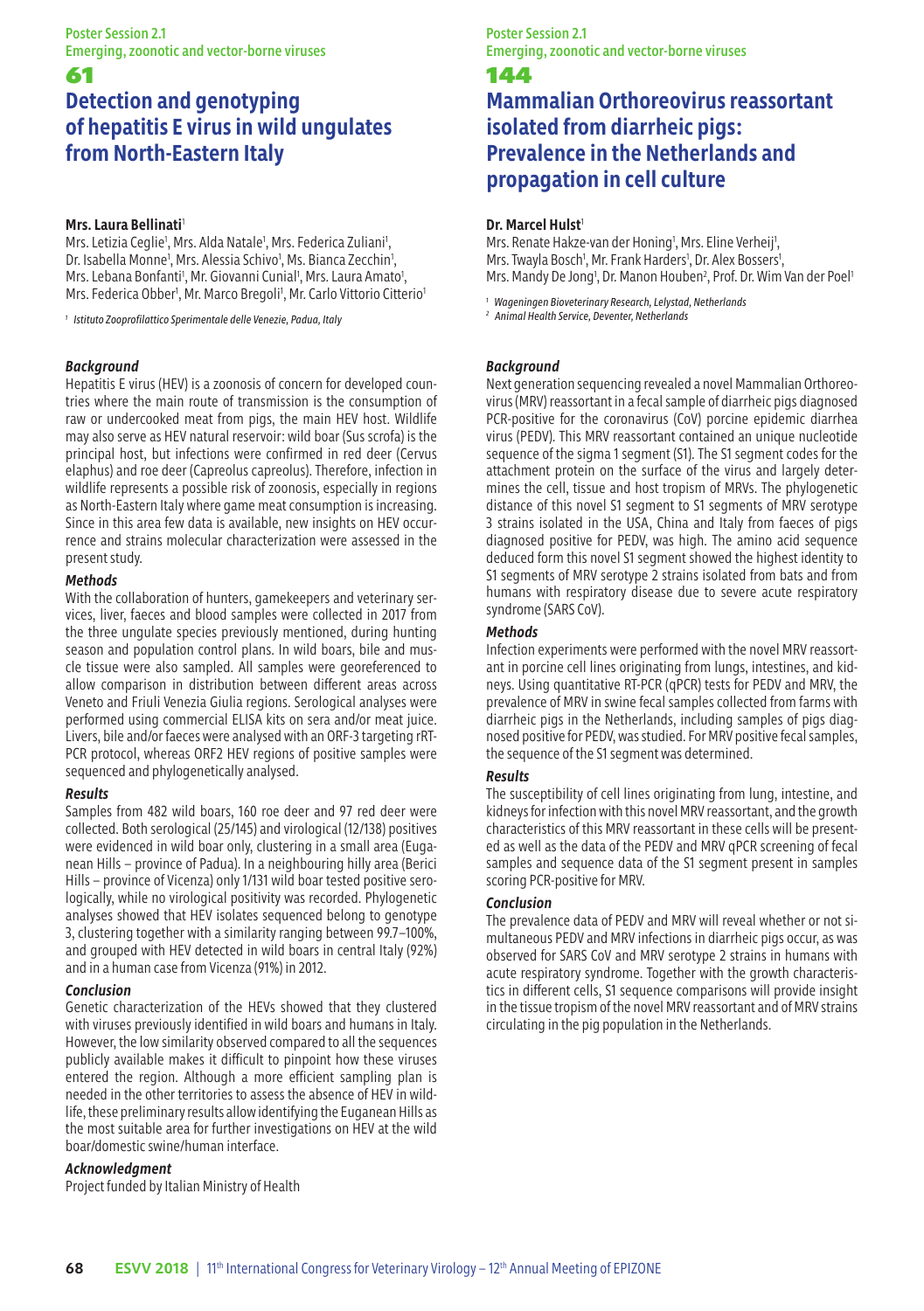Poster Session 2.1
Emerging, zoonotic and vector-borne viruses

## 61

# Detection and genotyping of hepatitis E virus in wild ungulates from North-Eastern Italy

**Mrs. Laura Bellinati**[1]

Mrs. Letizia Ceglie[1], Mrs. Alda Natale[1], Mrs. Federica Zuliani[1], Dr. Isabella Monne[1], Mrs. Alessia Schivo[1], Ms. Bianca Zecchin[1], Mrs. Lebana Bonfanti[1], Mr. Giovanni Cunial[1], Mrs. Laura Amato[1], Mrs. Federica Obber[1], Mr. Marco Bregoli[1], Mr. Carlo Vittorio Citterio[1]

[1] *Istituto Zooprofilattico Sperimentale delle Venezie, Padua, Italy*

### *Background*

Hepatitis E virus (HEV) is a zoonosis of concern for developed countries where the main route of transmission is the consumption of raw or undercooked meat from pigs, the main HEV host. Wildlife may also serve as HEV natural reservoir: wild boar (Sus scrofa) is the principal host, but infections were confirmed in red deer (Cervus elaphus) and roe deer (Capreolus capreolus). Therefore, infection in wildlife represents a possible risk of zoonosis, especially in regions as North-Eastern Italy where game meat consumption is increasing. Since in this area few data is available, new insights on HEV occurrence and strains molecular characterization were assessed in the present study.

### *Methods*

With the collaboration of hunters, gamekeepers and veterinary services, liver, faeces and blood samples were collected in 2017 from the three ungulate species previously mentioned, during hunting season and population control plans. In wild boars, bile and muscle tissue were also sampled. All samples were georeferenced to allow comparison in distribution between different areas across Veneto and Friuli Venezia Giulia regions. Serological analyses were performed using commercial ELISA kits on sera and/or meat juice. Livers, bile and/or faeces were analysed with an ORF-3 targeting rRT-PCR protocol, whereas ORF2 HEV regions of positive samples were sequenced and phylogenetically analysed.

### *Results*

Samples from 482 wild boars, 160 roe deer and 97 red deer were collected. Both serological (25/145) and virological (12/138) positives were evidenced in wild boar only, clustering in a small area (Euganean Hills – province of Padua). In a neighbouring hilly area (Berici Hills – province of Vicenza) only 1/131 wild boar tested positive serologically, while no virological positivity was recorded. Phylogenetic analyses showed that HEV isolates sequenced belong to genotype 3, clustering together with a similarity ranging between 99.7–100%, and grouped with HEV detected in wild boars in central Italy (92%) and in a human case from Vicenza (91%) in 2012.

### *Conclusion*

Genetic characterization of the HEVs showed that they clustered with viruses previously identified in wild boars and humans in Italy. However, the low similarity observed compared to all the sequences publicly available makes it difficult to pinpoint how these viruses entered the region. Although a more efficient sampling plan is needed in the other territories to assess the absence of HEV in wildlife, these preliminary results allow identifying the Euganean Hills as the most suitable area for further investigations on HEV at the wild boar/domestic swine/human interface.

### *Acknowledgment*

Project funded by Italian Ministry of Health

Poster Session 2.1
Emerging, zoonotic and vector-borne viruses

## 144

# Mammalian Orthoreovirus reassortant isolated from diarrheic pigs: Prevalence in the Netherlands and propagation in cell culture

**Dr. Marcel Hulst**[1]

Mrs. Renate Hakze-van der Honing[1], Mrs. Eline Verheij[1], Mrs. Twayla Bosch[1], Mr. Frank Harders[1], Dr. Alex Bossers[1], Mrs. Mandy De Jong[1], Dr. Manon Houben[2], Prof. Dr. Wim Van der Poel[1]

[1] *Wageningen Bioveterinary Research, Lelystad, Netherlands*
[2] *Animal Health Service, Deventer, Netherlands*

### *Background*

Next generation sequencing revealed a novel Mammalian Orthoreovirus (MRV) reassortant in a fecal sample of diarrheic pigs diagnosed PCR-positive for the coronavirus (CoV) porcine epidemic diarrhea virus (PEDV). This MRV reassortant contained an unique nucleotide sequence of the sigma 1 segment (S1). The S1 segment codes for the attachment protein on the surface of the virus and largely determines the cell, tissue and host tropism of MRVs. The phylogenetic distance of this novel S1 segment to S1 segments of MRV serotype 3 strains isolated in the USA, China and Italy from faeces of pigs diagnosed positive for PEDV, was high. The amino acid sequence deduced form this novel S1 segment showed the highest identity to S1 segments of MRV serotype 2 strains isolated from bats and from humans with respiratory disease due to severe acute respiratory syndrome (SARS CoV).

### *Methods*

Infection experiments were performed with the novel MRV reassortant in porcine cell lines originating from lungs, intestines, and kidneys. Using quantitative RT-PCR (qPCR) tests for PEDV and MRV, the prevalence of MRV in swine fecal samples collected from farms with diarrheic pigs in the Netherlands, including samples of pigs diagnosed positive for PEDV, was studied. For MRV positive fecal samples, the sequence of the S1 segment was determined.

### *Results*

The susceptibility of cell lines originating from lung, intestine, and kidneys for infection with this novel MRV reassortant, and the growth characteristics of this MRV reassortant in these cells will be presented as well as the data of the PEDV and MRV qPCR screening of fecal samples and sequence data of the S1 segment present in samples scoring PCR-positive for MRV.

### *Conclusion*

The prevalence data of PEDV and MRV will reveal whether or not simultaneous PEDV and MRV infections in diarrheic pigs occur, as was observed for SARS CoV and MRV serotype 2 strains in humans with acute respiratory syndrome. Together with the growth characteristics in different cells, S1 sequence comparisons will provide insight in the tissue tropism of the novel MRV reassortant and of MRV strains circulating in the pig population in the Netherlands.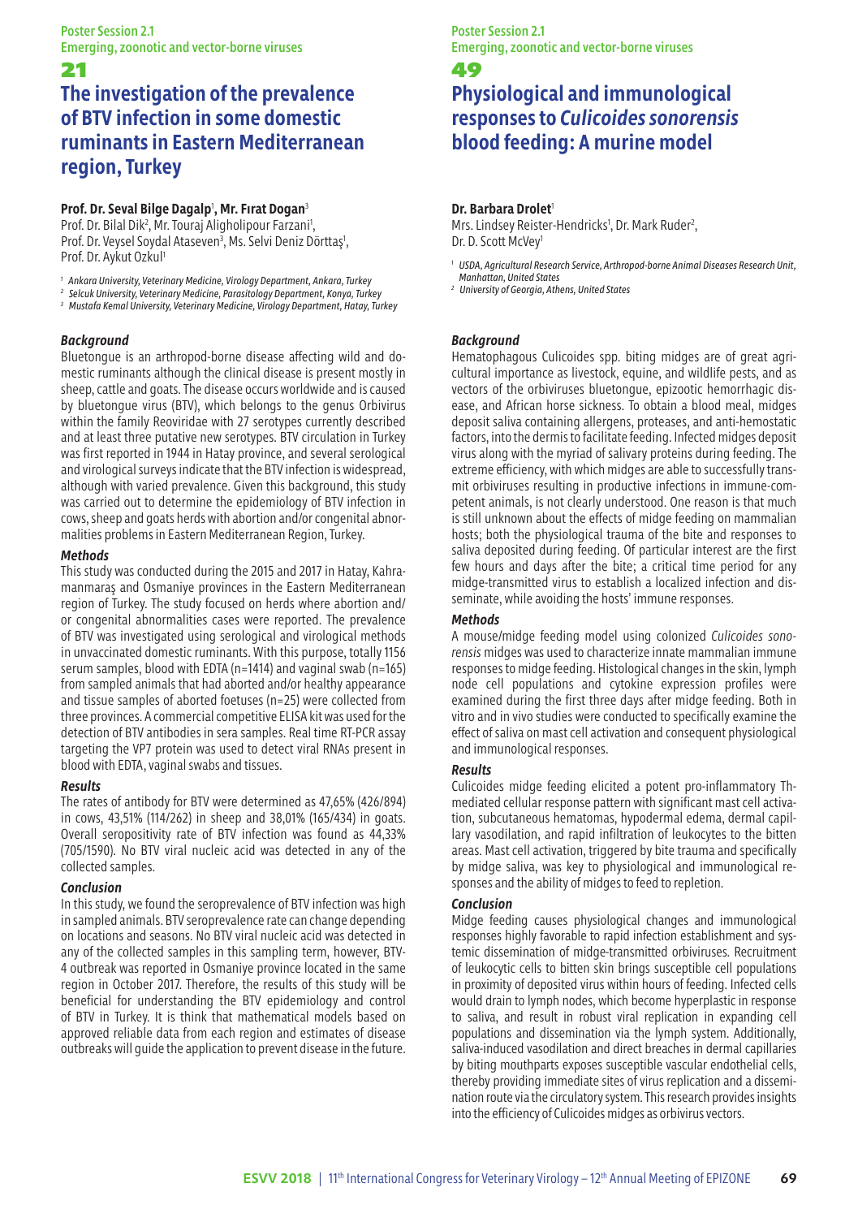Poster Session 2.1
Emerging, zoonotic and vector-borne viruses

# 21

## The investigation of the prevalence of BTV infection in some domestic ruminants in Eastern Mediterranean region, Turkey

**Prof. Dr. Seval Bilge Dagalp**[1], **Mr. Fırat Dogan**[3]
Prof. Dr. Bilal Dik[2], Mr. Touraj Aligholipour Farzani[1], Prof. Dr. Veysel Soydal Ataseven[3], Ms. Selvi Deniz Dörttaş[1], Prof. Dr. Aykut Ozkul[1]

[1] *Ankara University, Veterinary Medicine, Virology Department, Ankara, Turkey*
[2] *Selcuk University, Veterinary Medicine, Parasitology Department, Konya, Turkey*
[3] *Mustafa Kemal University, Veterinary Medicine, Virology Department, Hatay, Turkey*

### Background

Bluetongue is an arthropod-borne disease affecting wild and domestic ruminants although the clinical disease is present mostly in sheep, cattle and goats. The disease occurs worldwide and is caused by bluetongue virus (BTV), which belongs to the genus Orbivirus within the family Reoviridae with 27 serotypes currently described and at least three putative new serotypes. BTV circulation in Turkey was first reported in 1944 in Hatay province, and several serological and virological surveys indicate that the BTV infection is widespread, although with varied prevalence. Given this background, this study was carried out to determine the epidemiology of BTV infection in cows, sheep and goats herds with abortion and/or congenital abnormalities problems in Eastern Mediterranean Region, Turkey.

### Methods

This study was conducted during the 2015 and 2017 in Hatay, Kahramanmaraş and Osmaniye provinces in the Eastern Mediterranean region of Turkey. The study focused on herds where abortion and/or congenital abnormalities cases were reported. The prevalence of BTV was investigated using serological and virological methods in unvaccinated domestic ruminants. With this purpose, totally 1156 serum samples, blood with EDTA (n=1414) and vaginal swab (n=165) from sampled animals that had aborted and/or healthy appearance and tissue samples of aborted foetuses (n=25) were collected from three provinces. A commercial competitive ELISA kit was used for the detection of BTV antibodies in sera samples. Real time RT-PCR assay targeting the VP7 protein was used to detect viral RNAs present in blood with EDTA, vaginal swabs and tissues.

### Results

The rates of antibody for BTV were determined as 47,65% (426/894) in cows, 43,51% (114/262) in sheep and 38,01% (165/434) in goats. Overall seropositivity rate of BTV infection was found as 44,33% (705/1590). No BTV viral nucleic acid was detected in any of the collected samples.

### Conclusion

In this study, we found the seroprevalence of BTV infection was high in sampled animals. BTV seroprevalence rate can change depending on locations and seasons. No BTV viral nucleic acid was detected in any of the collected samples in this sampling term, however, BTV-4 outbreak was reported in Osmaniye province located in the same region in October 2017. Therefore, the results of this study will be beneficial for understanding the BTV epidemiology and control of BTV in Turkey. It is think that mathematical models based on approved reliable data from each region and estimates of disease outbreaks will guide the application to prevent disease in the future.

Poster Session 2.1
Emerging, zoonotic and vector-borne viruses

# 49

## Physiological and immunological responses to *Culicoides sonorensis* blood feeding: A murine model

**Dr. Barbara Drolet**[1]
Mrs. Lindsey Reister-Hendricks[1], Dr. Mark Ruder[2], Dr. D. Scott McVey[1]

[1] *USDA, Agricultural Research Service, Arthropod-borne Animal Diseases Research Unit, Manhattan, United States*
[2] *University of Georgia, Athens, United States*

### Background

Hematophagous Culicoides spp. biting midges are of great agricultural importance as livestock, equine, and wildlife pests, and as vectors of the orbiviruses bluetongue, epizootic hemorrhagic disease, and African horse sickness. To obtain a blood meal, midges deposit saliva containing allergens, proteases, and anti-hemostatic factors, into the dermis to facilitate feeding. Infected midges deposit virus along with the myriad of salivary proteins during feeding. The extreme efficiency, with which midges are able to successfully transmit orbiviruses resulting in productive infections in immune-competent animals, is not clearly understood. One reason is that much is still unknown about the effects of midge feeding on mammalian hosts; both the physiological trauma of the bite and responses to saliva deposited during feeding. Of particular interest are the first few hours and days after the bite; a critical time period for any midge-transmitted virus to establish a localized infection and disseminate, while avoiding the hosts' immune responses.

### Methods

A mouse/midge feeding model using colonized *Culicoides sonorensis* midges was used to characterize innate mammalian immune responses to midge feeding. Histological changes in the skin, lymph node cell populations and cytokine expression profiles were examined during the first three days after midge feeding. Both in vitro and in vivo studies were conducted to specifically examine the effect of saliva on mast cell activation and consequent physiological and immunological responses.

### Results

Culicoides midge feeding elicited a potent pro-inflammatory Th-mediated cellular response pattern with significant mast cell activation, subcutaneous hematomas, hypodermal edema, dermal capillary vasodilation, and rapid infiltration of leukocytes to the bitten areas. Mast cell activation, triggered by bite trauma and specifically by midge saliva, was key to physiological and immunological responses and the ability of midges to feed to repletion.

### Conclusion

Midge feeding causes physiological changes and immunological responses highly favorable to rapid infection establishment and systemic dissemination of midge-transmitted orbiviruses. Recruitment of leukocytic cells to bitten skin brings susceptible cell populations in proximity of deposited virus within hours of feeding. Infected cells would drain to lymph nodes, which become hyperplastic in response to saliva, and result in robust viral replication in expanding cell populations and dissemination via the lymph system. Additionally, saliva-induced vasodilation and direct breaches in dermal capillaries by biting mouthparts exposes susceptible vascular endothelial cells, thereby providing immediate sites of virus replication and a dissemination route via the circulatory system. This research provides insights into the efficiency of Culicoides midges as orbivirus vectors.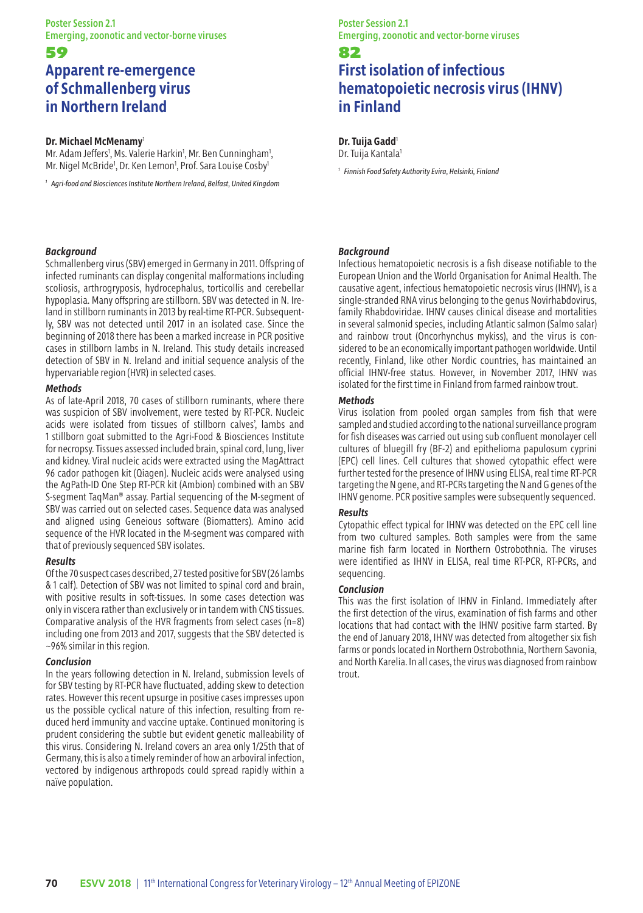Poster Session 2.1
Emerging, zoonotic and vector-borne viruses

## 59

# Apparent re-emergence of Schmallenberg virus in Northern Ireland

**Dr. Michael McMenamy**[1]
Mr. Adam Jeffers[1], Ms. Valerie Harkin[1], Mr. Ben Cunningham[1], Mr. Nigel McBride[1], Dr. Ken Lemon[1], Prof. Sara Louise Cosby[1]

[1] *Agri-food and Biosciences Institute Northern Ireland, Belfast, United Kingdom*

### *Background*

Schmallenberg virus (SBV) emerged in Germany in 2011. Offspring of infected ruminants can display congenital malformations including scoliosis, arthrogryposis, hydrocephalus, torticollis and cerebellar hypoplasia. Many offspring are stillborn. SBV was detected in N. Ireland in stillborn ruminants in 2013 by real-time RT-PCR. Subsequently, SBV was not detected until 2017 in an isolated case. Since the beginning of 2018 there has been a marked increase in PCR positive cases in stillborn lambs in N. Ireland. This study details increased detection of SBV in N. Ireland and initial sequence analysis of the hypervariable region (HVR) in selected cases.

### *Methods*

As of late-April 2018, 70 cases of stillborn ruminants, where there was suspicion of SBV involvement, were tested by RT-PCR. Nucleic acids were isolated from tissues of stillborn calves', lambs and 1 stillborn goat submitted to the Agri-Food & Biosciences Institute for necropsy. Tissues assessed included brain, spinal cord, lung, liver and kidney. Viral nucleic acids were extracted using the MagAttract 96 cador pathogen kit (Qiagen). Nucleic acids were analysed using the AgPath-ID One Step RT-PCR kit (Ambion) combined with an SBV S-segment TaqMan® assay. Partial sequencing of the M-segment of SBV was carried out on selected cases. Sequence data was analysed and aligned using Geneious software (Biomatters). Amino acid sequence of the HVR located in the M-segment was compared with that of previously sequenced SBV isolates.

### *Results*

Of the 70 suspect cases described, 27 tested positive for SBV (26 lambs & 1 calf). Detection of SBV was not limited to spinal cord and brain, with positive results in soft-tissues. In some cases detection was only in viscera rather than exclusively or in tandem with CNS tissues. Comparative analysis of the HVR fragments from select cases (n=8) including one from 2013 and 2017, suggests that the SBV detected is ~96% similar in this region.

### *Conclusion*

In the years following detection in N. Ireland, submission levels of for SBV testing by RT-PCR have fluctuated, adding skew to detection rates. However this recent upsurge in positive cases impresses upon us the possible cyclical nature of this infection, resulting from reduced herd immunity and vaccine uptake. Continued monitoring is prudent considering the subtle but evident genetic malleability of this virus. Considering N. Ireland covers an area only 1/25th that of Germany, this is also a timely reminder of how an arboviral infection, vectored by indigenous arthropods could spread rapidly within a naïve population.

Poster Session 2.1
Emerging, zoonotic and vector-borne viruses

## 82

# First isolation of infectious hematopoietic necrosis virus (IHNV) in Finland

**Dr. Tuija Gadd**[1]
Dr. Tuija Kantala[1]

[1] *Finnish Food Safety Authority Evira, Helsinki, Finland*

### *Background*

Infectious hematopoietic necrosis is a fish disease notifiable to the European Union and the World Organisation for Animal Health. The causative agent, infectious hematopoietic necrosis virus (IHNV), is a single-stranded RNA virus belonging to the genus Novirhabdovirus, family Rhabdoviridae. IHNV causes clinical disease and mortalities in several salmonid species, including Atlantic salmon (Salmo salar) and rainbow trout (Oncorhynchus mykiss), and the virus is considered to be an economically important pathogen worldwide. Until recently, Finland, like other Nordic countries, has maintained an official IHNV-free status. However, in November 2017, IHNV was isolated for the first time in Finland from farmed rainbow trout.

### *Methods*

Virus isolation from pooled organ samples from fish that were sampled and studied according to the national surveillance program for fish diseases was carried out using sub confluent monolayer cell cultures of bluegill fry (BF-2) and epithelioma papulosum cyprini (EPC) cell lines. Cell cultures that showed cytopathic effect were further tested for the presence of IHNV using ELISA, real time RT-PCR targeting the N gene, and RT-PCRs targeting the N and G genes of the IHNV genome. PCR positive samples were subsequently sequenced.

### *Results*

Cytopathic effect typical for IHNV was detected on the EPC cell line from two cultured samples. Both samples were from the same marine fish farm located in Northern Ostrobothnia. The viruses were identified as IHNV in ELISA, real time RT-PCR, RT-PCRs, and sequencing.

### *Conclusion*

This was the first isolation of IHNV in Finland. Immediately after the first detection of the virus, examination of fish farms and other locations that had contact with the IHNV positive farm started. By the end of January 2018, IHNV was detected from altogether six fish farms or ponds located in Northern Ostrobothnia, Northern Savonia, and North Karelia. In all cases, the virus was diagnosed from rainbow trout.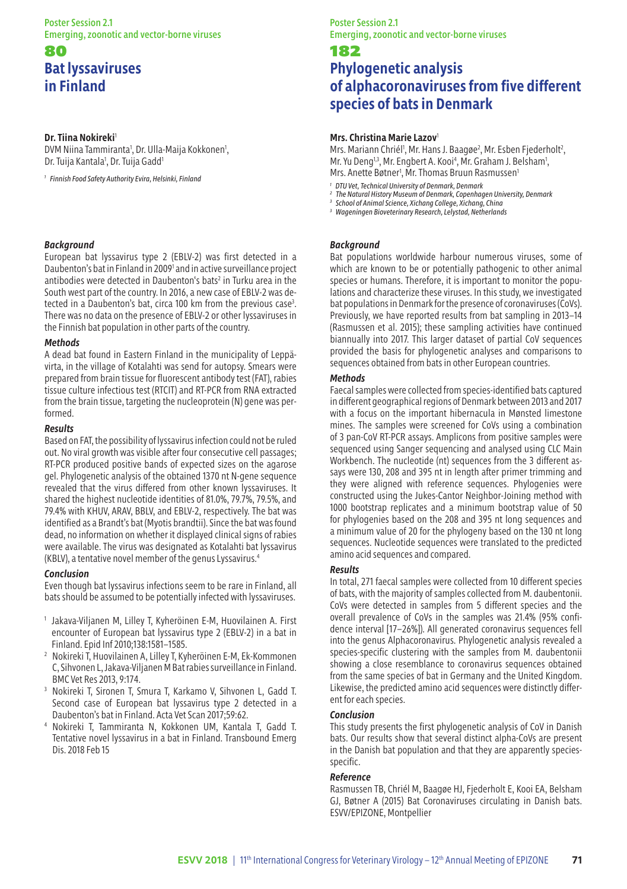Poster Session 2.1
Emerging, zoonotic and vector-borne viruses

# 80

## Bat lyssaviruses in Finland

**Dr. Tiina Nokireki**[1]
DVM Niina Tammiranta[1], Dr. Ulla-Maija Kokkonen[1], Dr. Tuija Kantala[1], Dr. Tuija Gadd[1]

[1] *Finnish Food Safety Authority Evira, Helsinki, Finland*

### *Background*

European bat lyssavirus type 2 (EBLV-2) was first detected in a Daubenton's bat in Finland in 2009[1] and in active surveillance project antibodies were detected in Daubenton's bats[2] in Turku area in the South west part of the country. In 2016, a new case of EBLV-2 was detected in a Daubenton's bat, circa 100 km from the previous case[3]. There was no data on the presence of EBLV-2 or other lyssaviruses in the Finnish bat population in other parts of the country.

### *Methods*

A dead bat found in Eastern Finland in the municipality of Leppävirta, in the village of Kotalahti was send for autopsy. Smears were prepared from brain tissue for fluorescent antibody test (FAT), rabies tissue culture infectious test (RTCIT) and RT-PCR from RNA extracted from the brain tissue, targeting the nucleoprotein (N) gene was performed.

### *Results*

Based on FAT, the possibility of lyssavirus infection could not be ruled out. No viral growth was visible after four consecutive cell passages; RT-PCR produced positive bands of expected sizes on the agarose gel. Phylogenetic analysis of the obtained 1370 nt N-gene sequence revealed that the virus differed from other known lyssaviruses. It shared the highest nucleotide identities of 81.0%, 79.7%, 79.5%, and 79.4% with KHUV, ARAV, BBLV, and EBLV-2, respectively. The bat was identified as a Brandt's bat (Myotis brandtii). Since the bat was found dead, no information on whether it displayed clinical signs of rabies were available. The virus was designated as Kotalahti bat lyssavirus (KBLV), a tentative novel member of the genus Lyssavirus.[4]

### *Conclusion*

Even though bat lyssavirus infections seem to be rare in Finland, all bats should be assumed to be potentially infected with lyssaviruses.

1. Jakava-Viljanen M, Lilley T, Kyheröinen E-M, Huovilainen A. First encounter of European bat lyssavirus type 2 (EBLV-2) in a bat in Finland. Epid Inf 2010;138:1581–1585.
2. Nokireki T, Huovilainen A, Lilley T, Kyheröinen E-M, Ek-Kommonen C, Sihvonen L, Jakava-Viljanen M Bat rabies surveillance in Finland. BMC Vet Res 2013, 9:174.
3. Nokireki T, Sironen T, Smura T, Karkamo V, Sihvonen L, Gadd T. Second case of European bat lyssavirus type 2 detected in a Daubenton's bat in Finland. Acta Vet Scan 2017;59:62.
4. Nokireki T, Tammiranta N, Kokkonen UM, Kantala T, Gadd T. Tentative novel lyssavirus in a bat in Finland. Transbound Emerg Dis. 2018 Feb 15

Poster Session 2.1
Emerging, zoonotic and vector-borne viruses

# 182

## Phylogenetic analysis of alphacoronaviruses from five different species of bats in Denmark

**Mrs. Christina Marie Lazov**[1]
Mrs. Mariann Chriél[1], Mr. Hans J. Baagøe[2], Mr. Esben Fjederholt[2], Mr. Yu Deng[1,3], Mr. Engbert A. Kooi[4], Mr. Graham J. Belsham[1], Mrs. Anette Bøtner[1], Mr. Thomas Bruun Rasmussen[1]

[1] *DTU Vet, Technical University of Denmark, Denmark*
[2] *The Natural History Museum of Denmark, Copenhagen University, Denmark*
[3] *School of Animal Science, Xichang College, Xichang, China*
[3] *Wageningen Bioveterinary Research, Lelystad, Netherlands*

### *Background*

Bat populations worldwide harbour numerous viruses, some of which are known to be or potentially pathogenic to other animal species or humans. Therefore, it is important to monitor the populations and characterize these viruses. In this study, we investigated bat populations in Denmark for the presence of coronaviruses (CoVs). Previously, we have reported results from bat sampling in 2013–14 (Rasmussen et al. 2015); these sampling activities have continued biannually into 2017. This larger dataset of partial CoV sequences provided the basis for phylogenetic analyses and comparisons to sequences obtained from bats in other European countries.

### *Methods*

Faecal samples were collected from species-identified bats captured in different geographical regions of Denmark between 2013 and 2017 with a focus on the important hibernacula in Mønsted limestone mines. The samples were screened for CoVs using a combination of 3 pan-CoV RT-PCR assays. Amplicons from positive samples were sequenced using Sanger sequencing and analysed using CLC Main Workbench. The nucleotide (nt) sequences from the 3 different assays were 130, 208 and 395 nt in length after primer trimming and they were aligned with reference sequences. Phylogenies were constructed using the Jukes-Cantor Neighbor-Joining method with 1000 bootstrap replicates and a minimum bootstrap value of 50 for phylogenies based on the 208 and 395 nt long sequences and a minimum value of 20 for the phylogeny based on the 130 nt long sequences. Nucleotide sequences were translated to the predicted amino acid sequences and compared.

### *Results*

In total, 271 faecal samples were collected from 10 different species of bats, with the majority of samples collected from M. daubentonii. CoVs were detected in samples from 5 different species and the overall prevalence of CoVs in the samples was 21.4% (95% confidence interval [17–26%]). All generated coronavirus sequences fell into the genus Alphacoronavirus. Phylogenetic analysis revealed a species-specific clustering with the samples from M. daubentonii showing a close resemblance to coronavirus sequences obtained from the same species of bat in Germany and the United Kingdom. Likewise, the predicted amino acid sequences were distinctly different for each species.

### *Conclusion*

This study presents the first phylogenetic analysis of CoV in Danish bats. Our results show that several distinct alpha-CoVs are present in the Danish bat population and that they are apparently species-specific.

### *Reference*

Rasmussen TB, Chriél M, Baagøe HJ, Fjederholt E, Kooi EA, Belsham GJ, Bøtner A (2015) Bat Coronaviruses circulating in Danish bats. ESVV/EPIZONE, Montpellier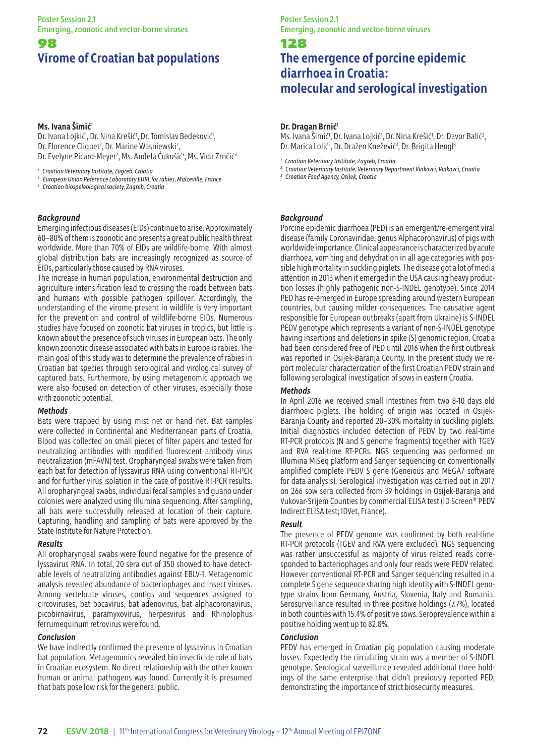Poster Session 2.1
Emerging, zoonotic and vector-borne viruses

## 98

# Virome of Croatian bat populations

**Ms. Ivana Šimić**[1]
Dr. Ivana Lojkić[1], Dr. Nina Krešić[1], Dr. Tomislav Bedeković[1], Dr. Florence Cliquet[2], Dr. Marine Wasniewski[2], Dr. Evelyne Picard-Meyer[2], Ms. Anđela Ćukušić[3], Ms. Vida Zrnčić[3]

[1] *Croatian Veterinary Institute, Zagreb, Croatia*
[2] *European Union Reference Laboratory EURL for rabies, Malzeville, France*
[3] *Croatian biospeleological society, Zagreb, Croatia*

### *Background*

Emerging infectious diseases (EIDs) continue to arise. Approximately 60–80% of them is zoonotic and presents a great public health threat worldwide. More than 70% of EIDs are wildlife-borne. With almost global distribution bats are increasingly recognized as source of EIDs, particularly those caused by RNA viruses.

The increase in human population, environmental destruction and agriculture intensification lead to crossing the roads between bats and humans with possible pathogen spillover. Accordingly, the understanding of the virome present in wildlife is very important for the prevention and control of wildlife-borne EIDs. Numerous studies have focused on zoonotic bat viruses in tropics, but little is known about the presence of such viruses in European bats. The only known zoonotic disease associated with bats in Europe is rabies. The main goal of this study was to determine the prevalence of rabies in Croatian bat species through serological and virological survey of captured bats. Furthermore, by using metagenomic approach we were also focused on detection of other viruses, especially those with zoonotic potential.

### *Methods*

Bats were trapped by using mist net or hand net. Bat samples were collected in Continental and Mediterranean parts of Croatia. Blood was collected on small pieces of filter papers and tested for neutralizing antibodies with modified fluorescent antibody virus neutralization (mFAVN) test. Oropharyngeal swabs were taken from each bat for detection of lyssavirus RNA using conventional RT-PCR and for further virus isolation in the case of positive RT-PCR results. All oropharyngeal swabs, individual fecal samples and guano under colonies were analyzed using Illumina sequencing. After sampling, all bats were successfully released at location of their capture. Capturing, handling and sampling of bats were approved by the State Institute for Nature Protection.

### *Results*

All oropharyngeal swabs were found negative for the presence of lyssavirus RNA. In total, 20 sera out of 350 showed to have detectable levels of neutralizing antibodies against EBLV-1. Metagenomic analysis revealed abundance of bacteriophages and insect viruses. Among vertebrate viruses, contigs and sequences assigned to circoviruses, bat bocavirus, bat adenovirus, bat alphacoronavirus, picobirnavirus, paramyxovirus, herpesvirus and Rhinolophus ferrumequinum retrovirus were found.

### *Conclusion*

We have indirectly confirmed the presence of lyssavirus in Croatian bat population. Metagenomics revealed bio insecticide role of bats in Croatian ecosystem. No direct relationship with the other known human or animal pathogens was found. Currently it is presumed that bats pose low risk for the general public.

Poster Session 2.1
Emerging, zoonotic and vector-borne viruses

## 128

# The emergence of porcine epidemic diarrhoea in Croatia: molecular and serological investigation

**Dr. Dragan Brnić**[1]
Ms. Ivana Šimić[1], Dr. Ivana Lojkić[1], Dr. Nina Krešić[1], Dr. Davor Balić[2], Dr. Marica Lolić[2], Dr. Dražen Knežević[3], Dr. Brigita Hengl[3]

[1] *Croatian Veterinary Institute, Zagreb, Croatia*
[2] *Croatian Veterinary Institute, Veterinary Department Vinkovci, Vinkovci, Croatia*
[3] *Croatian Food Agency, Osijek, Croatia*

### *Background*

Porcine epidemic diarrhoea (PED) is an emergent/re-emergent viral disease (family Coronaviridae, genus Alphacoronavirus) of pigs with worldwide importance. Clinical appearance is characterized by acute diarrhoea, vomiting and dehydration in all age categories with possible high mortality in suckling piglets. The disease got a lot of media attention in 2013 when it emerged in the USA causing heavy production losses (highly pathogenic non-S-INDEL genotype). Since 2014 PED has re-emerged in Europe spreading around western European countries, but causing milder consequences. The causative agent responsible for European outbreaks (apart from Ukraine) is S-INDEL PEDV genotype which represents a variant of non-S-INDEL genotype having insertions and deletions in spike (S) genomic region. Croatia had been considered free of PED until 2016 when the first outbreak was reported in Osijek-Baranja County. In the present study we report molecular characterization of the first Croatian PEDV strain and following serological investigation of sows in eastern Croatia.

### *Methods*

In April 2016 we received small intestines from two 8-10 days old diarrhoeic piglets. The holding of origin was located in Osijek-Baranja County and reported 20–30% mortality in suckling piglets. Initial diagnostics included detection of PEDV by two real-time RT-PCR protocols (N and S genome fragments) together with TGEV and RVA real-time RT-PCRs. NGS sequencing was performed on Illumina MiSeq platform and Sanger sequencing on conventionally amplified complete PEDV S gene (Geneious and MEGA7 software for data analysis). Serological investigation was carried out in 2017 on 266 sow sera collected from 39 holdings in Osijek-Baranja and Vukovar-Srijem Counties by commercial ELISA test (ID Screen® PEDV Indirect ELISA test; IDVet, France).

### *Result*

The presence of PEDV genome was confirmed by both real-time RT-PCR protocols (TGEV and RVA were excluded). NGS sequencing was rather unsuccessful as majority of virus related reads corresponded to bacteriophages and only four reads were PEDV related. However conventional RT-PCR and Sanger sequencing resulted in a complete S gene sequence sharing high identity with S-INDEL genotype strains from Germany, Austria, Slovenia, Italy and Romania. Serosurveillance resulted in three positive holdings (7.7%), located in both counties with 15.4% of positive sows. Seroprevalence within a positive holding went up to 82.8%.

### *Conclusion*

PEDV has emerged in Croatian pig population causing moderate losses. Expectedly the circulating strain was a member of S-INDEL genotype. Serological surveillance revealed additional three holdings of the same enterprise that didn't previously reported PED, demonstrating the importance of strict biosecurity measures.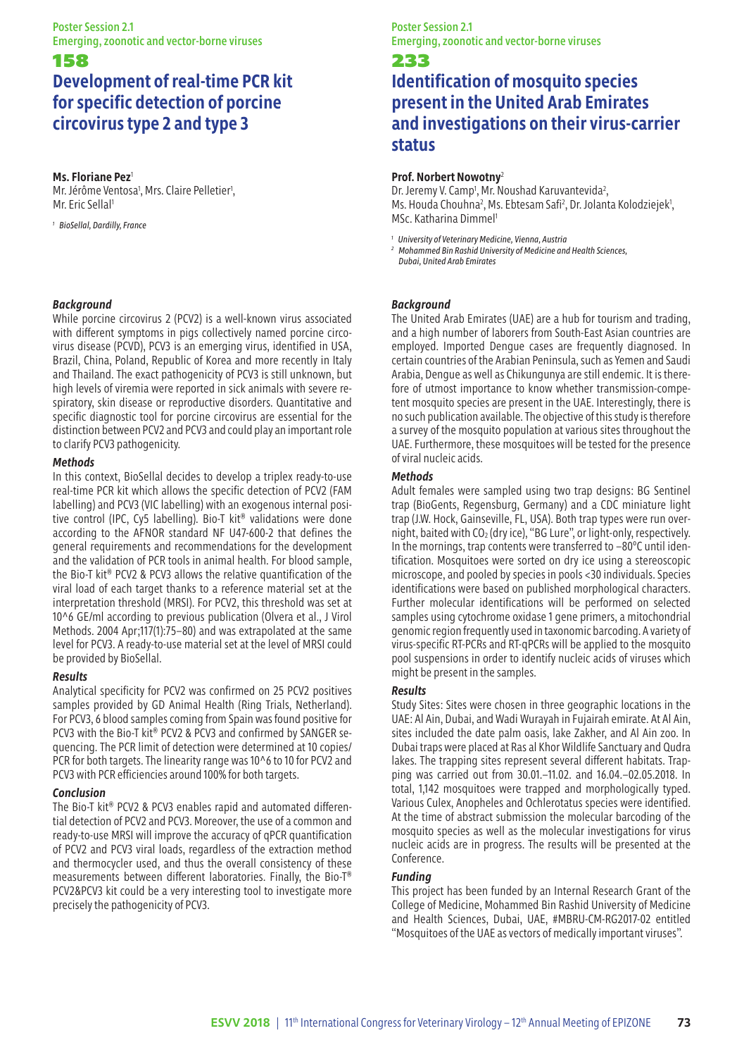Poster Session 2.1
Emerging, zoonotic and vector-borne viruses

# 158

## Development of real-time PCR kit for specific detection of porcine circovirus type 2 and type 3

**Ms. Floriane Pez**[1]
Mr. Jérôme Ventosa[1], Mrs. Claire Pelletier[1], Mr. Eric Sellal[1]

[1] *BioSellal, Dardilly, France*

### *Background*

While porcine circovirus 2 (PCV2) is a well-known virus associated with different symptoms in pigs collectively named porcine circovirus disease (PCVD), PCV3 is an emerging virus, identified in USA, Brazil, China, Poland, Republic of Korea and more recently in Italy and Thailand. The exact pathogenicity of PCV3 is still unknown, but high levels of viremia were reported in sick animals with severe respiratory, skin disease or reproductive disorders. Quantitative and specific diagnostic tool for porcine circovirus are essential for the distinction between PCV2 and PCV3 and could play an important role to clarify PCV3 pathogenicity.

### *Methods*

In this context, BioSellal decides to develop a triplex ready-to-use real-time PCR kit which allows the specific detection of PCV2 (FAM labelling) and PCV3 (VIC labelling) with an exogenous internal positive control (IPC, Cy5 labelling). Bio-T kit® validations were done according to the AFNOR standard NF U47-600-2 that defines the general requirements and recommendations for the development and the validation of PCR tools in animal health. For blood sample, the Bio-T kit® PCV2 & PCV3 allows the relative quantification of the viral load of each target thanks to a reference material set at the interpretation threshold (MRSI). For PCV2, this threshold was set at 10^6 GE/ml according to previous publication (Olvera et al., J Virol Methods. 2004 Apr;117(1):75–80) and was extrapolated at the same level for PCV3. A ready-to-use material set at the level of MRSI could be provided by BioSellal.

### *Results*

Analytical specificity for PCV2 was confirmed on 25 PCV2 positives samples provided by GD Animal Health (Ring Trials, Netherland). For PCV3, 6 blood samples coming from Spain was found positive for PCV3 with the Bio-T kit® PCV2 & PCV3 and confirmed by SANGER sequencing. The PCR limit of detection were determined at 10 copies/PCR for both targets. The linearity range was 10^6 to 10 for PCV2 and PCV3 with PCR efficiencies around 100% for both targets.

### *Conclusion*

The Bio-T kit® PCV2 & PCV3 enables rapid and automated differential detection of PCV2 and PCV3. Moreover, the use of a common and ready-to-use MRSI will improve the accuracy of qPCR quantification of PCV2 and PCV3 viral loads, regardless of the extraction method and thermocycler used, and thus the overall consistency of these measurements between different laboratories. Finally, the Bio-T® PCV2&PCV3 kit could be a very interesting tool to investigate more precisely the pathogenicity of PCV3.

Poster Session 2.1
Emerging, zoonotic and vector-borne viruses

# 233

## Identification of mosquito species present in the United Arab Emirates and investigations on their virus-carrier status

**Prof. Norbert Nowotny**[2]
Dr. Jeremy V. Camp[1], Mr. Noushad Karuvantevida[2], Ms. Houda Chouhna[2], Ms. Ebtesam Safi[2], Dr. Jolanta Kolodziejek[1], MSc. Katharina Dimmel[1]

[1] *University of Veterinary Medicine, Vienna, Austria*
[2] *Mohammed Bin Rashid University of Medicine and Health Sciences, Dubai, United Arab Emirates*

### *Background*

The United Arab Emirates (UAE) are a hub for tourism and trading, and a high number of laborers from South-East Asian countries are employed. Imported Dengue cases are frequently diagnosed. In certain countries of the Arabian Peninsula, such as Yemen and Saudi Arabia, Dengue as well as Chikungunya are still endemic. It is therefore of utmost importance to know whether transmission-competent mosquito species are present in the UAE. Interestingly, there is no such publication available. The objective of this study is therefore a survey of the mosquito population at various sites throughout the UAE. Furthermore, these mosquitoes will be tested for the presence of viral nucleic acids.

### *Methods*

Adult females were sampled using two trap designs: BG Sentinel trap (BioGents, Regensburg, Germany) and a CDC miniature light trap (J.W. Hock, Gainseville, FL, USA). Both trap types were run overnight, baited with $CO_2$ (dry ice), "BG Lure", or light-only, respectively. In the mornings, trap contents were transferred to −80°C until identification. Mosquitoes were sorted on dry ice using a stereoscopic microscope, and pooled by species in pools <30 individuals. Species identifications were based on published morphological characters. Further molecular identifications will be performed on selected samples using cytochrome oxidase 1 gene primers, a mitochondrial genomic region frequently used in taxonomic barcoding. A variety of virus-specific RT-PCRs and RT-qPCRs will be applied to the mosquito pool suspensions in order to identify nucleic acids of viruses which might be present in the samples.

### *Results*

Study Sites: Sites were chosen in three geographic locations in the UAE: Al Ain, Dubai, and Wadi Wurayah in Fujairah emirate. At Al Ain, sites included the date palm oasis, lake Zakher, and Al Ain zoo. In Dubai traps were placed at Ras al Khor Wildlife Sanctuary and Qudra lakes. The trapping sites represent several different habitats. Trapping was carried out from 30.01.–11.02. and 16.04.–02.05.2018. In total, 1,142 mosquitoes were trapped and morphologically typed. Various Culex, Anopheles and Ochlerotatus species were identified. At the time of abstract submission the molecular barcoding of the mosquito species as well as the molecular investigations for virus nucleic acids are in progress. The results will be presented at the Conference.

### *Funding*

This project has been funded by an Internal Research Grant of the College of Medicine, Mohammed Bin Rashid University of Medicine and Health Sciences, Dubai, UAE, #MBRU-CM-RG2017-02 entitled "Mosquitoes of the UAE as vectors of medically important viruses".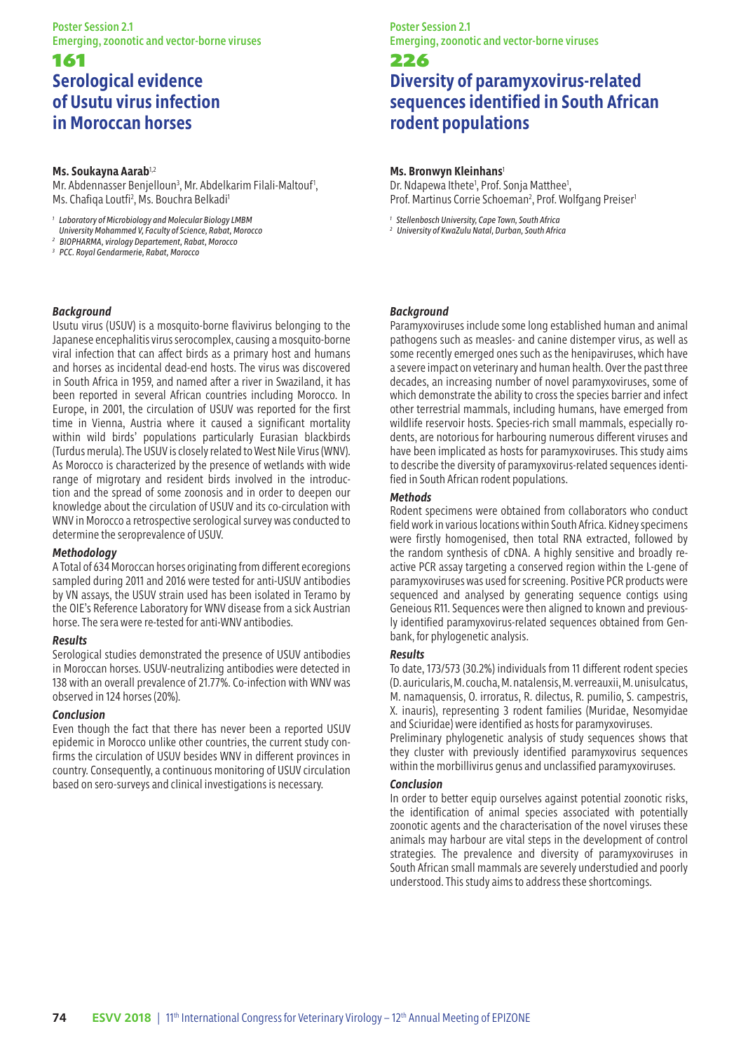Poster Session 2.1
Emerging, zoonotic and vector-borne viruses

# 161

## Serological evidence of Usutu virus infection in Moroccan horses

**Ms. Soukayna Aarab**[1,2]

Mr. Abdennasser Benjelloun[3], Mr. Abdelkarim Filali-Maltouf[1], Ms. Chafiqa Loutfi[2], Ms. Bouchra Belkadi[1]

*[1] Laboratory of Microbiology and Molecular Biology LMBM University Mohammed V, Faculty of Science, Rabat, Morocco*
*[2] BIOPHARMA, virology Departement, Rabat, Morocco*
*[3] PCC. Royal Gendarmerie, Rabat, Morocco*

### *Background*

Usutu virus (USUV) is a mosquito-borne flavivirus belonging to the Japanese encephalitis virus serocomplex, causing a mosquito-borne viral infection that can affect birds as a primary host and humans and horses as incidental dead-end hosts. The virus was discovered in South Africa in 1959, and named after a river in Swaziland, it has been reported in several African countries including Morocco. In Europe, in 2001, the circulation of USUV was reported for the first time in Vienna, Austria where it caused a significant mortality within wild birds' populations particularly Eurasian blackbirds (Turdus merula). The USUV is closely related to West Nile Virus (WNV). As Morocco is characterized by the presence of wetlands with wide range of migrotary and resident birds involved in the introduction and the spread of some zoonosis and in order to deepen our knowledge about the circulation of USUV and its co-circulation with WNV in Morocco a retrospective serological survey was conducted to determine the seroprevalence of USUV.

### *Methodology*

A Total of 634 Moroccan horses originating from different ecoregions sampled during 2011 and 2016 were tested for anti-USUV antibodies by VN assays, the USUV strain used has been isolated in Teramo by the OIE's Reference Laboratory for WNV disease from a sick Austrian horse. The sera were re-tested for anti-WNV antibodies.

### *Results*

Serological studies demonstrated the presence of USUV antibodies in Moroccan horses. USUV-neutralizing antibodies were detected in 138 with an overall prevalence of 21.77%. Co-infection with WNV was observed in 124 horses (20%).

### *Conclusion*

Even though the fact that there has never been a reported USUV epidemic in Morocco unlike other countries, the current study confirms the circulation of USUV besides WNV in different provinces in country. Consequently, a continuous monitoring of USUV circulation based on sero-surveys and clinical investigations is necessary.

Poster Session 2.1
Emerging, zoonotic and vector-borne viruses

# 226

## Diversity of paramyxovirus-related sequences identified in South African rodent populations

**Ms. Bronwyn Kleinhans**[1]

Dr. Ndapewa Ithete[1], Prof. Sonja Matthee[1], Prof. Martinus Corrie Schoeman[2], Prof. Wolfgang Preiser[1]

*[1] Stellenbosch University, Cape Town, South Africa*
*[2] University of KwaZulu Natal, Durban, South Africa*

### *Background*

Paramyxoviruses include some long established human and animal pathogens such as measles- and canine distemper virus, as well as some recently emerged ones such as the henipaviruses, which have a severe impact on veterinary and human health. Over the past three decades, an increasing number of novel paramyxoviruses, some of which demonstrate the ability to cross the species barrier and infect other terrestrial mammals, including humans, have emerged from wildlife reservoir hosts. Species-rich small mammals, especially rodents, are notorious for harbouring numerous different viruses and have been implicated as hosts for paramyxoviruses. This study aims to describe the diversity of paramyxovirus-related sequences identified in South African rodent populations.

### *Methods*

Rodent specimens were obtained from collaborators who conduct field work in various locations within South Africa. Kidney specimens were firstly homogenised, then total RNA extracted, followed by the random synthesis of cDNA. A highly sensitive and broadly reactive PCR assay targeting a conserved region within the L-gene of paramyxoviruses was used for screening. Positive PCR products were sequenced and analysed by generating sequence contigs using Geneious R11. Sequences were then aligned to known and previously identified paramyxovirus-related sequences obtained from Genbank, for phylogenetic analysis.

### *Results*

To date, 173/573 (30.2%) individuals from 11 different rodent species (D. auricularis, M. coucha, M. natalensis, M. verreauxii, M. unisulcatus, M. namaquensis, O. irroratus, R. dilectus, R. pumilio, S. campestris, X. inauris), representing 3 rodent families (Muridae, Nesomyidae and Sciuridae) were identified as hosts for paramyxoviruses.

Preliminary phylogenetic analysis of study sequences shows that they cluster with previously identified paramyxovirus sequences within the morbillivirus genus and unclassified paramyxoviruses.

### *Conclusion*

In order to better equip ourselves against potential zoonotic risks, the identification of animal species associated with potentially zoonotic agents and the characterisation of the novel viruses these animals may harbour are vital steps in the development of control strategies. The prevalence and diversity of paramyxoviruses in South African small mammals are severely understudied and poorly understood. This study aims to address these shortcomings.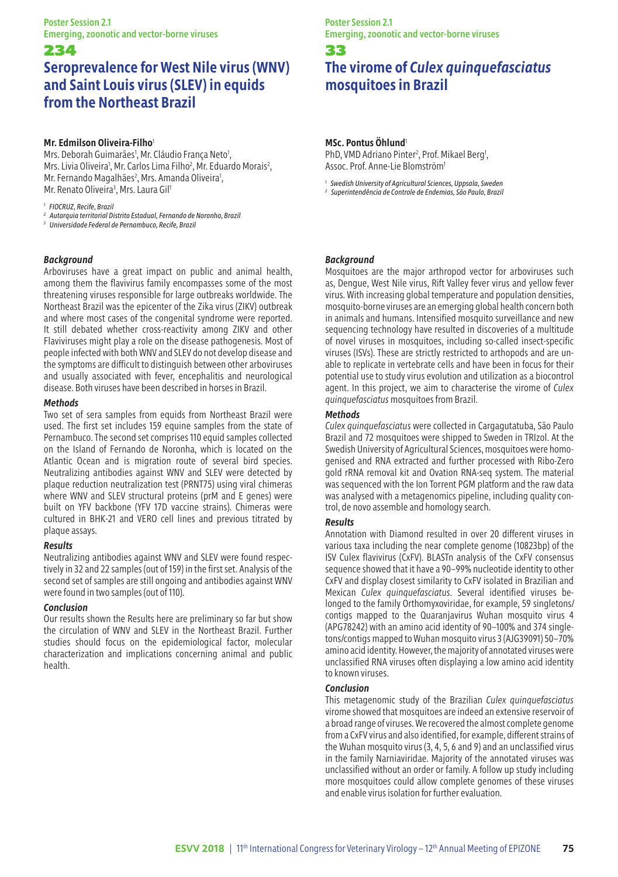Poster Session 2.1
Emerging, zoonotic and vector-borne viruses

## 234

# Seroprevalence for West Nile virus (WNV) and Saint Louis virus (SLEV) in equids from the Northeast Brazil

**Mr. Edmilson Oliveira-Filho**[1]
Mrs. Deborah Guimarães[1], Mr. Cláudio França Neto[1], Mrs. Livia Oliveira[1], Mr. Carlos Lima Filho[2], Mr. Eduardo Morais[2], Mr. Fernando Magalhães[2], Mrs. Amanda Oliveira[1], Mr. Renato Oliveira[3], Mrs. Laura Gil[1]

[1] *FIOCRUZ, Recife, Brazil*
[2] *Autarquia territorial Distrito Estadual, Fernando de Noronho, Brazil*
[3] *Universidade Federal de Pernambuco, Recife, Brazil*

### Background

Arboviruses have a great impact on public and animal health, among them the flavivirus family encompasses some of the most threatening viruses responsible for large outbreaks worldwide. The Northeast Brazil was the epicenter of the Zika virus (ZIKV) outbreak and where most cases of the congenital syndrome were reported. It still debated whether cross-reactivity among ZIKV and other Flaviviruses might play a role on the disease pathogenesis. Most of people infected with both WNV and SLEV do not develop disease and the symptoms are difficult to distinguish between other arboviruses and usually associated with fever, encephalitis and neurological disease. Both viruses have been described in horses in Brazil.

### Methods

Two set of sera samples from equids from Northeast Brazil were used. The first set includes 159 equine samples from the state of Pernambuco. The second set comprises 110 equid samples collected on the Island of Fernando de Noronha, which is located on the Atlantic Ocean and is migration route of several bird species. Neutralizing antibodies against WNV and SLEV were detected by plaque reduction neutralization test (PRNT75) using viral chimeras where WNV and SLEV structural proteins (prM and E genes) were built on YFV backbone (YFV 17D vaccine strains). Chimeras were cultured in BHK-21 and VERO cell lines and previous titrated by plaque assays.

### Results

Neutralizing antibodies against WNV and SLEV were found respectively in 32 and 22 samples (out of 159) in the first set. Analysis of the second set of samples are still ongoing and antibodies against WNV were found in two samples (out of 110).

### Conclusion

Our results shown the Results here are preliminary so far but show the circulation of WNV and SLEV in the Northeast Brazil. Further studies should focus on the epidemiological factor, molecular characterization and implications concerning animal and public health.

Poster Session 2.1
Emerging, zoonotic and vector-borne viruses

## 33

# The virome of *Culex quinquefasciatus* mosquitoes in Brazil

**MSc. Pontus Öhlund**[1]
PhD, VMD Adriano Pinter[2], Prof. Mikael Berg[1], Assoc. Prof. Anne-Lie Blomström[1]

[1] *Swedish University of Agricultural Sciences, Uppsala, Sweden*
[2] *Superintendência de Controle de Endemias, São Paulo, Brazil*

### Background

Mosquitoes are the major arthropod vector for arboviruses such as, Dengue, West Nile virus, Rift Valley fever virus and yellow fever virus. With increasing global temperature and population densities, mosquito-borne viruses are an emerging global health concern both in animals and humans. Intensified mosquito surveillance and new sequencing technology have resulted in discoveries of a multitude of novel viruses in mosquitoes, including so-called insect-specific viruses (ISVs). These are strictly restricted to arthopods and are unable to replicate in vertebrate cells and have been in focus for their potential use to study virus evolution and utilization as a biocontrol agent. In this project, we aim to characterise the virome of *Culex quinquefasciatus* mosquitoes from Brazil.

### Methods

*Culex quinquefasciatus* were collected in Cargagutatuba, São Paulo Brazil and 72 mosquitoes were shipped to Sweden in TRIzol. At the Swedish University of Agricultural Sciences, mosquitoes were homogenised and RNA extracted and further processed with Ribo-Zero gold rRNA removal kit and Ovation RNA-seq system. The material was sequenced with the Ion Torrent PGM platform and the raw data was analysed with a metagenomics pipeline, including quality control, de novo assemble and homology search.

### Results

Annotation with Diamond resulted in over 20 different viruses in various taxa including the near complete genome (10823bp) of the ISV Culex flavivirus (CxFV). BLASTn analysis of the CxFV consensus sequence showed that it have a 90–99% nucleotide identity to other CxFV and display closest similarity to CxFV isolated in Brazilian and Mexican *Culex quinquefasciatus*. Several identified viruses belonged to the family Orthomyxoviridae, for example, 59 singletons/contigs mapped to the Quaranjavirus Wuhan mosquito virus 4 (APG78242) with an amino acid identity of 90–100% and 374 singletons/contigs mapped to Wuhan mosquito virus 3 (AJG39091) 50–70% amino acid identity. However, the majority of annotated viruses were unclassified RNA viruses often displaying a low amino acid identity to known viruses.

### Conclusion

This metagenomic study of the Brazilian *Culex quinquefasciatus* virome showed that mosquitoes are indeed an extensive reservoir of a broad range of viruses. We recovered the almost complete genome from a CxFV virus and also identified, for example, different strains of the Wuhan mosquito virus (3, 4, 5, 6 and 9) and an unclassified virus in the family Narniaviridae. Majority of the annotated viruses was unclassified without an order or family. A follow up study including more mosquitoes could allow complete genomes of these viruses and enable virus isolation for further evaluation.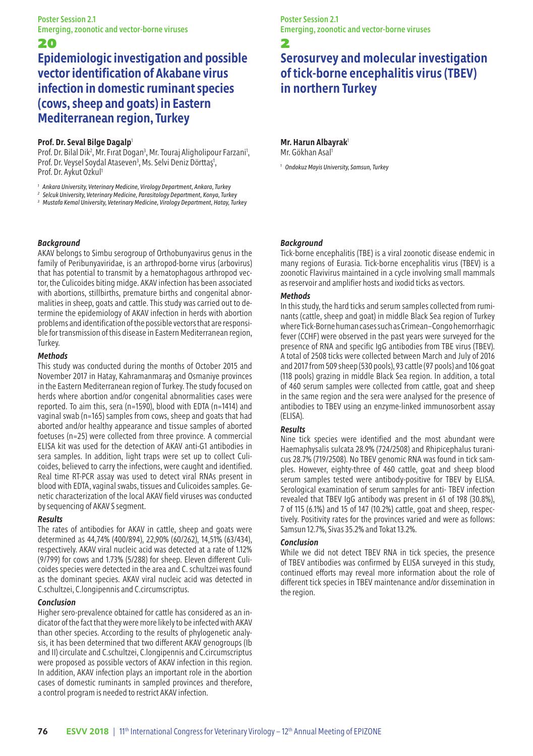Poster Session 2.1
Emerging, zoonotic and vector-borne viruses

**20**

# Epidemiologic investigation and possible vector identification of Akabane virus infection in domestic ruminant species (cows, sheep and goats) in Eastern Mediterranean region, Turkey

**Prof. Dr. Seval Bilge Dagalp**[1]
Prof. Dr. Bilal Dik[2], Mr. Fırat Dogan[3], Mr. Touraj Aligholipour Farzani[1], Prof. Dr. Veysel Soydal Ataseven[3], Ms. Selvi Deniz Dörttaş[1], Prof. Dr. Aykut Ozkul[1]

[1] *Ankara University, Veterinary Medicine, Virology Department, Ankara, Turkey*
[2] *Selcuk University, Veterinary Medicine, Parasitology Department, Konya, Turkey*
[3] *Mustafa Kemal University, Veterinary Medicine, Virology Department, Hatay, Turkey*

### Background

AKAV belongs to Simbu serogroup of Orthobunyavirus genus in the family of Peribunyaviridae, is an arthropod-borne virus (arbovirus) that has potential to transmit by a hematophagous arthropod vector, the Culicoides biting midge. AKAV infection has been associated with abortions, stillbirths, premature births and congenital abnormalities in sheep, goats and cattle. This study was carried out to determine the epidemiology of AKAV infection in herds with abortion problems and identification of the possible vectors that are responsible for transmission of this disease in Eastern Mediterranean region, Turkey.

### Methods

This study was conducted during the months of October 2015 and November 2017 in Hatay, Kahramanmaraş and Osmaniye provinces in the Eastern Mediterranean region of Turkey. The study focused on herds where abortion and/or congenital abnormalities cases were reported. To aim this, sera (n=1590), blood with EDTA (n=1414) and vaginal swab (n=165) samples from cows, sheep and goats that had aborted and/or healthy appearance and tissue samples of aborted foetuses (n=25) were collected from three province. A commercial ELISA kit was used for the detection of AKAV anti-G1 antibodies in sera samples. In addition, light traps were set up to collect Culicoides, believed to carry the infections, were caught and identified. Real time RT-PCR assay was used to detect viral RNAs present in blood with EDTA, vaginal swabs, tissues and Culicoides samples. Genetic characterization of the local AKAV field viruses was conducted by sequencing of AKAV S segment.

### Results

The rates of antibodies for AKAV in cattle, sheep and goats were determined as 44,74% (400/894), 22,90% (60/262), 14,51% (63/434), respectively. AKAV viral nucleic acid was detected at a rate of 1.12% (9/799) for cows and 1.73% (5/288) for sheep. Eleven different Culicoides species were detected in the area and C. schultzei was found as the dominant species. AKAV viral nucleic acid was detected in C.schultzei, C.longipennis and C.circumscriptus.

### Conclusion

Higher sero-prevalence obtained for cattle has considered as an indicator of the fact that they were more likely to be infected with AKAV than other species. According to the results of phylogenetic analysis, it has been determined that two different AKAV genogroups (Ib and II) circulate and C.schultzei, C.longipennis and C.circumscriptus were proposed as possible vectors of AKAV infection in this region. In addition, AKAV infection plays an important role in the abortion cases of domestic ruminants in sampled provinces and therefore, a control program is needed to restrict AKAV infection.

Poster Session 2.1
Emerging, zoonotic and vector-borne viruses

**2**

# Serosurvey and molecular investigation of tick-borne encephalitis virus (TBEV) in northern Turkey

**Mr. Harun Albayrak**[1]
Mr. Gökhan Asal[1]

[1] *Ondokuz Mayis University, Samsun, Turkey*

### Background

Tick-borne encephalitis (TBE) is a viral zoonotic disease endemic in many regions of Eurasia. Tick-borne encephalitis virus (TBEV) is a zoonotic Flavivirus maintained in a cycle involving small mammals as reservoir and amplifier hosts and ixodid ticks as vectors.

### Methods

In this study, the hard ticks and serum samples collected from ruminants (cattle, sheep and goat) in middle Black Sea region of Turkey where Tick-Borne human cases such as Crimean–Congo hemorrhagic fever (CCHF) were observed in the past years were surveyed for the presence of RNA and specific IgG antibodies from TBE virus (TBEV). A total of 2508 ticks were collected between March and July of 2016 and 2017 from 509 sheep (530 pools), 93 cattle (97 pools) and 106 goat (118 pools) grazing in middle Black Sea region. In addition, a total of 460 serum samples were collected from cattle, goat and sheep in the same region and the sera were analysed for the presence of antibodies to TBEV using an enzyme-linked immunosorbent assay (ELISA).

### Results

Nine tick species were identified and the most abundant were Haemaphysalis sulcata 28.9% (724/2508) and Rhipicephalus turanicus 28.7% (719/2508). No TBEV genomic RNA was found in tick samples. However, eighty-three of 460 cattle, goat and sheep blood serum samples tested were antibody-positive for TBEV by ELISA. Serological examination of serum samples for anti- TBEV infection revealed that TBEV IgG antibody was present in 61 of 198 (30.8%), 7 of 115 (6.1%) and 15 of 147 (10.2%) cattle, goat and sheep, respectively. Positivity rates for the provinces varied and were as follows: Samsun 12.7%, Sivas 35.2% and Tokat 13.2%.

### Conclusion

While we did not detect TBEV RNA in tick species, the presence of TBEV antibodies was confirmed by ELISA surveyed in this study, continued efforts may reveal more information about the role of different tick species in TBEV maintenance and/or dissemination in the region.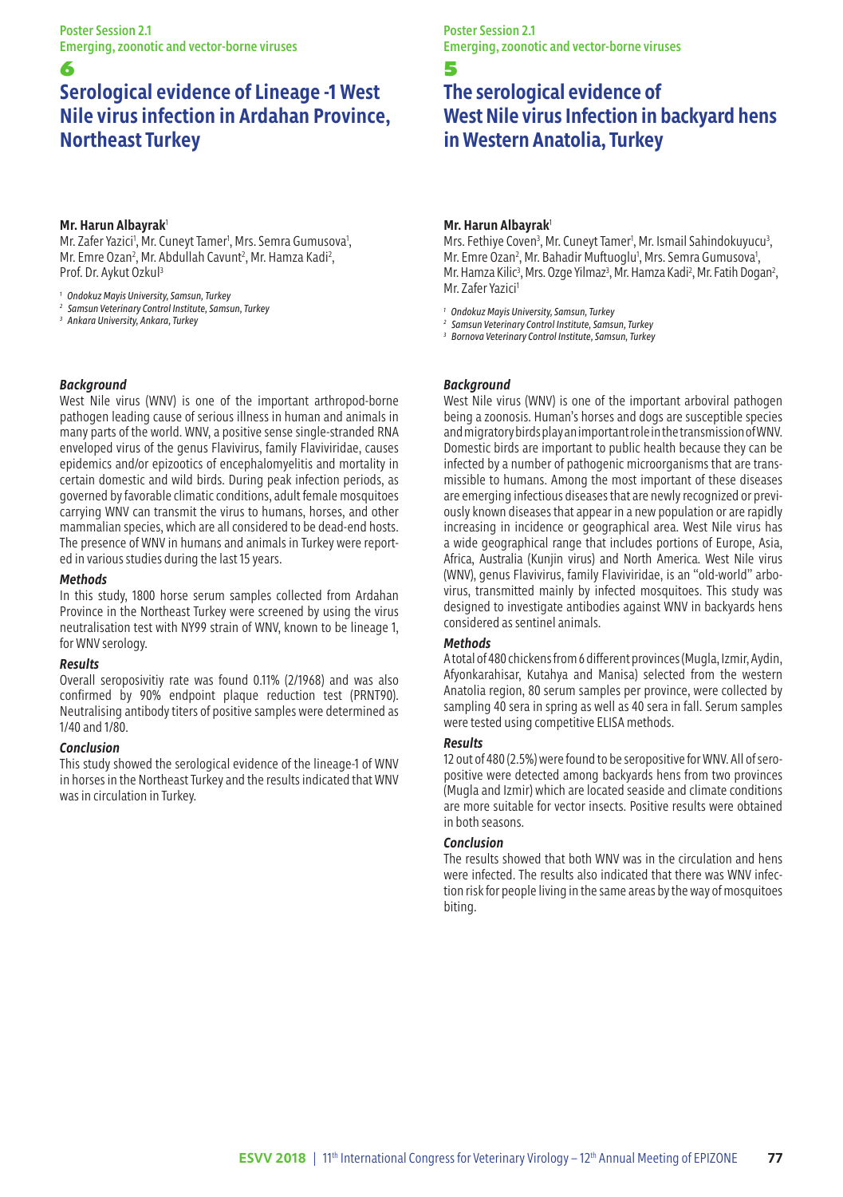Poster Session 2.1
Emerging, zoonotic and vector-borne viruses

**6**

## Serological evidence of Lineage -1 West Nile virus infection in Ardahan Province, Northeast Turkey

**Mr. Harun Albayrak**[1]
Mr. Zafer Yazici[1], Mr. Cuneyt Tamer[1], Mrs. Semra Gumusova[1], Mr. Emre Ozan[2], Mr. Abdullah Cavunt[2], Mr. Hamza Kadi[2], Prof. Dr. Aykut Ozkul[3]

[1] *Ondokuz Mayis University, Samsun, Turkey*
[2] *Samsun Veterinary Control Institute, Samsun, Turkey*
[3] *Ankara University, Ankara, Turkey*

### Background

West Nile virus (WNV) is one of the important arthropod-borne pathogen leading cause of serious illness in human and animals in many parts of the world. WNV, a positive sense single-stranded RNA enveloped virus of the genus Flavivirus, family Flaviviridae, causes epidemics and/or epizootics of encephalomyelitis and mortality in certain domestic and wild birds. During peak infection periods, as governed by favorable climatic conditions, adult female mosquitoes carrying WNV can transmit the virus to humans, horses, and other mammalian species, which are all considered to be dead-end hosts. The presence of WNV in humans and animals in Turkey were reported in various studies during the last 15 years.

### Methods

In this study, 1800 horse serum samples collected from Ardahan Province in the Northeast Turkey were screened by using the virus neutralisation test with NY99 strain of WNV, known to be lineage 1, for WNV serology.

### Results

Overall seropositivitiy rate was found 0.11% (2/1968) and was also confirmed by 90% endpoint plaque reduction test (PRNT90). Neutralising antibody titers of positive samples were determined as 1/40 and 1/80.

### Conclusion

This study showed the serological evidence of the lineage-1 of WNV in horses in the Northeast Turkey and the results indicated that WNV was in circulation in Turkey.

Poster Session 2.1
Emerging, zoonotic and vector-borne viruses

**5**

## The serological evidence of West Nile virus Infection in backyard hens in Western Anatolia, Turkey

**Mr. Harun Albayrak**[1]
Mrs. Fethiye Coven[3], Mr. Cuneyt Tamer[1], Mr. Ismail Sahindokuyucu[3], Mr. Emre Ozan[2], Mr. Bahadir Muftuoglu[1], Mrs. Semra Gumusova[1], Mr. Hamza Kilic[3], Mrs. Ozge Yilmaz[3], Mr. Hamza Kadi[2], Mr. Fatih Dogan[2], Mr. Zafer Yazici[1]

[1] *Ondokuz Mayis University, Samsun, Turkey*
[2] *Samsun Veterinary Control Institute, Samsun, Turkey*
[3] *Bornova Veterinary Control Institute, Samsun, Turkey*

### Background

West Nile virus (WNV) is one of the important arboviral pathogen being a zoonosis. Human's horses and dogs are susceptible species and migratory birds play an important role in the transmission of WNV. Domestic birds are important to public health because they can be infected by a number of pathogenic microorganisms that are transmissible to humans. Among the most important of these diseases are emerging infectious diseases that are newly recognized or previously known diseases that appear in a new population or are rapidly increasing in incidence or geographical area. West Nile virus has a wide geographical range that includes portions of Europe, Asia, Africa, Australia (Kunjin virus) and North America. West Nile virus (WNV), genus Flavivirus, family Flaviviridae, is an "old-world" arbovirus, transmitted mainly by infected mosquitoes. This study was designed to investigate antibodies against WNV in backyards hens considered as sentinel animals.

### Methods

A total of 480 chickens from 6 different provinces (Mugla, Izmir, Aydin, Afyonkarahisar, Kutahya and Manisa) selected from the western Anatolia region, 80 serum samples per province, were collected by sampling 40 sera in spring as well as 40 sera in fall. Serum samples were tested using competitive ELISA methods.

### Results

12 out of 480 (2.5%) were found to be seropositive for WNV. All of seropositive were detected among backyards hens from two provinces (Mugla and Izmir) which are located seaside and climate conditions are more suitable for vector insects. Positive results were obtained in both seasons.

### Conclusion

The results showed that both WNV was in the circulation and hens were infected. The results also indicated that there was WNV infection risk for people living in the same areas by the way of mosquitoes biting.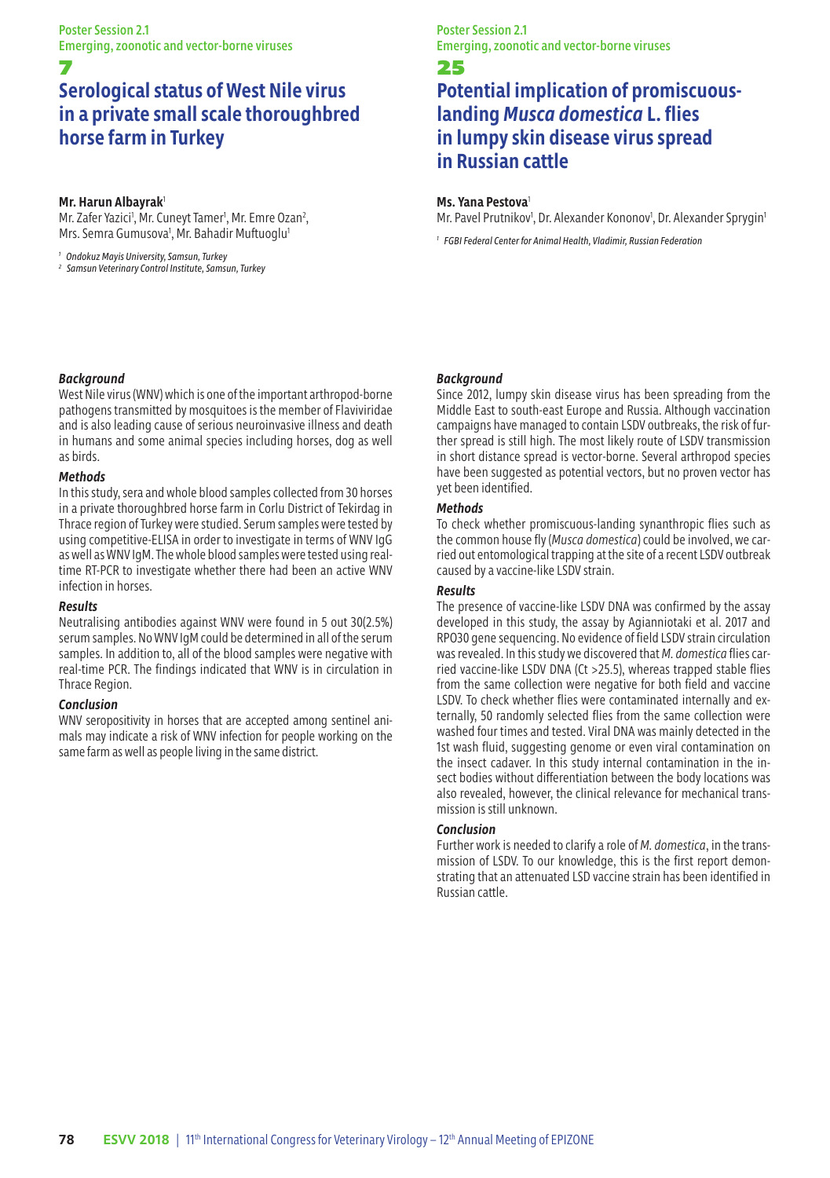Poster Session 2.1
Emerging, zoonotic and vector-borne viruses

**7**

# Serological status of West Nile virus in a private small scale thoroughbred horse farm in Turkey

**Mr. Harun Albayrak**[1]

Mr. Zafer Yazici[1], Mr. Cuneyt Tamer[1], Mr. Emre Ozan[2], Mrs. Semra Gumusova[1], Mr. Bahadir Muftuoglu[1]

[1] *Ondokuz Mayis University, Samsun, Turkey*
[2] *Samsun Veterinary Control Institute, Samsun, Turkey*

***Background***

West Nile virus (WNV) which is one of the important arthropod-borne pathogens transmitted by mosquitoes is the member of Flaviviridae and is also leading cause of serious neuroinvasive illness and death in humans and some animal species including horses, dog as well as birds.

***Methods***

In this study, sera and whole blood samples collected from 30 horses in a private thoroughbred horse farm in Corlu District of Tekirdag in Thrace region of Turkey were studied. Serum samples were tested by using competitive-ELISA in order to investigate in terms of WNV IgG as well as WNV IgM. The whole blood samples were tested using real-time RT-PCR to investigate whether there had been an active WNV infection in horses.

***Results***

Neutralising antibodies against WNV were found in 5 out 30(2.5%) serum samples. No WNV IgM could be determined in all of the serum samples. In addition to, all of the blood samples were negative with real-time PCR. The findings indicated that WNV is in circulation in Thrace Region.

***Conclusion***

WNV seropositivity in horses that are accepted among sentinel animals may indicate a risk of WNV infection for people working on the same farm as well as people living in the same district.

Poster Session 2.1
Emerging, zoonotic and vector-borne viruses

**25**

# Potential implication of promiscuous-landing *Musca domestica* L. flies in lumpy skin disease virus spread in Russian cattle

**Ms. Yana Pestova**[1]

Mr. Pavel Prutnikov[1], Dr. Alexander Kononov[1], Dr. Alexander Sprygin[1]

[1] *FGBI Federal Center for Animal Health, Vladimir, Russian Federation*

***Background***

Since 2012, lumpy skin disease virus has been spreading from the Middle East to south-east Europe and Russia. Although vaccination campaigns have managed to contain LSDV outbreaks, the risk of further spread is still high. The most likely route of LSDV transmission in short distance spread is vector-borne. Several arthropod species have been suggested as potential vectors, but no proven vector has yet been identified.

***Methods***

To check whether promiscuous-landing synanthropic flies such as the common house fly (*Musca domestica*) could be involved, we carried out entomological trapping at the site of a recent LSDV outbreak caused by a vaccine-like LSDV strain.

***Results***

The presence of vaccine-like LSDV DNA was confirmed by the assay developed in this study, the assay by Agianniotaki et al. 2017 and RPO30 gene sequencing. No evidence of field LSDV strain circulation was revealed. In this study we discovered that *M. domestica* flies carried vaccine-like LSDV DNA (Ct >25.5), whereas trapped stable flies from the same collection were negative for both field and vaccine LSDV. To check whether flies were contaminated internally and externally, 50 randomly selected flies from the same collection were washed four times and tested. Viral DNA was mainly detected in the 1st wash fluid, suggesting genome or even viral contamination on the insect cadaver. In this study internal contamination in the insect bodies without differentiation between the body locations was also revealed, however, the clinical relevance for mechanical transmission is still unknown.

***Conclusion***

Further work is needed to clarify a role of *M. domestica*, in the transmission of LSDV. To our knowledge, this is the first report demonstrating that an attenuated LSD vaccine strain has been identified in Russian cattle.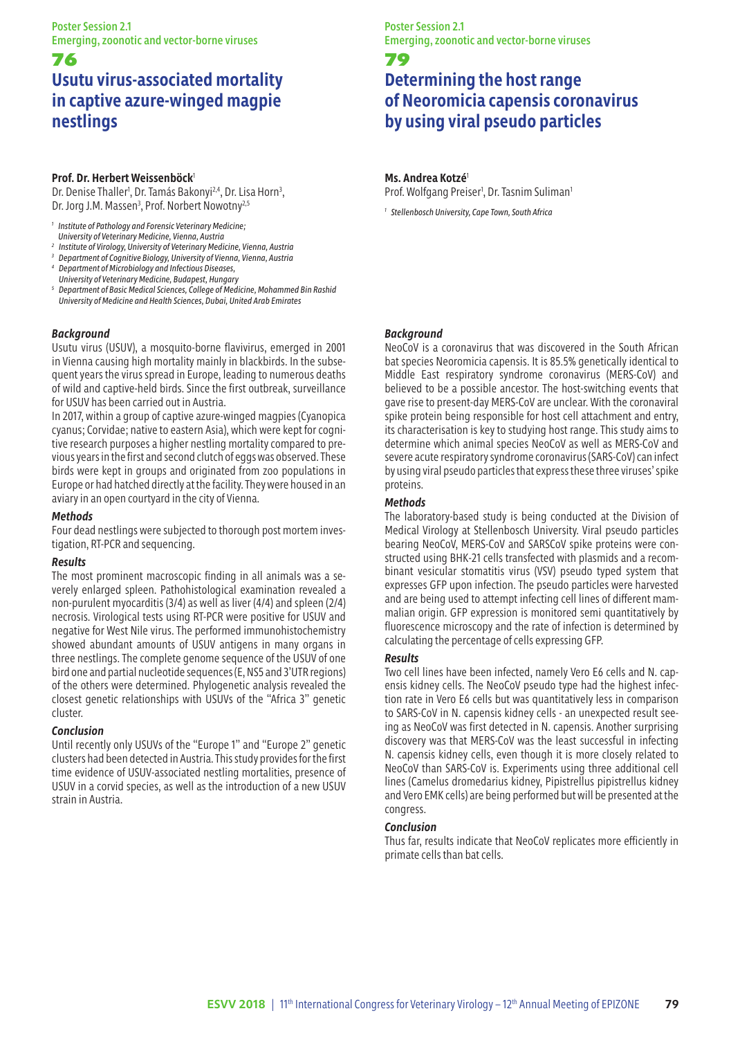Poster Session 2.1
Emerging, zoonotic and vector-borne viruses

## 76

# Usutu virus-associated mortality in captive azure-winged magpie nestlings

**Prof. Dr. Herbert Weissenböck**[1]
Dr. Denise Thaller[1], Dr. Tamás Bakonyi[2,4], Dr. Lisa Horn[3], Dr. Jorg J.M. Massen[3], Prof. Norbert Nowotny[2,5]

*[1] Institute of Pathology and Forensic Veterinary Medicine; University of Veterinary Medicine, Vienna, Austria*
*[2] Institute of Virology, University of Veterinary Medicine, Vienna, Austria*
*[3] Department of Cognitive Biology, University of Vienna, Vienna, Austria*
*[4] Department of Microbiology and Infectious Diseases, University of Veterinary Medicine, Budapest, Hungary*
*[5] Department of Basic Medical Sciences, College of Medicine, Mohammed Bin Rashid University of Medicine and Health Sciences, Dubai, United Arab Emirates*

### *Background*

Usutu virus (USUV), a mosquito-borne flavivirus, emerged in 2001 in Vienna causing high mortality mainly in blackbirds. In the subsequent years the virus spread in Europe, leading to numerous deaths of wild and captive-held birds. Since the first outbreak, surveillance for USUV has been carried out in Austria.

In 2017, within a group of captive azure-winged magpies (Cyanopica cyanus; Corvidae; native to eastern Asia), which were kept for cognitive research purposes a higher nestling mortality compared to previous years in the first and second clutch of eggs was observed. These birds were kept in groups and originated from zoo populations in Europe or had hatched directly at the facility. They were housed in an aviary in an open courtyard in the city of Vienna.

### *Methods*

Four dead nestlings were subjected to thorough post mortem investigation, RT-PCR and sequencing.

### *Results*

The most prominent macroscopic finding in all animals was a severely enlarged spleen. Pathohistological examination revealed a non-purulent myocarditis (3/4) as well as liver (4/4) and spleen (2/4) necrosis. Virological tests using RT-PCR were positive for USUV and negative for West Nile virus. The performed immunohistochemistry showed abundant amounts of USUV antigens in many organs in three nestlings. The complete genome sequence of the USUV of one bird one and partial nucleotide sequences (E, NS5 and 3'UTR regions) of the others were determined. Phylogenetic analysis revealed the closest genetic relationships with USUVs of the "Africa 3" genetic cluster.

### *Conclusion*

Until recently only USUVs of the "Europe 1" and "Europe 2" genetic clusters had been detected in Austria. This study provides for the first time evidence of USUV-associated nestling mortalities, presence of USUV in a corvid species, as well as the introduction of a new USUV strain in Austria.

Poster Session 2.1
Emerging, zoonotic and vector-borne viruses

## 79

# Determining the host range of Neoromicia capensis coronavirus by using viral pseudo particles

**Ms. Andrea Kotzé**[1]
Prof. Wolfgang Preiser[1], Dr. Tasnim Suliman[1]

*[1] Stellenbosch University, Cape Town, South Africa*

### *Background*

NeoCoV is a coronavirus that was discovered in the South African bat species Neoromicia capensis. It is 85.5% genetically identical to Middle East respiratory syndrome coronavirus (MERS-CoV) and believed to be a possible ancestor. The host-switching events that gave rise to present-day MERS-CoV are unclear. With the coronaviral spike protein being responsible for host cell attachment and entry, its characterisation is key to studying host range. This study aims to determine which animal species NeoCoV as well as MERS-CoV and severe acute respiratory syndrome coronavirus (SARS-CoV) can infect by using viral pseudo particles that express these three viruses' spike proteins.

### *Methods*

The laboratory-based study is being conducted at the Division of Medical Virology at Stellenbosch University. Viral pseudo particles bearing NeoCoV, MERS-CoV and SARSCoV spike proteins were constructed using BHK-21 cells transfected with plasmids and a recombinant vesicular stomatitis virus (VSV) pseudo typed system that expresses GFP upon infection. The pseudo particles were harvested and are being used to attempt infecting cell lines of different mammalian origin. GFP expression is monitored semi quantitatively by fluorescence microscopy and the rate of infection is determined by calculating the percentage of cells expressing GFP.

### *Results*

Two cell lines have been infected, namely Vero E6 cells and N. capensis kidney cells. The NeoCoV pseudo type had the highest infection rate in Vero E6 cells but was quantitatively less in comparison to SARS-CoV in N. capensis kidney cells - an unexpected result seeing as NeoCoV was first detected in N. capensis. Another surprising discovery was that MERS-CoV was the least successful in infecting N. capensis kidney cells, even though it is more closely related to NeoCoV than SARS-CoV is. Experiments using three additional cell lines (Camelus dromedarius kidney, Pipistrellus pipistrellus kidney and Vero EMK cells) are being performed but will be presented at the congress.

### *Conclusion*

Thus far, results indicate that NeoCoV replicates more efficiently in primate cells than bat cells.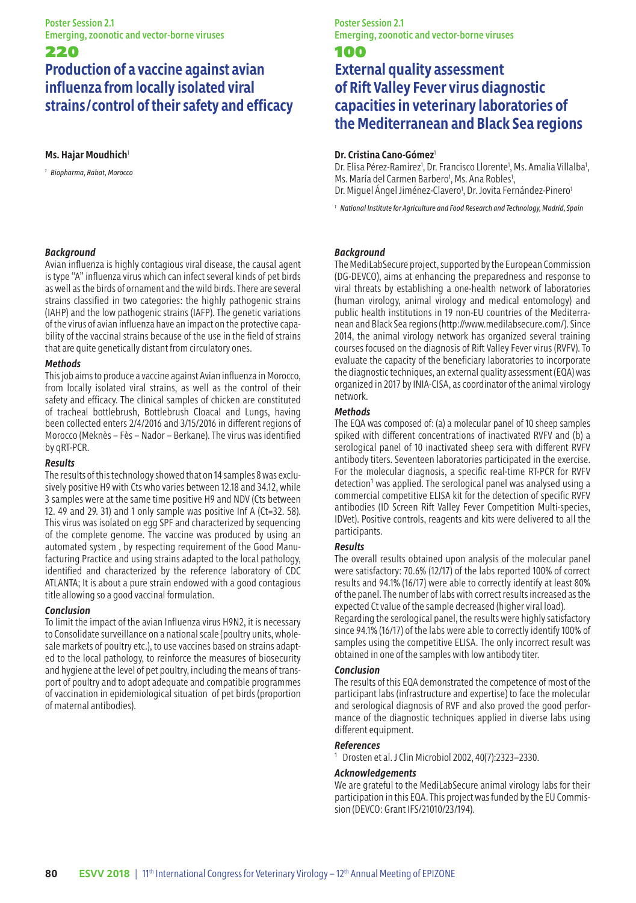Poster Session 2.1
Emerging, zoonotic and vector-borne viruses

## 220

# Production of a vaccine against avian influenza from locally isolated viral strains/control of their safety and efficacy

**Ms. Hajar Moudhich**[1]

[1] *Biopharma, Rabat, Morocco*

### *Background*

Avian influenza is highly contagious viral disease, the causal agent is type "A" influenza virus which can infect several kinds of pet birds as well as the birds of ornament and the wild birds. There are several strains classified in two categories: the highly pathogenic strains (IAHP) and the low pathogenic strains (IAFP). The genetic variations of the virus of avian influenza have an impact on the protective capability of the vaccinal strains because of the use in the field of strains that are quite genetically distant from circulatory ones.

### *Methods*

This job aims to produce a vaccine against Avian influenza in Morocco, from locally isolated viral strains, as well as the control of their safety and efficacy. The clinical samples of chicken are constituted of tracheal bottlebrush, Bottlebrush Cloacal and Lungs, having been collected enters 2/4/2016 and 3/15/2016 in different regions of Morocco (Meknès – Fès – Nador – Berkane). The virus was identified by qRT-PCR.

### *Results*

The results of this technology showed that on 14 samples 8 was exclusively positive H9 with Cts who varies between 12.18 and 34.12, while 3 samples were at the same time positive H9 and NDV (Cts between 12. 49 and 29. 31) and 1 only sample was positive Inf A (Ct=32. 58). This virus was isolated on egg SPF and characterized by sequencing of the complete genome. The vaccine was produced by using an automated system , by respecting requirement of the Good Manufacturing Practice and using strains adapted to the local pathology, identified and characterized by the reference laboratory of CDC ATLANTA; It is about a pure strain endowed with a good contagious title allowing so a good vaccinal formulation.

### *Conclusion*

To limit the impact of the avian Influenza virus H9N2, it is necessary to Consolidate surveillance on a national scale (poultry units, wholesale markets of poultry etc.), to use vaccines based on strains adapted to the local pathology, to reinforce the measures of biosecurity and hygiene at the level of pet poultry, including the means of transport of poultry and to adopt adequate and compatible programmes of vaccination in epidemiological situation of pet birds (proportion of maternal antibodies).

Poster Session 2.1
Emerging, zoonotic and vector-borne viruses

## 100

# External quality assessment of Rift Valley Fever virus diagnostic capacities in veterinary laboratories of the Mediterranean and Black Sea regions

**Dr. Cristina Cano-Gómez**[1]

Dr. Elisa Pérez-Ramírez[1], Dr. Francisco Llorente[1], Ms. Amalia Villalba[1], Ms. María del Carmen Barbero[1], Ms. Ana Robles[1], Dr. Miguel Ángel Jiménez-Clavero[1], Dr. Jovita Fernández-Pinero[1]

[1] *National Institute for Agriculture and Food Research and Technology, Madrid, Spain*

### *Background*

The MediLabSecure project, supported by the European Commission (DG-DEVCO), aims at enhancing the preparedness and response to viral threats by establishing a one-health network of laboratories (human virology, animal virology and medical entomology) and public health institutions in 19 non-EU countries of the Mediterranean and Black Sea regions (http://www.medilabsecure.com/). Since 2014, the animal virology network has organized several training courses focused on the diagnosis of Rift Valley Fever virus (RVFV). To evaluate the capacity of the beneficiary laboratories to incorporate the diagnostic techniques, an external quality assessment (EQA) was organized in 2017 by INIA-CISA, as coordinator of the animal virology network.

### *Methods*

The EQA was composed of: (a) a molecular panel of 10 sheep samples spiked with different concentrations of inactivated RVFV and (b) a serological panel of 10 inactivated sheep sera with different RVFV antibody titers. Seventeen laboratories participated in the exercise. For the molecular diagnosis, a specific real-time RT-PCR for RVFV detection[1] was applied. The serological panel was analysed using a commercial competitive ELISA kit for the detection of specific RVFV antibodies (ID Screen Rift Valley Fever Competition Multi-species, IDVet). Positive controls, reagents and kits were delivered to all the participants.

### *Results*

The overall results obtained upon analysis of the molecular panel were satisfactory: 70.6% (12/17) of the labs reported 100% of correct results and 94.1% (16/17) were able to correctly identify at least 80% of the panel. The number of labs with correct results increased as the expected Ct value of the sample decreased (higher viral load).

Regarding the serological panel, the results were highly satisfactory since 94.1% (16/17) of the labs were able to correctly identify 100% of samples using the competitive ELISA. The only incorrect result was obtained in one of the samples with low antibody titer.

### *Conclusion*

The results of this EQA demonstrated the competence of most of the participant labs (infrastructure and expertise) to face the molecular and serological diagnosis of RVF and also proved the good performance of the diagnostic techniques applied in diverse labs using different equipment.

### *References*

[1] Drosten et al. J Clin Microbiol 2002, 40(7):2323–2330.

### *Acknowledgements*

We are grateful to the MediLabSecure animal virology labs for their participation in this EQA. This project was funded by the EU Commission (DEVCO: Grant IFS/21010/23/194).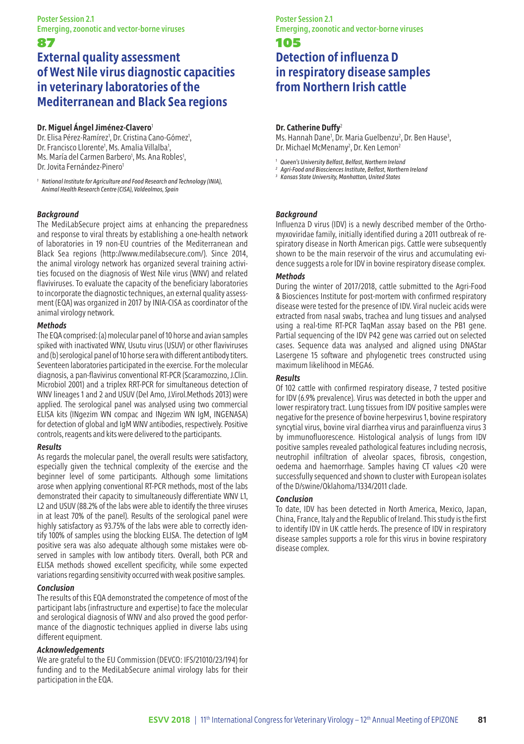Poster Session 2.1
Emerging, zoonotic and vector-borne viruses

**87**

# External quality assessment of West Nile virus diagnostic capacities in veterinary laboratories of the Mediterranean and Black Sea regions

**Dr. Miguel Ángel Jiménez-Clavero**[1]
Dr. Elisa Pérez-Ramírez[1], Dr. Cristina Cano-Gómez[1], Dr. Francisco Llorente[1], Ms. Amalia Villalba[1], Ms. María del Carmen Barbero[1], Ms. Ana Robles[1], Dr. Jovita Fernández-Pinero[1]

[1] *National Institute for Agriculture and Food Research and Technology (INIA), Animal Health Research Centre (CISA), Valdeolmos, Spain*

### Background

The MediLabSecure project aims at enhancing the preparedness and response to viral threats by establishing a one-health network of laboratories in 19 non-EU countries of the Mediterranean and Black Sea regions (http://www.medilabsecure.com/). Since 2014, the animal virology network has organized several training activities focused on the diagnosis of West Nile virus (WNV) and related flaviviruses. To evaluate the capacity of the beneficiary laboratories to incorporate the diagnostic techniques, an external quality assessment (EQA) was organized in 2017 by INIA-CISA as coordinator of the animal virology network.

### Methods

The EQA comprised: (a) molecular panel of 10 horse and avian samples spiked with inactivated WNV, Usutu virus (USUV) or other flaviviruses and (b) serological panel of 10 horse sera with different antibody titers. Seventeen laboratories participated in the exercise. For the molecular diagnosis, a pan-flavivirus conventional RT-PCR (Scaramozzino, J.Clin. Microbiol 2001) and a triplex RRT-PCR for simultaneous detection of WNV lineages 1 and 2 and USUV (Del Amo, J.Virol.Methods 2013) were applied. The serological panel was analysed using two commercial ELISA kits (INgezim WN compac and INgezim WN IgM, INGENASA) for detection of global and IgM WNV antibodies, respectively. Positive controls, reagents and kits were delivered to the participants.

### Results

As regards the molecular panel, the overall results were satisfactory, especially given the technical complexity of the exercise and the beginner level of some participants. Although some limitations arose when applying conventional RT-PCR methods, most of the labs demonstrated their capacity to simultaneously differentiate WNV L1, L2 and USUV (88.2% of the labs were able to identify the three viruses in at least 70% of the panel). Results of the serological panel were highly satisfactory as 93.75% of the labs were able to correctly identify 100% of samples using the blocking ELISA. The detection of IgM positive sera was also adequate although some mistakes were observed in samples with low antibody titers. Overall, both PCR and ELISA methods showed excellent specificity, while some expected variations regarding sensitivity occurred with weak positive samples.

### Conclusion

The results of this EQA demonstrated the competence of most of the participant labs (infrastructure and expertise) to face the molecular and serological diagnosis of WNV and also proved the good performance of the diagnostic techniques applied in diverse labs using different equipment.

### Acknowledgements

We are grateful to the EU Commission (DEVCO: IFS/21010/23/194) for funding and to the MediLabSecure animal virology labs for their participation in the EQA.

Poster Session 2.1
Emerging, zoonotic and vector-borne viruses

**105**

# Detection of influenza D in respiratory disease samples from Northern Irish cattle

**Dr. Catherine Duffy**[2]
Ms. Hannah Dane[1], Dr. Maria Guelbenzu[2], Dr. Ben Hause[3], Dr. Michael McMenamy[2], Dr. Ken Lemon[2]

[1] *Queen's University Belfast, Belfast, Northern Ireland*
[2] *Agri-Food and Biosciences Institute, Belfast, Northern Ireland*
[3] *Kansas State University, Manhattan, United States*

### Background

Influenza D virus (IDV) is a newly described member of the Orthomyxoviridae family, initially identified during a 2011 outbreak of respiratory disease in North American pigs. Cattle were subsequently shown to be the main reservoir of the virus and accumulating evidence suggests a role for IDV in bovine respiratory disease complex.

### Methods

During the winter of 2017/2018, cattle submitted to the Agri-Food & Biosciences Institute for post-mortem with confirmed respiratory disease were tested for the presence of IDV. Viral nucleic acids were extracted from nasal swabs, trachea and lung tissues and analysed using a real-time RT-PCR TaqMan assay based on the PB1 gene. Partial sequencing of the IDV P42 gene was carried out on selected cases. Sequence data was analysed and aligned using DNAStar Lasergene 15 software and phylogenetic trees constructed using maximum likelihood in MEGA6.

### Results

Of 102 cattle with confirmed respiratory disease, 7 tested positive for IDV (6.9% prevalence). Virus was detected in both the upper and lower respiratory tract. Lung tissues from IDV positive samples were negative for the presence of bovine herpesvirus 1, bovine respiratory syncytial virus, bovine viral diarrhea virus and parainfluenza virus 3 by immunofluorescence. Histological analysis of lungs from IDV positive samples revealed pathological features including necrosis, neutrophil infiltration of alveolar spaces, fibrosis, congestion, oedema and haemorrhage. Samples having CT values <20 were successfully sequenced and shown to cluster with European isolates of the D/swine/Oklahoma/1334/2011 clade.

### Conclusion

To date, IDV has been detected in North America, Mexico, Japan, China, France, Italy and the Republic of Ireland. This study is the first to identify IDV in UK cattle herds. The presence of IDV in respiratory disease samples supports a role for this virus in bovine respiratory disease complex.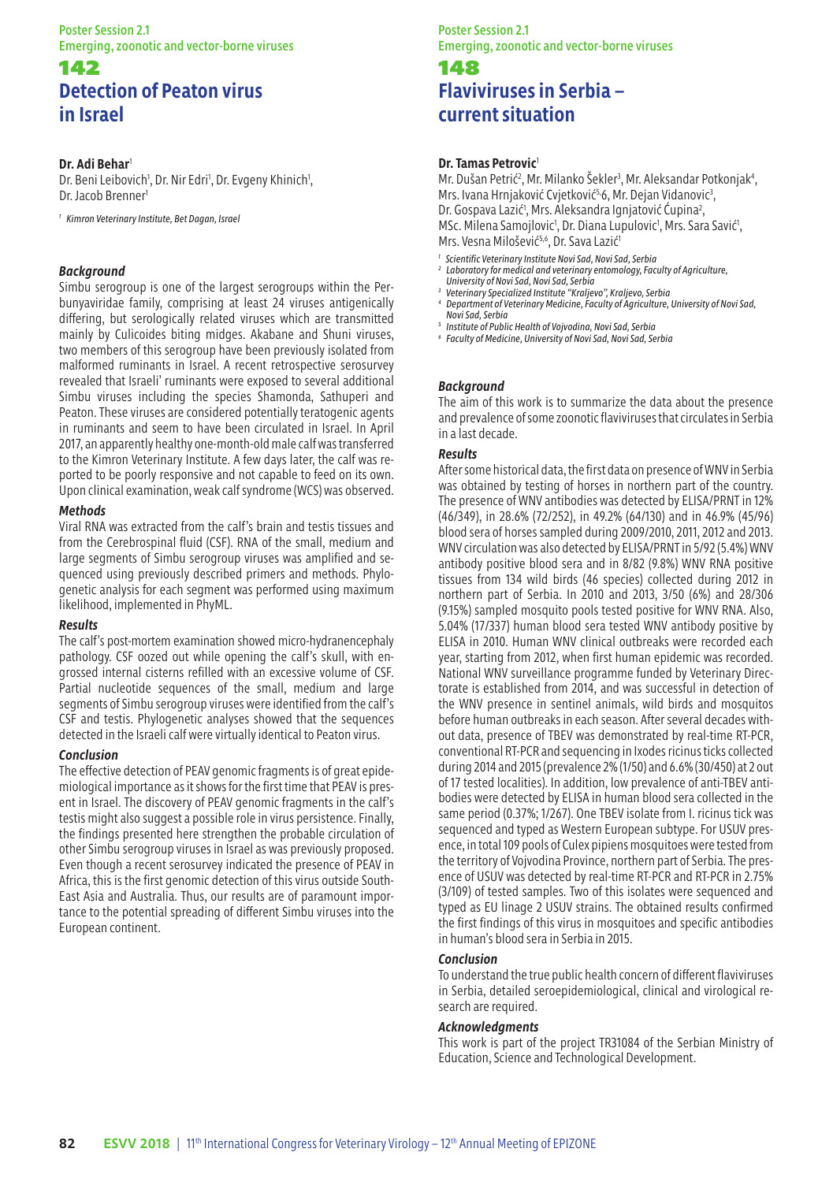Poster Session 2.1
Emerging, zoonotic and vector-borne viruses

# 142
## Detection of Peaton virus in Israel

**Dr. Adi Behar**[1]
Dr. Beni Leibovich[1], Dr. Nir Edri[1], Dr. Evgeny Khinich[1], Dr. Jacob Brenner[1]

[1] *Kimron Veterinary Institute, Bet Dagan, Israel*

### *Background*

Simbu serogroup is one of the largest serogroups within the Peribunyaviridae family, comprising at least 24 viruses antigenically differing, but serologically related viruses which are transmitted mainly by Culicoides biting midges. Akabane and Shuni viruses, two members of this serogroup have been previously isolated from malformed ruminants in Israel. A recent retrospective serosurvey revealed that Israeli' ruminants were exposed to several additional Simbu viruses including the species Shamonda, Sathuperi and Peaton. These viruses are considered potentially teratogenic agents in ruminants and seem to have been circulated in Israel. In April 2017, an apparently healthy one-month-old male calf was transferred to the Kimron Veterinary Institute. A few days later, the calf was reported to be poorly responsive and not capable to feed on its own. Upon clinical examination, weak calf syndrome (WCS) was observed.

### *Methods*

Viral RNA was extracted from the calf's brain and testis tissues and from the Cerebrospinal fluid (CSF). RNA of the small, medium and large segments of Simbu serogroup viruses was amplified and sequenced using previously described primers and methods. Phylogenetic analysis for each segment was performed using maximum likelihood, implemented in PhyML.

### *Results*

The calf's post-mortem examination showed micro-hydranencephaly pathology. CSF oozed out while opening the calf's skull, with engrossed internal cisterns refilled with an excessive volume of CSF. Partial nucleotide sequences of the small, medium and large segments of Simbu serogroup viruses were identified from the calf's CSF and testis. Phylogenetic analyses showed that the sequences detected in the Israeli calf were virtually identical to Peaton virus.

### *Conclusion*

The effective detection of PEAV genomic fragments is of great epidemiological importance as it shows for the first time that PEAV is present in Israel. The discovery of PEAV genomic fragments in the calf's testis might also suggest a possible role in virus persistence. Finally, the findings presented here strengthen the probable circulation of other Simbu serogroup viruses in Israel as was previously proposed. Even though a recent serosurvey indicated the presence of PEAV in Africa, this is the first genomic detection of this virus outside South-East Asia and Australia. Thus, our results are of paramount importance to the potential spreading of different Simbu viruses into the European continent.

Poster Session 2.1
Emerging, zoonotic and vector-borne viruses

# 148
## Flaviviruses in Serbia – current situation

**Dr. Tamas Petrovic**[1]
Mr. Dušan Petrić[2], Mr. Milanko Šekler[3], Mr. Aleksandar Potkonjak[4], Mrs. Ivana Hrnjaković Cvjetković[5,6], Mr. Dejan Vidanovic[3], Dr. Gospava Lazić[1], Mrs. Aleksandra Ignjatović Ćupina[2], MSc. Milena Samojlovic[1], Dr. Diana Lupulovic[1], Mrs. Sara Savić[1], Mrs. Vesna Milošević[5,6], Dr. Sava Lazić[1]

[1] *Scientific Veterinary Institute Novi Sad, Novi Sad, Serbia*
[2] *Laboratory for medical and veterinary entomology, Faculty of Agriculture, University of Novi Sad, Novi Sad, Serbia*
[3] *Veterinary Specialized Institute "Kraljevo", Kraljevo, Serbia*
[4] *Department of Veterinary Medicine, Faculty of Agriculture, University of Novi Sad, Novi Sad, Serbia*
[5] *Institute of Public Health of Vojvodina, Novi Sad, Serbia*
[6] *Faculty of Medicine, University of Novi Sad, Novi Sad, Serbia*

### *Background*

The aim of this work is to summarize the data about the presence and prevalence of some zoonotic flaviviruses that circulates in Serbia in a last decade.

### *Results*

After some historical data, the first data on presence of WNV in Serbia was obtained by testing of horses in northern part of the country. The presence of WNV antibodies was detected by ELISA/PRNT in 12% (46/349), in 28.6% (72/252), in 49.2% (64/130) and in 46.9% (45/96) blood sera of horses sampled during 2009/2010, 2011, 2012 and 2013. WNV circulation was also detected by ELISA/PRNT in 5/92 (5.4%) WNV antibody positive blood sera and in 8/82 (9.8%) WNV RNA positive tissues from 134 wild birds (46 species) collected during 2012 in northern part of Serbia. In 2010 and 2013, 3/50 (6%) and 28/306 (9.15%) sampled mosquito pools tested positive for WNV RNA. Also, 5.04% (17/337) human blood sera tested WNV antibody positive by ELISA in 2010. Human WNV clinical outbreaks were recorded each year, starting from 2012, when first human epidemic was recorded. National WNV surveillance programme funded by Veterinary Directorate is established from 2014, and was successful in detection of the WNV presence in sentinel animals, wild birds and mosquitos before human outbreaks in each season. After several decades without data, presence of TBEV was demonstrated by real-time RT-PCR, conventional RT-PCR and sequencing in Ixodes ricinus ticks collected during 2014 and 2015 (prevalence 2% (1/50) and 6.6% (30/450) at 2 out of 17 tested localities). In addition, low prevalence of anti-TBEV antibodies were detected by ELISA in human blood sera collected in the same period (0.37%; 1/267). One TBEV isolate from I. ricinus tick was sequenced and typed as Western European subtype. For USUV presence, in total 109 pools of Culex pipiens mosquitoes were tested from the territory of Vojvodina Province, northern part of Serbia. The presence of USUV was detected by real-time RT-PCR and RT-PCR in 2.75% (3/109) of tested samples. Two of this isolates were sequenced and typed as EU linage 2 USUV strains. The obtained results confirmed the first findings of this virus in mosquitoes and specific antibodies in human's blood sera in Serbia in 2015.

### *Conclusion*

To understand the true public health concern of different flaviviruses in Serbia, detailed seroepidemiological, clinical and virological research are required.

### *Acknowledgments*

This work is part of the project TR31084 of the Serbian Ministry of Education, Science and Technological Development.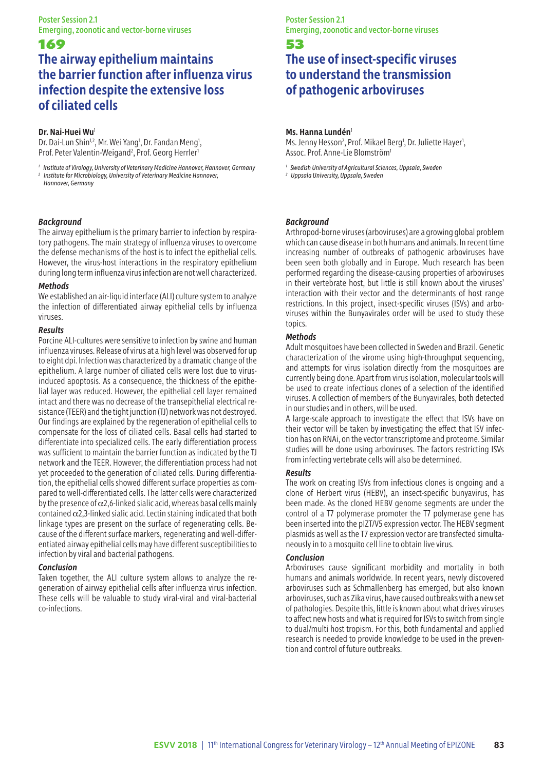Poster Session 2.1
Emerging, zoonotic and vector-borne viruses

## 169

# The airway epithelium maintains the barrier function after influenza virus infection despite the extensive loss of ciliated cells

**Dr. Nai-Huei Wu**[1]

Dr. Dai-Lun Shin[1,2], Mr. Wei Yang[1], Dr. Fandan Meng[1], Prof. Peter Valentin-Weigand[2], Prof. Georg Herrler[1]

*[1] Institute of Virology, University of Veterinary Medicine Hannover, Hannover, Germany*
*[2] Institute for Microbiology, University of Veterinary Medicine Hannover, Hannover, Germany*

### *Background*

The airway epithelium is the primary barrier to infection by respiratory pathogens. The main strategy of influenza viruses to overcome the defense mechanisms of the host is to infect the epithelial cells. However, the virus-host interactions in the respiratory epithelium during long term influenza virus infection are not well characterized.

### *Methods*

We established an air-liquid interface (ALI) culture system to analyze the infection of differentiated airway epithelial cells by influenza viruses.

### *Results*

Porcine ALI-cultures were sensitive to infection by swine and human influenza viruses. Release of virus at a high level was observed for up to eight dpi. Infection was characterized by a dramatic change of the epithelium. A large number of ciliated cells were lost due to virus-induced apoptosis. As a consequence, the thickness of the epithelial layer was reduced. However, the epithelial cell layer remained intact and there was no decrease of the transepithelial electrical resistance (TEER) and the tight junction (TJ) network was not destroyed. Our findings are explained by the regeneration of epithelial cells to compensate for the loss of ciliated cells. Basal cells had started to differentiate into specialized cells. The early differentiation process was sufficient to maintain the barrier function as indicated by the TJ network and the TEER. However, the differentiation process had not yet proceeded to the generation of ciliated cells. During differentiation, the epithelial cells showed different surface properties as compared to well-differentiated cells. The latter cells were characterized by the presence of $\alpha$2,6-linked sialic acid, whereas basal cells mainly contained $\alpha$2,3-linked sialic acid. Lectin staining indicated that both linkage types are present on the surface of regenerating cells. Because of the different surface markers, regenerating and well-differentiated airway epithelial cells may have different susceptibilities to infection by viral and bacterial pathogens.

### *Conclusion*

Taken together, the ALI culture system allows to analyze the regeneration of airway epithelial cells after influenza virus infection. These cells will be valuable to study viral-viral and viral-bacterial co-infections.

Poster Session 2.1
Emerging, zoonotic and vector-borne viruses

## 53

# The use of insect-specific viruses to understand the transmission of pathogenic arboviruses

**Ms. Hanna Lundén**[1]

Ms. Jenny Hesson[2], Prof. Mikael Berg[1], Dr. Juliette Hayer[1], Assoc. Prof. Anne-Lie Blomström[1]

*[1] Swedish University of Agricultural Sciences, Uppsala, Sweden*
*[2] Uppsala University, Uppsala, Sweden*

### *Background*

Arthropod-borne viruses (arboviruses) are a growing global problem which can cause disease in both humans and animals. In recent time increasing number of outbreaks of pathogenic arboviruses have been seen both globally and in Europe. Much research has been performed regarding the disease-causing properties of arboviruses in their vertebrate host, but little is still known about the viruses' interaction with their vector and the determinants of host range restrictions. In this project, insect-specific viruses (ISVs) and arboviruses within the Bunyavirales order will be used to study these topics.

### *Methods*

Adult mosquitoes have been collected in Sweden and Brazil. Genetic characterization of the virome using high-throughput sequencing, and attempts for virus isolation directly from the mosquitoes are currently being done. Apart from virus isolation, molecular tools will be used to create infectious clones of a selection of the identified viruses. A collection of members of the Bunyavirales, both detected in our studies and in others, will be used.

A large-scale approach to investigate the effect that ISVs have on their vector will be taken by investigating the effect that ISV infection has on RNAi, on the vector transcriptome and proteome. Similar studies will be done using arboviruses. The factors restricting ISVs from infecting vertebrate cells will also be determined.

### *Results*

The work on creating ISVs from infectious clones is ongoing and a clone of Herbert virus (HEBV), an insect-specific bunyavirus, has been made. As the cloned HEBV genome segments are under the control of a T7 polymerase promoter the T7 polymerase gene has been inserted into the pIZT/V5 expression vector. The HEBV segment plasmids as well as the T7 expression vector are transfected simultaneously in to a mosquito cell line to obtain live virus.

### *Conclusion*

Arboviruses cause significant morbidity and mortality in both humans and animals worldwide. In recent years, newly discovered arboviruses such as Schmallenberg has emerged, but also known arboviruses, such as Zika virus, have caused outbreaks with a new set of pathologies. Despite this, little is known about what drives viruses to affect new hosts and what is required for ISVs to switch from single to dual/multi host tropism. For this, both fundamental and applied research is needed to provide knowledge to be used in the prevention and control of future outbreaks.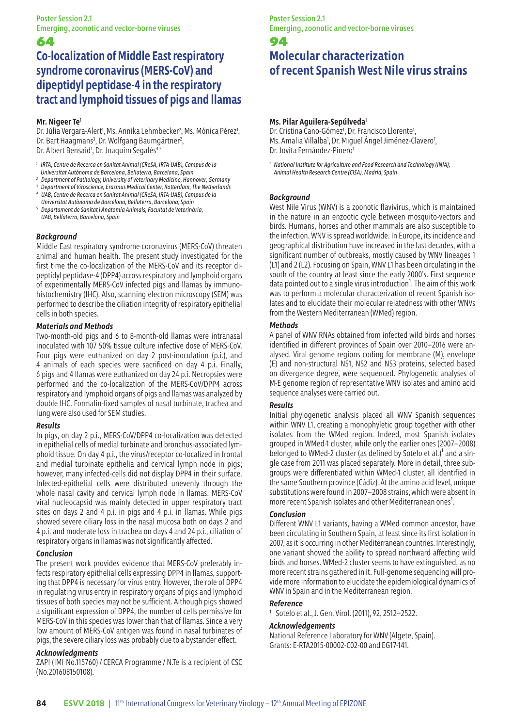Poster Session 2.1
Emerging, zoonotic and vector-borne viruses

## 64

# Co-localization of Middle East respiratory syndrome coronavirus (MERS-CoV) and dipeptidyl peptidase-4 in the respiratory tract and lymphoid tissues of pigs and llamas

**Mr. Nigeer Te**[1]
Dr. Júlia Vergara-Alert[1], Ms. Annika Lehmbecker[2], Ms. Mónica Pérez[1], Dr. Bart Haagmans[3], Dr. Wolfgang Baumgärtner[2], Dr. Albert Bensaid[1], Dr. Joaquim Segalés[4,5]

[1] *IRTA, Centre de Recerca en Sanitat Animal (CReSA, IRTA-UAB), Campus de la Universitat Autònoma de Barcelona, Bellaterra, Barcelona, Spain*
[2] *Department of Pathology, University of Veterinary Medicine, Hannover, Germany*
[3] *Department of Viroscience, Erasmus Medical Center, Rotterdam, The Netherlands*
[4] *UAB, Centre de Recerca en Sanitat Animal (CReSA, IRTA-UAB), Campus de la Universitat Autònoma de Barcelona, Bellaterra, Barcelona, Spain*
[5] *Departament de Sanitat i Anatomia Animals, Facultat de Veterinària, UAB, Bellaterra, Barcelona, Spain*

### *Background*

Middle East respiratory syndrome coronavirus (MERS-CoV) threaten animal and human health. The present study investigated for the first time the co-localization of the MERS-CoV and its receptor dipeptidyl peptidase-4 (DPP4) across respiratory and lymphoid organs of experimentally MERS-CoV infected pigs and llamas by immunohistochemistry (IHC). Also, scanning electron microscopy (SEM) was performed to describe the ciliation integrity of respiratory epithelial cells in both species.

### *Materials and Methods*

Two-month-old pigs and 6 to 8-month-old llamas were intranasal inoculated with 107 50% tissue culture infective dose of MERS-CoV. Four pigs were euthanized on day 2 post-inoculation (p.i.), and 4 animals of each species were sacrificed on day 4 p.i. Finally, 6 pigs and 4 llamas were euthanized on day 24 p.i. Necropsies were performed and the co-localization of the MERS-CoV/DPP4 across respiratory and lymphoid organs of pigs and llamas was analyzed by double IHC. Formalin-fixed samples of nasal turbinate, trachea and lung were also used for SEM studies.

### *Results*

In pigs, on day 2 p.i., MERS-CoV/DPP4 co-localization was detected in epithelial cells of medial turbinate and bronchus-associated lymphoid tissue. On day 4 p.i., the virus/receptor co-localized in frontal and medial turbinate epithelia and cervical lymph node in pigs; however, many infected-cells did not display DPP4 in their surface. Infected-epithelial cells were distributed unevenly through the whole nasal cavity and cervical lymph node in llamas. MERS-CoV viral nucleocapsid was mainly detected in upper respiratory tract sites on days 2 and 4 p.i. in pigs and 4 p.i. in llamas. While pigs showed severe ciliary loss in the nasal mucosa both on days 2 and 4 p.i. and moderate loss in trachea on days 4 and 24 p.i., ciliation of respiratory organs in llamas was not significantly affected.

### *Conclusion*

The present work provides evidence that MERS-CoV preferably infects respiratory epithelial cells expressing DPP4 in llamas, supporting that DPP4 is necessary for virus entry. However, the role of DPP4 in regulating virus entry in respiratory organs of pigs and lymphoid tissues of both species may not be sufficient. Although pigs showed a significant expression of DPP4, the number of cells permissive for MERS-CoV in this species was lower than that of llamas. Since a very low amount of MERS-CoV antigen was found in nasal turbinates of pigs, the severe ciliary loss was probably due to a bystander effect.

### *Acknowledgments*

ZAPI (IMI No.115760) / CERCA Programme / N.Te is a recipient of CSC (No.201608150108).

Poster Session 2.1
Emerging, zoonotic and vector-borne viruses

## 94

# Molecular characterization of recent Spanish West Nile virus strains

**Ms. Pilar Aguilera-Sepúlveda**[1]
Dr. Cristina Cano-Gómez[1], Dr. Francisco Llorente[1], Ms. Amalia Villalba[1], Dr. Miguel Ángel Jiménez-Clavero[1], Dr. Jovita Fernández-Pinero[1]

[1] *National Institute for Agriculture and Food Research and Technology (INIA), Animal Health Research Centre (CISA), Madrid, Spain*

### *Background*

West Nile virus (WNV) is a zoonotic flavivirus, which is maintained in the nature in an enzootic cycle between mosquito-vectors and birds. Humans, horses and other mammals are also susceptible to the infection. WNV is spread worldwide. In Europe, its incidence and geographical distribution have increased in the last decades, with a significant number of outbreaks, mostly caused by WNV lineages 1 (L1) and 2 (L2). Focusing on Spain, WNV L1 has been circulating in the south of the country at least since the early 2000's. First sequence data pointed out to a single virus introduction[1]. The aim of this work was to perform a molecular characterization of recent Spanish isolates and to elucidate their molecular relatedness with other WNVs from the Western Mediterranean (WMed) region.

### *Methods*

A panel of WNV RNAs obtained from infected wild birds and horses identified in different provinces of Spain over 2010–2016 were analysed. Viral genome regions coding for membrane (M), envelope (E) and non-structural NS1, NS2 and NS3 proteins, selected based on divergence degree, were sequenced. Phylogenetic analyses of M-E genome region of representative WNV isolates and amino acid sequence analyses were carried out.

### *Results*

Initial phylogenetic analysis placed all WNV Spanish sequences within WNV L1, creating a monophyletic group together with other isolates from the WMed region. Indeed, most Spanish isolates grouped in WMed-1 cluster, while only the earlier ones (2007–2008) belonged to WMed-2 cluster (as defined by Sotelo et al.)[1] and a single case from 2011 was placed separately. More in detail, three subgroups were differentiated within WMed-1 cluster, all identified in the same Southern province (Cádiz). At the amino acid level, unique substitutions were found in 2007–2008 strains, which were absent in more recent Spanish isolates and other Mediterranean ones[1].

### *Conclusion*

Different WNV L1 variants, having a WMed common ancestor, have been circulating in Southern Spain, at least since its first isolation in 2007, as it is occurring in other Mediterranean countries. Interestingly, one variant showed the ability to spread northward affecting wild birds and horses. WMed-2 cluster seems to have extinguished, as no more recent strains gathered in it. Full-genome sequencing will provide more information to elucidate the epidemiological dynamics of WNV in Spain and in the Mediterranean region.

### *Reference*

[1] Sotelo et al., J. Gen. Virol. (2011), 92, 2512–2522.

### *Acknowledgements*

National Reference Laboratory for WNV (Algete, Spain).
Grants: E-RTA2015-00002-C02-00 and EG17-141.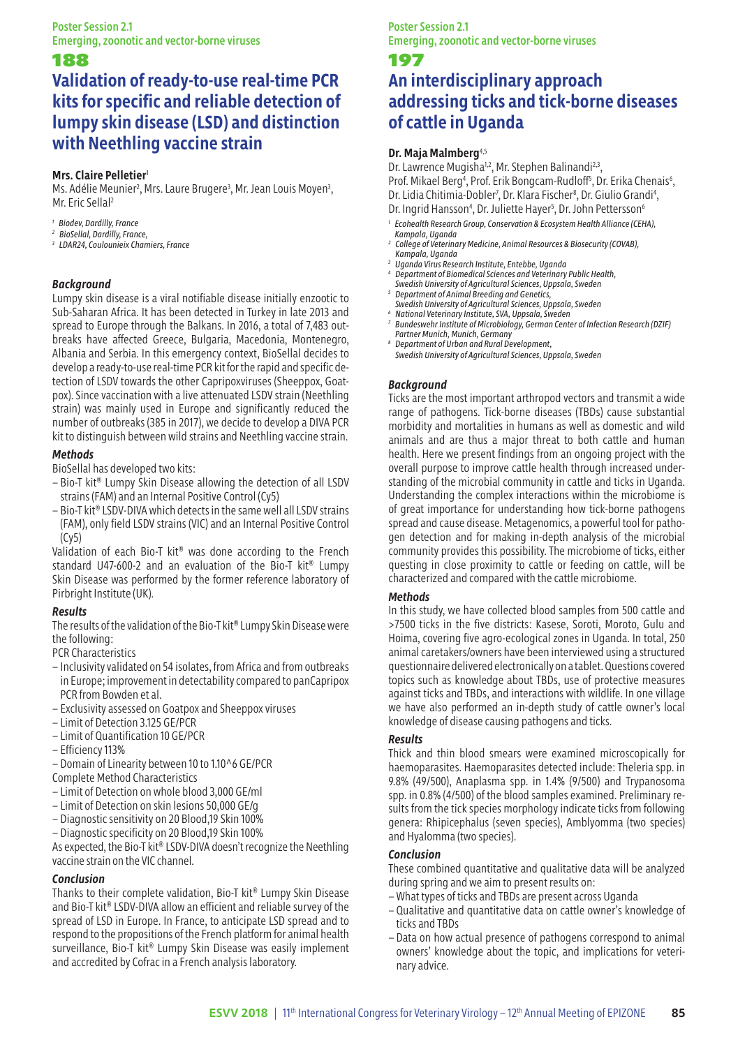Poster Session 2.1
Emerging, zoonotic and vector-borne viruses

## 188

# Validation of ready-to-use real-time PCR kits for specific and reliable detection of lumpy skin disease (LSD) and distinction with Neethling vaccine strain

**Mrs. Claire Pelletier**[1]

Ms. Adélie Meunier[2], Mrs. Laure Brugere[3], Mr. Jean Louis Moyen[3], Mr. Eric Sellal[2]

*[1] Biodev, Dardilly, France*
*[2] BioSellal, Dardilly, France,*
*[3] LDAR24, Coulounieix Chamiers, France*

### *Background*

Lumpy skin disease is a viral notifiable disease initially enzootic to Sub-Saharan Africa. It has been detected in Turkey in late 2013 and spread to Europe through the Balkans. In 2016, a total of 7,483 outbreaks have affected Greece, Bulgaria, Macedonia, Montenegro, Albania and Serbia. In this emergency context, BioSellal decides to develop a ready-to-use real-time PCR kit for the rapid and specific detection of LSDV towards the other Capripoxviruses (Sheeppox, Goatpox). Since vaccination with a live attenuated LSDV strain (Neethling strain) was mainly used in Europe and significantly reduced the number of outbreaks (385 in 2017), we decide to develop a DIVA PCR kit to distinguish between wild strains and Neethling vaccine strain.

### *Methods*

BioSellal has developed two kits:

– Bio-T kit® Lumpy Skin Disease allowing the detection of all LSDV strains (FAM) and an Internal Positive Control (Cy5)
– Bio-T kit® LSDV-DIVA which detects in the same well all LSDV strains (FAM), only field LSDV strains (VIC) and an Internal Positive Control (Cy5)

Validation of each Bio-T kit® was done according to the French standard U47-600-2 and an evaluation of the Bio-T kit® Lumpy Skin Disease was performed by the former reference laboratory of Pirbright Institute (UK).

### *Results*

The results of the validation of the Bio-T kit® Lumpy Skin Disease were the following:

PCR Characteristics

– Inclusivity validated on 54 isolates, from Africa and from outbreaks in Europe; improvement in detectability compared to panCapripox PCR from Bowden et al.
– Exclusivity assessed on Goatpox and Sheeppox viruses
– Limit of Detection 3.125 GE/PCR
– Limit of Quantification 10 GE/PCR
– Efficiency 113%
– Domain of Linearity between 10 to 1.10^6 GE/PCR

Complete Method Characteristics

– Limit of Detection on whole blood 3,000 GE/ml
– Limit of Detection on skin lesions 50,000 GE/g
– Diagnostic sensitivity on 20 Blood,19 Skin 100%
– Diagnostic specificity on 20 Blood,19 Skin 100%

As expected, the Bio-T kit® LSDV-DIVA doesn't recognize the Neethling vaccine strain on the VIC channel.

### *Conclusion*

Thanks to their complete validation, Bio-T kit® Lumpy Skin Disease and Bio-T kit® LSDV-DIVA allow an efficient and reliable survey of the spread of LSD in Europe. In France, to anticipate LSD spread and to respond to the propositions of the French platform for animal health surveillance, Bio-T kit® Lumpy Skin Disease was easily implement and accredited by Cofrac in a French analysis laboratory.

Poster Session 2.1
Emerging, zoonotic and vector-borne viruses

## 197

# An interdisciplinary approach addressing ticks and tick-borne diseases of cattle in Uganda

**Dr. Maja Malmberg**[4,5]

Dr. Lawrence Mugisha[1,2], Mr. Stephen Balinandi[2,3], Prof. Mikael Berg[4], Prof. Erik Bongcam-Rudloff[5], Dr. Erika Chenais[6], Dr. Lidia Chitimia-Dobler[7], Dr. Klara Fischer[8], Dr. Giulio Grandi[4], Dr. Ingrid Hansson[4], Dr. Juliette Hayer[5], Dr. John Pettersson[6]

*[1] Ecohealth Research Group, Conservation & Ecosystem Health Alliance (CEHA), Kampala, Uganda*
*[2] College of Veterinary Medicine, Animal Resources & Biosecurity (COVAB), Kampala, Uganda*
*[3] Uganda Virus Research Institute, Entebbe, Uganda*
*[4] Department of Biomedical Sciences and Veterinary Public Health, Swedish University of Agricultural Sciences, Uppsala, Sweden*
*[5] Department of Animal Breeding and Genetics, Swedish University of Agricultural Sciences, Uppsala, Sweden*
*[6] National Veterinary Institute, SVA, Uppsala, Sweden*
*[7] Bundeswehr Institute of Microbiology, German Center of Infection Research (DZIF) Partner Munich, Munich, Germany*
*[8] Department of Urban and Rural Development, Swedish University of Agricultural Sciences, Uppsala, Sweden*

### *Background*

Ticks are the most important arthropod vectors and transmit a wide range of pathogens. Tick-borne diseases (TBDs) cause substantial morbidity and mortalities in humans as well as domestic and wild animals and are thus a major threat to both cattle and human health. Here we present findings from an ongoing project with the overall purpose to improve cattle health through increased understanding of the microbial community in cattle and ticks in Uganda. Understanding the complex interactions within the microbiome is of great importance for understanding how tick-borne pathogens spread and cause disease. Metagenomics, a powerful tool for pathogen detection and for making in-depth analysis of the microbial community provides this possibility. The microbiome of ticks, either questing in close proximity to cattle or feeding on cattle, will be characterized and compared with the cattle microbiome.

### *Methods*

In this study, we have collected blood samples from 500 cattle and >7500 ticks in the five districts: Kasese, Soroti, Moroto, Gulu and Hoima, covering five agro-ecological zones in Uganda. In total, 250 animal caretakers/owners have been interviewed using a structured questionnaire delivered electronically on a tablet. Questions covered topics such as knowledge about TBDs, use of protective measures against ticks and TBDs, and interactions with wildlife. In one village we have also performed an in-depth study of cattle owner's local knowledge of disease causing pathogens and ticks.

### *Results*

Thick and thin blood smears were examined microscopically for haemoparasites. Haemoparasites detected include: Theleria spp. in 9.8% (49/500), Anaplasma spp. in 1.4% (9/500) and Trypanosoma spp. in 0.8% (4/500) of the blood samples examined. Preliminary results from the tick species morphology indicate ticks from following genera: Rhipicephalus (seven species), Amblyomma (two species) and Hyalomma (two species).

### *Conclusion*

These combined quantitative and qualitative data will be analyzed during spring and we aim to present results on:

– What types of ticks and TBDs are present across Uganda
– Qualitative and quantitative data on cattle owner's knowledge of ticks and TBDs
– Data on how actual presence of pathogens correspond to animal owners' knowledge about the topic, and implications for veterinary advice.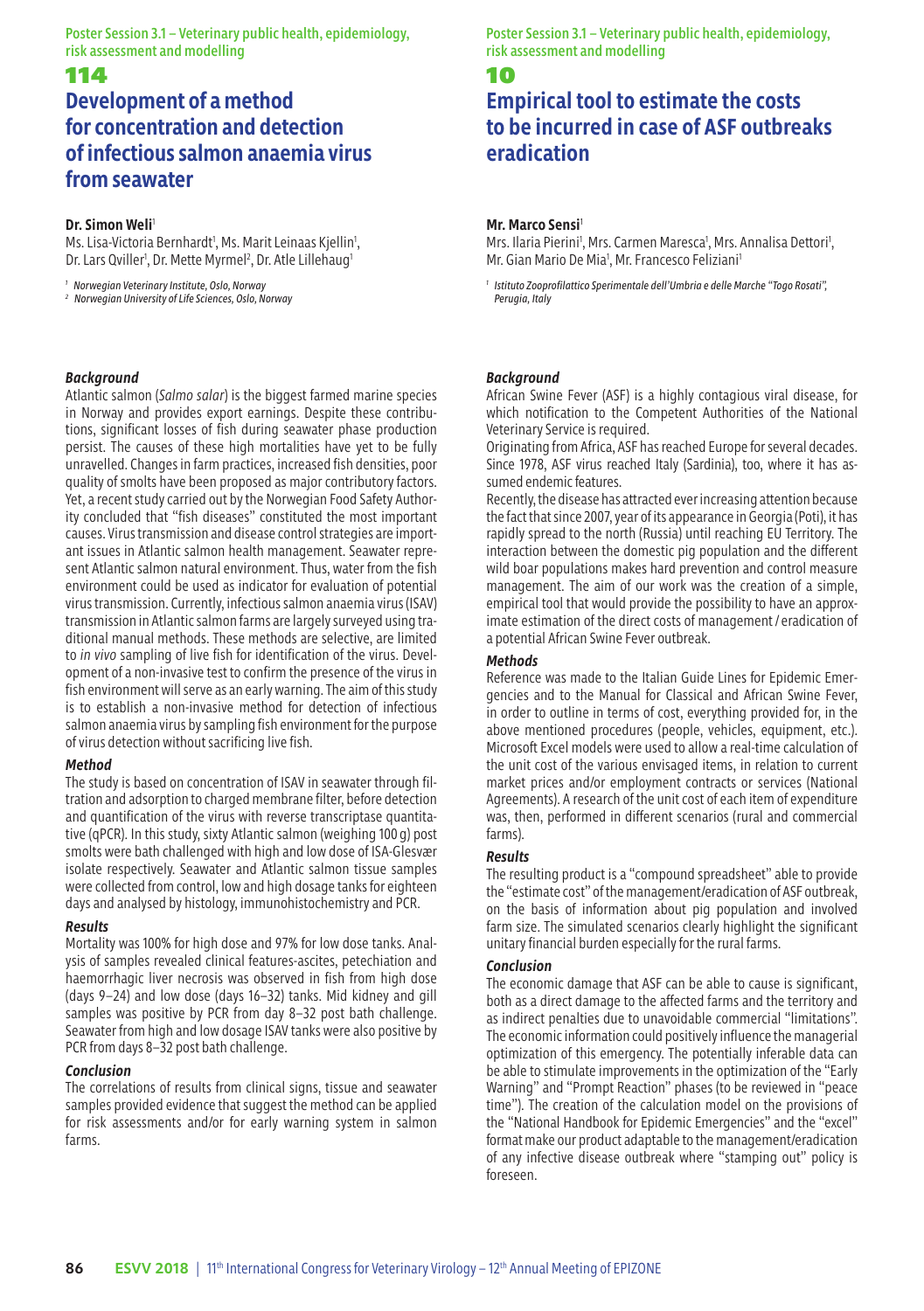Poster Session 3.1 – Veterinary public health, epidemiology, risk assessment and modelling

## 114

# Development of a method for concentration and detection of infectious salmon anaemia virus from seawater

**Dr. Simon Weli**[1]
Ms. Lisa-Victoria Bernhardt[1], Ms. Marit Leinaas Kjellin[1], Dr. Lars Qviller[1], Dr. Mette Myrmel[2], Dr. Atle Lillehaug[1]

[1] *Norwegian Veterinary Institute, Oslo, Norway*
[2] *Norwegian University of Life Sciences, Oslo, Norway*

### *Background*

Atlantic salmon (*Salmo salar*) is the biggest farmed marine species in Norway and provides export earnings. Despite these contributions, significant losses of fish during seawater phase production persist. The causes of these high mortalities have yet to be fully unravelled. Changes in farm practices, increased fish densities, poor quality of smolts have been proposed as major contributory factors. Yet, a recent study carried out by the Norwegian Food Safety Authority concluded that "fish diseases" constituted the most important causes. Virus transmission and disease control strategies are important issues in Atlantic salmon health management. Seawater represent Atlantic salmon natural environment. Thus, water from the fish environment could be used as indicator for evaluation of potential virus transmission. Currently, infectious salmon anaemia virus (ISAV) transmission in Atlantic salmon farms are largely surveyed using traditional manual methods. These methods are selective, are limited to *in vivo* sampling of live fish for identification of the virus. Development of a non-invasive test to confirm the presence of the virus in fish environment will serve as an early warning. The aim of this study is to establish a non-invasive method for detection of infectious salmon anaemia virus by sampling fish environment for the purpose of virus detection without sacrificing live fish.

### *Method*

The study is based on concentration of ISAV in seawater through filtration and adsorption to charged membrane filter, before detection and quantification of the virus with reverse transcriptase quantitative (qPCR). In this study, sixty Atlantic salmon (weighing 100 g) post smolts were bath challenged with high and low dose of ISA-Glesvær isolate respectively. Seawater and Atlantic salmon tissue samples were collected from control, low and high dosage tanks for eighteen days and analysed by histology, immunohistochemistry and PCR.

### *Results*

Mortality was 100% for high dose and 97% for low dose tanks. Analysis of samples revealed clinical features-ascites, petechiation and haemorrhagic liver necrosis was observed in fish from high dose (days 9–24) and low dose (days 16–32) tanks. Mid kidney and gill samples was positive by PCR from day 8–32 post bath challenge. Seawater from high and low dosage ISAV tanks were also positive by PCR from days 8–32 post bath challenge.

### *Conclusion*

The correlations of results from clinical signs, tissue and seawater samples provided evidence that suggest the method can be applied for risk assessments and/or for early warning system in salmon farms.

Poster Session 3.1 – Veterinary public health, epidemiology, risk assessment and modelling

## 10

# Empirical tool to estimate the costs to be incurred in case of ASF outbreaks eradication

**Mr. Marco Sensi**[1]
Mrs. Ilaria Pierini[1], Mrs. Carmen Maresca[1], Mrs. Annalisa Dettori[1], Mr. Gian Mario De Mia[1], Mr. Francesco Feliziani[1]

[1] *Istituto Zooprofilattico Sperimentale dell'Umbria e delle Marche "Togo Rosati", Perugia, Italy*

### *Background*

African Swine Fever (ASF) is a highly contagious viral disease, for which notification to the Competent Authorities of the National Veterinary Service is required.

Originating from Africa, ASF has reached Europe for several decades. Since 1978, ASF virus reached Italy (Sardinia), too, where it has assumed endemic features.

Recently, the disease has attracted ever increasing attention because the fact that since 2007, year of its appearance in Georgia (Poti), it has rapidly spread to the north (Russia) until reaching EU Territory. The interaction between the domestic pig population and the different wild boar populations makes hard prevention and control measure management. The aim of our work was the creation of a simple, empirical tool that would provide the possibility to have an approximate estimation of the direct costs of management / eradication of a potential African Swine Fever outbreak.

### *Methods*

Reference was made to the Italian Guide Lines for Epidemic Emergencies and to the Manual for Classical and African Swine Fever, in order to outline in terms of cost, everything provided for, in the above mentioned procedures (people, vehicles, equipment, etc.). Microsoft Excel models were used to allow a real-time calculation of the unit cost of the various envisaged items, in relation to current market prices and/or employment contracts or services (National Agreements). A research of the unit cost of each item of expenditure was, then, performed in different scenarios (rural and commercial farms).

### *Results*

The resulting product is a "compound spreadsheet" able to provide the "estimate cost" of the management/eradication of ASF outbreak, on the basis of information about pig population and involved farm size. The simulated scenarios clearly highlight the significant unitary financial burden especially for the rural farms.

### *Conclusion*

The economic damage that ASF can be able to cause is significant, both as a direct damage to the affected farms and the territory and as indirect penalties due to unavoidable commercial "limitations". The economic information could positively influence the managerial optimization of this emergency. The potentially inferable data can be able to stimulate improvements in the optimization of the "Early Warning" and "Prompt Reaction" phases (to be reviewed in "peace time"). The creation of the calculation model on the provisions of the "National Handbook for Epidemic Emergencies" and the "excel" format make our product adaptable to the management/eradication of any infective disease outbreak where "stamping out" policy is foreseen.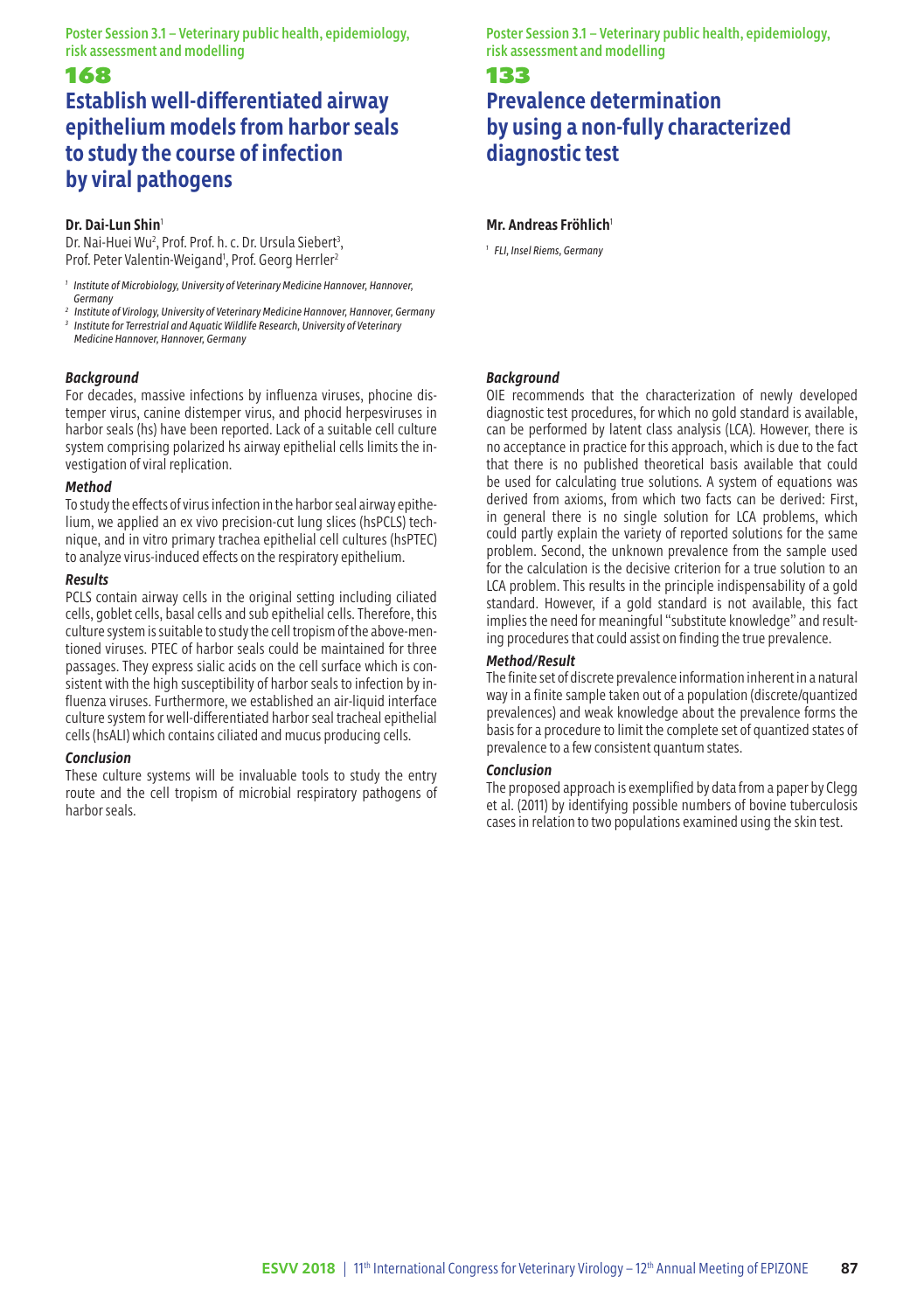Poster Session 3.1 – Veterinary public health, epidemiology, risk assessment and modelling

## 168

# Establish well-differentiated airway epithelium models from harbor seals to study the course of infection by viral pathogens

**Dr. Dai-Lun Shin**[1]

Dr. Nai-Huei Wu[2], Prof. Prof. h. c. Dr. Ursula Siebert[3], Prof. Peter Valentin-Weigand[1], Prof. Georg Herrler[2]

[1] *Institute of Microbiology, University of Veterinary Medicine Hannover, Hannover, Germany*
[2] *Institute of Virology, University of Veterinary Medicine Hannover, Hannover, Germany*
[3] *Institute for Terrestrial and Aquatic Wildlife Research, University of Veterinary Medicine Hannover, Hannover, Germany*

### *Background*

For decades, massive infections by influenza viruses, phocine distemper virus, canine distemper virus, and phocid herpesviruses in harbor seals (hs) have been reported. Lack of a suitable cell culture system comprising polarized hs airway epithelial cells limits the investigation of viral replication.

### *Method*

To study the effects of virus infection in the harbor seal airway epithelium, we applied an ex vivo precision-cut lung slices (hsPCLS) technique, and in vitro primary trachea epithelial cell cultures (hsPTEC) to analyze virus-induced effects on the respiratory epithelium.

### *Results*

PCLS contain airway cells in the original setting including ciliated cells, goblet cells, basal cells and sub epithelial cells. Therefore, this culture system is suitable to study the cell tropism of the above-mentioned viruses. PTEC of harbor seals could be maintained for three passages. They express sialic acids on the cell surface which is consistent with the high susceptibility of harbor seals to infection by influenza viruses. Furthermore, we established an air-liquid interface culture system for well-differentiated harbor seal tracheal epithelial cells (hsALI) which contains ciliated and mucus producing cells.

### *Conclusion*

These culture systems will be invaluable tools to study the entry route and the cell tropism of microbial respiratory pathogens of harbor seals.

Poster Session 3.1 – Veterinary public health, epidemiology, risk assessment and modelling

## 133

# Prevalence determination by using a non-fully characterized diagnostic test

**Mr. Andreas Fröhlich**[1]

[1] *FLI, Insel Riems, Germany*

### *Background*

OIE recommends that the characterization of newly developed diagnostic test procedures, for which no gold standard is available, can be performed by latent class analysis (LCA). However, there is no acceptance in practice for this approach, which is due to the fact that there is no published theoretical basis available that could be used for calculating true solutions. A system of equations was derived from axioms, from which two facts can be derived: First, in general there is no single solution for LCA problems, which could partly explain the variety of reported solutions for the same problem. Second, the unknown prevalence from the sample used for the calculation is the decisive criterion for a true solution to an LCA problem. This results in the principle indispensability of a gold standard. However, if a gold standard is not available, this fact implies the need for meaningful "substitute knowledge" and resulting procedures that could assist on finding the true prevalence.

### *Method/Result*

The finite set of discrete prevalence information inherent in a natural way in a finite sample taken out of a population (discrete/quantized prevalences) and weak knowledge about the prevalence forms the basis for a procedure to limit the complete set of quantized states of prevalence to a few consistent quantum states.

### *Conclusion*

The proposed approach is exemplified by data from a paper by Clegg et al. (2011) by identifying possible numbers of bovine tuberculosis cases in relation to two populations examined using the skin test.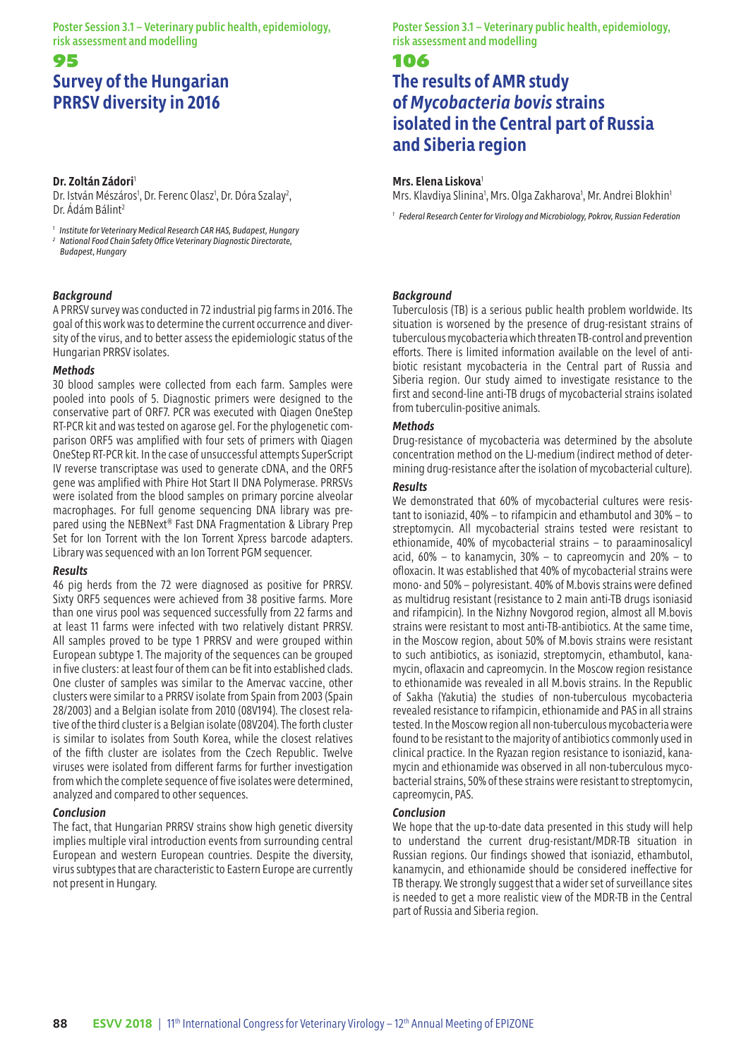Poster Session 3.1 – Veterinary public health, epidemiology, risk assessment and modelling

## 95

# Survey of the Hungarian PRRSV diversity in 2016

**Dr. Zoltán Zádori**[1]

Dr. István Mészáros[1], Dr. Ferenc Olasz[1], Dr. Dóra Szalay[2], Dr. Ádám Bálint[2]

[1] *Institute for Veterinary Medical Research CAR HAS, Budapest, Hungary*
[2] *National Food Chain Safety Office Veterinary Diagnostic Directorate, Budapest, Hungary*

### *Background*

A PRRSV survey was conducted in 72 industrial pig farms in 2016. The goal of this work was to determine the current occurrence and diversity of the virus, and to better assess the epidemiologic status of the Hungarian PRRSV isolates.

### *Methods*

30 blood samples were collected from each farm. Samples were pooled into pools of 5. Diagnostic primers were designed to the conservative part of ORF7. PCR was executed with Qiagen OneStep RT-PCR kit and was tested on agarose gel. For the phylogenetic comparison ORF5 was amplified with four sets of primers with Qiagen OneStep RT-PCR kit. In the case of unsuccessful attempts SuperScript IV reverse transcriptase was used to generate cDNA, and the ORF5 gene was amplified with Phire Hot Start II DNA Polymerase. PRRSVs were isolated from the blood samples on primary porcine alveolar macrophages. For full genome sequencing DNA library was prepared using the NEBNext® Fast DNA Fragmentation & Library Prep Set for Ion Torrent with the Ion Torrent Xpress barcode adapters. Library was sequenced with an Ion Torrent PGM sequencer.

### *Results*

46 pig herds from the 72 were diagnosed as positive for PRRSV. Sixty ORF5 sequences were achieved from 38 positive farms. More than one virus pool was sequenced successfully from 22 farms and at least 11 farms were infected with two relatively distant PRRSV. All samples proved to be type 1 PRRSV and were grouped within European subtype 1. The majority of the sequences can be grouped in five clusters: at least four of them can be fit into established clads. One cluster of samples was similar to the Amervac vaccine, other clusters were similar to a PRRSV isolate from Spain from 2003 (Spain 28/2003) and a Belgian isolate from 2010 (08V194). The closest relative of the third cluster is a Belgian isolate (08V204). The forth cluster is similar to isolates from South Korea, while the closest relatives of the fifth cluster are isolates from the Czech Republic. Twelve viruses were isolated from different farms for further investigation from which the complete sequence of five isolates were determined, analyzed and compared to other sequences.

### *Conclusion*

The fact, that Hungarian PRRSV strains show high genetic diversity implies multiple viral introduction events from surrounding central European and western European countries. Despite the diversity, virus subtypes that are characteristic to Eastern Europe are currently not present in Hungary.

Poster Session 3.1 – Veterinary public health, epidemiology, risk assessment and modelling

## 106

# The results of AMR study of *Mycobacteria bovis* strains isolated in the Central part of Russia and Siberia region

**Mrs. Elena Liskova**[1]

Mrs. Klavdiya Slinina[1], Mrs. Olga Zakharova[1], Mr. Andrei Blokhin[1]

[1] *Federal Research Center for Virology and Microbiology, Pokrov, Russian Federation*

### *Background*

Tuberculosis (TB) is a serious public health problem worldwide. Its situation is worsened by the presence of drug-resistant strains of tuberculous mycobacteria which threaten TB-control and prevention efforts. There is limited information available on the level of antibiotic resistant mycobacteria in the Central part of Russia and Siberia region. Our study aimed to investigate resistance to the first and second-line anti-TB drugs of mycobacterial strains isolated from tuberculin-positive animals.

### *Methods*

Drug-resistance of mycobacteria was determined by the absolute concentration method on the LJ-medium (indirect method of determining drug-resistance after the isolation of mycobacterial culture).

### *Results*

We demonstrated that 60% of mycobacterial cultures were resistant to isoniazid, 40% – to rifampicin and ethambutol and 30% – to streptomycin. All mycobacterial strains tested were resistant to ethionamide, 40% of mycobacterial strains – to paraaminosalicyl acid, 60% – to kanamycin, 30% – to capreomycin and 20% – to ofloxacin. It was established that 40% of mycobacterial strains were mono- and 50% – polyresistant. 40% of M.bovis strains were defined as multidrug resistant (resistance to 2 main anti-TB drugs isoniasid and rifampicin). In the Nizhny Novgorod region, almost all M.bovis strains were resistant to most anti-TB-antibiotics. At the same time, in the Moscow region, about 50% of M.bovis strains were resistant to such antibiotics, as isoniazid, streptomycin, ethambutol, kanamycin, oflaxacin and capreomycin. In the Moscow region resistance to ethionamide was revealed in all M.bovis strains. In the Republic of Sakha (Yakutia) the studies of non-tuberculous mycobacteria revealed resistance to rifampicin, ethionamide and PAS in all strains tested. In the Moscow region all non-tuberculous mycobacteria were found to be resistant to the majority of antibiotics commonly used in clinical practice. In the Ryazan region resistance to isoniazid, kanamycin and ethionamide was observed in all non-tuberculous mycobacterial strains, 50% of these strains were resistant to streptomycin, capreomycin, PAS.

### *Conclusion*

We hope that the up-to-date data presented in this study will help to understand the current drug-resistant/MDR-TB situation in Russian regions. Our findings showed that isoniazid, ethambutol, kanamycin, and ethionamide should be considered ineffective for TB therapy. We strongly suggest that a wider set of surveillance sites is needed to get a more realistic view of the MDR-TB in the Central part of Russia and Siberia region.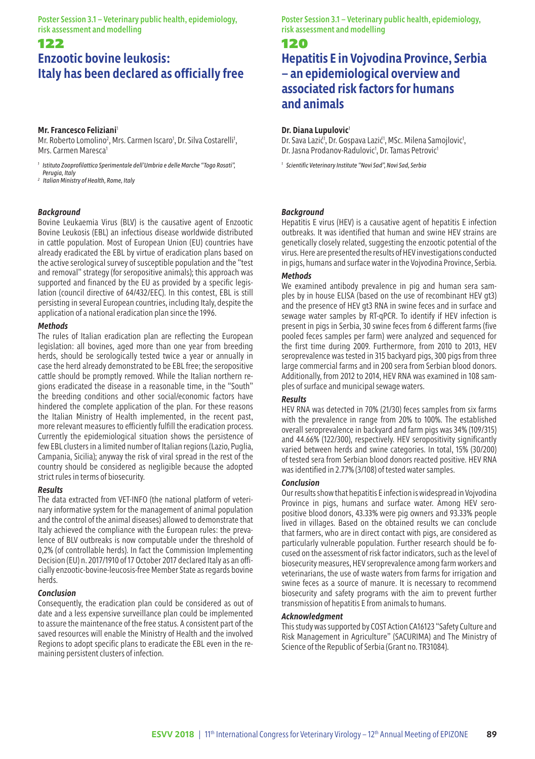Poster Session 3.1 – Veterinary public health, epidemiology, risk assessment and modelling

## 122

# Enzootic bovine leukosis: Italy has been declared as officially free

**Mr. Francesco Feliziani**[1]

Mr. Roberto Lomolino[2], Mrs. Carmen Iscaro[1], Dr. Silva Costarelli[1], Mrs. Carmen Maresca[1]

[1] *Istituto Zooprofilattico Sperimentale dell'Umbria e delle Marche "Togo Rosati", Perugia, Italy*

[2] *Italian Ministry of Health, Rome, Italy*

### *Background*

Bovine Leukaemia Virus (BLV) is the causative agent of Enzootic Bovine Leukosis (EBL) an infectious disease worldwide distributed in cattle population. Most of European Union (EU) countries have already eradicated the EBL by virtue of eradication plans based on the active serological survey of susceptible population and the "test and removal" strategy (for seropositive animals); this approach was supported and financed by the EU as provided by a specific legislation (council directive of 64/432/EEC). In this contest, EBL is still persisting in several European countries, including Italy, despite the application of a national eradication plan since the 1996.

### *Methods*

The rules of Italian eradication plan are reflecting the European legislation: all bovines, aged more than one year from breeding herds, should be serologically tested twice a year or annually in case the herd already demonstrated to be EBL free; the seropositive cattle should be promptly removed. While the Italian northern regions eradicated the disease in a reasonable time, in the "South" the breeding conditions and other social/economic factors have hindered the complete application of the plan. For these reasons the Italian Ministry of Health implemented, in the recent past, more relevant measures to efficiently fulfill the eradication process. Currently the epidemiological situation shows the persistence of few EBL clusters in a limited number of Italian regions (Lazio, Puglia, Campania, Sicilia); anyway the risk of viral spread in the rest of the country should be considered as negligible because the adopted strict rules in terms of biosecurity.

### *Results*

The data extracted from VET-INFO (the national platform of veterinary informative system for the management of animal population and the control of the animal diseases) allowed to demonstrate that Italy achieved the compliance with the European rules: the prevalence of BLV outbreaks is now computable under the threshold of 0,2% (of controllable herds). In fact the Commission Implementing Decision (EU) n. 2017/1910 of 17 October 2017 declared Italy as an officially enzootic-bovine-leucosis-free Member State as regards bovine herds.

### *Conclusion*

Consequently, the eradication plan could be considered as out of date and a less expensive surveillance plan could be implemented to assure the maintenance of the free status. A consistent part of the saved resources will enable the Ministry of Health and the involved Regions to adopt specific plans to eradicate the EBL even in the remaining persistent clusters of infection.

Poster Session 3.1 – Veterinary public health, epidemiology, risk assessment and modelling

## 120

# Hepatitis E in Vojvodina Province, Serbia – an epidemiological overview and associated risk factors for humans and animals

**Dr. Diana Lupulovic**[1]

Dr. Sava Lazić[1], Dr. Gospava Lazić[1], MSc. Milena Samojlovic[1], Dr. Jasna Prodanov-Radulovic[1], Dr. Tamas Petrovic[1]

[1] *Scientific Veterinary Institute "Novi Sad", Novi Sad, Serbia*

### *Background*

Hepatitis E virus (HEV) is a causative agent of hepatitis E infection outbreaks. It was identified that human and swine HEV strains are genetically closely related, suggesting the enzootic potential of the virus. Here are presented the results of HEV investigations conducted in pigs, humans and surface water in the Vojvodina Province, Serbia.

### *Methods*

We examined antibody prevalence in pig and human sera samples by in house ELISA (based on the use of recombinant HEV gt3) and the presence of HEV gt3 RNA in swine feces and in surface and sewage water samples by RT-qPCR. To identify if HEV infection is present in pigs in Serbia, 30 swine feces from 6 different farms (five pooled feces samples per farm) were analyzed and sequenced for the first time during 2009. Furthermore, from 2010 to 2013, HEV seroprevalence was tested in 315 backyard pigs, 300 pigs from three large commercial farms and in 200 sera from Serbian blood donors. Additionally, from 2012 to 2014, HEV RNA was examined in 108 samples of surface and municipal sewage waters.

### *Results*

HEV RNA was detected in 70% (21/30) feces samples from six farms with the prevalence in range from 20% to 100%. The established overall seroprevalence in backyard and farm pigs was 34% (109/315) and 44.66% (122/300), respectively. HEV seropositivity significantly varied between herds and swine categories. In total, 15% (30/200) of tested sera from Serbian blood donors reacted positive. HEV RNA was identified in 2.77% (3/108) of tested water samples.

### *Conclusion*

Our results show that hepatitis E infection is widespread in Vojvodina Province in pigs, humans and surface water. Among HEV seropositive blood donors, 43.33% were pig owners and 93.33% people lived in villages. Based on the obtained results we can conclude that farmers, who are in direct contact with pigs, are considered as particularly vulnerable population. Further research should be focused on the assessment of risk factor indicators, such as the level of biosecurity measures, HEV seroprevalence among farm workers and veterinarians, the use of waste waters from farms for irrigation and swine feces as a source of manure. It is necessary to recommend biosecurity and safety programs with the aim to prevent further transmission of hepatitis E from animals to humans.

### *Acknowledgment*

This study was supported by COST Action CA16123 "Safety Culture and Risk Management in Agriculture" (SACURIMA) and The Ministry of Science of the Republic of Serbia (Grant no. TR31084).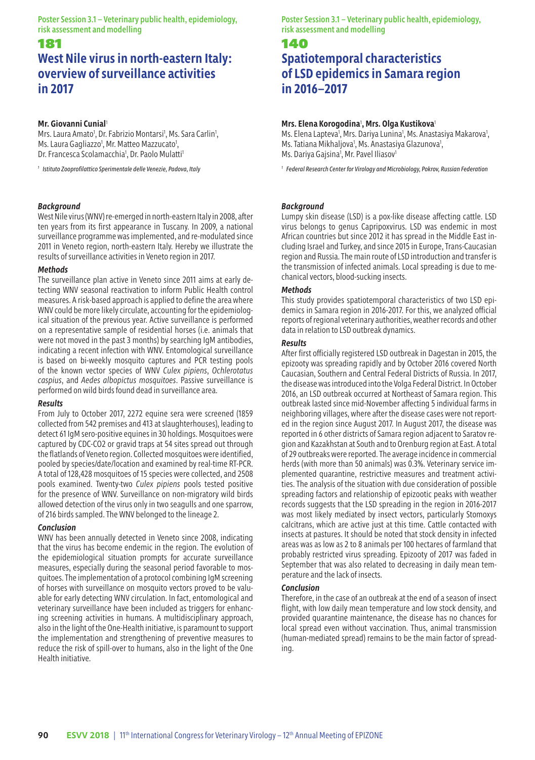Poster Session 3.1 – Veterinary public health, epidemiology, risk assessment and modelling

## 181

# West Nile virus in north-eastern Italy: overview of surveillance activities in 2017

**Mr. Giovanni Cunial**[1]

Mrs. Laura Amato[1], Dr. Fabrizio Montarsi[1], Ms. Sara Carlin[1], Ms. Laura Gagliazzo[1], Mr. Matteo Mazzucato[1], Dr. Francesca Scolamacchia[1], Dr. Paolo Mulatti[1]

[1] *Istituto Zooprofilattico Sperimentale delle Venezie, Padova, Italy*

### *Background*

West Nile virus (WNV) re-emerged in north-eastern Italy in 2008, after ten years from its first appearance in Tuscany. In 2009, a national surveillance programme was implemented, and re-modulated since 2011 in Veneto region, north-eastern Italy. Hereby we illustrate the results of surveillance activities in Veneto region in 2017.

### *Methods*

The surveillance plan active in Veneto since 2011 aims at early detecting WNV seasonal reactivation to inform Public Health control measures. A risk-based approach is applied to define the area where WNV could be more likely circulate, accounting for the epidemiological situation of the previous year. Active surveillance is performed on a representative sample of residential horses (i.e. animals that were not moved in the past 3 months) by searching IgM antibodies, indicating a recent infection with WNV. Entomological surveillance is based on bi-weekly mosquito captures and PCR testing pools of the known vector species of WNV *Culex pipiens*, *Ochlerotatus caspius*, and *Aedes albopictus mosquitoes*. Passive surveillance is performed on wild birds found dead in surveillance area.

### *Results*

From July to October 2017, 2272 equine sera were screened (1859 collected from 542 premises and 413 at slaughterhouses), leading to detect 61 IgM sero-positive equines in 30 holdings. Mosquitoes were captured by CDC-CO2 or gravid traps at 54 sites spread out through the flatlands of Veneto region. Collected mosquitoes were identified, pooled by species/date/location and examined by real-time RT-PCR. A total of 128,428 mosquitoes of 15 species were collected, and 2508 pools examined. Twenty-two *Culex pipiens* pools tested positive for the presence of WNV. Surveillance on non-migratory wild birds allowed detection of the virus only in two seagulls and one sparrow, of 216 birds sampled. The WNV belonged to the lineage 2.

### *Conclusion*

WNV has been annually detected in Veneto since 2008, indicating that the virus has become endemic in the region. The evolution of the epidemiological situation prompts for accurate surveillance measures, especially during the seasonal period favorable to mosquitoes. The implementation of a protocol combining IgM screening of horses with surveillance on mosquito vectors proved to be valuable for early detecting WNV circulation. In fact, entomological and veterinary surveillance have been included as triggers for enhancing screening activities in humans. A multidisciplinary approach, also in the light of the One-Health initiative, is paramount to support the implementation and strengthening of preventive measures to reduce the risk of spill-over to humans, also in the light of the One Health initiative.

Poster Session 3.1 – Veterinary public health, epidemiology, risk assessment and modelling

## 140

# Spatiotemporal characteristics of LSD epidemics in Samara region in 2016–2017

**Mrs. Elena Korogodina**[1]**, Mrs. Olga Kustikova**[1]

Ms. Elena Lapteva[1], Mrs. Dariya Lunina[1], Ms. Anastasiya Makarova[1], Ms. Tatiana Mikhaljova[1], Ms. Anastasiya Glazunova[1], Ms. Dariya Gajsina[1], Mr. Pavel Iliasov[1]

[1] *Federal Research Center for Virology and Microbiology, Pokrov, Russian Federation*

### *Background*

Lumpy skin disease (LSD) is a pox-like disease affecting cattle. LSD virus belongs to genus Capripoxvirus. LSD was endemic in most African countries but since 2012 it has spread in the Middle East including Israel and Turkey, and since 2015 in Europe, Trans-Caucasian region and Russia. The main route of LSD introduction and transfer is the transmission of infected animals. Local spreading is due to mechanical vectors, blood-sucking insects.

### *Methods*

This study provides spatiotemporal characteristics of two LSD epidemics in Samara region in 2016-2017. For this, we analyzed official reports of regional veterinary authorities, weather records and other data in relation to LSD outbreak dynamics.

### *Results*

After first officially registered LSD outbreak in Dagestan in 2015, the epizooty was spreading rapidly and by October 2016 covered North Caucasian, Southern and Central Federal Districts of Russia. In 2017, the disease was introduced into the Volga Federal District. In October 2016, an LSD outbreak occurred at Northeast of Samara region. This outbreak lasted since mid-November affecting 5 individual farms in neighboring villages, where after the disease cases were not reported in the region since August 2017. In August 2017, the disease was reported in 6 other districts of Samara region adjacent to Saratov region and Kazakhstan at South and to Orenburg region at East. A total of 29 outbreaks were reported. The average incidence in commercial herds (with more than 50 animals) was 0.3%. Veterinary service implemented quarantine, restrictive measures and treatment activities. The analysis of the situation with due consideration of possible spreading factors and relationship of epizootic peaks with weather records suggests that the LSD spreading in the region in 2016-2017 was most likely mediated by insect vectors, particularly Stomoxys calcitrans, which are active just at this time. Cattle contacted with insects at pastures. It should be noted that stock density in infected areas was as low as 2 to 8 animals per 100 hectares of farmland that probably restricted virus spreading. Epizooty of 2017 was faded in September that was also related to decreasing in daily mean temperature and the lack of insects.

### *Conclusion*

Therefore, in the case of an outbreak at the end of a season of insect flight, with low daily mean temperature and low stock density, and provided quarantine maintenance, the disease has no chances for local spread even without vaccination. Thus, animal transmission (human-mediated spread) remains to be the main factor of spreading.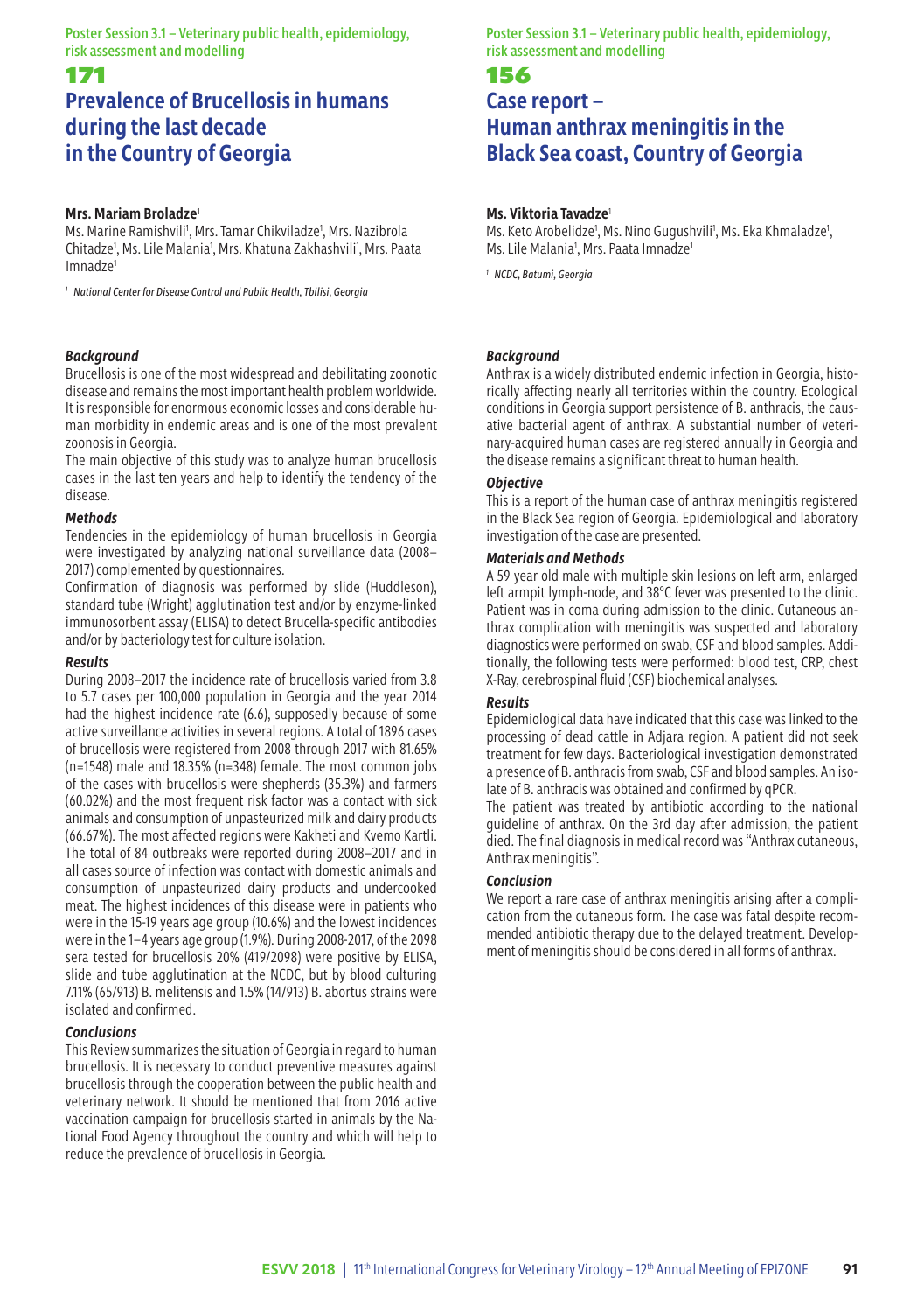Poster Session 3.1 – Veterinary public health, epidemiology, risk assessment and modelling

# 171

# Prevalence of Brucellosis in humans during the last decade in the Country of Georgia

**Mrs. Mariam Broladze**[1]

Ms. Marine Ramishvili[1], Mrs. Tamar Chikviladze[1], Mrs. Nazibrola Chitadze[1], Ms. Lile Malania[1], Mrs. Khatuna Zakhashvili[1], Mrs. Paata Imnadze[1]

[1] *National Center for Disease Control and Public Health, Tbilisi, Georgia*

### *Background*

Brucellosis is one of the most widespread and debilitating zoonotic disease and remains the most important health problem worldwide. It is responsible for enormous economic losses and considerable human morbidity in endemic areas and is one of the most prevalent zoonosis in Georgia.

The main objective of this study was to analyze human brucellosis cases in the last ten years and help to identify the tendency of the disease.

### *Methods*

Tendencies in the epidemiology of human brucellosis in Georgia were investigated by analyzing national surveillance data (2008–2017) complemented by questionnaires.

Confirmation of diagnosis was performed by slide (Huddleson), standard tube (Wright) agglutination test and/or by enzyme-linked immunosorbent assay (ELISA) to detect Brucella-specific antibodies and/or by bacteriology test for culture isolation.

### *Results*

During 2008–2017 the incidence rate of brucellosis varied from 3.8 to 5.7 cases per 100,000 population in Georgia and the year 2014 had the highest incidence rate (6.6), supposedly because of some active surveillance activities in several regions. A total of 1896 cases of brucellosis were registered from 2008 through 2017 with 81.65% (n=1548) male and 18.35% (n=348) female. The most common jobs of the cases with brucellosis were shepherds (35.3%) and farmers (60.02%) and the most frequent risk factor was a contact with sick animals and consumption of unpasteurized milk and dairy products (66.67%). The most affected regions were Kakheti and Kvemo Kartli. The total of 84 outbreaks were reported during 2008–2017 and in all cases source of infection was contact with domestic animals and consumption of unpasteurized dairy products and undercooked meat. The highest incidences of this disease were in patients who were in the 15-19 years age group (10.6%) and the lowest incidences were in the 1–4 years age group (1.9%). During 2008-2017, of the 2098 sera tested for brucellosis 20% (419/2098) were positive by ELISA, slide and tube agglutination at the NCDC, but by blood culturing 7.11% (65/913) B. melitensis and 1.5% (14/913) B. abortus strains were isolated and confirmed.

### *Conclusions*

This Review summarizes the situation of Georgia in regard to human brucellosis. It is necessary to conduct preventive measures against brucellosis through the cooperation between the public health and veterinary network. It should be mentioned that from 2016 active vaccination campaign for brucellosis started in animals by the National Food Agency throughout the country and which will help to reduce the prevalence of brucellosis in Georgia.

Poster Session 3.1 – Veterinary public health, epidemiology, risk assessment and modelling

# 156

# Case report – Human anthrax meningitis in the Black Sea coast, Country of Georgia

**Ms. Viktoria Tavadze**[1]

Ms. Keto Arobelidze[1], Ms. Nino Gugushvili[1], Ms. Eka Khmaladze[1], Ms. Lile Malania[1], Mrs. Paata Imnadze[1]

[1] *NCDC, Batumi, Georgia*

### *Background*

Anthrax is a widely distributed endemic infection in Georgia, historically affecting nearly all territories within the country. Ecological conditions in Georgia support persistence of B. anthracis, the causative bacterial agent of anthrax. A substantial number of veterinary-acquired human cases are registered annually in Georgia and the disease remains a significant threat to human health.

### *Objective*

This is a report of the human case of anthrax meningitis registered in the Black Sea region of Georgia. Epidemiological and laboratory investigation of the case are presented.

### *Materials and Methods*

A 59 year old male with multiple skin lesions on left arm, enlarged left armpit lymph-node, and 38°C fever was presented to the clinic. Patient was in coma during admission to the clinic. Cutaneous anthrax complication with meningitis was suspected and laboratory diagnostics were performed on swab, CSF and blood samples. Additionally, the following tests were performed: blood test, CRP, chest X-Ray, cerebrospinal fluid (CSF) biochemical analyses.

### *Results*

Epidemiological data have indicated that this case was linked to the processing of dead cattle in Adjara region. A patient did not seek treatment for few days. Bacteriological investigation demonstrated a presence of B. anthracis from swab, CSF and blood samples. An isolate of B. anthracis was obtained and confirmed by qPCR.

The patient was treated by antibiotic according to the national guideline of anthrax. On the 3rd day after admission, the patient died. The final diagnosis in medical record was "Anthrax cutaneous, Anthrax meningitis".

### *Conclusion*

We report a rare case of anthrax meningitis arising after a complication from the cutaneous form. The case was fatal despite recommended antibiotic therapy due to the delayed treatment. Development of meningitis should be considered in all forms of anthrax.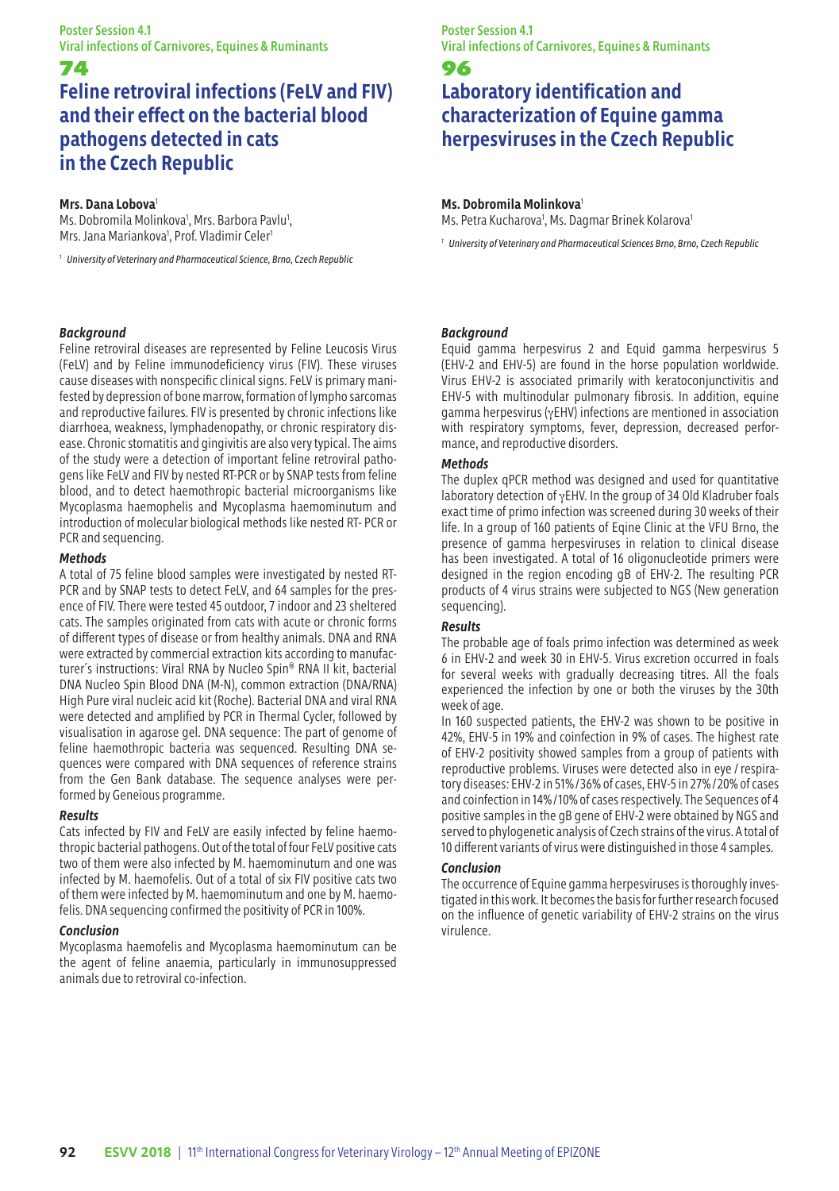Poster Session 4.1
Viral infections of Carnivores, Equines & Ruminants

## 74

# Feline retroviral infections (FeLV and FIV) and their effect on the bacterial blood pathogens detected in cats in the Czech Republic

**Mrs. Dana Lobova**[1]
Ms. Dobromila Molinkova[1], Mrs. Barbora Pavlu[1], Mrs. Jana Mariankova[1], Prof. Vladimir Celer[1]

[1] *University of Veterinary and Pharmaceutical Science, Brno, Czech Republic*

### *Background*

Feline retroviral diseases are represented by Feline Leucosis Virus (FeLV) and by Feline immunodeficiency virus (FIV). These viruses cause diseases with nonspecific clinical signs. FeLV is primary manifested by depression of bone marrow, formation of lympho sarcomas and reproductive failures. FIV is presented by chronic infections like diarrhoea, weakness, lymphadenopathy, or chronic respiratory disease. Chronic stomatitis and gingivitis are also very typical. The aims of the study were a detection of important feline retroviral pathogens like FeLV and FIV by nested RT-PCR or by SNAP tests from feline blood, and to detect haemothropic bacterial microorganisms like Mycoplasma haemophelis and Mycoplasma haemominutum and introduction of molecular biological methods like nested RT- PCR or PCR and sequencing.

### *Methods*

A total of 75 feline blood samples were investigated by nested RT-PCR and by SNAP tests to detect FeLV, and 64 samples for the presence of FIV. There were tested 45 outdoor, 7 indoor and 23 sheltered cats. The samples originated from cats with acute or chronic forms of different types of disease or from healthy animals. DNA and RNA were extracted by commercial extraction kits according to manufacturer´s instructions: Viral RNA by Nucleo Spin® RNA II kit, bacterial DNA Nucleo Spin Blood DNA (M-N), common extraction (DNA/RNA) High Pure viral nucleic acid kit (Roche). Bacterial DNA and viral RNA were detected and amplified by PCR in Thermal Cycler, followed by visualisation in agarose gel. DNA sequence: The part of genome of feline haemothropic bacteria was sequenced. Resulting DNA sequences were compared with DNA sequences of reference strains from the Gen Bank database. The sequence analyses were performed by Geneious programme.

### *Results*

Cats infected by FIV and FeLV are easily infected by feline haemothropic bacterial pathogens. Out of the total of four FeLV positive cats two of them were also infected by M. haemominutum and one was infected by M. haemofelis. Out of a total of six FIV positive cats two of them were infected by M. haemominutum and one by M. haemofelis. DNA sequencing confirmed the positivity of PCR in 100%.

### *Conclusion*

Mycoplasma haemofelis and Mycoplasma haemominutum can be the agent of feline anaemia, particularly in immunosuppressed animals due to retroviral co-infection.

Poster Session 4.1
Viral infections of Carnivores, Equines & Ruminants

## 96

# Laboratory identification and characterization of Equine gamma herpesviruses in the Czech Republic

**Ms. Dobromila Molinkova**[1]
Ms. Petra Kucharova[1], Ms. Dagmar Brinek Kolarova[1]

[1] *University of Veterinary and Pharmaceutical Sciences Brno, Brno, Czech Republic*

### *Background*

Equid gamma herpesvirus 2 and Equid gamma herpesvirus 5 (EHV-2 and EHV-5) are found in the horse population worldwide. Virus EHV-2 is associated primarily with keratoconjunctivitis and EHV-5 with multinodular pulmonary fibrosis. In addition, equine gamma herpesvirus (γEHV) infections are mentioned in association with respiratory symptoms, fever, depression, decreased performance, and reproductive disorders.

### *Methods*

The duplex qPCR method was designed and used for quantitative laboratory detection of γEHV. In the group of 34 Old Kladruber foals exact time of primo infection was screened during 30 weeks of their life. In a group of 160 patients of Eqine Clinic at the VFU Brno, the presence of gamma herpesviruses in relation to clinical disease has been investigated. A total of 16 oligonucleotide primers were designed in the region encoding gB of EHV-2. The resulting PCR products of 4 virus strains were subjected to NGS (New generation sequencing).

### *Results*

The probable age of foals primo infection was determined as week 6 in EHV-2 and week 30 in EHV-5. Virus excretion occurred in foals for several weeks with gradually decreasing titres. All the foals experienced the infection by one or both the viruses by the 30th week of age.

In 160 suspected patients, the EHV-2 was shown to be positive in 42%, EHV-5 in 19% and coinfection in 9% of cases. The highest rate of EHV-2 positivity showed samples from a group of patients with reproductive problems. Viruses were detected also in eye / respiratory diseases: EHV-2 in 51% / 36% of cases, EHV-5 in 27% / 20% of cases and coinfection in 14% / 10% of cases respectively. The Sequences of 4 positive samples in the gB gene of EHV-2 were obtained by NGS and served to phylogenetic analysis of Czech strains of the virus. A total of 10 different variants of virus were distinguished in those 4 samples.

### *Conclusion*

The occurrence of Equine gamma herpesviruses is thoroughly investigated in this work. It becomes the basis for further research focused on the influence of genetic variability of EHV-2 strains on the virus virulence.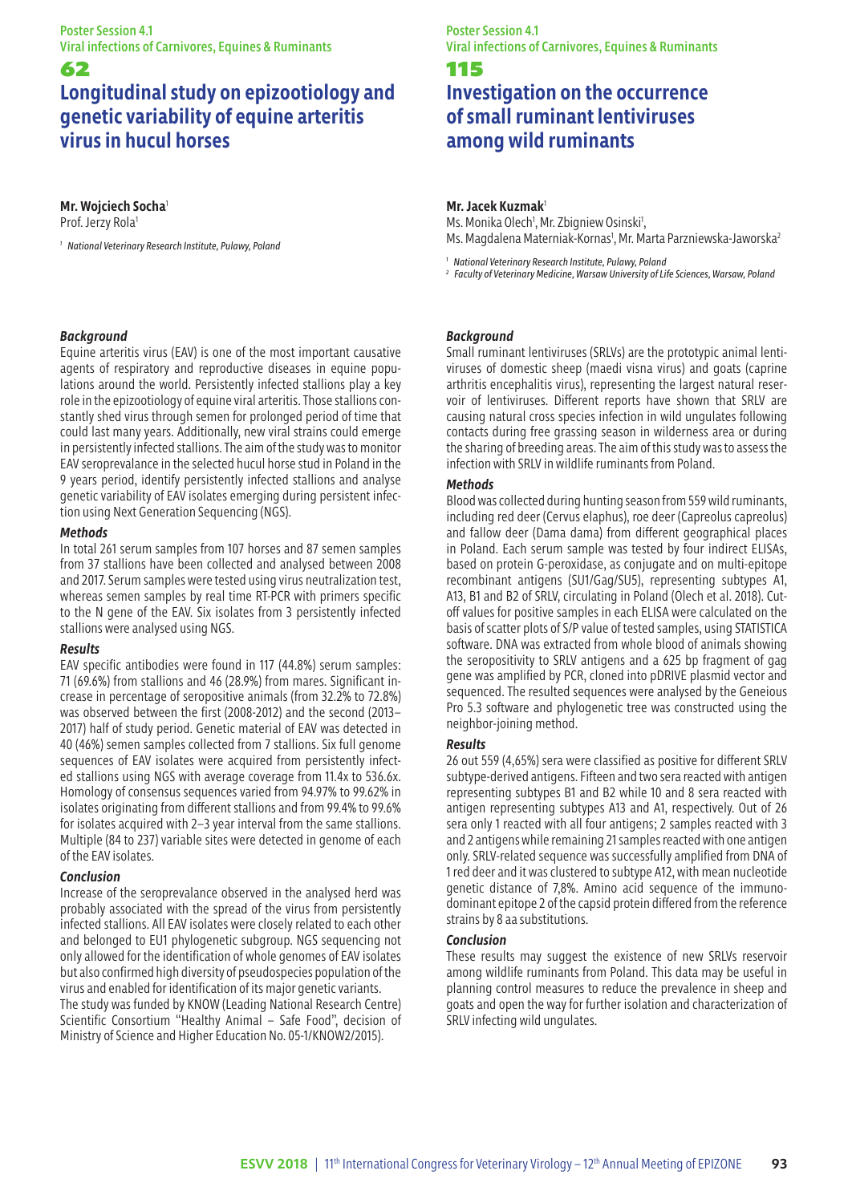Poster Session 4.1
Viral infections of Carnivores, Equines & Ruminants

## 62

# Longitudinal study on epizootiology and genetic variability of equine arteritis virus in hucul horses

**Mr. Wojciech Socha**[1]
Prof. Jerzy Rola[1]

[1] *National Veterinary Research Institute, Pulawy, Poland*

### *Background*

Equine arteritis virus (EAV) is one of the most important causative agents of respiratory and reproductive diseases in equine populations around the world. Persistently infected stallions play a key role in the epizootiology of equine viral arteritis. Those stallions constantly shed virus through semen for prolonged period of time that could last many years. Additionally, new viral strains could emerge in persistently infected stallions. The aim of the study was to monitor EAV seroprevalance in the selected hucul horse stud in Poland in the 9 years period, identify persistently infected stallions and analyse genetic variability of EAV isolates emerging during persistent infection using Next Generation Sequencing (NGS).

### *Methods*

In total 261 serum samples from 107 horses and 87 semen samples from 37 stallions have been collected and analysed between 2008 and 2017. Serum samples were tested using virus neutralization test, whereas semen samples by real time RT-PCR with primers specific to the N gene of the EAV. Six isolates from 3 persistently infected stallions were analysed using NGS.

### *Results*

EAV specific antibodies were found in 117 (44.8%) serum samples: 71 (69.6%) from stallions and 46 (28.9%) from mares. Significant increase in percentage of seropositive animals (from 32.2% to 72.8%) was observed between the first (2008-2012) and the second (2013–2017) half of study period. Genetic material of EAV was detected in 40 (46%) semen samples collected from 7 stallions. Six full genome sequences of EAV isolates were acquired from persistently infected stallions using NGS with average coverage from 11.4x to 536.6x. Homology of consensus sequences varied from 94.97% to 99.62% in isolates originating from different stallions and from 99.4% to 99.6% for isolates acquired with 2–3 year interval from the same stallions. Multiple (84 to 237) variable sites were detected in genome of each of the EAV isolates.

### *Conclusion*

Increase of the seroprevalance observed in the analysed herd was probably associated with the spread of the virus from persistently infected stallions. All EAV isolates were closely related to each other and belonged to EU1 phylogenetic subgroup. NGS sequencing not only allowed for the identification of whole genomes of EAV isolates but also confirmed high diversity of pseudospecies population of the virus and enabled for identification of its major genetic variants.

The study was funded by KNOW (Leading National Research Centre) Scientific Consortium "Healthy Animal – Safe Food", decision of Ministry of Science and Higher Education No. 05-1/KNOW2/2015).

Poster Session 4.1
Viral infections of Carnivores, Equines & Ruminants

## 115

# Investigation on the occurrence of small ruminant lentiviruses among wild ruminants

**Mr. Jacek Kuzmak**[1]
Ms. Monika Olech[1], Mr. Zbigniew Osinski[1],
Ms. Magdalena Materniak-Kornas[1], Mr. Marta Parzniewska-Jaworska[2]

[1] *National Veterinary Research Institute, Pulawy, Poland*
[2] *Faculty of Veterinary Medicine, Warsaw University of Life Sciences, Warsaw, Poland*

### *Background*

Small ruminant lentiviruses (SRLVs) are the prototypic animal lentiviruses of domestic sheep (maedi visna virus) and goats (caprine arthritis encephalitis virus), representing the largest natural reservoir of lentiviruses. Different reports have shown that SRLV are causing natural cross species infection in wild ungulates following contacts during free grassing season in wilderness area or during the sharing of breeding areas. The aim of this study was to assess the infection with SRLV in wildlife ruminants from Poland.

### *Methods*

Blood was collected during hunting season from 559 wild ruminants, including red deer (Cervus elaphus), roe deer (Capreolus capreolus) and fallow deer (Dama dama) from different geographical places in Poland. Each serum sample was tested by four indirect ELISAs, based on protein G-peroxidase, as conjugate and on multi-epitope recombinant antigens (SU1/Gag/SU5), representing subtypes A1, A13, B1 and B2 of SRLV, circulating in Poland (Olech et al. 2018). Cut-off values for positive samples in each ELISA were calculated on the basis of scatter plots of S/P value of tested samples, using STATISTICA software. DNA was extracted from whole blood of animals showing the seropositivity to SRLV antigens and a 625 bp fragment of gag gene was amplified by PCR, cloned into pDRIVE plasmid vector and sequenced. The resulted sequences were analysed by the Geneious Pro 5.3 software and phylogenetic tree was constructed using the neighbor-joining method.

### *Results*

26 out 559 (4,65%) sera were classified as positive for different SRLV subtype-derived antigens. Fifteen and two sera reacted with antigen representing subtypes B1 and B2 while 10 and 8 sera reacted with antigen representing subtypes A13 and A1, respectively. Out of 26 sera only 1 reacted with all four antigens; 2 samples reacted with 3 and 2 antigens while remaining 21 samples reacted with one antigen only. SRLV-related sequence was successfully amplified from DNA of 1 red deer and it was clustered to subtype A12, with mean nucleotide genetic distance of 7,8%. Amino acid sequence of the immunodominant epitope 2 of the capsid protein differed from the reference strains by 8 aa substitutions.

### *Conclusion*

These results may suggest the existence of new SRLVs reservoir among wildlife ruminants from Poland. This data may be useful in planning control measures to reduce the prevalence in sheep and goats and open the way for further isolation and characterization of SRLV infecting wild ungulates.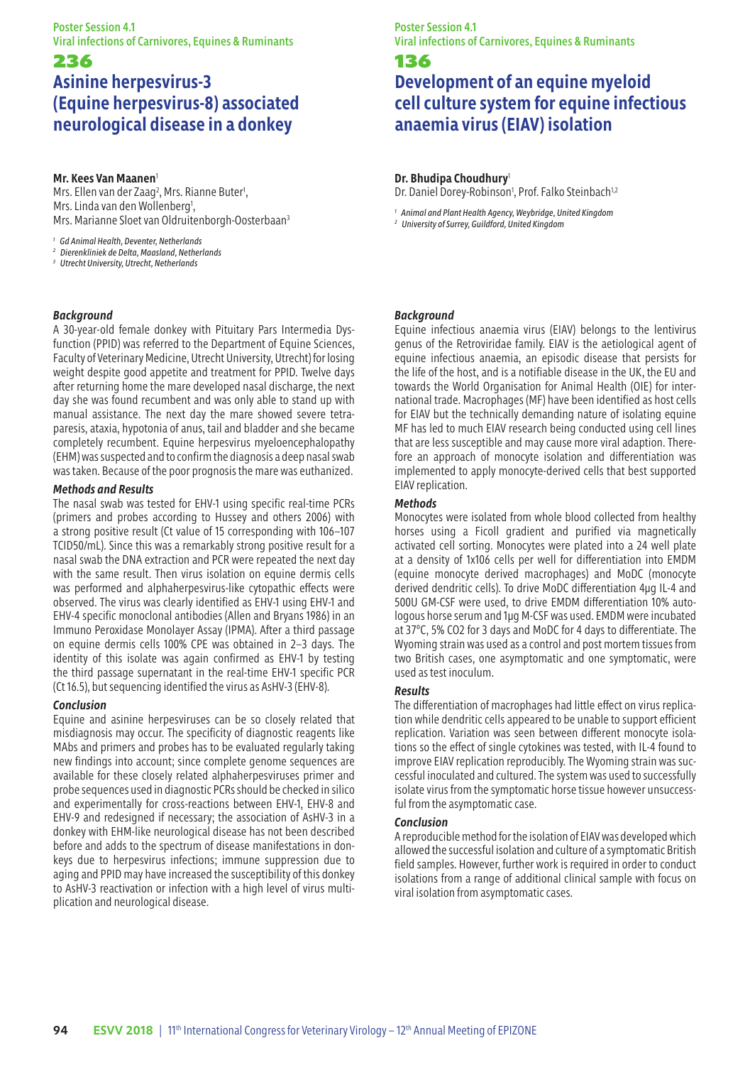Poster Session 4.1
Viral infections of Carnivores, Equines & Ruminants

# 236

## Asinine herpesvirus-3 (Equine herpesvirus-8) associated neurological disease in a donkey

**Mr. Kees Van Maanen**[1]
Mrs. Ellen van der Zaag[2], Mrs. Rianne Buter[1], Mrs. Linda van den Wollenberg[1], Mrs. Marianne Sloet van Oldruitenborgh-Oosterbaan[3]

*[1] Gd Animal Health, Deventer, Netherlands*
*[2] Dierenkliniek de Delta, Maasland, Netherlands*
*[3] Utrecht University, Utrecht, Netherlands*

### *Background*

A 30-year-old female donkey with Pituitary Pars Intermedia Dysfunction (PPID) was referred to the Department of Equine Sciences, Faculty of Veterinary Medicine, Utrecht University, Utrecht) for losing weight despite good appetite and treatment for PPID. Twelve days after returning home the mare developed nasal discharge, the next day she was found recumbent and was only able to stand up with manual assistance. The next day the mare showed severe tetraparesis, ataxia, hypotonia of anus, tail and bladder and she became completely recumbent. Equine herpesvirus myeloencephalopathy (EHM) was suspected and to confirm the diagnosis a deep nasal swab was taken. Because of the poor prognosis the mare was euthanized.

### *Methods and Results*

The nasal swab was tested for EHV-1 using specific real-time PCRs (primers and probes according to Hussey and others 2006) with a strong positive result (Ct value of 15 corresponding with $10^6$–$10^7$ TCID50/mL). Since this was a remarkably strong positive result for a nasal swab the DNA extraction and PCR were repeated the next day with the same result. Then virus isolation on equine dermis cells was performed and alphaherpesvirus-like cytopathic effects were observed. The virus was clearly identified as EHV-1 using EHV-1 and EHV-4 specific monoclonal antibodies (Allen and Bryans 1986) in an Immuno Peroxidase Monolayer Assay (IPMA). After a third passage on equine dermis cells 100% CPE was obtained in 2–3 days. The identity of this isolate was again confirmed as EHV-1 by testing the third passage supernatant in the real-time EHV-1 specific PCR (Ct 16.5), but sequencing identified the virus as AsHV-3 (EHV-8).

### *Conclusion*

Equine and asinine herpesviruses can be so closely related that misdiagnosis may occur. The specificity of diagnostic reagents like MAbs and primers and probes has to be evaluated regularly taking new findings into account; since complete genome sequences are available for these closely related alphaherpesviruses primer and probe sequences used in diagnostic PCRs should be checked in silico and experimentally for cross-reactions between EHV-1, EHV-8 and EHV-9 and redesigned if necessary; the association of AsHV-3 in a donkey with EHM-like neurological disease has not been described before and adds to the spectrum of disease manifestations in donkeys due to herpesvirus infections; immune suppression due to aging and PPID may have increased the susceptibility of this donkey to AsHV-3 reactivation or infection with a high level of virus multiplication and neurological disease.

Poster Session 4.1
Viral infections of Carnivores, Equines & Ruminants

# 136

## Development of an equine myeloid cell culture system for equine infectious anaemia virus (EIAV) isolation

**Dr. Bhudipa Choudhury**[1]
Dr. Daniel Dorey-Robinson[1], Prof. Falko Steinbach[1,2]

*[1] Animal and Plant Health Agency, Weybridge, United Kingdom*
*[2] University of Surrey, Guildford, United Kingdom*

### *Background*

Equine infectious anaemia virus (EIAV) belongs to the lentivirus genus of the Retroviridae family. EIAV is the aetiological agent of equine infectious anaemia, an episodic disease that persists for the life of the host, and is a notifiable disease in the UK, the EU and towards the World Organisation for Animal Health (OIE) for international trade. Macrophages (MF) have been identified as host cells for EIAV but the technically demanding nature of isolating equine MF has led to much EIAV research being conducted using cell lines that are less susceptible and may cause more viral adaption. Therefore an approach of monocyte isolation and differentiation was implemented to apply monocyte-derived cells that best supported EIAV replication.

### *Methods*

Monocytes were isolated from whole blood collected from healthy horses using a Ficoll gradient and purified via magnetically activated cell sorting. Monocytes were plated into a 24 well plate at a density of $1x10^6$ cells per well for differentiation into EMDM (equine monocyte derived macrophages) and MoDC (monocyte derived dendritic cells). To drive MoDC differentiation 4µg IL-4 and 500U GM-CSF were used, to drive EMDM differentiation 10% autologous horse serum and 1µg M-CSF was used. EMDM were incubated at 37°C, 5% $CO_2$ for 3 days and MoDC for 4 days to differentiate. The Wyoming strain was used as a control and post mortem tissues from two British cases, one asymptomatic and one symptomatic, were used as test inoculum.

### *Results*

The differentiation of macrophages had little effect on virus replication while dendritic cells appeared to be unable to support efficient replication. Variation was seen between different monocyte isolations so the effect of single cytokines was tested, with IL-4 found to improve EIAV replication reproducibly. The Wyoming strain was successful inoculated and cultured. The system was used to successfully isolate virus from the symptomatic horse tissue however unsuccessful from the asymptomatic case.

### *Conclusion*

A reproducible method for the isolation of EIAV was developed which allowed the successful isolation and culture of a symptomatic British field samples. However, further work is required in order to conduct isolations from a range of additional clinical sample with focus on viral isolation from asymptomatic cases.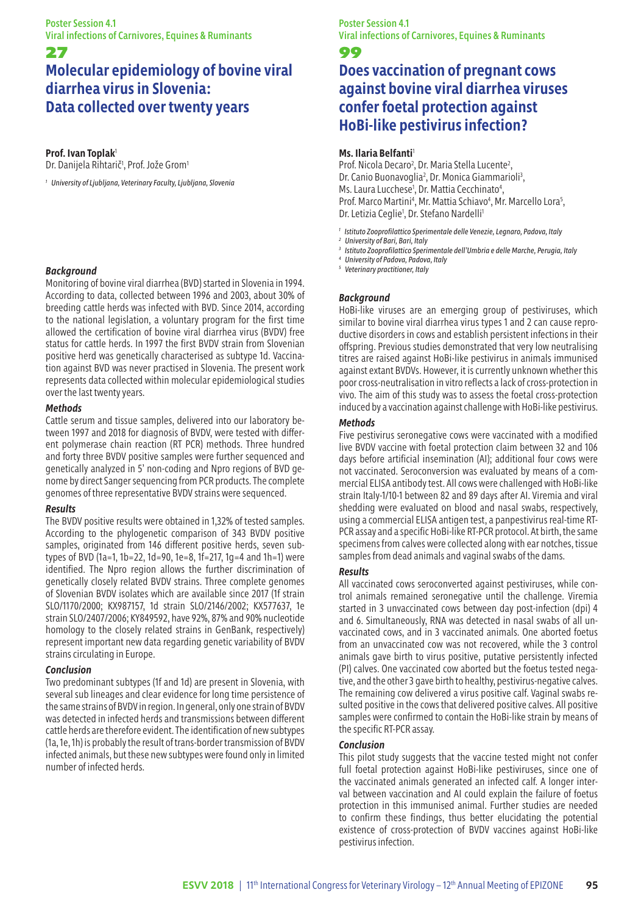Poster Session 4.1
Viral infections of Carnivores, Equines & Ruminants

**27**

# Molecular epidemiology of bovine viral diarrhea virus in Slovenia: Data collected over twenty years

**Prof. Ivan Toplak**[1]
Dr. Danijela Rihtarič[1], Prof. Jože Grom[1]

[1] *University of Ljubljana, Veterinary Faculty, Ljubljana, Slovenia*

### *Background*

Monitoring of bovine viral diarrhea (BVD) started in Slovenia in 1994. According to data, collected between 1996 and 2003, about 30% of breeding cattle herds was infected with BVD. Since 2014, according to the national legislation, a voluntary program for the first time allowed the certification of bovine viral diarrhea virus (BVDV) free status for cattle herds. In 1997 the first BVDV strain from Slovenian positive herd was genetically characterised as subtype 1d. Vaccination against BVD was never practised in Slovenia. The present work represents data collected within molecular epidemiological studies over the last twenty years.

### *Methods*

Cattle serum and tissue samples, delivered into our laboratory between 1997 and 2018 for diagnosis of BVDV, were tested with different polymerase chain reaction (RT PCR) methods. Three hundred and forty three BVDV positive samples were further sequenced and genetically analyzed in 5' non-coding and Npro regions of BVD genome by direct Sanger sequencing from PCR products. The complete genomes of three representative BVDV strains were sequenced.

### *Results*

The BVDV positive results were obtained in 1,32% of tested samples. According to the phylogenetic comparison of 343 BVDV positive samples, originated from 146 different positive herds, seven subtypes of BVD (1a=1, 1b=22, 1d=90, 1e=8, 1f=217, 1g=4 and 1h=1) were identified. The Npro region allows the further discrimination of genetically closely related BVDV strains. Three complete genomes of Slovenian BVDV isolates which are available since 2017 (1f strain SLO/1170/2000; KX987157, 1d strain SLO/2146/2002; KX577637, 1e strain SLO/2407/2006; KY849592, have 92%, 87% and 90% nucleotide homology to the closely related strains in GenBank, respectively) represent important new data regarding genetic variability of BVDV strains circulating in Europe.

### *Conclusion*

Two predominant subtypes (1f and 1d) are present in Slovenia, with several sub lineages and clear evidence for long time persistence of the same strains of BVDV in region. In general, only one strain of BVDV was detected in infected herds and transmissions between different cattle herds are therefore evident. The identification of new subtypes (1a, 1e, 1h) is probably the result of trans-border transmission of BVDV infected animals, but these new subtypes were found only in limited number of infected herds.

Poster Session 4.1
Viral infections of Carnivores, Equines & Ruminants

**99**

# Does vaccination of pregnant cows against bovine viral diarrhea viruses confer foetal protection against HoBi-like pestivirus infection?

**Ms. Ilaria Belfanti**[1]
Prof. Nicola Decaro[2], Dr. Maria Stella Lucente[2], Dr. Canio Buonavoglia[2], Dr. Monica Giammarioli[3], Ms. Laura Lucchese[1], Dr. Mattia Cecchinato[4], Prof. Marco Martini[4], Mr. Mattia Schiavo[4], Mr. Marcello Lora[5], Dr. Letizia Ceglie[1], Dr. Stefano Nardelli[1]

[1] *Istituto Zooprofilattico Sperimentale delle Venezie, Legnaro, Padova, Italy*
[2] *University of Bari, Bari, Italy*
[3] *Istituto Zooprofilattico Sperimentale dell'Umbria e delle Marche, Perugia, Italy*
[4] *University of Padova, Padova, Italy*
[5] *Veterinary practitioner, Italy*

### *Background*

HoBi-like viruses are an emerging group of pestiviruses, which similar to bovine viral diarrhea virus types 1 and 2 can cause reproductive disorders in cows and establish persistent infections in their offspring. Previous studies demonstrated that very low neutralising titres are raised against HoBi-like pestivirus in animals immunised against extant BVDVs. However, it is currently unknown whether this poor cross-neutralisation in vitro reflects a lack of cross-protection in vivo. The aim of this study was to assess the foetal cross-protection induced by a vaccination against challenge with HoBi-like pestivirus.

### *Methods*

Five pestivirus seronegative cows were vaccinated with a modified live BVDV vaccine with foetal protection claim between 32 and 106 days before artificial insemination (AI); additional four cows were not vaccinated. Seroconversion was evaluated by means of a commercial ELISA antibody test. All cows were challenged with HoBi-like strain Italy-1/10-1 between 82 and 89 days after AI. Viremia and viral shedding were evaluated on blood and nasal swabs, respectively, using a commercial ELISA antigen test, a panpestivirus real-time RT-PCR assay and a specific HoBi-like RT-PCR protocol. At birth, the same specimens from calves were collected along with ear notches, tissue samples from dead animals and vaginal swabs of the dams.

### *Results*

All vaccinated cows seroconverted against pestiviruses, while control animals remained seronegative until the challenge. Viremia started in 3 unvaccinated cows between day post-infection (dpi) 4 and 6. Simultaneously, RNA was detected in nasal swabs of all unvaccinated cows, and in 3 vaccinated animals. One aborted foetus from an unvaccinated cow was not recovered, while the 3 control animals gave birth to virus positive, putative persistently infected (PI) calves. One vaccinated cow aborted but the foetus tested negative, and the other 3 gave birth to healthy, pestivirus-negative calves. The remaining cow delivered a virus positive calf. Vaginal swabs resulted positive in the cows that delivered positive calves. All positive samples were confirmed to contain the HoBi-like strain by means of the specific RT-PCR assay.

### *Conclusion*

This pilot study suggests that the vaccine tested might not confer full foetal protection against HoBi-like pestiviruses, since one of the vaccinated animals generated an infected calf. A longer interval between vaccination and AI could explain the failure of foetus protection in this immunised animal. Further studies are needed to confirm these findings, thus better elucidating the potential existence of cross-protection of BVDV vaccines against HoBi-like pestivirus infection.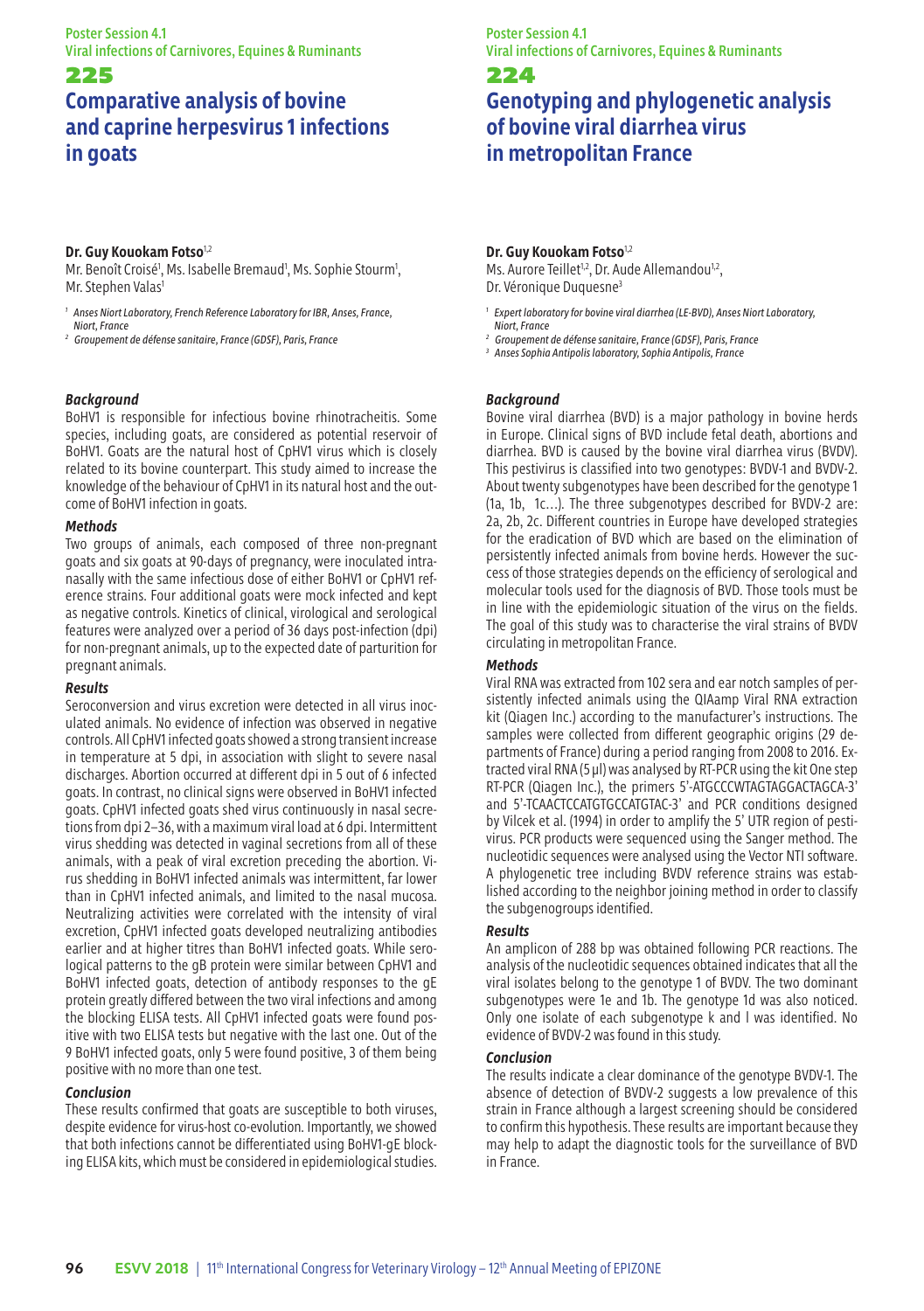Poster Session 4.1
Viral infections of Carnivores, Equines & Ruminants

# 225

## Comparative analysis of bovine and caprine herpesvirus 1 infections in goats

**Dr. Guy Kouokam Fotso**[1,2]
Mr. Benoît Croisé[1], Ms. Isabelle Bremaud[1], Ms. Sophie Stourm[1], Mr. Stephen Valas[1]

[1] *Anses Niort Laboratory, French Reference Laboratory for IBR, Anses, France, Niort, France*
[2] *Groupement de défense sanitaire, France (GDSF), Paris, France*

### *Background*

BoHV1 is responsible for infectious bovine rhinotracheitis. Some species, including goats, are considered as potential reservoir of BoHV1. Goats are the natural host of CpHV1 virus which is closely related to its bovine counterpart. This study aimed to increase the knowledge of the behaviour of CpHV1 in its natural host and the outcome of BoHV1 infection in goats.

### *Methods*

Two groups of animals, each composed of three non-pregnant goats and six goats at 90-days of pregnancy, were inoculated intranasally with the same infectious dose of either BoHV1 or CpHV1 reference strains. Four additional goats were mock infected and kept as negative controls. Kinetics of clinical, virological and serological features were analyzed over a period of 36 days post-infection (dpi) for non-pregnant animals, up to the expected date of parturition for pregnant animals.

### *Results*

Seroconversion and virus excretion were detected in all virus inoculated animals. No evidence of infection was observed in negative controls. All CpHV1 infected goats showed a strong transient increase in temperature at 5 dpi, in association with slight to severe nasal discharges. Abortion occurred at different dpi in 5 out of 6 infected goats. In contrast, no clinical signs were observed in BoHV1 infected goats. CpHV1 infected goats shed virus continuously in nasal secretions from dpi 2–36, with a maximum viral load at 6 dpi. Intermittent virus shedding was detected in vaginal secretions from all of these animals, with a peak of viral excretion preceding the abortion. Virus shedding in BoHV1 infected animals was intermittent, far lower than in CpHV1 infected animals, and limited to the nasal mucosa. Neutralizing activities were correlated with the intensity of viral excretion, CpHV1 infected goats developed neutralizing antibodies earlier and at higher titres than BoHV1 infected goats. While serological patterns to the gB protein were similar between CpHV1 and BoHV1 infected goats, detection of antibody responses to the gE protein greatly differed between the two viral infections and among the blocking ELISA tests. All CpHV1 infected goats were found positive with two ELISA tests but negative with the last one. Out of the 9 BoHV1 infected goats, only 5 were found positive, 3 of them being positive with no more than one test.

### *Conclusion*

These results confirmed that goats are susceptible to both viruses, despite evidence for virus-host co-evolution. Importantly, we showed that both infections cannot be differentiated using BoHV1-gE blocking ELISA kits, which must be considered in epidemiological studies.

Poster Session 4.1
Viral infections of Carnivores, Equines & Ruminants

# 224

## Genotyping and phylogenetic analysis of bovine viral diarrhea virus in metropolitan France

**Dr. Guy Kouokam Fotso**[1,2]
Ms. Aurore Teillet[1,2], Dr. Aude Allemandou[1,2], Dr. Véronique Duquesne[3]

[1] *Expert laboratory for bovine viral diarrhea (LE-BVD), Anses Niort Laboratory, Niort, France*
[2] *Groupement de défense sanitaire, France (GDSF), Paris, France*
[3] *Anses Sophia Antipolis laboratory, Sophia Antipolis, France*

### *Background*

Bovine viral diarrhea (BVD) is a major pathology in bovine herds in Europe. Clinical signs of BVD include fetal death, abortions and diarrhea. BVD is caused by the bovine viral diarrhea virus (BVDV). This pestivirus is classified into two genotypes: BVDV-1 and BVDV-2. About twenty subgenotypes have been described for the genotype 1 (1a, 1b, 1c…). The three subgenotypes described for BVDV-2 are: 2a, 2b, 2c. Different countries in Europe have developed strategies for the eradication of BVD which are based on the elimination of persistently infected animals from bovine herds. However the success of those strategies depends on the efficiency of serological and molecular tools used for the diagnosis of BVD. Those tools must be in line with the epidemiologic situation of the virus on the fields. The goal of this study was to characterise the viral strains of BVDV circulating in metropolitan France.

### *Methods*

Viral RNA was extracted from 102 sera and ear notch samples of persistently infected animals using the QIAmp Viral RNA extraction kit (Qiagen Inc.) according to the manufacturer's instructions. The samples were collected from different geographic origins (29 departments of France) during a period ranging from 2008 to 2016. Extracted viral RNA (5 µl) was analysed by RT-PCR using the kit One step RT-PCR (Qiagen Inc.), the primers 5'-ATGCCCWTAGTAGGACTAGCA-3' and 5'-TCAACTCCATGTGCCATGTAC-3' and PCR conditions designed by Vilcek et al. (1994) in order to amplify the 5' UTR region of pestivirus. PCR products were sequenced using the Sanger method. The nucleotidic sequences were analysed using the Vector NTI software. A phylogenetic tree including BVDV reference strains was established according to the neighbor joining method in order to classify the subgenogroups identified.

### *Results*

An amplicon of 288 bp was obtained following PCR reactions. The analysis of the nucleotidic sequences obtained indicates that all the viral isolates belong to the genotype 1 of BVDV. The two dominant subgenotypes were 1e and 1b. The genotype 1d was also noticed. Only one isolate of each subgenotype k and l was identified. No evidence of BVDV-2 was found in this study.

### *Conclusion*

The results indicate a clear dominance of the genotype BVDV-1. The absence of detection of BVDV-2 suggests a low prevalence of this strain in France although a largest screening should be considered to confirm this hypothesis. These results are important because they may help to adapt the diagnostic tools for the surveillance of BVD in France.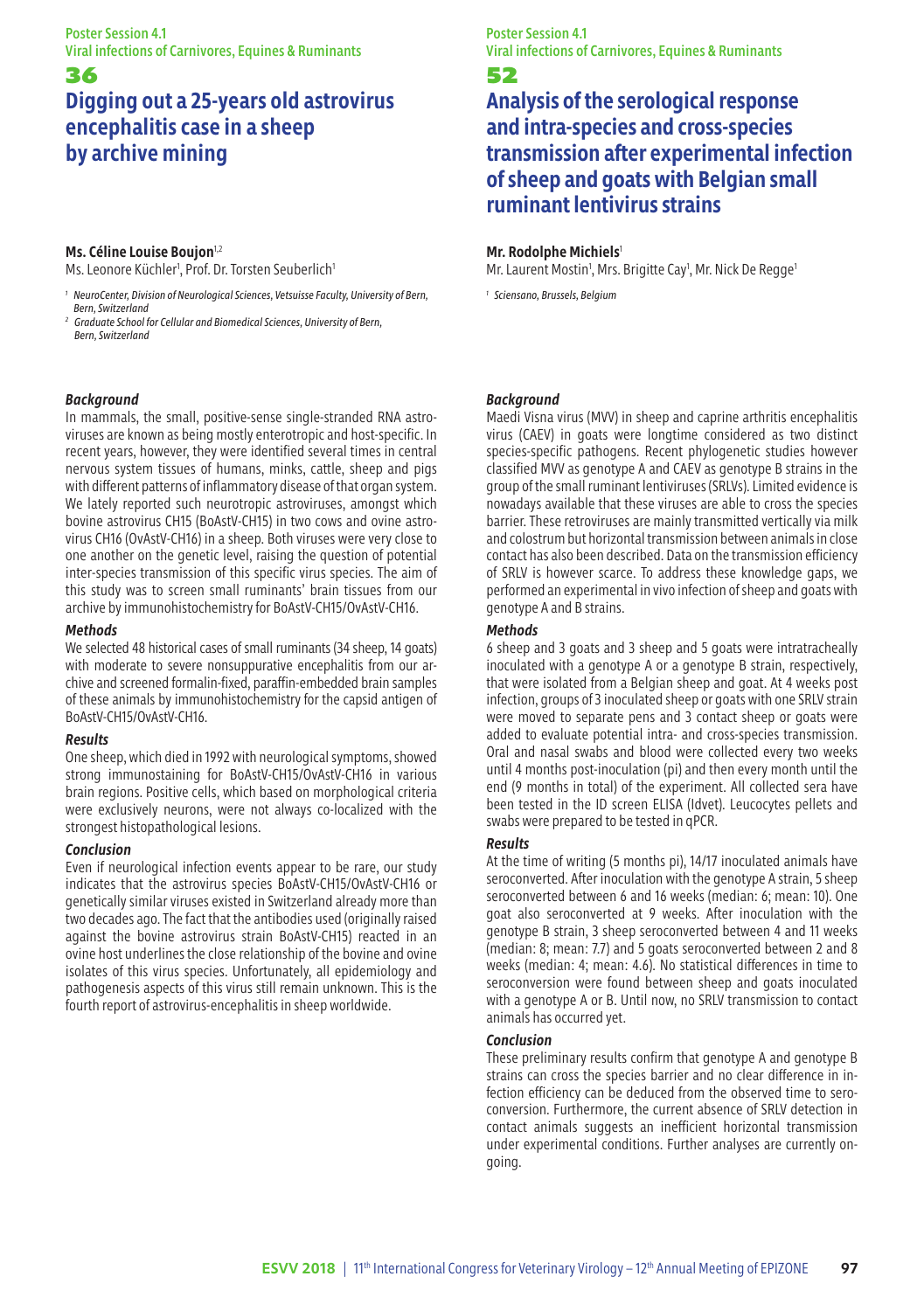Poster Session 4.1
Viral infections of Carnivores, Equines & Ruminants

## 36

# Digging out a 25-years old astrovirus encephalitis case in a sheep by archive mining

**Ms. Céline Louise Boujon**[1,2]
Ms. Leonore Küchler[1], Prof. Dr. Torsten Seuberlich[1]

*[1] NeuroCenter, Division of Neurological Sciences, Vetsuisse Faculty, University of Bern, Bern, Switzerland*
*[2] Graduate School for Cellular and Biomedical Sciences, University of Bern, Bern, Switzerland*

### *Background*

In mammals, the small, positive-sense single-stranded RNA astroviruses are known as being mostly enterotropic and host-specific. In recent years, however, they were identified several times in central nervous system tissues of humans, minks, cattle, sheep and pigs with different patterns of inflammatory disease of that organ system. We lately reported such neurotropic astroviruses, amongst which bovine astrovirus CH15 (BoAstV-CH15) in two cows and ovine astrovirus CH16 (OvAstV-CH16) in a sheep. Both viruses were very close to one another on the genetic level, raising the question of potential inter-species transmission of this specific virus species. The aim of this study was to screen small ruminants' brain tissues from our archive by immunohistochemistry for BoAstV-CH15/OvAstV-CH16.

### *Methods*

We selected 48 historical cases of small ruminants (34 sheep, 14 goats) with moderate to severe nonsuppurative encephalitis from our archive and screened formalin-fixed, paraffin-embedded brain samples of these animals by immunohistochemistry for the capsid antigen of BoAstV-CH15/OvAstV-CH16.

### *Results*

One sheep, which died in 1992 with neurological symptoms, showed strong immunostaining for BoAstV-CH15/OvAstV-CH16 in various brain regions. Positive cells, which based on morphological criteria were exclusively neurons, were not always co-localized with the strongest histopathological lesions.

### *Conclusion*

Even if neurological infection events appear to be rare, our study indicates that the astrovirus species BoAstV-CH15/OvAstV-CH16 or genetically similar viruses existed in Switzerland already more than two decades ago. The fact that the antibodies used (originally raised against the bovine astrovirus strain BoAstV-CH15) reacted in an ovine host underlines the close relationship of the bovine and ovine isolates of this virus species. Unfortunately, all epidemiology and pathogenesis aspects of this virus still remain unknown. This is the fourth report of astrovirus-encephalitis in sheep worldwide.

Poster Session 4.1
Viral infections of Carnivores, Equines & Ruminants

## 52

# Analysis of the serological response and intra-species and cross-species transmission after experimental infection of sheep and goats with Belgian small ruminant lentivirus strains

**Mr. Rodolphe Michiels**[1]
Mr. Laurent Mostin[1], Mrs. Brigitte Cay[1], Mr. Nick De Regge[1]

*[1] Sciensano, Brussels, Belgium*

### *Background*

Maedi Visna virus (MVV) in sheep and caprine arthritis encephalitis virus (CAEV) in goats were longtime considered as two distinct species-specific pathogens. Recent phylogenetic studies however classified MVV as genotype A and CAEV as genotype B strains in the group of the small ruminant lentiviruses (SRLVs). Limited evidence is nowadays available that these viruses are able to cross the species barrier. These retroviruses are mainly transmitted vertically via milk and colostrum but horizontal transmission between animals in close contact has also been described. Data on the transmission efficiency of SRLV is however scarce. To address these knowledge gaps, we performed an experimental in vivo infection of sheep and goats with genotype A and B strains.

### *Methods*

6 sheep and 3 goats and 3 sheep and 5 goats were intratracheally inoculated with a genotype A or a genotype B strain, respectively, that were isolated from a Belgian sheep and goat. At 4 weeks post infection, groups of 3 inoculated sheep or goats with one SRLV strain were moved to separate pens and 3 contact sheep or goats were added to evaluate potential intra- and cross-species transmission. Oral and nasal swabs and blood were collected every two weeks until 4 months post-inoculation (pi) and then every month until the end (9 months in total) of the experiment. All collected sera have been tested in the ID screen ELISA (Idvet). Leucocytes pellets and swabs were prepared to be tested in qPCR.

### *Results*

At the time of writing (5 months pi), 14/17 inoculated animals have seroconverted. After inoculation with the genotype A strain, 5 sheep seroconverted between 6 and 16 weeks (median: 6; mean: 10). One goat also seroconverted at 9 weeks. After inoculation with the genotype B strain, 3 sheep seroconverted between 4 and 11 weeks (median: 8; mean: 7.7) and 5 goats seroconverted between 2 and 8 weeks (median: 4; mean: 4.6). No statistical differences in time to seroconversion were found between sheep and goats inoculated with a genotype A or B. Until now, no SRLV transmission to contact animals has occurred yet.

### *Conclusion*

These preliminary results confirm that genotype A and genotype B strains can cross the species barrier and no clear difference in infection efficiency can be deduced from the observed time to seroconversion. Furthermore, the current absence of SRLV detection in contact animals suggests an inefficient horizontal transmission under experimental conditions. Further analyses are currently ongoing.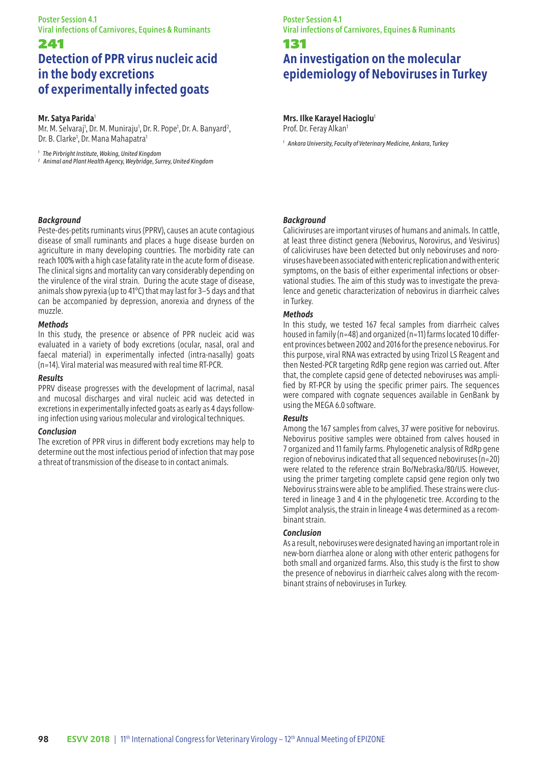Poster Session 4.1
Viral infections of Carnivores, Equines & Ruminants

## 241

# Detection of PPR virus nucleic acid in the body excretions of experimentally infected goats

**Mr. Satya Parida**[1]

Mr. M. Selvaraj[1], Dr. M. Muniraju[1], Dr. R. Pope[1], Dr. A. Banyard[2], Dr. B. Clarke[1], Dr. Mana Mahapatra[1]

[1] *The Pirbright Institute, Woking, United Kingdom*
[2] *Animal and Plant Health Agency, Weybridge, Surrey, United Kingdom*

### *Background*

Peste-des-petits ruminants virus (PPRV), causes an acute contagious disease of small ruminants and places a huge disease burden on agriculture in many developing countries. The morbidity rate can reach 100% with a high case fatality rate in the acute form of disease. The clinical signs and mortality can vary considerably depending on the virulence of the viral strain. During the acute stage of disease, animals show pyrexia (up to 41°C) that may last for 3–5 days and that can be accompanied by depression, anorexia and dryness of the muzzle.

### *Methods*

In this study, the presence or absence of PPR nucleic acid was evaluated in a variety of body excretions (ocular, nasal, oral and faecal material) in experimentally infected (intra-nasally) goats (n=14). Viral material was measured with real time RT-PCR.

### *Results*

PPRV disease progresses with the development of lacrimal, nasal and mucosal discharges and viral nucleic acid was detected in excretions in experimentally infected goats as early as 4 days following infection using various molecular and virological techniques.

### *Conclusion*

The excretion of PPR virus in different body excretions may help to determine out the most infectious period of infection that may pose a threat of transmission of the disease to in contact animals.

Poster Session 4.1
Viral infections of Carnivores, Equines & Ruminants

## 131

# An investigation on the molecular epidemiology of Neboviruses in Turkey

**Mrs. Ilke Karayel Hacioglu**[1]

Prof. Dr. Feray Alkan[1]

[1] *Ankara University, Faculty of Veterinary Medicine, Ankara, Turkey*

### *Background*

Caliciviruses are important viruses of humans and animals. In cattle, at least three distinct genera (Nebovirus, Norovirus, and Vesivirus) of caliciviruses have been detected but only neboviruses and noroviruses have been associated with enteric replication and with enteric symptoms, on the basis of either experimental infections or observational studies. The aim of this study was to investigate the prevalence and genetic characterization of nebovirus in diarrheic calves in Turkey.

### *Methods*

In this study, we tested 167 fecal samples from diarrheic calves housed in family (n=48) and organized (n=11) farms located 10 different provinces between 2002 and 2016 for the presence nebovirus. For this purpose, viral RNA was extracted by using Trizol LS Reagent and then Nested-PCR targeting RdRp gene region was carried out. After that, the complete capsid gene of detected neboviruses was amplified by RT-PCR by using the specific primer pairs. The sequences were compared with cognate sequences available in GenBank by using the MEGA 6.0 software.

### *Results*

Among the 167 samples from calves, 37 were positive for nebovirus. Nebovirus positive samples were obtained from calves housed in 7 organized and 11 family farms. Phylogenetic analysis of RdRp gene region of nebovirus indicated that all sequenced neboviruses (n=20) were related to the reference strain Bo/Nebraska/80/US. However, using the primer targeting complete capsid gene region only two Nebovirus strains were able to be amplified. These strains were clustered in lineage 3 and 4 in the phylogenetic tree. According to the Simplot analysis, the strain in lineage 4 was determined as a recombinant strain.

### *Conclusion*

As a result, neboviruses were designated having an important role in new-born diarrhea alone or along with other enteric pathogens for both small and organized farms. Also, this study is the first to show the presence of nebovirus in diarrheic calves along with the recombinant strains of neboviruses in Turkey.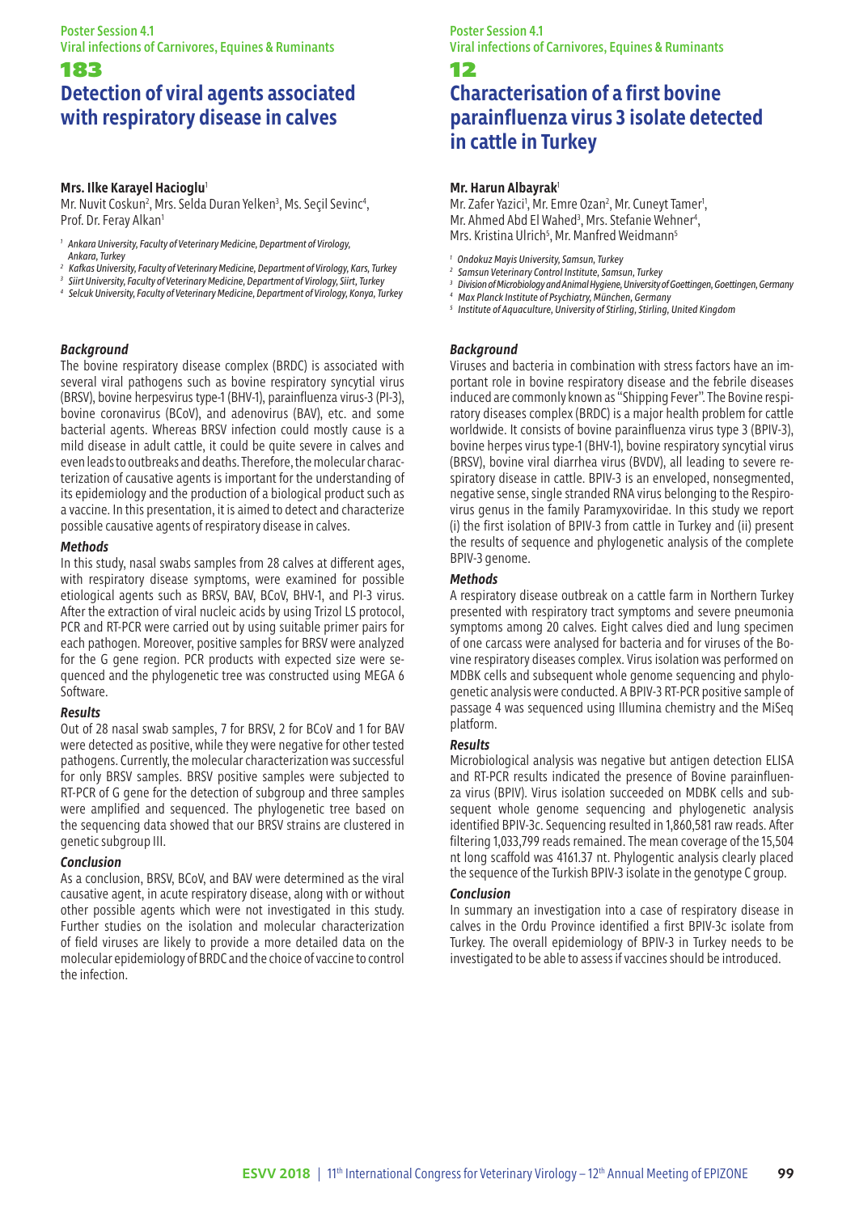Poster Session 4.1
Viral infections of Carnivores, Equines & Ruminants

## 183

# Detection of viral agents associated with respiratory disease in calves

**Mrs. Ilke Karayel Hacioglu**[1]

Mr. Nuvit Coskun[2], Mrs. Selda Duran Yelken[3], Ms. Seçil Sevinc[4], Prof. Dr. Feray Alkan[1]

[1] *Ankara University, Faculty of Veterinary Medicine, Department of Virology, Ankara, Turkey*
[2] *Kafkas University, Faculty of Veterinary Medicine, Department of Virology, Kars, Turkey*
[3] *Siirt University, Faculty of Veterinary Medicine, Department of Virology, Siirt, Turkey*
[4] *Selcuk University, Faculty of Veterinary Medicine, Department of Virology, Konya, Turkey*

### *Background*

The bovine respiratory disease complex (BRDC) is associated with several viral pathogens such as bovine respiratory syncytial virus (BRSV), bovine herpesvirus type-1 (BHV-1), parainfluenza virus-3 (PI-3), bovine coronavirus (BCoV), and adenovirus (BAV), etc. and some bacterial agents. Whereas BRSV infection could mostly cause is a mild disease in adult cattle, it could be quite severe in calves and even leads to outbreaks and deaths. Therefore, the molecular characterization of causative agents is important for the understanding of its epidemiology and the production of a biological product such as a vaccine. In this presentation, it is aimed to detect and characterize possible causative agents of respiratory disease in calves.

### *Methods*

In this study, nasal swabs samples from 28 calves at different ages, with respiratory disease symptoms, were examined for possible etiological agents such as BRSV, BAV, BCoV, BHV-1, and PI-3 virus. After the extraction of viral nucleic acids by using Trizol LS protocol, PCR and RT-PCR were carried out by using suitable primer pairs for each pathogen. Moreover, positive samples for BRSV were analyzed for the G gene region. PCR products with expected size were sequenced and the phylogenetic tree was constructed using MEGA 6 Software.

### *Results*

Out of 28 nasal swab samples, 7 for BRSV, 2 for BCoV and 1 for BAV were detected as positive, while they were negative for other tested pathogens. Currently, the molecular characterization was successful for only BRSV samples. BRSV positive samples were subjected to RT-PCR of G gene for the detection of subgroup and three samples were amplified and sequenced. The phylogenetic tree based on the sequencing data showed that our BRSV strains are clustered in genetic subgroup III.

### *Conclusion*

As a conclusion, BRSV, BCoV, and BAV were determined as the viral causative agent, in acute respiratory disease, along with or without other possible agents which were not investigated in this study. Further studies on the isolation and molecular characterization of field viruses are likely to provide a more detailed data on the molecular epidemiology of BRDC and the choice of vaccine to control the infection.

Poster Session 4.1
Viral infections of Carnivores, Equines & Ruminants

## 12

# Characterisation of a first bovine parainfluenza virus 3 isolate detected in cattle in Turkey

**Mr. Harun Albayrak**[1]

Mr. Zafer Yazici[1], Mr. Emre Ozan[2], Mr. Cuneyt Tamer[1], Mr. Ahmed Abd El Wahed[3], Mrs. Stefanie Wehner[4], Mrs. Kristina Ulrich[5], Mr. Manfred Weidmann[5]

[1] *Ondokuz Mayis University, Samsun, Turkey*
[2] *Samsun Veterinary Control Institute, Samsun, Turkey*
[3] *Division of Microbiology and Animal Hygiene, University of Goettingen, Goettingen, Germany*
[4] *Max Planck Institute of Psychiatry, München, Germany*
[5] *Institute of Aquaculture, University of Stirling, Stirling, United Kingdom*

### *Background*

Viruses and bacteria in combination with stress factors have an important role in bovine respiratory disease and the febrile diseases induced are commonly known as "Shipping Fever". The Bovine respiratory diseases complex (BRDC) is a major health problem for cattle worldwide. It consists of bovine parainfluenza virus type 3 (BPIV-3), bovine herpes virus type-1 (BHV-1), bovine respiratory syncytial virus (BRSV), bovine viral diarrhea virus (BVDV), all leading to severe respiratory disease in cattle. BPIV-3 is an enveloped, nonsegmented, negative sense, single stranded RNA virus belonging to the Respirovirus genus in the family Paramyxoviridae. In this study we report (i) the first isolation of BPIV-3 from cattle in Turkey and (ii) present the results of sequence and phylogenetic analysis of the complete BPIV-3 genome.

### *Methods*

A respiratory disease outbreak on a cattle farm in Northern Turkey presented with respiratory tract symptoms and severe pneumonia symptoms among 20 calves. Eight calves died and lung specimen of one carcass were analysed for bacteria and for viruses of the Bovine respiratory diseases complex. Virus isolation was performed on MDBK cells and subsequent whole genome sequencing and phylogenetic analysis were conducted. A BPIV-3 RT-PCR positive sample of passage 4 was sequenced using Illumina chemistry and the MiSeq platform.

### *Results*

Microbiological analysis was negative but antigen detection ELISA and RT-PCR results indicated the presence of Bovine parainfluenza virus (BPIV). Virus isolation succeeded on MDBK cells and subsequent whole genome sequencing and phylogenetic analysis identified BPIV-3c. Sequencing resulted in 1,860,581 raw reads. After filtering 1,033,799 reads remained. The mean coverage of the 15,504 nt long scaffold was 4161.37 nt. Phylogentic analysis clearly placed the sequence of the Turkish BPIV-3 isolate in the genotype C group.

### *Conclusion*

In summary an investigation into a case of respiratory disease in calves in the Ordu Province identified a first BPIV-3c isolate from Turkey. The overall epidemiology of BPIV-3 in Turkey needs to be investigated to be able to assess if vaccines should be introduced.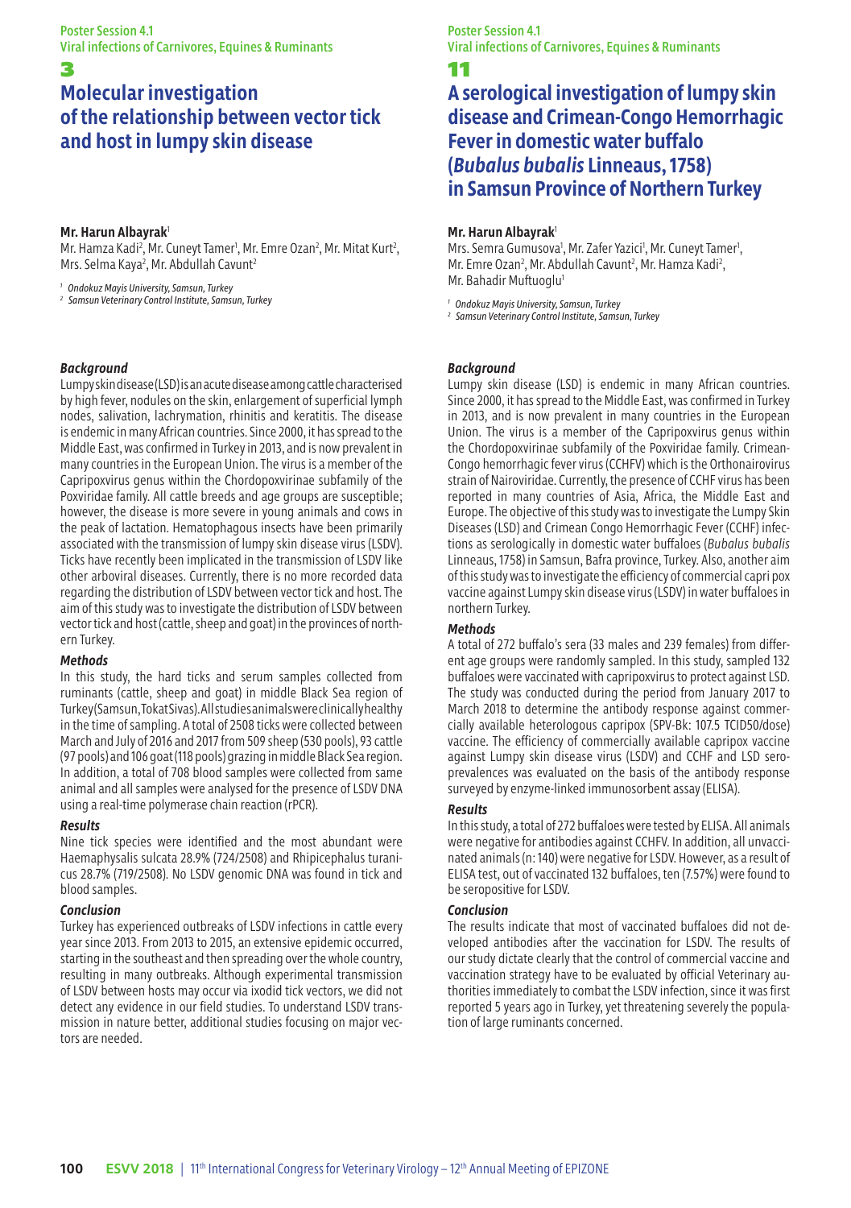Poster Session 4.1
Viral infections of Carnivores, Equines & Ruminants

## 3

# Molecular investigation of the relationship between vector tick and host in lumpy skin disease

**Mr. Harun Albayrak**[1]

Mr. Hamza Kadi[2], Mr. Cuneyt Tamer[1], Mr. Emre Ozan[2], Mr. Mitat Kurt[2], Mrs. Selma Kaya[2], Mr. Abdullah Cavunt[2]

[1] *Ondokuz Mayis University, Samsun, Turkey*
[2] *Samsun Veterinary Control Institute, Samsun, Turkey*

### *Background*

Lumpy skin disease (LSD) is an acute disease among cattle characterised by high fever, nodules on the skin, enlargement of superficial lymph nodes, salivation, lachrymation, rhinitis and keratitis. The disease is endemic in many African countries. Since 2000, it has spread to the Middle East, was confirmed in Turkey in 2013, and is now prevalent in many countries in the European Union. The virus is a member of the Capripoxvirus genus within the Chordopoxvirinae subfamily of the Poxviridae family. All cattle breeds and age groups are susceptible; however, the disease is more severe in young animals and cows in the peak of lactation. Hematophagous insects have been primarily associated with the transmission of lumpy skin disease virus (LSDV). Ticks have recently been implicated in the transmission of LSDV like other arboviral diseases. Currently, there is no more recorded data regarding the distribution of LSDV between vector tick and host. The aim of this study was to investigate the distribution of LSDV between vector tick and host (cattle, sheep and goat) in the provinces of northern Turkey.

### *Methods*

In this study, the hard ticks and serum samples collected from ruminants (cattle, sheep and goat) in middle Black Sea region of Turkey(Samsun,TokatSivas).All studies animals were clinically healthy in the time of sampling. A total of 2508 ticks were collected between March and July of 2016 and 2017 from 509 sheep (530 pools), 93 cattle (97 pools) and 106 goat (118 pools) grazing in middle Black Sea region. In addition, a total of 708 blood samples were collected from same animal and all samples were analysed for the presence of LSDV DNA using a real-time polymerase chain reaction (rPCR).

### *Results*

Nine tick species were identified and the most abundant were Haemaphysalis sulcata 28.9% (724/2508) and Rhipicephalus turanicus 28.7% (719/2508). No LSDV genomic DNA was found in tick and blood samples.

### *Conclusion*

Turkey has experienced outbreaks of LSDV infections in cattle every year since 2013. From 2013 to 2015, an extensive epidemic occurred, starting in the southeast and then spreading over the whole country, resulting in many outbreaks. Although experimental transmission of LSDV between hosts may occur via ixodid tick vectors, we did not detect any evidence in our field studies. To understand LSDV transmission in nature better, additional studies focusing on major vectors are needed.

Poster Session 4.1
Viral infections of Carnivores, Equines & Ruminants

## 11

# A serological investigation of lumpy skin disease and Crimean-Congo Hemorrhagic Fever in domestic water buffalo (*Bubalus bubalis* Linneaus, 1758) in Samsun Province of Northern Turkey

**Mr. Harun Albayrak**[1]

Mrs. Semra Gumusova[1], Mr. Zafer Yazici[1], Mr. Cuneyt Tamer[1], Mr. Emre Ozan[2], Mr. Abdullah Cavunt[2], Mr. Hamza Kadi[2], Mr. Bahadir Muftuoglu[1]

[1] *Ondokuz Mayis University, Samsun, Turkey*
[2] *Samsun Veterinary Control Institute, Samsun, Turkey*

### *Background*

Lumpy skin disease (LSD) is endemic in many African countries. Since 2000, it has spread to the Middle East, was confirmed in Turkey in 2013, and is now prevalent in many countries in the European Union. The virus is a member of the Capripoxvirus genus within the Chordopoxvirinae subfamily of the Poxviridae family. Crimean-Congo hemorrhagic fever virus (CCHFV) which is the Orthonairovirus strain of Nairoviridae. Currently, the presence of CCHF virus has been reported in many countries of Asia, Africa, the Middle East and Europe. The objective of this study was to investigate the Lumpy Skin Diseases (LSD) and Crimean Congo Hemorrhagic Fever (CCHF) infections as serologically in domestic water buffaloes (*Bubalus bubalis* Linneaus, 1758) in Samsun, Bafra province, Turkey. Also, another aim of this study was to investigate the efficiency of commercial capri pox vaccine against Lumpy skin disease virus (LSDV) in water buffaloes in northern Turkey.

### *Methods*

A total of 272 buffalo's sera (33 males and 239 females) from different age groups were randomly sampled. In this study, sampled 132 buffaloes were vaccinated with capripoxvirus to protect against LSD. The study was conducted during the period from January 2017 to March 2018 to determine the antibody response against commercially available heterologous capripox (SPV-Bk: 107.5 TCID50/dose) vaccine. The efficiency of commercially available capripox vaccine against Lumpy skin disease virus (LSDV) and CCHF and LSD seroprevalences was evaluated on the basis of the antibody response surveyed by enzyme-linked immunosorbent assay (ELISA).

### *Results*

In this study, a total of 272 buffaloes were tested by ELISA. All animals were negative for antibodies against CCHFV. In addition, all unvaccinated animals (n: 140) were negative for LSDV. However, as a result of ELISA test, out of vaccinated 132 buffaloes, ten (7.57%) were found to be seropositive for LSDV.

### *Conclusion*

The results indicate that most of vaccinated buffaloes did not developed antibodies after the vaccination for LSDV. The results of our study dictate clearly that the control of commercial vaccine and vaccination strategy have to be evaluated by official Veterinary authorities immediately to combat the LSDV infection, since it was first reported 5 years ago in Turkey, yet threatening severely the population of large ruminants concerned.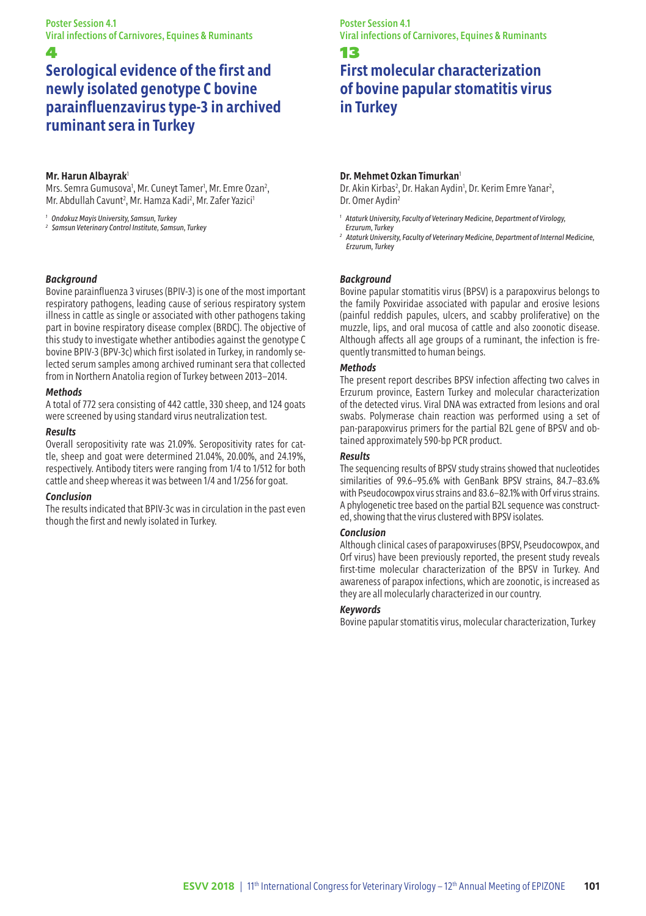Poster Session 4.1
Viral infections of Carnivores, Equines & Ruminants

**4**

## Serological evidence of the first and newly isolated genotype C bovine parainfluenzavirus type-3 in archived ruminant sera in Turkey

**Mr. Harun Albayrak**[1]
Mrs. Semra Gumusova[1], Mr. Cuneyt Tamer[1], Mr. Emre Ozan[2], Mr. Abdullah Cavunt[2], Mr. Hamza Kadi[2], Mr. Zafer Yazici[1]

[1] *Ondokuz Mayis University, Samsun, Turkey*
[2] *Samsun Veterinary Control Institute, Samsun, Turkey*

### *Background*

Bovine parainfluenza 3 viruses (BPIV-3) is one of the most important respiratory pathogens, leading cause of serious respiratory system illness in cattle as single or associated with other pathogens taking part in bovine respiratory disease complex (BRDC). The objective of this study to investigate whether antibodies against the genotype C bovine BPIV-3 (BPV-3c) which first isolated in Turkey, in randomly selected serum samples among archived ruminant sera that collected from in Northern Anatolia region of Turkey between 2013–2014.

### *Methods*

A total of 772 sera consisting of 442 cattle, 330 sheep, and 124 goats were screened by using standard virus neutralization test.

### *Results*

Overall seropositivity rate was 21.09%. Seropositivity rates for cattle, sheep and goat were determined 21.04%, 20.00%, and 24.19%, respectively. Antibody titers were ranging from 1/4 to 1/512 for both cattle and sheep whereas it was between 1/4 and 1/256 for goat.

### *Conclusion*

The results indicated that BPIV-3c was in circulation in the past even though the first and newly isolated in Turkey.

Poster Session 4.1
Viral infections of Carnivores, Equines & Ruminants

**13**

## First molecular characterization of bovine papular stomatitis virus in Turkey

**Dr. Mehmet Ozkan Timurkan**[1]
Dr. Akin Kirbas[2], Dr. Hakan Aydin[1], Dr. Kerim Emre Yanar[2], Dr. Omer Aydin[2]

[1] *Ataturk University, Faculty of Veterinary Medicine, Department of Virology, Erzurum, Turkey*
[2] *Ataturk University, Faculty of Veterinary Medicine, Department of Internal Medicine, Erzurum, Turkey*

### *Background*

Bovine papular stomatitis virus (BPSV) is a parapoxvirus belongs to the family Poxviridae associated with papular and erosive lesions (painful reddish papules, ulcers, and scabby proliferative) on the muzzle, lips, and oral mucosa of cattle and also zoonotic disease. Although affects all age groups of a ruminant, the infection is frequently transmitted to human beings.

### *Methods*

The present report describes BPSV infection affecting two calves in Erzurum province, Eastern Turkey and molecular characterization of the detected virus. Viral DNA was extracted from lesions and oral swabs. Polymerase chain reaction was performed using a set of pan-parapoxvirus primers for the partial B2L gene of BPSV and obtained approximately 590-bp PCR product.

### *Results*

The sequencing results of BPSV study strains showed that nucleotides similarities of 99.6–95.6% with GenBank BPSV strains, 84.7–83.6% with Pseudocowpox virus strains and 83.6–82.1% with Orf virus strains. A phylogenetic tree based on the partial B2L sequence was constructed, showing that the virus clustered with BPSV isolates.

### *Conclusion*

Although clinical cases of parapoxviruses (BPSV, Pseudocowpox, and Orf virus) have been previously reported, the present study reveals first-time molecular characterization of the BPSV in Turkey. And awareness of parapox infections, which are zoonotic, is increased as they are all molecularly characterized in our country.

### *Keywords*

Bovine papular stomatitis virus, molecular characterization, Turkey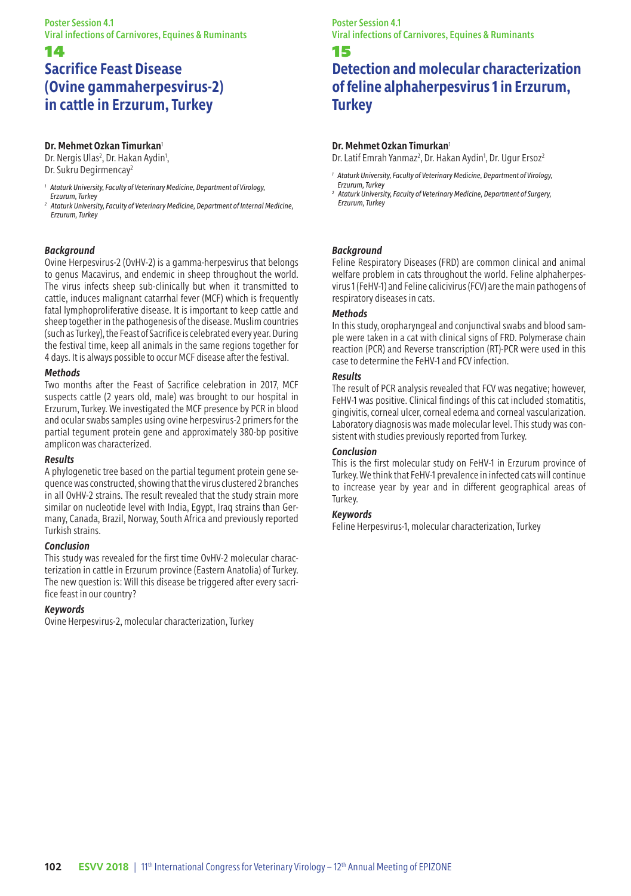Poster Session 4.1
Viral infections of Carnivores, Equines & Ruminants

## 14

# Sacrifice Feast Disease (Ovine gammaherpesvirus-2) in cattle in Erzurum, Turkey

**Dr. Mehmet Ozkan Timurkan**[1]
Dr. Nergis Ulas[2], Dr. Hakan Aydin[1], Dr. Sukru Degirmencay[2]

[1] *Ataturk University, Faculty of Veterinary Medicine, Department of Virology, Erzurum, Turkey*
[2] *Ataturk University, Faculty of Veterinary Medicine, Department of Internal Medicine, Erzurum, Turkey*

### *Background*

Ovine Herpesvirus-2 (OvHV-2) is a gamma-herpesvirus that belongs to genus Macavirus, and endemic in sheep throughout the world. The virus infects sheep sub-clinically but when it transmitted to cattle, induces malignant catarrhal fever (MCF) which is frequently fatal lymphoproliferative disease. It is important to keep cattle and sheep together in the pathogenesis of the disease. Muslim countries (such as Turkey), the Feast of Sacrifice is celebrated every year. During the festival time, keep all animals in the same regions together for 4 days. It is always possible to occur MCF disease after the festival.

### *Methods*

Two months after the Feast of Sacrifice celebration in 2017, MCF suspects cattle (2 years old, male) was brought to our hospital in Erzurum, Turkey. We investigated the MCF presence by PCR in blood and ocular swabs samples using ovine herpesvirus-2 primers for the partial tegument protein gene and approximately 380-bp positive amplicon was characterized.

### *Results*

A phylogenetic tree based on the partial tegument protein gene sequence was constructed, showing that the virus clustered 2 branches in all OvHV-2 strains. The result revealed that the study strain more similar on nucleotide level with India, Egypt, Iraq strains than Germany, Canada, Brazil, Norway, South Africa and previously reported Turkish strains.

### *Conclusion*

This study was revealed for the first time OvHV-2 molecular characterization in cattle in Erzurum province (Eastern Anatolia) of Turkey. The new question is: Will this disease be triggered after every sacrifice feast in our country?

### *Keywords*

Ovine Herpesvirus-2, molecular characterization, Turkey

Poster Session 4.1
Viral infections of Carnivores, Equines & Ruminants

## 15

# Detection and molecular characterization of feline alphaherpesvirus 1 in Erzurum, Turkey

**Dr. Mehmet Ozkan Timurkan**[1]
Dr. Latif Emrah Yanmaz[2], Dr. Hakan Aydin[1], Dr. Ugur Ersoz[2]

[1] *Ataturk University, Faculty of Veterinary Medicine, Department of Virology, Erzurum, Turkey*
[2] *Ataturk University, Faculty of Veterinary Medicine, Department of Surgery, Erzurum, Turkey*

### *Background*

Feline Respiratory Diseases (FRD) are common clinical and animal welfare problem in cats throughout the world. Feline alphaherpesvirus 1 (FeHV-1) and Feline calicivirus (FCV) are the main pathogens of respiratory diseases in cats.

### *Methods*

In this study, oropharyngeal and conjunctival swabs and blood sample were taken in a cat with clinical signs of FRD. Polymerase chain reaction (PCR) and Reverse transcription (RT)-PCR were used in this case to determine the FeHV-1 and FCV infection.

### *Results*

The result of PCR analysis revealed that FCV was negative; however, FeHV-1 was positive. Clinical findings of this cat included stomatitis, gingivitis, corneal ulcer, corneal edema and corneal vascularization. Laboratory diagnosis was made molecular level. This study was consistent with studies previously reported from Turkey.

### *Conclusion*

This is the first molecular study on FeHV-1 in Erzurum province of Turkey. We think that FeHV-1 prevalence in infected cats will continue to increase year by year and in different geographical areas of Turkey.

### *Keywords*

Feline Herpesvirus-1, molecular characterization, Turkey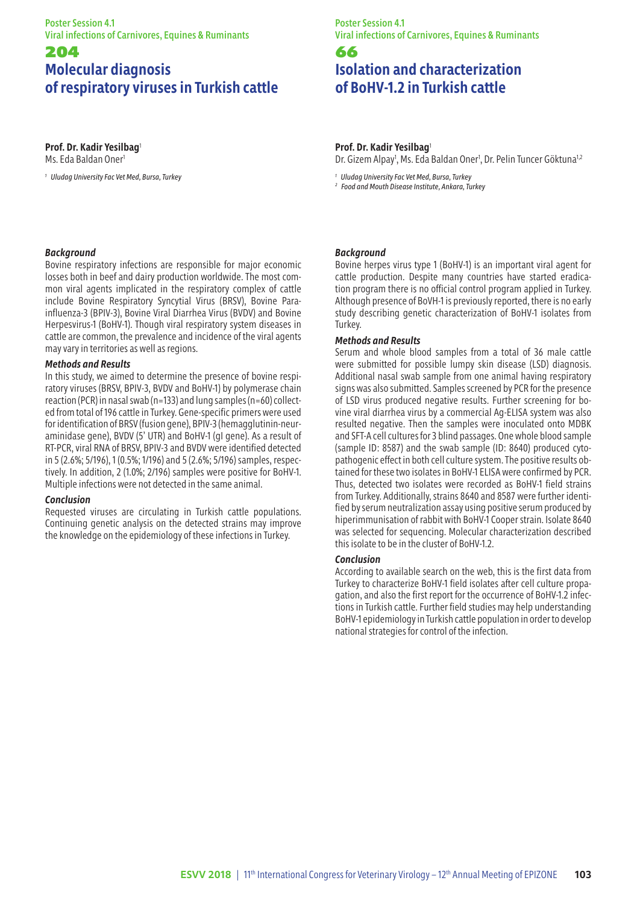Poster Session 4.1
Viral infections of Carnivores, Equines & Ruminants

# 204

# Molecular diagnosis of respiratory viruses in Turkish cattle

**Prof. Dr. Kadir Yesilbag**[1]
Ms. Eda Baldan Oner[1]

[1] *Uludag University Fac Vet Med, Bursa, Turkey*

### *Background*

Bovine respiratory infections are responsible for major economic losses both in beef and dairy production worldwide. The most common viral agents implicated in the respiratory complex of cattle include Bovine Respiratory Syncytial Virus (BRSV), Bovine Parainfluenza-3 (BPIV-3), Bovine Viral Diarrhea Virus (BVDV) and Bovine Herpesvirus-1 (BoHV-1). Though viral respiratory system diseases in cattle are common, the prevalence and incidence of the viral agents may vary in territories as well as regions.

### *Methods and Results*

In this study, we aimed to determine the presence of bovine respiratory viruses (BRSV, BPIV-3, BVDV and BoHV-1) by polymerase chain reaction (PCR) in nasal swab (n=133) and lung samples (n=60) collected from total of 196 cattle in Turkey. Gene-specific primers were used for identification of BRSV (fusion gene), BPIV-3 (hemagglutinin-neuraminidase gene), BVDV (5' UTR) and BoHV-1 (gI gene). As a result of RT-PCR, viral RNA of BRSV, BPIV-3 and BVDV were identified detected in 5 (2.6%; 5/196), 1 (0.5%; 1/196) and 5 (2.6%; 5/196) samples, respectively. In addition, 2 (1.0%; 2/196) samples were positive for BoHV-1. Multiple infections were not detected in the same animal.

### *Conclusion*

Requested viruses are circulating in Turkish cattle populations. Continuing genetic analysis on the detected strains may improve the knowledge on the epidemiology of these infections in Turkey.

Poster Session 4.1
Viral infections of Carnivores, Equines & Ruminants

# 66

# Isolation and characterization of BoHV-1.2 in Turkish cattle

**Prof. Dr. Kadir Yesilbag**[1]
Dr. Gizem Alpay[1], Ms. Eda Baldan Oner[1], Dr. Pelin Tuncer Göktuna[1,2]

[1] *Uludag University Fac Vet Med, Bursa, Turkey*
[2] *Food and Mouth Disease Institute, Ankara, Turkey*

### *Background*

Bovine herpes virus type 1 (BoHV-1) is an important viral agent for cattle production. Despite many countries have started eradication program there is no official control program applied in Turkey. Although presence of BoVH-1 is previously reported, there is no early study describing genetic characterization of BoHV-1 isolates from Turkey.

### *Methods and Results*

Serum and whole blood samples from a total of 36 male cattle were submitted for possible lumpy skin disease (LSD) diagnosis. Additional nasal swab sample from one animal having respiratory signs was also submitted. Samples screened by PCR for the presence of LSD virus produced negative results. Further screening for bovine viral diarrhea virus by a commercial Ag-ELISA system was also resulted negative. Then the samples were inoculated onto MDBK and SFT-A cell cultures for 3 blind passages. One whole blood sample (sample ID: 8587) and the swab sample (ID: 8640) produced cytopathogenic effect in both cell culture system. The positive results obtained for these two isolates in BoHV-1 ELISA were confirmed by PCR. Thus, detected two isolates were recorded as BoHV-1 field strains from Turkey. Additionally, strains 8640 and 8587 were further identified by serum neutralization assay using positive serum produced by hiperimmunisation of rabbit with BoHV-1 Cooper strain. Isolate 8640 was selected for sequencing. Molecular characterization described this isolate to be in the cluster of BoHV-1.2.

### *Conclusion*

According to available search on the web, this is the first data from Turkey to characterize BoHV-1 field isolates after cell culture propagation, and also the first report for the occurrence of BoHV-1.2 infections in Turkish cattle. Further field studies may help understanding BoHV-1 epidemiology in Turkish cattle population in order to develop national strategies for control of the infection.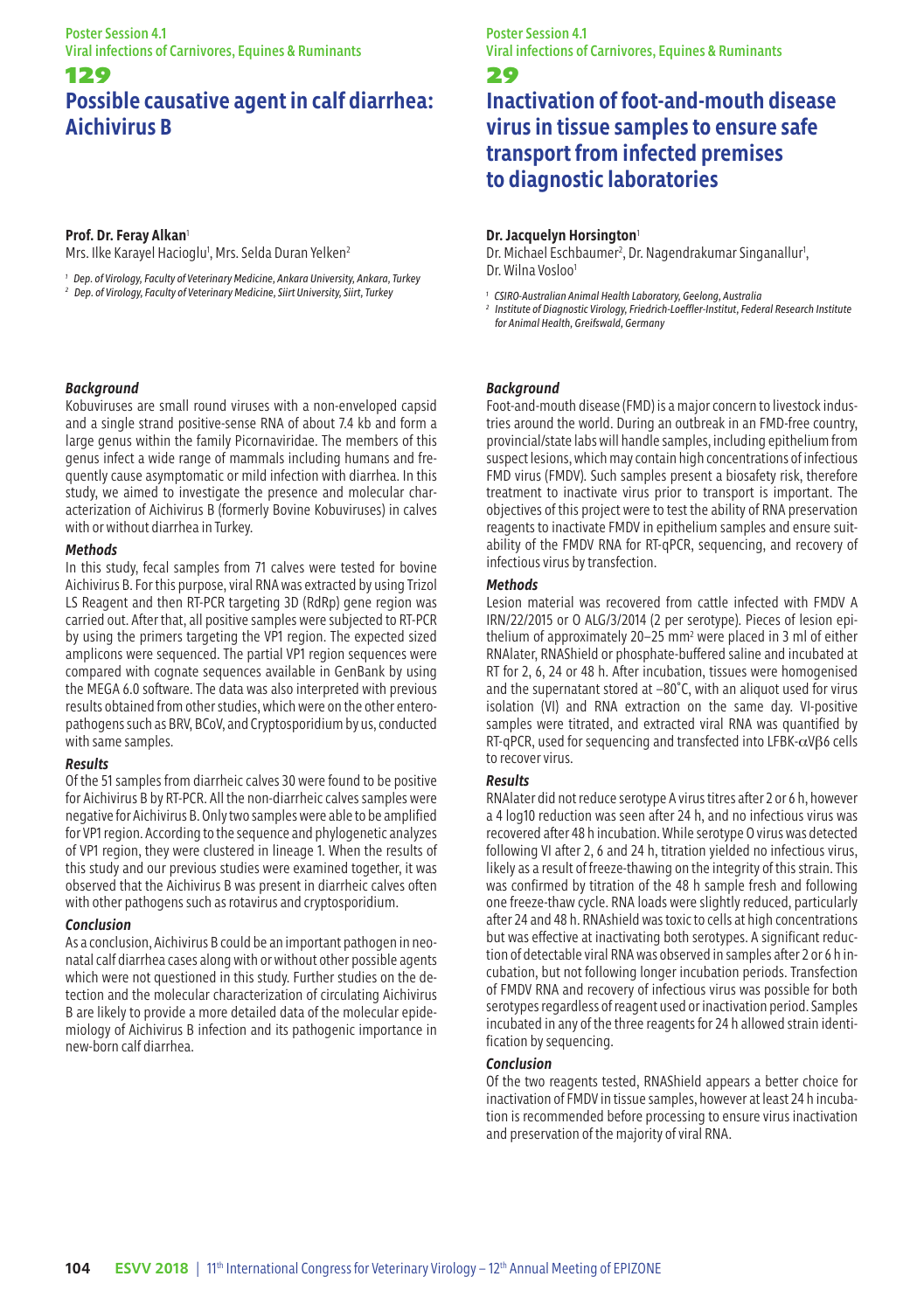Poster Session 4.1
Viral infections of Carnivores, Equines & Ruminants

## 129

# Possible causative agent in calf diarrhea: Aichivirus B

**Prof. Dr. Feray Alkan**[1]
Mrs. Ilke Karayel Hacioglu[1], Mrs. Selda Duran Yelken[2]

[1] *Dep. of Virology, Faculty of Veterinary Medicine, Ankara University, Ankara, Turkey*
[2] *Dep. of Virology, Faculty of Veterinary Medicine, Siirt University, Siirt, Turkey*

### *Background*

Kobuviruses are small round viruses with a non-enveloped capsid and a single strand positive-sense RNA of about 7.4 kb and form a large genus within the family Picornaviridae. The members of this genus infect a wide range of mammals including humans and frequently cause asymptomatic or mild infection with diarrhea. In this study, we aimed to investigate the presence and molecular characterization of Aichivirus B (formerly Bovine Kobuviruses) in calves with or without diarrhea in Turkey.

### *Methods*

In this study, fecal samples from 71 calves were tested for bovine Aichivirus B. For this purpose, viral RNA was extracted by using Trizol LS Reagent and then RT-PCR targeting 3D (RdRp) gene region was carried out. After that, all positive samples were subjected to RT-PCR by using the primers targeting the VP1 region. The expected sized amplicons were sequenced. The partial VP1 region sequences were compared with cognate sequences available in GenBank by using the MEGA 6.0 software. The data was also interpreted with previous results obtained from other studies, which were on the other enteropathogens such as BRV, BCoV, and Cryptosporidium by us, conducted with same samples.

### *Results*

Of the 51 samples from diarrheic calves 30 were found to be positive for Aichivirus B by RT-PCR. All the non-diarrheic calves samples were negative for Aichivirus B. Only two samples were able to be amplified for VP1 region. According to the sequence and phylogenetic analyzes of VP1 region, they were clustered in lineage 1. When the results of this study and our previous studies were examined together, it was observed that the Aichivirus B was present in diarrheic calves often with other pathogens such as rotavirus and cryptosporidium.

### *Conclusion*

As a conclusion, Aichivirus B could be an important pathogen in neonatal calf diarrhea cases along with or without other possible agents which were not questioned in this study. Further studies on the detection and the molecular characterization of circulating Aichivirus B are likely to provide a more detailed data of the molecular epidemiology of Aichivirus B infection and its pathogenic importance in new-born calf diarrhea.

Poster Session 4.1
Viral infections of Carnivores, Equines & Ruminants

## 29

# Inactivation of foot-and-mouth disease virus in tissue samples to ensure safe transport from infected premises to diagnostic laboratories

**Dr. Jacquelyn Horsington**[1]
Dr. Michael Eschbaumer[2], Dr. Nagendrakumar Singanallur[1], Dr. Wilna Vosloo[1]

[1] *CSIRO-Australian Animal Health Laboratory, Geelong, Australia*
[2] *Institute of Diagnostic Virology, Friedrich-Loeffler-Institut, Federal Research Institute for Animal Health, Greifswald, Germany*

### *Background*

Foot-and-mouth disease (FMD) is a major concern to livestock industries around the world. During an outbreak in an FMD-free country, provincial/state labs will handle samples, including epithelium from suspect lesions, which may contain high concentrations of infectious FMD virus (FMDV). Such samples present a biosafety risk, therefore treatment to inactivate virus prior to transport is important. The objectives of this project were to test the ability of RNA preservation reagents to inactivate FMDV in epithelium samples and ensure suitability of the FMDV RNA for RT-qPCR, sequencing, and recovery of infectious virus by transfection.

### *Methods*

Lesion material was recovered from cattle infected with FMDV A IRN/22/2015 or O ALG/3/2014 (2 per serotype). Pieces of lesion epithelium of approximately 20–25 mm$^2$ were placed in 3 ml of either RNAlater, RNAShield or phosphate-buffered saline and incubated at RT for 2, 6, 24 or 48 h. After incubation, tissues were homogenised and the supernatant stored at –80˚C, with an aliquot used for virus isolation (VI) and RNA extraction on the same day. VI-positive samples were titrated, and extracted viral RNA was quantified by RT-qPCR, used for sequencing and transfected into LFBK-$\alpha V\beta 6$ cells to recover virus.

### *Results*

RNAlater did not reduce serotype A virus titres after 2 or 6 h, however a 4 log10 reduction was seen after 24 h, and no infectious virus was recovered after 48 h incubation. While serotype O virus was detected following VI after 2, 6 and 24 h, titration yielded no infectious virus, likely as a result of freeze-thawing on the integrity of this strain. This was confirmed by titration of the 48 h sample fresh and following one freeze-thaw cycle. RNA loads were slightly reduced, particularly after 24 and 48 h. RNAshield was toxic to cells at high concentrations but was effective at inactivating both serotypes. A significant reduction of detectable viral RNA was observed in samples after 2 or 6 h incubation, but not following longer incubation periods. Transfection of FMDV RNA and recovery of infectious virus was possible for both serotypes regardless of reagent used or inactivation period. Samples incubated in any of the three reagents for 24 h allowed strain identification by sequencing.

### *Conclusion*

Of the two reagents tested, RNAShield appears a better choice for inactivation of FMDV in tissue samples, however at least 24 h incubation is recommended before processing to ensure virus inactivation and preservation of the majority of viral RNA.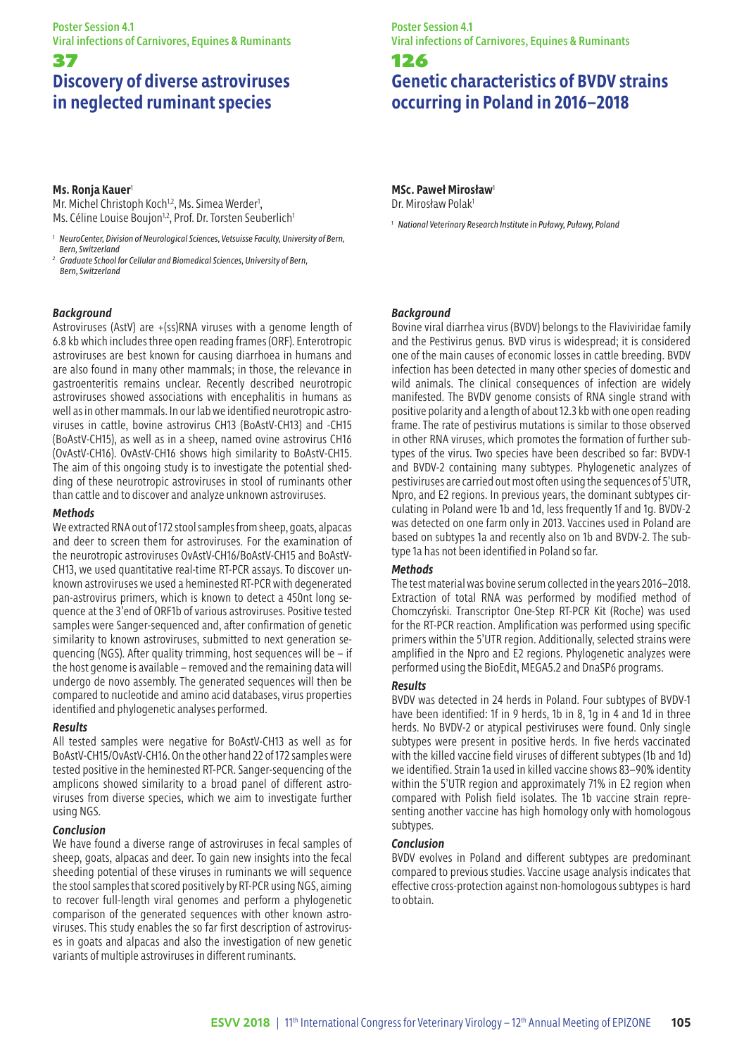Poster Session 4.1
Viral infections of Carnivores, Equines & Ruminants

**37**

# Discovery of diverse astroviruses in neglected ruminant species

**Ms. Ronja Kauer**[1]
Mr. Michel Christoph Koch[1,2], Ms. Simea Werder[1], Ms. Céline Louise Boujon[1,2], Prof. Dr. Torsten Seuberlich[1]

[1] *NeuroCenter, Division of Neurological Sciences, Vetsuisse Faculty, University of Bern, Bern, Switzerland*
[2] *Graduate School for Cellular and Biomedical Sciences, University of Bern, Bern, Switzerland*

### *Background*

Astroviruses (AstV) are +(ss)RNA viruses with a genome length of 6.8 kb which includes three open reading frames (ORF). Enterotropic astroviruses are best known for causing diarrhoea in humans and are also found in many other mammals; in those, the relevance in gastroenteritis remains unclear. Recently described neurotropic astroviruses showed associations with encephalitis in humans as well as in other mammals. In our lab we identified neurotropic astroviruses in cattle, bovine astrovirus CH13 (BoAstV-CH13) and -CH15 (BoAstV-CH15), as well as in a sheep, named ovine astrovirus CH16 (OvAstV-CH16). OvAstV-CH16 shows high similarity to BoAstV-CH15. The aim of this ongoing study is to investigate the potential shedding of these neurotropic astroviruses in stool of ruminants other than cattle and to discover and analyze unknown astroviruses.

### *Methods*

We extracted RNA out of 172 stool samples from sheep, goats, alpacas and deer to screen them for astroviruses. For the examination of the neurotropic astroviruses OvAstV-CH16/BoAstV-CH15 and BoAstV-CH13, we used quantitative real-time RT-PCR assays. To discover unknown astroviruses we used a heminested RT-PCR with degenerated pan-astrovirus primers, which is known to detect a 450nt long sequence at the 3'end of ORF1b of various astroviruses. Positive tested samples were Sanger-sequenced and, after confirmation of genetic similarity to known astroviruses, submitted to next generation sequencing (NGS). After quality trimming, host sequences will be – if the host genome is available – removed and the remaining data will undergo de novo assembly. The generated sequences will then be compared to nucleotide and amino acid databases, virus properties identified and phylogenetic analyses performed.

### *Results*

All tested samples were negative for BoAstV-CH13 as well as for BoAstV-CH15/OvAstV-CH16. On the other hand 22 of 172 samples were tested positive in the heminested RT-PCR. Sanger-sequencing of the amplicons showed similarity to a broad panel of different astroviruses from diverse species, which we aim to investigate further using NGS.

### *Conclusion*

We have found a diverse range of astroviruses in fecal samples of sheep, goats, alpacas and deer. To gain new insights into the fecal sheeding potential of these viruses in ruminants we will sequence the stool samples that scored positively by RT-PCR using NGS, aiming to recover full-length viral genomes and perform a phylogenetic comparison of the generated sequences with other known astroviruses. This study enables the so far first description of astroviruses in goats and alpacas and also the investigation of new genetic variants of multiple astroviruses in different ruminants.

Poster Session 4.1
Viral infections of Carnivores, Equines & Ruminants

**126**

# Genetic characteristics of BVDV strains occurring in Poland in 2016–2018

**MSc. Paweł Mirosław**[1]
Dr. Mirosław Polak[1]

[1] *National Veterinary Research Institute in Puławy, Puławy, Poland*

### *Background*

Bovine viral diarrhea virus (BVDV) belongs to the Flaviviridae family and the Pestivirus genus. BVD virus is widespread; it is considered one of the main causes of economic losses in cattle breeding. BVDV infection has been detected in many other species of domestic and wild animals. The clinical consequences of infection are widely manifested. The BVDV genome consists of RNA single strand with positive polarity and a length of about 12.3 kb with one open reading frame. The rate of pestivirus mutations is similar to those observed in other RNA viruses, which promotes the formation of further subtypes of the virus. Two species have been described so far: BVDV-1 and BVDV-2 containing many subtypes. Phylogenetic analyzes of pestiviruses are carried out most often using the sequences of 5'UTR, Npro, and E2 regions. In previous years, the dominant subtypes circulating in Poland were 1b and 1d, less frequently 1f and 1g. BVDV-2 was detected on one farm only in 2013. Vaccines used in Poland are based on subtypes 1a and recently also on 1b and BVDV-2. The subtype 1a has not been identified in Poland so far.

### *Methods*

The test material was bovine serum collected in the years 2016–2018. Extraction of total RNA was performed by modified method of Chomczyński. Transcriptor One-Step RT-PCR Kit (Roche) was used for the RT-PCR reaction. Amplification was performed using specific primers within the 5'UTR region. Additionally, selected strains were amplified in the Npro and E2 regions. Phylogenetic analyzes were performed using the BioEdit, MEGA5.2 and DnaSP6 programs.

### *Results*

BVDV was detected in 24 herds in Poland. Four subtypes of BVDV-1 have been identified: 1f in 9 herds, 1b in 8, 1g in 4 and 1d in three herds. No BVDV-2 or atypical pestiviruses were found. Only single subtypes were present in positive herds. In five herds vaccinated with the killed vaccine field viruses of different subtypes (1b and 1d) we identified. Strain 1a used in killed vaccine shows 83–90% identity within the 5'UTR region and approximately 71% in E2 region when compared with Polish field isolates. The 1b vaccine strain representing another vaccine has high homology only with homologous subtypes.

### *Conclusion*

BVDV evolves in Poland and different subtypes are predominant compared to previous studies. Vaccine usage analysis indicates that effective cross-protection against non-homologous subtypes is hard to obtain.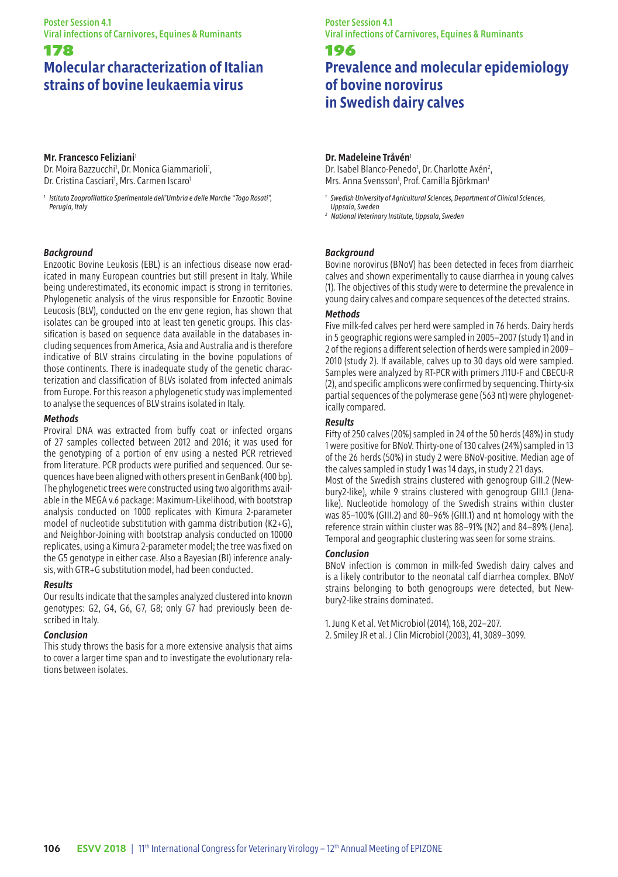Poster Session 4.1
Viral infections of Carnivores, Equines & Ruminants

# 178

## Molecular characterization of Italian strains of bovine leukaemia virus

**Mr. Francesco Feliziani**[1]
Dr. Moira Bazzucchi[1], Dr. Monica Giammarioli[1], Dr. Cristina Casciari[1], Mrs. Carmen Iscaro[1]

[1] *Istituto Zooprofilattico Sperimentale dell'Umbria e delle Marche "Togo Rosati", Perugia, Italy*

### *Background*

Enzootic Bovine Leukosis (EBL) is an infectious disease now eradicated in many European countries but still present in Italy. While being underestimated, its economic impact is strong in territories. Phylogenetic analysis of the virus responsible for Enzootic Bovine Leucosis (BLV), conducted on the env gene region, has shown that isolates can be grouped into at least ten genetic groups. This classification is based on sequence data available in the databases including sequences from America, Asia and Australia and is therefore indicative of BLV strains circulating in the bovine populations of those continents. There is inadequate study of the genetic characterization and classification of BLVs isolated from infected animals from Europe. For this reason a phylogenetic study was implemented to analyse the sequences of BLV strains isolated in Italy.

### *Methods*

Proviral DNA was extracted from buffy coat or infected organs of 27 samples collected between 2012 and 2016; it was used for the genotyping of a portion of env using a nested PCR retrieved from literature. PCR products were purified and sequenced. Our sequences have been aligned with others present in GenBank (400 bp). The phylogenetic trees were constructed using two algorithms available in the MEGA v.6 package: Maximum-Likelihood, with bootstrap analysis conducted on 1000 replicates with Kimura 2-parameter model of nucleotide substitution with gamma distribution (K2+G), and Neighbor-Joining with bootstrap analysis conducted on 10000 replicates, using a Kimura 2-parameter model; the tree was fixed on the G5 genotype in either case. Also a Bayesian (BI) inference analysis, with GTR+G substitution model, had been conducted.

### *Results*

Our results indicate that the samples analyzed clustered into known genotypes: G2, G4, G6, G7, G8; only G7 had previously been described in Italy.

### *Conclusion*

This study throws the basis for a more extensive analysis that aims to cover a larger time span and to investigate the evolutionary relations between isolates.

Poster Session 4.1
Viral infections of Carnivores, Equines & Ruminants

# 196

## Prevalence and molecular epidemiology of bovine norovirus in Swedish dairy calves

**Dr. Madeleine Tråvén**[1]
Dr. Isabel Blanco-Penedo[1], Dr. Charlotte Axén[2], Mrs. Anna Svensson[1], Prof. Camilla Björkman[1]

[1] *Swedish University of Agricultural Sciences, Department of Clinical Sciences, Uppsala, Sweden*
[2] *National Veterinary Institute, Uppsala, Sweden*

### *Background*

Bovine norovirus (BNoV) has been detected in feces from diarrheic calves and shown experimentally to cause diarrhea in young calves (1). The objectives of this study were to determine the prevalence in young dairy calves and compare sequences of the detected strains.

### *Methods*

Five milk-fed calves per herd were sampled in 76 herds. Dairy herds in 5 geographic regions were sampled in 2005–2007 (study 1) and in 2 of the regions a different selection of herds were sampled in 2009–2010 (study 2). If available, calves up to 30 days old were sampled. Samples were analyzed by RT-PCR with primers J11U-F and CBECU-R (2), and specific amplicons were confirmed by sequencing. Thirty-six partial sequences of the polymerase gene (563 nt) were phylogenetically compared.

### *Results*

Fifty of 250 calves (20%) sampled in 24 of the 50 herds (48%) in study 1 were positive for BNoV. Thirty-one of 130 calves (24%) sampled in 13 of the 26 herds (50%) in study 2 were BNoV-positive. Median age of the calves sampled in study 1 was 14 days, in study 2 21 days.

Most of the Swedish strains clustered with genogroup GIII.2 (Newbury2-like), while 9 strains clustered with genogroup GIII.1 (Jena-like). Nucleotide homology of the Swedish strains within cluster was 85–100% (GIII.2) and 80–96% (GIII.1) and nt homology with the reference strain within cluster was 88–91% (N2) and 84–89% (Jena). Temporal and geographic clustering was seen for some strains.

### *Conclusion*

BNoV infection is common in milk-fed Swedish dairy calves and is a likely contributor to the neonatal calf diarrhea complex. BNoV strains belonging to both genogroups were detected, but Newbury2-like strains dominated.

1. Jung K et al. Vet Microbiol (2014), 168, 202–207.
2. Smiley JR et al. J Clin Microbiol (2003), 41, 3089–3099.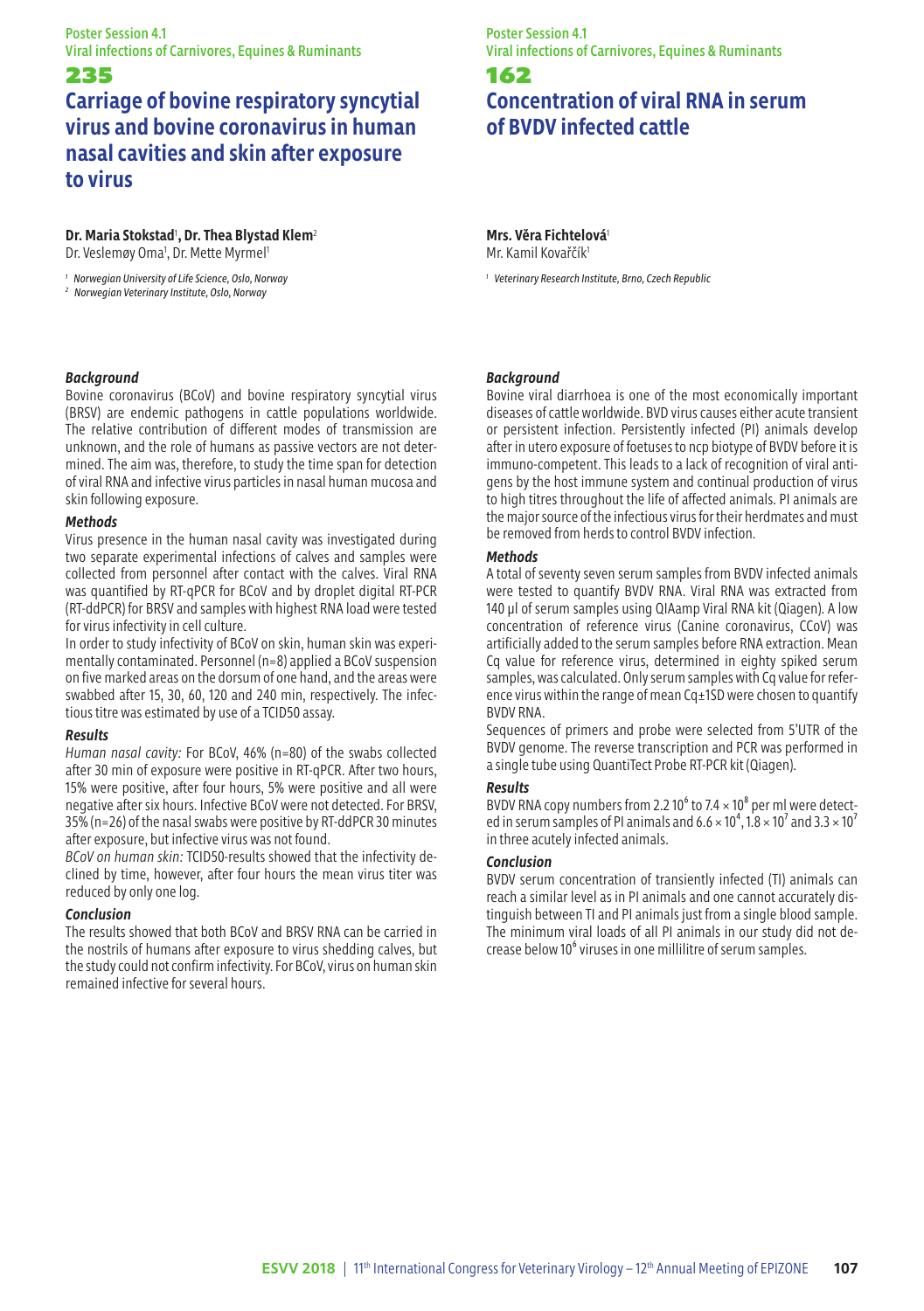Poster Session 4.1
Viral infections of Carnivores, Equines & Ruminants

## 235

# Carriage of bovine respiratory syncytial virus and bovine coronavirus in human nasal cavities and skin after exposure to virus

**Dr. Maria Stokstad[1], Dr. Thea Blystad Klem[2]**
Dr. Veslemøy Oma[1], Dr. Mette Myrmel[1]

*[1] Norwegian University of Life Science, Oslo, Norway*
*[2] Norwegian Veterinary Institute, Oslo, Norway*

### *Background*

Bovine coronavirus (BCoV) and bovine respiratory syncytial virus (BRSV) are endemic pathogens in cattle populations worldwide. The relative contribution of different modes of transmission are unknown, and the role of humans as passive vectors are not determined. The aim was, therefore, to study the time span for detection of viral RNA and infective virus particles in nasal human mucosa and skin following exposure.

### *Methods*

Virus presence in the human nasal cavity was investigated during two separate experimental infections of calves and samples were collected from personnel after contact with the calves. Viral RNA was quantified by RT-qPCR for BCoV and by droplet digital RT-PCR (RT-ddPCR) for BRSV and samples with highest RNA load were tested for virus infectivity in cell culture.

In order to study infectivity of BCoV on skin, human skin was experimentally contaminated. Personnel (n=8) applied a BCoV suspension on five marked areas on the dorsum of one hand, and the areas were swabbed after 15, 30, 60, 120 and 240 min, respectively. The infectious titre was estimated by use of a TCID50 assay.

### *Results*

*Human nasal cavity:* For BCoV, 46% (n=80) of the swabs collected after 30 min of exposure were positive in RT-qPCR. After two hours, 15% were positive, after four hours, 5% were positive and all were negative after six hours. Infective BCoV were not detected. For BRSV, 35% (n=26) of the nasal swabs were positive by RT-ddPCR 30 minutes after exposure, but infective virus was not found.

*BCoV on human skin:* TCID50-results showed that the infectivity declined by time, however, after four hours the mean virus titer was reduced by only one log.

### *Conclusion*

The results showed that both BCoV and BRSV RNA can be carried in the nostrils of humans after exposure to virus shedding calves, but the study could not confirm infectivity. For BCoV, virus on human skin remained infective for several hours.

Poster Session 4.1
Viral infections of Carnivores, Equines & Ruminants

## 162

# Concentration of viral RNA in serum of BVDV infected cattle

**Mrs. Věra Fichtelová[1]**
Mr. Kamil Kovařčík[1]

*[1] Veterinary Research Institute, Brno, Czech Republic*

### *Background*

Bovine viral diarrhoea is one of the most economically important diseases of cattle worldwide. BVD virus causes either acute transient or persistent infection. Persistently infected (PI) animals develop after in utero exposure of foetuses to ncp biotype of BVDV before it is immuno-competent. This leads to a lack of recognition of viral antigens by the host immune system and continual production of virus to high titres throughout the life of affected animals. PI animals are the major source of the infectious virus for their herdmates and must be removed from herds to control BVDV infection.

### *Methods*

A total of seventy seven serum samples from BVDV infected animals were tested to quantify BVDV RNA. Viral RNA was extracted from 140 µl of serum samples using QIAamp Viral RNA kit (Qiagen). A low concentration of reference virus (Canine coronavirus, CCoV) was artificially added to the serum samples before RNA extraction. Mean Cq value for reference virus, determined in eighty spiked serum samples, was calculated. Only serum samples with Cq value for reference virus within the range of mean Cq±1SD were chosen to quantify BVDV RNA.

Sequences of primers and probe were selected from 5'UTR of the BVDV genome. The reverse transcription and PCR was performed in a single tube using QuantiTect Probe RT-PCR kit (Qiagen).

### *Results*

BVDV RNA copy numbers from $2.2\ 10^{6}$ to $7.4 \times 10^{8}$ per ml were detected in serum samples of PI animals and $6.6 \times 10^{4}$, $1.8 \times 10^{7}$ and $3.3 \times 10^{7}$ in three acutely infected animals.

### *Conclusion*

BVDV serum concentration of transiently infected (TI) animals can reach a similar level as in PI animals and one cannot accurately distinguish between TI and PI animals just from a single blood sample. The minimum viral loads of all PI animals in our study did not decrease below $10^{6}$ viruses in one millilitre of serum samples.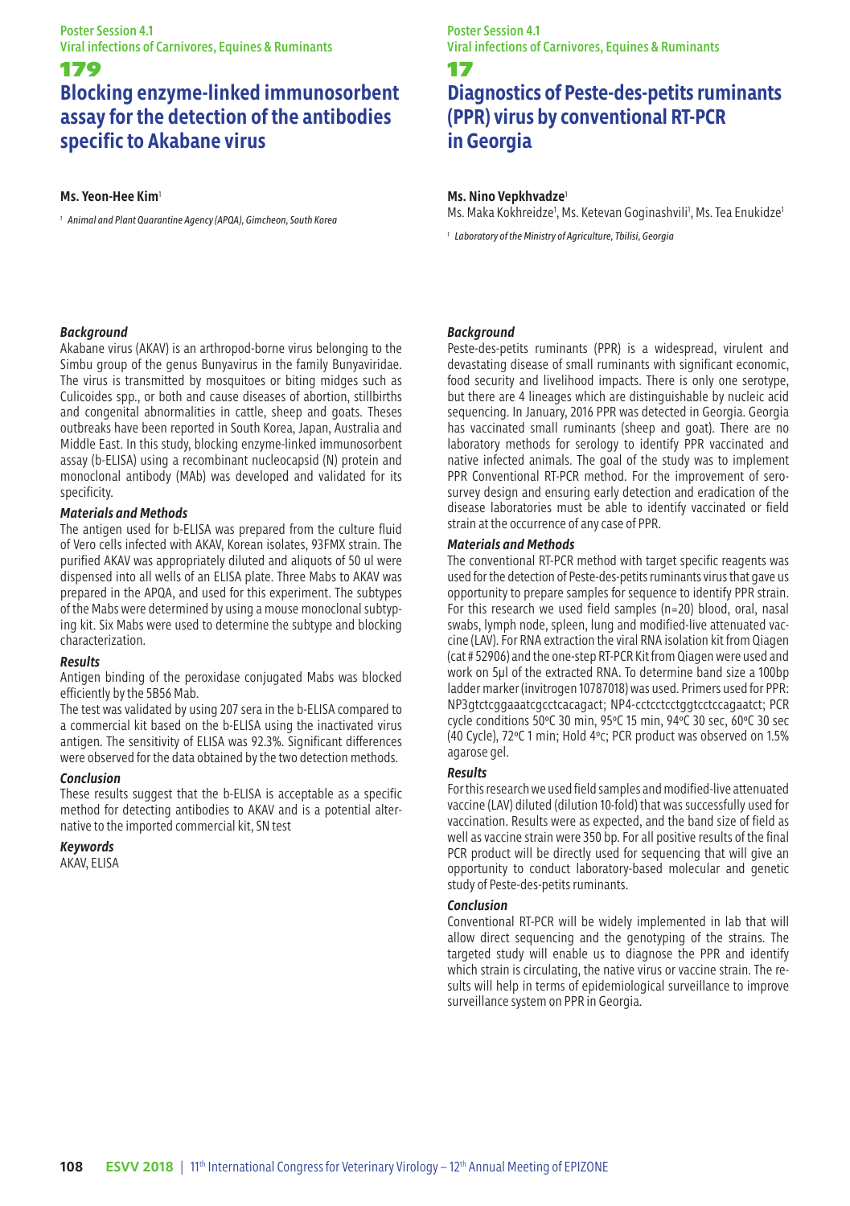Poster Session 4.1
Viral infections of Carnivores, Equines & Ruminants

179

# Blocking enzyme-linked immunosorbent assay for the detection of the antibodies specific to Akabane virus

**Ms. Yeon-Hee Kim**[1]

[1] *Animal and Plant Quarantine Agency (APQA), Gimcheon, South Korea*

### *Background*

Akabane virus (AKAV) is an arthropod-borne virus belonging to the Simbu group of the genus Bunyavirus in the family Bunyaviridae. The virus is transmitted by mosquitoes or biting midges such as Culicoides spp., or both and cause diseases of abortion, stillbirths and congenital abnormalities in cattle, sheep and goats. Theses outbreaks have been reported in South Korea, Japan, Australia and Middle East. In this study, blocking enzyme-linked immunosorbent assay (b-ELISA) using a recombinant nucleocapsid (N) protein and monoclonal antibody (MAb) was developed and validated for its specificity.

### *Materials and Methods*

The antigen used for b-ELISA was prepared from the culture fluid of Vero cells infected with AKAV, Korean isolates, 93FMX strain. The purified AKAV was appropriately diluted and aliquots of 50 ul were dispensed into all wells of an ELISA plate. Three Mabs to AKAV was prepared in the APQA, and used for this experiment. The subtypes of the Mabs were determined by using a mouse monoclonal subtyping kit. Six Mabs were used to determine the subtype and blocking characterization.

### *Results*

Antigen binding of the peroxidase conjugated Mabs was blocked efficiently by the 5B56 Mab.

The test was validated by using 207 sera in the b-ELISA compared to a commercial kit based on the b-ELISA using the inactivated virus antigen. The sensitivity of ELISA was 92.3%. Significant differences were observed for the data obtained by the two detection methods.

### *Conclusion*

These results suggest that the b-ELISA is acceptable as a specific method for detecting antibodies to AKAV and is a potential alternative to the imported commercial kit, SN test

### *Keywords*

AKAV, ELISA

Poster Session 4.1
Viral infections of Carnivores, Equines & Ruminants

17

# Diagnostics of Peste-des-petits ruminants (PPR) virus by conventional RT-PCR in Georgia

**Ms. Nino Vepkhvadze**[1]

Ms. Maka Kokhreidze[1], Ms. Ketevan Goginashvili[1], Ms. Tea Enukidze[1]

[1] *Laboratory of the Ministry of Agriculture, Tbilisi, Georgia*

### *Background*

Peste-des-petits ruminants (PPR) is a widespread, virulent and devastating disease of small ruminants with significant economic, food security and livelihood impacts. There is only one serotype, but there are 4 lineages which are distinguishable by nucleic acid sequencing. In January, 2016 PPR was detected in Georgia. Georgia has vaccinated small ruminants (sheep and goat). There are no laboratory methods for serology to identify PPR vaccinated and native infected animals. The goal of the study was to implement PPR Conventional RT-PCR method. For the improvement of serosurvey design and ensuring early detection and eradication of the disease laboratories must be able to identify vaccinated or field strain at the occurrence of any case of PPR.

### *Materials and Methods*

The conventional RT-PCR method with target specific reagents was used for the detection of Peste-des-petits ruminants virus that gave us opportunity to prepare samples for sequence to identify PPR strain. For this research we used field samples (n=20) blood, oral, nasal swabs, lymph node, spleen, lung and modified-live attenuated vaccine (LAV). For RNA extraction the viral RNA isolation kit from Qiagen (cat # 52906) and the one-step RT-PCR Kit from Qiagen were used and work on 5µl of the extracted RNA. To determine band size a 100bp ladder marker (invitrogen 10787018) was used. Primers used for PPR: NP3gtctcggaaatcgcctcacagact; NP4-cctcctcctggtcctccagaatct; PCR cycle conditions 50ºC 30 min, 95ºC 15 min, 94ºC 30 sec, 60ºC 30 sec (40 Cycle), 72ºC 1 min; Hold 4ºc; PCR product was observed on 1.5% agarose gel.

### *Results*

For this research we used field samples and modified-live attenuated vaccine (LAV) diluted (dilution 10-fold) that was successfully used for vaccination. Results were as expected, and the band size of field as well as vaccine strain were 350 bp. For all positive results of the final PCR product will be directly used for sequencing that will give an opportunity to conduct laboratory-based molecular and genetic study of Peste-des-petits ruminants.

### *Conclusion*

Conventional RT-PCR will be widely implemented in lab that will allow direct sequencing and the genotyping of the strains. The targeted study will enable us to diagnose the PPR and identify which strain is circulating, the native virus or vaccine strain. The results will help in terms of epidemiological surveillance to improve surveillance system on PPR in Georgia.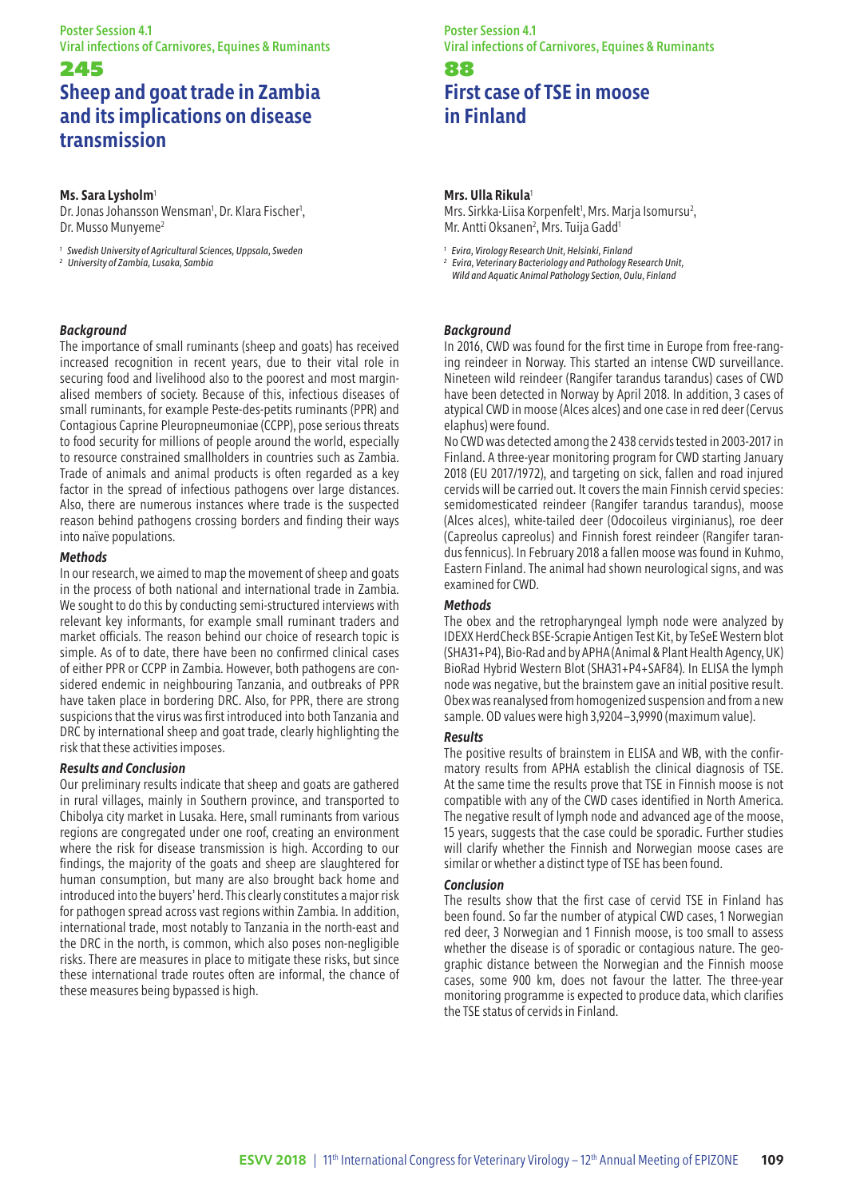Poster Session 4.1
Viral infections of Carnivores, Equines & Ruminants

# 245

# Sheep and goat trade in Zambia and its implications on disease transmission

**Ms. Sara Lysholm**[1]
Dr. Jonas Johansson Wensman[1], Dr. Klara Fischer[1], Dr. Musso Munyeme[2]

[1] *Swedish University of Agricultural Sciences, Uppsala, Sweden*
[2] *University of Zambia, Lusaka, Sambia*

### *Background*

The importance of small ruminants (sheep and goats) has received increased recognition in recent years, due to their vital role in securing food and livelihood also to the poorest and most marginalised members of society. Because of this, infectious diseases of small ruminants, for example Peste-des-petits ruminants (PPR) and Contagious Caprine Pleuropneumoniae (CCPP), pose serious threats to food security for millions of people around the world, especially to resource constrained smallholders in countries such as Zambia. Trade of animals and animal products is often regarded as a key factor in the spread of infectious pathogens over large distances. Also, there are numerous instances where trade is the suspected reason behind pathogens crossing borders and finding their ways into naïve populations.

### *Methods*

In our research, we aimed to map the movement of sheep and goats in the process of both national and international trade in Zambia. We sought to do this by conducting semi-structured interviews with relevant key informants, for example small ruminant traders and market officials. The reason behind our choice of research topic is simple. As of to date, there have been no confirmed clinical cases of either PPR or CCPP in Zambia. However, both pathogens are considered endemic in neighbouring Tanzania, and outbreaks of PPR have taken place in bordering DRC. Also, for PPR, there are strong suspicions that the virus was first introduced into both Tanzania and DRC by international sheep and goat trade, clearly highlighting the risk that these activities imposes.

### *Results and Conclusion*

Our preliminary results indicate that sheep and goats are gathered in rural villages, mainly in Southern province, and transported to Chibolya city market in Lusaka. Here, small ruminants from various regions are congregated under one roof, creating an environment where the risk for disease transmission is high. According to our findings, the majority of the goats and sheep are slaughtered for human consumption, but many are also brought back home and introduced into the buyers' herd. This clearly constitutes a major risk for pathogen spread across vast regions within Zambia. In addition, international trade, most notably to Tanzania in the north-east and the DRC in the north, is common, which also poses non-negligible risks. There are measures in place to mitigate these risks, but since these international trade routes often are informal, the chance of these measures being bypassed is high.

Poster Session 4.1
Viral infections of Carnivores, Equines & Ruminants

# 88

# First case of TSE in moose in Finland

**Mrs. Ulla Rikula**[1]
Mrs. Sirkka-Liisa Korpenfelt[1], Mrs. Marja Isomursu[2], Mr. Antti Oksanen[2], Mrs. Tuija Gadd[1]

[1] *Evira, Virology Research Unit, Helsinki, Finland*
[2] *Evira, Veterinary Bacteriology and Pathology Research Unit, Wild and Aquatic Animal Pathology Section, Oulu, Finland*

### *Background*

In 2016, CWD was found for the first time in Europe from free-ranging reindeer in Norway. This started an intense CWD surveillance. Nineteen wild reindeer (Rangifer tarandus tarandus) cases of CWD have been detected in Norway by April 2018. In addition, 3 cases of atypical CWD in moose (Alces alces) and one case in red deer (Cervus elaphus) were found.

No CWD was detected among the 2 438 cervids tested in 2003-2017 in Finland. A three-year monitoring program for CWD starting January 2018 (EU 2017/1972), and targeting on sick, fallen and road injured cervids will be carried out. It covers the main Finnish cervid species: semidomesticated reindeer (Rangifer tarandus tarandus), moose (Alces alces), white-tailed deer (Odocoileus virginianus), roe deer (Capreolus capreolus) and Finnish forest reindeer (Rangifer tarandus fennicus). In February 2018 a fallen moose was found in Kuhmo, Eastern Finland. The animal had shown neurological signs, and was examined for CWD.

### *Methods*

The obex and the retropharyngeal lymph node were analyzed by IDEXX HerdCheck BSE-Scrapie Antigen Test Kit, by TeSeE Western blot (SHA31+P4), Bio-Rad and by APHA (Animal & Plant Health Agency, UK) BioRad Hybrid Western Blot (SHA31+P4+SAF84). In ELISA the lymph node was negative, but the brainstem gave an initial positive result. Obex was reanalysed from homogenized suspension and from a new sample. OD values were high 3,9204–3,9990 (maximum value).

### *Results*

The positive results of brainstem in ELISA and WB, with the confirmatory results from APHA establish the clinical diagnosis of TSE. At the same time the results prove that TSE in Finnish moose is not compatible with any of the CWD cases identified in North America. The negative result of lymph node and advanced age of the moose, 15 years, suggests that the case could be sporadic. Further studies will clarify whether the Finnish and Norwegian moose cases are similar or whether a distinct type of TSE has been found.

### *Conclusion*

The results show that the first case of cervid TSE in Finland has been found. So far the number of atypical CWD cases, 1 Norwegian red deer, 3 Norwegian and 1 Finnish moose, is too small to assess whether the disease is of sporadic or contagious nature. The geographic distance between the Norwegian and the Finnish moose cases, some 900 km, does not favour the latter. The three-year monitoring programme is expected to produce data, which clarifies the TSE status of cervids in Finland.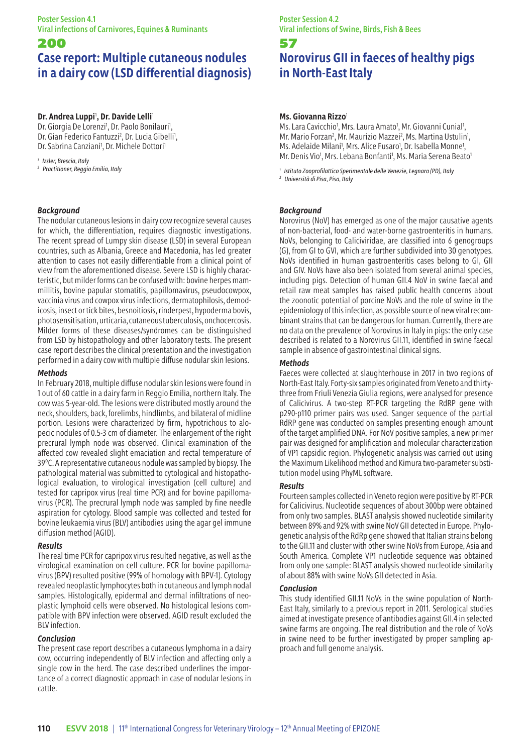Poster Session 4.1
Viral infections of Carnivores, Equines & Ruminants

## 200

# Case report: Multiple cutaneous nodules in a dairy cow (LSD differential diagnosis)

**Dr. Andrea Luppi**[1], **Dr. Davide Lelli**[1]
Dr. Giorgia De Lorenzi[1], Dr. Paolo Bonilauri[1], Dr. Gian Federico Fantuzzi[2], Dr. Lucia Gibelli[1], Dr. Sabrina Canziani[1], Dr. Michele Dottori[1]

*[1] Izsler, Brescia, Italy*
*[2] Practitioner, Reggio Emilia, Italy*

### *Background*

The nodular cutaneous lesions in dairy cow recognize several causes for which, the differentiation, requires diagnostic investigations. The recent spread of Lumpy skin disease (LSD) in several European countries, such as Albania, Greece and Macedonia, has led greater attention to cases not easily differentiable from a clinical point of view from the aforementioned disease. Severe LSD is highly characteristic, but milder forms can be confused with: bovine herpes mammillitis, bovine papular stomatitis, papillomavirus, pseudocowpox, vaccinia virus and cowpox virus infections, dermatophilosis, demodicosis, insect or tick bites, besnoitiosis, rinderpest, hypoderma bovis, photosensitisation, urticaria, cutaneous tuberculosis, onchocercosis. Milder forms of these diseases/syndromes can be distinguished from LSD by histopathology and other laboratory tests. The present case report describes the clinical presentation and the investigation performed in a dairy cow with multiple diffuse nodular skin lesions.

### *Methods*

In February 2018, multiple diffuse nodular skin lesions were found in 1 out of 60 cattle in a dairy farm in Reggio Emilia, northern Italy. The cow was 5-year-old. The lesions were distributed mostly around the neck, shoulders, back, forelimbs, hindlimbs, and bilateral of midline portion. Lesions were characterized by firm, hypotrichous to alopecic nodules of 0.5-3 cm of diameter. The enlargement of the right precrural lymph node was observed. Clinical examination of the affected cow revealed slight emaciation and rectal temperature of 39°C. A representative cutaneous nodule was sampled by biopsy. The pathological material was submitted to cytological and histopathological evaluation, to virological investigation (cell culture) and tested for capripox virus (real time PCR) and for bovine papillomavirus (PCR). The precrural lymph node was sampled by fine needle aspiration for cytology. Blood sample was collected and tested for bovine leukaemia virus (BLV) antibodies using the agar gel immune diffusion method (AGID).

### *Results*

The real time PCR for capripox virus resulted negative, as well as the virological examination on cell culture. PCR for bovine papillomavirus (BPV) resulted positive (99% of homology with BPV-1). Cytology revealed neoplastic lymphocytes both in cutaneous and lymph nodal samples. Histologically, epidermal and dermal infiltrations of neoplastic lymphoid cells were observed. No histological lesions compatible with BPV infection were observed. AGID result excluded the BLV infection.

### *Conclusion*

The present case report describes a cutaneous lymphoma in a dairy cow, occurring independently of BLV infection and affecting only a single cow in the herd. The case described underlines the importance of a correct diagnostic approach in case of nodular lesions in cattle.

Poster Session 4.2
Viral infections of Swine, Birds, Fish & Bees

## 57

# Norovirus GII in faeces of healthy pigs in North-East Italy

**Ms. Giovanna Rizzo**[1]
Ms. Lara Cavicchio[1], Mrs. Laura Amato[1], Mr. Giovanni Cunial[1], Mr. Mario Forzan[2], Mr. Maurizio Mazzei[2], Ms. Martina Ustulin[1], Ms. Adelaide Milani[1], Mrs. Alice Fusaro[1], Dr. Isabella Monne[1], Mr. Denis Vio[1], Mrs. Lebana Bonfanti[1], Ms. Maria Serena Beato[1]

*[1] Istituto Zooprofilattico Sperimentale delle Venezie, Legnaro (PD), Italy*
*[2] Università di Pisa, Pisa, Italy*

### *Background*

Norovirus (NoV) has emerged as one of the major causative agents of non-bacterial, food- and water-borne gastroenteritis in humans. NoVs, belonging to Caliciviridae, are classified into 6 genogroups (G), from GI to GVI, which are further subdivided into 30 genotypes. NoVs identified in human gastroenteritis cases belong to GI, GII and GIV. NoVs have also been isolated from several animal species, including pigs. Detection of human GII.4 NoV in swine faecal and retail raw meat samples has raised public health concerns about the zoonotic potential of porcine NoVs and the role of swine in the epidemiology of this infection, as possible source of new viral recombinant strains that can be dangerous for human. Currently, there are no data on the prevalence of Norovirus in Italy in pigs: the only case described is related to a Norovirus GII.11, identified in swine faecal sample in absence of gastrointestinal clinical signs.

### *Methods*

Faeces were collected at slaughterhouse in 2017 in two regions of North-East Italy. Forty-six samples originated from Veneto and thirty-three from Friuli Venezia Giulia regions, were analysed for presence of Calicivirus. A two-step RT-PCR targeting the RdRP gene with p290-p110 primer pairs was used. Sanger sequence of the partial RdRP gene was conducted on samples presenting enough amount of the target amplified DNA. For NoV positive samples, a new primer pair was designed for amplification and molecular characterization of VP1 capsidic region. Phylogenetic analysis was carried out using the Maximum Likelihood method and Kimura two-parameter substitution model using PhyML software.

### *Results*

Fourteen samples collected in Veneto region were positive by RT-PCR for Calicivirus. Nucleotide sequences of about 300bp were obtained from only two samples. BLAST analysis showed nucleotide similarity between 89% and 92% with swine NoV GII detected in Europe. Phylogenetic analysis of the RdRp gene showed that Italian strains belong to the GII.11 and cluster with other swine NoVs from Europe, Asia and South America. Complete VP1 nucleotide sequence was obtained from only one sample: BLAST analysis showed nucleotide similarity of about 88% with swine NoVs GII detected in Asia.

### *Conclusion*

This study identified GII.11 NoVs in the swine population of North-East Italy, similarly to a previous report in 2011. Serological studies aimed at investigate presence of antibodies against GII.4 in selected swine farms are ongoing. The real distribution and the role of NoVs in swine need to be further investigated by proper sampling approach and full genome analysis.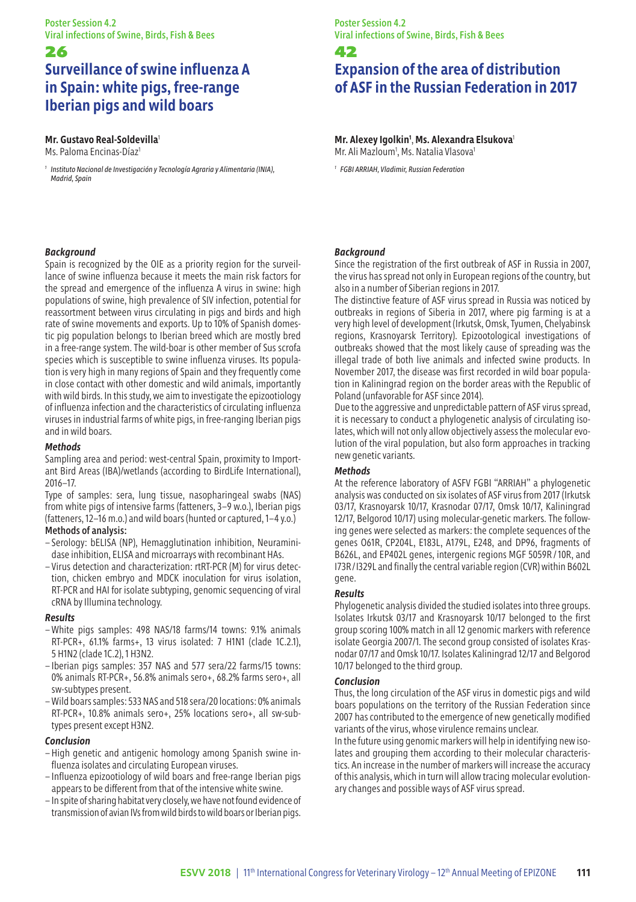Poster Session 4.2
Viral infections of Swine, Birds, Fish & Bees

## 26

# Surveillance of swine influenza A in Spain: white pigs, free-range Iberian pigs and wild boars

**Mr. Gustavo Real-Soldevilla**[1]
Ms. Paloma Encinas-Díaz[1]

[1] *Instituto Nacional de Investigación y Tecnología Agraria y Alimentaria (INIA), Madrid, Spain*

### *Background*

Spain is recognized by the OIE as a priority region for the surveillance of swine influenza because it meets the main risk factors for the spread and emergence of the influenza A virus in swine: high populations of swine, high prevalence of SIV infection, potential for reassortment between virus circulating in pigs and birds and high rate of swine movements and exports. Up to 10% of Spanish domestic pig population belongs to Iberian breed which are mostly bred in a free-range system. The wild-boar is other member of Sus scrofa species which is susceptible to swine influenza viruses. Its population is very high in many regions of Spain and they frequently come in close contact with other domestic and wild animals, importantly with wild birds. In this study, we aim to investigate the epizootiology of influenza infection and the characteristics of circulating influenza viruses in industrial farms of white pigs, in free-ranging Iberian pigs and in wild boars.

### *Methods*

Sampling area and period: west-central Spain, proximity to Important Bird Areas (IBA)/wetlands (according to BirdLife International), 2016–17.

Type of samples: sera, lung tissue, nasopharingeal swabs (NAS) from white pigs of intensive farms (fatteners, 3–9 w.o.), Iberian pigs (fatteners, 12–16 m.o.) and wild boars (hunted or captured, 1–4 y.o.)

**Methods of analysis:**

- Serology: bELISA (NP), Hemagglutination inhibition, Neuraminidase inhibition, ELISA and microarrays with recombinant HAs.
- Virus detection and characterization: rtRT-PCR (M) for virus detection, chicken embryo and MDCK inoculation for virus isolation, RT-PCR and HAI for isolate subtyping, genomic sequencing of viral cRNA by Illumina technology.

### *Results*

- White pigs samples: 498 NAS/18 farms/14 towns: 9.1% animals RT-PCR+, 61.1% farms+, 13 virus isolated: 7 H1N1 (clade 1C.2.1), 5 H1N2 (clade 1C.2), 1 H3N2.
- Iberian pigs samples: 357 NAS and 577 sera/22 farms/15 towns: 0% animals RT-PCR+, 56.8% animals sero+, 68.2% farms sero+, all sw-subtypes present.
- Wild boars samples: 533 NAS and 518 sera/20 locations: 0% animals RT-PCR+, 10.8% animals sero+, 25% locations sero+, all sw-subtypes present except H3N2.

### *Conclusion*

- High genetic and antigenic homology among Spanish swine influenza isolates and circulating European viruses.
- Influenza epizootiology of wild boars and free-range Iberian pigs appears to be different from that of the intensive white swine.
- In spite of sharing habitat very closely, we have not found evidence of transmission of avian IVs from wild birds to wild boars or Iberian pigs.

Poster Session 4.2
Viral infections of Swine, Birds, Fish & Bees

## 42

# Expansion of the area of distribution of ASF in the Russian Federation in 2017

**Mr. Alexey Igolkin**[1], **Ms. Alexandra Elsukova**[1]
Mr. Ali Mazloum[1], Ms. Natalia Vlasova[1]

[1] *FGBI ARRIAH, Vladimir, Russian Federation*

### *Background*

Since the registration of the first outbreak of ASF in Russia in 2007, the virus has spread not only in European regions of the country, but also in a number of Siberian regions in 2017.

The distinctive feature of ASF virus spread in Russia was noticed by outbreaks in regions of Siberia in 2017, where pig farming is at a very high level of development (Irkutsk, Omsk, Tyumen, Chelyabinsk regions, Krasnoyarsk Territory). Epizootological investigations of outbreaks showed that the most likely cause of spreading was the illegal trade of both live animals and infected swine products. In November 2017, the disease was first recorded in wild boar population in Kaliningrad region on the border areas with the Republic of Poland (unfavorable for ASF since 2014).

Due to the aggressive and unpredictable pattern of ASF virus spread, it is necessary to conduct a phylogenetic analysis of circulating isolates, which will not only allow objectively assess the molecular evolution of the viral population, but also form approaches in tracking new genetic variants.

### *Methods*

At the reference laboratory of ASFV FGBI "ARRIAH" a phylogenetic analysis was conducted on six isolates of ASF virus from 2017 (Irkutsk 03/17, Krasnoyarsk 10/17, Krasnodar 07/17, Omsk 10/17, Kaliningrad 12/17, Belgorod 10/17) using molecular-genetic markers. The following genes were selected as markers: the complete sequences of the genes O61R, CP204L, E183L, A179L, E248, and DP96, fragments of B626L, and EP402L genes, intergenic regions MGF 5059R / 10R, and I73R / I329L and finally the central variable region (CVR) within B602L gene.

### *Results*

Phylogenetic analysis divided the studied isolates into three groups. Isolates Irkutsk 03/17 and Krasnoyarsk 10/17 belonged to the first group scoring 100% match in all 12 genomic markers with reference isolate Georgia 2007/1. The second group consisted of isolates Krasnodar 07/17 and Omsk 10/17. Isolates Kaliningrad 12/17 and Belgorod 10/17 belonged to the third group.

### *Conclusion*

Thus, the long circulation of the ASF virus in domestic pigs and wild boars populations on the territory of the Russian Federation since 2007 has contributed to the emergence of new genetically modified variants of the virus, whose virulence remains unclear.

In the future using genomic markers will help in identifying new isolates and grouping them according to their molecular characteristics. An increase in the number of markers will increase the accuracy of this analysis, which in turn will allow tracing molecular evolutionary changes and possible ways of ASF virus spread.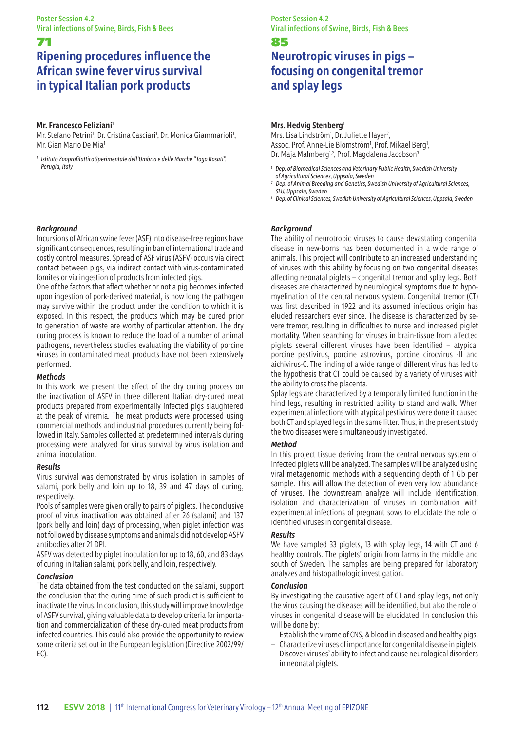Poster Session 4.2
Viral infections of Swine, Birds, Fish & Bees

## 71

# Ripening procedures influence the African swine fever virus survival in typical Italian pork products

**Mr. Francesco Feliziani**[1]

Mr. Stefano Petrini[1], Dr. Cristina Casciari[1], Dr. Monica Giammarioli[1], Mr. Gian Mario De Mia[1]

[1] *Istituto Zooprofilattico Sperimentale dell'Umbria e delle Marche "Togo Rosati", Perugia, Italy*

### *Background*

Incursions of African swine fever (ASF) into disease-free regions have significant consequences, resulting in ban of international trade and costly control measures. Spread of ASF virus (ASFV) occurs via direct contact between pigs, via indirect contact with virus-contaminated fomites or via ingestion of products from infected pigs.

One of the factors that affect whether or not a pig becomes infected upon ingestion of pork-derived material, is how long the pathogen may survive within the product under the condition to which it is exposed. In this respect, the products which may be cured prior to generation of waste are worthy of particular attention. The dry curing process is known to reduce the load of a number of animal pathogens, nevertheless studies evaluating the viability of porcine viruses in contaminated meat products have not been extensively performed.

### *Methods*

In this work, we present the effect of the dry curing process on the inactivation of ASFV in three different Italian dry-cured meat products prepared from experimentally infected pigs slaughtered at the peak of viremia. The meat products were processed using commercial methods and industrial procedures currently being followed in Italy. Samples collected at predetermined intervals during processing were analyzed for virus survival by virus isolation and animal inoculation.

### *Results*

Virus survival was demonstrated by virus isolation in samples of salami, pork belly and loin up to 18, 39 and 47 days of curing, respectively.

Pools of samples were given orally to pairs of piglets. The conclusive proof of virus inactivation was obtained after 26 (salami) and 137 (pork belly and loin) days of processing, when piglet infection was not followed by disease symptoms and animals did not develop ASFV antibodies after 21 DPI.

ASFV was detected by piglet inoculation for up to 18, 60, and 83 days of curing in Italian salami, pork belly, and loin, respectively.

### *Conclusion*

The data obtained from the test conducted on the salami, support the conclusion that the curing time of such product is sufficient to inactivate the virus. In conclusion, this study will improve knowledge of ASFV survival, giving valuable data to develop criteria for importation and commercialization of these dry-cured meat products from infected countries. This could also provide the opportunity to review some criteria set out in the European legislation (Directive 2002/99/EC).

Poster Session 4.2
Viral infections of Swine, Birds, Fish & Bees

## 85

# Neurotropic viruses in pigs – focusing on congenital tremor and splay legs

**Mrs. Hedvig Stenberg**[1]

Mrs. Lisa Lindström[1], Dr. Juliette Hayer[2], Assoc. Prof. Anne-Lie Blomström[1], Prof. Mikael Berg[1], Dr. Maja Malmberg[1,2], Prof. Magdalena Jacobson[3]

[1] *Dep. of Biomedical Sciences and Veterinary Public Health, Swedish University of Agricultural Sciences, Uppsala, Sweden*

[2] *Dep. of Animal Breeding and Genetics, Swedish University of Agricultural Sciences, SLU, Uppsala, Sweden*

[3] *Dep. of Clinical Sciences, Swedish University of Agricultural Sciences, Uppsala, Sweden*

### *Background*

The ability of neurotropic viruses to cause devastating congenital disease in new-borns has been documented in a wide range of animals. This project will contribute to an increased understanding of viruses with this ability by focusing on two congenital diseases affecting neonatal piglets – congenital tremor and splay legs. Both diseases are characterized by neurological symptoms due to hypomyelination of the central nervous system. Congenital tremor (CT) was first described in 1922 and its assumed infectious origin has eluded researchers ever since. The disease is characterized by severe tremor, resulting in difficulties to nurse and increased piglet mortality. When searching for viruses in brain-tissue from affected piglets several different viruses have been identified – atypical porcine pestivirus, porcine astrovirus, porcine cirocvirus -II and aichivirus-C. The finding of a wide range of different virus has led to the hypothesis that CT could be caused by a variety of viruses with the ability to cross the placenta.

Splay legs are characterized by a temporally limited function in the hind legs, resulting in restricted ability to stand and walk. When experimental infections with atypical pestivirus were done it caused both CT and splayed legs in the same litter. Thus, in the present study the two diseases were simultaneously investigated.

### *Method*

In this project tissue deriving from the central nervous system of infected piglets will be analyzed. The samples will be analyzed using viral metagenomic methods with a sequencing depth of 1 Gb per sample. This will allow the detection of even very low abundance of viruses. The downstream analyze will include identification, isolation and characterization of viruses in combination with experimental infections of pregnant sows to elucidate the role of identified viruses in congenital disease.

### *Results*

We have sampled 33 piglets, 13 with splay legs, 14 with CT and 6 healthy controls. The piglets' origin from farms in the middle and south of Sweden. The samples are being prepared for laboratory analyzes and histopathologic investigation.

### *Conclusion*

By investigating the causative agent of CT and splay legs, not only the virus causing the diseases will be identified, but also the role of viruses in congenital disease will be elucidated. In conclusion this will be done by:

- Establish the virome of CNS, & blood in diseased and healthy pigs.
- Characterize viruses of importance for congenital disease in piglets.
- Discover viruses' ability to infect and cause neurological disorders in neonatal piglets.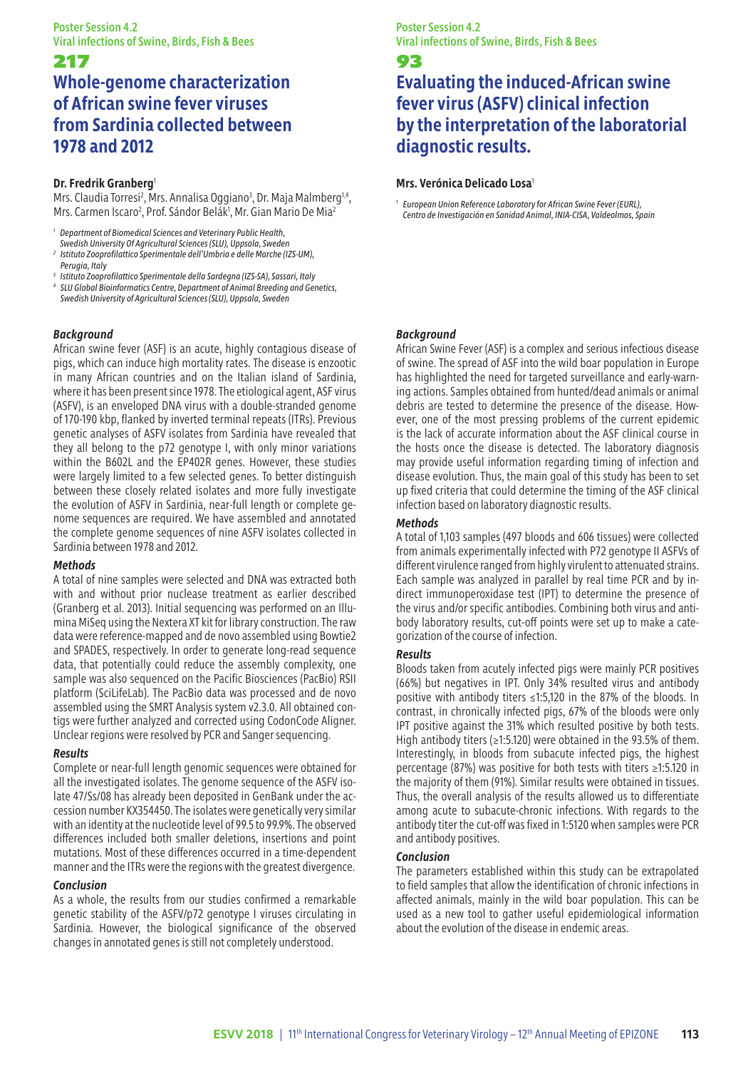Poster Session 4.2
Viral infections of Swine, Birds, Fish & Bees

# 217

## Whole-genome characterization of African swine fever viruses from Sardinia collected between 1978 and 2012

**Dr. Fredrik Granberg**[1]

Mrs. Claudia Torresi[2], Mrs. Annalisa Oggiano[3], Dr. Maja Malmberg[1,4], Mrs. Carmen Iscaro[2], Prof. Sándor Belák[1], Mr. Gian Mario De Mia[2]

*[1] Department of Biomedical Sciences and Veterinary Public Health, Swedish University Of Agricultural Sciences (SLU), Uppsala, Sweden*
*[2] Istituto Zooprofilattico Sperimentale dell'Umbria e delle Marche (IZS-UM), Perugia, Italy*
*[3] Istituto Zooprofilattico Sperimentale della Sardegna (IZS-SA), Sassari, Italy*
*[4] SLU Global Bioinformatics Centre, Department of Animal Breeding and Genetics, Swedish University of Agricultural Sciences (SLU), Uppsala, Sweden*

### *Background*

African swine fever (ASF) is an acute, highly contagious disease of pigs, which can induce high mortality rates. The disease is enzootic in many African countries and on the Italian island of Sardinia, where it has been present since 1978. The etiological agent, ASF virus (ASFV), is an enveloped DNA virus with a double-stranded genome of 170-190 kbp, flanked by inverted terminal repeats (ITRs). Previous genetic analyses of ASFV isolates from Sardinia have revealed that they all belong to the p72 genotype I, with only minor variations within the B602L and the EP402R genes. However, these studies were largely limited to a few selected genes. To better distinguish between these closely related isolates and more fully investigate the evolution of ASFV in Sardinia, near-full length or complete genome sequences are required. We have assembled and annotated the complete genome sequences of nine ASFV isolates collected in Sardinia between 1978 and 2012.

### *Methods*

A total of nine samples were selected and DNA was extracted both with and without prior nuclease treatment as earlier described (Granberg et al. 2013). Initial sequencing was performed on an Illumina MiSeq using the Nextera XT kit for library construction. The raw data were reference-mapped and de novo assembled using Bowtie2 and SPADES, respectively. In order to generate long-read sequence data, that potentially could reduce the assembly complexity, one sample was also sequenced on the Pacific Biosciences (PacBio) RSII platform (SciLifeLab). The PacBio data was processed and de novo assembled using the SMRT Analysis system v2.3.0. All obtained contigs were further analyzed and corrected using CodonCode Aligner. Unclear regions were resolved by PCR and Sanger sequencing.

### *Results*

Complete or near-full length genomic sequences were obtained for all the investigated isolates. The genome sequence of the ASFV isolate 47/Ss/08 has already been deposited in GenBank under the accession number KX354450. The isolates were genetically very similar with an identity at the nucleotide level of 99.5 to 99.9%. The observed differences included both smaller deletions, insertions and point mutations. Most of these differences occurred in a time-dependent manner and the ITRs were the regions with the greatest divergence.

### *Conclusion*

As a whole, the results from our studies confirmed a remarkable genetic stability of the ASFV/p72 genotype I viruses circulating in Sardinia. However, the biological significance of the observed changes in annotated genes is still not completely understood.

Poster Session 4.2
Viral infections of Swine, Birds, Fish & Bees

# 93

## Evaluating the induced-African swine fever virus (ASFV) clinical infection by the interpretation of the laboratorial diagnostic results.

**Mrs. Verónica Delicado Losa**[1]

*[1] European Union Reference Laboratory for African Swine Fever (EURL), Centro de Investigación en Sanidad Animal, INIA-CISA, Valdeolmos, Spain*

### *Background*

African Swine Fever (ASF) is a complex and serious infectious disease of swine. The spread of ASF into the wild boar population in Europe has highlighted the need for targeted surveillance and early-warning actions. Samples obtained from hunted/dead animals or animal debris are tested to determine the presence of the disease. However, one of the most pressing problems of the current epidemic is the lack of accurate information about the ASF clinical course in the hosts once the disease is detected. The laboratory diagnosis may provide useful information regarding timing of infection and disease evolution. Thus, the main goal of this study has been to set up fixed criteria that could determine the timing of the ASF clinical infection based on laboratory diagnostic results.

### *Methods*

A total of 1,103 samples (497 bloods and 606 tissues) were collected from animals experimentally infected with P72 genotype II ASFVs of different virulence ranged from highly virulent to attenuated strains. Each sample was analyzed in parallel by real time PCR and by indirect immunoperoxidase test (IPT) to determine the presence of the virus and/or specific antibodies. Combining both virus and antibody laboratory results, cut-off points were set up to make a categorization of the course of infection.

### *Results*

Bloods taken from acutely infected pigs were mainly PCR positives (66%) but negatives in IPT. Only 34% resulted virus and antibody positive with antibody titers ≤1:5,120 in the 87% of the bloods. In contrast, in chronically infected pigs, 67% of the bloods were only IPT positive against the 31% which resulted positive by both tests. High antibody titers (≥1:5.120) were obtained in the 93.5% of them. Interestingly, in bloods from subacute infected pigs, the highest percentage (87%) was positive for both tests with titers ≥1:5.120 in the majority of them (91%). Similar results were obtained in tissues. Thus, the overall analysis of the results allowed us to differentiate among acute to subacute-chronic infections. With regards to the antibody titer the cut-off was fixed in 1:5120 when samples were PCR and antibody positives.

### *Conclusion*

The parameters established within this study can be extrapolated to field samples that allow the identification of chronic infections in affected animals, mainly in the wild boar population. This can be used as a new tool to gather useful epidemiological information about the evolution of the disease in endemic areas.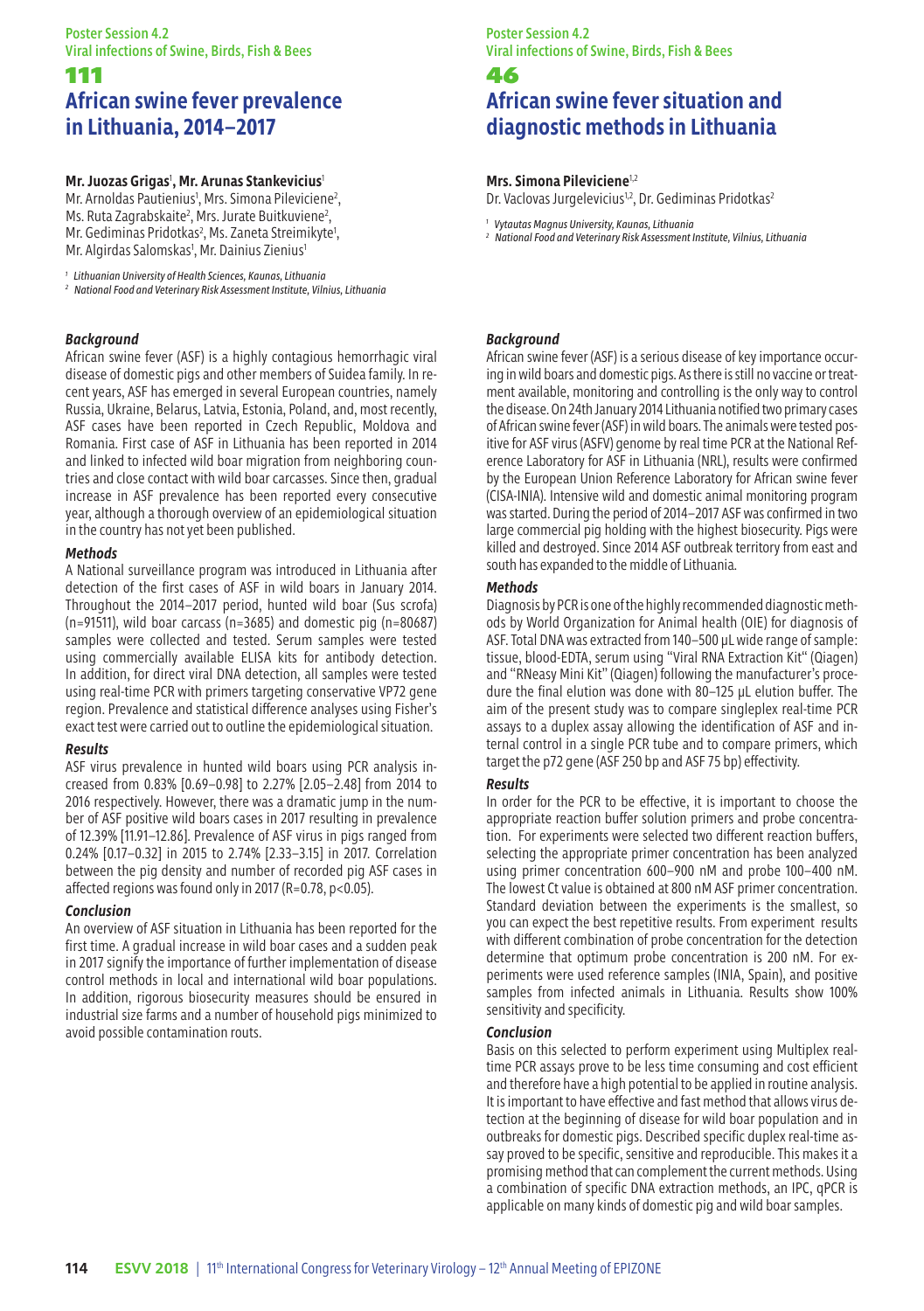Poster Session 4.2
Viral infections of Swine, Birds, Fish & Bees

## 111

# African swine fever prevalence in Lithuania, 2014–2017

**Mr. Juozas Grigas**[1], **Mr. Arunas Stankevicius**[1]
Mr. Arnoldas Pautienius[1], Mrs. Simona Pileviciene[2], Ms. Ruta Zagrabskaite[2], Mrs. Jurate Buitkuviene[2], Mr. Gediminas Pridotkas[2], Ms. Zaneta Streimikyte[1], Mr. Algirdas Salomskas[1], Mr. Dainius Zienius[1]

[1] *Lithuanian University of Health Sciences, Kaunas, Lithuania*
[2] *National Food and Veterinary Risk Assessment Institute, Vilnius, Lithuania*

### *Background*

African swine fever (ASF) is a highly contagious hemorrhagic viral disease of domestic pigs and other members of Suidea family. In recent years, ASF has emerged in several European countries, namely Russia, Ukraine, Belarus, Latvia, Estonia, Poland, and, most recently, ASF cases have been reported in Czech Republic, Moldova and Romania. First case of ASF in Lithuania has been reported in 2014 and linked to infected wild boar migration from neighboring countries and close contact with wild boar carcasses. Since then, gradual increase in ASF prevalence has been reported every consecutive year, although a thorough overview of an epidemiological situation in the country has not yet been published.

### *Methods*

A National surveillance program was introduced in Lithuania after detection of the first cases of ASF in wild boars in January 2014. Throughout the 2014–2017 period, hunted wild boar (Sus scrofa) (n=91511), wild boar carcass (n=3685) and domestic pig (n=80687) samples were collected and tested. Serum samples were tested using commercially available ELISA kits for antibody detection. In addition, for direct viral DNA detection, all samples were tested using real-time PCR with primers targeting conservative VP72 gene region. Prevalence and statistical difference analyses using Fisher's exact test were carried out to outline the epidemiological situation.

### *Results*

ASF virus prevalence in hunted wild boars using PCR analysis increased from 0.83% [0.69–0.98] to 2.27% [2.05–2.48] from 2014 to 2016 respectively. However, there was a dramatic jump in the number of ASF positive wild boars cases in 2017 resulting in prevalence of 12.39% [11.91–12.86]. Prevalence of ASF virus in pigs ranged from 0.24% [0.17–0.32] in 2015 to 2.74% [2.33–3.15] in 2017. Correlation between the pig density and number of recorded pig ASF cases in affected regions was found only in 2017 ($R=0.78$, $p<0.05$).

### *Conclusion*

An overview of ASF situation in Lithuania has been reported for the first time. A gradual increase in wild boar cases and a sudden peak in 2017 signify the importance of further implementation of disease control methods in local and international wild boar populations. In addition, rigorous biosecurity measures should be ensured in industrial size farms and a number of household pigs minimized to avoid possible contamination routs.

Poster Session 4.2
Viral infections of Swine, Birds, Fish & Bees

## 46

# African swine fever situation and diagnostic methods in Lithuania

**Mrs. Simona Pileviciene**[1,2]
Dr. Vaclovas Jurgelevicius[1,2], Dr. Gediminas Pridotkas[2]

[1] *Vytautas Magnus University, Kaunas, Lithuania*
[2] *National Food and Veterinary Risk Assessment Institute, Vilnius, Lithuania*

### *Background*

African swine fever (ASF) is a serious disease of key importance occurring in wild boars and domestic pigs. As there is still no vaccine or treatment available, monitoring and controlling is the only way to control the disease. On 24th January 2014 Lithuania notified two primary cases of African swine fever (ASF) in wild boars. The animals were tested positive for ASF virus (ASFV) genome by real time PCR at the National Reference Laboratory for ASF in Lithuania (NRL), results were confirmed by the European Union Reference Laboratory for African swine fever (CISA-INIA). Intensive wild and domestic animal monitoring program was started. During the period of 2014–2017 ASF was confirmed in two large commercial pig holding with the highest biosecurity. Pigs were killed and destroyed. Since 2014 ASF outbreak territory from east and south has expanded to the middle of Lithuania.

### *Methods*

Diagnosis by PCR is one of the highly recommended diagnostic methods by World Organization for Animal health (OIE) for diagnosis of ASF. Total DNA was extracted from 140–500 µL wide range of sample: tissue, blood-EDTA, serum using "Viral RNA Extraction Kit" (Qiagen) and "RNeasy Mini Kit" (Qiagen) following the manufacturer's procedure the final elution was done with 80–125 µL elution buffer. The aim of the present study was to compare singleplex real-time PCR assays to a duplex assay allowing the identification of ASF and internal control in a single PCR tube and to compare primers, which target the p72 gene (ASF 250 bp and ASF 75 bp) effectivity.

### *Results*

In order for the PCR to be effective, it is important to choose the appropriate reaction buffer solution primers and probe concentration. For experiments were selected two different reaction buffers, selecting the appropriate primer concentration has been analyzed using primer concentration 600–900 nM and probe 100–400 nM. The lowest Ct value is obtained at 800 nM ASF primer concentration. Standard deviation between the experiments is the smallest, so you can expect the best repetitive results. From experiment results with different combination of probe concentration for the detection determine that optimum probe concentration is 200 nM. For experiments were used reference samples (INIA, Spain), and positive samples from infected animals in Lithuania. Results show 100% sensitivity and specificity.

### *Conclusion*

Basis on this selected to perform experiment using Multiplex real-time PCR assays prove to be less time consuming and cost efficient and therefore have a high potential to be applied in routine analysis. It is important to have effective and fast method that allows virus detection at the beginning of disease for wild boar population and in outbreaks for domestic pigs. Described specific duplex real-time assay proved to be specific, sensitive and reproducible. This makes it a promising method that can complement the current methods. Using a combination of specific DNA extraction methods, an IPC, qPCR is applicable on many kinds of domestic pig and wild boar samples.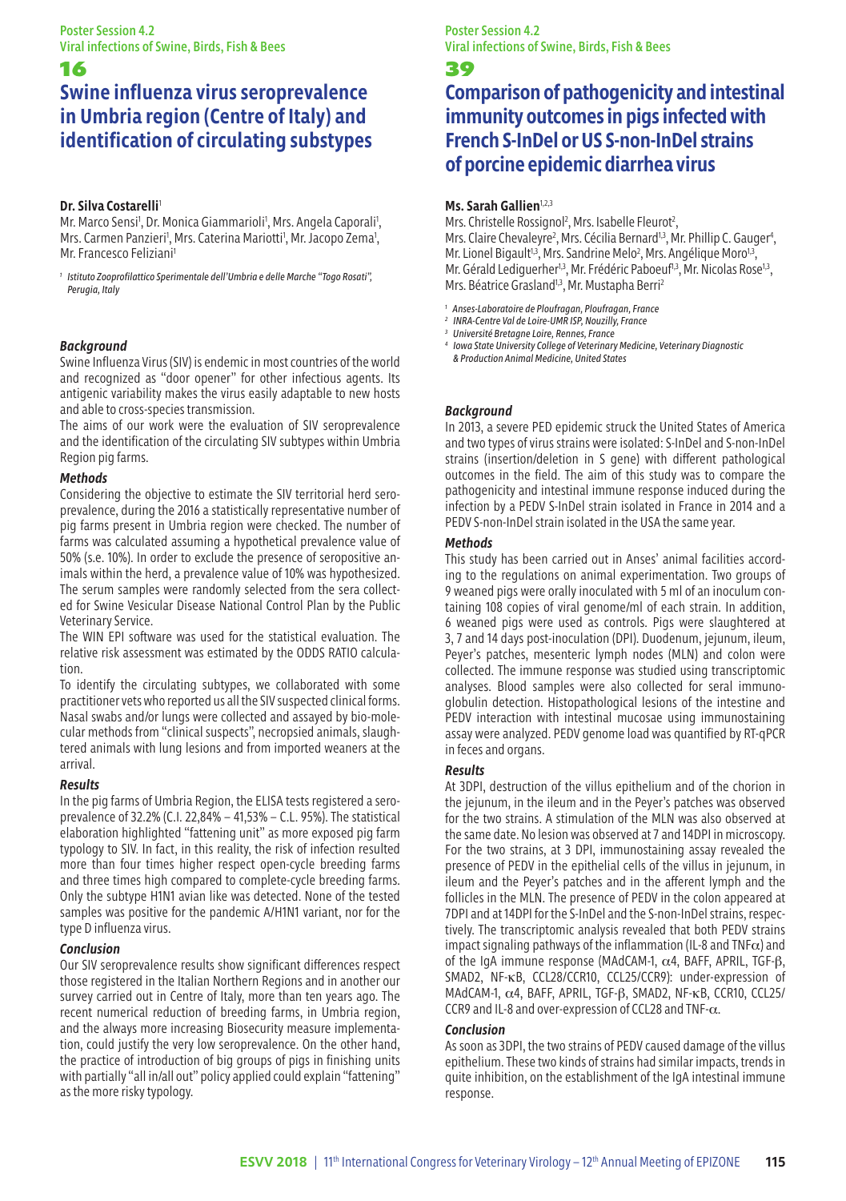Poster Session 4.2
Viral infections of Swine, Birds, Fish & Bees

**16**

# Swine influenza virus seroprevalence in Umbria region (Centre of Italy) and identification of circulating substypes

**Dr. Silva Costarelli**[1]

Mr. Marco Sensi[1], Dr. Monica Giammarioli[1], Mrs. Angela Caporali[1], Mrs. Carmen Panzieri[1], Mrs. Caterina Mariotti[1], Mr. Jacopo Zema[1], Mr. Francesco Feliziani[1]

[1] *Istituto Zooprofilattico Sperimentale dell'Umbria e delle Marche "Togo Rosati", Perugia, Italy*

### *Background*

Swine Influenza Virus (SIV) is endemic in most countries of the world and recognized as "door opener" for other infectious agents. Its antigenic variability makes the virus easily adaptable to new hosts and able to cross-species transmission.

The aims of our work were the evaluation of SIV seroprevalence and the identification of the circulating SIV subtypes within Umbria Region pig farms.

### *Methods*

Considering the objective to estimate the SIV territorial herd seroprevalence, during the 2016 a statistically representative number of pig farms present in Umbria region were checked. The number of farms was calculated assuming a hypothetical prevalence value of 50% (s.e. 10%). In order to exclude the presence of seropositive animals within the herd, a prevalence value of 10% was hypothesized. The serum samples were randomly selected from the sera collected for Swine Vesicular Disease National Control Plan by the Public Veterinary Service.

The WIN EPI software was used for the statistical evaluation. The relative risk assessment was estimated by the ODDS RATIO calculation.

To identify the circulating subtypes, we collaborated with some practitioner vets who reported us all the SIV suspected clinical forms. Nasal swabs and/or lungs were collected and assayed by bio-molecular methods from "clinical suspects", necropsied animals, slaughtered animals with lung lesions and from imported weaners at the arrival.

### *Results*

In the pig farms of Umbria Region, the ELISA tests registered a seroprevalence of 32.2% (C.I. 22,84% – 41,53% – C.L. 95%). The statistical elaboration highlighted "fattening unit" as more exposed pig farm typology to SIV. In fact, in this reality, the risk of infection resulted more than four times higher respect open-cycle breeding farms and three times high compared to complete-cycle breeding farms. Only the subtype H1N1 avian like was detected. None of the tested samples was positive for the pandemic A/H1N1 variant, nor for the type D influenza virus.

### *Conclusion*

Our SIV seroprevalence results show significant differences respect those registered in the Italian Northern Regions and in another our survey carried out in Centre of Italy, more than ten years ago. The recent numerical reduction of breeding farms, in Umbria region, and the always more increasing Biosecurity measure implementation, could justify the very low seroprevalence. On the other hand, the practice of introduction of big groups of pigs in finishing units with partially "all in/all out" policy applied could explain "fattening" as the more risky typology.

Poster Session 4.2
Viral infections of Swine, Birds, Fish & Bees

**39**

# Comparison of pathogenicity and intestinal immunity outcomes in pigs infected with French S-InDel or US S-non-InDel strains of porcine epidemic diarrhea virus

**Ms. Sarah Gallien**[1,2,3]

Mrs. Christelle Rossignol[2], Mrs. Isabelle Fleurot[2], Mrs. Claire Chevaleyre[2], Mrs. Cécilia Bernard[1,3], Mr. Phillip C. Gauger[4], Mr. Lionel Bigault[1,3], Mrs. Sandrine Melo[2], Mrs. Angélique Moro[1,3], Mr. Gérald Lediguerher[1,3], Mr. Frédéric Paboeuf[1,3], Mr. Nicolas Rose[1,3], Mrs. Béatrice Grasland[1,3], Mr. Mustapha Berri[2]

[1] *Anses-Laboratoire de Ploufragan, Ploufragan, France*
[2] *INRA-Centre Val de Loire-UMR ISP, Nouzilly, France*
[3] *Université Bretagne Loire, Rennes, France*
[4] *Iowa State University College of Veterinary Medicine, Veterinary Diagnostic & Production Animal Medicine, United States*

### *Background*

In 2013, a severe PED epidemic struck the United States of America and two types of virus strains were isolated: S-InDel and S-non-InDel strains (insertion/deletion in S gene) with different pathological outcomes in the field. The aim of this study was to compare the pathogenicity and intestinal immune response induced during the infection by a PEDV S-InDel strain isolated in France in 2014 and a PEDV S-non-InDel strain isolated in the USA the same year.

### *Methods*

This study has been carried out in Anses' animal facilities according to the regulations on animal experimentation. Two groups of 9 weaned pigs were orally inoculated with 5 ml of an inoculum containing 108 copies of viral genome/ml of each strain. In addition, 6 weaned pigs were used as controls. Pigs were slaughtered at 3, 7 and 14 days post-inoculation (DPI). Duodenum, jejunum, ileum, Peyer's patches, mesenteric lymph nodes (MLN) and colon were collected. The immune response was studied using transcriptomic analyses. Blood samples were also collected for seral immunoglobulin detection. Histopathological lesions of the intestine and PEDV interaction with intestinal mucosae using immunostaining assay were analyzed. PEDV genome load was quantified by RT-qPCR in feces and organs.

### *Results*

At 3DPI, destruction of the villus epithelium and of the chorion in the jejunum, in the ileum and in the Peyer's patches was observed for the two strains. A stimulation of the MLN was also observed at the same date. No lesion was observed at 7 and 14DPI in microscopy. For the two strains, at 3 DPI, immunostaining assay revealed the presence of PEDV in the epithelial cells of the villus in jejunum, in ileum and the Peyer's patches and in the afferent lymph and the follicles in the MLN. The presence of PEDV in the colon appeared at 7DPI and at 14DPI for the S-InDel and the S-non-InDel strains, respectively. The transcriptomic analysis revealed that both PEDV strains impact signaling pathways of the inflammation (IL-8 and TNF$\alpha$) and of the IgA immune response (MAdCAM-1, $\alpha$4, BAFF, APRIL, TGF-$\beta$, SMAD2, NF-$\kappa$B, CCL28/CCR10, CCL25/CCR9): under-expression of MAdCAM-1, $\alpha$4, BAFF, APRIL, TGF-$\beta$, SMAD2, NF-$\kappa$B, CCR10, CCL25/CCR9 and IL-8 and over-expression of CCL28 and TNF-$\alpha$.

### *Conclusion*

As soon as 3DPI, the two strains of PEDV caused damage of the villus epithelium. These two kinds of strains had similar impacts, trends in quite inhibition, on the establishment of the IgA intestinal immune response.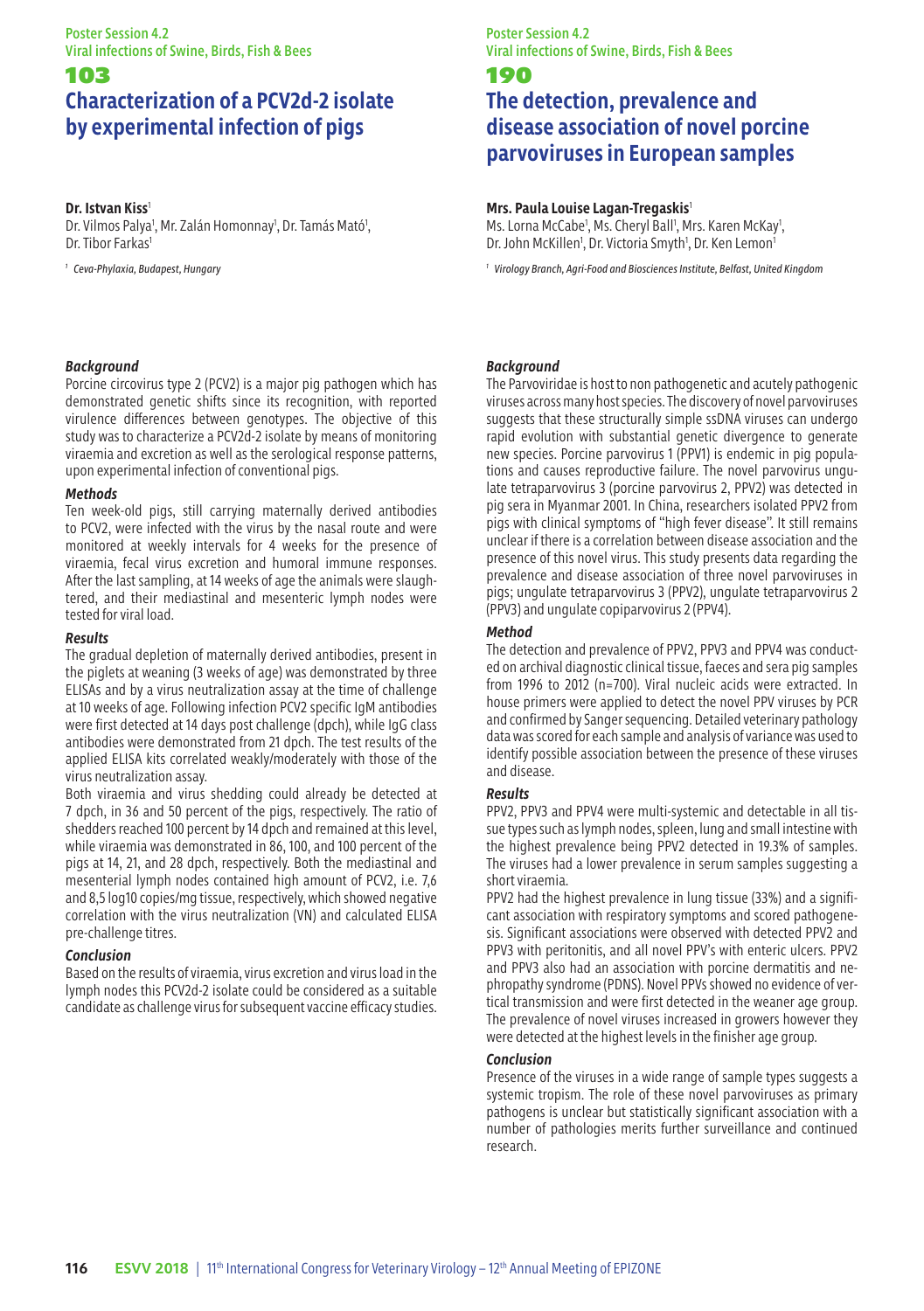Poster Session 4.2
Viral infections of Swine, Birds, Fish & Bees

# 103

## Characterization of a PCV2d-2 isolate by experimental infection of pigs

**Dr. Istvan Kiss**[1]
Dr. Vilmos Palya[1], Mr. Zalán Homonnay[1], Dr. Tamás Mató[1], Dr. Tibor Farkas[1]

[1] *Ceva-Phylaxia, Budapest, Hungary*

### *Background*

Porcine circovirus type 2 (PCV2) is a major pig pathogen which has demonstrated genetic shifts since its recognition, with reported virulence differences between genotypes. The objective of this study was to characterize a PCV2d-2 isolate by means of monitoring viraemia and excretion as well as the serological response patterns, upon experimental infection of conventional pigs.

### *Methods*

Ten week-old pigs, still carrying maternally derived antibodies to PCV2, were infected with the virus by the nasal route and were monitored at weekly intervals for 4 weeks for the presence of viraemia, fecal virus excretion and humoral immune responses. After the last sampling, at 14 weeks of age the animals were slaughtered, and their mediastinal and mesenteric lymph nodes were tested for viral load.

### *Results*

The gradual depletion of maternally derived antibodies, present in the piglets at weaning (3 weeks of age) was demonstrated by three ELISAs and by a virus neutralization assay at the time of challenge at 10 weeks of age. Following infection PCV2 specific IgM antibodies were first detected at 14 days post challenge (dpch), while IgG class antibodies were demonstrated from 21 dpch. The test results of the applied ELISA kits correlated weakly/moderately with those of the virus neutralization assay.

Both viraemia and virus shedding could already be detected at 7 dpch, in 36 and 50 percent of the pigs, respectively. The ratio of shedders reached 100 percent by 14 dpch and remained at this level, while viraemia was demonstrated in 86, 100, and 100 percent of the pigs at 14, 21, and 28 dpch, respectively. Both the mediastinal and mesenterial lymph nodes contained high amount of PCV2, i.e. 7,6 and 8,5 log10 copies/mg tissue, respectively, which showed negative correlation with the virus neutralization (VN) and calculated ELISA pre-challenge titres.

### *Conclusion*

Based on the results of viraemia, virus excretion and virus load in the lymph nodes this PCV2d-2 isolate could be considered as a suitable candidate as challenge virus for subsequent vaccine efficacy studies.

Poster Session 4.2
Viral infections of Swine, Birds, Fish & Bees

# 190

## The detection, prevalence and disease association of novel porcine parvoviruses in European samples

**Mrs. Paula Louise Lagan-Tregaskis**[1]
Ms. Lorna McCabe[1], Ms. Cheryl Ball[1], Mrs. Karen McKay[1], Dr. John McKillen[1], Dr. Victoria Smyth[1], Dr. Ken Lemon[1]

[1] *Virology Branch, Agri-Food and Biosciences Institute, Belfast, United Kingdom*

### *Background*

The Parvoviridae is host to non pathogenetic and acutely pathogenic viruses across many host species. The discovery of novel parvoviruses suggests that these structurally simple ssDNA viruses can undergo rapid evolution with substantial genetic divergence to generate new species. Porcine parvovirus 1 (PPV1) is endemic in pig populations and causes reproductive failure. The novel parvovirus ungulate tetraparvovirus 3 (porcine parvovirus 2, PPV2) was detected in pig sera in Myanmar 2001. In China, researchers isolated PPV2 from pigs with clinical symptoms of "high fever disease". It still remains unclear if there is a correlation between disease association and the presence of this novel virus. This study presents data regarding the prevalence and disease association of three novel parvoviruses in pigs; ungulate tetraparvovirus 3 (PPV2), ungulate tetraparvovirus 2 (PPV3) and ungulate copiparvovirus 2 (PPV4).

### *Method*

The detection and prevalence of PPV2, PPV3 and PPV4 was conducted on archival diagnostic clinical tissue, faeces and sera pig samples from 1996 to 2012 (n=700). Viral nucleic acids were extracted. In house primers were applied to detect the novel PPV viruses by PCR and confirmed by Sanger sequencing. Detailed veterinary pathology data was scored for each sample and analysis of variance was used to identify possible association between the presence of these viruses and disease.

### *Results*

PPV2, PPV3 and PPV4 were multi-systemic and detectable in all tissue types such as lymph nodes, spleen, lung and small intestine with the highest prevalence being PPV2 detected in 19.3% of samples. The viruses had a lower prevalence in serum samples suggesting a short viraemia.

PPV2 had the highest prevalence in lung tissue (33%) and a significant association with respiratory symptoms and scored pathogenesis. Significant associations were observed with detected PPV2 and PPV3 with peritonitis, and all novel PPV's with enteric ulcers. PPV2 and PPV3 also had an association with porcine dermatitis and nephropathy syndrome (PDNS). Novel PPVs showed no evidence of vertical transmission and were first detected in the weaner age group. The prevalence of novel viruses increased in growers however they were detected at the highest levels in the finisher age group.

### *Conclusion*

Presence of the viruses in a wide range of sample types suggests a systemic tropism. The role of these novel parvoviruses as primary pathogens is unclear but statistically significant association with a number of pathologies merits further surveillance and continued research.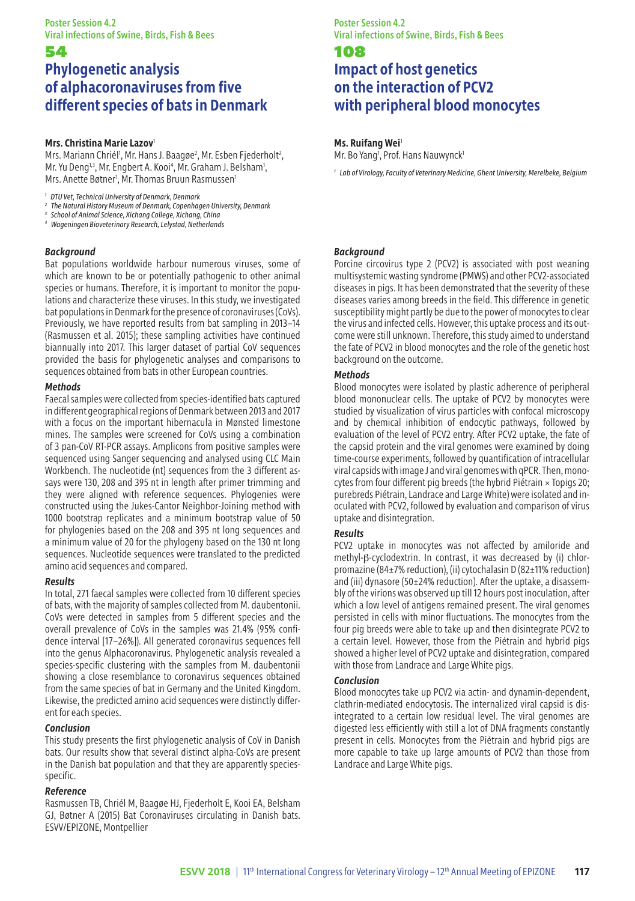Poster Session 4.2
Viral infections of Swine, Birds, Fish & Bees

# 54

## Phylogenetic analysis of alphacoronaviruses from five different species of bats in Denmark

**Mrs. Christina Marie Lazov**[1]

Mrs. Mariann Chriél[1], Mr. Hans J. Baagøe[2], Mr. Esben Fjederholt[2], Mr. Yu Deng[1,3], Mr. Engbert A. Kooi[4], Mr. Graham J. Belsham[1], Mrs. Anette Bøtner[1], Mr. Thomas Bruun Rasmussen[1]

*[1] DTU Vet, Technical University of Denmark, Denmark*
*[2] The Natural History Museum of Denmark, Copenhagen University, Denmark*
*[3] School of Animal Science, Xichang College, Xichang, China*
*[4] Wageningen Bioveterinary Research, Lelystad, Netherlands*

### *Background*

Bat populations worldwide harbour numerous viruses, some of which are known to be or potentially pathogenic to other animal species or humans. Therefore, it is important to monitor the populations and characterize these viruses. In this study, we investigated bat populations in Denmark for the presence of coronaviruses (CoVs). Previously, we have reported results from bat sampling in 2013–14 (Rasmussen et al. 2015); these sampling activities have continued biannually into 2017. This larger dataset of partial CoV sequences provided the basis for phylogenetic analyses and comparisons to sequences obtained from bats in other European countries.

### *Methods*

Faecal samples were collected from species-identified bats captured in different geographical regions of Denmark between 2013 and 2017 with a focus on the important hibernacula in Mønsted limestone mines. The samples were screened for CoVs using a combination of 3 pan-CoV RT-PCR assays. Amplicons from positive samples were sequenced using Sanger sequencing and analysed using CLC Main Workbench. The nucleotide (nt) sequences from the 3 different assays were 130, 208 and 395 nt in length after primer trimming and they were aligned with reference sequences. Phylogenies were constructed using the Jukes-Cantor Neighbor-Joining method with 1000 bootstrap replicates and a minimum bootstrap value of 50 for phylogenies based on the 208 and 395 nt long sequences and a minimum value of 20 for the phylogeny based on the 130 nt long sequences. Nucleotide sequences were translated to the predicted amino acid sequences and compared.

### *Results*

In total, 271 faecal samples were collected from 10 different species of bats, with the majority of samples collected from M. daubentonii. CoVs were detected in samples from 5 different species and the overall prevalence of CoVs in the samples was 21.4% (95% confidence interval [17–26%]). All generated coronavirus sequences fell into the genus Alphacoronavirus. Phylogenetic analysis revealed a species-specific clustering with the samples from M. daubentonii showing a close resemblance to coronavirus sequences obtained from the same species of bat in Germany and the United Kingdom. Likewise, the predicted amino acid sequences were distinctly different for each species.

### *Conclusion*

This study presents the first phylogenetic analysis of CoV in Danish bats. Our results show that several distinct alpha-CoVs are present in the Danish bat population and that they are apparently species-specific.

### *Reference*

Rasmussen TB, Chriél M, Baagøe HJ, Fjederholt E, Kooi EA, Belsham GJ, Bøtner A (2015) Bat Coronaviruses circulating in Danish bats. ESVV/EPIZONE, Montpellier

Poster Session 4.2
Viral infections of Swine, Birds, Fish & Bees

# 108

## Impact of host genetics on the interaction of PCV2 with peripheral blood monocytes

**Ms. Ruifang Wei**[1]

Mr. Bo Yang[1], Prof. Hans Nauwynck[1]

*[1] Lab of Virology, Faculty of Veterinary Medicine, Ghent University, Merelbeke, Belgium*

### *Background*

Porcine circovirus type 2 (PCV2) is associated with post weaning multisystemic wasting syndrome (PMWS) and other PCV2-associated diseases in pigs. It has been demonstrated that the severity of these diseases varies among breeds in the field. This difference in genetic susceptibility might partly be due to the power of monocytes to clear the virus and infected cells. However, this uptake process and its outcome were still unknown. Therefore, this study aimed to understand the fate of PCV2 in blood monocytes and the role of the genetic host background on the outcome.

### *Methods*

Blood monocytes were isolated by plastic adherence of peripheral blood mononuclear cells. The uptake of PCV2 by monocytes were studied by visualization of virus particles with confocal microscopy and by chemical inhibition of endocytic pathways, followed by evaluation of the level of PCV2 entry. After PCV2 uptake, the fate of the capsid protein and the viral genomes were examined by doing time-course experiments, followed by quantification of intracellular viral capsids with image J and viral genomes with qPCR. Then, monocytes from four different pig breeds (the hybrid Piétrain × Topigs 20; purebreds Piétrain, Landrace and Large White) were isolated and inoculated with PCV2, followed by evaluation and comparison of virus uptake and disintegration.

### *Results*

PCV2 uptake in monocytes was not affected by amiloride and methyl-β-cyclodextrin. In contrast, it was decreased by (i) chlorpromazine (84±7% reduction), (ii) cytochalasin D (82±11% reduction) and (iii) dynasore (50±24% reduction). After the uptake, a disassembly of the virions was observed up till 12 hours post inoculation, after which a low level of antigens remained present. The viral genomes persisted in cells with minor fluctuations. The monocytes from the four pig breeds were able to take up and then disintegrate PCV2 to a certain level. However, those from the Piétrain and hybrid pigs showed a higher level of PCV2 uptake and disintegration, compared with those from Landrace and Large White pigs.

### *Conclusion*

Blood monocytes take up PCV2 via actin- and dynamin-dependent, clathrin-mediated endocytosis. The internalized viral capsid is disintegrated to a certain low residual level. The viral genomes are digested less efficiently with still a lot of DNA fragments constantly present in cells. Monocytes from the Piétrain and hybrid pigs are more capable to take up large amounts of PCV2 than those from Landrace and Large White pigs.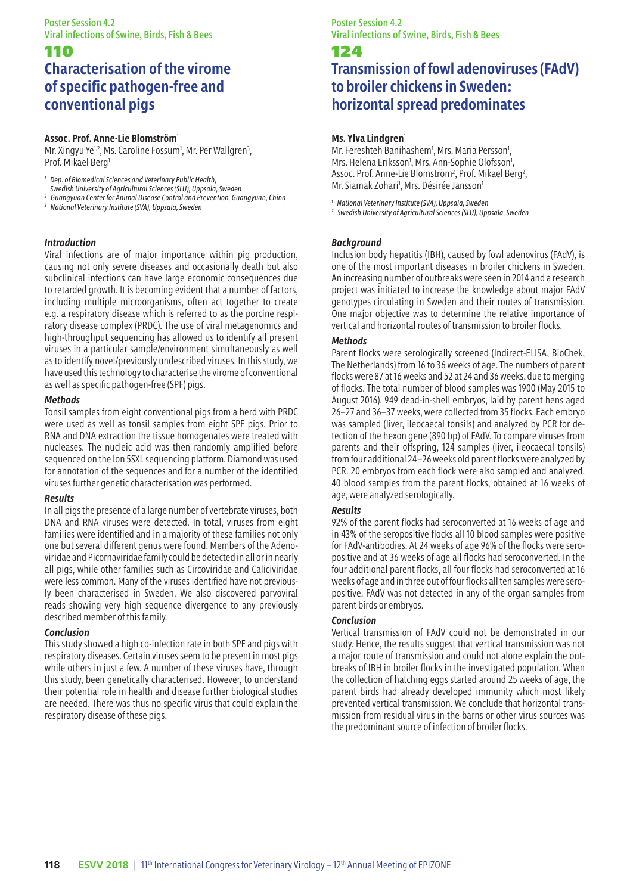Poster Session 4.2
Viral infections of Swine, Birds, Fish & Bees

# 110

## Characterisation of the virome of specific pathogen-free and conventional pigs

**Assoc. Prof. Anne-Lie Blomström**[1]
Mr. Xingyu Ye[1,2], Ms. Caroline Fossum[1], Mr. Per Wallgren[3], Prof. Mikael Berg[1]

*[1] Dep. of Biomedical Sciences and Veterinary Public Health, Swedish University of Agricultural Sciences (SLU), Uppsala, Sweden*
*[2] Guangyuan Center for Animal Disease Control and Prevention, Guangyuan, China*
*[3] National Veterinary Institute (SVA), Uppsala, Sweden*

### *Introduction*

Viral infections are of major importance within pig production, causing not only severe diseases and occasionally death but also subclinical infections can have large economic consequences due to retarded growth. It is becoming evident that a number of factors, including multiple microorganisms, often act together to create e.g. a respiratory disease which is referred to as the porcine respiratory disease complex (PRDC). The use of viral metagenomics and high-throughput sequencing has allowed us to identify all present viruses in a particular sample/environment simultaneously as well as to identify novel/previously undescribed viruses. In this study, we have used this technology to characterise the virome of conventional as well as specific pathogen-free (SPF) pigs.

### *Methods*

Tonsil samples from eight conventional pigs from a herd with PRDC were used as well as tonsil samples from eight SPF pigs. Prior to RNA and DNA extraction the tissue homogenates were treated with nucleases. The nucleic acid was then randomly amplified before sequenced on the Ion 5SXL sequencing platform. Diamond was used for annotation of the sequences and for a number of the identified viruses further genetic characterisation was performed.

### *Results*

In all pigs the presence of a large number of vertebrate viruses, both DNA and RNA viruses were detected. In total, viruses from eight families were identified and in a majority of these families not only one but several different genus were found. Members of the Adenoviridae and Picornaviridae family could be detected in all or in nearly all pigs, while other families such as Circoviridae and Caliciviridae were less common. Many of the viruses identified have not previously been characterised in Sweden. We also discovered parvoviral reads showing very high sequence divergence to any previously described member of this family.

### *Conclusion*

This study showed a high co-infection rate in both SPF and pigs with respiratory diseases. Certain viruses seem to be present in most pigs while others in just a few. A number of these viruses have, through this study, been genetically characterised. However, to understand their potential role in health and disease further biological studies are needed. There was thus no specific virus that could explain the respiratory disease of these pigs.

Poster Session 4.2
Viral infections of Swine, Birds, Fish & Bees

# 124

## Transmission of fowl adenoviruses (FAdV) to broiler chickens in Sweden: horizontal spread predominates

**Ms. Ylva Lindgren**[1]
Mr. Fereshteh Banihashem[1], Mrs. Maria Persson[1], Mrs. Helena Eriksson[1], Mrs. Ann-Sophie Olofsson[1], Assoc. Prof. Anne-Lie Blomström[2], Prof. Mikael Berg[2], Mr. Siamak Zohari[1], Mrs. Désirée Jansson[1]

*[1] National Veterinary Institute (SVA), Uppsala, Sweden*
*[2] Swedish University of Agricultural Sciences (SLU), Uppsala, Sweden*

### *Background*

Inclusion body hepatitis (IBH), caused by fowl adenovirus (FAdV), is one of the most important diseases in broiler chickens in Sweden. An increasing number of outbreaks were seen in 2014 and a research project was initiated to increase the knowledge about major FAdV genotypes circulating in Sweden and their routes of transmission. One major objective was to determine the relative importance of vertical and horizontal routes of transmission to broiler flocks.

### *Methods*

Parent flocks were serologically screened (Indirect-ELISA, BioChek, The Netherlands) from 16 to 36 weeks of age. The numbers of parent flocks were 87 at 16 weeks and 52 at 24 and 36 weeks, due to merging of flocks. The total number of blood samples was 1900 (May 2015 to August 2016). 949 dead-in-shell embryos, laid by parent hens aged 26–27 and 36–37 weeks, were collected from 35 flocks. Each embryo was sampled (liver, ileocaecal tonsils) and analyzed by PCR for detection of the hexon gene (890 bp) of FAdV. To compare viruses from parents and their offspring, 124 samples (liver, ileocaecal tonsils) from four additional 24–26 weeks old parent flocks were analyzed by PCR. 20 embryos from each flock were also sampled and analyzed. 40 blood samples from the parent flocks, obtained at 16 weeks of age, were analyzed serologically.

### *Results*

92% of the parent flocks had seroconverted at 16 weeks of age and in 43% of the seropositive flocks all 10 blood samples were positive for FAdV-antibodies. At 24 weeks of age 96% of the flocks were seropositive and at 36 weeks of age all flocks had seroconverted. In the four additional parent flocks, all four flocks had seroconverted at 16 weeks of age and in three out of four flocks all ten samples were seropositive. FAdV was not detected in any of the organ samples from parent birds or embryos.

### *Conclusion*

Vertical transmission of FAdV could not be demonstrated in our study. Hence, the results suggest that vertical transmission was not a major route of transmission and could not alone explain the outbreaks of IBH in broiler flocks in the investigated population. When the collection of hatching eggs started around 25 weeks of age, the parent birds had already developed immunity which most likely prevented vertical transmission. We conclude that horizontal transmission from residual virus in the barns or other virus sources was the predominant source of infection of broiler flocks.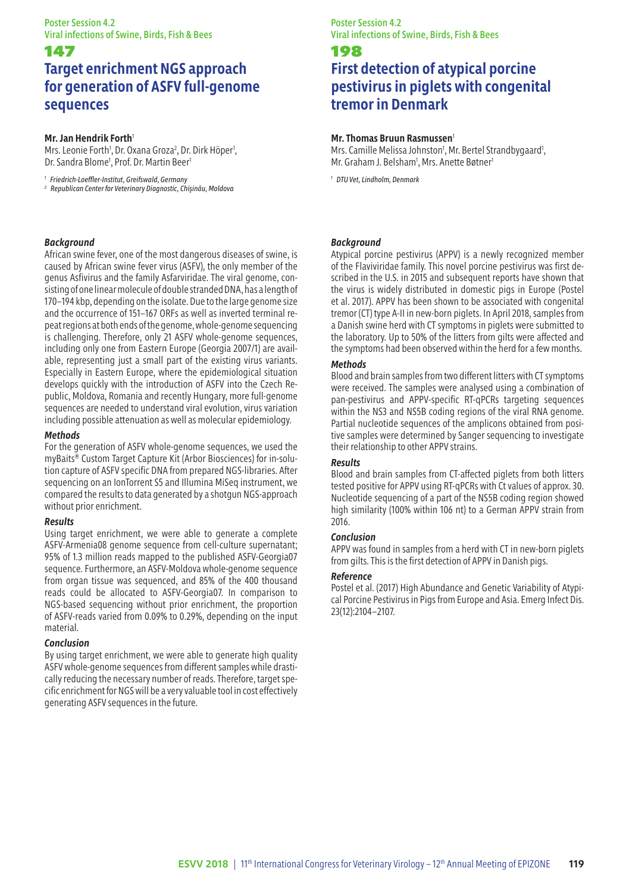Poster Session 4.2
Viral infections of Swine, Birds, Fish & Bees

## 147

# Target enrichment NGS approach for generation of ASFV full-genome sequences

**Mr. Jan Hendrik Forth**[1]
Mrs. Leonie Forth[1], Dr. Oxana Groza[2], Dr. Dirk Höper[1], Dr. Sandra Blome[1], Prof. Dr. Martin Beer[1]

[1] *Friedrich-Loeffler-Institut, Greifswald, Germany*
[2] *Republican Center for Veterinary Diagnostic, Chişinău, Moldova*

### *Background*

African swine fever, one of the most dangerous diseases of swine, is caused by African swine fever virus (ASFV), the only member of the genus Asfivirus and the family Asfarviridae. The viral genome, consisting of one linear molecule of double stranded DNA, has a length of 170–194 kbp, depending on the isolate. Due to the large genome size and the occurrence of 151–167 ORFs as well as inverted terminal repeat regions at both ends of the genome, whole-genome sequencing is challenging. Therefore, only 21 ASFV whole-genome sequences, including only one from Eastern Europe (Georgia 2007/1) are available, representing just a small part of the existing virus variants. Especially in Eastern Europe, where the epidemiological situation develops quickly with the introduction of ASFV into the Czech Republic, Moldova, Romania and recently Hungary, more full-genome sequences are needed to understand viral evolution, virus variation including possible attenuation as well as molecular epidemiology.

### *Methods*

For the generation of ASFV whole-genome sequences, we used the myBaits® Custom Target Capture Kit (Arbor Biosciences) for in-solution capture of ASFV specific DNA from prepared NGS-libraries. After sequencing on an IonTorrent S5 and Illumina MiSeq instrument, we compared the results to data generated by a shotgun NGS-approach without prior enrichment.

### *Results*

Using target enrichment, we were able to generate a complete ASFV-Armenia08 genome sequence from cell-culture supernatant; 95% of 1.3 million reads mapped to the published ASFV-Georgia07 sequence. Furthermore, an ASFV-Moldova whole-genome sequence from organ tissue was sequenced, and 85% of the 400 thousand reads could be allocated to ASFV-Georgia07. In comparison to NGS-based sequencing without prior enrichment, the proportion of ASFV-reads varied from 0.09% to 0.29%, depending on the input material.

### *Conclusion*

By using target enrichment, we were able to generate high quality ASFV whole-genome sequences from different samples while drastically reducing the necessary number of reads. Therefore, target specific enrichment for NGS will be a very valuable tool in cost effectively generating ASFV sequences in the future.

Poster Session 4.2
Viral infections of Swine, Birds, Fish & Bees

## 198

# First detection of atypical porcine pestivirus in piglets with congenital tremor in Denmark

**Mr. Thomas Bruun Rasmussen**[1]
Mrs. Camille Melissa Johnston[1], Mr. Bertel Strandbygaard[1], Mr. Graham J. Belsham[1], Mrs. Anette Bøtner[1]

[1] *DTU Vet, Lindholm, Denmark*

### *Background*

Atypical porcine pestivirus (APPV) is a newly recognized member of the Flaviviridae family. This novel porcine pestivirus was first described in the U.S. in 2015 and subsequent reports have shown that the virus is widely distributed in domestic pigs in Europe (Postel et al. 2017). APPV has been shown to be associated with congenital tremor (CT) type A-II in new-born piglets. In April 2018, samples from a Danish swine herd with CT symptoms in piglets were submitted to the laboratory. Up to 50% of the litters from gilts were affected and the symptoms had been observed within the herd for a few months.

### *Methods*

Blood and brain samples from two different litters with CT symptoms were received. The samples were analysed using a combination of pan-pestivirus and APPV-specific RT-qPCRs targeting sequences within the NS3 and NS5B coding regions of the viral RNA genome. Partial nucleotide sequences of the amplicons obtained from positive samples were determined by Sanger sequencing to investigate their relationship to other APPV strains.

### *Results*

Blood and brain samples from CT-affected piglets from both litters tested positive for APPV using RT-qPCRs with Ct values of approx. 30. Nucleotide sequencing of a part of the NS5B coding region showed high similarity (100% within 106 nt) to a German APPV strain from 2016.

### *Conclusion*

APPV was found in samples from a herd with CT in new-born piglets from gilts. This is the first detection of APPV in Danish pigs.

### *Reference*

Postel et al. (2017) High Abundance and Genetic Variability of Atypical Porcine Pestivirus in Pigs from Europe and Asia. Emerg Infect Dis. 23(12):2104–2107.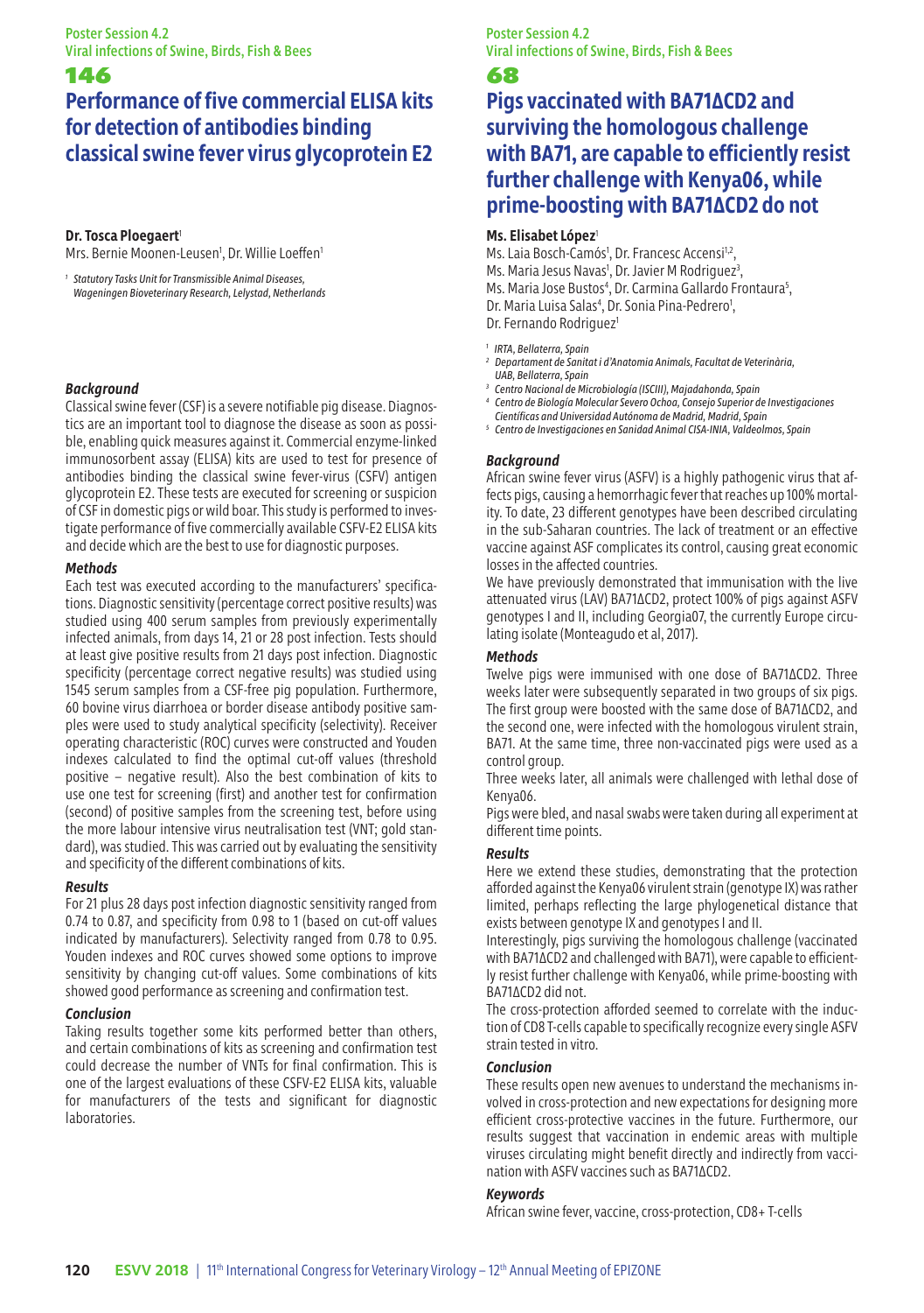Poster Session 4.2
Viral infections of Swine, Birds, Fish & Bees

## 146

# Performance of five commercial ELISA kits for detection of antibodies binding classical swine fever virus glycoprotein E2

**Dr. Tosca Ploegaert**[1]
Mrs. Bernie Moonen-Leusen[1], Dr. Willie Loeffen[1]

*[1] Statutory Tasks Unit for Transmissible Animal Diseases, Wageningen Bioveterinary Research, Lelystad, Netherlands*

### *Background*

Classical swine fever (CSF) is a severe notifiable pig disease. Diagnostics are an important tool to diagnose the disease as soon as possible, enabling quick measures against it. Commercial enzyme-linked immunosorbent assay (ELISA) kits are used to test for presence of antibodies binding the classical swine fever-virus (CSFV) antigen glycoprotein E2. These tests are executed for screening or suspicion of CSF in domestic pigs or wild boar. This study is performed to investigate performance of five commercially available CSFV-E2 ELISA kits and decide which are the best to use for diagnostic purposes.

### *Methods*

Each test was executed according to the manufacturers' specifications. Diagnostic sensitivity (percentage correct positive results) was studied using 400 serum samples from previously experimentally infected animals, from days 14, 21 or 28 post infection. Tests should at least give positive results from 21 days post infection. Diagnostic specificity (percentage correct negative results) was studied using 1545 serum samples from a CSF-free pig population. Furthermore, 60 bovine virus diarrhoea or border disease antibody positive samples were used to study analytical specificity (selectivity). Receiver operating characteristic (ROC) curves were constructed and Youden indexes calculated to find the optimal cut-off values (threshold positive – negative result). Also the best combination of kits to use one test for screening (first) and another test for confirmation (second) of positive samples from the screening test, before using the more labour intensive virus neutralisation test (VNT; gold standard), was studied. This was carried out by evaluating the sensitivity and specificity of the different combinations of kits.

### *Results*

For 21 plus 28 days post infection diagnostic sensitivity ranged from 0.74 to 0.87, and specificity from 0.98 to 1 (based on cut-off values indicated by manufacturers). Selectivity ranged from 0.78 to 0.95. Youden indexes and ROC curves showed some options to improve sensitivity by changing cut-off values. Some combinations of kits showed good performance as screening and confirmation test.

### *Conclusion*

Taking results together some kits performed better than others, and certain combinations of kits as screening and confirmation test could decrease the number of VNTs for final confirmation. This is one of the largest evaluations of these CSFV-E2 ELISA kits, valuable for manufacturers of the tests and significant for diagnostic laboratories.

Poster Session 4.2
Viral infections of Swine, Birds, Fish & Bees

## 68

# Pigs vaccinated with BA71ΔCD2 and surviving the homologous challenge with BA71, are capable to efficiently resist further challenge with Kenya06, while prime-boosting with BA71ΔCD2 do not

**Ms. Elisabet López**[1]
Ms. Laia Bosch-Camós[1], Dr. Francesc Accensi[1,2], Ms. Maria Jesus Navas[1], Dr. Javier M Rodriguez[3], Ms. Maria Jose Bustos[4], Dr. Carmina Gallardo Frontaura[5], Dr. Maria Luisa Salas[4], Dr. Sonia Pina-Pedrero[1], Dr. Fernando Rodriguez[1]

*[1] IRTA, Bellaterra, Spain*
*[2] Departament de Sanitat i d'Anatomia Animals, Facultat de Veterinària, UAB, Bellaterra, Spain*
*[3] Centro Nacional de Microbiología (ISCIII), Majadahonda, Spain*
*[4] Centro de Biología Molecular Severo Ochoa, Consejo Superior de Investigaciones Científicas and Universidad Autónoma de Madrid, Madrid, Spain*
*[5] Centro de Investigaciones en Sanidad Animal CISA-INIA, Valdeolmos, Spain*

### *Background*

African swine fever virus (ASFV) is a highly pathogenic virus that affects pigs, causing a hemorrhagic fever that reaches up 100% mortality. To date, 23 different genotypes have been described circulating in the sub-Saharan countries. The lack of treatment or an effective vaccine against ASF complicates its control, causing great economic losses in the affected countries.

We have previously demonstrated that immunisation with the live attenuated virus (LAV) BA71ΔCD2, protect 100% of pigs against ASFV genotypes I and II, including Georgia07, the currently Europe circulating isolate (Monteagudo et al, 2017).

### *Methods*

Twelve pigs were immunised with one dose of BA71ΔCD2. Three weeks later were subsequently separated in two groups of six pigs. The first group were boosted with the same dose of BA71ΔCD2, and the second one, were infected with the homologous virulent strain, BA71. At the same time, three non-vaccinated pigs were used as a control group.

Three weeks later, all animals were challenged with lethal dose of Kenya06.

Pigs were bled, and nasal swabs were taken during all experiment at different time points.

### *Results*

Here we extend these studies, demonstrating that the protection afforded against the Kenya06 virulent strain (genotype IX) was rather limited, perhaps reflecting the large phylogenetical distance that exists between genotype IX and genotypes I and II.

Interestingly, pigs surviving the homologous challenge (vaccinated with BA71ΔCD2 and challenged with BA71), were capable to efficiently resist further challenge with Kenya06, while prime-boosting with BA71ΔCD2 did not.

The cross-protection afforded seemed to correlate with the induction of CD8 T-cells capable to specifically recognize every single ASFV strain tested in vitro.

### *Conclusion*

These results open new avenues to understand the mechanisms involved in cross-protection and new expectations for designing more efficient cross-protective vaccines in the future. Furthermore, our results suggest that vaccination in endemic areas with multiple viruses circulating might benefit directly and indirectly from vaccination with ASFV vaccines such as BA71ΔCD2.

### *Keywords*

African swine fever, vaccine, cross-protection, CD8+ T-cells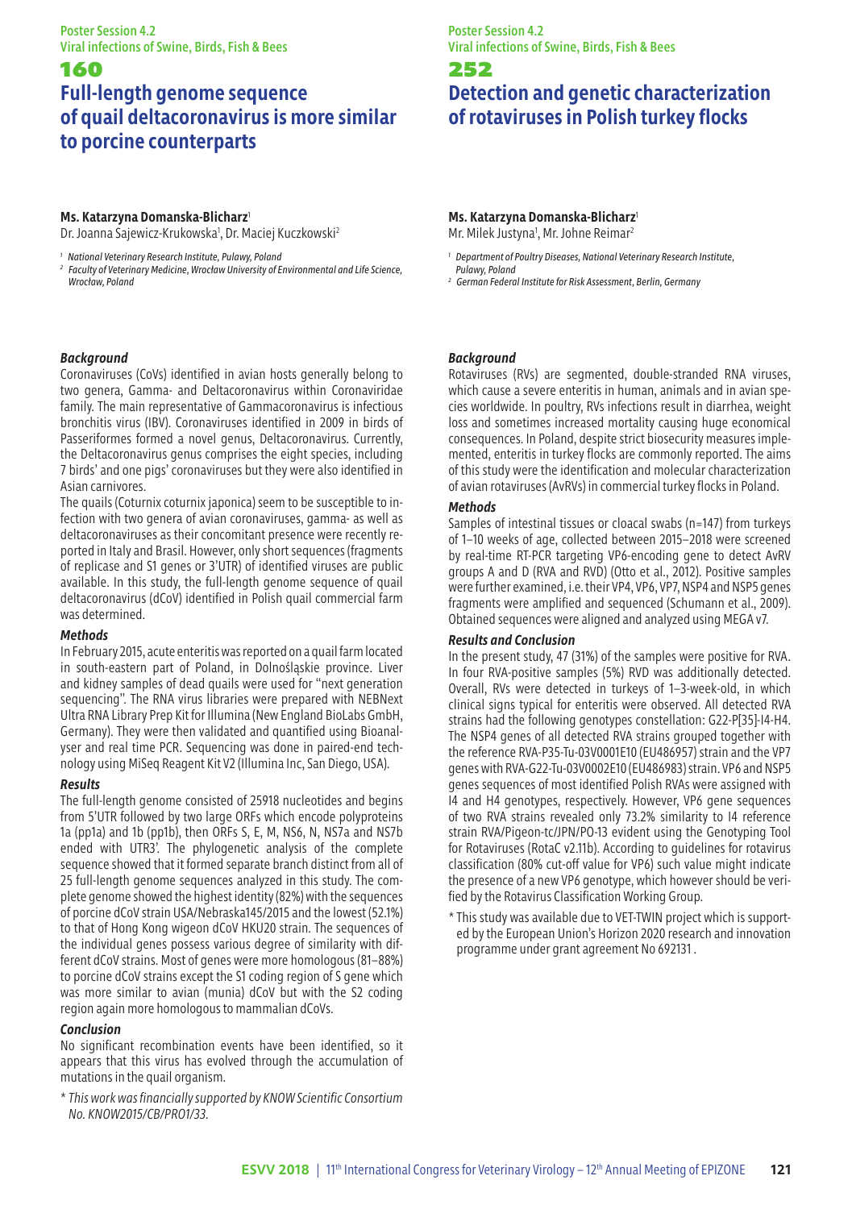Poster Session 4.2
Viral infections of Swine, Birds, Fish & Bees

## 160

# Full-length genome sequence of quail deltacoronavirus is more similar to porcine counterparts

**Ms. Katarzyna Domanska-Blicharz**[1]
Dr. Joanna Sajewicz-Krukowska[1], Dr. Maciej Kuczkowski[2]

*[1] National Veterinary Research Institute, Pulawy, Poland*
*[2] Faculty of Veterinary Medicine, Wrocław University of Environmental and Life Science, Wrocław, Poland*

### *Background*

Coronaviruses (CoVs) identified in avian hosts generally belong to two genera, Gamma- and Deltacoronavirus within Coronaviridae family. The main representative of Gammacoronavirus is infectious bronchitis virus (IBV). Coronaviruses identified in 2009 in birds of Passeriformes formed a novel genus, Deltacoronavirus. Currently, the Deltacoronavirus genus comprises the eight species, including 7 birds' and one pigs' coronaviruses but they were also identified in Asian carnivores.

The quails (Coturnix coturnix japonica) seem to be susceptible to infection with two genera of avian coronaviruses, gamma- as well as deltacoronaviruses as their concomitant presence were recently reported in Italy and Brasil. However, only short sequences (fragments of replicase and S1 genes or 3'UTR) of identified viruses are public available. In this study, the full-length genome sequence of quail deltacoronavirus (dCoV) identified in Polish quail commercial farm was determined.

### *Methods*

In February 2015, acute enteritis was reported on a quail farm located in south-eastern part of Poland, in Dolnośląskie province. Liver and kidney samples of dead quails were used for "next generation sequencing". The RNA virus libraries were prepared with NEBNext Ultra RNA Library Prep Kit for Illumina (New England BioLabs GmbH, Germany). They were then validated and quantified using Bioanalyser and real time PCR. Sequencing was done in paired-end technology using MiSeq Reagent Kit V2 (Illumina Inc, San Diego, USA).

### *Results*

The full-length genome consisted of 25918 nucleotides and begins from 5'UTR followed by two large ORFs which encode polyproteins 1a (pp1a) and 1b (pp1b), then ORFs S, E, M, NS6, N, NS7a and NS7b ended with UTR3'. The phylogenetic analysis of the complete sequence showed that it formed separate branch distinct from all of 25 full-length genome sequences analyzed in this study. The complete genome showed the highest identity (82%) with the sequences of porcine dCoV strain USA/Nebraska145/2015 and the lowest (52.1%) to that of Hong Kong wigeon dCoV HKU20 strain. The sequences of the individual genes possess various degree of similarity with different dCoV strains. Most of genes were more homologous (81–88%) to porcine dCoV strains except the S1 coding region of S gene which was more similar to avian (munia) dCoV but with the S2 coding region again more homologous to mammalian dCoVs.

### *Conclusion*

No significant recombination events have been identified, so it appears that this virus has evolved through the accumulation of mutations in the quail organism.

*\* This work was financially supported by KNOW Scientific Consortium No. KNOW2015/CB/PRO1/33.*

Poster Session 4.2
Viral infections of Swine, Birds, Fish & Bees

## 252

# Detection and genetic characterization of rotaviruses in Polish turkey flocks

**Ms. Katarzyna Domanska-Blicharz**[1]
Mr. Milek Justyna[1], Mr. Johne Reimar[2]

*[1] Department of Poultry Diseases, National Veterinary Research Institute, Pulawy, Poland*
*[2] German Federal Institute for Risk Assessment, Berlin, Germany*

### *Background*

Rotaviruses (RVs) are segmented, double-stranded RNA viruses, which cause a severe enteritis in human, animals and in avian species worldwide. In poultry, RVs infections result in diarrhea, weight loss and sometimes increased mortality causing huge economical consequences. In Poland, despite strict biosecurity measures implemented, enteritis in turkey flocks are commonly reported. The aims of this study were the identification and molecular characterization of avian rotaviruses (AvRVs) in commercial turkey flocks in Poland.

### *Methods*

Samples of intestinal tissues or cloacal swabs (n=147) from turkeys of 1–10 weeks of age, collected between 2015–2018 were screened by real-time RT-PCR targeting VP6-encoding gene to detect AvRV groups A and D (RVA and RVD) (Otto et al., 2012). Positive samples were further examined, i.e. their VP4, VP6, VP7, NSP4 and NSP5 genes fragments were amplified and sequenced (Schumann et al., 2009). Obtained sequences were aligned and analyzed using MEGA v7.

### *Results and Conclusion*

In the present study, 47 (31%) of the samples were positive for RVA. In four RVA-positive samples (5%) RVD was additionally detected. Overall, RVs were detected in turkeys of 1–3-week-old, in which clinical signs typical for enteritis were observed. All detected RVA strains had the following genotypes constellation: G22-P[35]-I4-H4. The NSP4 genes of all detected RVA strains grouped together with the reference RVA-P35-Tu-03V0001E10 (EU486957) strain and the VP7 genes with RVA-G22-Tu-03V0002E10 (EU486983) strain. VP6 and NSP5 genes sequences of most identified Polish RVAs were assigned with I4 and H4 genotypes, respectively. However, VP6 gene sequences of two RVA strains revealed only 73.2% similarity to I4 reference strain RVA/Pigeon-tc/JPN/PO-13 evident using the Genotyping Tool for Rotaviruses (RotaC v2.11b). According to guidelines for rotavirus classification (80% cut-off value for VP6) such value might indicate the presence of a new VP6 genotype, which however should be verified by the Rotavirus Classification Working Group.

\* This study was available due to VET-TWIN project which is supported by the European Union's Horizon 2020 research and innovation programme under grant agreement No 692131 .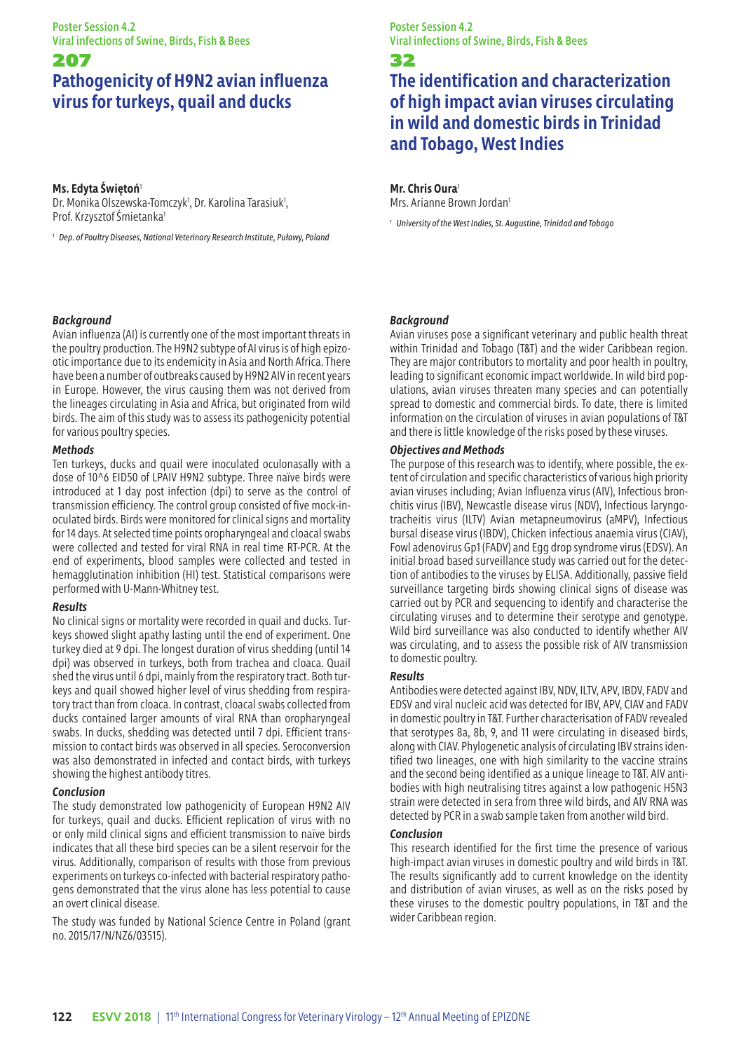Poster Session 4.2
Viral infections of Swine, Birds, Fish & Bees

## 207

# Pathogenicity of H9N2 avian influenza virus for turkeys, quail and ducks

**Ms. Edyta Świętoń**[1]
Dr. Monika Olszewska-Tomczyk[1], Dr. Karolina Tarasiuk[1], Prof. Krzysztof Śmietanka[1]

[1] *Dep. of Poultry Diseases, National Veterinary Research Institute, Puławy, Poland*

### *Background*

Avian influenza (AI) is currently one of the most important threats in the poultry production. The H9N2 subtype of AI virus is of high epizootic importance due to its endemicity in Asia and North Africa. There have been a number of outbreaks caused by H9N2 AIV in recent years in Europe. However, the virus causing them was not derived from the lineages circulating in Asia and Africa, but originated from wild birds. The aim of this study was to assess its pathogenicity potential for various poultry species.

### *Methods*

Ten turkeys, ducks and quail were inoculated oculonasally with a dose of 10^6 EID50 of LPAIV H9N2 subtype. Three naïve birds were introduced at 1 day post infection (dpi) to serve as the control of transmission efficiency. The control group consisted of five mock-inoculated birds. Birds were monitored for clinical signs and mortality for 14 days. At selected time points oropharyngeal and cloacal swabs were collected and tested for viral RNA in real time RT-PCR. At the end of experiments, blood samples were collected and tested in hemagglutination inhibition (HI) test. Statistical comparisons were performed with U-Mann-Whitney test.

### *Results*

No clinical signs or mortality were recorded in quail and ducks. Turkeys showed slight apathy lasting until the end of experiment. One turkey died at 9 dpi. The longest duration of virus shedding (until 14 dpi) was observed in turkeys, both from trachea and cloaca. Quail shed the virus until 6 dpi, mainly from the respiratory tract. Both turkeys and quail showed higher level of virus shedding from respiratory tract than from cloaca. In contrast, cloacal swabs collected from ducks contained larger amounts of viral RNA than oropharyngeal swabs. In ducks, shedding was detected until 7 dpi. Efficient transmission to contact birds was observed in all species. Seroconversion was also demonstrated in infected and contact birds, with turkeys showing the highest antibody titres.

### *Conclusion*

The study demonstrated low pathogenicity of European H9N2 AIV for turkeys, quail and ducks. Efficient replication of virus with no or only mild clinical signs and efficient transmission to naïve birds indicates that all these bird species can be a silent reservoir for the virus. Additionally, comparison of results with those from previous experiments on turkeys co-infected with bacterial respiratory pathogens demonstrated that the virus alone has less potential to cause an overt clinical disease.

The study was funded by National Science Centre in Poland (grant no. 2015/17/N/NZ6/03515).

Poster Session 4.2
Viral infections of Swine, Birds, Fish & Bees

## 32

# The identification and characterization of high impact avian viruses circulating in wild and domestic birds in Trinidad and Tobago, West Indies

**Mr. Chris Oura**[1]
Mrs. Arianne Brown Jordan[1]

[1] *University of the West Indies, St. Augustine, Trinidad and Tobago*

### *Background*

Avian viruses pose a significant veterinary and public health threat within Trinidad and Tobago (T&T) and the wider Caribbean region. They are major contributors to mortality and poor health in poultry, leading to significant economic impact worldwide. In wild bird populations, avian viruses threaten many species and can potentially spread to domestic and commercial birds. To date, there is limited information on the circulation of viruses in avian populations of T&T and there is little knowledge of the risks posed by these viruses.

### *Objectives and Methods*

The purpose of this research was to identify, where possible, the extent of circulation and specific characteristics of various high priority avian viruses including; Avian Influenza virus (AIV), Infectious bronchitis virus (IBV), Newcastle disease virus (NDV), Infectious laryngotracheitis virus (ILTV) Avian metapneumovirus (aMPV), Infectious bursal disease virus (IBDV), Chicken infectious anaemia virus (CIAV), Fowl adenovirus Gp1 (FADV) and Egg drop syndrome virus (EDSV). An initial broad based surveillance study was carried out for the detection of antibodies to the viruses by ELISA. Additionally, passive field surveillance targeting birds showing clinical signs of disease was carried out by PCR and sequencing to identify and characterise the circulating viruses and to determine their serotype and genotype. Wild bird surveillance was also conducted to identify whether AIV was circulating, and to assess the possible risk of AIV transmission to domestic poultry.

### *Results*

Antibodies were detected against IBV, NDV, ILTV, APV, IBDV, FADV and EDSV and viral nucleic acid was detected for IBV, APV, CIAV and FADV in domestic poultry in T&T. Further characterisation of FADV revealed that serotypes 8a, 8b, 9, and 11 were circulating in diseased birds, along with CIAV. Phylogenetic analysis of circulating IBV strains identified two lineages, one with high similarity to the vaccine strains and the second being identified as a unique lineage to T&T. AIV antibodies with high neutralising titres against a low pathogenic H5N3 strain were detected in sera from three wild birds, and AIV RNA was detected by PCR in a swab sample taken from another wild bird.

### *Conclusion*

This research identified for the first time the presence of various high-impact avian viruses in domestic poultry and wild birds in T&T. The results significantly add to current knowledge on the identity and distribution of avian viruses, as well as on the risks posed by these viruses to the domestic poultry populations, in T&T and the wider Caribbean region.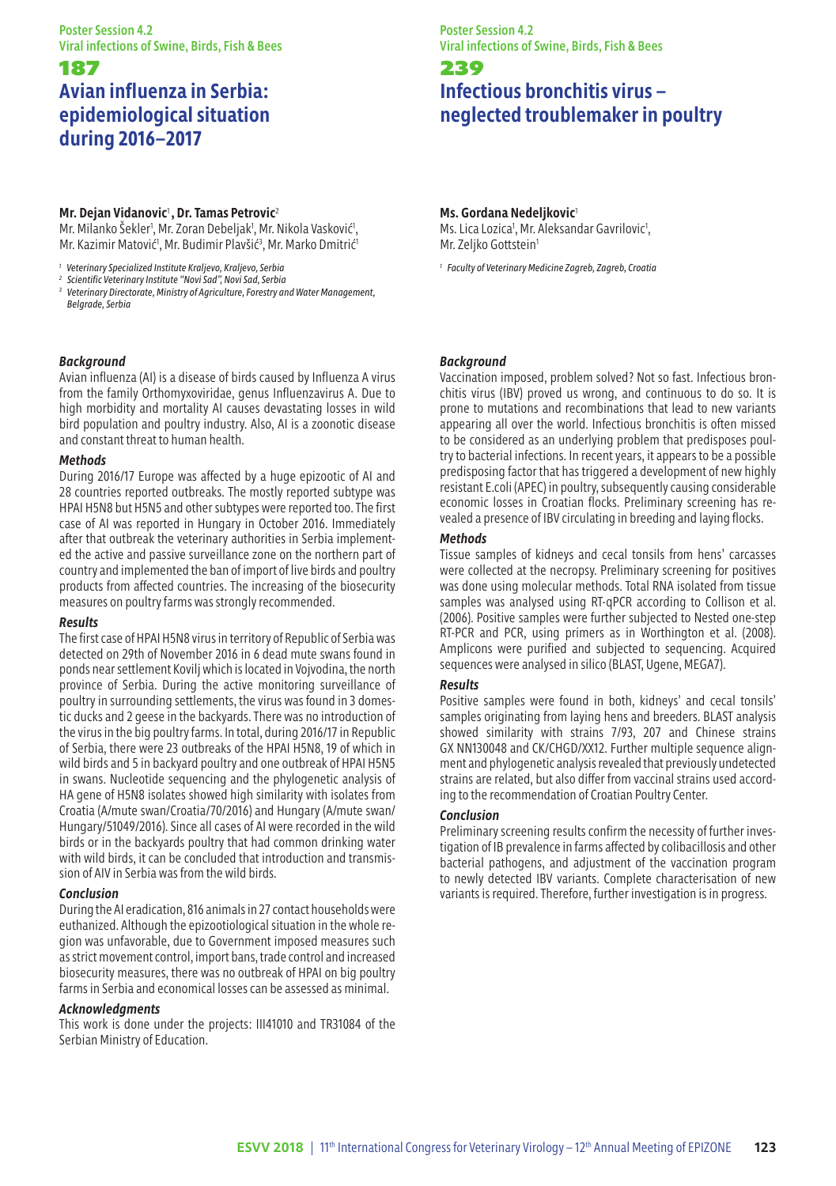Poster Session 4.2
Viral infections of Swine, Birds, Fish & Bees

## 187

# Avian influenza in Serbia: epidemiological situation during 2016–2017

**Mr. Dejan Vidanovic[1], Dr. Tamas Petrovic[2]**
Mr. Milanko Šekler[1], Mr. Zoran Debeljak[1], Mr. Nikola Vasković[1], Mr. Kazimir Matović[1], Mr. Budimir Plavšić[3], Mr. Marko Dmitrić[1]

[1] *Veterinary Specialized Institute Kraljevo, Kraljevo, Serbia*
[2] *Scientific Veterinary Institute "Novi Sad", Novi Sad, Serbia*
[3] *Veterinary Directorate, Ministry of Agriculture, Forestry and Water Management, Belgrade, Serbia*

### *Background*

Avian influenza (AI) is a disease of birds caused by Influenza A virus from the family Orthomyxoviridae, genus Influenzavirus A. Due to high morbidity and mortality AI causes devastating losses in wild bird population and poultry industry. Also, AI is a zoonotic disease and constant threat to human health.

### *Methods*

During 2016/17 Europe was affected by a huge epizootic of AI and 28 countries reported outbreaks. The mostly reported subtype was HPAI H5N8 but H5N5 and other subtypes were reported too. The first case of AI was reported in Hungary in October 2016. Immediately after that outbreak the veterinary authorities in Serbia implemented the active and passive surveillance zone on the northern part of country and implemented the ban of import of live birds and poultry products from affected countries. The increasing of the biosecurity measures on poultry farms was strongly recommended.

### *Results*

The first case of HPAI H5N8 virus in territory of Republic of Serbia was detected on 29th of November 2016 in 6 dead mute swans found in ponds near settlement Kovilj which is located in Vojvodina, the north province of Serbia. During the active monitoring surveillance of poultry in surrounding settlements, the virus was found in 3 domestic ducks and 2 geese in the backyards. There was no introduction of the virus in the big poultry farms. In total, during 2016/17 in Republic of Serbia, there were 23 outbreaks of the HPAI H5N8, 19 of which in wild birds and 5 in backyard poultry and one outbreak of HPAI H5N5 in swans. Nucleotide sequencing and the phylogenetic analysis of HA gene of H5N8 isolates showed high similarity with isolates from Croatia (A/mute swan/Croatia/70/2016) and Hungary (A/mute swan/Hungary/51049/2016). Since all cases of AI were recorded in the wild birds or in the backyards poultry that had common drinking water with wild birds, it can be concluded that introduction and transmission of AIV in Serbia was from the wild birds.

### *Conclusion*

During the AI eradication, 816 animals in 27 contact households were euthanized. Although the epizootiological situation in the whole region was unfavorable, due to Government imposed measures such as strict movement control, import bans, trade control and increased biosecurity measures, there was no outbreak of HPAI on big poultry farms in Serbia and economical losses can be assessed as minimal.

### *Acknowledgments*

This work is done under the projects: III41010 and TR31084 of the Serbian Ministry of Education.

Poster Session 4.2
Viral infections of Swine, Birds, Fish & Bees

## 239

# Infectious bronchitis virus – neglected troublemaker in poultry

**Ms. Gordana Nedeljkovic[1]**
Ms. Lica Lozica[1], Mr. Aleksandar Gavrilovic[1], Mr. Zeljko Gottstein[1]

[1] *Faculty of Veterinary Medicine Zagreb, Zagreb, Croatia*

### *Background*

Vaccination imposed, problem solved? Not so fast. Infectious bronchitis virus (IBV) proved us wrong, and continuous to do so. It is prone to mutations and recombinations that lead to new variants appearing all over the world. Infectious bronchitis is often missed to be considered as an underlying problem that predisposes poultry to bacterial infections. In recent years, it appears to be a possible predisposing factor that has triggered a development of new highly resistant E.coli (APEC) in poultry, subsequently causing considerable economic losses in Croatian flocks. Preliminary screening has revealed a presence of IBV circulating in breeding and laying flocks.

### *Methods*

Tissue samples of kidneys and cecal tonsils from hens' carcasses were collected at the necropsy. Preliminary screening for positives was done using molecular methods. Total RNA isolated from tissue samples was analysed using RT-qPCR according to Collison et al. (2006). Positive samples were further subjected to Nested one-step RT-PCR and PCR, using primers as in Worthington et al. (2008). Amplicons were purified and subjected to sequencing. Acquired sequences were analysed in silico (BLAST, Ugene, MEGA7).

### *Results*

Positive samples were found in both, kidneys' and cecal tonsils' samples originating from laying hens and breeders. BLAST analysis showed similarity with strains 7/93, 207 and Chinese strains GX NN130048 and CK/CHGD/XX12. Further multiple sequence alignment and phylogenetic analysis revealed that previously undetected strains are related, but also differ from vaccinal strains used according to the recommendation of Croatian Poultry Center.

### *Conclusion*

Preliminary screening results confirm the necessity of further investigation of IB prevalence in farms affected by colibacillosis and other bacterial pathogens, and adjustment of the vaccination program to newly detected IBV variants. Complete characterisation of new variants is required. Therefore, further investigation is in progress.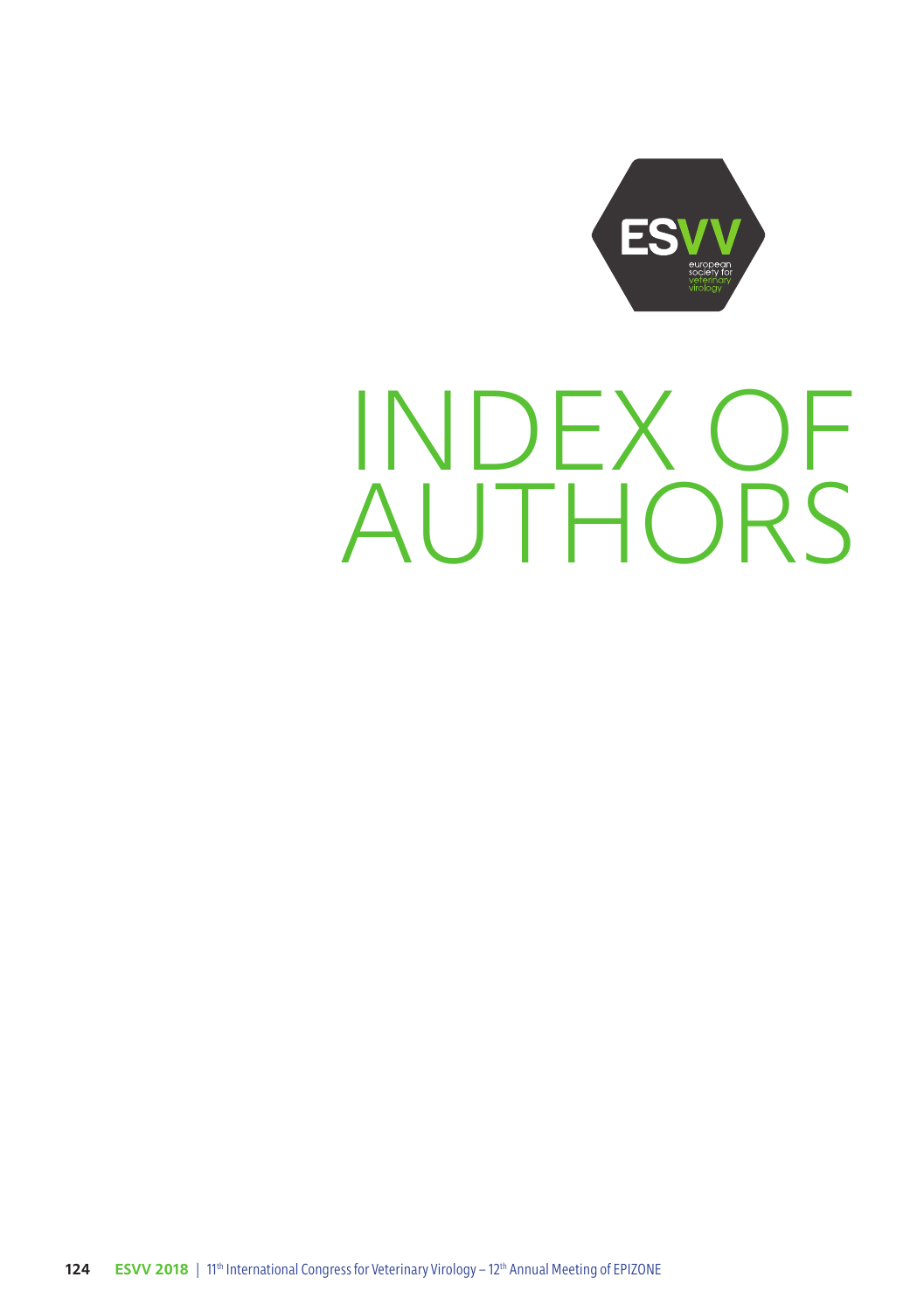# INDEX OF AUTHORS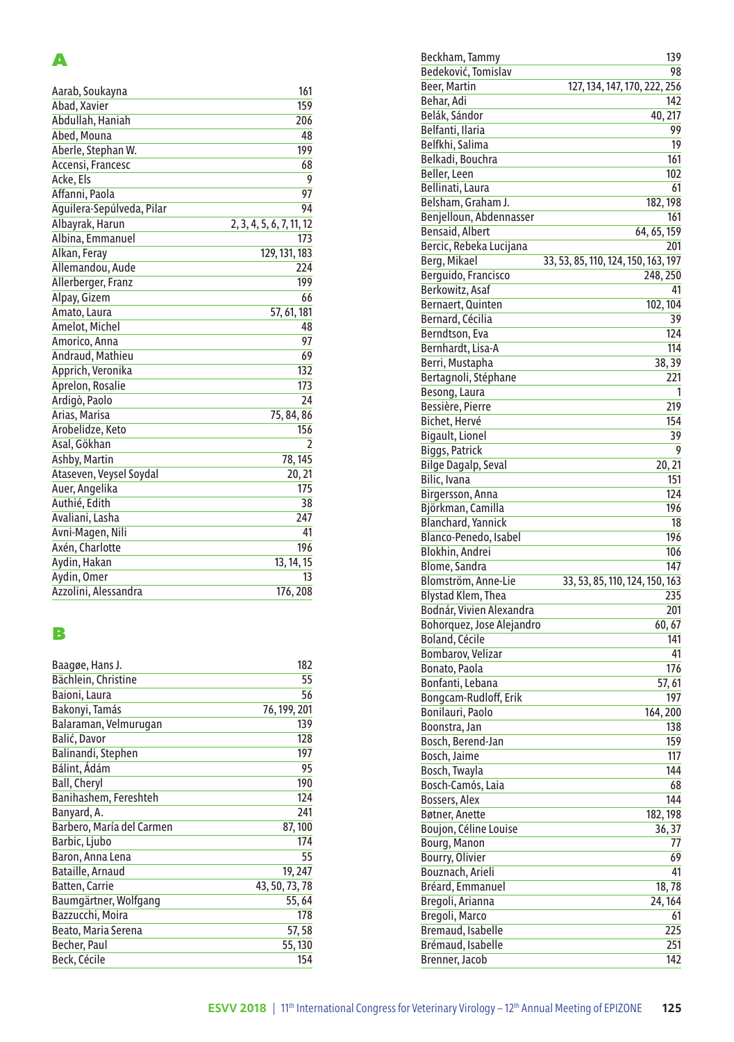# A

| | |
|---|---|
| Aarab, Soukayna | 161 |
| Abad, Xavier | 159 |
| Abdullah, Haniah | 206 |
| Abed, Mouna | 48 |
| Aberle, Stephan W. | 199 |
| Accensi, Francesc | 68 |
| Acke, Els | 9 |
| Affanni, Paola | 97 |
| Aguilera-Sepúlveda, Pilar | 94 |
| Albayrak, Harun | 2, 3, 4, 5, 6, 7, 11, 12 |
| Albina, Emmanuel | 173 |
| Alkan, Feray | 129, 131, 183 |
| Allemandou, Aude | 224 |
| Allerberger, Franz | 199 |
| Alpay, Gizem | 66 |
| Amato, Laura | 57, 61, 181 |
| Amelot, Michel | 48 |
| Amorico, Anna | 97 |
| Andraud, Mathieu | 69 |
| Apprich, Veronika | 132 |
| Aprelon, Rosalie | 173 |
| Ardigò, Paolo | 24 |
| Arias, Marisa | 75, 84, 86 |
| Arobelidze, Keto | 156 |
| Asal, Gökhan | 2 |
| Ashby, Martin | 78, 145 |
| Ataseven, Veysel Soydal | 20, 21 |
| Auer, Angelika | 175 |
| Authié, Edith | 38 |
| Avaliani, Lasha | 247 |
| Avni-Magen, Nili | 41 |
| Axén, Charlotte | 196 |
| Aydin, Hakan | 13, 14, 15 |
| Aydin, Omer | 13 |
| Azzolini, Alessandra | 176, 208 |

# B

| | |
|---|---|
| Baagøe, Hans J. | 182 |
| Bächlein, Christine | 55 |
| Baioni, Laura | 56 |
| Bakonyi, Tamás | 76, 199, 201 |
| Balaraman, Velmurugan | 139 |
| Balić, Davor | 128 |
| Balinandi, Stephen | 197 |
| Bálint, Ádám | 95 |
| Ball, Cheryl | 190 |
| Banihashem, Fereshteh | 124 |
| Banyard, A. | 241 |
| Barbero, María del Carmen | 87, 100 |
| Barbic, Ljubo | 174 |
| Baron, Anna Lena | 55 |
| Bataille, Arnaud | 19, 247 |
| Batten, Carrie | 43, 50, 73, 78 |
| Baumgärtner, Wolfgang | 55, 64 |
| Bazzucchi, Moira | 178 |
| Beato, Maria Serena | 57, 58 |
| Becher, Paul | 55, 130 |
| Beck, Cécile | 154 |
| Beckham, Tammy | 139 |
| Bedeković, Tomislav | 98 |
| Beer, Martin | 127, 134, 147, 170, 222, 256 |
| Behar, Adi | 142 |
| Belák, Sándor | 40, 217 |
| Belfanti, Ilaria | 99 |
| Belfkhi, Salima | 19 |
| Belkadi, Bouchra | 161 |
| Beller, Leen | 102 |
| Bellinati, Laura | 61 |
| Belsham, Graham J. | 182, 198 |
| Benjelloun, Abdennasser | 161 |
| Bensaid, Albert | 64, 65, 159 |
| Bercic, Rebeka Lucijana | 201 |
| Berg, Mikael | 33, 53, 85, 110, 124, 150, 163, 197 |
| Berguido, Francisco | 248, 250 |
| Berkowitz, Asaf | 41 |
| Bernaert, Quinten | 102, 104 |
| Bernard, Cécilia | 39 |
| Berndtson, Eva | 124 |
| Bernhardt, Lisa-A | 114 |
| Berri, Mustapha | 38, 39 |
| Bertagnoli, Stéphane | 221 |
| Besong, Laura | 1 |
| Bessière, Pierre | 219 |
| Bichet, Hervé | 154 |
| Bigault, Lionel | 39 |
| Biggs, Patrick | 9 |
| Bilge Dagalp, Seval | 20, 21 |
| Bilic, Ivana | 151 |
| Birgersson, Anna | 124 |
| Björkman, Camilla | 196 |
| Blanchard, Yannick | 18 |
| Blanco-Penedo, Isabel | 196 |
| Blokhin, Andrei | 106 |
| Blome, Sandra | 147 |
| Blomström, Anne-Lie | 33, 53, 85, 110, 124, 150, 163 |
| Blystad Klem, Thea | 235 |
| Bodnár, Vivien Alexandra | 201 |
| Bohorquez, Jose Alejandro | 60, 67 |
| Boland, Cécile | 141 |
| Bombarov, Velizar | 41 |
| Bonato, Paola | 176 |
| Bonfanti, Lebana | 57, 61 |
| Bongcam-Rudloff, Erik | 197 |
| Bonilauri, Paolo | 164, 200 |
| Boonstra, Jan | 138 |
| Bosch, Berend-Jan | 159 |
| Bosch, Jaime | 117 |
| Bosch, Twayla | 144 |
| Bosch-Camós, Laia | 68 |
| Bossers, Alex | 144 |
| Bøtner, Anette | 182, 198 |
| Boujon, Céline Louise | 36, 37 |
| Bourg, Manon | 77 |
| Bourry, Olivier | 69 |
| Bouznach, Arieli | 41 |
| Bréard, Emmanuel | 18, 78 |
| Bregoli, Arianna | 24, 164 |
| Bregoli, Marco | 61 |
| Bremaud, Isabelle | 225 |
| Brémaud, Isabelle | 251 |
| Brenner, Jacob | 142 |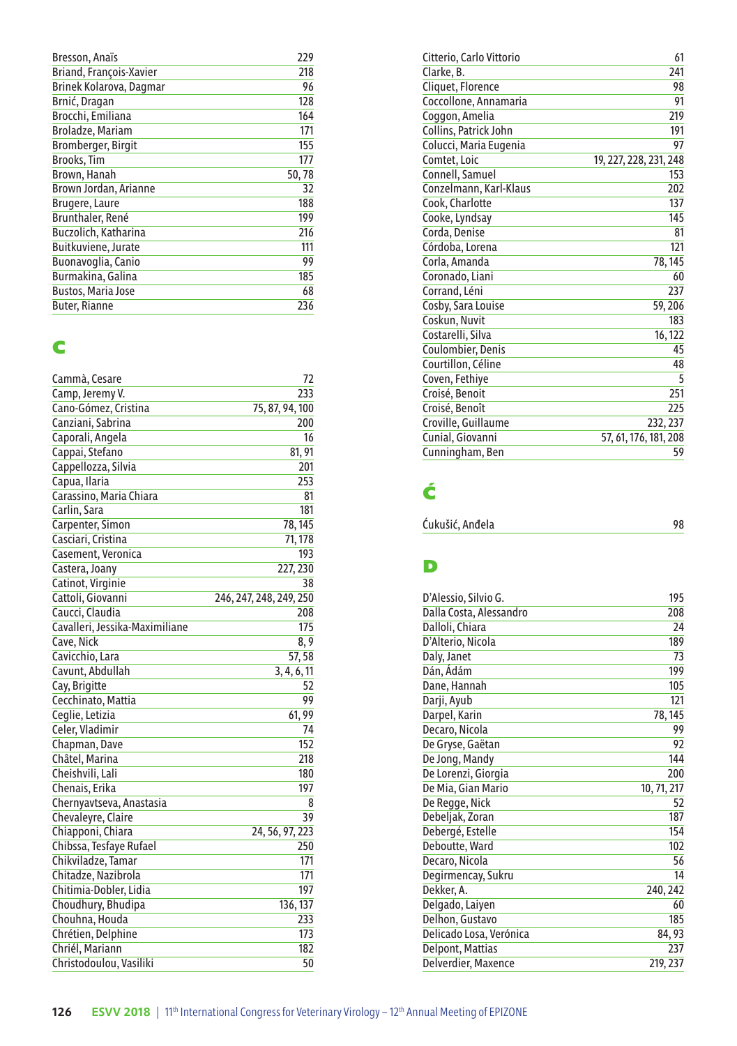| | |
|---|---|
| Bresson, Anaïs | 229 |
| Briand, François-Xavier | 218 |
| Brinek Kolarova, Dagmar | 96 |
| Brnić, Dragan | 128 |
| Brocchi, Emiliana | 164 |
| Broladze, Mariam | 171 |
| Bromberger, Birgit | 155 |
| Brooks, Tim | 177 |
| Brown, Hanah | 50, 78 |
| Brown Jordan, Arianne | 32 |
| Brugere, Laure | 188 |
| Brunthaler, René | 199 |
| Buczolich, Katharina | 216 |
| Buitkuviene, Jurate | 111 |
| Buonavoglia, Canio | 99 |
| Burmakina, Galina | 185 |
| Bustos, Maria Jose | 68 |
| Buter, Rianne | 236 |

## C

| | |
|---|---|
| Cammà, Cesare | 72 |
| Camp, Jeremy V. | 233 |
| Cano-Gómez, Cristina | 75, 87, 94, 100 |
| Canziani, Sabrina | 200 |
| Caporali, Angela | 16 |
| Cappai, Stefano | 81, 91 |
| Cappellozza, Silvia | 201 |
| Capua, Ilaria | 253 |
| Carassino, Maria Chiara | 81 |
| Carlin, Sara | 181 |
| Carpenter, Simon | 78, 145 |
| Casciari, Cristina | 71, 178 |
| Casement, Veronica | 193 |
| Castera, Joany | 227, 230 |
| Catinot, Virginie | 38 |
| Cattoli, Giovanni | 246, 247, 248, 249, 250 |
| Caucci, Claudia | 208 |
| Cavalleri, Jessika-Maximiliane | 175 |
| Cave, Nick | 8, 9 |
| Cavicchio, Lara | 57, 58 |
| Cavunt, Abdullah | 3, 4, 6, 11 |
| Cay, Brigitte | 52 |
| Cecchinato, Mattia | 99 |
| Ceglie, Letizia | 61, 99 |
| Celer, Vladimir | 74 |
| Chapman, Dave | 152 |
| Châtel, Marina | 218 |
| Cheishvili, Lali | 180 |
| Chenais, Erika | 197 |
| Chernyavtseva, Anastasia | 8 |
| Chevaleyre, Claire | 39 |
| Chiapponi, Chiara | 24, 56, 97, 223 |
| Chibssa, Tesfaye Rufael | 250 |
| Chikviladze, Tamar | 171 |
| Chitadze, Nazibrola | 171 |
| Chitimia-Dobler, Lidia | 197 |
| Choudhury, Bhudipa | 136, 137 |
| Chouhna, Houda | 233 |
| Chrétien, Delphine | 173 |
| Chriél, Mariann | 182 |
| Christodoulou, Vasiliki | 50 |
| Citterio, Carlo Vittorio | 61 |
| Clarke, B. | 241 |
| Cliquet, Florence | 98 |
| Coccollone, Annamaria | 91 |
| Coggon, Amelia | 219 |
| Collins, Patrick John | 191 |
| Colucci, Maria Eugenia | 97 |
| Comtet, Loic | 19, 227, 228, 231, 248 |
| Connell, Samuel | 153 |
| Conzelmann, Karl-Klaus | 202 |
| Cook, Charlotte | 137 |
| Cooke, Lyndsay | 145 |
| Corda, Denise | 81 |
| Córdoba, Lorena | 121 |
| Corla, Amanda | 78, 145 |
| Coronado, Liani | 60 |
| Corrand, Léni | 237 |
| Cosby, Sara Louise | 59, 206 |
| Coskun, Nuvit | 183 |
| Costarelli, Silva | 16, 122 |
| Coulombier, Denis | 45 |
| Courtillon, Céline | 48 |
| Coven, Fethiye | 5 |
| Croisé, Benoit | 251 |
| Croisé, Benoît | 225 |
| Croville, Guillaume | 232, 237 |
| Cunial, Giovanni | 57, 61, 176, 181, 208 |
| Cunningham, Ben | 59 |

## Ć

| | |
|---|---|
| Ćukušić, Anđela | 98 |

## D

| | |
|---|---|
| D'Alessio, Silvio G. | 195 |
| Dalla Costa, Alessandro | 208 |
| Dalloli, Chiara | 24 |
| D'Alterio, Nicola | 189 |
| Daly, Janet | 73 |
| Dán, Ádám | 199 |
| Dane, Hannah | 105 |
| Darji, Ayub | 121 |
| Darpel, Karin | 78, 145 |
| Decaro, Nicola | 99 |
| De Gryse, Gaëtan | 92 |
| De Jong, Mandy | 144 |
| De Lorenzi, Giorgia | 200 |
| De Mia, Gian Mario | 10, 71, 217 |
| De Regge, Nick | 52 |
| Debeljak, Zoran | 187 |
| Debergé, Estelle | 154 |
| Deboutte, Ward | 102 |
| Decaro, Nicola | 56 |
| Degirmencay, Sukru | 14 |
| Dekker, A. | 240, 242 |
| Delgado, Laiyen | 60 |
| Delhon, Gustavo | 185 |
| Delicado Losa, Verónica | 84, 93 |
| Delpont, Mattias | 237 |
| Delverdier, Maxence | 219, 237 |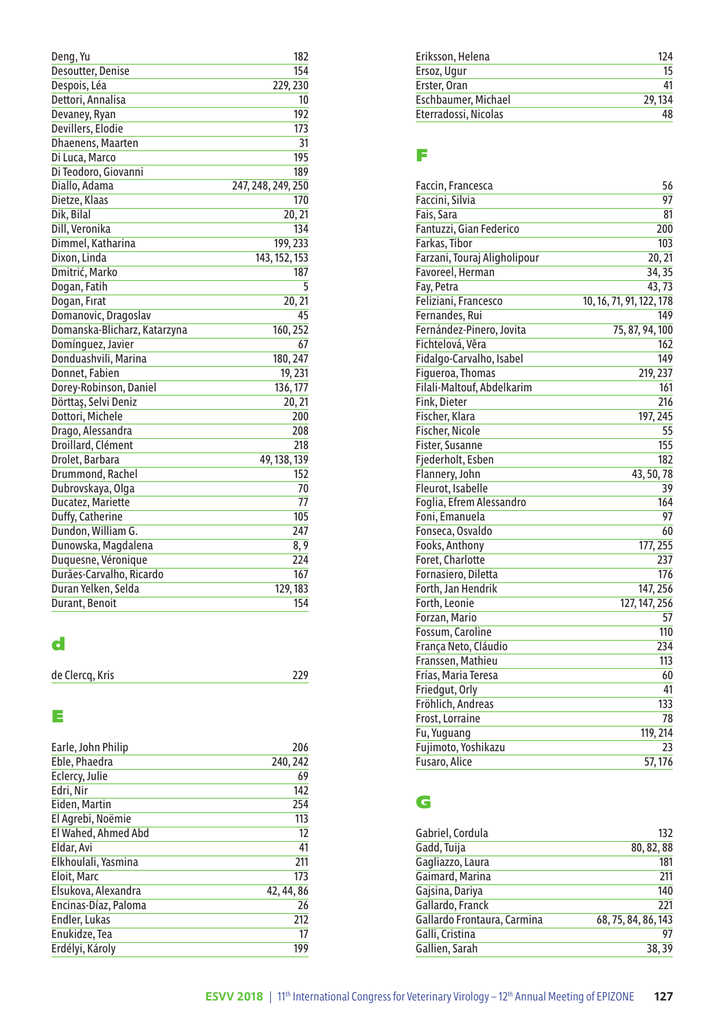| | |
|---|---|
| Deng, Yu | 182 |
| Desoutter, Denise | 154 |
| Despois, Léa | 229, 230 |
| Dettori, Annalisa | 10 |
| Devaney, Ryan | 192 |
| Devillers, Elodie | 173 |
| Dhaenens, Maarten | 31 |
| Di Luca, Marco | 195 |
| Di Teodoro, Giovanni | 189 |
| Diallo, Adama | 247, 248, 249, 250 |
| Dietze, Klaas | 170 |
| Dik, Bilal | 20, 21 |
| Dill, Veronika | 134 |
| Dimmel, Katharina | 199, 233 |
| Dixon, Linda | 143, 152, 153 |
| Dmitrić, Marko | 187 |
| Dogan, Fatih | 5 |
| Dogan, Frat | 20, 21 |
| Domanovic, Dragoslav | 45 |
| Domanska-Blicharz, Katarzyna | 160, 252 |
| Domínguez, Javier | 67 |
| Donduashvili, Marina | 180, 247 |
| Donnet, Fabien | 19, 231 |
| Dorey-Robinson, Daniel | 136, 177 |
| Dörttaş, Selvi Deniz | 20, 21 |
| Dottori, Michele | 200 |
| Drago, Alessandra | 208 |
| Droillard, Clément | 218 |
| Drolet, Barbara | 49, 138, 139 |
| Drummond, Rachel | 152 |
| Dubrovskaya, Olga | 70 |
| Ducatez, Mariette | 77 |
| Duffy, Catherine | 105 |
| Dundon, William G. | 247 |
| Dunowska, Magdalena | 8, 9 |
| Duquesne, Véronique | 224 |
| Durães-Carvalho, Ricardo | 167 |
| Duran Yelken, Selda | 129, 183 |
| Durant, Benoit | 154 |

## d

| | |
|---|---|
| de Clercq, Kris | 229 |

## E

| | |
|---|---|
| Earle, John Philip | 206 |
| Eble, Phaedra | 240, 242 |
| Eclercy, Julie | 69 |
| Edri, Nir | 142 |
| Eiden, Martin | 254 |
| El Agrebi, Noëmie | 113 |
| El Wahed, Ahmed Abd | 12 |
| Eldar, Avi | 41 |
| Elkhoulali, Yasmina | 211 |
| Eloit, Marc | 173 |
| Elsukova, Alexandra | 42, 44, 86 |
| Encinas-Díaz, Paloma | 26 |
| Endler, Lukas | 212 |
| Enukidze, Tea | 17 |
| Erdélyi, Károly | 199 |
| Eriksson, Helena | 124 |
| Ersoz, Ugur | 15 |
| Erster, Oran | 41 |
| Eschbaumer, Michael | 29, 134 |
| Eterradossi, Nicolas | 48 |

## F

| | |
|---|---|
| Faccin, Francesca | 56 |
| Faccini, Silvia | 97 |
| Fais, Sara | 81 |
| Fantuzzi, Gian Federico | 200 |
| Farkas, Tibor | 103 |
| Farzani, Touraj Aligholipour | 20, 21 |
| Favoreel, Herman | 34, 35 |
| Fay, Petra | 43, 73 |
| Feliziani, Francesco | 10, 16, 71, 91, 122, 178 |
| Fernandes, Rui | 149 |
| Fernández-Pinero, Jovita | 75, 87, 94, 100 |
| Fichtelová, Věra | 162 |
| Fidalgo-Carvalho, Isabel | 149 |
| Figueroa, Thomas | 219, 237 |
| Filali-Maltouf, Abdelkarim | 161 |
| Fink, Dieter | 216 |
| Fischer, Klara | 197, 245 |
| Fischer, Nicole | 55 |
| Fister, Susanne | 155 |
| Fjederholt, Esben | 182 |
| Flannery, John | 43, 50, 78 |
| Fleurot, Isabelle | 39 |
| Foglia, Efrem Alessandro | 164 |
| Foni, Emanuela | 97 |
| Fonseca, Osvaldo | 60 |
| Fooks, Anthony | 177, 255 |
| Foret, Charlotte | 237 |
| Fornasiero, Diletta | 176 |
| Forth, Jan Hendrik | 147, 256 |
| Forth, Leonie | 127, 147, 256 |
| Forzan, Mario | 57 |
| Fossum, Caroline | 110 |
| França Neto, Cláudio | 234 |
| Franssen, Mathieu | 113 |
| Frías, Maria Teresa | 60 |
| Friedgut, Orly | 41 |
| Fröhlich, Andreas | 133 |
| Frost, Lorraine | 78 |
| Fu, Yuguang | 119, 214 |
| Fujimoto, Yoshikazu | 23 |
| Fusaro, Alice | 57, 176 |

## G

| | |
|---|---|
| Gabriel, Cordula | 132 |
| Gadd, Tuija | 80, 82, 88 |
| Gagliazzo, Laura | 181 |
| Gaimard, Marina | 211 |
| Gajsina, Dariya | 140 |
| Gallardo, Franck | 221 |
| Gallardo Frontaura, Carmina | 68, 75, 84, 86, 143 |
| Galli, Cristina | 97 |
| Gallien, Sarah | 38, 39 |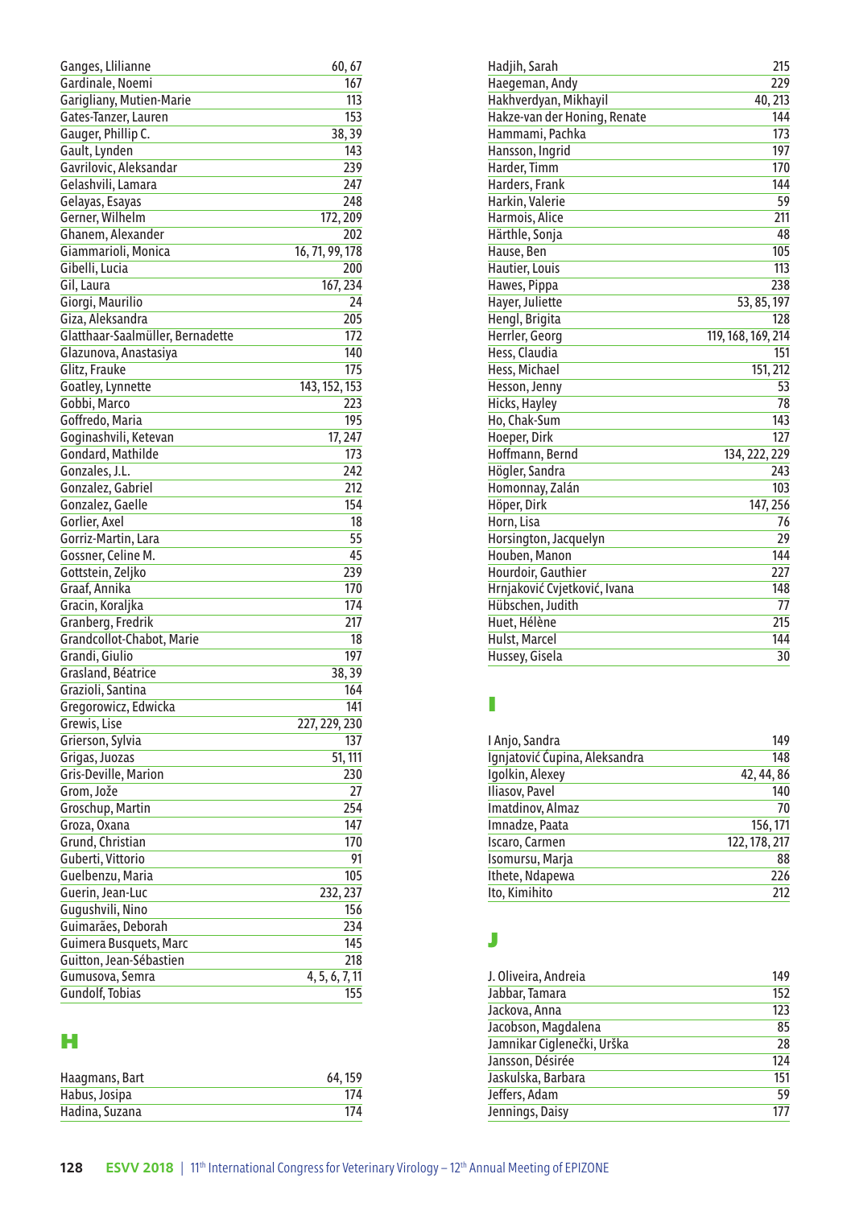| | |
|---|---|
| Ganges, Llilianne | 60, 67 |
| Gardinale, Noemi | 167 |
| Garigliany, Mutien-Marie | 113 |
| Gates-Tanzer, Lauren | 153 |
| Gauger, Phillip C. | 38, 39 |
| Gault, Lynden | 143 |
| Gavrilovic, Aleksandar | 239 |
| Gelashvili, Lamara | 247 |
| Gelayas, Esayas | 248 |
| Gerner, Wilhelm | 172, 209 |
| Ghanem, Alexander | 202 |
| Giammarioli, Monica | 16, 71, 99, 178 |
| Gibelli, Lucia | 200 |
| Gil, Laura | 167, 234 |
| Giorgi, Maurilio | 24 |
| Giza, Aleksandra | 205 |
| Glatthaar-Saalmüller, Bernadette | 172 |
| Glazunova, Anastasiya | 140 |
| Glitz, Frauke | 175 |
| Goatley, Lynnette | 143, 152, 153 |
| Gobbi, Marco | 223 |
| Goffredo, Maria | 195 |
| Goginashvili, Ketevan | 17, 247 |
| Gondard, Mathilde | 173 |
| Gonzales, J.L. | 242 |
| Gonzalez, Gabriel | 212 |
| Gonzalez, Gaelle | 154 |
| Gorlier, Axel | 18 |
| Gorriz-Martin, Lara | 55 |
| Gossner, Celine M. | 45 |
| Gottstein, Zeljko | 239 |
| Graaf, Annika | 170 |
| Gracin, Koraljka | 174 |
| Granberg, Fredrik | 217 |
| Grandcollot-Chabot, Marie | 18 |
| Grandi, Giulio | 197 |
| Grasland, Béatrice | 38, 39 |
| Grazioli, Santina | 164 |
| Gregorowicz, Edwicka | 141 |
| Grewis, Lise | 227, 229, 230 |
| Grierson, Sylvia | 137 |
| Grigas, Juozas | 51, 111 |
| Gris-Deville, Marion | 230 |
| Grom, Jože | 27 |
| Groschup, Martin | 254 |
| Groza, Oxana | 147 |
| Grund, Christian | 170 |
| Guberti, Vittorio | 91 |
| Guelbenzu, Maria | 105 |
| Guerin, Jean-Luc | 232, 237 |
| Gugushvili, Nino | 156 |
| Guimarães, Deborah | 234 |
| Guimera Busquets, Marc | 145 |
| Guitton, Jean-Sébastien | 218 |
| Gumusova, Semra | 4, 5, 6, 7, 11 |
| Gundolf, Tobias | 155 |

## H

| | |
|---|---|
| Haagmans, Bart | 64, 159 |
| Habus, Josipa | 174 |
| Hadina, Suzana | 174 |
| Hadjih, Sarah | 215 |
| Haegeman, Andy | 229 |
| Hakhverdyan, Mikhayil | 40, 213 |
| Hakze-van der Honing, Renate | 144 |
| Hammami, Pachka | 173 |
| Hansson, Ingrid | 197 |
| Harder, Timm | 170 |
| Harders, Frank | 144 |
| Harkin, Valerie | 59 |
| Harmois, Alice | 211 |
| Härthle, Sonja | 48 |
| Hause, Ben | 105 |
| Hautier, Louis | 113 |
| Hawes, Pippa | 238 |
| Hayer, Juliette | 53, 85, 197 |
| Hengl, Brigita | 128 |
| Herrler, Georg | 119, 168, 169, 214 |
| Hess, Claudia | 151 |
| Hess, Michael | 151, 212 |
| Hesson, Jenny | 53 |
| Hicks, Hayley | 78 |
| Ho, Chak-Sum | 143 |
| Hoeper, Dirk | 127 |
| Hoffmann, Bernd | 134, 222, 229 |
| Högler, Sandra | 243 |
| Homonnay, Zalán | 103 |
| Höper, Dirk | 147, 256 |
| Horn, Lisa | 76 |
| Horsington, Jacquelyn | 29 |
| Houben, Manon | 144 |
| Hourdoir, Gauthier | 227 |
| Hrnjaković Cvjetković, Ivana | 148 |
| Hübschen, Judith | 77 |
| Huet, Hélène | 215 |
| Hulst, Marcel | 144 |
| Hussey, Gisela | 30 |

## I

| | |
|---|---|
| I Anjo, Sandra | 149 |
| Ignjatović Ćupina, Aleksandra | 148 |
| Igolkin, Alexey | 42, 44, 86 |
| Iliasov, Pavel | 140 |
| Imatdinov, Almaz | 70 |
| Imnadze, Paata | 156, 171 |
| Iscaro, Carmen | 122, 178, 217 |
| Isomursu, Marja | 88 |
| Ithete, Ndapewa | 226 |
| Ito, Kimihito | 212 |

## J

| | |
|---|---|
| J. Oliveira, Andreia | 149 |
| Jabbar, Tamara | 152 |
| Jackova, Anna | 123 |
| Jacobson, Magdalena | 85 |
| Jamnikar Ciglenečki, Urška | 28 |
| Jansson, Désirée | 124 |
| Jaskulska, Barbara | 151 |
| Jeffers, Adam | 59 |
| Jennings, Daisy | 177 |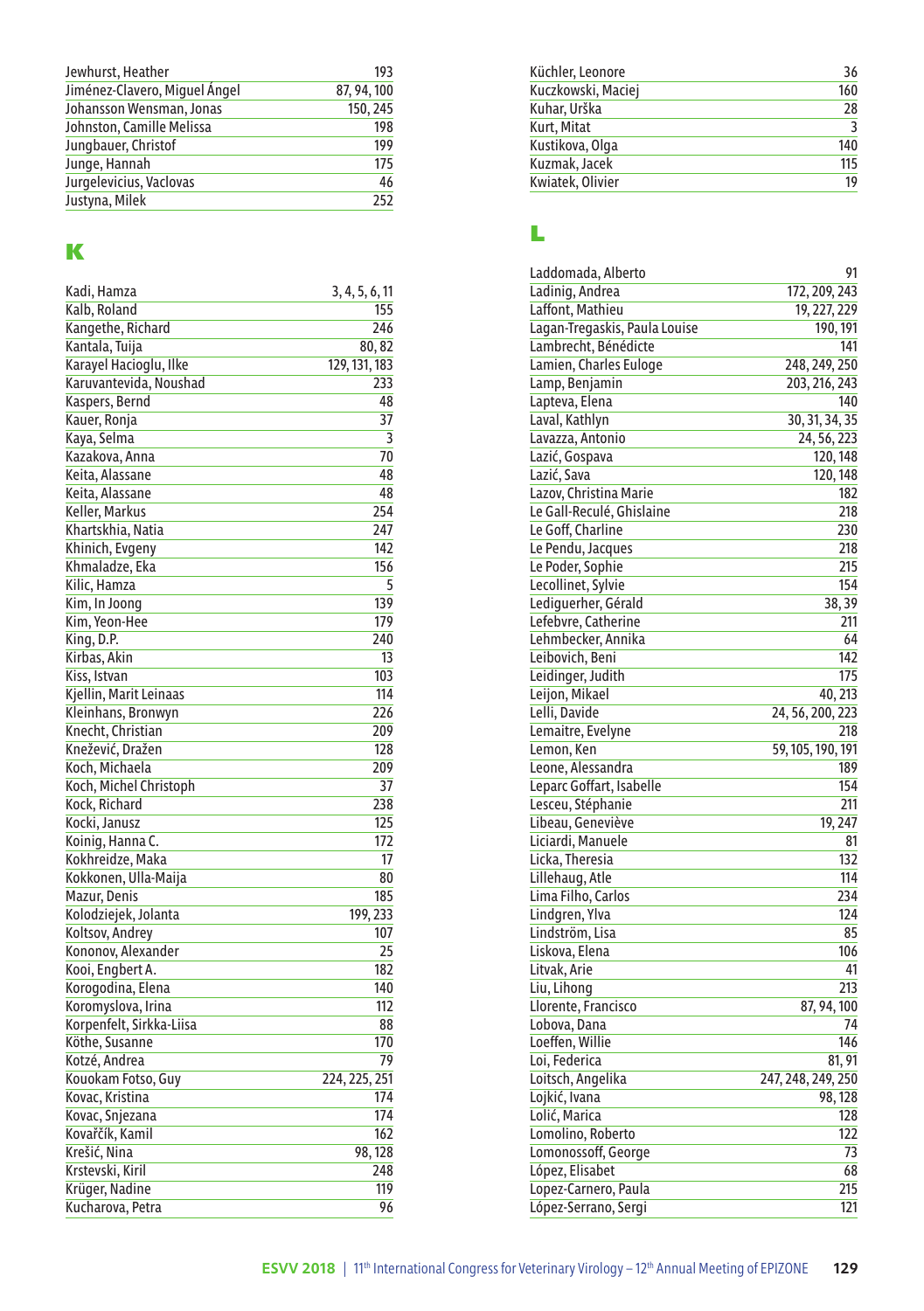| | |
|---|---|
| Jewhurst, Heather | 193 |
| Jiménez-Clavero, Miguel Ángel | 87, 94, 100 |
| Johansson Wensman, Jonas | 150, 245 |
| Johnston, Camille Melissa | 198 |
| Jungbauer, Christof | 199 |
| Junge, Hannah | 175 |
| Jurgelevicius, Vaclovas | 46 |
| Justyna, Milek | 252 |

## K

| | |
|---|---|
| Kadi, Hamza | 3, 4, 5, 6, 11 |
| Kalb, Roland | 155 |
| Kangethe, Richard | 246 |
| Kantala, Tuija | 80, 82 |
| Karayel Hacioglu, Ilke | 129, 131, 183 |
| Karuvantevida, Noushad | 233 |
| Kaspers, Bernd | 48 |
| Kauer, Ronja | 37 |
| Kaya, Selma | 3 |
| Kazakova, Anna | 70 |
| Keita, Alassane | 48 |
| Keita, Alassane | 48 |
| Keller, Markus | 254 |
| Khartskhia, Natia | 247 |
| Khinich, Evgeny | 142 |
| Khmaladze, Eka | 156 |
| Kilic, Hamza | 5 |
| Kim, In Joong | 139 |
| Kim, Yeon-Hee | 179 |
| King, D.P. | 240 |
| Kirbas, Akin | 13 |
| Kiss, Istvan | 103 |
| Kjellin, Marit Leinaas | 114 |
| Kleinhans, Bronwyn | 226 |
| Knecht, Christian | 209 |
| Knežević, Dražen | 128 |
| Koch, Michaela | 209 |
| Koch, Michel Christoph | 37 |
| Kock, Richard | 238 |
| Kocki, Janusz | 125 |
| Koinig, Hanna C. | 172 |
| Kokhreidze, Maka | 17 |
| Kokkonen, Ulla-Maija | 80 |
| Mazur, Denis | 185 |
| Kolodziejek, Jolanta | 199, 233 |
| Koltsov, Andrey | 107 |
| Kononov, Alexander | 25 |
| Kooi, Engbert A. | 182 |
| Korogodina, Elena | 140 |
| Koromyslova, Irina | 112 |
| Korpenfelt, Sirkka-Liisa | 88 |
| Köthe, Susanne | 170 |
| Kotzé, Andrea | 79 |
| Kouokam Fotso, Guy | 224, 225, 251 |
| Kovac, Kristina | 174 |
| Kovac, Snjezana | 174 |
| Kovařčík, Kamil | 162 |
| Krešić, Nina | 98, 128 |
| Krstevski, Kiril | 248 |
| Krüger, Nadine | 119 |
| Kucharova, Petra | 96 |
| Küchler, Leonore | 36 |
| Kuczkowski, Maciej | 160 |
| Kuhar, Urška | 28 |
| Kurt, Mitat | 3 |
| Kustikova, Olga | 140 |
| Kuzmak, Jacek | 115 |
| Kwiatek, Olivier | 19 |

## L

| | |
|---|---|
| Laddomada, Alberto | 91 |
| Ladinig, Andrea | 172, 209, 243 |
| Laffont, Mathieu | 19, 227, 229 |
| Lagan-Tregaskis, Paula Louise | 190, 191 |
| Lambrecht, Bénédicte | 141 |
| Lamien, Charles Euloge | 248, 249, 250 |
| Lamp, Benjamin | 203, 216, 243 |
| Lapteva, Elena | 140 |
| Laval, Kathlyn | 30, 31, 34, 35 |
| Lavazza, Antonio | 24, 56, 223 |
| Lazić, Gospava | 120, 148 |
| Lazić, Sava | 120, 148 |
| Lazov, Christina Marie | 182 |
| Le Gall-Reculé, Ghislaine | 218 |
| Le Goff, Charline | 230 |
| Le Pendu, Jacques | 218 |
| Le Poder, Sophie | 215 |
| Lecollinet, Sylvie | 154 |
| Lediguerher, Gérald | 38, 39 |
| Lefebvre, Catherine | 211 |
| Lehmbecker, Annika | 64 |
| Leibovich, Beni | 142 |
| Leidinger, Judith | 175 |
| Leijon, Mikael | 40, 213 |
| Lelli, Davide | 24, 56, 200, 223 |
| Lemaitre, Evelyne | 218 |
| Lemon, Ken | 59, 105, 190, 191 |
| Leone, Alessandra | 189 |
| Leparc Goffart, Isabelle | 154 |
| Lesceu, Stéphanie | 211 |
| Libeau, Geneviève | 19, 247 |
| Liciardi, Manuele | 81 |
| Licka, Theresia | 132 |
| Lillehaug, Atle | 114 |
| Lima Filho, Carlos | 234 |
| Lindgren, Ylva | 124 |
| Lindström, Lisa | 85 |
| Liskova, Elena | 106 |
| Litvak, Arie | 41 |
| Liu, Lihong | 213 |
| Llorente, Francisco | 87, 94, 100 |
| Lobova, Dana | 74 |
| Loeffen, Willie | 146 |
| Loi, Federica | 81, 91 |
| Loitsch, Angelika | 247, 248, 249, 250 |
| Lojkić, Ivana | 98, 128 |
| Lolić, Marica | 128 |
| Lomolino, Roberto | 122 |
| Lomonossoff, George | 73 |
| López, Elisabet | 68 |
| Lopez-Carnero, Paula | 215 |
| López-Serrano, Sergi | 121 |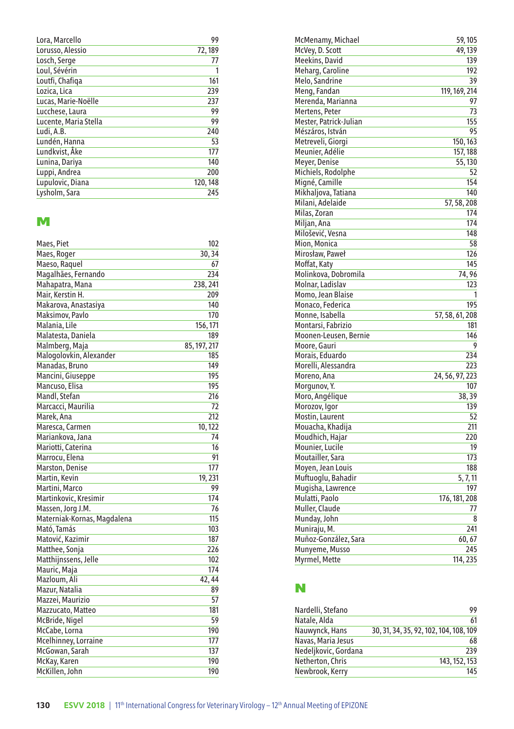| | |
|---|---|
| Lora, Marcello | 99 |
| Lorusso, Alessio | 72, 189 |
| Losch, Serge | 77 |
| Loul, Sévérin | 1 |
| Loutfi, Chafiqa | 161 |
| Lozica, Lica | 239 |
| Lucas, Marie-Noëlle | 237 |
| Lucchese, Laura | 99 |
| Lucente, Maria Stella | 99 |
| Ludi, A.B. | 240 |
| Lundén, Hanna | 53 |
| Lundkvist, Åke | 177 |
| Lunina, Dariya | 140 |
| Luppi, Andrea | 200 |
| Lupulovic, Diana | 120, 148 |
| Lysholm, Sara | 245 |

## M

| | |
|---|---|
| Maes, Piet | 102 |
| Maes, Roger | 30, 34 |
| Maeso, Raquel | 67 |
| Magalhães, Fernando | 234 |
| Mahapatra, Mana | 238, 241 |
| Mair, Kerstin H. | 209 |
| Makarova, Anastasiya | 140 |
| Maksimov, Pavlo | 170 |
| Malania, Lile | 156, 171 |
| Malatesta, Daniela | 189 |
| Malmberg, Maja | 85, 197, 217 |
| Malogolovkin, Alexander | 185 |
| Manadas, Bruno | 149 |
| Mancini, Giuseppe | 195 |
| Mancuso, Elisa | 195 |
| Mandl, Stefan | 216 |
| Marcacci, Maurilia | 72 |
| Marek, Ana | 212 |
| Maresca, Carmen | 10, 122 |
| Mariankova, Jana | 74 |
| Mariotti, Caterina | 16 |
| Marrocu, Elena | 91 |
| Marston, Denise | 177 |
| Martin, Kevin | 19, 231 |
| Martini, Marco | 99 |
| Martinkovic, Kresimir | 174 |
| Massen, Jorg J.M. | 76 |
| Materniak-Kornas, Magdalena | 115 |
| Mató, Tamás | 103 |
| Matović, Kazimir | 187 |
| Matthee, Sonja | 226 |
| Matthijnssens, Jelle | 102 |
| Mauric, Maja | 174 |
| Mazloum, Ali | 42, 44 |
| Mazur, Natalia | 89 |
| Mazzei, Maurizio | 57 |
| Mazzucato, Matteo | 181 |
| McBride, Nigel | 59 |
| McCabe, Lorna | 190 |
| Mcelhinney, Lorraine | 177 |
| McGowan, Sarah | 137 |
| McKay, Karen | 190 |
| McKillen, John | 190 |
| McMenamy, Michael | 59, 105 |
| McVey, D. Scott | 49, 139 |
| Meekins, David | 139 |
| Meharg, Caroline | 192 |
| Melo, Sandrine | 39 |
| Meng, Fandan | 119, 169, 214 |
| Merenda, Marianna | 97 |
| Mertens, Peter | 73 |
| Mester, Patrick-Julian | 155 |
| Mészáros, István | 95 |
| Metreveli, Giorgi | 150, 163 |
| Meunier, Adélie | 157, 188 |
| Meyer, Denise | 55, 130 |
| Michiels, Rodolphe | 52 |
| Migné, Camille | 154 |
| Mikhaljova, Tatiana | 140 |
| Milani, Adelaide | 57, 58, 208 |
| Milas, Zoran | 174 |
| Miljan, Ana | 174 |
| Milošević, Vesna | 148 |
| Mion, Monica | 58 |
| Mirosław, Paweł | 126 |
| Moffat, Katy | 145 |
| Molinkova, Dobromila | 74, 96 |
| Molnar, Ladislav | 123 |
| Momo, Jean Blaise | 1 |
| Monaco, Federica | 195 |
| Monne, Isabella | 57, 58, 61, 208 |
| Montarsi, Fabrizio | 181 |
| Moonen-Leusen, Bernie | 146 |
| Moore, Gauri | 9 |
| Morais, Eduardo | 234 |
| Morelli, Alessandra | 223 |
| Moreno, Ana | 24, 56, 97, 223 |
| Morgunov, Y. | 107 |
| Moro, Angélique | 38, 39 |
| Morozov, Igor | 139 |
| Mostin, Laurent | 52 |
| Mouacha, Khadija | 211 |
| Moudhich, Hajar | 220 |
| Mounier, Lucile | 19 |
| Moutailler, Sara | 173 |
| Moyen, Jean Louis | 188 |
| Muftuoglu, Bahadir | 5, 7, 11 |
| Mugisha, Lawrence | 197 |
| Mulatti, Paolo | 176, 181, 208 |
| Muller, Claude | 77 |
| Munday, John | 8 |
| Muniraju, M. | 241 |
| Muñoz-González, Sara | 60, 67 |
| Munyeme, Musso | 245 |
| Myrmel, Mette | 114, 235 |

## N

| | |
|---|---|
| Nardelli, Stefano | 99 |
| Natale, Alda | 61 |
| Nauwynck, Hans | 30, 31, 34, 35, 92, 102, 104, 108, 109 |
| Navas, Maria Jesus | 68 |
| Nedeljkovic, Gordana | 239 |
| Netherton, Chris | 143, 152, 153 |
| Newbrook, Kerry | 145 |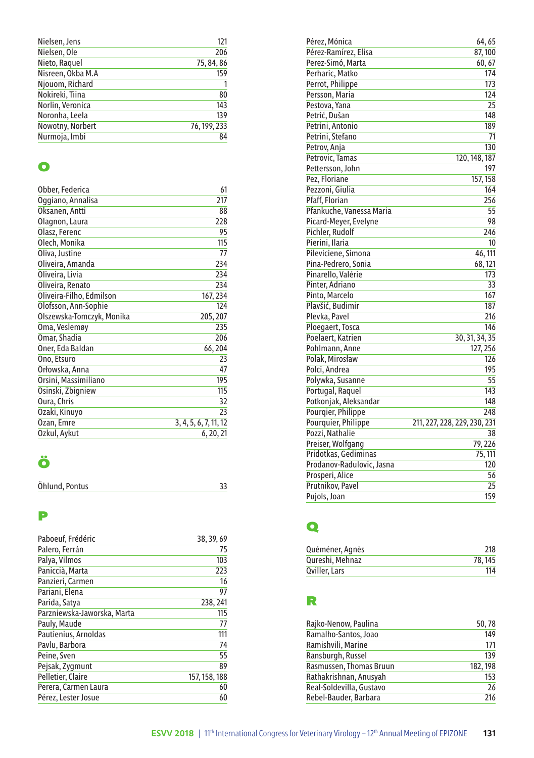| | |
|---|---|
| Nielsen, Jens | 121 |
| Nielsen, Ole | 206 |
| Nieto, Raquel | 75, 84, 86 |
| Nisreen, Okba M.A | 159 |
| Njouom, Richard | 1 |
| Nokireki, Tiina | 80 |
| Norlin, Veronica | 143 |
| Noronha, Leela | 139 |
| Nowotny, Norbert | 76, 199, 233 |
| Nurmoja, Imbi | 84 |

# O

| | |
|---|---|
| Obber, Federica | 61 |
| Oggiano, Annalisa | 217 |
| Oksanen, Antti | 88 |
| Olagnon, Laura | 228 |
| Olasz, Ferenc | 95 |
| Olech, Monika | 115 |
| Oliva, Justine | 77 |
| Oliveira, Amanda | 234 |
| Oliveira, Livia | 234 |
| Oliveira, Renato | 234 |
| Oliveira-Filho, Edmilson | 167, 234 |
| Olofsson, Ann-Sophie | 124 |
| Olszewska-Tomczyk, Monika | 205, 207 |
| Oma, Veslemøy | 235 |
| Omar, Shadia | 206 |
| Oner, Eda Baldan | 66, 204 |
| Ono, Etsuro | 23 |
| Orłowska, Anna | 47 |
| Orsini, Massimiliano | 195 |
| Osinski, Zbigniew | 115 |
| Oura, Chris | 32 |
| Ozaki, Kinuyo | 23 |
| Ozan, Emre | 3, 4, 5, 6, 7, 11, 12 |
| Ozkul, Aykut | 6, 20, 21 |

# Ö

| | |
|---|---|
| Öhlund, Pontus | 33 |

# P

| | |
|---|---|
| Paboeuf, Frédéric | 38, 39, 69 |
| Palero, Ferrán | 75 |
| Palya, Vilmos | 103 |
| Paniccià, Marta | 223 |
| Panzieri, Carmen | 16 |
| Pariani, Elena | 97 |
| Parida, Satya | 238, 241 |
| Parzniewska-Jaworska, Marta | 115 |
| Pauly, Maude | 77 |
| Pautienius, Arnoldas | 111 |
| Pavlu, Barbora | 74 |
| Peine, Sven | 55 |
| Pejsak, Zygmunt | 89 |
| Pelletier, Claire | 157, 158, 188 |
| Perera, Carmen Laura | 60 |
| Pérez, Lester Josue | 60 |
| Pérez, Mónica | 64, 65 |
| Pérez-Ramírez, Elisa | 87, 100 |
| Perez-Simó, Marta | 60, 67 |
| Perharic, Matko | 174 |
| Perrot, Philippe | 173 |
| Persson, Maria | 124 |
| Pestova, Yana | 25 |
| Petrić, Dušan | 148 |
| Petrini, Antonio | 189 |
| Petrini, Stefano | 71 |
| Petrov, Anja | 130 |
| Petrovic, Tamas | 120, 148, 187 |
| Pettersson, John | 197 |
| Pez, Floriane | 157, 158 |
| Pezzoni, Giulia | 164 |
| Pfaff, Florian | 256 |
| Pfankuche, Vanessa Maria | 55 |
| Picard-Meyer, Evelyne | 98 |
| Pichler, Rudolf | 246 |
| Pierini, Ilaria | 10 |
| Pileviciene, Simona | 46, 111 |
| Pina-Pedrero, Sonia | 68, 121 |
| Pinarello, Valérie | 173 |
| Pinter, Adriano | 33 |
| Pinto, Marcelo | 167 |
| Plavšić, Budimir | 187 |
| Plevka, Pavel | 216 |
| Ploegaert, Tosca | 146 |
| Poelaert, Katrien | 30, 31, 34, 35 |
| Pohlmann, Anne | 127, 256 |
| Polak, Mirosław | 126 |
| Polci, Andrea | 195 |
| Polywka, Susanne | 55 |
| Portugal, Raquel | 143 |
| Potkonjak, Aleksandar | 148 |
| Pourqier, Philippe | 248 |
| Pourquier, Philippe | 211, 227, 228, 229, 230, 231 |
| Pozzi, Nathalie | 38 |
| Preiser, Wolfgang | 79, 226 |
| Pridotkas, Gediminas | 75, 111 |
| Prodanov-Radulovic, Jasna | 120 |
| Prosperi, Alice | 56 |
| Prutnikov, Pavel | 25 |
| Pujols, Joan | 159 |

# Q

| | |
|---|---|
| Quéméner, Agnès | 218 |
| Qureshi, Mehnaz | 78, 145 |
| Qviller, Lars | 114 |

# R

| | |
|---|---|
| Rajko-Nenow, Paulina | 50, 78 |
| Ramalho-Santos, Joao | 149 |
| Ramishvili, Marine | 171 |
| Ransburgh, Russel | 139 |
| Rasmussen, Thomas Bruun | 182, 198 |
| Rathakrishnan, Anusyah | 153 |
| Real-Soldevilla, Gustavo | 26 |
| Rebel-Bauder, Barbara | 216 |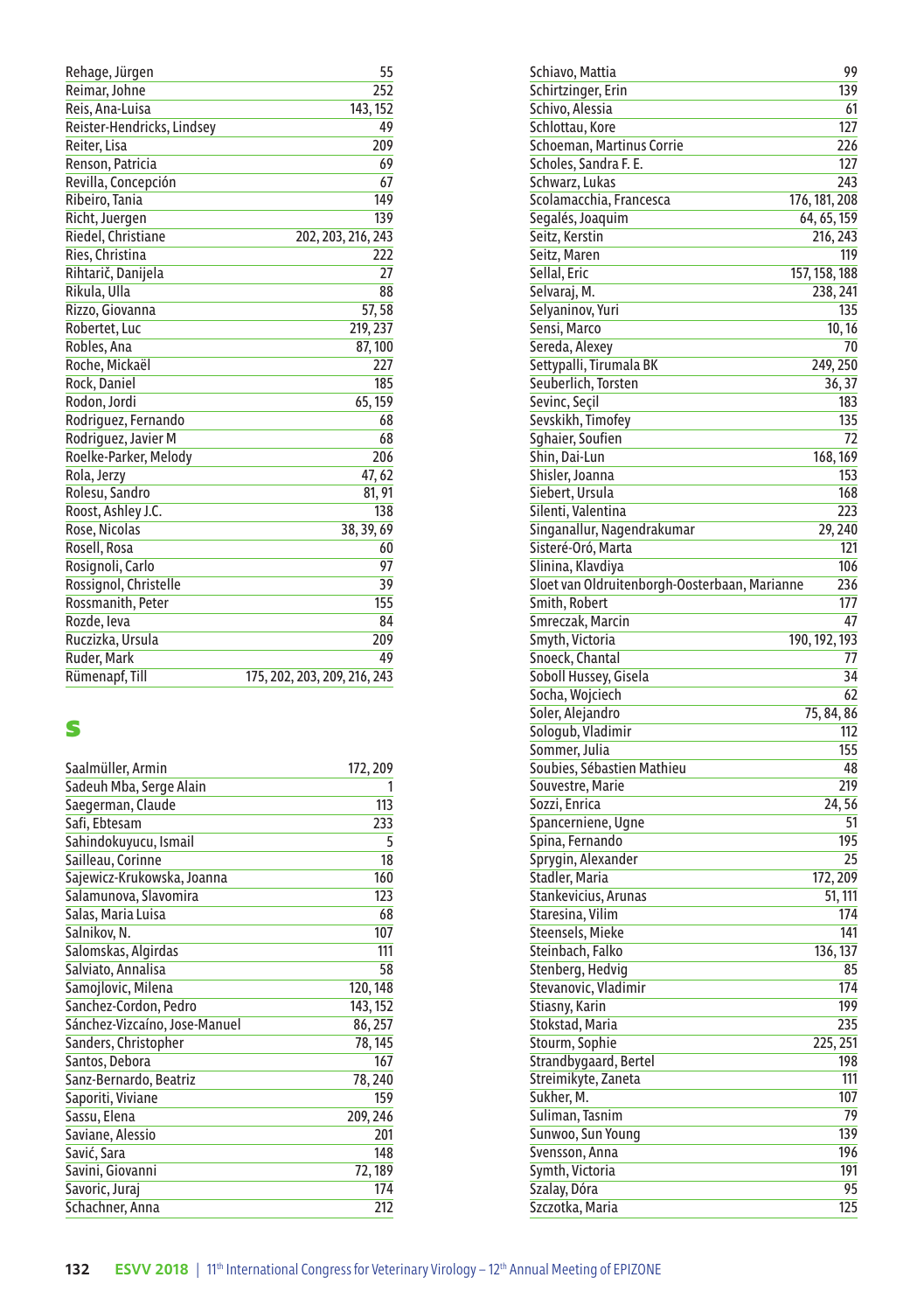| | |
|---|---|
| Rehage, Jürgen | 55 |
| Reimar, Johne | 252 |
| Reis, Ana-Luisa | 143, 152 |
| Reister-Hendricks, Lindsey | 49 |
| Reiter, Lisa | 209 |
| Renson, Patricia | 69 |
| Revilla, Concepción | 67 |
| Ribeiro, Tania | 149 |
| Richt, Juergen | 139 |
| Riedel, Christiane | 202, 203, 216, 243 |
| Ries, Christina | 222 |
| Rihtarič, Danijela | 27 |
| Rikula, Ulla | 88 |
| Rizzo, Giovanna | 57, 58 |
| Robertet, Luc | 219, 237 |
| Robles, Ana | 87, 100 |
| Roche, Mickaël | 227 |
| Rock, Daniel | 185 |
| Rodon, Jordi | 65, 159 |
| Rodriguez, Fernando | 68 |
| Rodriguez, Javier M | 68 |
| Roelke-Parker, Melody | 206 |
| Rola, Jerzy | 47, 62 |
| Rolesu, Sandro | 81, 91 |
| Roost, Ashley J.C. | 138 |
| Rose, Nicolas | 38, 39, 69 |
| Rosell, Rosa | 60 |
| Rosignoli, Carlo | 97 |
| Rossignol, Christelle | 39 |
| Rossmanith, Peter | 155 |
| Rozde, Ieva | 84 |
| Ruczizka, Ursula | 209 |
| Ruder, Mark | 49 |
| Rümenapf, Till | 175, 202, 203, 209, 216, 243 |

## S

| | |
|---|---|
| Saalmüller, Armin | 172, 209 |
| Sadeuh Mba, Serge Alain | 1 |
| Saegerman, Claude | 113 |
| Safi, Ebtesam | 233 |
| Sahindokuyucu, Ismail | 5 |
| Sailleau, Corinne | 18 |
| Sajewicz-Krukowska, Joanna | 160 |
| Salamunova, Slavomira | 123 |
| Salas, Maria Luisa | 68 |
| Salnikov, N. | 107 |
| Salomskas, Algirdas | 111 |
| Salviato, Annalisa | 58 |
| Samojlovic, Milena | 120, 148 |
| Sanchez-Cordon, Pedro | 143, 152 |
| Sánchez-Vizcaíno, Jose-Manuel | 86, 257 |
| Sanders, Christopher | 78, 145 |
| Santos, Debora | 167 |
| Sanz-Bernardo, Beatriz | 78, 240 |
| Saporiti, Viviane | 159 |
| Sassu, Elena | 209, 246 |
| Saviane, Alessio | 201 |
| Savić, Sara | 148 |
| Savini, Giovanni | 72, 189 |
| Savoric, Juraj | 174 |
| Schachner, Anna | 212 |
| Schiavo, Mattia | 99 |
| Schirtzinger, Erin | 139 |
| Schivo, Alessia | 61 |
| Schlottau, Kore | 127 |
| Schoeman, Martinus Corrie | 226 |
| Scholes, Sandra F. E. | 127 |
| Schwarz, Lukas | 243 |
| Scolamacchia, Francesca | 176, 181, 208 |
| Segalés, Joaquim | 64, 65, 159 |
| Seitz, Kerstin | 216, 243 |
| Seitz, Maren | 119 |
| Sellal, Eric | 157, 158, 188 |
| Selvaraj, M. | 238, 241 |
| Selyaninov, Yuri | 135 |
| Sensi, Marco | 10, 16 |
| Sereda, Alexey | 70 |
| Settypalli, Tirumala BK | 249, 250 |
| Seuberlich, Torsten | 36, 37 |
| Sevinc, Seçil | 183 |
| Sevskikh, Timofey | 135 |
| Sghaier, Soufien | 72 |
| Shin, Dai-Lun | 168, 169 |
| Shisler, Joanna | 153 |
| Siebert, Ursula | 168 |
| Silenti, Valentina | 223 |
| Singanallur, Nagendrakumar | 29, 240 |
| Sisteré-Oró, Marta | 121 |
| Slinina, Klavdiya | 106 |
| Sloet van Oldruitenborgh-Oosterbaan, Marianne | 236 |
| Smith, Robert | 177 |
| Smreczak, Marcin | 47 |
| Smyth, Victoria | 190, 192, 193 |
| Snoeck, Chantal | 77 |
| Soboll Hussey, Gisela | 34 |
| Socha, Wojciech | 62 |
| Soler, Alejandro | 75, 84, 86 |
| Sologub, Vladimir | 112 |
| Sommer, Julia | 155 |
| Soubies, Sébastien Mathieu | 48 |
| Souvestre, Marie | 219 |
| Sozzi, Enrica | 24, 56 |
| Spancerniene, Ugne | 51 |
| Spina, Fernando | 195 |
| Sprygin, Alexander | 25 |
| Stadler, Maria | 172, 209 |
| Stankevicius, Arunas | 51, 111 |
| Staresina, Vilim | 174 |
| Steensels, Mieke | 141 |
| Steinbach, Falko | 136, 137 |
| Stenberg, Hedvig | 85 |
| Stevanovic, Vladimir | 174 |
| Stiasny, Karin | 199 |
| Stokstad, Maria | 235 |
| Stourm, Sophie | 225, 251 |
| Strandbygaard, Bertel | 198 |
| Streimikyte, Zaneta | 111 |
| Sukher, M. | 107 |
| Suliman, Tasnim | 79 |
| Sunwoo, Sun Young | 139 |
| Svensson, Anna | 196 |
| Symth, Victoria | 191 |
| Szalay, Dóra | 95 |
| Szczotka, Maria | 125 |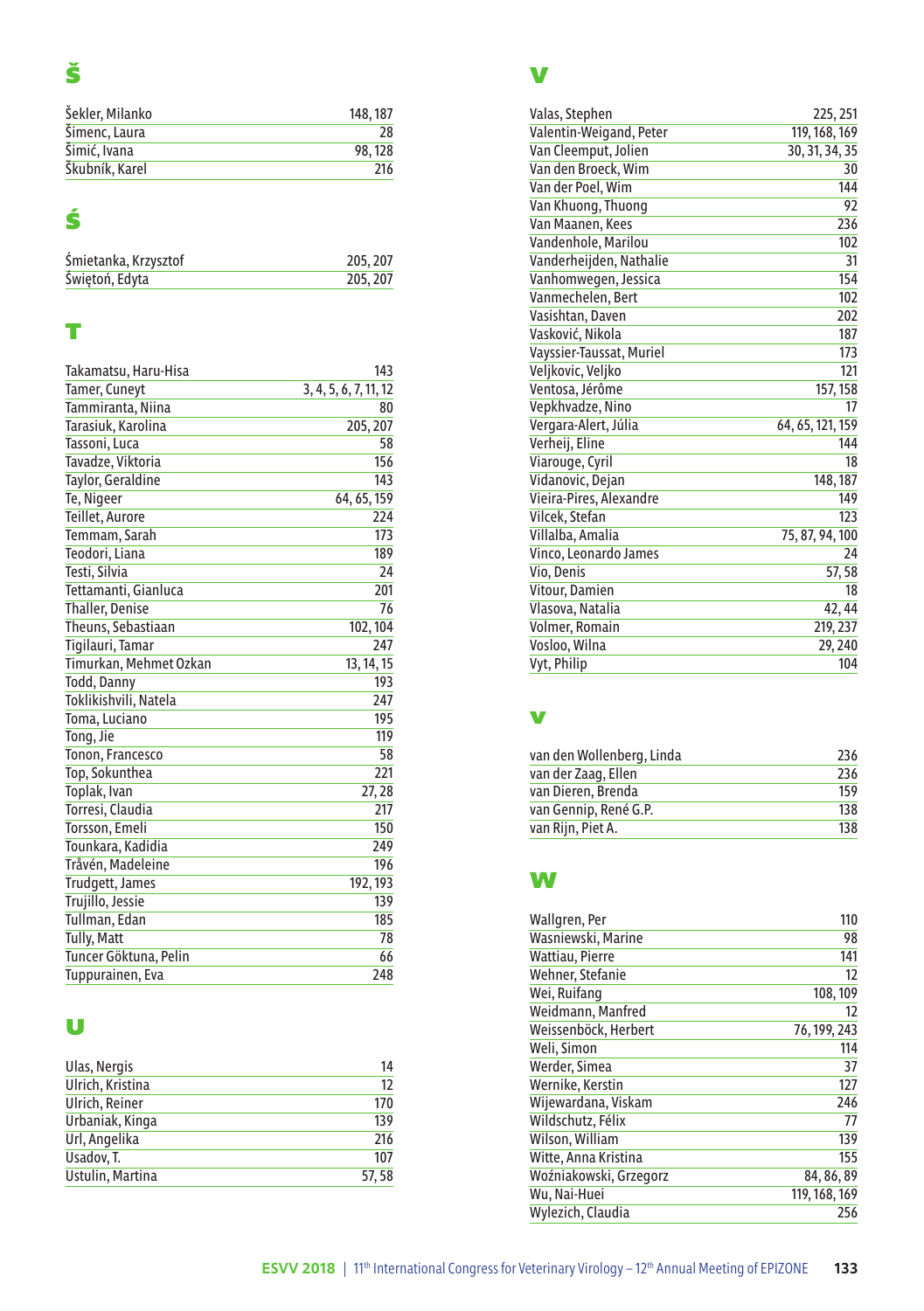## Š

| | |
|---|---|
| Šekler, Milanko | 148, 187 |
| Šimenc, Laura | 28 |
| Šimić, Ivana | 98, 128 |
| Škubník, Karel | 216 |

## Ś

| | |
|---|---|
| Śmietanka, Krzysztof | 205, 207 |
| Świętoń, Edyta | 205, 207 |

## T

| | |
|---|---|
| Takamatsu, Haru-Hisa | 143 |
| Tamer, Cuneyt | 3, 4, 5, 6, 7, 11, 12 |
| Tammiranta, Niina | 80 |
| Tarasiuk, Karolina | 205, 207 |
| Tassoni, Luca | 58 |
| Tavadze, Viktoria | 156 |
| Taylor, Geraldine | 143 |
| Te, Nigeer | 64, 65, 159 |
| Teillet, Aurore | 224 |
| Temmam, Sarah | 173 |
| Teodori, Liana | 189 |
| Testi, Silvia | 24 |
| Tettamanti, Gianluca | 201 |
| Thaller, Denise | 76 |
| Theuns, Sebastiaan | 102, 104 |
| Tigilauri, Tamar | 247 |
| Timurkan, Mehmet Ozkan | 13, 14, 15 |
| Todd, Danny | 193 |
| Toklikishvili, Natela | 247 |
| Toma, Luciano | 195 |
| Tong, Jie | 119 |
| Tonon, Francesco | 58 |
| Top, Sokunthea | 221 |
| Toplak, Ivan | 27, 28 |
| Torresi, Claudia | 217 |
| Torsson, Emeli | 150 |
| Tounkara, Kadidia | 249 |
| Tråvén, Madeleine | 196 |
| Trudgett, James | 192, 193 |
| Trujillo, Jessie | 139 |
| Tullman, Edan | 185 |
| Tully, Matt | 78 |
| Tuncer Göktuna, Pelin | 66 |
| Tuppurainen, Eva | 248 |

## U

| | |
|---|---|
| Ulas, Nergis | 14 |
| Ulrich, Kristina | 12 |
| Ulrich, Reiner | 170 |
| Urbaniak, Kinga | 139 |
| Url, Angelika | 216 |
| Usadov, T. | 107 |
| Ustulin, Martina | 57, 58 |

## V

| | |
|---|---|
| Valas, Stephen | 225, 251 |
| Valentin-Weigand, Peter | 119, 168, 169 |
| Van Cleemput, Jolien | 30, 31, 34, 35 |
| Van den Broeck, Wim | 30 |
| Van der Poel, Wim | 144 |
| Van Khuong, Thuong | 92 |
| Van Maanen, Kees | 236 |
| Vandenhole, Marilou | 102 |
| Vanderheijden, Nathalie | 31 |
| Vanhomwegen, Jessica | 154 |
| Vanmechelen, Bert | 102 |
| Vasishtan, Daven | 202 |
| Vasković, Nikola | 187 |
| Vayssier-Taussat, Muriel | 173 |
| Veljkovic, Veljko | 121 |
| Ventosa, Jérôme | 157, 158 |
| Vepkhvadze, Nino | 17 |
| Vergara-Alert, Júlia | 64, 65, 121, 159 |
| Verheij, Eline | 144 |
| Viarouge, Cyril | 18 |
| Vidanovic, Dejan | 148, 187 |
| Vieira-Pires, Alexandre | 149 |
| Vilcek, Stefan | 123 |
| Villalba, Amalia | 75, 87, 94, 100 |
| Vinco, Leonardo James | 24 |
| Vio, Denis | 57, 58 |
| Vitour, Damien | 18 |
| Vlasova, Natalia | 42, 44 |
| Volmer, Romain | 219, 237 |
| Vosloo, Wilna | 29, 240 |
| Vyt, Philip | 104 |

## v

| | |
|---|---|
| van den Wollenberg, Linda | 236 |
| van der Zaag, Ellen | 236 |
| van Dieren, Brenda | 159 |
| van Gennip, René G.P. | 138 |
| van Rijn, Piet A. | 138 |

## W

| | |
|---|---|
| Wallgren, Per | 110 |
| Wasniewski, Marine | 98 |
| Wattiau, Pierre | 141 |
| Wehner, Stefanie | 12 |
| Wei, Ruifang | 108, 109 |
| Weidmann, Manfred | 12 |
| Weissenböck, Herbert | 76, 199, 243 |
| Weli, Simon | 114 |
| Werder, Simea | 37 |
| Wernike, Kerstin | 127 |
| Wijewardana, Viskam | 246 |
| Wildschutz, Félix | 77 |
| Wilson, William | 139 |
| Witte, Anna Kristina | 155 |
| Woźniakowski, Grzegorz | 84, 86, 89 |
| Wu, Nai-Huei | 119, 168, 169 |
| Wylezich, Claudia | 256 |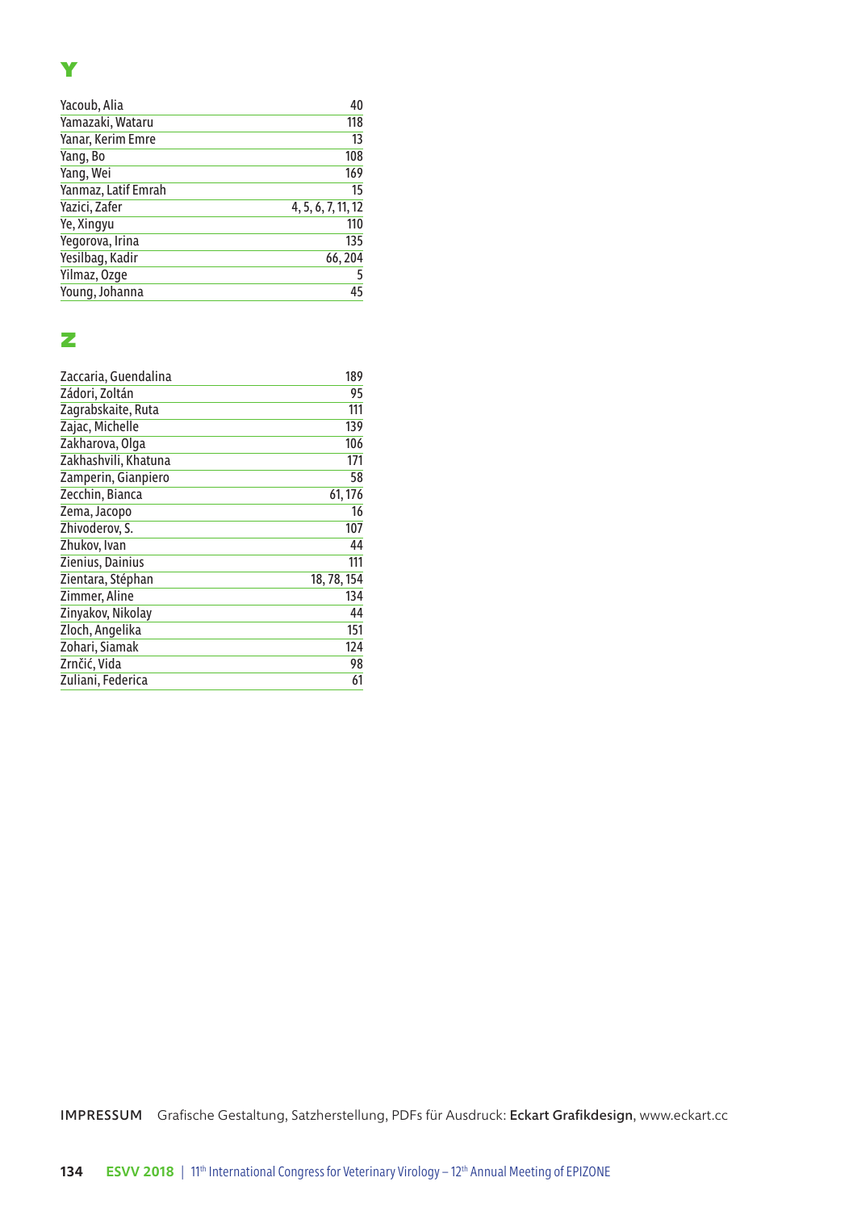## Y

| | |
|---|---|
| Yacoub, Alia | 40 |
| Yamazaki, Wataru | 118 |
| Yanar, Kerim Emre | 13 |
| Yang, Bo | 108 |
| Yang, Wei | 169 |
| Yanmaz, Latif Emrah | 15 |
| Yazici, Zafer | 4, 5, 6, 7, 11, 12 |
| Ye, Xingyu | 110 |
| Yegorova, Irina | 135 |
| Yesilbag, Kadir | 66, 204 |
| Yilmaz, Ozge | 5 |
| Young, Johanna | 45 |

## Z

| | |
|---|---|
| Zaccaria, Guendalina | 189 |
| Zádori, Zoltán | 95 |
| Zagrabskaite, Ruta | 111 |
| Zajac, Michelle | 139 |
| Zakharova, Olga | 106 |
| Zakhashvili, Khatuna | 171 |
| Zamperin, Gianpiero | 58 |
| Zecchin, Bianca | 61, 176 |
| Zema, Jacopo | 16 |
| Zhivoderov, S. | 107 |
| Zhukov, Ivan | 44 |
| Zienius, Dainius | 111 |
| Zientara, Stéphan | 18, 78, 154 |
| Zimmer, Aline | 134 |
| Zinyakov, Nikolay | 44 |
| Zloch, Angelika | 151 |
| Zohari, Siamak | 124 |
| Zrnčić, Vida | 98 |
| Zuliani, Federica | 61 |

IMPRESSUM Grafische Gestaltung, Satzherstellung, PDFs für Ausdruck: **Eckart Grafikdesign**, www.eckart.cc